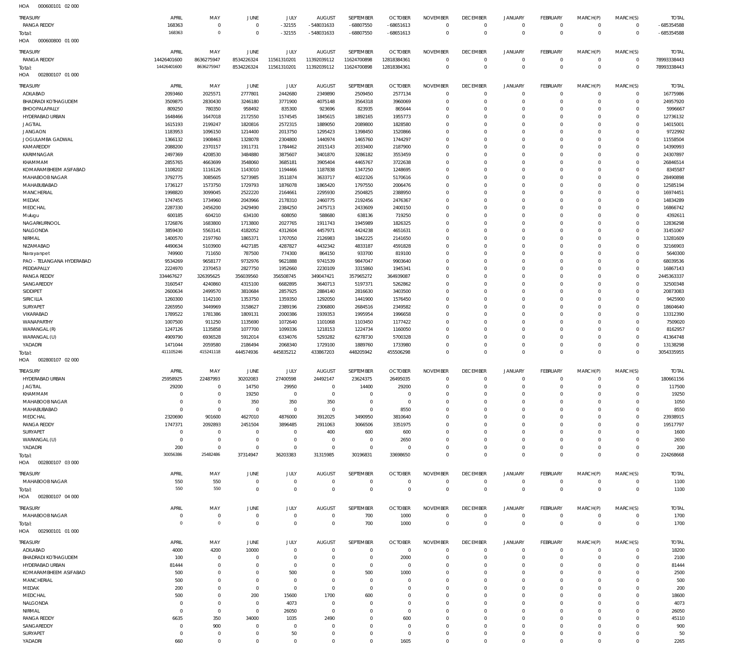HOA 000600101 02 000

| TREASURY | APRIL | MAY | JUNE | JULY | AUGUST | SEPTEMBER | OCTOBER | NOVEMBER | DECEMBER | JANUARY | FEBRUARY | MARCH(P) | MARCH(S) | TOTAL |
|---|---|---|---|---|---|---|---|---|---|---|---|---|---|---|
| RANGA REDDY | 168363 | 0 | 0 | -32155 | -548031633 | -68807550 | -68651613 | 0 | 0 | 0 | 0 | 0 | 0 | -685354588 |
| Total: | 168363 | 0 | 0 | -32155 | -548031633 | -68807550 | -68651613 | 0 | 0 | 0 | 0 | 0 | 0 | -685354588 |

HOA 000600800 01 000

| TREASURY | APRIL | MAY | JUNE | JULY | AUGUST | SEPTEMBER | OCTOBER | NOVEMBER | DECEMBER | JANUARY | FEBRUARY | MARCH(P) | MARCH(S) | TOTAL |
|---|---|---|---|---|---|---|---|---|---|---|---|---|---|---|
| RANGA REDDY | 14426401600 | 8636275947 | 8534226324 | 11561310201 | 11392039112 | 11624700898 | 12818384361 | 0 | 0 | 0 | 0 | 0 | 0 | 78993338443 |
| Total: | 14426401600 | 8636275947 | 8534226324 | 11561310201 | 11392039112 | 11624700898 | 12818384361 | 0 | 0 | 0 | 0 | 0 | 0 | 78993338443 |

HOA 002800107 01 000

| TREASURY | APRIL | MAY | JUNE | JULY | AUGUST | SEPTEMBER | OCTOBER | NOVEMBER | DECEMBER | JANUARY | FEBRUARY | MARCH(P) | MARCH(S) | TOTAL |
|---|---|---|---|---|---|---|---|---|---|---|---|---|---|---|
| ADILABAD | 2093460 | 2025571 | 2777801 | 2442680 | 2349890 | 2509450 | 2577134 | 0 | 0 | 0 | 0 | 0 | 0 | 16775986 |
| BHADRADI KOTHAGUDEM | 3509875 | 2830430 | 3246180 | 3771900 | 4075148 | 3564318 | 3960069 | 0 | 0 | 0 | 0 | 0 | 0 | 24957920 |
| BHOOPALAPALLY | 809250 | 780350 | 958492 | 835300 | 923696 | 823935 | 865644 | 0 | 0 | 0 | 0 | 0 | 0 | 5996667 |
| HYDERABAD URBAN | 1648466 | 1647018 | 2172550 | 1574545 | 1845615 | 1892165 | 1955773 | 0 | 0 | 0 | 0 | 0 | 0 | 12736132 |
| JAGTIAL | 1615193 | 2199247 | 1820816 | 2572315 | 1889050 | 2089800 | 1828580 | 0 | 0 | 0 | 0 | 0 | 0 | 14015001 |
| JANGAON | 1183953 | 1096150 | 1214400 | 2013750 | 1295423 | 1398450 | 1520866 | 0 | 0 | 0 | 0 | 0 | 0 | 9722992 |
| JOGULAMBA GADWAL | 1366132 | 1908463 | 1328078 | 2304800 | 1440974 | 1465760 | 1744297 | 0 | 0 | 0 | 0 | 0 | 0 | 11558504 |
| KAMAREDDY | 2088200 | 2370157 | 1911731 | 1784462 | 2015143 | 2033400 | 2187900 | 0 | 0 | 0 | 0 | 0 | 0 | 14390993 |
| KARIMNAGAR | 2497369 | 4208530 | 3484880 | 3875607 | 3401870 | 3286182 | 3553459 | 0 | 0 | 0 | 0 | 0 | 0 | 24307897 |
| KHAMMAM | 2855765 | 4663699 | 3548060 | 3685181 | 3905404 | 4465767 | 3722638 | 0 | 0 | 0 | 0 | 0 | 0 | 26846514 |
| KOMARAMBHEEM ASIFABAD | 1108202 | 1116126 | 1143010 | 1194466 | 1187838 | 1347250 | 1248695 | 0 | 0 | 0 | 0 | 0 | 0 | 8345587 |
| MAHABOOB NAGAR | 3792775 | 3085605 | 5273985 | 3511874 | 3633717 | 4022326 | 5170616 | 0 | 0 | 0 | 0 | 0 | 0 | 28490898 |
| MAHABUBABAD | 1736127 | 1573750 | 1729793 | 1876078 | 1865420 | 1797550 | 2006476 | 0 | 0 | 0 | 0 | 0 | 0 | 12585194 |
| MANCHERIAL | 1998820 | 3099045 | 2522220 | 2164661 | 2295930 | 2504825 | 2388950 | 0 | 0 | 0 | 0 | 0 | 0 | 16974451 |
| MEDAK | 1747455 | 1734960 | 2043966 | 2178310 | 2460775 | 2192456 | 2476367 | 0 | 0 | 0 | 0 | 0 | 0 | 14834289 |
| MEDCHAL | 2287330 | 2456200 | 2429490 | 2384250 | 2475713 | 2433609 | 2400150 | 0 | 0 | 0 | 0 | 0 | 0 | 16866742 |
| Mulugu | 600185 | 604210 | 634100 | 608050 | 588680 | 638136 | 719250 | 0 | 0 | 0 | 0 | 0 | 0 | 4392611 |
| NAGARKURNOOL | 1726876 | 1683800 | 1713800 | 2027765 | 1911743 | 1945989 | 1826325 | 0 | 0 | 0 | 0 | 0 | 0 | 12836298 |
| NALGONDA | 3859430 | 5563141 | 4182052 | 4312604 | 4457971 | 4424238 | 4651631 | 0 | 0 | 0 | 0 | 0 | 0 | 31451067 |
| NIRMAL | 1400570 | 2197760 | 1865371 | 1707050 | 2126983 | 1842225 | 2141650 | 0 | 0 | 0 | 0 | 0 | 0 | 13281609 |
| NIZAMABAD | 4490634 | 5103900 | 4427185 | 4287827 | 4432342 | 4833187 | 4591828 | 0 | 0 | 0 | 0 | 0 | 0 | 32166903 |
| Narayanpet | 749900 | 711650 | 787500 | 774300 | 864150 | 933700 | 819100 | 0 | 0 | 0 | 0 | 0 | 0 | 5640300 |
| PAO - TELANGANA HYDERABAD | 9534269 | 9658177 | 9732976 | 9621888 | 9741539 | 9847047 | 9903640 | 0 | 0 | 0 | 0 | 0 | 0 | 68039536 |
| PEDDAPALLY | 2224970 | 2370453 | 2827750 | 1952660 | 2230109 | 3315860 | 1945341 | 0 | 0 | 0 | 0 | 0 | 0 | 16867143 |
| RANGA REDDY | 334467627 | 326395625 | 356039560 | 356508745 | 349047421 | 357965272 | 364939087 | 0 | 0 | 0 | 0 | 0 | 0 | 2445363337 |
| SANGAREDDY | 3160547 | 4240860 | 4315100 | 6682895 | 3640713 | 5197371 | 5262862 | 0 | 0 | 0 | 0 | 0 | 0 | 32500348 |
| SIDDIPET | 2600634 | 2499570 | 3810684 | 2857925 | 2884140 | 2816630 | 3403500 | 0 | 0 | 0 | 0 | 0 | 0 | 20873083 |
| SIRICILLA | 1260300 | 1142100 | 1353750 | 1359350 | 1292050 | 1441900 | 1576450 | 0 | 0 | 0 | 0 | 0 | 0 | 9425900 |
| SURYAPET | 2265950 | 3449969 | 3158627 | 2389196 | 2306800 | 2684516 | 2349582 | 0 | 0 | 0 | 0 | 0 | 0 | 18604640 |
| VIKARABAD | 1789522 | 1781386 | 1809131 | 2000386 | 1939353 | 1995954 | 1996658 | 0 | 0 | 0 | 0 | 0 | 0 | 13312390 |
| WANAPARTHY | 1007500 | 911250 | 1135690 | 1072640 | 1101068 | 1103450 | 1177422 | 0 | 0 | 0 | 0 | 0 | 0 | 7509020 |
| WARANGAL (R) | 1247126 | 1135858 | 1077700 | 1099336 | 1218153 | 1224734 | 1160050 | 0 | 0 | 0 | 0 | 0 | 0 | 8162957 |
| WARANGAL (U) | 4909790 | 6936528 | 5912014 | 6334076 | 5293282 | 6278730 | 5700328 | 0 | 0 | 0 | 0 | 0 | 0 | 41364748 |
| YADADRI | 1471044 | 2059580 | 2186494 | 2068340 | 1729100 | 1889760 | 1733980 | 0 | 0 | 0 | 0 | 0 | 0 | 13138298 |
| Total: | 411105246 | 415241118 | 444574936 | 445835212 | 433867203 | 448205942 | 455506298 | 0 | 0 | 0 | 0 | 0 | 0 | 3054335955 |

HOA 002800107 02 000

| TREASURY | APRIL | MAY | JUNE | JULY | AUGUST | SEPTEMBER | OCTOBER | NOVEMBER | DECEMBER | JANUARY | FEBRUARY | MARCH(P) | MARCH(S) | TOTAL |
|---|---|---|---|---|---|---|---|---|---|---|---|---|---|---|
| HYDERABAD URBAN | 25958925 | 22487993 | 30202083 | 27400598 | 24492147 | 23624375 | 26495035 | 0 | 0 | 0 | 0 | 0 | 0 | 180661156 |
| JAGTIAL | 29200 | 0 | 14750 | 29950 | 0 | 14400 | 29200 | 0 | 0 | 0 | 0 | 0 | 0 | 117500 |
| KHAMMAM | 0 | 0 | 19250 | 0 | 0 | 0 | 0 | 0 | 0 | 0 | 0 | 0 | 0 | 19250 |
| MAHABOOB NAGAR | 0 | 0 | 350 | 350 | 350 | 0 | 0 | 0 | 0 | 0 | 0 | 0 | 0 | 1050 |
| MAHABUBABAD | 0 | 0 | 0 | 0 | 0 | 0 | 8550 | 0 | 0 | 0 | 0 | 0 | 0 | 8550 |
| MEDCHAL | 2320690 | 901600 | 4627010 | 4876000 | 3912025 | 3490950 | 3810640 | 0 | 0 | 0 | 0 | 0 | 0 | 23938915 |
| RANGA REDDY | 1747371 | 2092893 | 2451504 | 3896485 | 2911063 | 3066506 | 3351975 | 0 | 0 | 0 | 0 | 0 | 0 | 19517797 |
| SURYAPET | 0 | 0 | 0 | 0 | 400 | 600 | 600 | 0 | 0 | 0 | 0 | 0 | 0 | 1600 |
| WARANGAL (U) | 0 | 0 | 0 | 0 | 0 | 0 | 2650 | 0 | 0 | 0 | 0 | 0 | 0 | 2650 |
| YADADRI | 200 | 0 | 0 | 0 | 0 | 0 | 0 | 0 | 0 | 0 | 0 | 0 | 0 | 200 |
| Total: | 30056386 | 25482486 | 37314947 | 36203383 | 31315985 | 30196831 | 33698650 | 0 | 0 | 0 | 0 | 0 | 0 | 224268668 |

HOA 002800107 03 000

| TREASURY | APRIL | MAY | JUNE | JULY | AUGUST | SEPTEMBER | OCTOBER | NOVEMBER | DECEMBER | JANUARY | FEBRUARY | MARCH(P) | MARCH(S) | TOTAL |
|---|---|---|---|---|---|---|---|---|---|---|---|---|---|---|
| MAHABOOB NAGAR | 550 | 550 | 0 | 0 | 0 | 0 | 0 | 0 | 0 | 0 | 0 | 0 | 0 | 1100 |
| Total: | 550 | 550 | 0 | 0 | 0 | 0 | 0 | 0 | 0 | 0 | 0 | 0 | 0 | 1100 |

HOA 002800107 04 000

| TREASURY | APRIL | MAY | JUNE | JULY | AUGUST | SEPTEMBER | OCTOBER | NOVEMBER | DECEMBER | JANUARY | FEBRUARY | MARCH(P) | MARCH(S) | TOTAL |
|---|---|---|---|---|---|---|---|---|---|---|---|---|---|---|
| MAHABOOB NAGAR | 0 | 0 | 0 | 0 | 0 | 700 | 1000 | 0 | 0 | 0 | 0 | 0 | 0 | 1700 |
| Total: | 0 | 0 | 0 | 0 | 0 | 700 | 1000 | 0 | 0 | 0 | 0 | 0 | 0 | 1700 |

HOA 002900101 01 000

| TREASURY | APRIL | MAY | JUNE | JULY | AUGUST | SEPTEMBER | OCTOBER | NOVEMBER | DECEMBER | JANUARY | FEBRUARY | MARCH(P) | MARCH(S) | TOTAL |
|---|---|---|---|---|---|---|---|---|---|---|---|---|---|---|
| ADILABAD | 4000 | 4200 | 10000 | 0 | 0 | 0 | 0 | 0 | 0 | 0 | 0 | 0 | 0 | 18200 |
| BHADRADI KOTHAGUDEM | 100 | 0 | 0 | 0 | 0 | 0 | 2000 | 0 | 0 | 0 | 0 | 0 | 0 | 2100 |
| HYDERABAD URBAN | 81444 | 0 | 0 | 0 | 0 | 0 | 0 | 0 | 0 | 0 | 0 | 0 | 0 | 81444 |
| KOMARAMBHEEM ASIFABAD | 500 | 0 | 0 | 500 | 0 | 500 | 1000 | 0 | 0 | 0 | 0 | 0 | 0 | 2500 |
| MANCHERIAL | 500 | 0 | 0 | 0 | 0 | 0 | 0 | 0 | 0 | 0 | 0 | 0 | 0 | 500 |
| MEDAK | 200 | 0 | 0 | 0 | 0 | 0 | 0 | 0 | 0 | 0 | 0 | 0 | 0 | 200 |
| MEDCHAL | 500 | 0 | 200 | 15600 | 1700 | 600 | 0 | 0 | 0 | 0 | 0 | 0 | 0 | 18600 |
| NALGONDA | 0 | 0 | 0 | 4073 | 0 | 0 | 0 | 0 | 0 | 0 | 0 | 0 | 0 | 4073 |
| NIRMAL | 0 | 0 | 0 | 26050 | 0 | 0 | 0 | 0 | 0 | 0 | 0 | 0 | 0 | 26050 |
| RANGA REDDY | 6635 | 350 | 34000 | 1035 | 2490 | 0 | 600 | 0 | 0 | 0 | 0 | 0 | 0 | 45110 |
| SANGAREDDY | 0 | 900 | 0 | 0 | 0 | 0 | 0 | 0 | 0 | 0 | 0 | 0 | 0 | 900 |
| SURYAPET | 0 | 0 | 0 | 50 | 0 | 0 | 0 | 0 | 0 | 0 | 0 | 0 | 0 | 50 |
| YADADRI | 660 | 0 | 0 | 0 | 0 | 0 | 1605 | 0 | 0 | 0 | 0 | 0 | 0 | 2265 |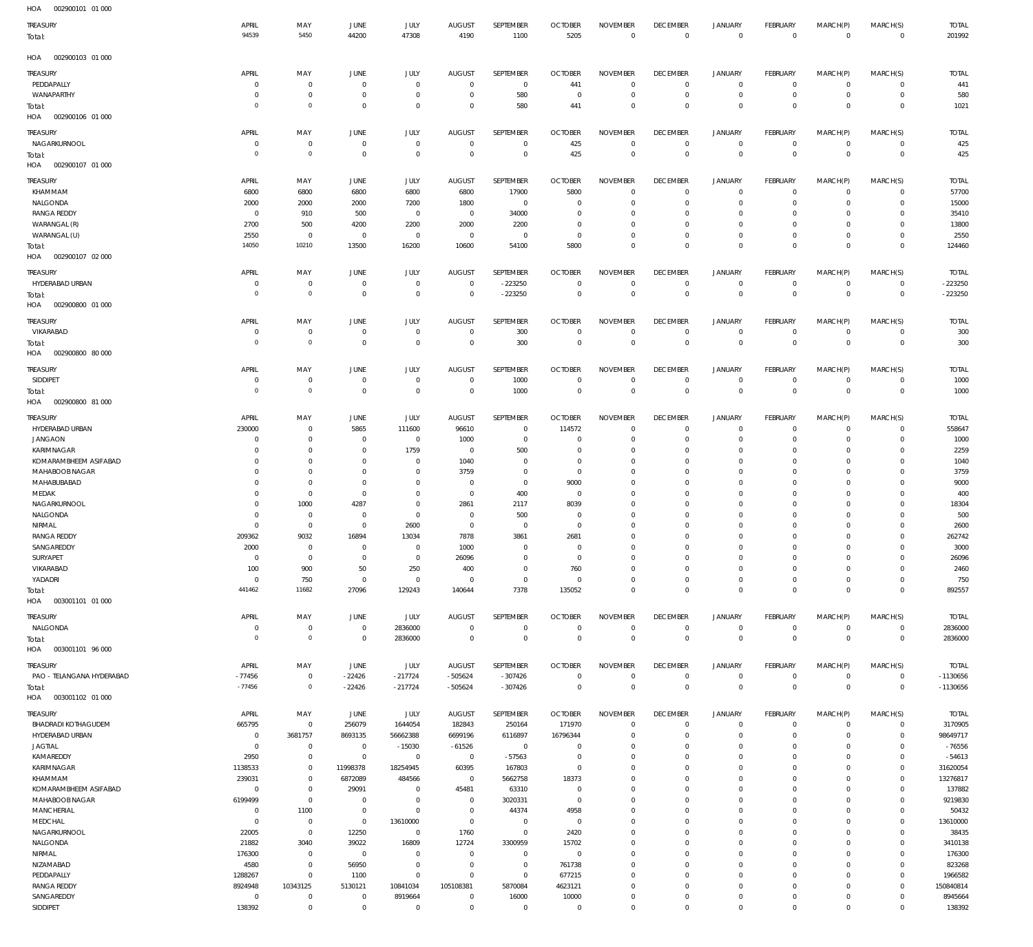HOA 002900101 01 000

| TREASURY | APRIL | MAY | JUNE | JULY | AUGUST | SEPTEMBER | OCTOBER | NOVEMBER | DECEMBER | JANUARY | FEBRUARY | MARCH(P) | MARCH(S) | TOTAL |
|---|---|---|---|---|---|---|---|---|---|---|---|---|---|---|
| Total: | 94539 | 5450 | 44200 | 47308 | 4190 | 1100 | 5205 | 0 | 0 | 0 | 0 | 0 | 0 | 201992 |

HOA 002900103 01 000

| TREASURY | APRIL | MAY | JUNE | JULY | AUGUST | SEPTEMBER | OCTOBER | NOVEMBER | DECEMBER | JANUARY | FEBRUARY | MARCH(P) | MARCH(S) | TOTAL |
|---|---|---|---|---|---|---|---|---|---|---|---|---|---|---|
| PEDDAPALLY | 0 | 0 | 0 | 0 | 0 | 0 | 441 | 0 | 0 | 0 | 0 | 0 | 0 | 441 |
| WANAPARTHY | 0 | 0 | 0 | 0 | 0 | 580 | 0 | 0 | 0 | 0 | 0 | 0 | 0 | 580 |
| Total: | 0 | 0 | 0 | 0 | 0 | 580 | 441 | 0 | 0 | 0 | 0 | 0 | 0 | 1021 |

HOA 002900106 01 000

| TREASURY | APRIL | MAY | JUNE | JULY | AUGUST | SEPTEMBER | OCTOBER | NOVEMBER | DECEMBER | JANUARY | FEBRUARY | MARCH(P) | MARCH(S) | TOTAL |
|---|---|---|---|---|---|---|---|---|---|---|---|---|---|---|
| NAGARKURNOOL | 0 | 0 | 0 | 0 | 0 | 0 | 425 | 0 | 0 | 0 | 0 | 0 | 0 | 425 |
| Total: | 0 | 0 | 0 | 0 | 0 | 0 | 425 | 0 | 0 | 0 | 0 | 0 | 0 | 425 |

HOA 002900107 01 000

| TREASURY | APRIL | MAY | JUNE | JULY | AUGUST | SEPTEMBER | OCTOBER | NOVEMBER | DECEMBER | JANUARY | FEBRUARY | MARCH(P) | MARCH(S) | TOTAL |
|---|---|---|---|---|---|---|---|---|---|---|---|---|---|---|
| KHAMMAM | 6800 | 6800 | 6800 | 6800 | 6800 | 17900 | 5800 | 0 | 0 | 0 | 0 | 0 | 0 | 57700 |
| NALGONDA | 2000 | 2000 | 2000 | 7200 | 1800 | 0 | 0 | 0 | 0 | 0 | 0 | 0 | 0 | 15000 |
| RANGA REDDY | 0 | 910 | 500 | 0 | 0 | 34000 | 0 | 0 | 0 | 0 | 0 | 0 | 0 | 35410 |
| WARANGAL (R) | 2700 | 500 | 4200 | 2200 | 2000 | 2200 | 0 | 0 | 0 | 0 | 0 | 0 | 0 | 13800 |
| WARANGAL (U) | 2550 | 0 | 0 | 0 | 0 | 0 | 0 | 0 | 0 | 0 | 0 | 0 | 0 | 2550 |
| Total: | 14050 | 10210 | 13500 | 16200 | 10600 | 54100 | 5800 | 0 | 0 | 0 | 0 | 0 | 0 | 124460 |

HOA 002900107 02 000

| TREASURY | APRIL | MAY | JUNE | JULY | AUGUST | SEPTEMBER | OCTOBER | NOVEMBER | DECEMBER | JANUARY | FEBRUARY | MARCH(P) | MARCH(S) | TOTAL |
|---|---|---|---|---|---|---|---|---|---|---|---|---|---|---|
| HYDERABAD URBAN | 0 | 0 | 0 | 0 | 0 | -223250 | 0 | 0 | 0 | 0 | 0 | 0 | 0 | -223250 |
| Total: | 0 | 0 | 0 | 0 | 0 | -223250 | 0 | 0 | 0 | 0 | 0 | 0 | 0 | -223250 |

HOA 002900800 01 000

| TREASURY | APRIL | MAY | JUNE | JULY | AUGUST | SEPTEMBER | OCTOBER | NOVEMBER | DECEMBER | JANUARY | FEBRUARY | MARCH(P) | MARCH(S) | TOTAL |
|---|---|---|---|---|---|---|---|---|---|---|---|---|---|---|
| VIKARABAD | 0 | 0 | 0 | 0 | 0 | 300 | 0 | 0 | 0 | 0 | 0 | 0 | 0 | 300 |
| Total: | 0 | 0 | 0 | 0 | 0 | 300 | 0 | 0 | 0 | 0 | 0 | 0 | 0 | 300 |

HOA 002900800 80 000

| TREASURY | APRIL | MAY | JUNE | JULY | AUGUST | SEPTEMBER | OCTOBER | NOVEMBER | DECEMBER | JANUARY | FEBRUARY | MARCH(P) | MARCH(S) | TOTAL |
|---|---|---|---|---|---|---|---|---|---|---|---|---|---|---|
| SIDDIPET | 0 | 0 | 0 | 0 | 0 | 1000 | 0 | 0 | 0 | 0 | 0 | 0 | 0 | 1000 |
| Total: | 0 | 0 | 0 | 0 | 0 | 1000 | 0 | 0 | 0 | 0 | 0 | 0 | 0 | 1000 |

HOA 002900800 81 000

| TREASURY | APRIL | MAY | JUNE | JULY | AUGUST | SEPTEMBER | OCTOBER | NOVEMBER | DECEMBER | JANUARY | FEBRUARY | MARCH(P) | MARCH(S) | TOTAL |
|---|---|---|---|---|---|---|---|---|---|---|---|---|---|---|
| HYDERABAD URBAN | 230000 | 0 | 5865 | 111600 | 96610 | 0 | 114572 | 0 | 0 | 0 | 0 | 0 | 0 | 558647 |
| JANGAON | 0 | 0 | 0 | 0 | 1000 | 0 | 0 | 0 | 0 | 0 | 0 | 0 | 0 | 1000 |
| KARIMNAGAR | 0 | 0 | 0 | 1759 | 0 | 500 | 0 | 0 | 0 | 0 | 0 | 0 | 0 | 2259 |
| KOMARAMBHEEM ASIFABAD | 0 | 0 | 0 | 0 | 1040 | 0 | 0 | 0 | 0 | 0 | 0 | 0 | 0 | 1040 |
| MAHABOOB NAGAR | 0 | 0 | 0 | 0 | 3759 | 0 | 0 | 0 | 0 | 0 | 0 | 0 | 0 | 3759 |
| MAHABUBABAD | 0 | 0 | 0 | 0 | 0 | 0 | 9000 | 0 | 0 | 0 | 0 | 0 | 0 | 9000 |
| MEDAK | 0 | 0 | 0 | 0 | 0 | 400 | 0 | 0 | 0 | 0 | 0 | 0 | 0 | 400 |
| NAGARKURNOOL | 0 | 1000 | 4287 | 0 | 2861 | 2117 | 8039 | 0 | 0 | 0 | 0 | 0 | 0 | 18304 |
| NALGONDA | 0 | 0 | 0 | 0 | 0 | 500 | 0 | 0 | 0 | 0 | 0 | 0 | 0 | 500 |
| NIRMAL | 0 | 0 | 0 | 2600 | 0 | 0 | 0 | 0 | 0 | 0 | 0 | 0 | 0 | 2600 |
| RANGA REDDY | 209362 | 9032 | 16894 | 13034 | 7878 | 3861 | 2681 | 0 | 0 | 0 | 0 | 0 | 0 | 262742 |
| SANGAREDDY | 2000 | 0 | 0 | 0 | 1000 | 0 | 0 | 0 | 0 | 0 | 0 | 0 | 0 | 3000 |
| SURYAPET | 0 | 0 | 0 | 0 | 26096 | 0 | 0 | 0 | 0 | 0 | 0 | 0 | 0 | 26096 |
| VIKARABAD | 100 | 900 | 50 | 250 | 400 | 0 | 760 | 0 | 0 | 0 | 0 | 0 | 0 | 2460 |
| YADADRI | 0 | 750 | 0 | 0 | 0 | 0 | 0 | 0 | 0 | 0 | 0 | 0 | 0 | 750 |
| Total: | 441462 | 11682 | 27096 | 129243 | 140644 | 7378 | 135052 | 0 | 0 | 0 | 0 | 0 | 0 | 892557 |

HOA 003001101 01 000

| TREASURY | APRIL | MAY | JUNE | JULY | AUGUST | SEPTEMBER | OCTOBER | NOVEMBER | DECEMBER | JANUARY | FEBRUARY | MARCH(P) | MARCH(S) | TOTAL |
|---|---|---|---|---|---|---|---|---|---|---|---|---|---|---|
| NALGONDA | 0 | 0 | 0 | 2836000 | 0 | 0 | 0 | 0 | 0 | 0 | 0 | 0 | 0 | 2836000 |
| Total: | 0 | 0 | 0 | 2836000 | 0 | 0 | 0 | 0 | 0 | 0 | 0 | 0 | 0 | 2836000 |

HOA 003001101 96 000

| TREASURY | APRIL | MAY | JUNE | JULY | AUGUST | SEPTEMBER | OCTOBER | NOVEMBER | DECEMBER | JANUARY | FEBRUARY | MARCH(P) | MARCH(S) | TOTAL |
|---|---|---|---|---|---|---|---|---|---|---|---|---|---|---|
| PAO - TELANGANA HYDERABAD | -77456 | 0 | -22426 | -217724 | -505624 | -307426 | 0 | 0 | 0 | 0 | 0 | 0 | 0 | -1130656 |
| Total: | -77456 | 0 | -22426 | -217724 | -505624 | -307426 | 0 | 0 | 0 | 0 | 0 | 0 | 0 | -1130656 |

HOA 003001102 01 000

| TREASURY | APRIL | MAY | JUNE | JULY | AUGUST | SEPTEMBER | OCTOBER | NOVEMBER | DECEMBER | JANUARY | FEBRUARY | MARCH(P) | MARCH(S) | TOTAL |
|---|---|---|---|---|---|---|---|---|---|---|---|---|---|---|
| BHADRADI KOTHAGUDEM | 665795 | 0 | 256079 | 1644054 | 182843 | 250164 | 171970 | 0 | 0 | 0 | 0 | 0 | 0 | 3170905 |
| HYDERABAD URBAN | 0 | 3681757 | 8693135 | 56662388 | 6699196 | 6116897 | 16796344 | 0 | 0 | 0 | 0 | 0 | 0 | 98649717 |
| JAGTIAL | 0 | 0 | 0 | -15030 | -61526 | 0 | 0 | 0 | 0 | 0 | 0 | 0 | 0 | -76556 |
| KAMAREDDY | 2950 | 0 | 0 | 0 | 0 | -57563 | 0 | 0 | 0 | 0 | 0 | 0 | 0 | -54613 |
| KARIMNAGAR | 1138533 | 0 | 11998378 | 18254945 | 60395 | 167803 | 0 | 0 | 0 | 0 | 0 | 0 | 0 | 31620054 |
| KHAMMAM | 239031 | 0 | 6872089 | 484566 | 0 | 5662758 | 18373 | 0 | 0 | 0 | 0 | 0 | 0 | 13276817 |
| KOMARAMBHEEM ASIFABAD | 0 | 0 | 29091 | 0 | 45481 | 63310 | 0 | 0 | 0 | 0 | 0 | 0 | 0 | 137882 |
| MAHABOOB NAGAR | 6199499 | 0 | 0 | 0 | 0 | 3020331 | 0 | 0 | 0 | 0 | 0 | 0 | 0 | 9219830 |
| MANCHERIAL | 0 | 1100 | 0 | 0 | 0 | 44374 | 4958 | 0 | 0 | 0 | 0 | 0 | 0 | 50432 |
| MEDCHAL | 0 | 0 | 0 | 13610000 | 0 | 0 | 0 | 0 | 0 | 0 | 0 | 0 | 0 | 13610000 |
| NAGARKURNOOL | 22005 | 0 | 12250 | 0 | 1760 | 0 | 2420 | 0 | 0 | 0 | 0 | 0 | 0 | 38435 |
| NALGONDA | 21882 | 3040 | 39022 | 16809 | 12724 | 3300959 | 15702 | 0 | 0 | 0 | 0 | 0 | 0 | 3410138 |
| NIRMAL | 176300 | 0 | 0 | 0 | 0 | 0 | 0 | 0 | 0 | 0 | 0 | 0 | 0 | 176300 |
| NIZAMABAD | 4580 | 0 | 56950 | 0 | 0 | 0 | 761738 | 0 | 0 | 0 | 0 | 0 | 0 | 823268 |
| PEDDAPALLY | 1288267 | 0 | 1100 | 0 | 0 | 0 | 677215 | 0 | 0 | 0 | 0 | 0 | 0 | 1966582 |
| RANGA REDDY | 8924948 | 10343125 | 5130121 | 10841034 | 105108381 | 5870084 | 4623121 | 0 | 0 | 0 | 0 | 0 | 0 | 150840814 |
| SANGAREDDY | 0 | 0 | 0 | 8919664 | 0 | 16000 | 10000 | 0 | 0 | 0 | 0 | 0 | 0 | 8945664 |
| SIDDIPET | 138392 | 0 | 0 | 0 | 0 | 0 | 0 | 0 | 0 | 0 | 0 | 0 | 0 | 138392 |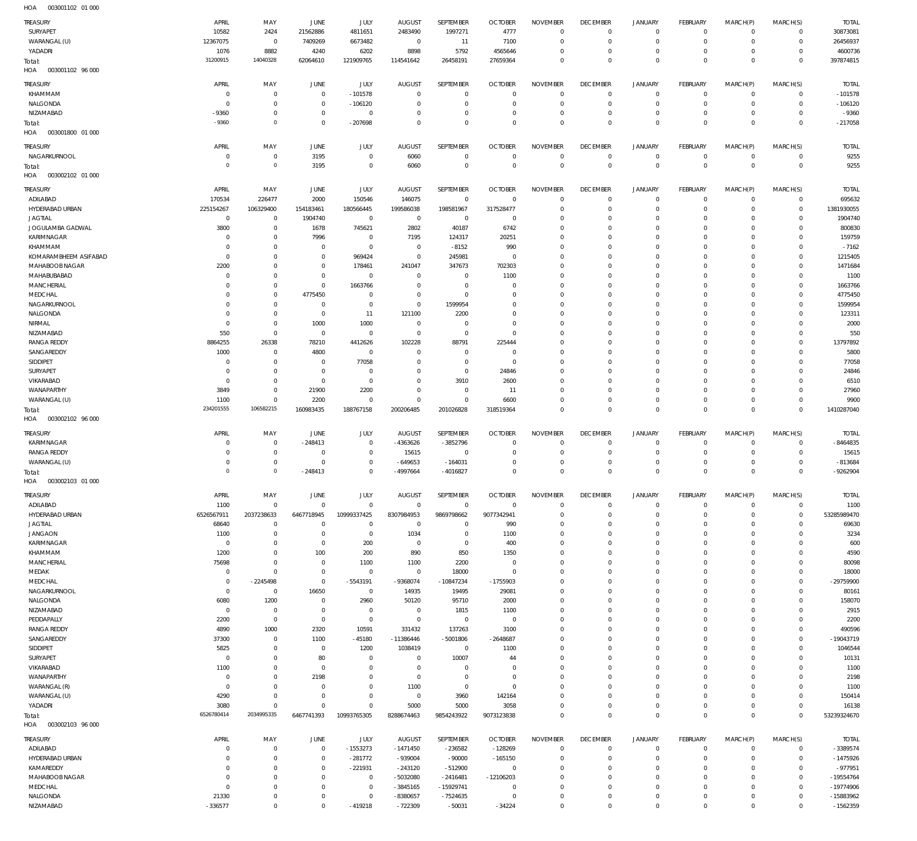HOA 003001102 01 000

| TREASURY | APRIL | MAY | JUNE | JULY | AUGUST | SEPTEMBER | OCTOBER | NOVEMBER | DECEMBER | JANUARY | FEBRUARY | MARCH(P) | MARCH(S) | TOTAL |
|---|---|---|---|---|---|---|---|---|---|---|---|---|---|---|
| SURYAPET | 10582 | 2424 | 21562886 | 4811651 | 2483490 | 1997271 | 4777 | 0 | 0 | 0 | 0 | 0 | 0 | 30873081 |
| WARANGAL (U) | 12367075 | 0 | 7409269 | 6673482 | 0 | 11 | 7100 | 0 | 0 | 0 | 0 | 0 | 0 | 26456937 |
| YADADRI | 1076 | 8882 | 4240 | 6202 | 8898 | 5792 | 4565646 | 0 | 0 | 0 | 0 | 0 | 0 | 4600736 |
| Total: | 31200915 | 14040328 | 62064610 | 121909765 | 114541642 | 26458191 | 27659364 | 0 | 0 | 0 | 0 | 0 | 0 | 397874815 |

HOA 003001102 96 000

| TREASURY | APRIL | MAY | JUNE | JULY | AUGUST | SEPTEMBER | OCTOBER | NOVEMBER | DECEMBER | JANUARY | FEBRUARY | MARCH(P) | MARCH(S) | TOTAL |
|---|---|---|---|---|---|---|---|---|---|---|---|---|---|---|
| KHAMMAM | 0 | 0 | 0 | -101578 | 0 | 0 | 0 | 0 | 0 | 0 | 0 | 0 | 0 | -101578 |
| NALGONDA | 0 | 0 | 0 | -106120 | 0 | 0 | 0 | 0 | 0 | 0 | 0 | 0 | 0 | -106120 |
| NIZAMABAD | -9360 | 0 | 0 | 0 | 0 | 0 | 0 | 0 | 0 | 0 | 0 | 0 | 0 | -9360 |
| Total: | -9360 | 0 | 0 | -207698 | 0 | 0 | 0 | 0 | 0 | 0 | 0 | 0 | 0 | -217058 |

HOA 003001800 01 000

| TREASURY | APRIL | MAY | JUNE | JULY | AUGUST | SEPTEMBER | OCTOBER | NOVEMBER | DECEMBER | JANUARY | FEBRUARY | MARCH(P) | MARCH(S) | TOTAL |
|---|---|---|---|---|---|---|---|---|---|---|---|---|---|---|
| NAGARKURNOOL | 0 | 0 | 3195 | 0 | 6060 | 0 | 0 | 0 | 0 | 0 | 0 | 0 | 0 | 9255 |
| Total: | 0 | 0 | 3195 | 0 | 6060 | 0 | 0 | 0 | 0 | 0 | 0 | 0 | 0 | 9255 |

HOA 003002102 01 000

| TREASURY | APRIL | MAY | JUNE | JULY | AUGUST | SEPTEMBER | OCTOBER | NOVEMBER | DECEMBER | JANUARY | FEBRUARY | MARCH(P) | MARCH(S) | TOTAL |
|---|---|---|---|---|---|---|---|---|---|---|---|---|---|---|
| ADILABAD | 170534 | 226477 | 2000 | 150546 | 146075 | 0 | 0 | 0 | 0 | 0 | 0 | 0 | 0 | 695632 |
| HYDERABAD URBAN | 225154267 | 106329400 | 154183461 | 180566445 | 199586038 | 198581967 | 317528477 | 0 | 0 | 0 | 0 | 0 | 0 | 1381930055 |
| JAGTIAL | 0 | 0 | 1904740 | 0 | 0 | 0 | 0 | 0 | 0 | 0 | 0 | 0 | 0 | 1904740 |
| JOGULAMBA GADWAL | 3800 | 0 | 1678 | 745621 | 2802 | 40187 | 6742 | 0 | 0 | 0 | 0 | 0 | 0 | 800830 |
| KARIMNAGAR | 0 | 0 | 7996 | 0 | 7195 | 124317 | 20251 | 0 | 0 | 0 | 0 | 0 | 0 | 159759 |
| KHAMMAM | 0 | 0 | 0 | 0 | 0 | -8152 | 990 | 0 | 0 | 0 | 0 | 0 | 0 | -7162 |
| KOMARAMBHEEM ASIFABAD | 0 | 0 | 0 | 969424 | 0 | 245981 | 0 | 0 | 0 | 0 | 0 | 0 | 0 | 1215405 |
| MAHABOOB NAGAR | 2200 | 0 | 0 | 178461 | 241047 | 347673 | 702303 | 0 | 0 | 0 | 0 | 0 | 0 | 1471684 |
| MAHABUBABAD | 0 | 0 | 0 | 0 | 0 | 0 | 1100 | 0 | 0 | 0 | 0 | 0 | 0 | 1100 |
| MANCHERIAL | 0 | 0 | 0 | 1663766 | 0 | 0 | 0 | 0 | 0 | 0 | 0 | 0 | 0 | 1663766 |
| MEDCHAL | 0 | 0 | 4775450 | 0 | 0 | 0 | 0 | 0 | 0 | 0 | 0 | 0 | 0 | 4775450 |
| NAGARKURNOOL | 0 | 0 | 0 | 0 | 0 | 1599954 | 0 | 0 | 0 | 0 | 0 | 0 | 0 | 1599954 |
| NALGONDA | 0 | 0 | 0 | 11 | 121100 | 2200 | 0 | 0 | 0 | 0 | 0 | 0 | 0 | 123311 |
| NIRMAL | 0 | 0 | 1000 | 1000 | 0 | 0 | 0 | 0 | 0 | 0 | 0 | 0 | 0 | 2000 |
| NIZAMABAD | 550 | 0 | 0 | 0 | 0 | 0 | 0 | 0 | 0 | 0 | 0 | 0 | 0 | 550 |
| RANGA REDDY | 8864255 | 26338 | 78210 | 4412626 | 102228 | 88791 | 225444 | 0 | 0 | 0 | 0 | 0 | 0 | 13797892 |
| SANGAREDDY | 1000 | 0 | 4800 | 0 | 0 | 0 | 0 | 0 | 0 | 0 | 0 | 0 | 0 | 5800 |
| SIDDIPET | 0 | 0 | 0 | 77058 | 0 | 0 | 0 | 0 | 0 | 0 | 0 | 0 | 0 | 77058 |
| SURYAPET | 0 | 0 | 0 | 0 | 0 | 0 | 24846 | 0 | 0 | 0 | 0 | 0 | 0 | 24846 |
| VIKARABAD | 0 | 0 | 0 | 0 | 0 | 3910 | 2600 | 0 | 0 | 0 | 0 | 0 | 0 | 6510 |
| WANAPARTHY | 3849 | 0 | 21900 | 2200 | 0 | 0 | 11 | 0 | 0 | 0 | 0 | 0 | 0 | 27960 |
| WARANGAL (U) | 1100 | 0 | 2200 | 0 | 0 | 0 | 6600 | 0 | 0 | 0 | 0 | 0 | 0 | 9900 |
| Total: | 234201555 | 106582215 | 160983435 | 188767158 | 200206485 | 201026828 | 318519364 | 0 | 0 | 0 | 0 | 0 | 0 | 1410287040 |

HOA 003002102 96 000

| TREASURY | APRIL | MAY | JUNE | JULY | AUGUST | SEPTEMBER | OCTOBER | NOVEMBER | DECEMBER | JANUARY | FEBRUARY | MARCH(P) | MARCH(S) | TOTAL |
|---|---|---|---|---|---|---|---|---|---|---|---|---|---|---|
| KARIMNAGAR | 0 | 0 | -248413 | 0 | -4363626 | -3852796 | 0 | 0 | 0 | 0 | 0 | 0 | 0 | -8464835 |
| RANGA REDDY | 0 | 0 | 0 | 0 | 15615 | 0 | 0 | 0 | 0 | 0 | 0 | 0 | 0 | 15615 |
| WARANGAL (U) | 0 | 0 | 0 | 0 | -649653 | -164031 | 0 | 0 | 0 | 0 | 0 | 0 | 0 | -813684 |
| Total: | 0 | 0 | -248413 | 0 | -4997664 | -4016827 | 0 | 0 | 0 | 0 | 0 | 0 | 0 | -9262904 |

HOA 003002103 01 000

| TREASURY | APRIL | MAY | JUNE | JULY | AUGUST | SEPTEMBER | OCTOBER | NOVEMBER | DECEMBER | JANUARY | FEBRUARY | MARCH(P) | MARCH(S) | TOTAL |
|---|---|---|---|---|---|---|---|---|---|---|---|---|---|---|
| ADILABAD | 1100 | 0 | 0 | 0 | 0 | 0 | 0 | 0 | 0 | 0 | 0 | 0 | 0 | 1100 |
| HYDERABAD URBAN | 6526567911 | 2037238633 | 6467718945 | 10999337425 | 8307984953 | 9869798662 | 9077342941 | 0 | 0 | 0 | 0 | 0 | 0 | 53285989470 |
| JAGTIAL | 68640 | 0 | 0 | 0 | 0 | 0 | 990 | 0 | 0 | 0 | 0 | 0 | 0 | 69630 |
| JANGAON | 1100 | 0 | 0 | 0 | 1034 | 0 | 1100 | 0 | 0 | 0 | 0 | 0 | 0 | 3234 |
| KARIMNAGAR | 0 | 0 | 0 | 200 | 0 | 0 | 400 | 0 | 0 | 0 | 0 | 0 | 0 | 600 |
| KHAMMAM | 1200 | 0 | 100 | 200 | 890 | 850 | 1350 | 0 | 0 | 0 | 0 | 0 | 0 | 4590 |
| MANCHERIAL | 75698 | 0 | 0 | 1100 | 1100 | 2200 | 0 | 0 | 0 | 0 | 0 | 0 | 0 | 80098 |
| MEDAK | 0 | 0 | 0 | 0 | 0 | 18000 | 0 | 0 | 0 | 0 | 0 | 0 | 0 | 18000 |
| MEDCHAL | 0 | -2245498 | 0 | -5543191 | -9368074 | -10847234 | -1755903 | 0 | 0 | 0 | 0 | 0 | 0 | -29759900 |
| NAGARKURNOOL | 0 | 0 | 16650 | 0 | 14935 | 19495 | 29081 | 0 | 0 | 0 | 0 | 0 | 0 | 80161 |
| NALGONDA | 6080 | 1200 | 0 | 2960 | 50120 | 95710 | 2000 | 0 | 0 | 0 | 0 | 0 | 0 | 158070 |
| NIZAMABAD | 0 | 0 | 0 | 0 | 0 | 1815 | 1100 | 0 | 0 | 0 | 0 | 0 | 0 | 2915 |
| PEDDAPALLY | 2200 | 0 | 0 | 0 | 0 | 0 | 0 | 0 | 0 | 0 | 0 | 0 | 0 | 2200 |
| RANGA REDDY | 4890 | 1000 | 2320 | 10591 | 331432 | 137263 | 3100 | 0 | 0 | 0 | 0 | 0 | 0 | 490596 |
| SANGAREDDY | 37300 | 0 | 1100 | -45180 | -11386446 | -5001806 | -2648687 | 0 | 0 | 0 | 0 | 0 | 0 | -19043719 |
| SIDDIPET | 5825 | 0 | 0 | 1200 | 1038419 | 0 | 1100 | 0 | 0 | 0 | 0 | 0 | 0 | 1046544 |
| SURYAPET | 0 | 0 | 80 | 0 | 0 | 10007 | 44 | 0 | 0 | 0 | 0 | 0 | 0 | 10131 |
| VIKARABAD | 1100 | 0 | 0 | 0 | 0 | 0 | 0 | 0 | 0 | 0 | 0 | 0 | 0 | 1100 |
| WANAPARTHY | 0 | 0 | 2198 | 0 | 0 | 0 | 0 | 0 | 0 | 0 | 0 | 0 | 0 | 2198 |
| WARANGAL (R) | 0 | 0 | 0 | 0 | 1100 | 0 | 0 | 0 | 0 | 0 | 0 | 0 | 0 | 1100 |
| WARANGAL (U) | 4290 | 0 | 0 | 0 | 0 | 3960 | 142164 | 0 | 0 | 0 | 0 | 0 | 0 | 150414 |
| YADADRI | 3080 | 0 | 0 | 0 | 5000 | 5000 | 3058 | 0 | 0 | 0 | 0 | 0 | 0 | 16138 |
| Total: | 6526780414 | 2034995335 | 6467741393 | 10993765305 | 8288674463 | 9854243922 | 9073123838 | 0 | 0 | 0 | 0 | 0 | 0 | 53239324670 |

HOA 003002103 96 000

| TREASURY | APRIL | MAY | JUNE | JULY | AUGUST | SEPTEMBER | OCTOBER | NOVEMBER | DECEMBER | JANUARY | FEBRUARY | MARCH(P) | MARCH(S) | TOTAL |
|---|---|---|---|---|---|---|---|---|---|---|---|---|---|---|
| ADILABAD | 0 | 0 | 0 | -1553273 | -1471450 | -236582 | -128269 | 0 | 0 | 0 | 0 | 0 | 0 | -3389574 |
| HYDERABAD URBAN | 0 | 0 | 0 | -281772 | -939004 | -90000 | -165150 | 0 | 0 | 0 | 0 | 0 | 0 | -1475926 |
| KAMAREDDY | 0 | 0 | 0 | -221931 | -243120 | -512900 | 0 | 0 | 0 | 0 | 0 | 0 | 0 | -977951 |
| MAHABOOB NAGAR | 0 | 0 | 0 | 0 | -5032080 | -2416481 | -12106203 | 0 | 0 | 0 | 0 | 0 | 0 | -19554764 |
| MEDCHAL | 0 | 0 | 0 | 0 | -3845165 | -15929741 | 0 | 0 | 0 | 0 | 0 | 0 | 0 | -19774906 |
| NALGONDA | 21330 | 0 | 0 | 0 | -8380657 | -7524635 | 0 | 0 | 0 | 0 | 0 | 0 | 0 | -15883962 |
| NIZAMABAD | -336577 | 0 | 0 | -419218 | -722309 | -50031 | -34224 | 0 | 0 | 0 | 0 | 0 | 0 | -1562359 |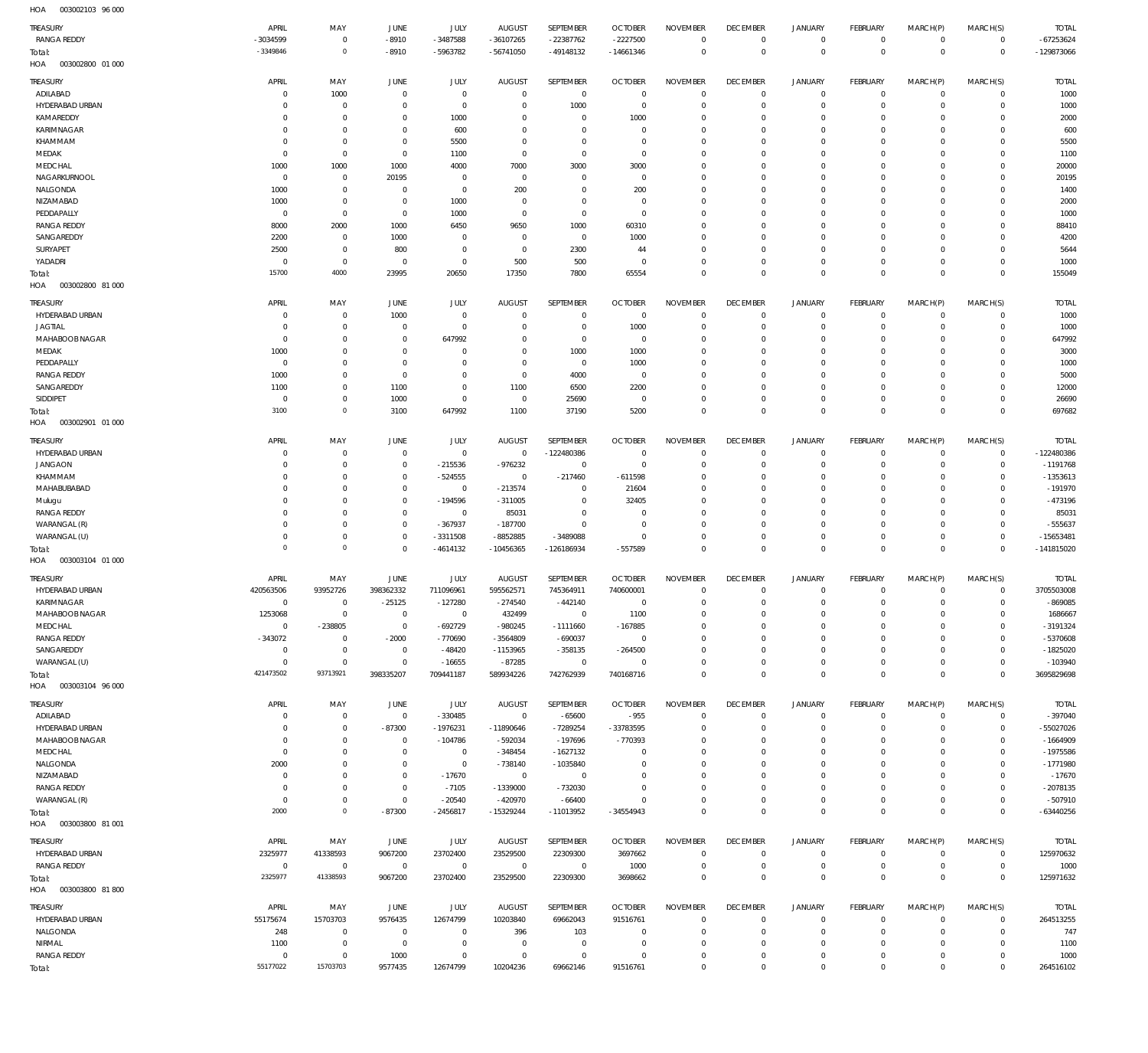HOA 003002103 96 000

| TREASURY | APRIL | MAY | JUNE | JULY | AUGUST | SEPTEMBER | OCTOBER | NOVEMBER | DECEMBER | JANUARY | FEBRUARY | MARCH(P) | MARCH(S) | TOTAL |
|---|---|---|---|---|---|---|---|---|---|---|---|---|---|---|
| RANGA REDDY | -3034599 | 0 | -8910 | -3487588 | -36107265 | -22387762 | -2227500 | 0 | 0 | 0 | 0 | 0 | 0 | -67253624 |
| Total: | -3349846 | 0 | -8910 | -5963782 | -56741050 | -49148132 | -14661346 | 0 | 0 | 0 | 0 | 0 | 0 | -129873066 |

HOA 003002800 01 000

| TREASURY | APRIL | MAY | JUNE | JULY | AUGUST | SEPTEMBER | OCTOBER | NOVEMBER | DECEMBER | JANUARY | FEBRUARY | MARCH(P) | MARCH(S) | TOTAL |
|---|---|---|---|---|---|---|---|---|---|---|---|---|---|---|
| ADILABAD | 0 | 1000 | 0 | 0 | 0 | 0 | 0 | 0 | 0 | 0 | 0 | 0 | 0 | 1000 |
| HYDERABAD URBAN | 0 | 0 | 0 | 0 | 0 | 1000 | 0 | 0 | 0 | 0 | 0 | 0 | 0 | 1000 |
| KAMAREDDY | 0 | 0 | 0 | 1000 | 0 | 0 | 1000 | 0 | 0 | 0 | 0 | 0 | 0 | 2000 |
| KARIMNAGAR | 0 | 0 | 0 | 600 | 0 | 0 | 0 | 0 | 0 | 0 | 0 | 0 | 0 | 600 |
| KHAMMAM | 0 | 0 | 0 | 5500 | 0 | 0 | 0 | 0 | 0 | 0 | 0 | 0 | 0 | 5500 |
| MEDAK | 0 | 0 | 0 | 1100 | 0 | 0 | 0 | 0 | 0 | 0 | 0 | 0 | 0 | 1100 |
| MEDCHAL | 1000 | 1000 | 1000 | 4000 | 7000 | 3000 | 3000 | 0 | 0 | 0 | 0 | 0 | 0 | 20000 |
| NAGARKURNOOL | 0 | 0 | 20195 | 0 | 0 | 0 | 0 | 0 | 0 | 0 | 0 | 0 | 0 | 20195 |
| NALGONDA | 1000 | 0 | 0 | 0 | 200 | 0 | 200 | 0 | 0 | 0 | 0 | 0 | 0 | 1400 |
| NIZAMABAD | 1000 | 0 | 0 | 1000 | 0 | 0 | 0 | 0 | 0 | 0 | 0 | 0 | 0 | 2000 |
| PEDDAPALLY | 0 | 0 | 0 | 1000 | 0 | 0 | 0 | 0 | 0 | 0 | 0 | 0 | 0 | 1000 |
| RANGA REDDY | 8000 | 2000 | 1000 | 6450 | 9650 | 1000 | 60310 | 0 | 0 | 0 | 0 | 0 | 0 | 88410 |
| SANGAREDDY | 2200 | 0 | 1000 | 0 | 0 | 0 | 1000 | 0 | 0 | 0 | 0 | 0 | 0 | 4200 |
| SURYAPET | 2500 | 0 | 800 | 0 | 0 | 2300 | 44 | 0 | 0 | 0 | 0 | 0 | 0 | 5644 |
| YADADRI | 0 | 0 | 0 | 0 | 500 | 500 | 0 | 0 | 0 | 0 | 0 | 0 | 0 | 1000 |
| Total: | 15700 | 4000 | 23995 | 20650 | 17350 | 7800 | 65554 | 0 | 0 | 0 | 0 | 0 | 0 | 155049 |

HOA 003002800 81 000

| TREASURY | APRIL | MAY | JUNE | JULY | AUGUST | SEPTEMBER | OCTOBER | NOVEMBER | DECEMBER | JANUARY | FEBRUARY | MARCH(P) | MARCH(S) | TOTAL |
|---|---|---|---|---|---|---|---|---|---|---|---|---|---|---|
| HYDERABAD URBAN | 0 | 0 | 1000 | 0 | 0 | 0 | 0 | 0 | 0 | 0 | 0 | 0 | 0 | 1000 |
| JAGTIAL | 0 | 0 | 0 | 0 | 0 | 0 | 1000 | 0 | 0 | 0 | 0 | 0 | 0 | 1000 |
| MAHABOOB NAGAR | 0 | 0 | 0 | 647992 | 0 | 0 | 0 | 0 | 0 | 0 | 0 | 0 | 0 | 647992 |
| MEDAK | 1000 | 0 | 0 | 0 | 0 | 1000 | 1000 | 0 | 0 | 0 | 0 | 0 | 0 | 3000 |
| PEDDAPALLY | 0 | 0 | 0 | 0 | 0 | 0 | 1000 | 0 | 0 | 0 | 0 | 0 | 0 | 1000 |
| RANGA REDDY | 1000 | 0 | 0 | 0 | 0 | 4000 | 0 | 0 | 0 | 0 | 0 | 0 | 0 | 5000 |
| SANGAREDDY | 1100 | 0 | 1100 | 0 | 1100 | 6500 | 2200 | 0 | 0 | 0 | 0 | 0 | 0 | 12000 |
| SIDDIPET | 0 | 0 | 1000 | 0 | 0 | 25690 | 0 | 0 | 0 | 0 | 0 | 0 | 0 | 26690 |
| Total: | 3100 | 0 | 3100 | 647992 | 1100 | 37190 | 5200 | 0 | 0 | 0 | 0 | 0 | 0 | 697682 |

HOA 003002901 01 000

| TREASURY | APRIL | MAY | JUNE | JULY | AUGUST | SEPTEMBER | OCTOBER | NOVEMBER | DECEMBER | JANUARY | FEBRUARY | MARCH(P) | MARCH(S) | TOTAL |
|---|---|---|---|---|---|---|---|---|---|---|---|---|---|---|
| HYDERABAD URBAN | 0 | 0 | 0 | 0 | 0 | -122480386 | 0 | 0 | 0 | 0 | 0 | 0 | 0 | -122480386 |
| JANGAON | 0 | 0 | 0 | -215536 | -976232 | 0 | 0 | 0 | 0 | 0 | 0 | 0 | 0 | -1191768 |
| KHAMMAM | 0 | 0 | 0 | -524555 | 0 | -217460 | -611598 | 0 | 0 | 0 | 0 | 0 | 0 | -1353613 |
| MAHABUBABAD | 0 | 0 | 0 | 0 | -213574 | 0 | 21604 | 0 | 0 | 0 | 0 | 0 | 0 | -191970 |
| Mulugu | 0 | 0 | 0 | -194596 | -311005 | 0 | 32405 | 0 | 0 | 0 | 0 | 0 | 0 | -473196 |
| RANGA REDDY | 0 | 0 | 0 | 0 | 85031 | 0 | 0 | 0 | 0 | 0 | 0 | 0 | 0 | 85031 |
| WARANGAL (R) | 0 | 0 | 0 | -367937 | -187700 | 0 | 0 | 0 | 0 | 0 | 0 | 0 | 0 | -555637 |
| WARANGAL (U) | 0 | 0 | 0 | -3311508 | -8852885 | -3489088 | 0 | 0 | 0 | 0 | 0 | 0 | 0 | -15653481 |
| Total: | 0 | 0 | 0 | -4614132 | -10456365 | -126186934 | -557589 | 0 | 0 | 0 | 0 | 0 | 0 | -141815020 |

HOA 003003104 01 000

| TREASURY | APRIL | MAY | JUNE | JULY | AUGUST | SEPTEMBER | OCTOBER | NOVEMBER | DECEMBER | JANUARY | FEBRUARY | MARCH(P) | MARCH(S) | TOTAL |
|---|---|---|---|---|---|---|---|---|---|---|---|---|---|---|
| HYDERABAD URBAN | 420563506 | 93952726 | 398362332 | 711096961 | 595562571 | 745364911 | 740600001 | 0 | 0 | 0 | 0 | 0 | 0 | 3705503008 |
| KARIMNAGAR | 0 | 0 | -25125 | -127280 | -274540 | -442140 | 0 | 0 | 0 | 0 | 0 | 0 | 0 | -869085 |
| MAHABOOB NAGAR | 1253068 | 0 | 0 | 0 | 432499 | 0 | 1100 | 0 | 0 | 0 | 0 | 0 | 0 | 1686667 |
| MEDCHAL | 0 | -238805 | 0 | -692729 | -980245 | -1111660 | -167885 | 0 | 0 | 0 | 0 | 0 | 0 | -3191324 |
| RANGA REDDY | -343072 | 0 | -2000 | -770690 | -3564809 | -690037 | 0 | 0 | 0 | 0 | 0 | 0 | 0 | -5370608 |
| SANGAREDDY | 0 | 0 | 0 | -48420 | -1153965 | -358135 | -264500 | 0 | 0 | 0 | 0 | 0 | 0 | -1825020 |
| WARANGAL (U) | 0 | 0 | 0 | -16655 | -87285 | 0 | 0 | 0 | 0 | 0 | 0 | 0 | 0 | -103940 |
| Total: | 421473502 | 93713921 | 398335207 | 709441187 | 589934226 | 742762939 | 740168716 | 0 | 0 | 0 | 0 | 0 | 0 | 3695829698 |

HOA 003003104 96 000

| TREASURY | APRIL | MAY | JUNE | JULY | AUGUST | SEPTEMBER | OCTOBER | NOVEMBER | DECEMBER | JANUARY | FEBRUARY | MARCH(P) | MARCH(S) | TOTAL |
|---|---|---|---|---|---|---|---|---|---|---|---|---|---|---|
| ADILABAD | 0 | 0 | 0 | -330485 | 0 | -65600 | -955 | 0 | 0 | 0 | 0 | 0 | 0 | -397040 |
| HYDERABAD URBAN | 0 | 0 | -87300 | -1976231 | -11890646 | -7289254 | -33783595 | 0 | 0 | 0 | 0 | 0 | 0 | -55027026 |
| MAHABOOB NAGAR | 0 | 0 | 0 | -104786 | -592034 | -197696 | -770393 | 0 | 0 | 0 | 0 | 0 | 0 | -1664909 |
| MEDCHAL | 0 | 0 | 0 | 0 | -348454 | -1627132 | 0 | 0 | 0 | 0 | 0 | 0 | 0 | -1975586 |
| NALGONDA | 2000 | 0 | 0 | 0 | -738140 | -1035840 | 0 | 0 | 0 | 0 | 0 | 0 | 0 | -1771980 |
| NIZAMABAD | 0 | 0 | 0 | -17670 | 0 | 0 | 0 | 0 | 0 | 0 | 0 | 0 | 0 | -17670 |
| RANGA REDDY | 0 | 0 | 0 | -7105 | -1339000 | -732030 | 0 | 0 | 0 | 0 | 0 | 0 | 0 | -2078135 |
| WARANGAL (R) | 0 | 0 | 0 | -20540 | -420970 | -66400 | 0 | 0 | 0 | 0 | 0 | 0 | 0 | -507910 |
| Total: | 2000 | 0 | -87300 | -2456817 | -15329244 | -11013952 | -34554943 | 0 | 0 | 0 | 0 | 0 | 0 | -63440256 |

HOA 003003800 81 001

| TREASURY | APRIL | MAY | JUNE | JULY | AUGUST | SEPTEMBER | OCTOBER | NOVEMBER | DECEMBER | JANUARY | FEBRUARY | MARCH(P) | MARCH(S) | TOTAL |
|---|---|---|---|---|---|---|---|---|---|---|---|---|---|---|
| HYDERABAD URBAN | 2325977 | 41338593 | 9067200 | 23702400 | 23529500 | 22309300 | 3697662 | 0 | 0 | 0 | 0 | 0 | 0 | 125970632 |
| RANGA REDDY | 0 | 0 | 0 | 0 | 0 | 0 | 1000 | 0 | 0 | 0 | 0 | 0 | 0 | 1000 |
| Total: | 2325977 | 41338593 | 9067200 | 23702400 | 23529500 | 22309300 | 3698662 | 0 | 0 | 0 | 0 | 0 | 0 | 125971632 |

HOA 003003800 81 800

| TREASURY | APRIL | MAY | JUNE | JULY | AUGUST | SEPTEMBER | OCTOBER | NOVEMBER | DECEMBER | JANUARY | FEBRUARY | MARCH(P) | MARCH(S) | TOTAL |
|---|---|---|---|---|---|---|---|---|---|---|---|---|---|---|
| HYDERABAD URBAN | 55175674 | 15703703 | 9576435 | 12674799 | 10203840 | 69662043 | 91516761 | 0 | 0 | 0 | 0 | 0 | 0 | 264513255 |
| NALGONDA | 248 | 0 | 0 | 0 | 396 | 103 | 0 | 0 | 0 | 0 | 0 | 0 | 0 | 747 |
| NIRMAL | 1100 | 0 | 0 | 0 | 0 | 0 | 0 | 0 | 0 | 0 | 0 | 0 | 0 | 1100 |
| RANGA REDDY | 0 | 0 | 1000 | 0 | 0 | 0 | 0 | 0 | 0 | 0 | 0 | 0 | 0 | 1000 |
| Total: | 55177022 | 15703703 | 9577435 | 12674799 | 10204236 | 69662146 | 91516761 | 0 | 0 | 0 | 0 | 0 | 0 | 264516102 |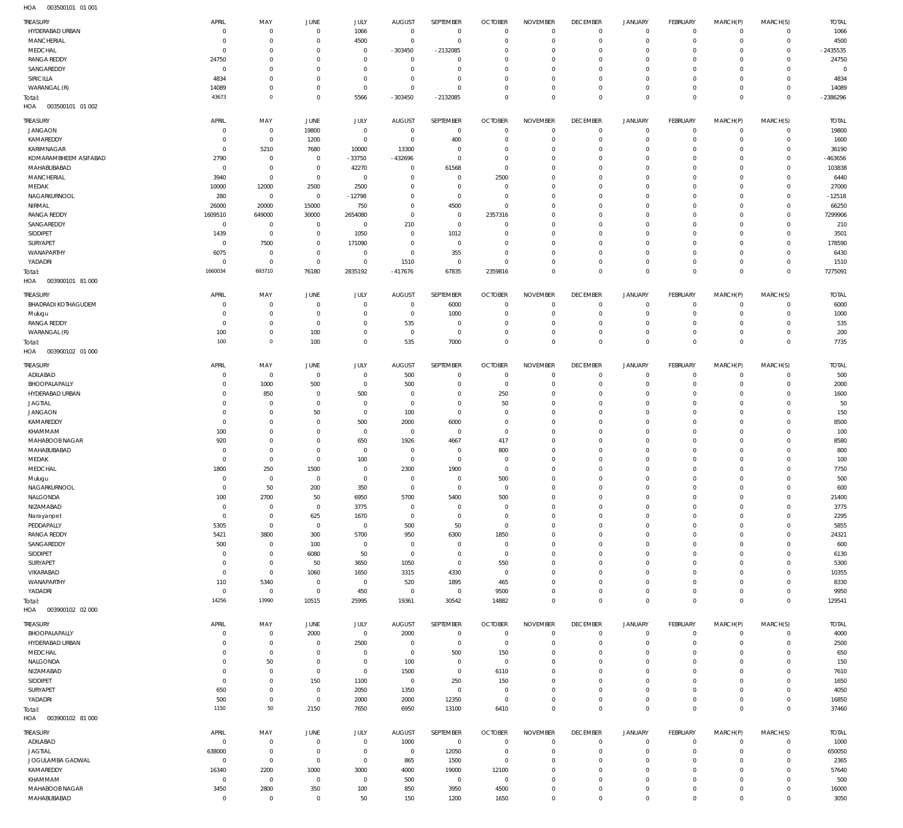HOA 003500101 01 001

| TREASURY | APRIL | MAY | JUNE | JULY | AUGUST | SEPTEMBER | OCTOBER | NOVEMBER | DECEMBER | JANUARY | FEBRUARY | MARCH(P) | MARCH(S) | TOTAL |
|---|---|---|---|---|---|---|---|---|---|---|---|---|---|---|
| HYDERABAD URBAN | 0 | 0 | 0 | 1066 | 0 | 0 | 0 | 0 | 0 | 0 | 0 | 0 | 0 | 1066 |
| MANCHERIAL | 0 | 0 | 0 | 4500 | 0 | 0 | 0 | 0 | 0 | 0 | 0 | 0 | 0 | 4500 |
| MEDCHAL | 0 | 0 | 0 | 0 | -303450 | -2132085 | 0 | 0 | 0 | 0 | 0 | 0 | 0 | -2435535 |
| RANGA REDDY | 24750 | 0 | 0 | 0 | 0 | 0 | 0 | 0 | 0 | 0 | 0 | 0 | 0 | 24750 |
| SANGAREDDY | 0 | 0 | 0 | 0 | 0 | 0 | 0 | 0 | 0 | 0 | 0 | 0 | 0 | 0 |
| SIRICILLA | 4834 | 0 | 0 | 0 | 0 | 0 | 0 | 0 | 0 | 0 | 0 | 0 | 0 | 4834 |
| WARANGAL (R) | 14089 | 0 | 0 | 0 | 0 | 0 | 0 | 0 | 0 | 0 | 0 | 0 | 0 | 14089 |
| Total: | 43673 | 0 | 0 | 5566 | -303450 | -2132085 | 0 | 0 | 0 | 0 | 0 | 0 | 0 | -2386296 |

HOA 003500101 01 002

| TREASURY | APRIL | MAY | JUNE | JULY | AUGUST | SEPTEMBER | OCTOBER | NOVEMBER | DECEMBER | JANUARY | FEBRUARY | MARCH(P) | MARCH(S) | TOTAL |
|---|---|---|---|---|---|---|---|---|---|---|---|---|---|---|
| JANGAON | 0 | 0 | 19800 | 0 | 0 | 0 | 0 | 0 | 0 | 0 | 0 | 0 | 0 | 19800 |
| KAMAREDDY | 0 | 0 | 1200 | 0 | 0 | 400 | 0 | 0 | 0 | 0 | 0 | 0 | 0 | 1600 |
| KARIMNAGAR | 0 | 5210 | 7680 | 10000 | 13300 | 0 | 0 | 0 | 0 | 0 | 0 | 0 | 0 | 36190 |
| KOMARAMBHEEM ASIFABAD | 2790 | 0 | 0 | -33750 | -432696 | 0 | 0 | 0 | 0 | 0 | 0 | 0 | 0 | -463656 |
| MAHABUBABAD | 0 | 0 | 0 | 42270 | 0 | 61568 | 0 | 0 | 0 | 0 | 0 | 0 | 0 | 103838 |
| MANCHERIAL | 3940 | 0 | 0 | 0 | 0 | 0 | 2500 | 0 | 0 | 0 | 0 | 0 | 0 | 6440 |
| MEDAK | 10000 | 12000 | 2500 | 2500 | 0 | 0 | 0 | 0 | 0 | 0 | 0 | 0 | 0 | 27000 |
| NAGARKURNOOL | 280 | 0 | 0 | -12798 | 0 | 0 | 0 | 0 | 0 | 0 | 0 | 0 | 0 | -12518 |
| NIRMAL | 26000 | 20000 | 15000 | 750 | 0 | 4500 | 0 | 0 | 0 | 0 | 0 | 0 | 0 | 66250 |
| RANGA REDDY | 1609510 | 649000 | 30000 | 2654080 | 0 | 0 | 2357316 | 0 | 0 | 0 | 0 | 0 | 0 | 7299906 |
| SANGAREDDY | 0 | 0 | 0 | 0 | 210 | 0 | 0 | 0 | 0 | 0 | 0 | 0 | 0 | 210 |
| SIDDIPET | 1439 | 0 | 0 | 1050 | 0 | 1012 | 0 | 0 | 0 | 0 | 0 | 0 | 0 | 3501 |
| SURYAPET | 0 | 7500 | 0 | 171090 | 0 | 0 | 0 | 0 | 0 | 0 | 0 | 0 | 0 | 178590 |
| WANAPARTHY | 6075 | 0 | 0 | 0 | 0 | 355 | 0 | 0 | 0 | 0 | 0 | 0 | 0 | 6430 |
| YADADRI | 0 | 0 | 0 | 0 | 1510 | 0 | 0 | 0 | 0 | 0 | 0 | 0 | 0 | 1510 |
| Total: | 1660034 | 693710 | 76180 | 2835192 | -417676 | 67835 | 2359816 | 0 | 0 | 0 | 0 | 0 | 0 | 7275091 |

HOA 003900101 81 000

| TREASURY | APRIL | MAY | JUNE | JULY | AUGUST | SEPTEMBER | OCTOBER | NOVEMBER | DECEMBER | JANUARY | FEBRUARY | MARCH(P) | MARCH(S) | TOTAL |
|---|---|---|---|---|---|---|---|---|---|---|---|---|---|---|
| BHADRADI KOTHAGUDEM | 0 | 0 | 0 | 0 | 0 | 6000 | 0 | 0 | 0 | 0 | 0 | 0 | 0 | 6000 |
| Mulugu | 0 | 0 | 0 | 0 | 0 | 1000 | 0 | 0 | 0 | 0 | 0 | 0 | 0 | 1000 |
| RANGA REDDY | 0 | 0 | 0 | 0 | 535 | 0 | 0 | 0 | 0 | 0 | 0 | 0 | 0 | 535 |
| WARANGAL (R) | 100 | 0 | 100 | 0 | 0 | 0 | 0 | 0 | 0 | 0 | 0 | 0 | 0 | 200 |
| Total: | 100 | 0 | 100 | 0 | 535 | 7000 | 0 | 0 | 0 | 0 | 0 | 0 | 0 | 7735 |

HOA 003900102 01 000

| TREASURY | APRIL | MAY | JUNE | JULY | AUGUST | SEPTEMBER | OCTOBER | NOVEMBER | DECEMBER | JANUARY | FEBRUARY | MARCH(P) | MARCH(S) | TOTAL |
|---|---|---|---|---|---|---|---|---|---|---|---|---|---|---|
| ADILABAD | 0 | 0 | 0 | 0 | 500 | 0 | 0 | 0 | 0 | 0 | 0 | 0 | 0 | 500 |
| BHOOPALAPALLY | 0 | 1000 | 500 | 0 | 500 | 0 | 0 | 0 | 0 | 0 | 0 | 0 | 0 | 2000 |
| HYDERABAD URBAN | 0 | 850 | 0 | 500 | 0 | 0 | 250 | 0 | 0 | 0 | 0 | 0 | 0 | 1600 |
| JAGTIAL | 0 | 0 | 0 | 0 | 0 | 0 | 50 | 0 | 0 | 0 | 0 | 0 | 0 | 50 |
| JANGAON | 0 | 0 | 50 | 0 | 100 | 0 | 0 | 0 | 0 | 0 | 0 | 0 | 0 | 150 |
| KAMAREDDY | 0 | 0 | 0 | 500 | 2000 | 6000 | 0 | 0 | 0 | 0 | 0 | 0 | 0 | 8500 |
| KHAMMAM | 100 | 0 | 0 | 0 | 0 | 0 | 0 | 0 | 0 | 0 | 0 | 0 | 0 | 100 |
| MAHABOOBNAGAR | 920 | 0 | 0 | 650 | 1926 | 4667 | 417 | 0 | 0 | 0 | 0 | 0 | 0 | 8580 |
| MAHABUBABAD | 0 | 0 | 0 | 0 | 0 | 0 | 800 | 0 | 0 | 0 | 0 | 0 | 0 | 800 |
| MEDAK | 0 | 0 | 0 | 100 | 0 | 0 | 0 | 0 | 0 | 0 | 0 | 0 | 0 | 100 |
| MEDCHAL | 1800 | 250 | 1500 | 0 | 2300 | 1900 | 0 | 0 | 0 | 0 | 0 | 0 | 0 | 7750 |
| Mulugu | 0 | 0 | 0 | 0 | 0 | 0 | 500 | 0 | 0 | 0 | 0 | 0 | 0 | 500 |
| NAGARKURNOOL | 0 | 50 | 200 | 350 | 0 | 0 | 0 | 0 | 0 | 0 | 0 | 0 | 0 | 600 |
| NALGONDA | 100 | 2700 | 50 | 6950 | 5700 | 5400 | 500 | 0 | 0 | 0 | 0 | 0 | 0 | 21400 |
| NIZAMABAD | 0 | 0 | 0 | 3775 | 0 | 0 | 0 | 0 | 0 | 0 | 0 | 0 | 0 | 3775 |
| Narayanpet | 0 | 0 | 625 | 1670 | 0 | 0 | 0 | 0 | 0 | 0 | 0 | 0 | 0 | 2295 |
| PEDDAPALLY | 5305 | 0 | 0 | 0 | 500 | 50 | 0 | 0 | 0 | 0 | 0 | 0 | 0 | 5855 |
| RANGA REDDY | 5421 | 3800 | 300 | 5700 | 950 | 6300 | 1850 | 0 | 0 | 0 | 0 | 0 | 0 | 24321 |
| SANGAREDDY | 500 | 0 | 100 | 0 | 0 | 0 | 0 | 0 | 0 | 0 | 0 | 0 | 0 | 600 |
| SIDDIPET | 0 | 0 | 6080 | 50 | 0 | 0 | 0 | 0 | 0 | 0 | 0 | 0 | 0 | 6130 |
| SURYAPET | 0 | 0 | 50 | 3650 | 1050 | 0 | 550 | 0 | 0 | 0 | 0 | 0 | 0 | 5300 |
| VIKARABAD | 0 | 0 | 1060 | 1650 | 3315 | 4330 | 0 | 0 | 0 | 0 | 0 | 0 | 0 | 10355 |
| WANAPARTHY | 110 | 5340 | 0 | 0 | 520 | 1895 | 465 | 0 | 0 | 0 | 0 | 0 | 0 | 8330 |
| YADADRI | 0 | 0 | 0 | 450 | 0 | 0 | 9500 | 0 | 0 | 0 | 0 | 0 | 0 | 9950 |
| Total: | 14256 | 13990 | 10515 | 25995 | 19361 | 30542 | 14882 | 0 | 0 | 0 | 0 | 0 | 0 | 129541 |

HOA 003900102 02 000

| TREASURY | APRIL | MAY | JUNE | JULY | AUGUST | SEPTEMBER | OCTOBER | NOVEMBER | DECEMBER | JANUARY | FEBRUARY | MARCH(P) | MARCH(S) | TOTAL |
|---|---|---|---|---|---|---|---|---|---|---|---|---|---|---|
| BHOOPALAPALLY | 0 | 0 | 2000 | 0 | 2000 | 0 | 0 | 0 | 0 | 0 | 0 | 0 | 0 | 4000 |
| HYDERABAD URBAN | 0 | 0 | 0 | 2500 | 0 | 0 | 0 | 0 | 0 | 0 | 0 | 0 | 0 | 2500 |
| MEDCHAL | 0 | 0 | 0 | 0 | 0 | 500 | 150 | 0 | 0 | 0 | 0 | 0 | 0 | 650 |
| NALGONDA | 0 | 50 | 0 | 0 | 100 | 0 | 0 | 0 | 0 | 0 | 0 | 0 | 0 | 150 |
| NIZAMABAD | 0 | 0 | 0 | 0 | 1500 | 0 | 6110 | 0 | 0 | 0 | 0 | 0 | 0 | 7610 |
| SIDDIPET | 0 | 0 | 150 | 1100 | 0 | 250 | 150 | 0 | 0 | 0 | 0 | 0 | 0 | 1650 |
| SURYAPET | 650 | 0 | 0 | 2050 | 1350 | 0 | 0 | 0 | 0 | 0 | 0 | 0 | 0 | 4050 |
| YADADRI | 500 | 0 | 0 | 2000 | 2000 | 12350 | 0 | 0 | 0 | 0 | 0 | 0 | 0 | 16850 |
| Total: | 1150 | 50 | 2150 | 7650 | 6950 | 13100 | 6410 | 0 | 0 | 0 | 0 | 0 | 0 | 37460 |

HOA 003900102 81 000

| TREASURY | APRIL | MAY | JUNE | JULY | AUGUST | SEPTEMBER | OCTOBER | NOVEMBER | DECEMBER | JANUARY | FEBRUARY | MARCH(P) | MARCH(S) | TOTAL |
|---|---|---|---|---|---|---|---|---|---|---|---|---|---|---|
| ADILABAD | 0 | 0 | 0 | 0 | 1000 | 0 | 0 | 0 | 0 | 0 | 0 | 0 | 0 | 1000 |
| JAGTIAL | 638000 | 0 | 0 | 0 | 0 | 12050 | 0 | 0 | 0 | 0 | 0 | 0 | 0 | 650050 |
| JOGULAMBA GADWAL | 0 | 0 | 0 | 0 | 865 | 1500 | 0 | 0 | 0 | 0 | 0 | 0 | 0 | 2365 |
| KAMAREDDY | 16340 | 2200 | 1000 | 3000 | 4000 | 19000 | 12100 | 0 | 0 | 0 | 0 | 0 | 0 | 57640 |
| KHAMMAM | 0 | 0 | 0 | 0 | 500 | 0 | 0 | 0 | 0 | 0 | 0 | 0 | 0 | 500 |
| MAHABOOBNAGAR | 3450 | 2800 | 350 | 100 | 850 | 3950 | 4500 | 0 | 0 | 0 | 0 | 0 | 0 | 16000 |
| MAHABUBABAD | 0 | 0 | 0 | 50 | 150 | 1200 | 1650 | 0 | 0 | 0 | 0 | 0 | 0 | 3050 |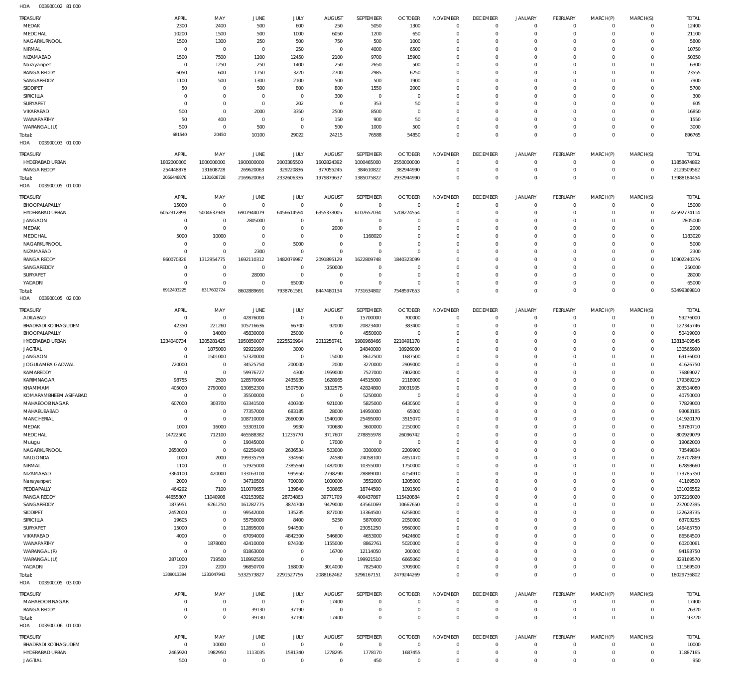HOA 003900102 81 000

| TREASURY | APRIL | MAY | JUNE | JULY | AUGUST | SEPTEMBER | OCTOBER | NOVEMBER | DECEMBER | JANUARY | FEBRUARY | MARCH(P) | MARCH(S) | TOTAL |
|---|---|---|---|---|---|---|---|---|---|---|---|---|---|---|
| MEDAK | 2300 | 2400 | 500 | 600 | 250 | 5050 | 1300 | 0 | 0 | 0 | 0 | 0 | 0 | 12400 |
| MEDCHAL | 10200 | 1500 | 500 | 1000 | 6050 | 1200 | 650 | 0 | 0 | 0 | 0 | 0 | 0 | 21100 |
| NAGARKURNOOL | 1500 | 1300 | 250 | 500 | 750 | 500 | 1000 | 0 | 0 | 0 | 0 | 0 | 0 | 5800 |
| NIRMAL | 0 | 0 | 0 | 250 | 0 | 4000 | 6500 | 0 | 0 | 0 | 0 | 0 | 0 | 10750 |
| NIZAMABAD | 1500 | 7500 | 1200 | 12450 | 2100 | 9700 | 15900 | 0 | 0 | 0 | 0 | 0 | 0 | 50350 |
| Narayanpet | 0 | 1250 | 250 | 1400 | 250 | 2650 | 500 | 0 | 0 | 0 | 0 | 0 | 0 | 6300 |
| RANGA REDDY | 6050 | 600 | 1750 | 3220 | 2700 | 2985 | 6250 | 0 | 0 | 0 | 0 | 0 | 0 | 23555 |
| SANGAREDDY | 1100 | 500 | 1300 | 2100 | 500 | 500 | 1900 | 0 | 0 | 0 | 0 | 0 | 0 | 7900 |
| SIDDIPET | 50 | 0 | 500 | 800 | 800 | 1550 | 2000 | 0 | 0 | 0 | 0 | 0 | 0 | 5700 |
| SIRICILLA | 0 | 0 | 0 | 0 | 300 | 0 | 0 | 0 | 0 | 0 | 0 | 0 | 0 | 300 |
| SURYAPET | 0 | 0 | 0 | 202 | 0 | 353 | 50 | 0 | 0 | 0 | 0 | 0 | 0 | 605 |
| VIKARABAD | 500 | 0 | 2000 | 3350 | 2500 | 8500 | 0 | 0 | 0 | 0 | 0 | 0 | 0 | 16850 |
| WANAPARTHY | 50 | 400 | 0 | 0 | 150 | 900 | 50 | 0 | 0 | 0 | 0 | 0 | 0 | 1550 |
| WARANGAL (U) | 500 | 0 | 500 | 0 | 500 | 1000 | 500 | 0 | 0 | 0 | 0 | 0 | 0 | 3000 |
| Total: | 681540 | 20450 | 10100 | 29022 | 24215 | 76588 | 54850 | 0 | 0 | 0 | 0 | 0 | 0 | 896765 |

HOA 003900103 01 000

| TREASURY | APRIL | MAY | JUNE | JULY | AUGUST | SEPTEMBER | OCTOBER | NOVEMBER | DECEMBER | JANUARY | FEBRUARY | MARCH(P) | MARCH(S) | TOTAL |
|---|---|---|---|---|---|---|---|---|---|---|---|---|---|---|
| HYDERABAD URBAN | 1802000000 | 1000000000 | 1900000000 | 2003385500 | 1602824392 | 1000465000 | 2550000000 | 0 | 0 | 0 | 0 | 0 | 0 | 11858674892 |
| RANGA REDDY | 254448878 | 131608728 | 269620063 | 329220836 | 377055245 | 384610822 | 382944990 | 0 | 0 | 0 | 0 | 0 | 0 | 2129509562 |
| Total: | 2056448878 | 1131608728 | 2169620063 | 2332606336 | 1979879637 | 1385075822 | 2932944990 | 0 | 0 | 0 | 0 | 0 | 0 | 13988184454 |

HOA 003900105 01 000

| TREASURY | APRIL | MAY | JUNE | JULY | AUGUST | SEPTEMBER | OCTOBER | NOVEMBER | DECEMBER | JANUARY | FEBRUARY | MARCH(P) | MARCH(S) | TOTAL |
|---|---|---|---|---|---|---|---|---|---|---|---|---|---|---|
| BHOOPALAPALLY | 15000 | 0 | 0 | 0 | 0 | 0 | 0 | 0 | 0 | 0 | 0 | 0 | 0 | 15000 |
| HYDERABAD URBAN | 6052312899 | 5004637949 | 6907944079 | 6456614594 | 6355333005 | 6107657034 | 5708274554 | 0 | 0 | 0 | 0 | 0 | 0 | 42592774114 |
| JANGAON | 0 | 0 | 2805000 | 0 | 0 | 0 | 0 | 0 | 0 | 0 | 0 | 0 | 0 | 2805000 |
| MEDAK | 0 | 0 | 0 | 0 | 2000 | 0 | 0 | 0 | 0 | 0 | 0 | 0 | 0 | 2000 |
| MEDCHAL | 5000 | 10000 | 0 | 0 | 0 | 1168020 | 0 | 0 | 0 | 0 | 0 | 0 | 0 | 1183020 |
| NAGARKURNOOL | 0 | 0 | 0 | 5000 | 0 | 0 | 0 | 0 | 0 | 0 | 0 | 0 | 0 | 5000 |
| NIZAMABAD | 0 | 0 | 2300 | 0 | 0 | 0 | 0 | 0 | 0 | 0 | 0 | 0 | 0 | 2300 |
| RANGA REDDY | 860070326 | 1312954775 | 1692110312 | 1482076987 | 2091895129 | 1622809748 | 1840323099 | 0 | 0 | 0 | 0 | 0 | 0 | 10902240376 |
| SANGAREDDY | 0 | 0 | 0 | 0 | 250000 | 0 | 0 | 0 | 0 | 0 | 0 | 0 | 0 | 250000 |
| SURYAPET | 0 | 0 | 28000 | 0 | 0 | 0 | 0 | 0 | 0 | 0 | 0 | 0 | 0 | 28000 |
| YADADRI | 0 | 0 | 0 | 65000 | 0 | 0 | 0 | 0 | 0 | 0 | 0 | 0 | 0 | 65000 |
| Total: | 6912403225 | 6317602724 | 8602889691 | 7938761581 | 8447480134 | 7731634802 | 7548597653 | 0 | 0 | 0 | 0 | 0 | 0 | 53499369810 |

HOA 003900105 02 000

| TREASURY | APRIL | MAY | JUNE | JULY | AUGUST | SEPTEMBER | OCTOBER | NOVEMBER | DECEMBER | JANUARY | FEBRUARY | MARCH(P) | MARCH(S) | TOTAL |
|---|---|---|---|---|---|---|---|---|---|---|---|---|---|---|
| ADILABAD | 0 | 0 | 42876000 | 0 | 0 | 15700000 | 700000 | 0 | 0 | 0 | 0 | 0 | 0 | 59276000 |
| BHADRADI KOTHAGUDEM | 42350 | 221260 | 105716636 | 66700 | 92000 | 20823400 | 383400 | 0 | 0 | 0 | 0 | 0 | 0 | 127345746 |
| BHOOPALAPALLY | 0 | 14000 | 45830000 | 25000 | 0 | 4550000 | 0 | 0 | 0 | 0 | 0 | 0 | 0 | 50419000 |
| HYDERABAD URBAN | 1234040734 | 1205281425 | 1950850007 | 2225520994 | 2011256741 | 1980968466 | 2210491178 | 0 | 0 | 0 | 0 | 0 | 0 | 12818409545 |
| JAGTIAL | 0 | 1875000 | 92921990 | 3000 | 0 | 24840000 | 10926000 | 0 | 0 | 0 | 0 | 0 | 0 | 130565990 |
| JANGAON | 0 | 1501000 | 57320000 | 0 | 15000 | 8612500 | 1687500 | 0 | 0 | 0 | 0 | 0 | 0 | 69136000 |
| JOGULAMBA GADWAL | 720000 | 0 | 34525750 | 200000 | 2000 | 3270000 | 2909000 | 0 | 0 | 0 | 0 | 0 | 0 | 41626750 |
| KAMAREDDY | 0 | 0 | 59976727 | 4300 | 1959000 | 7527000 | 7402000 | 0 | 0 | 0 | 0 | 0 | 0 | 76869027 |
| KARIMNAGAR | 98755 | 2500 | 128570064 | 2435935 | 1628965 | 44515000 | 2118000 | 0 | 0 | 0 | 0 | 0 | 0 | 179369219 |
| KHAMMAM | 405000 | 2790000 | 130852300 | 1507500 | 5102575 | 42824800 | 20031905 | 0 | 0 | 0 | 0 | 0 | 0 | 203514080 |
| KOMARAMBHEEM ASIFABAD | 0 | 0 | 35500000 | 0 | 0 | 5250000 | 0 | 0 | 0 | 0 | 0 | 0 | 0 | 40750000 |
| MAHABOOB NAGAR | 607000 | 303700 | 63341500 | 400300 | 921000 | 5825000 | 6430500 | 0 | 0 | 0 | 0 | 0 | 0 | 77829000 |
| MAHABUBABAD | 0 | 0 | 77357000 | 683185 | 28000 | 14950000 | 65000 | 0 | 0 | 0 | 0 | 0 | 0 | 93083185 |
| MANCHERIAL | 0 | 0 | 108710000 | 2660000 | 1540100 | 25495000 | 3515070 | 0 | 0 | 0 | 0 | 0 | 0 | 141920170 |
| MEDAK | 1000 | 16000 | 53303100 | 9930 | 700680 | 3600000 | 2150000 | 0 | 0 | 0 | 0 | 0 | 0 | 59780710 |
| MEDCHAL | 14722500 | 712100 | 465588382 | 11235770 | 3717607 | 278855978 | 26096742 | 0 | 0 | 0 | 0 | 0 | 0 | 800929079 |
| Mulugu | 0 | 0 | 19045000 | 0 | 17000 | 0 | 0 | 0 | 0 | 0 | 0 | 0 | 0 | 19062000 |
| NAGARKURNOOL | 2650000 | 0 | 62250400 | 2636534 | 503000 | 3300000 | 2209900 | 0 | 0 | 0 | 0 | 0 | 0 | 73549834 |
| NALGONDA | 1000 | 2000 | 199335759 | 334960 | 24580 | 24058100 | 4951470 | 0 | 0 | 0 | 0 | 0 | 0 | 228707869 |
| NIRMAL | 1100 | 0 | 51925000 | 2385560 | 1482000 | 10355000 | 1750000 | 0 | 0 | 0 | 0 | 0 | 0 | 67898660 |
| NIZAMABAD | 3364100 | 420000 | 133163100 | 995950 | 2798290 | 28889000 | 4154910 | 0 | 0 | 0 | 0 | 0 | 0 | 173785350 |
| Narayanpet | 2000 | 0 | 34710500 | 700000 | 1000000 | 3552000 | 1205000 | 0 | 0 | 0 | 0 | 0 | 0 | 41169500 |
| PEDDAPALLY | 464292 | 7100 | 110070655 | 139840 | 508665 | 18744500 | 1091500 | 0 | 0 | 0 | 0 | 0 | 0 | 131026552 |
| RANGA REDDY | 44655807 | 11040908 | 432153982 | 28734863 | 39771709 | 400437867 | 115420884 | 0 | 0 | 0 | 0 | 0 | 0 | 1072216020 |
| SANGAREDDY | 1875951 | 6261250 | 161282775 | 3874700 | 9479000 | 43561069 | 10667650 | 0 | 0 | 0 | 0 | 0 | 0 | 237002395 |
| SIDDIPET | 2452000 | 0 | 99542000 | 135235 | 877000 | 13364500 | 6258000 | 0 | 0 | 0 | 0 | 0 | 0 | 122628735 |
| SIRICILLA | 19605 | 0 | 55750000 | 8400 | 5250 | 5870000 | 2050000 | 0 | 0 | 0 | 0 | 0 | 0 | 63703255 |
| SURYAPET | 15000 | 0 | 112895000 | 944500 | 0 | 23051250 | 9560000 | 0 | 0 | 0 | 0 | 0 | 0 | 146465750 |
| VIKARABAD | 4000 | 0 | 67094000 | 4842300 | 546600 | 4653000 | 9424600 | 0 | 0 | 0 | 0 | 0 | 0 | 86564500 |
| WANAPARTHY | 0 | 1878000 | 42410000 | 874300 | 1155000 | 8862761 | 5020000 | 0 | 0 | 0 | 0 | 0 | 0 | 60200061 |
| WARANGAL (R) | 0 | 0 | 81863000 | 0 | 16700 | 12114050 | 200000 | 0 | 0 | 0 | 0 | 0 | 0 | 94193750 |
| WARANGAL (U) | 2871000 | 719500 | 118992500 | 0 | 0 | 199921510 | 6665060 | 0 | 0 | 0 | 0 | 0 | 0 | 329169570 |
| YADADRI | 200 | 2200 | 96850700 | 168000 | 3014000 | 7825400 | 3709000 | 0 | 0 | 0 | 0 | 0 | 0 | 111569500 |
| Total: | 1309013394 | 1233047943 | 5332573827 | 2291527756 | 2088162462 | 3296167151 | 2479244269 | 0 | 0 | 0 | 0 | 0 | 0 | 18029736802 |

HOA 003900105 03 000

| TREASURY | APRIL | MAY | JUNE | JULY | AUGUST | SEPTEMBER | OCTOBER | NOVEMBER | DECEMBER | JANUARY | FEBRUARY | MARCH(P) | MARCH(S) | TOTAL |
|---|---|---|---|---|---|---|---|---|---|---|---|---|---|---|
| MAHABOOB NAGAR | 0 | 0 | 0 | 0 | 17400 | 0 | 0 | 0 | 0 | 0 | 0 | 0 | 0 | 17400 |
| RANGA REDDY | 0 | 0 | 39130 | 37190 | 0 | 0 | 0 | 0 | 0 | 0 | 0 | 0 | 0 | 76320 |
| Total: | 0 | 0 | 39130 | 37190 | 17400 | 0 | 0 | 0 | 0 | 0 | 0 | 0 | 0 | 93720 |

HOA 003900106 01 000

| TREASURY | APRIL | MAY | JUNE | JULY | AUGUST | SEPTEMBER | OCTOBER | NOVEMBER | DECEMBER | JANUARY | FEBRUARY | MARCH(P) | MARCH(S) | TOTAL |
|---|---|---|---|---|---|---|---|---|---|---|---|---|---|---|
| BHADRADI KOTHAGUDEM | 0 | 10000 | 0 | 0 | 0 | 0 | 0 | 0 | 0 | 0 | 0 | 0 | 0 | 10000 |
| HYDERABAD URBAN | 2465920 | 1982950 | 1113035 | 1581340 | 1278295 | 1778170 | 1687455 | 0 | 0 | 0 | 0 | 0 | 0 | 11887165 |
| JAGTIAL | 500 | 0 | 0 | 0 | 0 | 450 | 0 | 0 | 0 | 0 | 0 | 0 | 0 | 950 |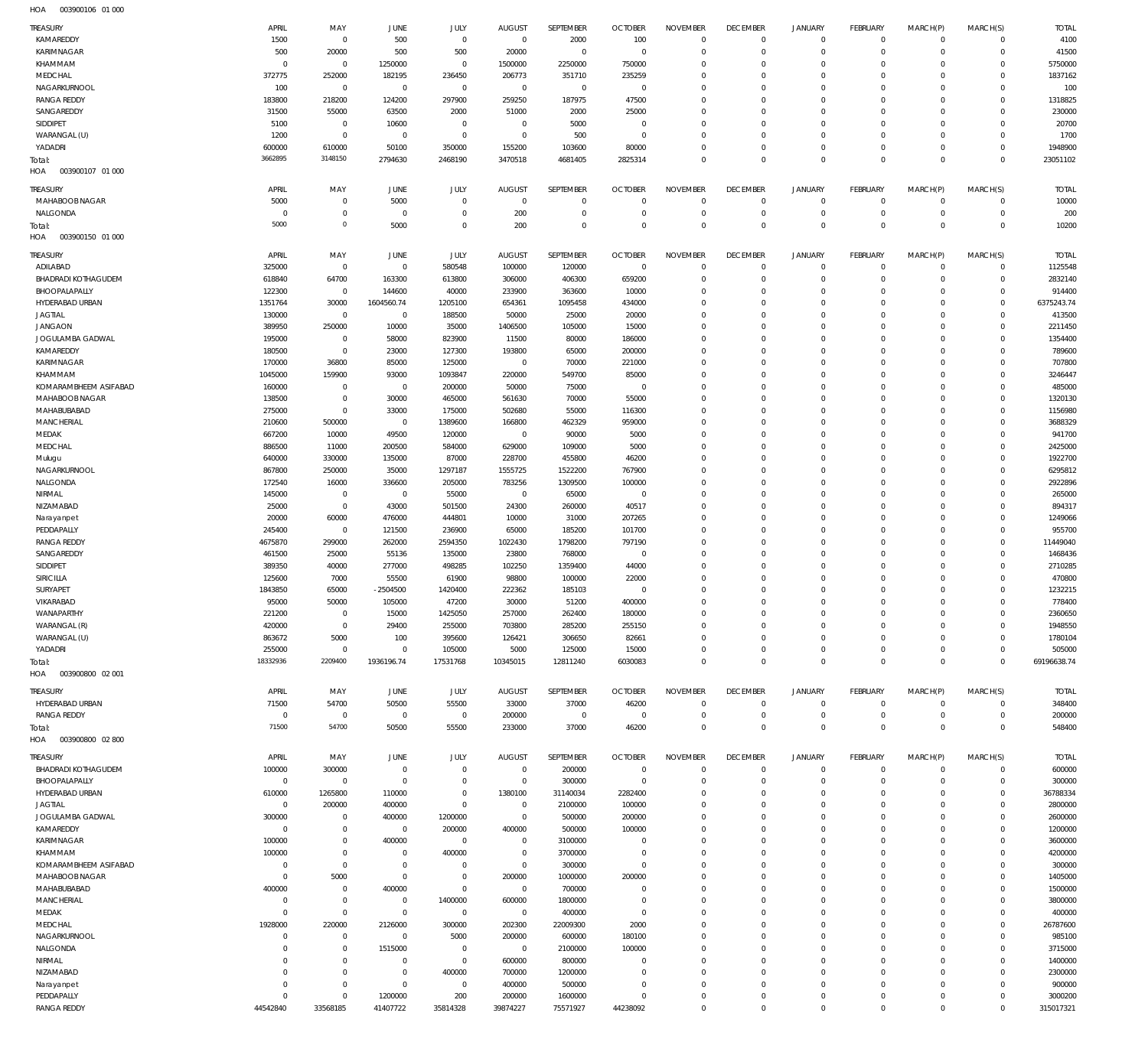HOA 003900106 01 000

| TREASURY | APRIL | MAY | JUNE | JULY | AUGUST | SEPTEMBER | OCTOBER | NOVEMBER | DECEMBER | JANUARY | FEBRUARY | MARCH(P) | MARCH(S) | TOTAL |
|---|---|---|---|---|---|---|---|---|---|---|---|---|---|---|
| KAMAREDDY | 1500 | 0 | 500 | 0 | 0 | 2000 | 100 | 0 | 0 | 0 | 0 | 0 | 0 | 4100 |
| KARIMNAGAR | 500 | 20000 | 500 | 500 | 20000 | 0 | 0 | 0 | 0 | 0 | 0 | 0 | 0 | 41500 |
| KHAMMAM | 0 | 0 | 1250000 | 0 | 1500000 | 2250000 | 750000 | 0 | 0 | 0 | 0 | 0 | 0 | 5750000 |
| MEDCHAL | 372775 | 252000 | 182195 | 236450 | 206773 | 351710 | 235259 | 0 | 0 | 0 | 0 | 0 | 0 | 1837162 |
| NAGARKURNOOL | 100 | 0 | 0 | 0 | 0 | 0 | 0 | 0 | 0 | 0 | 0 | 0 | 0 | 100 |
| RANGA REDDY | 183800 | 218200 | 124200 | 297900 | 259250 | 187975 | 47500 | 0 | 0 | 0 | 0 | 0 | 0 | 1318825 |
| SANGAREDDY | 31500 | 55000 | 63500 | 2000 | 51000 | 2000 | 25000 | 0 | 0 | 0 | 0 | 0 | 0 | 230000 |
| SIDDIPET | 5100 | 0 | 10600 | 0 | 0 | 5000 | 0 | 0 | 0 | 0 | 0 | 0 | 0 | 20700 |
| WARANGAL (U) | 1200 | 0 | 0 | 0 | 0 | 500 | 0 | 0 | 0 | 0 | 0 | 0 | 0 | 1700 |
| YADADRI | 600000 | 610000 | 50100 | 350000 | 155200 | 103600 | 80000 | 0 | 0 | 0 | 0 | 0 | 0 | 1948900 |
| Total: | 3662895 | 3148150 | 2794630 | 2468190 | 3470518 | 4681405 | 2825314 | 0 | 0 | 0 | 0 | 0 | 0 | 23051102 |

HOA 003900107 01 000

| TREASURY | APRIL | MAY | JUNE | JULY | AUGUST | SEPTEMBER | OCTOBER | NOVEMBER | DECEMBER | JANUARY | FEBRUARY | MARCH(P) | MARCH(S) | TOTAL |
|---|---|---|---|---|---|---|---|---|---|---|---|---|---|---|
| MAHABOOB NAGAR | 5000 | 0 | 5000 | 0 | 0 | 0 | 0 | 0 | 0 | 0 | 0 | 0 | 0 | 10000 |
| NALGONDA | 0 | 0 | 0 | 0 | 200 | 0 | 0 | 0 | 0 | 0 | 0 | 0 | 0 | 200 |
| Total: | 5000 | 0 | 5000 | 0 | 200 | 0 | 0 | 0 | 0 | 0 | 0 | 0 | 0 | 10200 |

HOA 003900150 01 000

| TREASURY | APRIL | MAY | JUNE | JULY | AUGUST | SEPTEMBER | OCTOBER | NOVEMBER | DECEMBER | JANUARY | FEBRUARY | MARCH(P) | MARCH(S) | TOTAL |
|---|---|---|---|---|---|---|---|---|---|---|---|---|---|---|
| ADILABAD | 325000 | 0 | 0 | 580548 | 100000 | 120000 | 0 | 0 | 0 | 0 | 0 | 0 | 0 | 1125548 |
| BHADRADI KOTHAGUDEM | 618840 | 64700 | 163300 | 613800 | 306000 | 406300 | 659200 | 0 | 0 | 0 | 0 | 0 | 0 | 2832140 |
| BHOOPALAPALLY | 122300 | 0 | 144600 | 40000 | 233900 | 363600 | 10000 | 0 | 0 | 0 | 0 | 0 | 0 | 914400 |
| HYDERABAD URBAN | 1351764 | 30000 | 1604560.74 | 1205100 | 654361 | 1095458 | 434000 | 0 | 0 | 0 | 0 | 0 | 0 | 6375243.74 |
| JAGTIAL | 130000 | 0 | 0 | 188500 | 50000 | 25000 | 20000 | 0 | 0 | 0 | 0 | 0 | 0 | 413500 |
| JANGAON | 389950 | 250000 | 10000 | 35000 | 1406500 | 105000 | 15000 | 0 | 0 | 0 | 0 | 0 | 0 | 2211450 |
| JOGULAMBA GADWAL | 195000 | 0 | 58000 | 823900 | 11500 | 80000 | 186000 | 0 | 0 | 0 | 0 | 0 | 0 | 1354400 |
| KAMAREDDY | 180500 | 0 | 23000 | 127300 | 193800 | 65000 | 200000 | 0 | 0 | 0 | 0 | 0 | 0 | 789600 |
| KARIMNAGAR | 170000 | 36800 | 85000 | 125000 | 0 | 70000 | 221000 | 0 | 0 | 0 | 0 | 0 | 0 | 707800 |
| KHAMMAM | 1045000 | 159900 | 93000 | 1093847 | 220000 | 549700 | 85000 | 0 | 0 | 0 | 0 | 0 | 0 | 3246447 |
| KOMARAMBHEEM ASIFABAD | 160000 | 0 | 0 | 200000 | 50000 | 75000 | 0 | 0 | 0 | 0 | 0 | 0 | 0 | 485000 |
| MAHABOOB NAGAR | 138500 | 0 | 30000 | 465000 | 561630 | 70000 | 55000 | 0 | 0 | 0 | 0 | 0 | 0 | 1320130 |
| MAHABUBABAD | 275000 | 0 | 33000 | 175000 | 502680 | 55000 | 116300 | 0 | 0 | 0 | 0 | 0 | 0 | 1156980 |
| MANCHERIAL | 210600 | 500000 | 0 | 1389600 | 166800 | 462329 | 959000 | 0 | 0 | 0 | 0 | 0 | 0 | 3688329 |
| MEDAK | 667200 | 10000 | 49500 | 120000 | 0 | 90000 | 5000 | 0 | 0 | 0 | 0 | 0 | 0 | 941700 |
| MEDCHAL | 886500 | 11000 | 200500 | 584000 | 629000 | 109000 | 5000 | 0 | 0 | 0 | 0 | 0 | 0 | 2425000 |
| Mulugu | 640000 | 330000 | 135000 | 87000 | 228700 | 455800 | 46200 | 0 | 0 | 0 | 0 | 0 | 0 | 1922700 |
| NAGARKURNOOL | 867800 | 250000 | 35000 | 1297187 | 1555725 | 1522200 | 767900 | 0 | 0 | 0 | 0 | 0 | 0 | 6295812 |
| NALGONDA | 172540 | 16000 | 336600 | 205000 | 783256 | 1309500 | 100000 | 0 | 0 | 0 | 0 | 0 | 0 | 2922896 |
| NIRMAL | 145000 | 0 | 0 | 55000 | 0 | 65000 | 0 | 0 | 0 | 0 | 0 | 0 | 0 | 265000 |
| NIZAMABAD | 25000 | 0 | 43000 | 501500 | 24300 | 260000 | 40517 | 0 | 0 | 0 | 0 | 0 | 0 | 894317 |
| Narayanpet | 20000 | 60000 | 476000 | 444801 | 10000 | 31000 | 207265 | 0 | 0 | 0 | 0 | 0 | 0 | 1249066 |
| PEDDAPALLY | 245400 | 0 | 121500 | 236900 | 65000 | 185200 | 101700 | 0 | 0 | 0 | 0 | 0 | 0 | 955700 |
| RANGA REDDY | 4675870 | 299000 | 262000 | 2594350 | 1022430 | 1798200 | 797190 | 0 | 0 | 0 | 0 | 0 | 0 | 11449040 |
| SANGAREDDY | 461500 | 25000 | 55136 | 135000 | 23800 | 768000 | 0 | 0 | 0 | 0 | 0 | 0 | 0 | 1468436 |
| SIDDIPET | 389350 | 40000 | 277000 | 498285 | 102250 | 1359400 | 44000 | 0 | 0 | 0 | 0 | 0 | 0 | 2710285 |
| SIRICILLA | 125600 | 7000 | 55500 | 61900 | 98800 | 100000 | 22000 | 0 | 0 | 0 | 0 | 0 | 0 | 470800 |
| SURYAPET | 1843850 | 65000 | -2504500 | 1420400 | 222362 | 185103 | 0 | 0 | 0 | 0 | 0 | 0 | 0 | 1232215 |
| VIKARABAD | 95000 | 50000 | 105000 | 47200 | 30000 | 51200 | 400000 | 0 | 0 | 0 | 0 | 0 | 0 | 778400 |
| WANAPARTHY | 221200 | 0 | 15000 | 1425050 | 257000 | 262400 | 180000 | 0 | 0 | 0 | 0 | 0 | 0 | 2360650 |
| WARANGAL (R) | 420000 | 0 | 29400 | 255000 | 703800 | 285200 | 255150 | 0 | 0 | 0 | 0 | 0 | 0 | 1948550 |
| WARANGAL (U) | 863672 | 5000 | 100 | 395600 | 126421 | 306650 | 82661 | 0 | 0 | 0 | 0 | 0 | 0 | 1780104 |
| YADADRI | 255000 | 0 | 0 | 105000 | 5000 | 125000 | 15000 | 0 | 0 | 0 | 0 | 0 | 0 | 505000 |
| Total: | 18332936 | 2209400 | 1936196.74 | 17531768 | 10345015 | 12811240 | 6030083 | 0 | 0 | 0 | 0 | 0 | 0 | 69196638.74 |

HOA 003900800 02 001

| TREASURY | APRIL | MAY | JUNE | JULY | AUGUST | SEPTEMBER | OCTOBER | NOVEMBER | DECEMBER | JANUARY | FEBRUARY | MARCH(P) | MARCH(S) | TOTAL |
|---|---|---|---|---|---|---|---|---|---|---|---|---|---|---|
| HYDERABAD URBAN | 71500 | 54700 | 50500 | 55500 | 33000 | 37000 | 46200 | 0 | 0 | 0 | 0 | 0 | 0 | 348400 |
| RANGA REDDY | 0 | 0 | 0 | 0 | 200000 | 0 | 0 | 0 | 0 | 0 | 0 | 0 | 0 | 200000 |
| Total: | 71500 | 54700 | 50500 | 55500 | 233000 | 37000 | 46200 | 0 | 0 | 0 | 0 | 0 | 0 | 548400 |

HOA 003900800 02 800

| TREASURY | APRIL | MAY | JUNE | JULY | AUGUST | SEPTEMBER | OCTOBER | NOVEMBER | DECEMBER | JANUARY | FEBRUARY | MARCH(P) | MARCH(S) | TOTAL |
|---|---|---|---|---|---|---|---|---|---|---|---|---|---|---|
| BHADRADI KOTHAGUDEM | 100000 | 300000 | 0 | 0 | 0 | 200000 | 0 | 0 | 0 | 0 | 0 | 0 | 0 | 600000 |
| BHOOPALAPALLY | 0 | 0 | 0 | 0 | 0 | 300000 | 0 | 0 | 0 | 0 | 0 | 0 | 0 | 300000 |
| HYDERABAD URBAN | 610000 | 1265800 | 110000 | 0 | 1380100 | 31140034 | 2282400 | 0 | 0 | 0 | 0 | 0 | 0 | 36788334 |
| JAGTIAL | 0 | 200000 | 400000 | 0 | 0 | 2100000 | 100000 | 0 | 0 | 0 | 0 | 0 | 0 | 2800000 |
| JOGULAMBA GADWAL | 300000 | 0 | 400000 | 1200000 | 0 | 500000 | 200000 | 0 | 0 | 0 | 0 | 0 | 0 | 2600000 |
| KAMAREDDY | 0 | 0 | 0 | 200000 | 400000 | 500000 | 100000 | 0 | 0 | 0 | 0 | 0 | 0 | 1200000 |
| KARIMNAGAR | 100000 | 0 | 400000 | 0 | 0 | 3100000 | 0 | 0 | 0 | 0 | 0 | 0 | 0 | 3600000 |
| KHAMMAM | 100000 | 0 | 0 | 400000 | 0 | 3700000 | 0 | 0 | 0 | 0 | 0 | 0 | 0 | 4200000 |
| KOMARAMBHEEM ASIFABAD | 0 | 0 | 0 | 0 | 0 | 300000 | 0 | 0 | 0 | 0 | 0 | 0 | 0 | 300000 |
| MAHABOOB NAGAR | 0 | 5000 | 0 | 0 | 200000 | 1000000 | 200000 | 0 | 0 | 0 | 0 | 0 | 0 | 1405000 |
| MAHABUBABAD | 400000 | 0 | 400000 | 0 | 0 | 700000 | 0 | 0 | 0 | 0 | 0 | 0 | 0 | 1500000 |
| MANCHERIAL | 0 | 0 | 0 | 1400000 | 600000 | 1800000 | 0 | 0 | 0 | 0 | 0 | 0 | 0 | 3800000 |
| MEDAK | 0 | 0 | 0 | 0 | 0 | 400000 | 0 | 0 | 0 | 0 | 0 | 0 | 0 | 400000 |
| MEDCHAL | 1928000 | 220000 | 2126000 | 300000 | 202300 | 22009300 | 2000 | 0 | 0 | 0 | 0 | 0 | 0 | 26787600 |
| NAGARKURNOOL | 0 | 0 | 0 | 5000 | 200000 | 600000 | 180100 | 0 | 0 | 0 | 0 | 0 | 0 | 985100 |
| NALGONDA | 0 | 0 | 1515000 | 0 | 0 | 2100000 | 100000 | 0 | 0 | 0 | 0 | 0 | 0 | 3715000 |
| NIRMAL | 0 | 0 | 0 | 0 | 600000 | 800000 | 0 | 0 | 0 | 0 | 0 | 0 | 0 | 1400000 |
| NIZAMABAD | 0 | 0 | 0 | 400000 | 700000 | 1200000 | 0 | 0 | 0 | 0 | 0 | 0 | 0 | 2300000 |
| Narayanpet | 0 | 0 | 0 | 0 | 400000 | 500000 | 0 | 0 | 0 | 0 | 0 | 0 | 0 | 900000 |
| PEDDAPALLY | 0 | 0 | 1200000 | 200 | 200000 | 1600000 | 0 | 0 | 0 | 0 | 0 | 0 | 0 | 3000200 |
| RANGA REDDY | 44542840 | 33568185 | 41407722 | 35814328 | 39874227 | 75571927 | 44238092 | 0 | 0 | 0 | 0 | 0 | 0 | 315017321 |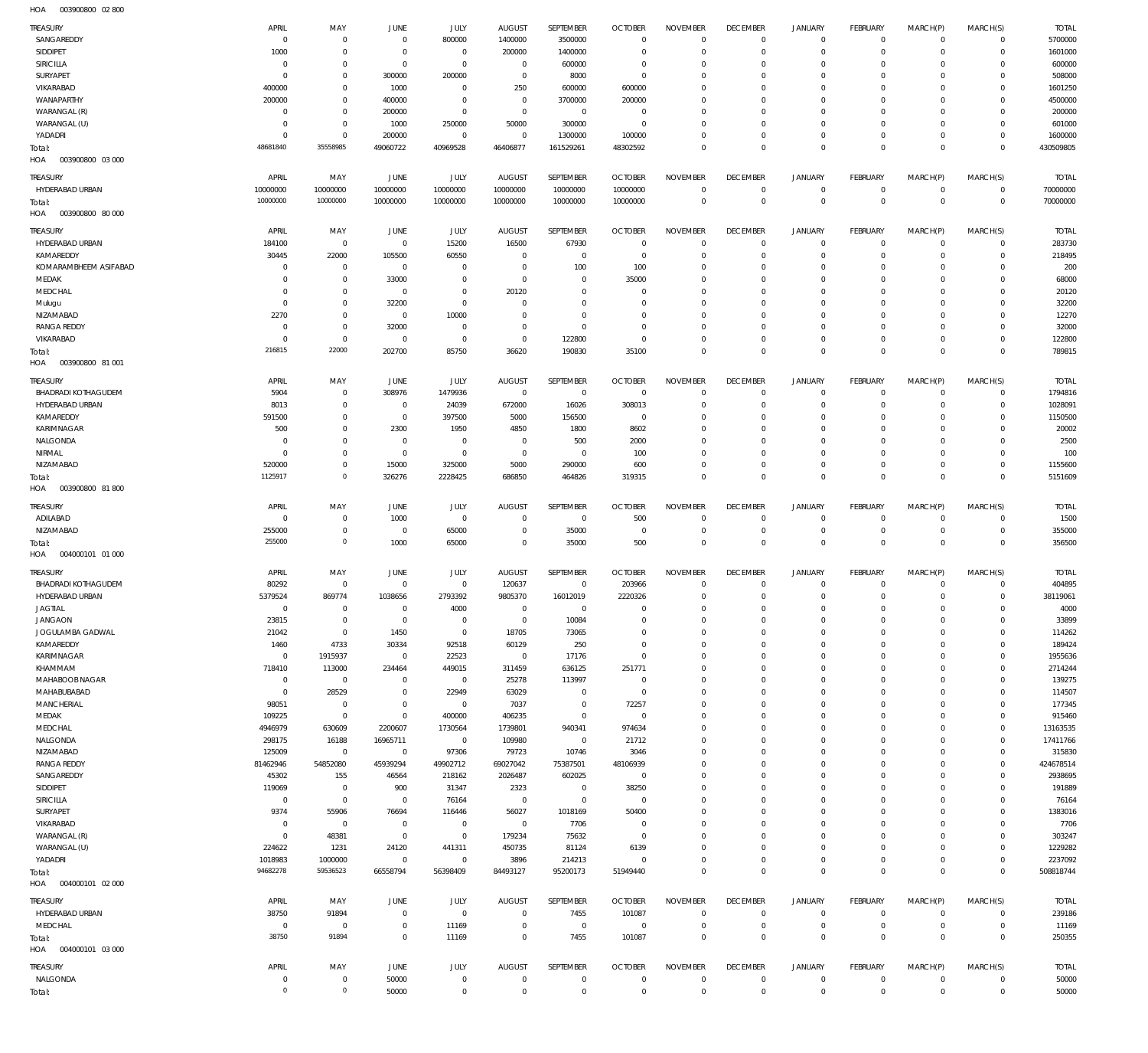HOA 003900800 02 800

| TREASURY | APRIL | MAY | JUNE | JULY | AUGUST | SEPTEMBER | OCTOBER | NOVEMBER | DECEMBER | JANUARY | FEBRUARY | MARCH(P) | MARCH(S) | TOTAL |
|---|---|---|---|---|---|---|---|---|---|---|---|---|---|---|
| SANGAREDDY | 0 | 0 | 0 | 800000 | 1400000 | 3500000 | 0 | 0 | 0 | 0 | 0 | 0 | 0 | 5700000 |
| SIDDIPET | 1000 | 0 | 0 | 0 | 200000 | 1400000 | 0 | 0 | 0 | 0 | 0 | 0 | 0 | 1601000 |
| SIRICILLA | 0 | 0 | 0 | 0 | 0 | 600000 | 0 | 0 | 0 | 0 | 0 | 0 | 0 | 600000 |
| SURYAPET | 0 | 0 | 300000 | 200000 | 0 | 8000 | 0 | 0 | 0 | 0 | 0 | 0 | 0 | 508000 |
| VIKARABAD | 400000 | 0 | 1000 | 0 | 250 | 600000 | 600000 | 0 | 0 | 0 | 0 | 0 | 0 | 1601250 |
| WANAPARTHY | 200000 | 0 | 400000 | 0 | 0 | 3700000 | 200000 | 0 | 0 | 0 | 0 | 0 | 0 | 4500000 |
| WARANGAL (R) | 0 | 0 | 200000 | 0 | 0 | 0 | 0 | 0 | 0 | 0 | 0 | 0 | 0 | 200000 |
| WARANGAL (U) | 0 | 0 | 1000 | 250000 | 50000 | 300000 | 0 | 0 | 0 | 0 | 0 | 0 | 0 | 601000 |
| YADADRI | 0 | 0 | 200000 | 0 | 0 | 1300000 | 100000 | 0 | 0 | 0 | 0 | 0 | 0 | 1600000 |
| Total: | 48681840 | 35558985 | 49060722 | 40969528 | 46406877 | 161529261 | 48302592 | 0 | 0 | 0 | 0 | 0 | 0 | 430509805 |

HOA 003900800 03 000

| TREASURY | APRIL | MAY | JUNE | JULY | AUGUST | SEPTEMBER | OCTOBER | NOVEMBER | DECEMBER | JANUARY | FEBRUARY | MARCH(P) | MARCH(S) | TOTAL |
|---|---|---|---|---|---|---|---|---|---|---|---|---|---|---|
| HYDERABAD URBAN | 10000000 | 10000000 | 10000000 | 10000000 | 10000000 | 10000000 | 10000000 | 0 | 0 | 0 | 0 | 0 | 0 | 70000000 |
| Total: | 10000000 | 10000000 | 10000000 | 10000000 | 10000000 | 10000000 | 10000000 | 0 | 0 | 0 | 0 | 0 | 0 | 70000000 |

HOA 003900800 80 000

| TREASURY | APRIL | MAY | JUNE | JULY | AUGUST | SEPTEMBER | OCTOBER | NOVEMBER | DECEMBER | JANUARY | FEBRUARY | MARCH(P) | MARCH(S) | TOTAL |
|---|---|---|---|---|---|---|---|---|---|---|---|---|---|---|
| HYDERABAD URBAN | 184100 | 0 | 0 | 15200 | 16500 | 67930 | 0 | 0 | 0 | 0 | 0 | 0 | 0 | 283730 |
| KAMAREDDY | 30445 | 22000 | 105500 | 60550 | 0 | 0 | 0 | 0 | 0 | 0 | 0 | 0 | 0 | 218495 |
| KOMARAMBHEEM ASIFABAD | 0 | 0 | 0 | 0 | 0 | 100 | 100 | 0 | 0 | 0 | 0 | 0 | 0 | 200 |
| MEDAK | 0 | 0 | 33000 | 0 | 0 | 0 | 35000 | 0 | 0 | 0 | 0 | 0 | 0 | 68000 |
| MEDCHAL | 0 | 0 | 0 | 0 | 20120 | 0 | 0 | 0 | 0 | 0 | 0 | 0 | 0 | 20120 |
| Mulugu | 0 | 0 | 32200 | 0 | 0 | 0 | 0 | 0 | 0 | 0 | 0 | 0 | 0 | 32200 |
| NIZAMABAD | 2270 | 0 | 0 | 10000 | 0 | 0 | 0 | 0 | 0 | 0 | 0 | 0 | 0 | 12270 |
| RANGA REDDY | 0 | 0 | 32000 | 0 | 0 | 0 | 0 | 0 | 0 | 0 | 0 | 0 | 0 | 32000 |
| VIKARABAD | 0 | 0 | 0 | 0 | 0 | 122800 | 0 | 0 | 0 | 0 | 0 | 0 | 0 | 122800 |
| Total: | 216815 | 22000 | 202700 | 85750 | 36620 | 190830 | 35100 | 0 | 0 | 0 | 0 | 0 | 0 | 789815 |

HOA 003900800 81 001

| TREASURY | APRIL | MAY | JUNE | JULY | AUGUST | SEPTEMBER | OCTOBER | NOVEMBER | DECEMBER | JANUARY | FEBRUARY | MARCH(P) | MARCH(S) | TOTAL |
|---|---|---|---|---|---|---|---|---|---|---|---|---|---|---|
| BHADRADI KOTHAGUDEM | 5904 | 0 | 308976 | 1479936 | 0 | 0 | 0 | 0 | 0 | 0 | 0 | 0 | 0 | 1794816 |
| HYDERABAD URBAN | 8013 | 0 | 0 | 24039 | 672000 | 16026 | 308013 | 0 | 0 | 0 | 0 | 0 | 0 | 1028091 |
| KAMAREDDY | 591500 | 0 | 0 | 397500 | 5000 | 156500 | 0 | 0 | 0 | 0 | 0 | 0 | 0 | 1150500 |
| KARIMNAGAR | 500 | 0 | 2300 | 1950 | 4850 | 1800 | 8602 | 0 | 0 | 0 | 0 | 0 | 0 | 20002 |
| NALGONDA | 0 | 0 | 0 | 0 | 0 | 500 | 2000 | 0 | 0 | 0 | 0 | 0 | 0 | 2500 |
| NIRMAL | 0 | 0 | 0 | 0 | 0 | 0 | 100 | 0 | 0 | 0 | 0 | 0 | 0 | 100 |
| NIZAMABAD | 520000 | 0 | 15000 | 325000 | 5000 | 290000 | 600 | 0 | 0 | 0 | 0 | 0 | 0 | 1155600 |
| Total: | 1125917 | 0 | 326276 | 2228425 | 686850 | 464826 | 319315 | 0 | 0 | 0 | 0 | 0 | 0 | 5151609 |

HOA 003900800 81 800

| TREASURY | APRIL | MAY | JUNE | JULY | AUGUST | SEPTEMBER | OCTOBER | NOVEMBER | DECEMBER | JANUARY | FEBRUARY | MARCH(P) | MARCH(S) | TOTAL |
|---|---|---|---|---|---|---|---|---|---|---|---|---|---|---|
| ADILABAD | 0 | 0 | 1000 | 0 | 0 | 0 | 500 | 0 | 0 | 0 | 0 | 0 | 0 | 1500 |
| NIZAMABAD | 255000 | 0 | 0 | 65000 | 0 | 35000 | 0 | 0 | 0 | 0 | 0 | 0 | 0 | 355000 |
| Total: | 255000 | 0 | 1000 | 65000 | 0 | 35000 | 500 | 0 | 0 | 0 | 0 | 0 | 0 | 356500 |

HOA 004000101 01 000

| TREASURY | APRIL | MAY | JUNE | JULY | AUGUST | SEPTEMBER | OCTOBER | NOVEMBER | DECEMBER | JANUARY | FEBRUARY | MARCH(P) | MARCH(S) | TOTAL |
|---|---|---|---|---|---|---|---|---|---|---|---|---|---|---|
| BHADRADI KOTHAGUDEM | 80292 | 0 | 0 | 0 | 120637 | 0 | 203966 | 0 | 0 | 0 | 0 | 0 | 0 | 404895 |
| HYDERABAD URBAN | 5379524 | 869774 | 1038656 | 2793392 | 9805370 | 16012019 | 2220326 | 0 | 0 | 0 | 0 | 0 | 0 | 38119061 |
| JAGTIAL | 0 | 0 | 0 | 4000 | 0 | 0 | 0 | 0 | 0 | 0 | 0 | 0 | 0 | 4000 |
| JANGAON | 23815 | 0 | 0 | 0 | 0 | 10084 | 0 | 0 | 0 | 0 | 0 | 0 | 0 | 33899 |
| JOGULAMBA GADWAL | 21042 | 0 | 1450 | 0 | 18705 | 73065 | 0 | 0 | 0 | 0 | 0 | 0 | 0 | 114262 |
| KAMAREDDY | 1460 | 4733 | 30334 | 92518 | 60129 | 250 | 0 | 0 | 0 | 0 | 0 | 0 | 0 | 189424 |
| KARIMNAGAR | 0 | 1915937 | 0 | 22523 | 0 | 17176 | 0 | 0 | 0 | 0 | 0 | 0 | 0 | 1955636 |
| KHAMMAM | 718410 | 113000 | 234464 | 449015 | 311459 | 636125 | 251771 | 0 | 0 | 0 | 0 | 0 | 0 | 2714244 |
| MAHABOOB NAGAR | 0 | 0 | 0 | 0 | 25278 | 113997 | 0 | 0 | 0 | 0 | 0 | 0 | 0 | 139275 |
| MAHABUBABAD | 0 | 28529 | 0 | 22949 | 63029 | 0 | 0 | 0 | 0 | 0 | 0 | 0 | 0 | 114507 |
| MANCHERIAL | 98051 | 0 | 0 | 0 | 7037 | 0 | 72257 | 0 | 0 | 0 | 0 | 0 | 0 | 177345 |
| MEDAK | 109225 | 0 | 0 | 400000 | 406235 | 0 | 0 | 0 | 0 | 0 | 0 | 0 | 0 | 915460 |
| MEDCHAL | 4946979 | 630609 | 2200607 | 1730564 | 1739801 | 940341 | 974634 | 0 | 0 | 0 | 0 | 0 | 0 | 13163535 |
| NALGONDA | 298175 | 16188 | 16965711 | 0 | 109980 | 0 | 21712 | 0 | 0 | 0 | 0 | 0 | 0 | 17411766 |
| NIZAMABAD | 125009 | 0 | 0 | 97306 | 79723 | 10746 | 3046 | 0 | 0 | 0 | 0 | 0 | 0 | 315830 |
| RANGA REDDY | 81462946 | 54852080 | 45939294 | 49902712 | 69027042 | 75387501 | 48106939 | 0 | 0 | 0 | 0 | 0 | 0 | 424678514 |
| SANGAREDDY | 45302 | 155 | 46564 | 218162 | 2026487 | 602025 | 0 | 0 | 0 | 0 | 0 | 0 | 0 | 2938695 |
| SIDDIPET | 119069 | 0 | 900 | 31347 | 2323 | 0 | 38250 | 0 | 0 | 0 | 0 | 0 | 0 | 191889 |
| SIRICILLA | 0 | 0 | 0 | 76164 | 0 | 0 | 0 | 0 | 0 | 0 | 0 | 0 | 0 | 76164 |
| SURYAPET | 9374 | 55906 | 76694 | 116446 | 56027 | 1018169 | 50400 | 0 | 0 | 0 | 0 | 0 | 0 | 1383016 |
| VIKARABAD | 0 | 0 | 0 | 0 | 0 | 7706 | 0 | 0 | 0 | 0 | 0 | 0 | 0 | 7706 |
| WARANGAL (R) | 0 | 48381 | 0 | 0 | 179234 | 75632 | 0 | 0 | 0 | 0 | 0 | 0 | 0 | 303247 |
| WARANGAL (U) | 224622 | 1231 | 24120 | 441311 | 450735 | 81124 | 6139 | 0 | 0 | 0 | 0 | 0 | 0 | 1229282 |
| YADADRI | 1018983 | 1000000 | 0 | 0 | 3896 | 214213 | 0 | 0 | 0 | 0 | 0 | 0 | 0 | 2237092 |
| Total: | 94682278 | 59536523 | 66558794 | 56398409 | 84493127 | 95200173 | 51949440 | 0 | 0 | 0 | 0 | 0 | 0 | 508818744 |

HOA 004000101 02 000

| TREASURY | APRIL | MAY | JUNE | JULY | AUGUST | SEPTEMBER | OCTOBER | NOVEMBER | DECEMBER | JANUARY | FEBRUARY | MARCH(P) | MARCH(S) | TOTAL |
|---|---|---|---|---|---|---|---|---|---|---|---|---|---|---|
| HYDERABAD URBAN | 38750 | 91894 | 0 | 0 | 0 | 7455 | 101087 | 0 | 0 | 0 | 0 | 0 | 0 | 239186 |
| MEDCHAL | 0 | 0 | 0 | 11169 | 0 | 0 | 0 | 0 | 0 | 0 | 0 | 0 | 0 | 11169 |
| Total: | 38750 | 91894 | 0 | 11169 | 0 | 7455 | 101087 | 0 | 0 | 0 | 0 | 0 | 0 | 250355 |

HOA 004000101 03 000

| TREASURY | APRIL | MAY | JUNE | JULY | AUGUST | SEPTEMBER | OCTOBER | NOVEMBER | DECEMBER | JANUARY | FEBRUARY | MARCH(P) | MARCH(S) | TOTAL |
|---|---|---|---|---|---|---|---|---|---|---|---|---|---|---|
| NALGONDA | 0 | 0 | 50000 | 0 | 0 | 0 | 0 | 0 | 0 | 0 | 0 | 0 | 0 | 50000 |
| Total: | 0 | 0 | 50000 | 0 | 0 | 0 | 0 | 0 | 0 | 0 | 0 | 0 | 0 | 50000 |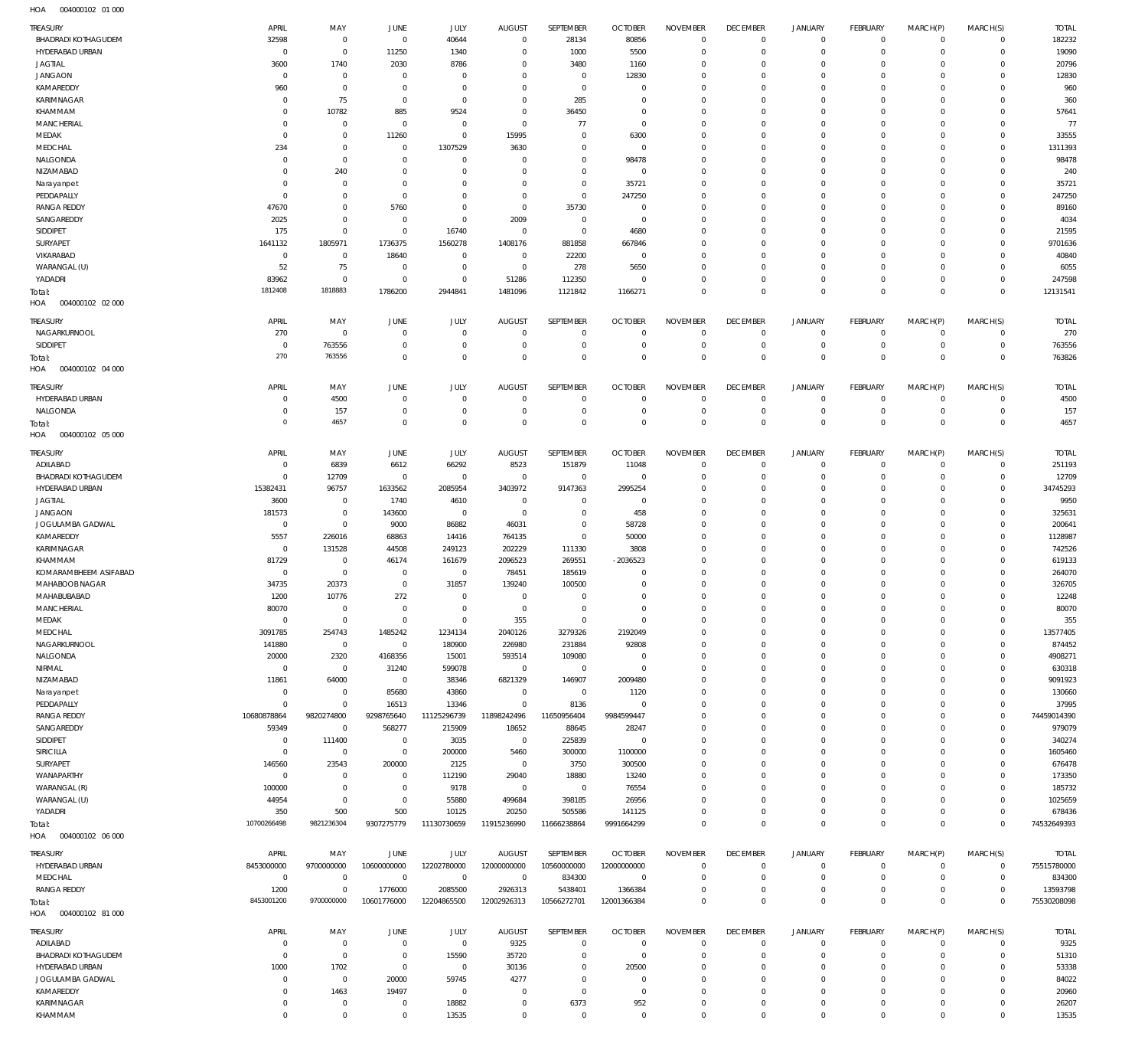HOA 004000102 01 000

| TREASURY | APRIL | MAY | JUNE | JULY | AUGUST | SEPTEMBER | OCTOBER | NOVEMBER | DECEMBER | JANUARY | FEBRUARY | MARCH(P) | MARCH(S) | TOTAL |
|---|---|---|---|---|---|---|---|---|---|---|---|---|---|---|
| BHADRADI KOTHAGUDEM | 32598 | 0 | 0 | 40644 | 0 | 28134 | 80856 | 0 | 0 | 0 | 0 | 0 | 0 | 182232 |
| HYDERABAD URBAN | 0 | 0 | 11250 | 1340 | 0 | 1000 | 5500 | 0 | 0 | 0 | 0 | 0 | 0 | 19090 |
| JAGTIAL | 3600 | 1740 | 2030 | 8786 | 0 | 3480 | 1160 | 0 | 0 | 0 | 0 | 0 | 0 | 20796 |
| JANGAON | 0 | 0 | 0 | 0 | 0 | 0 | 12830 | 0 | 0 | 0 | 0 | 0 | 0 | 12830 |
| KAMAREDDY | 960 | 0 | 0 | 0 | 0 | 0 | 0 | 0 | 0 | 0 | 0 | 0 | 0 | 960 |
| KARIMNAGAR | 0 | 75 | 0 | 0 | 0 | 285 | 0 | 0 | 0 | 0 | 0 | 0 | 0 | 360 |
| KHAMMAM | 0 | 10782 | 885 | 9524 | 0 | 36450 | 0 | 0 | 0 | 0 | 0 | 0 | 0 | 57641 |
| MANCHERIAL | 0 | 0 | 0 | 0 | 0 | 77 | 0 | 0 | 0 | 0 | 0 | 0 | 0 | 77 |
| MEDAK | 0 | 0 | 11260 | 0 | 15995 | 0 | 6300 | 0 | 0 | 0 | 0 | 0 | 0 | 33555 |
| MEDCHAL | 234 | 0 | 0 | 1307529 | 3630 | 0 | 0 | 0 | 0 | 0 | 0 | 0 | 0 | 1311393 |
| NALGONDA | 0 | 0 | 0 | 0 | 0 | 0 | 98478 | 0 | 0 | 0 | 0 | 0 | 0 | 98478 |
| NIZAMABAD | 0 | 240 | 0 | 0 | 0 | 0 | 0 | 0 | 0 | 0 | 0 | 0 | 0 | 240 |
| Narayanpet | 0 | 0 | 0 | 0 | 0 | 0 | 35721 | 0 | 0 | 0 | 0 | 0 | 0 | 35721 |
| PEDDAPALLY | 0 | 0 | 0 | 0 | 0 | 0 | 247250 | 0 | 0 | 0 | 0 | 0 | 0 | 247250 |
| RANGA REDDY | 47670 | 0 | 5760 | 0 | 0 | 35730 | 0 | 0 | 0 | 0 | 0 | 0 | 0 | 89160 |
| SANGAREDDY | 2025 | 0 | 0 | 0 | 2009 | 0 | 0 | 0 | 0 | 0 | 0 | 0 | 0 | 4034 |
| SIDDIPET | 175 | 0 | 0 | 16740 | 0 | 0 | 4680 | 0 | 0 | 0 | 0 | 0 | 0 | 21595 |
| SURYAPET | 1641132 | 1805971 | 1736375 | 1560278 | 1408176 | 881858 | 667846 | 0 | 0 | 0 | 0 | 0 | 0 | 9701636 |
| VIKARABAD | 0 | 0 | 18640 | 0 | 0 | 22200 | 0 | 0 | 0 | 0 | 0 | 0 | 0 | 40840 |
| WARANGAL (U) | 52 | 75 | 0 | 0 | 0 | 278 | 5650 | 0 | 0 | 0 | 0 | 0 | 0 | 6055 |
| YADADRI | 83962 | 0 | 0 | 0 | 51286 | 112350 | 0 | 0 | 0 | 0 | 0 | 0 | 0 | 247598 |
| Total: | 1812408 | 1818883 | 1786200 | 2944841 | 1481096 | 1121842 | 1166271 | 0 | 0 | 0 | 0 | 0 | 0 | 12131541 |

HOA 004000102 02 000

| TREASURY | APRIL | MAY | JUNE | JULY | AUGUST | SEPTEMBER | OCTOBER | NOVEMBER | DECEMBER | JANUARY | FEBRUARY | MARCH(P) | MARCH(S) | TOTAL |
|---|---|---|---|---|---|---|---|---|---|---|---|---|---|---|
| NAGARKURNOOL | 270 | 0 | 0 | 0 | 0 | 0 | 0 | 0 | 0 | 0 | 0 | 0 | 0 | 270 |
| SIDDIPET | 0 | 763556 | 0 | 0 | 0 | 0 | 0 | 0 | 0 | 0 | 0 | 0 | 0 | 763556 |
| Total: | 270 | 763556 | 0 | 0 | 0 | 0 | 0 | 0 | 0 | 0 | 0 | 0 | 0 | 763826 |

HOA 004000102 04 000

| TREASURY | APRIL | MAY | JUNE | JULY | AUGUST | SEPTEMBER | OCTOBER | NOVEMBER | DECEMBER | JANUARY | FEBRUARY | MARCH(P) | MARCH(S) | TOTAL |
|---|---|---|---|---|---|---|---|---|---|---|---|---|---|---|
| HYDERABAD URBAN | 0 | 4500 | 0 | 0 | 0 | 0 | 0 | 0 | 0 | 0 | 0 | 0 | 0 | 4500 |
| NALGONDA | 0 | 157 | 0 | 0 | 0 | 0 | 0 | 0 | 0 | 0 | 0 | 0 | 0 | 157 |
| Total: | 0 | 4657 | 0 | 0 | 0 | 0 | 0 | 0 | 0 | 0 | 0 | 0 | 0 | 4657 |

HOA 004000102 05 000

| TREASURY | APRIL | MAY | JUNE | JULY | AUGUST | SEPTEMBER | OCTOBER | NOVEMBER | DECEMBER | JANUARY | FEBRUARY | MARCH(P) | MARCH(S) | TOTAL |
|---|---|---|---|---|---|---|---|---|---|---|---|---|---|---|
| ADILABAD | 0 | 6839 | 6612 | 66292 | 8523 | 151879 | 11048 | 0 | 0 | 0 | 0 | 0 | 0 | 251193 |
| BHADRADI KOTHAGUDEM | 0 | 12709 | 0 | 0 | 0 | 0 | 0 | 0 | 0 | 0 | 0 | 0 | 0 | 12709 |
| HYDERABAD URBAN | 15382431 | 96757 | 1633562 | 2085954 | 3403972 | 9147363 | 2995254 | 0 | 0 | 0 | 0 | 0 | 0 | 34745293 |
| JAGTIAL | 3600 | 0 | 1740 | 4610 | 0 | 0 | 0 | 0 | 0 | 0 | 0 | 0 | 0 | 9950 |
| JANGAON | 181573 | 0 | 143600 | 0 | 0 | 0 | 458 | 0 | 0 | 0 | 0 | 0 | 0 | 325631 |
| JOGULAMBA GADWAL | 0 | 0 | 9000 | 86882 | 46031 | 0 | 58728 | 0 | 0 | 0 | 0 | 0 | 0 | 200641 |
| KAMAREDDY | 5557 | 226016 | 68863 | 14416 | 764135 | 0 | 50000 | 0 | 0 | 0 | 0 | 0 | 0 | 1128987 |
| KARIMNAGAR | 0 | 131528 | 44508 | 249123 | 202229 | 111330 | 3808 | 0 | 0 | 0 | 0 | 0 | 0 | 742526 |
| KHAMMAM | 81729 | 0 | 46174 | 161679 | 2096523 | 269551 | -2036523 | 0 | 0 | 0 | 0 | 0 | 0 | 619133 |
| KOMARAMBHEEM ASIFABAD | 0 | 0 | 0 | 0 | 78451 | 185619 | 0 | 0 | 0 | 0 | 0 | 0 | 0 | 264070 |
| MAHABOOBNAGAR | 34735 | 20373 | 0 | 31857 | 139240 | 100500 | 0 | 0 | 0 | 0 | 0 | 0 | 0 | 326705 |
| MAHABUBABAD | 1200 | 10776 | 272 | 0 | 0 | 0 | 0 | 0 | 0 | 0 | 0 | 0 | 0 | 12248 |
| MANCHERIAL | 80070 | 0 | 0 | 0 | 0 | 0 | 0 | 0 | 0 | 0 | 0 | 0 | 0 | 80070 |
| MEDAK | 0 | 0 | 0 | 0 | 355 | 0 | 0 | 0 | 0 | 0 | 0 | 0 | 0 | 355 |
| MEDCHAL | 3091785 | 254743 | 1485242 | 1234134 | 2040126 | 3279326 | 2192049 | 0 | 0 | 0 | 0 | 0 | 0 | 13577405 |
| NAGARKURNOOL | 141880 | 0 | 0 | 180900 | 226980 | 231884 | 92808 | 0 | 0 | 0 | 0 | 0 | 0 | 874452 |
| NALGONDA | 20000 | 2320 | 4168356 | 15001 | 593514 | 109080 | 0 | 0 | 0 | 0 | 0 | 0 | 0 | 4908271 |
| NIRMAL | 0 | 0 | 31240 | 599078 | 0 | 0 | 0 | 0 | 0 | 0 | 0 | 0 | 0 | 630318 |
| NIZAMABAD | 11861 | 64000 | 0 | 38346 | 6821329 | 146907 | 2009480 | 0 | 0 | 0 | 0 | 0 | 0 | 9091923 |
| Narayanpet | 0 | 0 | 85680 | 43860 | 0 | 0 | 1120 | 0 | 0 | 0 | 0 | 0 | 0 | 130660 |
| PEDDAPALLY | 0 | 0 | 16513 | 13346 | 0 | 8136 | 0 | 0 | 0 | 0 | 0 | 0 | 0 | 37995 |
| RANGA REDDY | 10680878864 | 9820274800 | 9298765640 | 11125296739 | 11898242496 | 11650956404 | 9984599447 | 0 | 0 | 0 | 0 | 0 | 0 | 74459014390 |
| SANGAREDDY | 59349 | 0 | 568277 | 215909 | 18652 | 88645 | 28247 | 0 | 0 | 0 | 0 | 0 | 0 | 979079 |
| SIDDIPET | 0 | 111400 | 0 | 3035 | 0 | 225839 | 0 | 0 | 0 | 0 | 0 | 0 | 0 | 340274 |
| SIRICILLA | 0 | 0 | 0 | 200000 | 5460 | 300000 | 1100000 | 0 | 0 | 0 | 0 | 0 | 0 | 1605460 |
| SURYAPET | 146560 | 23543 | 200000 | 2125 | 0 | 3750 | 300500 | 0 | 0 | 0 | 0 | 0 | 0 | 676478 |
| WANAPARTHY | 0 | 0 | 0 | 112190 | 29040 | 18880 | 13240 | 0 | 0 | 0 | 0 | 0 | 0 | 173350 |
| WARANGAL (R) | 100000 | 0 | 0 | 9178 | 0 | 0 | 76554 | 0 | 0 | 0 | 0 | 0 | 0 | 185732 |
| WARANGAL (U) | 44954 | 0 | 0 | 55880 | 499684 | 398185 | 26956 | 0 | 0 | 0 | 0 | 0 | 0 | 1025659 |
| YADADRI | 350 | 500 | 500 | 10125 | 20250 | 505586 | 141125 | 0 | 0 | 0 | 0 | 0 | 0 | 678436 |
| Total: | 10700266498 | 9821236304 | 9307275779 | 11130730659 | 11915236990 | 11666238864 | 9991664299 | 0 | 0 | 0 | 0 | 0 | 0 | 74532649393 |

HOA 004000102 06 000

| TREASURY | APRIL | MAY | JUNE | JULY | AUGUST | SEPTEMBER | OCTOBER | NOVEMBER | DECEMBER | JANUARY | FEBRUARY | MARCH(P) | MARCH(S) | TOTAL |
|---|---|---|---|---|---|---|---|---|---|---|---|---|---|---|
| HYDERABAD URBAN | 8453000000 | 9700000000 | 10600000000 | 12202780000 | 12000000000 | 10560000000 | 12000000000 | 0 | 0 | 0 | 0 | 0 | 0 | 75515780000 |
| MEDCHAL | 0 | 0 | 0 | 0 | 0 | 834300 | 0 | 0 | 0 | 0 | 0 | 0 | 0 | 834300 |
| RANGA REDDY | 1200 | 0 | 1776000 | 2085500 | 2926313 | 5438401 | 1366384 | 0 | 0 | 0 | 0 | 0 | 0 | 13593798 |
| Total: | 8453001200 | 9700000000 | 10601776000 | 12204865500 | 12002926313 | 10566272701 | 12001366384 | 0 | 0 | 0 | 0 | 0 | 0 | 75530208098 |

HOA 004000102 81 000

| TREASURY | APRIL | MAY | JUNE | JULY | AUGUST | SEPTEMBER | OCTOBER | NOVEMBER | DECEMBER | JANUARY | FEBRUARY | MARCH(P) | MARCH(S) | TOTAL |
|---|---|---|---|---|---|---|---|---|---|---|---|---|---|---|
| ADILABAD | 0 | 0 | 0 | 0 | 9325 | 0 | 0 | 0 | 0 | 0 | 0 | 0 | 0 | 9325 |
| BHADRADI KOTHAGUDEM | 0 | 0 | 0 | 15590 | 35720 | 0 | 0 | 0 | 0 | 0 | 0 | 0 | 0 | 51310 |
| HYDERABAD URBAN | 1000 | 1702 | 0 | 0 | 30136 | 0 | 20500 | 0 | 0 | 0 | 0 | 0 | 0 | 53338 |
| JOGULAMBA GADWAL | 0 | 0 | 20000 | 59745 | 4277 | 0 | 0 | 0 | 0 | 0 | 0 | 0 | 0 | 84022 |
| KAMAREDDY | 0 | 1463 | 19497 | 0 | 0 | 0 | 0 | 0 | 0 | 0 | 0 | 0 | 0 | 20960 |
| KARIMNAGAR | 0 | 0 | 0 | 18882 | 0 | 6373 | 952 | 0 | 0 | 0 | 0 | 0 | 0 | 26207 |
| KHAMMAM | 0 | 0 | 0 | 13535 | 0 | 0 | 0 | 0 | 0 | 0 | 0 | 0 | 0 | 13535 |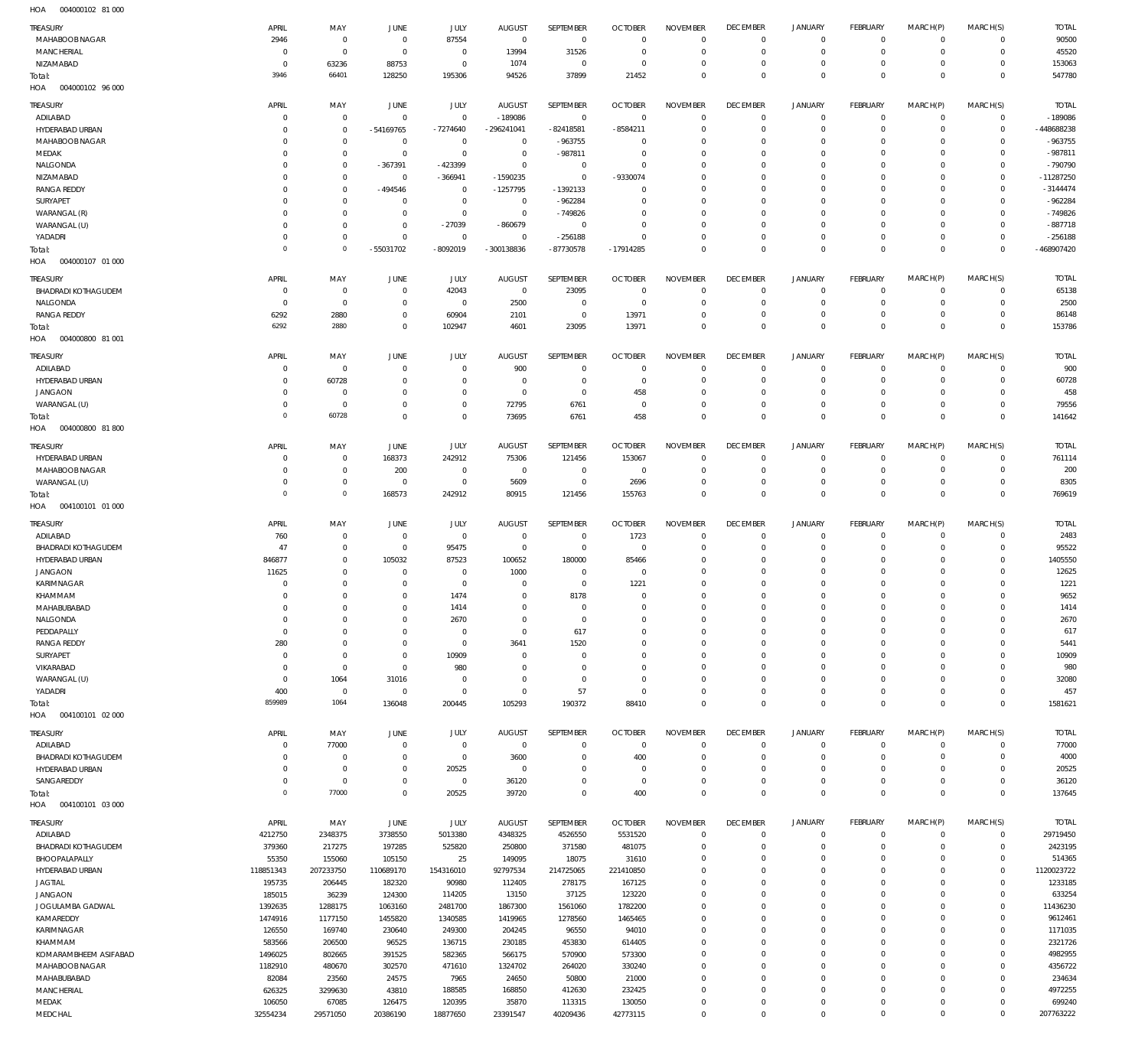HOA 004000102 81 000

| TREASURY | APRIL | MAY | JUNE | JULY | AUGUST | SEPTEMBER | OCTOBER | NOVEMBER | DECEMBER | JANUARY | FEBRUARY | MARCH(P) | MARCH(S) | TOTAL |
|---|---|---|---|---|---|---|---|---|---|---|---|---|---|---|
| MAHABOOBNAGAR | 2946 | 0 | 0 | 87554 | 0 | 0 | 0 | 0 | 0 | 0 | 0 | 0 | 0 | 90500 |
| MANCHERIAL | 0 | 0 | 0 | 0 | 13994 | 31526 | 0 | 0 | 0 | 0 | 0 | 0 | 0 | 45520 |
| NIZAMABAD | 0 | 63236 | 88753 | 0 | 1074 | 0 | 0 | 0 | 0 | 0 | 0 | 0 | 0 | 153063 |
| Total: | 3946 | 66401 | 128250 | 195306 | 94526 | 37899 | 21452 | 0 | 0 | 0 | 0 | 0 | 0 | 547780 |

HOA 004000102 96 000

| TREASURY | APRIL | MAY | JUNE | JULY | AUGUST | SEPTEMBER | OCTOBER | NOVEMBER | DECEMBER | JANUARY | FEBRUARY | MARCH(P) | MARCH(S) | TOTAL |
|---|---|---|---|---|---|---|---|---|---|---|---|---|---|---|
| ADILABAD | 0 | 0 | 0 | 0 | -189086 | 0 | 0 | 0 | 0 | 0 | 0 | 0 | 0 | -189086 |
| HYDERABAD URBAN | 0 | 0 | -54169765 | -7274640 | -296241041 | -82418581 | -8584211 | 0 | 0 | 0 | 0 | 0 | 0 | -448688238 |
| MAHABOOBNAGAR | 0 | 0 | 0 | 0 | 0 | -963755 | 0 | 0 | 0 | 0 | 0 | 0 | 0 | -963755 |
| MEDAK | 0 | 0 | 0 | 0 | 0 | -987811 | 0 | 0 | 0 | 0 | 0 | 0 | 0 | -987811 |
| NALGONDA | 0 | 0 | -367391 | -423399 | 0 | 0 | 0 | 0 | 0 | 0 | 0 | 0 | 0 | -790790 |
| NIZAMABAD | 0 | 0 | 0 | -366941 | -1590235 | 0 | -9330074 | 0 | 0 | 0 | 0 | 0 | 0 | -11287250 |
| RANGA REDDY | 0 | 0 | -494546 | 0 | -1257795 | -1392133 | 0 | 0 | 0 | 0 | 0 | 0 | 0 | -3144474 |
| SURYAPET | 0 | 0 | 0 | 0 | 0 | -962284 | 0 | 0 | 0 | 0 | 0 | 0 | 0 | -962284 |
| WARANGAL (R) | 0 | 0 | 0 | 0 | 0 | -749826 | 0 | 0 | 0 | 0 | 0 | 0 | 0 | -749826 |
| WARANGAL (U) | 0 | 0 | 0 | -27039 | -860679 | 0 | 0 | 0 | 0 | 0 | 0 | 0 | 0 | -887718 |
| YADADRI | 0 | 0 | 0 | 0 | 0 | -256188 | 0 | 0 | 0 | 0 | 0 | 0 | 0 | -256188 |
| Total: | 0 | 0 | -55031702 | -8092019 | -300138836 | -87730578 | -17914285 | 0 | 0 | 0 | 0 | 0 | 0 | -468907420 |

HOA 004000107 01 000

| TREASURY | APRIL | MAY | JUNE | JULY | AUGUST | SEPTEMBER | OCTOBER | NOVEMBER | DECEMBER | JANUARY | FEBRUARY | MARCH(P) | MARCH(S) | TOTAL |
|---|---|---|---|---|---|---|---|---|---|---|---|---|---|---|
| BHADRADI KOTHAGUDEM | 0 | 0 | 0 | 42043 | 0 | 23095 | 0 | 0 | 0 | 0 | 0 | 0 | 0 | 65138 |
| NALGONDA | 0 | 0 | 0 | 0 | 2500 | 0 | 0 | 0 | 0 | 0 | 0 | 0 | 0 | 2500 |
| RANGA REDDY | 6292 | 2880 | 0 | 60904 | 2101 | 0 | 13971 | 0 | 0 | 0 | 0 | 0 | 0 | 86148 |
| Total: | 6292 | 2880 | 0 | 102947 | 4601 | 23095 | 13971 | 0 | 0 | 0 | 0 | 0 | 0 | 153786 |

HOA 004000800 81 001

| TREASURY | APRIL | MAY | JUNE | JULY | AUGUST | SEPTEMBER | OCTOBER | NOVEMBER | DECEMBER | JANUARY | FEBRUARY | MARCH(P) | MARCH(S) | TOTAL |
|---|---|---|---|---|---|---|---|---|---|---|---|---|---|---|
| ADILABAD | 0 | 0 | 0 | 0 | 900 | 0 | 0 | 0 | 0 | 0 | 0 | 0 | 0 | 900 |
| HYDERABAD URBAN | 0 | 60728 | 0 | 0 | 0 | 0 | 0 | 0 | 0 | 0 | 0 | 0 | 0 | 60728 |
| JANGAON | 0 | 0 | 0 | 0 | 0 | 0 | 458 | 0 | 0 | 0 | 0 | 0 | 0 | 458 |
| WARANGAL (U) | 0 | 0 | 0 | 0 | 72795 | 6761 | 0 | 0 | 0 | 0 | 0 | 0 | 0 | 79556 |
| Total: | 0 | 60728 | 0 | 0 | 73695 | 6761 | 458 | 0 | 0 | 0 | 0 | 0 | 0 | 141642 |

HOA 004000800 81 800

| TREASURY | APRIL | MAY | JUNE | JULY | AUGUST | SEPTEMBER | OCTOBER | NOVEMBER | DECEMBER | JANUARY | FEBRUARY | MARCH(P) | MARCH(S) | TOTAL |
|---|---|---|---|---|---|---|---|---|---|---|---|---|---|---|
| HYDERABAD URBAN | 0 | 0 | 168373 | 242912 | 75306 | 121456 | 153067 | 0 | 0 | 0 | 0 | 0 | 0 | 761114 |
| MAHABOOBNAGAR | 0 | 0 | 200 | 0 | 0 | 0 | 0 | 0 | 0 | 0 | 0 | 0 | 0 | 200 |
| WARANGAL (U) | 0 | 0 | 0 | 0 | 5609 | 0 | 2696 | 0 | 0 | 0 | 0 | 0 | 0 | 8305 |
| Total: | 0 | 0 | 168573 | 242912 | 80915 | 121456 | 155763 | 0 | 0 | 0 | 0 | 0 | 0 | 769619 |

HOA 004100101 01 000

| TREASURY | APRIL | MAY | JUNE | JULY | AUGUST | SEPTEMBER | OCTOBER | NOVEMBER | DECEMBER | JANUARY | FEBRUARY | MARCH(P) | MARCH(S) | TOTAL |
|---|---|---|---|---|---|---|---|---|---|---|---|---|---|---|
| ADILABAD | 760 | 0 | 0 | 0 | 0 | 0 | 1723 | 0 | 0 | 0 | 0 | 0 | 0 | 2483 |
| BHADRADI KOTHAGUDEM | 47 | 0 | 0 | 95475 | 0 | 0 | 0 | 0 | 0 | 0 | 0 | 0 | 0 | 95522 |
| HYDERABAD URBAN | 846877 | 0 | 105032 | 87523 | 100652 | 180000 | 85466 | 0 | 0 | 0 | 0 | 0 | 0 | 1405550 |
| JANGAON | 11625 | 0 | 0 | 0 | 1000 | 0 | 0 | 0 | 0 | 0 | 0 | 0 | 0 | 12625 |
| KARIMNAGAR | 0 | 0 | 0 | 0 | 0 | 0 | 1221 | 0 | 0 | 0 | 0 | 0 | 0 | 1221 |
| KHAMMAM | 0 | 0 | 0 | 1474 | 0 | 8178 | 0 | 0 | 0 | 0 | 0 | 0 | 0 | 9652 |
| MAHABUBABAD | 0 | 0 | 0 | 1414 | 0 | 0 | 0 | 0 | 0 | 0 | 0 | 0 | 0 | 1414 |
| NALGONDA | 0 | 0 | 0 | 2670 | 0 | 0 | 0 | 0 | 0 | 0 | 0 | 0 | 0 | 2670 |
| PEDDAPALLY | 0 | 0 | 0 | 0 | 0 | 617 | 0 | 0 | 0 | 0 | 0 | 0 | 0 | 617 |
| RANGA REDDY | 280 | 0 | 0 | 0 | 3641 | 1520 | 0 | 0 | 0 | 0 | 0 | 0 | 0 | 5441 |
| SURYAPET | 0 | 0 | 0 | 10909 | 0 | 0 | 0 | 0 | 0 | 0 | 0 | 0 | 0 | 10909 |
| VIKARABAD | 0 | 0 | 0 | 980 | 0 | 0 | 0 | 0 | 0 | 0 | 0 | 0 | 0 | 980 |
| WARANGAL (U) | 0 | 1064 | 31016 | 0 | 0 | 0 | 0 | 0 | 0 | 0 | 0 | 0 | 0 | 32080 |
| YADADRI | 400 | 0 | 0 | 0 | 0 | 57 | 0 | 0 | 0 | 0 | 0 | 0 | 0 | 457 |
| Total: | 859989 | 1064 | 136048 | 200445 | 105293 | 190372 | 88410 | 0 | 0 | 0 | 0 | 0 | 0 | 1581621 |

HOA 004100101 02 000

| TREASURY | APRIL | MAY | JUNE | JULY | AUGUST | SEPTEMBER | OCTOBER | NOVEMBER | DECEMBER | JANUARY | FEBRUARY | MARCH(P) | MARCH(S) | TOTAL |
|---|---|---|---|---|---|---|---|---|---|---|---|---|---|---|
| ADILABAD | 0 | 77000 | 0 | 0 | 0 | 0 | 0 | 0 | 0 | 0 | 0 | 0 | 0 | 77000 |
| BHADRADI KOTHAGUDEM | 0 | 0 | 0 | 0 | 3600 | 0 | 400 | 0 | 0 | 0 | 0 | 0 | 0 | 4000 |
| HYDERABAD URBAN | 0 | 0 | 0 | 20525 | 0 | 0 | 0 | 0 | 0 | 0 | 0 | 0 | 0 | 20525 |
| SANGAREDDY | 0 | 0 | 0 | 0 | 36120 | 0 | 0 | 0 | 0 | 0 | 0 | 0 | 0 | 36120 |
| Total: | 0 | 77000 | 0 | 20525 | 39720 | 0 | 400 | 0 | 0 | 0 | 0 | 0 | 0 | 137645 |

HOA 004100101 03 000

| TREASURY | APRIL | MAY | JUNE | JULY | AUGUST | SEPTEMBER | OCTOBER | NOVEMBER | DECEMBER | JANUARY | FEBRUARY | MARCH(P) | MARCH(S) | TOTAL |
|---|---|---|---|---|---|---|---|---|---|---|---|---|---|---|
| ADILABAD | 4212750 | 2348375 | 3738550 | 5013380 | 4348325 | 4526550 | 5531520 | 0 | 0 | 0 | 0 | 0 | 0 | 29719450 |
| BHADRADI KOTHAGUDEM | 379360 | 217275 | 197285 | 525820 | 250800 | 371580 | 481075 | 0 | 0 | 0 | 0 | 0 | 0 | 2423195 |
| BHOOPALAPALLY | 55350 | 155060 | 105150 | 25 | 149095 | 18075 | 31610 | 0 | 0 | 0 | 0 | 0 | 0 | 514365 |
| HYDERABAD URBAN | 118851343 | 207233750 | 110689170 | 154316010 | 92797534 | 214725065 | 221410850 | 0 | 0 | 0 | 0 | 0 | 0 | 1120023722 |
| JAGTIAL | 195735 | 206445 | 182320 | 90980 | 112405 | 278175 | 167125 | 0 | 0 | 0 | 0 | 0 | 0 | 1233185 |
| JANGAON | 185015 | 36239 | 124300 | 114205 | 13150 | 37125 | 123220 | 0 | 0 | 0 | 0 | 0 | 0 | 633254 |
| JOGULAMBA GADWAL | 1392635 | 1288175 | 1063160 | 2481700 | 1867300 | 1561060 | 1782200 | 0 | 0 | 0 | 0 | 0 | 0 | 11436230 |
| KAMAREDDY | 1474916 | 1177150 | 1455820 | 1340585 | 1419965 | 1278560 | 1465465 | 0 | 0 | 0 | 0 | 0 | 0 | 9612461 |
| KARIMNAGAR | 126550 | 169740 | 230640 | 249300 | 204245 | 96550 | 94010 | 0 | 0 | 0 | 0 | 0 | 0 | 1171035 |
| KHAMMAM | 583566 | 206500 | 96525 | 136715 | 230185 | 453830 | 614405 | 0 | 0 | 0 | 0 | 0 | 0 | 2321726 |
| KOMARAMBHEEM ASIFABAD | 1496025 | 802665 | 391525 | 582365 | 566175 | 570900 | 573300 | 0 | 0 | 0 | 0 | 0 | 0 | 4982955 |
| MAHABOOBNAGAR | 1182910 | 480670 | 302570 | 471610 | 1324702 | 264020 | 330240 | 0 | 0 | 0 | 0 | 0 | 0 | 4356722 |
| MAHABUBABAD | 82084 | 23560 | 24575 | 7965 | 24650 | 50800 | 21000 | 0 | 0 | 0 | 0 | 0 | 0 | 234634 |
| MANCHERIAL | 626325 | 3299630 | 43810 | 188585 | 168850 | 412630 | 232425 | 0 | 0 | 0 | 0 | 0 | 0 | 4972255 |
| MEDAK | 106050 | 67085 | 126475 | 120395 | 35870 | 113315 | 130050 | 0 | 0 | 0 | 0 | 0 | 0 | 699240 |
| MEDCHAL | 32554234 | 29571050 | 20386190 | 18877650 | 23391547 | 40209436 | 42773115 | 0 | 0 | 0 | 0 | 0 | 0 | 207763222 |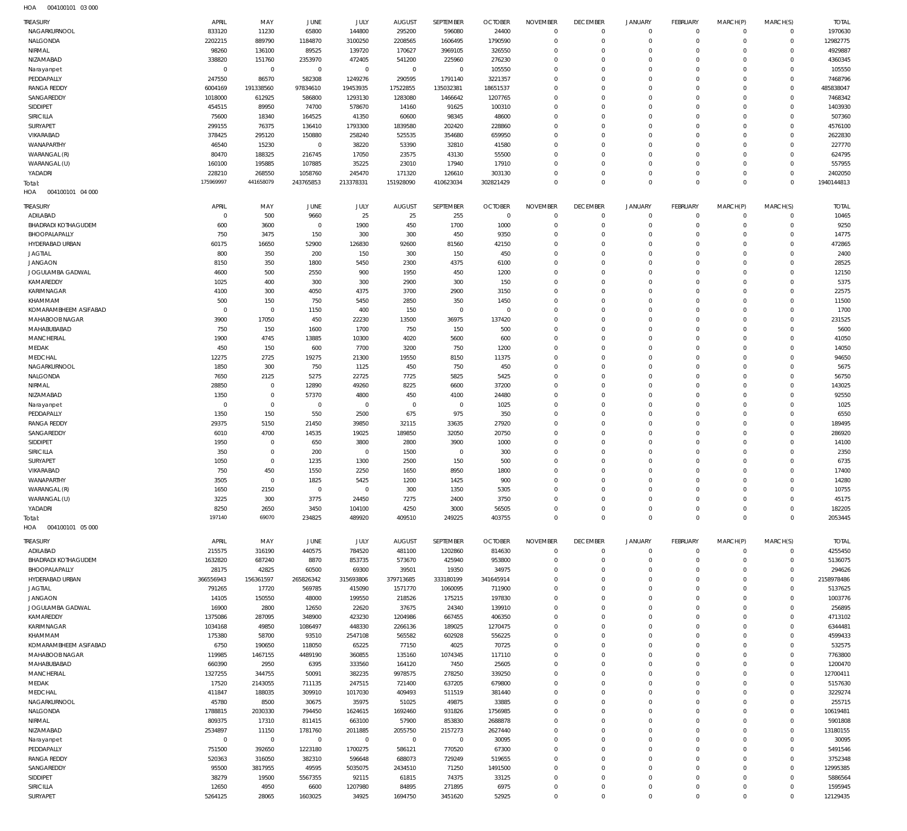HOA 004100101 03 000

| TREASURY | APRIL | MAY | JUNE | JULY | AUGUST | SEPTEMBER | OCTOBER | NOVEMBER | DECEMBER | JANUARY | FEBRUARY | MARCH(P) | MARCH(S) | TOTAL |
|---|---|---|---|---|---|---|---|---|---|---|---|---|---|---|
| NAGARKURNOOL | 833120 | 11230 | 65800 | 144800 | 295200 | 596080 | 24400 | 0 | 0 | 0 | 0 | 0 | 0 | 1970630 |
| NALGONDA | 2202215 | 889790 | 1184870 | 3100250 | 2208565 | 1606495 | 1790590 | 0 | 0 | 0 | 0 | 0 | 0 | 12982775 |
| NIRMAL | 98260 | 136100 | 89525 | 139720 | 170627 | 3969105 | 326550 | 0 | 0 | 0 | 0 | 0 | 0 | 4929887 |
| NIZAMABAD | 338820 | 151760 | 2353970 | 472405 | 541200 | 225960 | 276230 | 0 | 0 | 0 | 0 | 0 | 0 | 4360345 |
| Narayanpet | 0 | 0 | 0 | 0 | 0 | 0 | 105550 | 0 | 0 | 0 | 0 | 0 | 0 | 105550 |
| PEDDAPALLY | 247550 | 86570 | 582308 | 1249276 | 290595 | 1791140 | 3221357 | 0 | 0 | 0 | 0 | 0 | 0 | 7468796 |
| RANGA REDDY | 6004169 | 191338560 | 97834610 | 19453935 | 17522855 | 135032381 | 18651537 | 0 | 0 | 0 | 0 | 0 | 0 | 485838047 |
| SANGAREDDY | 1018000 | 612925 | 586800 | 1293130 | 1283080 | 1466642 | 1207765 | 0 | 0 | 0 | 0 | 0 | 0 | 7468342 |
| SIDDIPET | 454515 | 89950 | 74700 | 578670 | 14160 | 91625 | 100310 | 0 | 0 | 0 | 0 | 0 | 0 | 1403930 |
| SIRICILLA | 75600 | 18340 | 164525 | 41350 | 60600 | 98345 | 48600 | 0 | 0 | 0 | 0 | 0 | 0 | 507360 |
| SURYAPET | 299155 | 76375 | 136410 | 1793300 | 1839580 | 202420 | 228860 | 0 | 0 | 0 | 0 | 0 | 0 | 4576100 |
| VIKARABAD | 378425 | 295120 | 150880 | 258240 | 525535 | 354680 | 659950 | 0 | 0 | 0 | 0 | 0 | 0 | 2622830 |
| WANAPARTHY | 46540 | 15230 | 0 | 38220 | 53390 | 32810 | 41580 | 0 | 0 | 0 | 0 | 0 | 0 | 227770 |
| WARANGAL (R) | 80470 | 188325 | 216745 | 17050 | 23575 | 43130 | 55500 | 0 | 0 | 0 | 0 | 0 | 0 | 624795 |
| WARANGAL (U) | 160100 | 195885 | 107885 | 35225 | 23010 | 17940 | 17910 | 0 | 0 | 0 | 0 | 0 | 0 | 557955 |
| YADADRI | 228210 | 268550 | 1058760 | 245470 | 171320 | 126610 | 303130 | 0 | 0 | 0 | 0 | 0 | 0 | 2402050 |
| Total: | 175969997 | 441658079 | 243765853 | 213378331 | 151928090 | 410623034 | 302821429 | 0 | 0 | 0 | 0 | 0 | 0 | 1940144813 |

HOA 004100101 04 000

| TREASURY | APRIL | MAY | JUNE | JULY | AUGUST | SEPTEMBER | OCTOBER | NOVEMBER | DECEMBER | JANUARY | FEBRUARY | MARCH(P) | MARCH(S) | TOTAL |
|---|---|---|---|---|---|---|---|---|---|---|---|---|---|---|
| ADILABAD | 0 | 500 | 9660 | 25 | 25 | 255 | 0 | 0 | 0 | 0 | 0 | 0 | 0 | 10465 |
| BHADRADI KOTHAGUDEM | 600 | 3600 | 0 | 1900 | 450 | 1700 | 1000 | 0 | 0 | 0 | 0 | 0 | 0 | 9250 |
| BHOOPALAPALLY | 750 | 3475 | 150 | 300 | 300 | 450 | 9350 | 0 | 0 | 0 | 0 | 0 | 0 | 14775 |
| HYDERABAD URBAN | 60175 | 16650 | 52900 | 126830 | 92600 | 81560 | 42150 | 0 | 0 | 0 | 0 | 0 | 0 | 472865 |
| JAGTIAL | 800 | 350 | 200 | 150 | 300 | 150 | 450 | 0 | 0 | 0 | 0 | 0 | 0 | 2400 |
| JANGAON | 8150 | 350 | 1800 | 5450 | 2300 | 4375 | 6100 | 0 | 0 | 0 | 0 | 0 | 0 | 28525 |
| JOGULAMBA GADWAL | 4600 | 500 | 2550 | 900 | 1950 | 450 | 1200 | 0 | 0 | 0 | 0 | 0 | 0 | 12150 |
| KAMAREDDY | 1025 | 400 | 300 | 300 | 2900 | 300 | 150 | 0 | 0 | 0 | 0 | 0 | 0 | 5375 |
| KARIMNAGAR | 4100 | 300 | 4050 | 4375 | 3700 | 2900 | 3150 | 0 | 0 | 0 | 0 | 0 | 0 | 22575 |
| KHAMMAM | 500 | 150 | 750 | 5450 | 2850 | 350 | 1450 | 0 | 0 | 0 | 0 | 0 | 0 | 11500 |
| KOMARAMBHEEM ASIFABAD | 0 | 0 | 1150 | 400 | 150 | 0 | 0 | 0 | 0 | 0 | 0 | 0 | 0 | 1700 |
| MAHABOOBNAGAR | 3900 | 17050 | 450 | 22230 | 13500 | 36975 | 137420 | 0 | 0 | 0 | 0 | 0 | 0 | 231525 |
| MAHABUBABAD | 750 | 150 | 1600 | 1700 | 750 | 150 | 500 | 0 | 0 | 0 | 0 | 0 | 0 | 5600 |
| MANCHERIAL | 1900 | 4745 | 13885 | 10300 | 4020 | 5600 | 600 | 0 | 0 | 0 | 0 | 0 | 0 | 41050 |
| MEDAK | 450 | 150 | 600 | 7700 | 3200 | 750 | 1200 | 0 | 0 | 0 | 0 | 0 | 0 | 14050 |
| MEDCHAL | 12275 | 2725 | 19275 | 21300 | 19550 | 8150 | 11375 | 0 | 0 | 0 | 0 | 0 | 0 | 94650 |
| NAGARKURNOOL | 1850 | 300 | 750 | 1125 | 450 | 750 | 450 | 0 | 0 | 0 | 0 | 0 | 0 | 5675 |
| NALGONDA | 7650 | 2125 | 5275 | 22725 | 7725 | 5825 | 5425 | 0 | 0 | 0 | 0 | 0 | 0 | 56750 |
| NIRMAL | 28850 | 0 | 12890 | 49260 | 8225 | 6600 | 37200 | 0 | 0 | 0 | 0 | 0 | 0 | 143025 |
| NIZAMABAD | 1350 | 0 | 57370 | 4800 | 450 | 4100 | 24480 | 0 | 0 | 0 | 0 | 0 | 0 | 92550 |
| Narayanpet | 0 | 0 | 0 | 0 | 0 | 0 | 1025 | 0 | 0 | 0 | 0 | 0 | 0 | 1025 |
| PEDDAPALLY | 1350 | 150 | 550 | 2500 | 675 | 975 | 350 | 0 | 0 | 0 | 0 | 0 | 0 | 6550 |
| RANGA REDDY | 29375 | 5150 | 21450 | 39850 | 32115 | 33635 | 27920 | 0 | 0 | 0 | 0 | 0 | 0 | 189495 |
| SANGAREDDY | 6010 | 4700 | 14535 | 19025 | 189850 | 32050 | 20750 | 0 | 0 | 0 | 0 | 0 | 0 | 286920 |
| SIDDIPET | 1950 | 0 | 650 | 3800 | 2800 | 3900 | 1000 | 0 | 0 | 0 | 0 | 0 | 0 | 14100 |
| SIRICILLA | 350 | 0 | 200 | 0 | 1500 | 0 | 300 | 0 | 0 | 0 | 0 | 0 | 0 | 2350 |
| SURYAPET | 1050 | 0 | 1235 | 1300 | 2500 | 150 | 500 | 0 | 0 | 0 | 0 | 0 | 0 | 6735 |
| VIKARABAD | 750 | 450 | 1550 | 2250 | 1650 | 8950 | 1800 | 0 | 0 | 0 | 0 | 0 | 0 | 17400 |
| WANAPARTHY | 3505 | 0 | 1825 | 5425 | 1200 | 1425 | 900 | 0 | 0 | 0 | 0 | 0 | 0 | 14280 |
| WARANGAL (R) | 1650 | 2150 | 0 | 0 | 300 | 1350 | 5305 | 0 | 0 | 0 | 0 | 0 | 0 | 10755 |
| WARANGAL (U) | 3225 | 300 | 3775 | 24450 | 7275 | 2400 | 3750 | 0 | 0 | 0 | 0 | 0 | 0 | 45175 |
| YADADRI | 8250 | 2650 | 3450 | 104100 | 4250 | 3000 | 56505 | 0 | 0 | 0 | 0 | 0 | 0 | 182205 |
| Total: | 197140 | 69070 | 234825 | 489920 | 409510 | 249225 | 403755 | 0 | 0 | 0 | 0 | 0 | 0 | 2053445 |

HOA 004100101 05 000

| TREASURY | APRIL | MAY | JUNE | JULY | AUGUST | SEPTEMBER | OCTOBER | NOVEMBER | DECEMBER | JANUARY | FEBRUARY | MARCH(P) | MARCH(S) | TOTAL |
|---|---|---|---|---|---|---|---|---|---|---|---|---|---|---|
| ADILABAD | 215575 | 316190 | 440575 | 784520 | 481100 | 1202860 | 814630 | 0 | 0 | 0 | 0 | 0 | 0 | 4255450 |
| BHADRADI KOTHAGUDEM | 1632820 | 687240 | 8870 | 853735 | 573670 | 425940 | 953800 | 0 | 0 | 0 | 0 | 0 | 0 | 5136075 |
| BHOOPALAPALLY | 28175 | 42825 | 60500 | 69300 | 39501 | 19350 | 34975 | 0 | 0 | 0 | 0 | 0 | 0 | 294626 |
| HYDERABAD URBAN | 366556943 | 156361597 | 265826342 | 315693806 | 379713685 | 333180199 | 341645914 | 0 | 0 | 0 | 0 | 0 | 0 | 2158978486 |
| JAGTIAL | 791265 | 17720 | 569785 | 415090 | 1571770 | 1060095 | 711900 | 0 | 0 | 0 | 0 | 0 | 0 | 5137625 |
| JANGAON | 14105 | 150550 | 48000 | 199550 | 218526 | 175215 | 197830 | 0 | 0 | 0 | 0 | 0 | 0 | 1003776 |
| JOGULAMBA GADWAL | 16900 | 2800 | 12650 | 22620 | 37675 | 24340 | 139910 | 0 | 0 | 0 | 0 | 0 | 0 | 256895 |
| KAMAREDDY | 1375086 | 287095 | 348900 | 423230 | 1204986 | 667455 | 406350 | 0 | 0 | 0 | 0 | 0 | 0 | 4713102 |
| KARIMNAGAR | 1034168 | 49850 | 1086497 | 448330 | 2266136 | 189025 | 1270475 | 0 | 0 | 0 | 0 | 0 | 0 | 6344481 |
| KHAMMAM | 175380 | 58700 | 93510 | 2547108 | 565582 | 602928 | 556225 | 0 | 0 | 0 | 0 | 0 | 0 | 4599433 |
| KOMARAMBHEEM ASIFABAD | 6750 | 190650 | 118050 | 65225 | 77150 | 4025 | 70725 | 0 | 0 | 0 | 0 | 0 | 0 | 532575 |
| MAHABOOBNAGAR | 119985 | 1467155 | 4489190 | 360855 | 135160 | 1074345 | 117110 | 0 | 0 | 0 | 0 | 0 | 0 | 7763800 |
| MAHABUBABAD | 660390 | 2950 | 6395 | 333560 | 164120 | 7450 | 25605 | 0 | 0 | 0 | 0 | 0 | 0 | 1200470 |
| MANCHERIAL | 1327255 | 344755 | 50091 | 382235 | 9978575 | 278250 | 339250 | 0 | 0 | 0 | 0 | 0 | 0 | 12700411 |
| MEDAK | 17520 | 2143055 | 711135 | 247515 | 721400 | 637205 | 679800 | 0 | 0 | 0 | 0 | 0 | 0 | 5157630 |
| MEDCHAL | 411847 | 188035 | 309910 | 1017030 | 409493 | 511519 | 381440 | 0 | 0 | 0 | 0 | 0 | 0 | 3229274 |
| NAGARKURNOOL | 45780 | 8500 | 30675 | 35975 | 51025 | 49875 | 33885 | 0 | 0 | 0 | 0 | 0 | 0 | 255715 |
| NALGONDA | 1788815 | 2030330 | 794450 | 1624615 | 1692460 | 931826 | 1756985 | 0 | 0 | 0 | 0 | 0 | 0 | 10619481 |
| NIRMAL | 809375 | 17310 | 811415 | 663100 | 57900 | 853830 | 2688878 | 0 | 0 | 0 | 0 | 0 | 0 | 5901808 |
| NIZAMABAD | 2534897 | 11150 | 1781760 | 2011885 | 2055750 | 2157273 | 2627440 | 0 | 0 | 0 | 0 | 0 | 0 | 13180155 |
| Narayanpet | 0 | 0 | 0 | 0 | 0 | 0 | 30095 | 0 | 0 | 0 | 0 | 0 | 0 | 30095 |
| PEDDAPALLY | 751500 | 392650 | 1223180 | 1700275 | 586121 | 770520 | 67300 | 0 | 0 | 0 | 0 | 0 | 0 | 5491546 |
| RANGA REDDY | 520363 | 316050 | 382310 | 596648 | 688073 | 729249 | 519655 | 0 | 0 | 0 | 0 | 0 | 0 | 3752348 |
| SANGAREDDY | 95500 | 3817955 | 49595 | 5035075 | 2434510 | 71250 | 1491500 | 0 | 0 | 0 | 0 | 0 | 0 | 12995385 |
| SIDDIPET | 38279 | 19500 | 5567355 | 92115 | 61815 | 74375 | 33125 | 0 | 0 | 0 | 0 | 0 | 0 | 5886564 |
| SIRICILLA | 12650 | 4950 | 6600 | 1207980 | 84895 | 271895 | 6975 | 0 | 0 | 0 | 0 | 0 | 0 | 1595945 |
| SURYAPET | 5264125 | 28065 | 1603025 | 34925 | 1694750 | 3451620 | 52925 | 0 | 0 | 0 | 0 | 0 | 0 | 12129435 |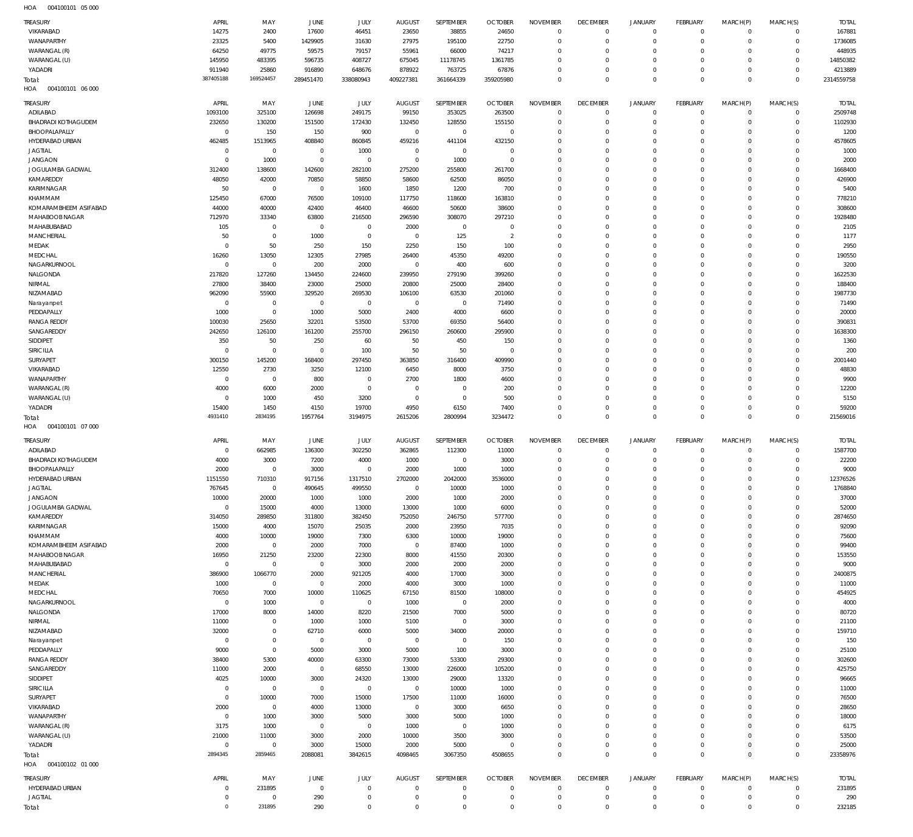HOA 004100101 05 000

| TREASURY | APRIL | MAY | JUNE | JULY | AUGUST | SEPTEMBER | OCTOBER | NOVEMBER | DECEMBER | JANUARY | FEBRUARY | MARCH(P) | MARCH(S) | TOTAL |
|---|---|---|---|---|---|---|---|---|---|---|---|---|---|---|
| VIKARABAD | 14275 | 2400 | 17600 | 46451 | 23650 | 38855 | 24650 | 0 | 0 | 0 | 0 | 0 | 0 | 167881 |
| WANAPARTHY | 23325 | 5400 | 1429905 | 31630 | 27975 | 195100 | 22750 | 0 | 0 | 0 | 0 | 0 | 0 | 1736085 |
| WARANGAL (R) | 64250 | 49775 | 59575 | 79157 | 55961 | 66000 | 74217 | 0 | 0 | 0 | 0 | 0 | 0 | 448935 |
| WARANGAL (U) | 145950 | 483395 | 596735 | 408727 | 675045 | 11178745 | 1361785 | 0 | 0 | 0 | 0 | 0 | 0 | 14850382 |
| YADADRI | 911940 | 25860 | 916890 | 648676 | 878922 | 763725 | 67876 | 0 | 0 | 0 | 0 | 0 | 0 | 4213889 |
| Total: | 387405188 | 169524457 | 289451470 | 338080943 | 409227381 | 361664339 | 359205980 | 0 | 0 | 0 | 0 | 0 | 0 | 2314559758 |

HOA 004100101 06 000

| TREASURY | APRIL | MAY | JUNE | JULY | AUGUST | SEPTEMBER | OCTOBER | NOVEMBER | DECEMBER | JANUARY | FEBRUARY | MARCH(P) | MARCH(S) | TOTAL |
|---|---|---|---|---|---|---|---|---|---|---|---|---|---|---|
| ADILABAD | 1093100 | 325100 | 126698 | 249175 | 99150 | 353025 | 263500 | 0 | 0 | 0 | 0 | 0 | 0 | 2509748 |
| BHADRADI KOTHAGUDEM | 232650 | 130200 | 151500 | 172430 | 132450 | 128550 | 155150 | 0 | 0 | 0 | 0 | 0 | 0 | 1102930 |
| BHOOPALAPALLY | 0 | 150 | 150 | 900 | 0 | 0 | 0 | 0 | 0 | 0 | 0 | 0 | 0 | 1200 |
| HYDERABAD URBAN | 462485 | 1513965 | 408840 | 860845 | 459216 | 441104 | 432150 | 0 | 0 | 0 | 0 | 0 | 0 | 4578605 |
| JAGTIAL | 0 | 0 | 0 | 1000 | 0 | 0 | 0 | 0 | 0 | 0 | 0 | 0 | 0 | 1000 |
| JANGAON | 0 | 1000 | 0 | 0 | 0 | 1000 | 0 | 0 | 0 | 0 | 0 | 0 | 0 | 2000 |
| JOGULAMBA GADWAL | 312400 | 138600 | 142600 | 282100 | 275200 | 255800 | 261700 | 0 | 0 | 0 | 0 | 0 | 0 | 1668400 |
| KAMAREDDY | 48050 | 42000 | 70850 | 58850 | 58600 | 62500 | 86050 | 0 | 0 | 0 | 0 | 0 | 0 | 426900 |
| KARIMNAGAR | 50 | 0 | 0 | 1600 | 1850 | 1200 | 700 | 0 | 0 | 0 | 0 | 0 | 0 | 5400 |
| KHAMMAM | 125450 | 67000 | 76500 | 109100 | 117750 | 118600 | 163810 | 0 | 0 | 0 | 0 | 0 | 0 | 778210 |
| KOMARAMBHEEM ASIFABAD | 44000 | 40000 | 42400 | 46400 | 46600 | 50600 | 38600 | 0 | 0 | 0 | 0 | 0 | 0 | 308600 |
| MAHABOOBNAGAR | 712970 | 33340 | 63800 | 216500 | 296590 | 308070 | 297210 | 0 | 0 | 0 | 0 | 0 | 0 | 1928480 |
| MAHABUBABAD | 105 | 0 | 0 | 0 | 2000 | 0 | 0 | 0 | 0 | 0 | 0 | 0 | 0 | 2105 |
| MANCHERIAL | 50 | 0 | 1000 | 0 | 0 | 125 | 2 | 0 | 0 | 0 | 0 | 0 | 0 | 1177 |
| MEDAK | 0 | 50 | 250 | 150 | 2250 | 150 | 100 | 0 | 0 | 0 | 0 | 0 | 0 | 2950 |
| MEDCHAL | 16260 | 13050 | 12305 | 27985 | 26400 | 45350 | 49200 | 0 | 0 | 0 | 0 | 0 | 0 | 190550 |
| NAGARKURNOOL | 0 | 0 | 200 | 2000 | 0 | 400 | 600 | 0 | 0 | 0 | 0 | 0 | 0 | 3200 |
| NALGONDA | 217820 | 127260 | 134450 | 224600 | 239950 | 279190 | 399260 | 0 | 0 | 0 | 0 | 0 | 0 | 1622530 |
| NIRMAL | 27800 | 38400 | 23000 | 25000 | 20800 | 25000 | 28400 | 0 | 0 | 0 | 0 | 0 | 0 | 188400 |
| NIZAMABAD | 962090 | 55900 | 329520 | 269530 | 106100 | 63530 | 201060 | 0 | 0 | 0 | 0 | 0 | 0 | 1987730 |
| Narayanpet | 0 | 0 | 0 | 0 | 0 | 0 | 71490 | 0 | 0 | 0 | 0 | 0 | 0 | 71490 |
| PEDDAPALLY | 1000 | 0 | 1000 | 5000 | 2400 | 4000 | 6600 | 0 | 0 | 0 | 0 | 0 | 0 | 20000 |
| RANGA REDDY | 100030 | 25650 | 32201 | 53500 | 53700 | 69350 | 56400 | 0 | 0 | 0 | 0 | 0 | 0 | 390831 |
| SANGAREDDY | 242650 | 126100 | 161200 | 255700 | 296150 | 260600 | 295900 | 0 | 0 | 0 | 0 | 0 | 0 | 1638300 |
| SIDDIPET | 350 | 50 | 250 | 60 | 50 | 450 | 150 | 0 | 0 | 0 | 0 | 0 | 0 | 1360 |
| SIRICILLA | 0 | 0 | 0 | 100 | 50 | 50 | 0 | 0 | 0 | 0 | 0 | 0 | 0 | 200 |
| SURYAPET | 300150 | 145200 | 168400 | 297450 | 363850 | 316400 | 409990 | 0 | 0 | 0 | 0 | 0 | 0 | 2001440 |
| VIKARABAD | 12550 | 2730 | 3250 | 12100 | 6450 | 8000 | 3750 | 0 | 0 | 0 | 0 | 0 | 0 | 48830 |
| WANAPARTHY | 0 | 0 | 800 | 0 | 2700 | 1800 | 4600 | 0 | 0 | 0 | 0 | 0 | 0 | 9900 |
| WARANGAL (R) | 4000 | 6000 | 2000 | 0 | 0 | 0 | 200 | 0 | 0 | 0 | 0 | 0 | 0 | 12200 |
| WARANGAL (U) | 0 | 1000 | 450 | 3200 | 0 | 0 | 500 | 0 | 0 | 0 | 0 | 0 | 0 | 5150 |
| YADADRI | 15400 | 1450 | 4150 | 19700 | 4950 | 6150 | 7400 | 0 | 0 | 0 | 0 | 0 | 0 | 59200 |
| Total: | 4931410 | 2834195 | 1957764 | 3194975 | 2615206 | 2800994 | 3234472 | 0 | 0 | 0 | 0 | 0 | 0 | 21569016 |

HOA 004100101 07 000

| TREASURY | APRIL | MAY | JUNE | JULY | AUGUST | SEPTEMBER | OCTOBER | NOVEMBER | DECEMBER | JANUARY | FEBRUARY | MARCH(P) | MARCH(S) | TOTAL |
|---|---|---|---|---|---|---|---|---|---|---|---|---|---|---|
| ADILABAD | 0 | 662985 | 136300 | 302250 | 362865 | 112300 | 11000 | 0 | 0 | 0 | 0 | 0 | 0 | 1587700 |
| BHADRADI KOTHAGUDEM | 4000 | 3000 | 7200 | 4000 | 1000 | 0 | 3000 | 0 | 0 | 0 | 0 | 0 | 0 | 22200 |
| BHOOPALAPALLY | 2000 | 0 | 3000 | 0 | 2000 | 1000 | 1000 | 0 | 0 | 0 | 0 | 0 | 0 | 9000 |
| HYDERABAD URBAN | 1151550 | 710310 | 917156 | 1317510 | 2702000 | 2042000 | 3536000 | 0 | 0 | 0 | 0 | 0 | 0 | 12376526 |
| JAGTIAL | 767645 | 0 | 490645 | 499550 | 0 | 10000 | 1000 | 0 | 0 | 0 | 0 | 0 | 0 | 1768840 |
| JANGAON | 10000 | 20000 | 1000 | 1000 | 2000 | 1000 | 2000 | 0 | 0 | 0 | 0 | 0 | 0 | 37000 |
| JOGULAMBA GADWAL | 0 | 15000 | 4000 | 13000 | 13000 | 1000 | 6000 | 0 | 0 | 0 | 0 | 0 | 0 | 52000 |
| KAMAREDDY | 314050 | 289850 | 311800 | 382450 | 752050 | 246750 | 577700 | 0 | 0 | 0 | 0 | 0 | 0 | 2874650 |
| KARIMNAGAR | 15000 | 4000 | 15070 | 25035 | 2000 | 23950 | 7035 | 0 | 0 | 0 | 0 | 0 | 0 | 92090 |
| KHAMMAM | 4000 | 10000 | 19000 | 7300 | 6300 | 10000 | 19000 | 0 | 0 | 0 | 0 | 0 | 0 | 75600 |
| KOMARAMBHEEM ASIFABAD | 2000 | 0 | 2000 | 7000 | 0 | 87400 | 1000 | 0 | 0 | 0 | 0 | 0 | 0 | 99400 |
| MAHABOOBNAGAR | 16950 | 21250 | 23200 | 22300 | 8000 | 41550 | 20300 | 0 | 0 | 0 | 0 | 0 | 0 | 153550 |
| MAHABUBABAD | 0 | 0 | 0 | 3000 | 2000 | 2000 | 2000 | 0 | 0 | 0 | 0 | 0 | 0 | 9000 |
| MANCHERIAL | 386900 | 1066770 | 2000 | 921205 | 4000 | 17000 | 3000 | 0 | 0 | 0 | 0 | 0 | 0 | 2400875 |
| MEDAK | 1000 | 0 | 0 | 2000 | 4000 | 3000 | 1000 | 0 | 0 | 0 | 0 | 0 | 0 | 11000 |
| MEDCHAL | 70650 | 7000 | 10000 | 110625 | 67150 | 81500 | 108000 | 0 | 0 | 0 | 0 | 0 | 0 | 454925 |
| NAGARKURNOOL | 0 | 1000 | 0 | 0 | 1000 | 0 | 2000 | 0 | 0 | 0 | 0 | 0 | 0 | 4000 |
| NALGONDA | 17000 | 8000 | 14000 | 8220 | 21500 | 7000 | 5000 | 0 | 0 | 0 | 0 | 0 | 0 | 80720 |
| NIRMAL | 11000 | 0 | 1000 | 1000 | 5100 | 0 | 3000 | 0 | 0 | 0 | 0 | 0 | 0 | 21100 |
| NIZAMABAD | 32000 | 0 | 62710 | 6000 | 5000 | 34000 | 20000 | 0 | 0 | 0 | 0 | 0 | 0 | 159710 |
| Narayanpet | 0 | 0 | 0 | 0 | 0 | 0 | 150 | 0 | 0 | 0 | 0 | 0 | 0 | 150 |
| PEDDAPALLY | 9000 | 0 | 5000 | 3000 | 5000 | 100 | 3000 | 0 | 0 | 0 | 0 | 0 | 0 | 25100 |
| RANGA REDDY | 38400 | 5300 | 40000 | 63300 | 73000 | 53300 | 29300 | 0 | 0 | 0 | 0 | 0 | 0 | 302600 |
| SANGAREDDY | 11000 | 2000 | 0 | 68550 | 13000 | 226000 | 105200 | 0 | 0 | 0 | 0 | 0 | 0 | 425750 |
| SIDDIPET | 4025 | 10000 | 3000 | 24320 | 13000 | 29000 | 13320 | 0 | 0 | 0 | 0 | 0 | 0 | 96665 |
| SIRICILLA | 0 | 0 | 0 | 0 | 0 | 10000 | 1000 | 0 | 0 | 0 | 0 | 0 | 0 | 11000 |
| SURYAPET | 0 | 10000 | 7000 | 15000 | 17500 | 11000 | 16000 | 0 | 0 | 0 | 0 | 0 | 0 | 76500 |
| VIKARABAD | 2000 | 0 | 4000 | 13000 | 0 | 3000 | 6650 | 0 | 0 | 0 | 0 | 0 | 0 | 28650 |
| WANAPARTHY | 0 | 1000 | 3000 | 5000 | 3000 | 5000 | 1000 | 0 | 0 | 0 | 0 | 0 | 0 | 18000 |
| WARANGAL (R) | 3175 | 1000 | 0 | 0 | 1000 | 0 | 1000 | 0 | 0 | 0 | 0 | 0 | 0 | 6175 |
| WARANGAL (U) | 21000 | 11000 | 3000 | 2000 | 10000 | 3500 | 3000 | 0 | 0 | 0 | 0 | 0 | 0 | 53500 |
| YADADRI | 0 | 0 | 3000 | 15000 | 2000 | 5000 | 0 | 0 | 0 | 0 | 0 | 0 | 0 | 25000 |
| Total: | 2894345 | 2859465 | 2088081 | 3842615 | 4098465 | 3067350 | 4508655 | 0 | 0 | 0 | 0 | 0 | 0 | 23358976 |

HOA 004100102 01 000

| TREASURY | APRIL | MAY | JUNE | JULY | AUGUST | SEPTEMBER | OCTOBER | NOVEMBER | DECEMBER | JANUARY | FEBRUARY | MARCH(P) | MARCH(S) | TOTAL |
|---|---|---|---|---|---|---|---|---|---|---|---|---|---|---|
| HYDERABAD URBAN | 0 | 231895 | 0 | 0 | 0 | 0 | 0 | 0 | 0 | 0 | 0 | 0 | 0 | 231895 |
| JAGTIAL | 0 | 0 | 290 | 0 | 0 | 0 | 0 | 0 | 0 | 0 | 0 | 0 | 0 | 290 |
| Total: | 0 | 231895 | 290 | 0 | 0 | 0 | 0 | 0 | 0 | 0 | 0 | 0 | 0 | 232185 |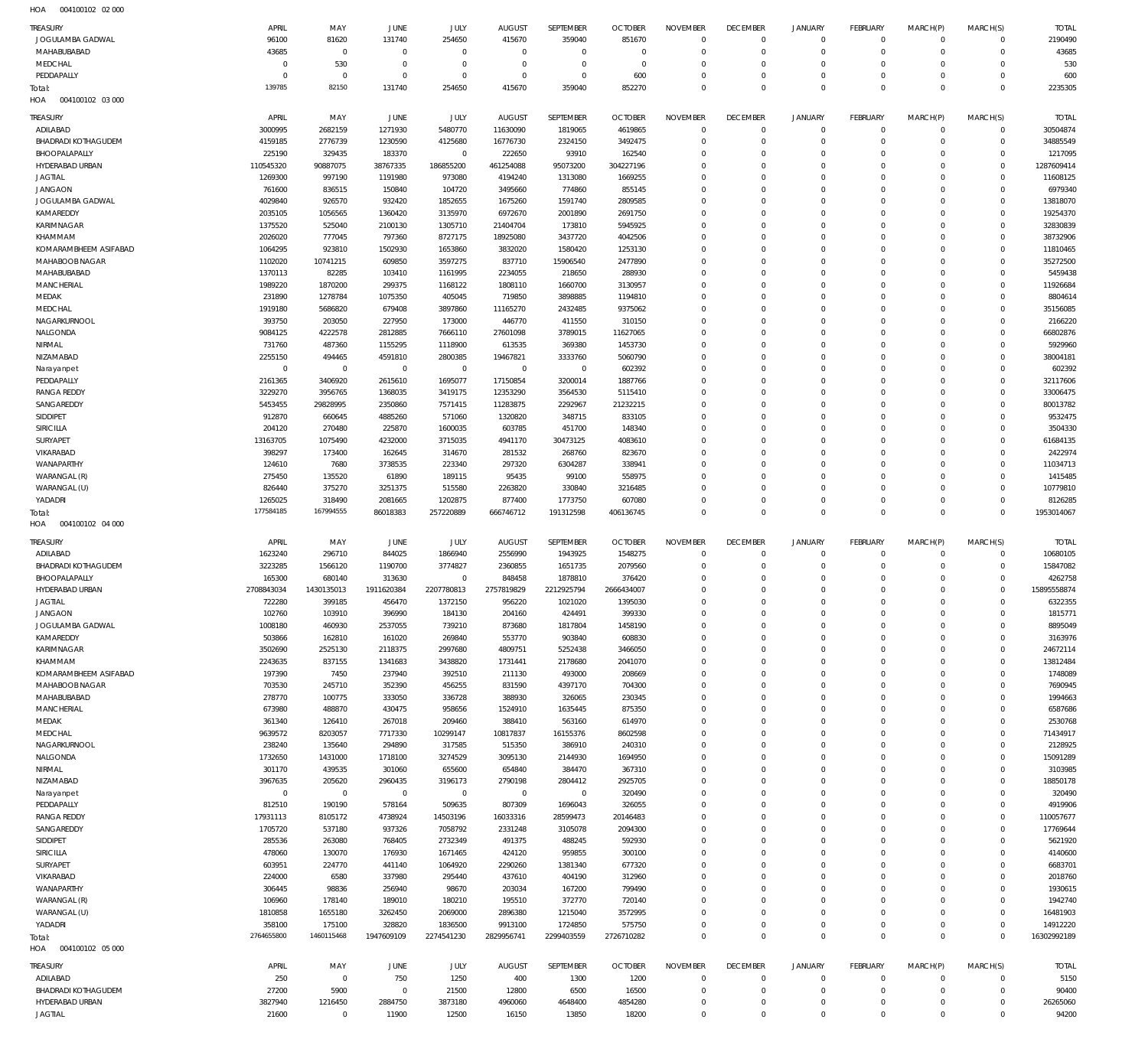HOA 004100102 02 000

| TREASURY | APRIL | MAY | JUNE | JULY | AUGUST | SEPTEMBER | OCTOBER | NOVEMBER | DECEMBER | JANUARY | FEBRUARY | MARCH(P) | MARCH(S) | TOTAL |
|---|---|---|---|---|---|---|---|---|---|---|---|---|---|---|
| JOGULAMBA GADWAL | 96100 | 81620 | 131740 | 254650 | 415670 | 359040 | 851670 | 0 | 0 | 0 | 0 | 0 | 0 | 2190490 |
| MAHABUBABAD | 43685 | 0 | 0 | 0 | 0 | 0 | 0 | 0 | 0 | 0 | 0 | 0 | 0 | 43685 |
| MEDCHAL | 0 | 530 | 0 | 0 | 0 | 0 | 0 | 0 | 0 | 0 | 0 | 0 | 0 | 530 |
| PEDDAPALLY | 0 | 0 | 0 | 0 | 0 | 0 | 600 | 0 | 0 | 0 | 0 | 0 | 0 | 600 |
| Total: | 139785 | 82150 | 131740 | 254650 | 415670 | 359040 | 852270 | 0 | 0 | 0 | 0 | 0 | 0 | 2235305 |

HOA 004100102 03 000

| TREASURY | APRIL | MAY | JUNE | JULY | AUGUST | SEPTEMBER | OCTOBER | NOVEMBER | DECEMBER | JANUARY | FEBRUARY | MARCH(P) | MARCH(S) | TOTAL |
|---|---|---|---|---|---|---|---|---|---|---|---|---|---|---|
| ADILABAD | 3000995 | 2682159 | 1271930 | 5480770 | 11630090 | 1819065 | 4619865 | 0 | 0 | 0 | 0 | 0 | 0 | 30504874 |
| BHADRADI KOTHAGUDEM | 4159185 | 2776739 | 1230590 | 4125680 | 16776730 | 2324150 | 3492475 | 0 | 0 | 0 | 0 | 0 | 0 | 34885549 |
| BHOOPALAPALLY | 225190 | 329435 | 183370 | 0 | 222650 | 93910 | 162540 | 0 | 0 | 0 | 0 | 0 | 0 | 1217095 |
| HYDERABAD URBAN | 110545320 | 90887075 | 38767335 | 186855200 | 461254088 | 95073200 | 304227196 | 0 | 0 | 0 | 0 | 0 | 0 | 1287609414 |
| JAGTIAL | 1269300 | 997190 | 1191980 | 973080 | 4194240 | 1313080 | 1669255 | 0 | 0 | 0 | 0 | 0 | 0 | 11608125 |
| JANGAON | 761600 | 836515 | 150840 | 104720 | 3495660 | 774860 | 855145 | 0 | 0 | 0 | 0 | 0 | 0 | 6979340 |
| JOGULAMBA GADWAL | 4029840 | 926570 | 932420 | 1852655 | 1675260 | 1591740 | 2809585 | 0 | 0 | 0 | 0 | 0 | 0 | 13818070 |
| KAMAREDDY | 2035105 | 1056565 | 1360420 | 3135970 | 6972670 | 2001890 | 2691750 | 0 | 0 | 0 | 0 | 0 | 0 | 19254370 |
| KARIMNAGAR | 1375520 | 525040 | 2100130 | 1305710 | 21404704 | 173810 | 5945925 | 0 | 0 | 0 | 0 | 0 | 0 | 32830839 |
| KHAMMAM | 2026020 | 777045 | 797360 | 8727175 | 18925080 | 3437720 | 4042506 | 0 | 0 | 0 | 0 | 0 | 0 | 38732906 |
| KOMARAMBHEEM ASIFABAD | 1064295 | 923810 | 1502930 | 1653860 | 3832020 | 1580420 | 1253130 | 0 | 0 | 0 | 0 | 0 | 0 | 11810465 |
| MAHABOOB NAGAR | 1102020 | 10741215 | 609850 | 3597275 | 837710 | 15906540 | 2477890 | 0 | 0 | 0 | 0 | 0 | 0 | 35272500 |
| MAHABUBABAD | 1370113 | 82285 | 103410 | 1161995 | 2234055 | 218650 | 288930 | 0 | 0 | 0 | 0 | 0 | 0 | 5459438 |
| MANCHERIAL | 1989220 | 1870200 | 299375 | 1168122 | 1808110 | 1660700 | 3130957 | 0 | 0 | 0 | 0 | 0 | 0 | 11926684 |
| MEDAK | 231890 | 1278784 | 1075350 | 405045 | 719850 | 3898885 | 1194810 | 0 | 0 | 0 | 0 | 0 | 0 | 8804614 |
| MEDCHAL | 1919180 | 5686820 | 679408 | 3897860 | 11165270 | 2432485 | 9375062 | 0 | 0 | 0 | 0 | 0 | 0 | 35156085 |
| NAGARKURNOOL | 393750 | 203050 | 227950 | 173000 | 446770 | 411550 | 310150 | 0 | 0 | 0 | 0 | 0 | 0 | 2166220 |
| NALGONDA | 9084125 | 4222578 | 2812885 | 7666110 | 27601098 | 3789015 | 11627065 | 0 | 0 | 0 | 0 | 0 | 0 | 66802876 |
| NIRMAL | 731760 | 487360 | 1155295 | 1118900 | 613535 | 369380 | 1453730 | 0 | 0 | 0 | 0 | 0 | 0 | 5929960 |
| NIZAMABAD | 2255150 | 494465 | 4591810 | 2800385 | 19467821 | 3333760 | 5060790 | 0 | 0 | 0 | 0 | 0 | 0 | 38004181 |
| Narayanpet | 0 | 0 | 0 | 0 | 0 | 0 | 602392 | 0 | 0 | 0 | 0 | 0 | 0 | 602392 |
| PEDDAPALLY | 2161365 | 3406920 | 2615610 | 1695077 | 17150854 | 3200014 | 1887766 | 0 | 0 | 0 | 0 | 0 | 0 | 32117606 |
| RANGA REDDY | 3229270 | 3956765 | 1368035 | 3419175 | 12353290 | 3564530 | 5115410 | 0 | 0 | 0 | 0 | 0 | 0 | 33006475 |
| SANGAREDDY | 5453455 | 29828995 | 2350860 | 7571415 | 11283875 | 2292967 | 21232215 | 0 | 0 | 0 | 0 | 0 | 0 | 80013782 |
| SIDDIPET | 912870 | 660645 | 4885260 | 571060 | 1320820 | 348715 | 833105 | 0 | 0 | 0 | 0 | 0 | 0 | 9532475 |
| SIRICILLA | 204120 | 270480 | 225870 | 1600035 | 603785 | 451700 | 148340 | 0 | 0 | 0 | 0 | 0 | 0 | 3504330 |
| SURYAPET | 13163705 | 1075490 | 4232000 | 3715035 | 4941170 | 30473125 | 4083610 | 0 | 0 | 0 | 0 | 0 | 0 | 61684135 |
| VIKARABAD | 398297 | 173400 | 162645 | 314670 | 281532 | 268760 | 823670 | 0 | 0 | 0 | 0 | 0 | 0 | 2422974 |
| WANAPARTHY | 124610 | 7680 | 3738535 | 223340 | 297320 | 6304287 | 338941 | 0 | 0 | 0 | 0 | 0 | 0 | 11034713 |
| WARANGAL (R) | 275450 | 135520 | 61890 | 189115 | 95435 | 99100 | 558975 | 0 | 0 | 0 | 0 | 0 | 0 | 1415485 |
| WARANGAL (U) | 826440 | 375270 | 3251375 | 515580 | 2263820 | 330840 | 3216485 | 0 | 0 | 0 | 0 | 0 | 0 | 10779810 |
| YADADRI | 1265025 | 318490 | 2081665 | 1202875 | 877400 | 1773750 | 607080 | 0 | 0 | 0 | 0 | 0 | 0 | 8126285 |
| Total: | 177584185 | 167994555 | 86018383 | 257220889 | 666746712 | 191312598 | 406136745 | 0 | 0 | 0 | 0 | 0 | 0 | 1953014067 |

HOA 004100102 04 000

| TREASURY | APRIL | MAY | JUNE | JULY | AUGUST | SEPTEMBER | OCTOBER | NOVEMBER | DECEMBER | JANUARY | FEBRUARY | MARCH(P) | MARCH(S) | TOTAL |
|---|---|---|---|---|---|---|---|---|---|---|---|---|---|---|
| ADILABAD | 1623240 | 296710 | 844025 | 1866940 | 2556990 | 1943925 | 1548275 | 0 | 0 | 0 | 0 | 0 | 0 | 10680105 |
| BHADRADI KOTHAGUDEM | 3223285 | 1566120 | 1190700 | 3774827 | 2360855 | 1651735 | 2079560 | 0 | 0 | 0 | 0 | 0 | 0 | 15847082 |
| BHOOPALAPALLY | 165300 | 680140 | 313630 | 0 | 848458 | 1878810 | 376420 | 0 | 0 | 0 | 0 | 0 | 0 | 4262758 |
| HYDERABAD URBAN | 2708843034 | 1430135013 | 1911620384 | 2207780813 | 2757819829 | 2212925794 | 2666434007 | 0 | 0 | 0 | 0 | 0 | 0 | 15895558874 |
| JAGTIAL | 722280 | 399185 | 456470 | 1372150 | 956220 | 1021020 | 1395030 | 0 | 0 | 0 | 0 | 0 | 0 | 6322355 |
| JANGAON | 102760 | 103910 | 396990 | 184130 | 204160 | 424491 | 399330 | 0 | 0 | 0 | 0 | 0 | 0 | 1815771 |
| JOGULAMBA GADWAL | 1008180 | 460930 | 2537055 | 739210 | 873680 | 1817804 | 1458190 | 0 | 0 | 0 | 0 | 0 | 0 | 8895049 |
| KAMAREDDY | 503866 | 162810 | 161020 | 269840 | 553770 | 903840 | 608830 | 0 | 0 | 0 | 0 | 0 | 0 | 3163976 |
| KARIMNAGAR | 3502690 | 2525130 | 2118375 | 2997680 | 4809751 | 5252438 | 3466050 | 0 | 0 | 0 | 0 | 0 | 0 | 24672114 |
| KHAMMAM | 2243635 | 837155 | 1341683 | 3438820 | 1731441 | 2178680 | 2041070 | 0 | 0 | 0 | 0 | 0 | 0 | 13812484 |
| KOMARAMBHEEM ASIFABAD | 197390 | 7450 | 237940 | 392510 | 211130 | 493000 | 208669 | 0 | 0 | 0 | 0 | 0 | 0 | 1748089 |
| MAHABOOB NAGAR | 703530 | 245710 | 352390 | 456255 | 831590 | 4397170 | 704300 | 0 | 0 | 0 | 0 | 0 | 0 | 7690945 |
| MAHABUBABAD | 278770 | 100775 | 333050 | 336728 | 388930 | 326065 | 230345 | 0 | 0 | 0 | 0 | 0 | 0 | 1994663 |
| MANCHERIAL | 673980 | 488870 | 430475 | 958656 | 1524910 | 1635445 | 875350 | 0 | 0 | 0 | 0 | 0 | 0 | 6587686 |
| MEDAK | 361340 | 126410 | 267018 | 209460 | 388410 | 563160 | 614970 | 0 | 0 | 0 | 0 | 0 | 0 | 2530768 |
| MEDCHAL | 9639572 | 8203057 | 7717330 | 10299147 | 10817837 | 16155376 | 8602598 | 0 | 0 | 0 | 0 | 0 | 0 | 71434917 |
| NAGARKURNOOL | 238240 | 135640 | 294890 | 317585 | 515350 | 386910 | 240310 | 0 | 0 | 0 | 0 | 0 | 0 | 2128925 |
| NALGONDA | 1732650 | 1431000 | 1718100 | 3274529 | 3095130 | 2144930 | 1694950 | 0 | 0 | 0 | 0 | 0 | 0 | 15091289 |
| NIRMAL | 301170 | 439535 | 301060 | 655600 | 654840 | 384470 | 367310 | 0 | 0 | 0 | 0 | 0 | 0 | 3103985 |
| NIZAMABAD | 3967635 | 205620 | 2960435 | 3196173 | 2790198 | 2804412 | 2925705 | 0 | 0 | 0 | 0 | 0 | 0 | 18850178 |
| Narayanpet | 0 | 0 | 0 | 0 | 0 | 0 | 320490 | 0 | 0 | 0 | 0 | 0 | 0 | 320490 |
| PEDDAPALLY | 812510 | 190190 | 578164 | 509635 | 807309 | 1696043 | 326055 | 0 | 0 | 0 | 0 | 0 | 0 | 4919906 |
| RANGA REDDY | 17931113 | 8105172 | 4738924 | 14503196 | 16033316 | 28599473 | 20146483 | 0 | 0 | 0 | 0 | 0 | 0 | 110057677 |
| SANGAREDDY | 1705720 | 537180 | 937326 | 7058792 | 2331248 | 3105078 | 2094300 | 0 | 0 | 0 | 0 | 0 | 0 | 17769644 |
| SIDDIPET | 285536 | 263080 | 768405 | 2732349 | 491375 | 488245 | 592930 | 0 | 0 | 0 | 0 | 0 | 0 | 5621920 |
| SIRICILLA | 478060 | 130070 | 176930 | 1671465 | 424120 | 959855 | 300100 | 0 | 0 | 0 | 0 | 0 | 0 | 4140600 |
| SURYAPET | 603951 | 224770 | 441140 | 1064920 | 2290260 | 1381340 | 677320 | 0 | 0 | 0 | 0 | 0 | 0 | 6683701 |
| VIKARABAD | 224000 | 6580 | 337980 | 295440 | 437610 | 404190 | 312960 | 0 | 0 | 0 | 0 | 0 | 0 | 2018760 |
| WANAPARTHY | 306445 | 98836 | 256940 | 98670 | 203034 | 167200 | 799490 | 0 | 0 | 0 | 0 | 0 | 0 | 1930615 |
| WARANGAL (R) | 106960 | 178140 | 189010 | 180210 | 195510 | 372770 | 720140 | 0 | 0 | 0 | 0 | 0 | 0 | 1942740 |
| WARANGAL (U) | 1810858 | 1655180 | 3262450 | 2069000 | 2896380 | 1215040 | 3572995 | 0 | 0 | 0 | 0 | 0 | 0 | 16481903 |
| YADADRI | 358100 | 175100 | 328820 | 1836500 | 9913100 | 1724850 | 575750 | 0 | 0 | 0 | 0 | 0 | 0 | 14912220 |
| Total: | 2764655800 | 1460115468 | 1947609109 | 2274541230 | 2829956741 | 2299403559 | 2726710282 | 0 | 0 | 0 | 0 | 0 | 0 | 16302992189 |

HOA 004100102 05 000

| TREASURY | APRIL | MAY | JUNE | JULY | AUGUST | SEPTEMBER | OCTOBER | NOVEMBER | DECEMBER | JANUARY | FEBRUARY | MARCH(P) | MARCH(S) | TOTAL |
|---|---|---|---|---|---|---|---|---|---|---|---|---|---|---|
| ADILABAD | 250 | 0 | 750 | 1250 | 400 | 1300 | 1200 | 0 | 0 | 0 | 0 | 0 | 0 | 5150 |
| BHADRADI KOTHAGUDEM | 27200 | 5900 | 0 | 21500 | 12800 | 6500 | 16500 | 0 | 0 | 0 | 0 | 0 | 0 | 90400 |
| HYDERABAD URBAN | 3827940 | 1216450 | 2884750 | 3873180 | 4960060 | 4648400 | 4854280 | 0 | 0 | 0 | 0 | 0 | 0 | 26265060 |
| JAGTIAL | 21600 | 0 | 11900 | 12500 | 16150 | 13850 | 18200 | 0 | 0 | 0 | 0 | 0 | 0 | 94200 |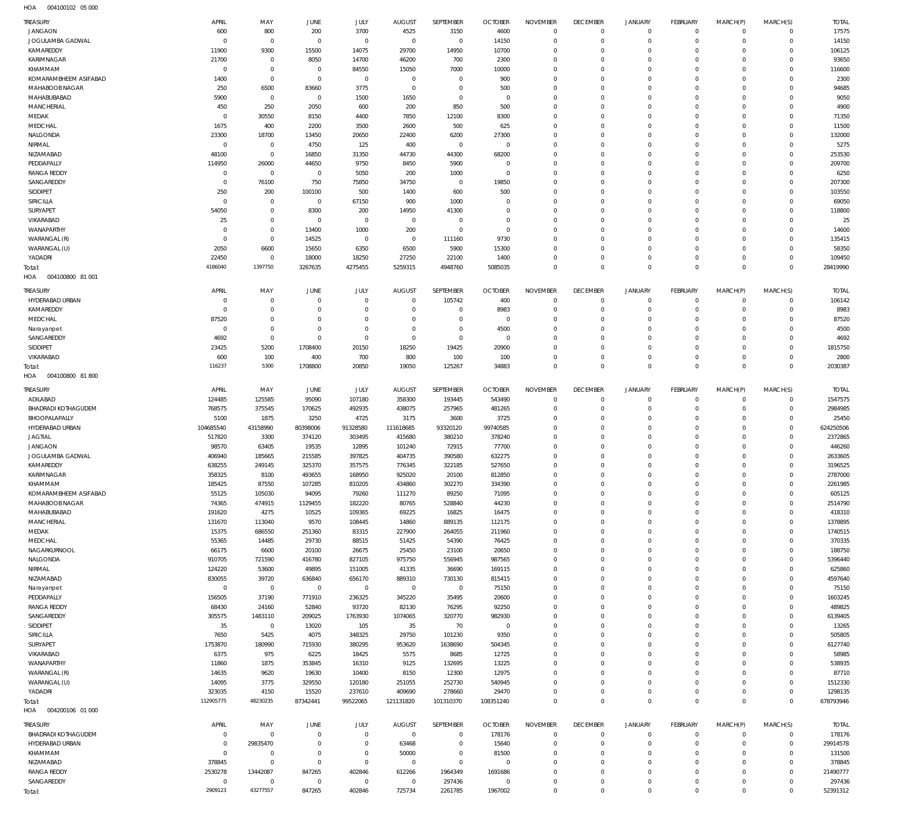HOA 004100102 05 000

| TREASURY | APRIL | MAY | JUNE | JULY | AUGUST | SEPTEMBER | OCTOBER | NOVEMBER | DECEMBER | JANUARY | FEBRUARY | MARCH(P) | MARCH(S) | TOTAL |
|---|---|---|---|---|---|---|---|---|---|---|---|---|---|---|
| JANGAON | 600 | 800 | 200 | 3700 | 4525 | 3150 | 4600 | 0 | 0 | 0 | 0 | 0 | 0 | 17575 |
| JOGULAMBA GADWAL | 0 | 0 | 0 | 0 | 0 | 0 | 14150 | 0 | 0 | 0 | 0 | 0 | 0 | 14150 |
| KAMAREDDY | 11900 | 9300 | 15500 | 14075 | 29700 | 14950 | 10700 | 0 | 0 | 0 | 0 | 0 | 0 | 106125 |
| KARIMNAGAR | 21700 | 0 | 8050 | 14700 | 46200 | 700 | 2300 | 0 | 0 | 0 | 0 | 0 | 0 | 93650 |
| KHAMMAM | 0 | 0 | 0 | 84550 | 15050 | 7000 | 10000 | 0 | 0 | 0 | 0 | 0 | 0 | 116600 |
| KOMARAMBHEEM ASIFABAD | 1400 | 0 | 0 | 0 | 0 | 0 | 900 | 0 | 0 | 0 | 0 | 0 | 0 | 2300 |
| MAHABOOBNAGAR | 250 | 6500 | 83660 | 3775 | 0 | 0 | 500 | 0 | 0 | 0 | 0 | 0 | 0 | 94685 |
| MAHABUBABAD | 5900 | 0 | 0 | 1500 | 1650 | 0 | 0 | 0 | 0 | 0 | 0 | 0 | 0 | 9050 |
| MANCHERIAL | 450 | 250 | 2050 | 600 | 200 | 850 | 500 | 0 | 0 | 0 | 0 | 0 | 0 | 4900 |
| MEDAK | 0 | 30550 | 8150 | 4400 | 7850 | 12100 | 8300 | 0 | 0 | 0 | 0 | 0 | 0 | 71350 |
| MEDCHAL | 1675 | 400 | 2200 | 3500 | 2600 | 500 | 625 | 0 | 0 | 0 | 0 | 0 | 0 | 11500 |
| NALGONDA | 23300 | 18700 | 13450 | 20650 | 22400 | 6200 | 27300 | 0 | 0 | 0 | 0 | 0 | 0 | 132000 |
| NIRMAL | 0 | 0 | 4750 | 125 | 400 | 0 | 0 | 0 | 0 | 0 | 0 | 0 | 0 | 5275 |
| NIZAMABAD | 48100 | 0 | 16850 | 31350 | 44730 | 44300 | 68200 | 0 | 0 | 0 | 0 | 0 | 0 | 253530 |
| PEDDAPALLY | 114950 | 26000 | 44650 | 9750 | 8450 | 5900 | 0 | 0 | 0 | 0 | 0 | 0 | 0 | 209700 |
| RANGA REDDY | 0 | 0 | 0 | 5050 | 200 | 1000 | 0 | 0 | 0 | 0 | 0 | 0 | 0 | 6250 |
| SANGAREDDY | 0 | 76100 | 750 | 75850 | 34750 | 0 | 19850 | 0 | 0 | 0 | 0 | 0 | 0 | 207300 |
| SIDDIPET | 250 | 200 | 100100 | 500 | 1400 | 600 | 500 | 0 | 0 | 0 | 0 | 0 | 0 | 103550 |
| SIRICILLA | 0 | 0 | 0 | 67150 | 900 | 1000 | 0 | 0 | 0 | 0 | 0 | 0 | 0 | 69050 |
| SURYAPET | 54050 | 0 | 8300 | 200 | 14950 | 41300 | 0 | 0 | 0 | 0 | 0 | 0 | 0 | 118800 |
| VIKARABAD | 25 | 0 | 0 | 0 | 0 | 0 | 0 | 0 | 0 | 0 | 0 | 0 | 0 | 25 |
| WANAPARTHY | 0 | 0 | 13400 | 1000 | 200 | 0 | 0 | 0 | 0 | 0 | 0 | 0 | 0 | 14600 |
| WARANGAL (R) | 0 | 0 | 14525 | 0 | 0 | 111160 | 9730 | 0 | 0 | 0 | 0 | 0 | 0 | 135415 |
| WARANGAL (U) | 2050 | 6600 | 15650 | 6350 | 6500 | 5900 | 15300 | 0 | 0 | 0 | 0 | 0 | 0 | 58350 |
| YADADRI | 22450 | 0 | 18000 | 18250 | 27250 | 22100 | 1400 | 0 | 0 | 0 | 0 | 0 | 0 | 109450 |
| Total: | 4186040 | 1397750 | 3267635 | 4275455 | 5259315 | 4948760 | 5085035 | 0 | 0 | 0 | 0 | 0 | 0 | 28419990 |

HOA 004100800 81 001

| TREASURY | APRIL | MAY | JUNE | JULY | AUGUST | SEPTEMBER | OCTOBER | NOVEMBER | DECEMBER | JANUARY | FEBRUARY | MARCH(P) | MARCH(S) | TOTAL |
|---|---|---|---|---|---|---|---|---|---|---|---|---|---|---|
| HYDERABAD URBAN | 0 | 0 | 0 | 0 | 0 | 105742 | 400 | 0 | 0 | 0 | 0 | 0 | 0 | 106142 |
| KAMAREDDY | 0 | 0 | 0 | 0 | 0 | 0 | 8983 | 0 | 0 | 0 | 0 | 0 | 0 | 8983 |
| MEDCHAL | 87520 | 0 | 0 | 0 | 0 | 0 | 0 | 0 | 0 | 0 | 0 | 0 | 0 | 87520 |
| Narayanpet | 0 | 0 | 0 | 0 | 0 | 0 | 4500 | 0 | 0 | 0 | 0 | 0 | 0 | 4500 |
| SANGAREDDY | 4692 | 0 | 0 | 0 | 0 | 0 | 0 | 0 | 0 | 0 | 0 | 0 | 0 | 4692 |
| SIDDIPET | 23425 | 5200 | 1708400 | 20150 | 18250 | 19425 | 20900 | 0 | 0 | 0 | 0 | 0 | 0 | 1815750 |
| VIKARABAD | 600 | 100 | 400 | 700 | 800 | 100 | 100 | 0 | 0 | 0 | 0 | 0 | 0 | 2800 |
| Total: | 116237 | 5300 | 1708800 | 20850 | 19050 | 125267 | 34883 | 0 | 0 | 0 | 0 | 0 | 0 | 2030387 |

HOA 004100800 81 800

| TREASURY | APRIL | MAY | JUNE | JULY | AUGUST | SEPTEMBER | OCTOBER | NOVEMBER | DECEMBER | JANUARY | FEBRUARY | MARCH(P) | MARCH(S) | TOTAL |
|---|---|---|---|---|---|---|---|---|---|---|---|---|---|---|
| ADILABAD | 124485 | 125585 | 95090 | 107180 | 358300 | 193445 | 543490 | 0 | 0 | 0 | 0 | 0 | 0 | 1547575 |
| BHADRADI KOTHAGUDEM | 768575 | 375545 | 170625 | 492935 | 438075 | 257965 | 481265 | 0 | 0 | 0 | 0 | 0 | 0 | 2984985 |
| BHOOPALAPALLY | 5100 | 1875 | 3250 | 4725 | 3175 | 3600 | 3725 | 0 | 0 | 0 | 0 | 0 | 0 | 25450 |
| HYDERABAD URBAN | 104685540 | 43158990 | 80398006 | 91328580 | 111618685 | 93320120 | 99740585 | 0 | 0 | 0 | 0 | 0 | 0 | 624250506 |
| JAGTIAL | 517820 | 3300 | 374120 | 303495 | 415680 | 380210 | 378240 | 0 | 0 | 0 | 0 | 0 | 0 | 2372865 |
| JANGAON | 98570 | 63405 | 19535 | 12895 | 101240 | 72915 | 77700 | 0 | 0 | 0 | 0 | 0 | 0 | 446260 |
| JOGULAMBA GADWAL | 406940 | 185665 | 215585 | 397825 | 404735 | 390580 | 632275 | 0 | 0 | 0 | 0 | 0 | 0 | 2633605 |
| KAMAREDDY | 638255 | 249145 | 325370 | 357575 | 776345 | 322185 | 527650 | 0 | 0 | 0 | 0 | 0 | 0 | 3196525 |
| KARIMNAGAR | 358325 | 8100 | 493655 | 168950 | 925020 | 20100 | 812850 | 0 | 0 | 0 | 0 | 0 | 0 | 2787000 |
| KHAMMAM | 185425 | 87550 | 107285 | 810205 | 434860 | 302270 | 334390 | 0 | 0 | 0 | 0 | 0 | 0 | 2261985 |
| KOMARAMBHEEM ASIFABAD | 55125 | 105030 | 94095 | 79260 | 111270 | 89250 | 71095 | 0 | 0 | 0 | 0 | 0 | 0 | 605125 |
| MAHABOOBNAGAR | 74365 | 474915 | 1129455 | 182220 | 80765 | 528840 | 44230 | 0 | 0 | 0 | 0 | 0 | 0 | 2514790 |
| MAHABUBABAD | 191620 | 4275 | 10525 | 109365 | 69225 | 16825 | 16475 | 0 | 0 | 0 | 0 | 0 | 0 | 418310 |
| MANCHERIAL | 131670 | 113040 | 9570 | 108445 | 14860 | 889135 | 112175 | 0 | 0 | 0 | 0 | 0 | 0 | 1378895 |
| MEDAK | 15375 | 686550 | 251360 | 83315 | 227900 | 264055 | 211960 | 0 | 0 | 0 | 0 | 0 | 0 | 1740515 |
| MEDCHAL | 55365 | 14485 | 29730 | 88515 | 51425 | 54390 | 76425 | 0 | 0 | 0 | 0 | 0 | 0 | 370335 |
| NAGARKURNOOL | 66175 | 6600 | 20100 | 26675 | 25450 | 23100 | 20650 | 0 | 0 | 0 | 0 | 0 | 0 | 188750 |
| NALGONDA | 910705 | 721590 | 416780 | 827105 | 975750 | 556945 | 987565 | 0 | 0 | 0 | 0 | 0 | 0 | 5396440 |
| NIRMAL | 124220 | 53600 | 49895 | 151005 | 41335 | 36690 | 169115 | 0 | 0 | 0 | 0 | 0 | 0 | 625860 |
| NIZAMABAD | 830055 | 39720 | 636840 | 656170 | 889310 | 730130 | 815415 | 0 | 0 | 0 | 0 | 0 | 0 | 4597640 |
| Narayanpet | 0 | 0 | 0 | 0 | 0 | 0 | 75150 | 0 | 0 | 0 | 0 | 0 | 0 | 75150 |
| PEDDAPALLY | 156505 | 37190 | 771910 | 236325 | 345220 | 35495 | 20600 | 0 | 0 | 0 | 0 | 0 | 0 | 1603245 |
| RANGA REDDY | 68430 | 24160 | 52840 | 93720 | 82130 | 76295 | 92250 | 0 | 0 | 0 | 0 | 0 | 0 | 489825 |
| SANGAREDDY | 305575 | 1483110 | 209025 | 1763930 | 1074065 | 320770 | 982930 | 0 | 0 | 0 | 0 | 0 | 0 | 6139405 |
| SIDDIPET | 35 | 0 | 13020 | 105 | 35 | 70 | 0 | 0 | 0 | 0 | 0 | 0 | 0 | 13265 |
| SIRICILLA | 7650 | 5425 | 4075 | 348325 | 29750 | 101230 | 9350 | 0 | 0 | 0 | 0 | 0 | 0 | 505805 |
| SURYAPET | 1753870 | 180990 | 715930 | 380295 | 953620 | 1638690 | 504345 | 0 | 0 | 0 | 0 | 0 | 0 | 6127740 |
| VIKARABAD | 6375 | 975 | 6225 | 18425 | 5575 | 8685 | 12725 | 0 | 0 | 0 | 0 | 0 | 0 | 58985 |
| WANAPARTHY | 11860 | 1875 | 353845 | 16310 | 9125 | 132695 | 13225 | 0 | 0 | 0 | 0 | 0 | 0 | 538935 |
| WARANGAL (R) | 14635 | 9620 | 19630 | 10400 | 8150 | 12300 | 12975 | 0 | 0 | 0 | 0 | 0 | 0 | 87710 |
| WARANGAL (U) | 14095 | 3775 | 329550 | 120180 | 251055 | 252730 | 540945 | 0 | 0 | 0 | 0 | 0 | 0 | 1512330 |
| YADADRI | 323035 | 4150 | 15520 | 237610 | 409690 | 278660 | 29470 | 0 | 0 | 0 | 0 | 0 | 0 | 1298135 |
| Total: | 112905775 | 48230235 | 87342441 | 99522065 | 121131820 | 101310370 | 108351240 | 0 | 0 | 0 | 0 | 0 | 0 | 678793946 |

HOA 004200106 01 000

| TREASURY | APRIL | MAY | JUNE | JULY | AUGUST | SEPTEMBER | OCTOBER | NOVEMBER | DECEMBER | JANUARY | FEBRUARY | MARCH(P) | MARCH(S) | TOTAL |
|---|---|---|---|---|---|---|---|---|---|---|---|---|---|---|
| BHADRADI KOTHAGUDEM | 0 | 0 | 0 | 0 | 0 | 0 | 178176 | 0 | 0 | 0 | 0 | 0 | 0 | 178176 |
| HYDERABAD URBAN | 0 | 29835470 | 0 | 0 | 63468 | 0 | 15640 | 0 | 0 | 0 | 0 | 0 | 0 | 29914578 |
| KHAMMAM | 0 | 0 | 0 | 0 | 50000 | 0 | 81500 | 0 | 0 | 0 | 0 | 0 | 0 | 131500 |
| NIZAMABAD | 378845 | 0 | 0 | 0 | 0 | 0 | 0 | 0 | 0 | 0 | 0 | 0 | 0 | 378845 |
| RANGA REDDY | 2530278 | 13442087 | 847265 | 402846 | 612266 | 1964349 | 1691686 | 0 | 0 | 0 | 0 | 0 | 0 | 21490777 |
| SANGAREDDY | 0 | 0 | 0 | 0 | 0 | 297436 | 0 | 0 | 0 | 0 | 0 | 0 | 0 | 297436 |
| Total: | 2909123 | 43277557 | 847265 | 402846 | 725734 | 2261785 | 1967002 | 0 | 0 | 0 | 0 | 0 | 0 | 52391312 |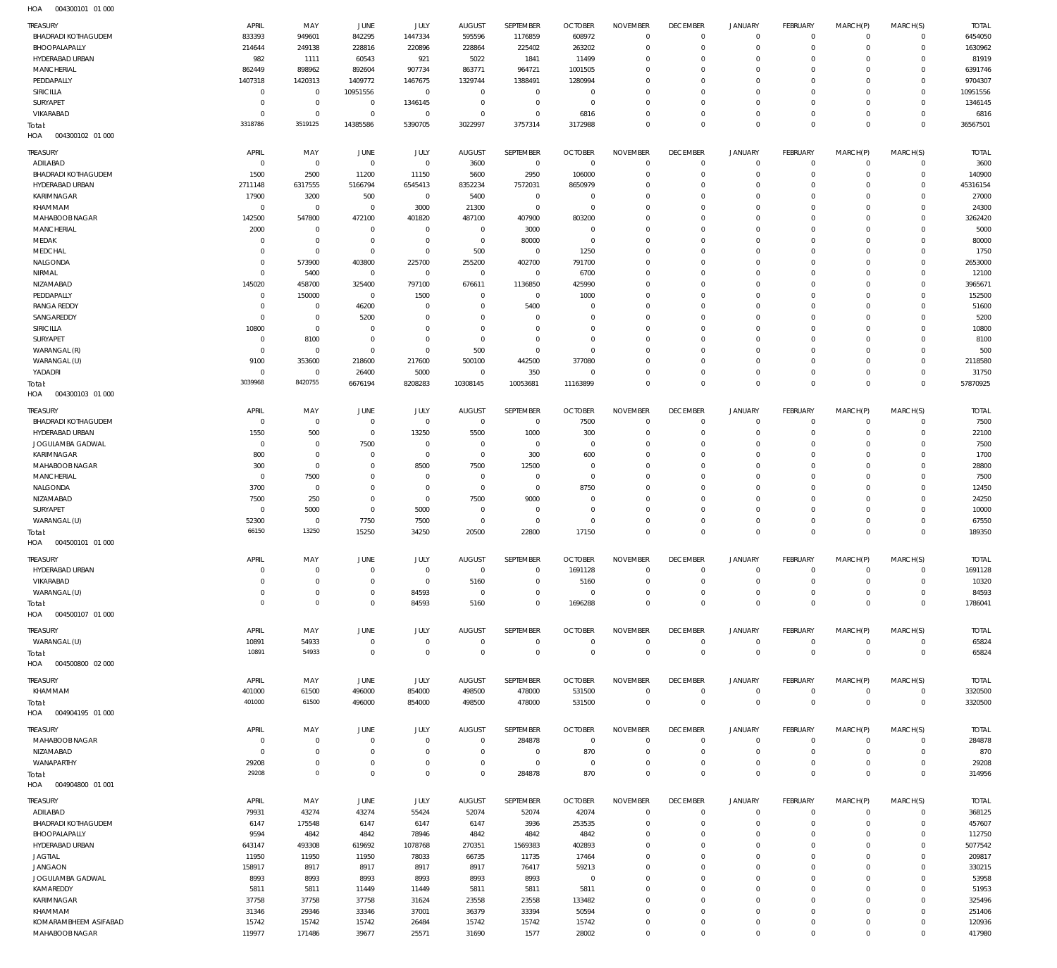HOA 004300101 01 000

| TREASURY | APRIL | MAY | JUNE | JULY | AUGUST | SEPTEMBER | OCTOBER | NOVEMBER | DECEMBER | JANUARY | FEBRUARY | MARCH(P) | MARCH(S) | TOTAL |
|---|---|---|---|---|---|---|---|---|---|---|---|---|---|---|
| BHADRADI KOTHAGUDEM | 833393 | 949601 | 842295 | 1447334 | 595596 | 1176859 | 608972 | 0 | 0 | 0 | 0 | 0 | 0 | 6454050 |
| BHOOPALAPALLY | 214644 | 249138 | 228816 | 220896 | 228864 | 225402 | 263202 | 0 | 0 | 0 | 0 | 0 | 0 | 1630962 |
| HYDERABAD URBAN | 982 | 1111 | 60543 | 921 | 5022 | 1841 | 11499 | 0 | 0 | 0 | 0 | 0 | 0 | 81919 |
| MANCHERIAL | 862449 | 898962 | 892604 | 907734 | 863771 | 964721 | 1001505 | 0 | 0 | 0 | 0 | 0 | 0 | 6391746 |
| PEDDAPALLY | 1407318 | 1420313 | 1409772 | 1467675 | 1329744 | 1388491 | 1280994 | 0 | 0 | 0 | 0 | 0 | 0 | 9704307 |
| SIRICILLA | 0 | 0 | 10951556 | 0 | 0 | 0 | 0 | 0 | 0 | 0 | 0 | 0 | 0 | 10951556 |
| SURYAPET | 0 | 0 | 0 | 1346145 | 0 | 0 | 0 | 0 | 0 | 0 | 0 | 0 | 0 | 1346145 |
| VIKARABAD | 0 | 0 | 0 | 0 | 0 | 0 | 6816 | 0 | 0 | 0 | 0 | 0 | 0 | 6816 |
| Total: | 3318786 | 3519125 | 14385586 | 5390705 | 3022997 | 3757314 | 3172988 | 0 | 0 | 0 | 0 | 0 | 0 | 36567501 |

HOA 004300102 01 000

| TREASURY | APRIL | MAY | JUNE | JULY | AUGUST | SEPTEMBER | OCTOBER | NOVEMBER | DECEMBER | JANUARY | FEBRUARY | MARCH(P) | MARCH(S) | TOTAL |
|---|---|---|---|---|---|---|---|---|---|---|---|---|---|---|
| ADILABAD | 0 | 0 | 0 | 0 | 3600 | 0 | 0 | 0 | 0 | 0 | 0 | 0 | 0 | 3600 |
| BHADRADI KOTHAGUDEM | 1500 | 2500 | 11200 | 11150 | 5600 | 2950 | 106000 | 0 | 0 | 0 | 0 | 0 | 0 | 140900 |
| HYDERABAD URBAN | 2711148 | 6317555 | 5166794 | 6545413 | 8352234 | 7572031 | 8650979 | 0 | 0 | 0 | 0 | 0 | 0 | 45316154 |
| KARIMNAGAR | 17900 | 3200 | 500 | 0 | 5400 | 0 | 0 | 0 | 0 | 0 | 0 | 0 | 0 | 27000 |
| KHAMMAM | 0 | 0 | 0 | 3000 | 21300 | 0 | 0 | 0 | 0 | 0 | 0 | 0 | 0 | 24300 |
| MAHABOOB NAGAR | 142500 | 547800 | 472100 | 401820 | 487100 | 407900 | 803200 | 0 | 0 | 0 | 0 | 0 | 0 | 3262420 |
| MANCHERIAL | 2000 | 0 | 0 | 0 | 0 | 3000 | 0 | 0 | 0 | 0 | 0 | 0 | 0 | 5000 |
| MEDAK | 0 | 0 | 0 | 0 | 0 | 80000 | 0 | 0 | 0 | 0 | 0 | 0 | 0 | 80000 |
| MEDCHAL | 0 | 0 | 0 | 0 | 500 | 0 | 1250 | 0 | 0 | 0 | 0 | 0 | 0 | 1750 |
| NALGONDA | 0 | 573900 | 403800 | 225700 | 255200 | 402700 | 791700 | 0 | 0 | 0 | 0 | 0 | 0 | 2653000 |
| NIRMAL | 0 | 5400 | 0 | 0 | 0 | 0 | 6700 | 0 | 0 | 0 | 0 | 0 | 0 | 12100 |
| NIZAMABAD | 145020 | 458700 | 325400 | 797100 | 676611 | 1136850 | 425990 | 0 | 0 | 0 | 0 | 0 | 0 | 3965671 |
| PEDDAPALLY | 0 | 150000 | 0 | 1500 | 0 | 0 | 1000 | 0 | 0 | 0 | 0 | 0 | 0 | 152500 |
| RANGA REDDY | 0 | 0 | 46200 | 0 | 0 | 5400 | 0 | 0 | 0 | 0 | 0 | 0 | 0 | 51600 |
| SANGAREDDY | 0 | 0 | 5200 | 0 | 0 | 0 | 0 | 0 | 0 | 0 | 0 | 0 | 0 | 5200 |
| SIRICILLA | 10800 | 0 | 0 | 0 | 0 | 0 | 0 | 0 | 0 | 0 | 0 | 0 | 0 | 10800 |
| SURYAPET | 0 | 8100 | 0 | 0 | 0 | 0 | 0 | 0 | 0 | 0 | 0 | 0 | 0 | 8100 |
| WARANGAL (R) | 0 | 0 | 0 | 0 | 500 | 0 | 0 | 0 | 0 | 0 | 0 | 0 | 0 | 500 |
| WARANGAL (U) | 9100 | 353600 | 218600 | 217600 | 500100 | 442500 | 377080 | 0 | 0 | 0 | 0 | 0 | 0 | 2118580 |
| YADADRI | 0 | 0 | 26400 | 5000 | 0 | 350 | 0 | 0 | 0 | 0 | 0 | 0 | 0 | 31750 |
| Total: | 3039968 | 8420755 | 6676194 | 8208283 | 10308145 | 10053681 | 11163899 | 0 | 0 | 0 | 0 | 0 | 0 | 57870925 |

HOA 004300103 01 000

| TREASURY | APRIL | MAY | JUNE | JULY | AUGUST | SEPTEMBER | OCTOBER | NOVEMBER | DECEMBER | JANUARY | FEBRUARY | MARCH(P) | MARCH(S) | TOTAL |
|---|---|---|---|---|---|---|---|---|---|---|---|---|---|---|
| BHADRADI KOTHAGUDEM | 0 | 0 | 0 | 0 | 0 | 0 | 7500 | 0 | 0 | 0 | 0 | 0 | 0 | 7500 |
| HYDERABAD URBAN | 1550 | 500 | 0 | 13250 | 5500 | 1000 | 300 | 0 | 0 | 0 | 0 | 0 | 0 | 22100 |
| JOGULAMBA GADWAL | 0 | 0 | 7500 | 0 | 0 | 0 | 0 | 0 | 0 | 0 | 0 | 0 | 0 | 7500 |
| KARIMNAGAR | 800 | 0 | 0 | 0 | 0 | 300 | 600 | 0 | 0 | 0 | 0 | 0 | 0 | 1700 |
| MAHABOOB NAGAR | 300 | 0 | 0 | 8500 | 7500 | 12500 | 0 | 0 | 0 | 0 | 0 | 0 | 0 | 28800 |
| MANCHERIAL | 0 | 7500 | 0 | 0 | 0 | 0 | 0 | 0 | 0 | 0 | 0 | 0 | 0 | 7500 |
| NALGONDA | 3700 | 0 | 0 | 0 | 0 | 0 | 8750 | 0 | 0 | 0 | 0 | 0 | 0 | 12450 |
| NIZAMABAD | 7500 | 250 | 0 | 0 | 7500 | 9000 | 0 | 0 | 0 | 0 | 0 | 0 | 0 | 24250 |
| SURYAPET | 0 | 5000 | 0 | 5000 | 0 | 0 | 0 | 0 | 0 | 0 | 0 | 0 | 0 | 10000 |
| WARANGAL (U) | 52300 | 0 | 7750 | 7500 | 0 | 0 | 0 | 0 | 0 | 0 | 0 | 0 | 0 | 67550 |
| Total: | 66150 | 13250 | 15250 | 34250 | 20500 | 22800 | 17150 | 0 | 0 | 0 | 0 | 0 | 0 | 189350 |

HOA 004500101 01 000

| TREASURY | APRIL | MAY | JUNE | JULY | AUGUST | SEPTEMBER | OCTOBER | NOVEMBER | DECEMBER | JANUARY | FEBRUARY | MARCH(P) | MARCH(S) | TOTAL |
|---|---|---|---|---|---|---|---|---|---|---|---|---|---|---|
| HYDERABAD URBAN | 0 | 0 | 0 | 0 | 0 | 0 | 1691128 | 0 | 0 | 0 | 0 | 0 | 0 | 1691128 |
| VIKARABAD | 0 | 0 | 0 | 0 | 5160 | 0 | 5160 | 0 | 0 | 0 | 0 | 0 | 0 | 10320 |
| WARANGAL (U) | 0 | 0 | 0 | 84593 | 0 | 0 | 0 | 0 | 0 | 0 | 0 | 0 | 0 | 84593 |
| Total: | 0 | 0 | 0 | 84593 | 5160 | 0 | 1696288 | 0 | 0 | 0 | 0 | 0 | 0 | 1786041 |

HOA 004500107 01 000

| TREASURY | APRIL | MAY | JUNE | JULY | AUGUST | SEPTEMBER | OCTOBER | NOVEMBER | DECEMBER | JANUARY | FEBRUARY | MARCH(P) | MARCH(S) | TOTAL |
|---|---|---|---|---|---|---|---|---|---|---|---|---|---|---|
| WARANGAL (U) | 10891 | 54933 | 0 | 0 | 0 | 0 | 0 | 0 | 0 | 0 | 0 | 0 | 0 | 65824 |
| Total: | 10891 | 54933 | 0 | 0 | 0 | 0 | 0 | 0 | 0 | 0 | 0 | 0 | 0 | 65824 |

HOA 004500800 02 000

| TREASURY | APRIL | MAY | JUNE | JULY | AUGUST | SEPTEMBER | OCTOBER | NOVEMBER | DECEMBER | JANUARY | FEBRUARY | MARCH(P) | MARCH(S) | TOTAL |
|---|---|---|---|---|---|---|---|---|---|---|---|---|---|---|
| KHAMMAM | 401000 | 61500 | 496000 | 854000 | 498500 | 478000 | 531500 | 0 | 0 | 0 | 0 | 0 | 0 | 3320500 |
| Total: | 401000 | 61500 | 496000 | 854000 | 498500 | 478000 | 531500 | 0 | 0 | 0 | 0 | 0 | 0 | 3320500 |

HOA 004904195 01 000

| TREASURY | APRIL | MAY | JUNE | JULY | AUGUST | SEPTEMBER | OCTOBER | NOVEMBER | DECEMBER | JANUARY | FEBRUARY | MARCH(P) | MARCH(S) | TOTAL |
|---|---|---|---|---|---|---|---|---|---|---|---|---|---|---|
| MAHABOOB NAGAR | 0 | 0 | 0 | 0 | 0 | 284878 | 0 | 0 | 0 | 0 | 0 | 0 | 0 | 284878 |
| NIZAMABAD | 0 | 0 | 0 | 0 | 0 | 0 | 870 | 0 | 0 | 0 | 0 | 0 | 0 | 870 |
| WANAPARTHY | 29208 | 0 | 0 | 0 | 0 | 0 | 0 | 0 | 0 | 0 | 0 | 0 | 0 | 29208 |
| Total: | 29208 | 0 | 0 | 0 | 0 | 284878 | 870 | 0 | 0 | 0 | 0 | 0 | 0 | 314956 |

HOA 004904800 01 001

| TREASURY | APRIL | MAY | JUNE | JULY | AUGUST | SEPTEMBER | OCTOBER | NOVEMBER | DECEMBER | JANUARY | FEBRUARY | MARCH(P) | MARCH(S) | TOTAL |
|---|---|---|---|---|---|---|---|---|---|---|---|---|---|---|
| ADILABAD | 79931 | 43274 | 43274 | 55424 | 52074 | 52074 | 42074 | 0 | 0 | 0 | 0 | 0 | 0 | 368125 |
| BHADRADI KOTHAGUDEM | 6147 | 175548 | 6147 | 6147 | 6147 | 3936 | 253535 | 0 | 0 | 0 | 0 | 0 | 0 | 457607 |
| BHOOPALAPALLY | 9594 | 4842 | 4842 | 78946 | 4842 | 4842 | 4842 | 0 | 0 | 0 | 0 | 0 | 0 | 112750 |
| HYDERABAD URBAN | 643147 | 493308 | 619692 | 1078768 | 270351 | 1569383 | 402893 | 0 | 0 | 0 | 0 | 0 | 0 | 5077542 |
| JAGTIAL | 11950 | 11950 | 11950 | 78033 | 66735 | 11735 | 17464 | 0 | 0 | 0 | 0 | 0 | 0 | 209817 |
| JANGAON | 158917 | 8917 | 8917 | 8917 | 8917 | 76417 | 59213 | 0 | 0 | 0 | 0 | 0 | 0 | 330215 |
| JOGULAMBA GADWAL | 8993 | 8993 | 8993 | 8993 | 8993 | 8993 | 0 | 0 | 0 | 0 | 0 | 0 | 0 | 53958 |
| KAMAREDDY | 5811 | 5811 | 11449 | 11449 | 5811 | 5811 | 5811 | 0 | 0 | 0 | 0 | 0 | 0 | 51953 |
| KARIMNAGAR | 37758 | 37758 | 37758 | 31624 | 23558 | 23558 | 133482 | 0 | 0 | 0 | 0 | 0 | 0 | 325496 |
| KHAMMAM | 31346 | 29346 | 33346 | 37001 | 36379 | 33394 | 50594 | 0 | 0 | 0 | 0 | 0 | 0 | 251406 |
| KOMARAMBHEEM ASIFABAD | 15742 | 15742 | 15742 | 26484 | 15742 | 15742 | 15742 | 0 | 0 | 0 | 0 | 0 | 0 | 120936 |
| MAHABOOB NAGAR | 119977 | 171486 | 39677 | 25571 | 31690 | 1577 | 28002 | 0 | 0 | 0 | 0 | 0 | 0 | 417980 |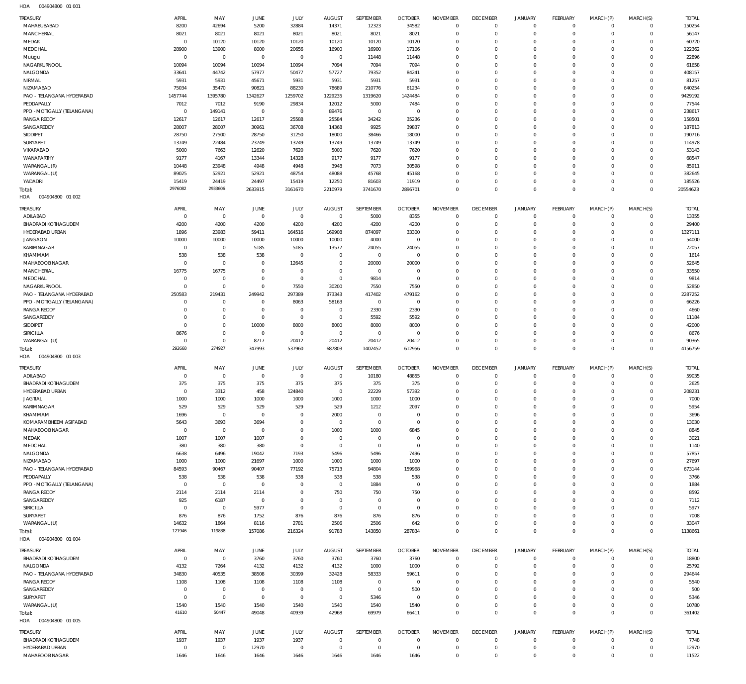HOA 004904800 01 001

| TREASURY | APRIL | MAY | JUNE | JULY | AUGUST | SEPTEMBER | OCTOBER | NOVEMBER | DECEMBER | JANUARY | FEBRUARY | MARCH(P) | MARCH(S) | TOTAL |
|---|---|---|---|---|---|---|---|---|---|---|---|---|---|---|
| MAHABUBABAD | 8200 | 42694 | 5200 | 32884 | 14371 | 12323 | 34582 | 0 | 0 | 0 | 0 | 0 | 0 | 150254 |
| MANCHERIAL | 8021 | 8021 | 8021 | 8021 | 8021 | 8021 | 8021 | 0 | 0 | 0 | 0 | 0 | 0 | 56147 |
| MEDAK | 0 | 10120 | 10120 | 10120 | 10120 | 10120 | 10120 | 0 | 0 | 0 | 0 | 0 | 0 | 60720 |
| MEDCHAL | 28900 | 13900 | 8000 | 20656 | 16900 | 16900 | 17106 | 0 | 0 | 0 | 0 | 0 | 0 | 122362 |
| Mulugu | 0 | 0 | 0 | 0 | 0 | 11448 | 11448 | 0 | 0 | 0 | 0 | 0 | 0 | 22896 |
| NAGARKURNOOL | 10094 | 10094 | 10094 | 10094 | 7094 | 7094 | 7094 | 0 | 0 | 0 | 0 | 0 | 0 | 61658 |
| NALGONDA | 33641 | 44742 | 57977 | 50477 | 57727 | 79352 | 84241 | 0 | 0 | 0 | 0 | 0 | 0 | 408157 |
| NIRMAL | 5931 | 5931 | 45671 | 5931 | 5931 | 5931 | 5931 | 0 | 0 | 0 | 0 | 0 | 0 | 81257 |
| NIZAMABAD | 75034 | 35470 | 90821 | 88230 | 78689 | 210776 | 61234 | 0 | 0 | 0 | 0 | 0 | 0 | 640254 |
| PAO - TELANGANA HYDERABAD | 1457744 | 1395780 | 1342627 | 1259702 | 1229235 | 1319620 | 1424484 | 0 | 0 | 0 | 0 | 0 | 0 | 9429192 |
| PEDDAPALLY | 7012 | 7012 | 9190 | 29834 | 12012 | 5000 | 7484 | 0 | 0 | 0 | 0 | 0 | 0 | 77544 |
| PPO - MOTIGALLY (TELANGANA) | 0 | 149141 | 0 | 0 | 89476 | 0 | 0 | 0 | 0 | 0 | 0 | 0 | 0 | 238617 |
| RANGA REDDY | 12617 | 12617 | 12617 | 25588 | 25584 | 34242 | 35236 | 0 | 0 | 0 | 0 | 0 | 0 | 158501 |
| SANGAREDDY | 28007 | 28007 | 30961 | 36708 | 14368 | 9925 | 39837 | 0 | 0 | 0 | 0 | 0 | 0 | 187813 |
| SIDDIPET | 28750 | 27500 | 28750 | 31250 | 18000 | 38466 | 18000 | 0 | 0 | 0 | 0 | 0 | 0 | 190716 |
| SURYAPET | 13749 | 22484 | 23749 | 13749 | 13749 | 13749 | 13749 | 0 | 0 | 0 | 0 | 0 | 0 | 114978 |
| VIKARABAD | 5000 | 7663 | 12620 | 7620 | 5000 | 7620 | 7620 | 0 | 0 | 0 | 0 | 0 | 0 | 53143 |
| WANAPARTHY | 9177 | 4167 | 13344 | 14328 | 9177 | 9177 | 9177 | 0 | 0 | 0 | 0 | 0 | 0 | 68547 |
| WARANGAL (R) | 10448 | 23948 | 4948 | 4948 | 3948 | 7073 | 30598 | 0 | 0 | 0 | 0 | 0 | 0 | 85911 |
| WARANGAL (U) | 89025 | 52921 | 52921 | 48754 | 48088 | 45768 | 45168 | 0 | 0 | 0 | 0 | 0 | 0 | 382645 |
| YADADRI | 15419 | 24419 | 24497 | 15419 | 12250 | 81603 | 11919 | 0 | 0 | 0 | 0 | 0 | 0 | 185526 |
| Total: | 2976082 | 2933606 | 2633915 | 3161670 | 2210979 | 3741670 | 2896701 | 0 | 0 | 0 | 0 | 0 | 0 | 20554623 |

HOA 004904800 01 002

| TREASURY | APRIL | MAY | JUNE | JULY | AUGUST | SEPTEMBER | OCTOBER | NOVEMBER | DECEMBER | JANUARY | FEBRUARY | MARCH(P) | MARCH(S) | TOTAL |
|---|---|---|---|---|---|---|---|---|---|---|---|---|---|---|
| ADILABAD | 0 | 0 | 0 | 0 | 0 | 5000 | 8355 | 0 | 0 | 0 | 0 | 0 | 0 | 13355 |
| BHADRADI KOTHAGUDEM | 4200 | 4200 | 4200 | 4200 | 4200 | 4200 | 4200 | 0 | 0 | 0 | 0 | 0 | 0 | 29400 |
| HYDERABAD URBAN | 1896 | 23983 | 59411 | 164516 | 169908 | 874097 | 33300 | 0 | 0 | 0 | 0 | 0 | 0 | 1327111 |
| JANGAON | 10000 | 10000 | 10000 | 10000 | 10000 | 4000 | 0 | 0 | 0 | 0 | 0 | 0 | 0 | 54000 |
| KARIMNAGAR | 0 | 0 | 5185 | 5185 | 13577 | 24055 | 24055 | 0 | 0 | 0 | 0 | 0 | 0 | 72057 |
| KHAMMAM | 538 | 538 | 538 | 0 | 0 | 0 | 0 | 0 | 0 | 0 | 0 | 0 | 0 | 1614 |
| MAHABOOBNAGAR | 0 | 0 | 0 | 12645 | 0 | 20000 | 20000 | 0 | 0 | 0 | 0 | 0 | 0 | 52645 |
| MANCHERIAL | 16775 | 16775 | 0 | 0 | 0 | 0 | 0 | 0 | 0 | 0 | 0 | 0 | 0 | 33550 |
| MEDCHAL | 0 | 0 | 0 | 0 | 0 | 9814 | 0 | 0 | 0 | 0 | 0 | 0 | 0 | 9814 |
| NAGARKURNOOL | 0 | 0 | 0 | 7550 | 30200 | 7550 | 7550 | 0 | 0 | 0 | 0 | 0 | 0 | 52850 |
| PAO - TELANGANA HYDERABAD | 250583 | 219431 | 249942 | 297389 | 373343 | 417402 | 479162 | 0 | 0 | 0 | 0 | 0 | 0 | 2287252 |
| PPO - MOTIGALLY (TELANGANA) | 0 | 0 | 0 | 8063 | 58163 | 0 | 0 | 0 | 0 | 0 | 0 | 0 | 0 | 66226 |
| RANGA REDDY | 0 | 0 | 0 | 0 | 0 | 2330 | 2330 | 0 | 0 | 0 | 0 | 0 | 0 | 4660 |
| SANGAREDDY | 0 | 0 | 0 | 0 | 0 | 5592 | 5592 | 0 | 0 | 0 | 0 | 0 | 0 | 11184 |
| SIDDIPET | 0 | 0 | 10000 | 8000 | 8000 | 8000 | 8000 | 0 | 0 | 0 | 0 | 0 | 0 | 42000 |
| SIRICILLA | 8676 | 0 | 0 | 0 | 0 | 0 | 0 | 0 | 0 | 0 | 0 | 0 | 0 | 8676 |
| WARANGAL (U) | 0 | 0 | 8717 | 20412 | 20412 | 20412 | 20412 | 0 | 0 | 0 | 0 | 0 | 0 | 90365 |
| Total: | 292668 | 274927 | 347993 | 537960 | 687803 | 1402452 | 612956 | 0 | 0 | 0 | 0 | 0 | 0 | 4156759 |

HOA 004904800 01 003

| TREASURY | APRIL | MAY | JUNE | JULY | AUGUST | SEPTEMBER | OCTOBER | NOVEMBER | DECEMBER | JANUARY | FEBRUARY | MARCH(P) | MARCH(S) | TOTAL |
|---|---|---|---|---|---|---|---|---|---|---|---|---|---|---|
| ADILABAD | 0 | 0 | 0 | 0 | 0 | 10180 | 48855 | 0 | 0 | 0 | 0 | 0 | 0 | 59035 |
| BHADRADI KOTHAGUDEM | 375 | 375 | 375 | 375 | 375 | 375 | 375 | 0 | 0 | 0 | 0 | 0 | 0 | 2625 |
| HYDERABAD URBAN | 0 | 3312 | 458 | 124840 | 0 | 22229 | 57392 | 0 | 0 | 0 | 0 | 0 | 0 | 208231 |
| JAGTIAL | 1000 | 1000 | 1000 | 1000 | 1000 | 1000 | 1000 | 0 | 0 | 0 | 0 | 0 | 0 | 7000 |
| KARIMNAGAR | 529 | 529 | 529 | 529 | 529 | 1212 | 2097 | 0 | 0 | 0 | 0 | 0 | 0 | 5954 |
| KHAMMAM | 1696 | 0 | 0 | 0 | 2000 | 0 | 0 | 0 | 0 | 0 | 0 | 0 | 0 | 3696 |
| KOMARAMBHEEM ASIFABAD | 5643 | 3693 | 3694 | 0 | 0 | 0 | 0 | 0 | 0 | 0 | 0 | 0 | 0 | 13030 |
| MAHABOOBNAGAR | 0 | 0 | 0 | 0 | 1000 | 1000 | 6845 | 0 | 0 | 0 | 0 | 0 | 0 | 8845 |
| MEDAK | 1007 | 1007 | 1007 | 0 | 0 | 0 | 0 | 0 | 0 | 0 | 0 | 0 | 0 | 3021 |
| MEDCHAL | 380 | 380 | 380 | 0 | 0 | 0 | 0 | 0 | 0 | 0 | 0 | 0 | 0 | 1140 |
| NALGONDA | 6638 | 6496 | 19042 | 7193 | 5496 | 5496 | 7496 | 0 | 0 | 0 | 0 | 0 | 0 | 57857 |
| NIZAMABAD | 1000 | 1000 | 21697 | 1000 | 1000 | 1000 | 1000 | 0 | 0 | 0 | 0 | 0 | 0 | 27697 |
| PAO - TELANGANA HYDERABAD | 84593 | 90467 | 90407 | 77192 | 75713 | 94804 | 159968 | 0 | 0 | 0 | 0 | 0 | 0 | 673144 |
| PEDDAPALLY | 538 | 538 | 538 | 538 | 538 | 538 | 538 | 0 | 0 | 0 | 0 | 0 | 0 | 3766 |
| PPO - MOTIGALLY (TELANGANA) | 0 | 0 | 0 | 0 | 0 | 1884 | 0 | 0 | 0 | 0 | 0 | 0 | 0 | 1884 |
| RANGA REDDY | 2114 | 2114 | 2114 | 0 | 750 | 750 | 750 | 0 | 0 | 0 | 0 | 0 | 0 | 8592 |
| SANGAREDDY | 925 | 6187 | 0 | 0 | 0 | 0 | 0 | 0 | 0 | 0 | 0 | 0 | 0 | 7112 |
| SIRICILLA | 0 | 0 | 5977 | 0 | 0 | 0 | 0 | 0 | 0 | 0 | 0 | 0 | 0 | 5977 |
| SURYAPET | 876 | 876 | 1752 | 876 | 876 | 876 | 876 | 0 | 0 | 0 | 0 | 0 | 0 | 7008 |
| WARANGAL (U) | 14632 | 1864 | 8116 | 2781 | 2506 | 2506 | 642 | 0 | 0 | 0 | 0 | 0 | 0 | 33047 |
| Total: | 121946 | 119838 | 157086 | 216324 | 91783 | 143850 | 287834 | 0 | 0 | 0 | 0 | 0 | 0 | 1138661 |

HOA 004904800 01 004

| TREASURY | APRIL | MAY | JUNE | JULY | AUGUST | SEPTEMBER | OCTOBER | NOVEMBER | DECEMBER | JANUARY | FEBRUARY | MARCH(P) | MARCH(S) | TOTAL |
|---|---|---|---|---|---|---|---|---|---|---|---|---|---|---|
| BHADRADI KOTHAGUDEM | 0 | 0 | 3760 | 3760 | 3760 | 3760 | 3760 | 0 | 0 | 0 | 0 | 0 | 0 | 18800 |
| NALGONDA | 4132 | 7264 | 4132 | 4132 | 4132 | 1000 | 1000 | 0 | 0 | 0 | 0 | 0 | 0 | 25792 |
| PAO - TELANGANA HYDERABAD | 34830 | 40535 | 38508 | 30399 | 32428 | 58333 | 59611 | 0 | 0 | 0 | 0 | 0 | 0 | 294644 |
| RANGA REDDY | 1108 | 1108 | 1108 | 1108 | 1108 | 0 | 0 | 0 | 0 | 0 | 0 | 0 | 0 | 5540 |
| SANGAREDDY | 0 | 0 | 0 | 0 | 0 | 0 | 500 | 0 | 0 | 0 | 0 | 0 | 0 | 500 |
| SURYAPET | 0 | 0 | 0 | 0 | 0 | 5346 | 0 | 0 | 0 | 0 | 0 | 0 | 0 | 5346 |
| WARANGAL (U) | 1540 | 1540 | 1540 | 1540 | 1540 | 1540 | 1540 | 0 | 0 | 0 | 0 | 0 | 0 | 10780 |
| Total: | 41610 | 50447 | 49048 | 40939 | 42968 | 69979 | 66411 | 0 | 0 | 0 | 0 | 0 | 0 | 361402 |

HOA 004904800 01 005

| TREASURY | APRIL | MAY | JUNE | JULY | AUGUST | SEPTEMBER | OCTOBER | NOVEMBER | DECEMBER | JANUARY | FEBRUARY | MARCH(P) | MARCH(S) | TOTAL |
|---|---|---|---|---|---|---|---|---|---|---|---|---|---|---|
| BHADRADI KOTHAGUDEM | 1937 | 1937 | 1937 | 1937 | 0 | 0 | 0 | 0 | 0 | 0 | 0 | 0 | 0 | 7748 |
| HYDERABAD URBAN | 0 | 0 | 12970 | 0 | 0 | 0 | 0 | 0 | 0 | 0 | 0 | 0 | 0 | 12970 |
| MAHABOOBNAGAR | 1646 | 1646 | 1646 | 1646 | 1646 | 1646 | 1646 | 0 | 0 | 0 | 0 | 0 | 0 | 11522 |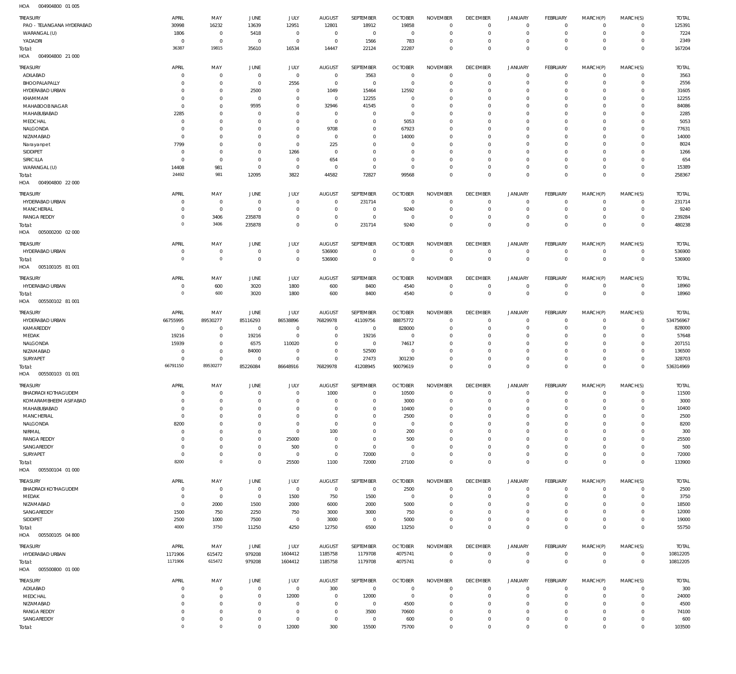HOA 004904800 01 005

| TREASURY | APRIL | MAY | JUNE | JULY | AUGUST | SEPTEMBER | OCTOBER | NOVEMBER | DECEMBER | JANUARY | FEBRUARY | MARCH(P) | MARCH(S) | TOTAL |
|---|---|---|---|---|---|---|---|---|---|---|---|---|---|---|
| PAO - TELANGANA HYDERABAD | 30998 | 16232 | 13639 | 12951 | 12801 | 18912 | 19858 | 0 | 0 | 0 | 0 | 0 | 0 | 125391 |
| WARANGAL (U) | 1806 | 0 | 5418 | 0 | 0 | 0 | 0 | 0 | 0 | 0 | 0 | 0 | 0 | 7224 |
| YADADRI | 0 | 0 | 0 | 0 | 0 | 1566 | 783 | 0 | 0 | 0 | 0 | 0 | 0 | 2349 |
| Total: | 36387 | 19815 | 35610 | 16534 | 14447 | 22124 | 22287 | 0 | 0 | 0 | 0 | 0 | 0 | 167204 |

HOA 004904800 21 000

| TREASURY | APRIL | MAY | JUNE | JULY | AUGUST | SEPTEMBER | OCTOBER | NOVEMBER | DECEMBER | JANUARY | FEBRUARY | MARCH(P) | MARCH(S) | TOTAL |
|---|---|---|---|---|---|---|---|---|---|---|---|---|---|---|
| ADILABAD | 0 | 0 | 0 | 0 | 0 | 3563 | 0 | 0 | 0 | 0 | 0 | 0 | 0 | 3563 |
| BHOOPALAPALLY | 0 | 0 | 0 | 2556 | 0 | 0 | 0 | 0 | 0 | 0 | 0 | 0 | 0 | 2556 |
| HYDERABAD URBAN | 0 | 0 | 2500 | 0 | 1049 | 15464 | 12592 | 0 | 0 | 0 | 0 | 0 | 0 | 31605 |
| KHAMMAM | 0 | 0 | 0 | 0 | 0 | 12255 | 0 | 0 | 0 | 0 | 0 | 0 | 0 | 12255 |
| MAHABOOBNAGAR | 0 | 0 | 9595 | 0 | 32946 | 41545 | 0 | 0 | 0 | 0 | 0 | 0 | 0 | 84086 |
| MAHABUBABAD | 2285 | 0 | 0 | 0 | 0 | 0 | 0 | 0 | 0 | 0 | 0 | 0 | 0 | 2285 |
| MEDCHAL | 0 | 0 | 0 | 0 | 0 | 0 | 5053 | 0 | 0 | 0 | 0 | 0 | 0 | 5053 |
| NALGONDA | 0 | 0 | 0 | 0 | 9708 | 0 | 67923 | 0 | 0 | 0 | 0 | 0 | 0 | 77631 |
| NIZAMABAD | 0 | 0 | 0 | 0 | 0 | 0 | 14000 | 0 | 0 | 0 | 0 | 0 | 0 | 14000 |
| Narayanpet | 7799 | 0 | 0 | 0 | 225 | 0 | 0 | 0 | 0 | 0 | 0 | 0 | 0 | 8024 |
| SIDDIPET | 0 | 0 | 0 | 1266 | 0 | 0 | 0 | 0 | 0 | 0 | 0 | 0 | 0 | 1266 |
| SIRICILLA | 0 | 0 | 0 | 0 | 654 | 0 | 0 | 0 | 0 | 0 | 0 | 0 | 0 | 654 |
| WARANGAL (U) | 14408 | 981 | 0 | 0 | 0 | 0 | 0 | 0 | 0 | 0 | 0 | 0 | 0 | 15389 |
| Total: | 24492 | 981 | 12095 | 3822 | 44582 | 72827 | 99568 | 0 | 0 | 0 | 0 | 0 | 0 | 258367 |

HOA 004904800 22 000

| TREASURY | APRIL | MAY | JUNE | JULY | AUGUST | SEPTEMBER | OCTOBER | NOVEMBER | DECEMBER | JANUARY | FEBRUARY | MARCH(P) | MARCH(S) | TOTAL |
|---|---|---|---|---|---|---|---|---|---|---|---|---|---|---|
| HYDERABAD URBAN | 0 | 0 | 0 | 0 | 0 | 231714 | 0 | 0 | 0 | 0 | 0 | 0 | 0 | 231714 |
| MANCHERIAL | 0 | 0 | 0 | 0 | 0 | 0 | 9240 | 0 | 0 | 0 | 0 | 0 | 0 | 9240 |
| RANGA REDDY | 0 | 3406 | 235878 | 0 | 0 | 0 | 0 | 0 | 0 | 0 | 0 | 0 | 0 | 239284 |
| Total: | 0 | 3406 | 235878 | 0 | 0 | 231714 | 9240 | 0 | 0 | 0 | 0 | 0 | 0 | 480238 |

HOA 005000200 02 000

| TREASURY | APRIL | MAY | JUNE | JULY | AUGUST | SEPTEMBER | OCTOBER | NOVEMBER | DECEMBER | JANUARY | FEBRUARY | MARCH(P) | MARCH(S) | TOTAL |
|---|---|---|---|---|---|---|---|---|---|---|---|---|---|---|
| HYDERABAD URBAN | 0 | 0 | 0 | 0 | 536900 | 0 | 0 | 0 | 0 | 0 | 0 | 0 | 0 | 536900 |
| Total: | 0 | 0 | 0 | 0 | 536900 | 0 | 0 | 0 | 0 | 0 | 0 | 0 | 0 | 536900 |

HOA 005100105 81 001

| TREASURY | APRIL | MAY | JUNE | JULY | AUGUST | SEPTEMBER | OCTOBER | NOVEMBER | DECEMBER | JANUARY | FEBRUARY | MARCH(P) | MARCH(S) | TOTAL |
|---|---|---|---|---|---|---|---|---|---|---|---|---|---|---|
| HYDERABAD URBAN | 0 | 600 | 3020 | 1800 | 600 | 8400 | 4540 | 0 | 0 | 0 | 0 | 0 | 0 | 18960 |
| Total: | 0 | 600 | 3020 | 1800 | 600 | 8400 | 4540 | 0 | 0 | 0 | 0 | 0 | 0 | 18960 |

HOA 005500102 81 001

| TREASURY | APRIL | MAY | JUNE | JULY | AUGUST | SEPTEMBER | OCTOBER | NOVEMBER | DECEMBER | JANUARY | FEBRUARY | MARCH(P) | MARCH(S) | TOTAL |
|---|---|---|---|---|---|---|---|---|---|---|---|---|---|---|
| HYDERABAD URBAN | 66755995 | 89530277 | 85116293 | 86538896 | 76829978 | 41109756 | 88875772 | 0 | 0 | 0 | 0 | 0 | 0 | 534756967 |
| KAMAREDDY | 0 | 0 | 0 | 0 | 0 | 0 | 828000 | 0 | 0 | 0 | 0 | 0 | 0 | 828000 |
| MEDAK | 19216 | 0 | 19216 | 0 | 0 | 19216 | 0 | 0 | 0 | 0 | 0 | 0 | 0 | 57648 |
| NALGONDA | 15939 | 0 | 6575 | 110020 | 0 | 0 | 74617 | 0 | 0 | 0 | 0 | 0 | 0 | 207151 |
| NIZAMABAD | 0 | 0 | 84000 | 0 | 0 | 52500 | 0 | 0 | 0 | 0 | 0 | 0 | 0 | 136500 |
| SURYAPET | 0 | 0 | 0 | 0 | 0 | 27473 | 301230 | 0 | 0 | 0 | 0 | 0 | 0 | 328703 |
| Total: | 66791150 | 89530277 | 85226084 | 86648916 | 76829978 | 41208945 | 90079619 | 0 | 0 | 0 | 0 | 0 | 0 | 536314969 |

HOA 005500103 01 001

| TREASURY | APRIL | MAY | JUNE | JULY | AUGUST | SEPTEMBER | OCTOBER | NOVEMBER | DECEMBER | JANUARY | FEBRUARY | MARCH(P) | MARCH(S) | TOTAL |
|---|---|---|---|---|---|---|---|---|---|---|---|---|---|---|
| BHADRADI KOTHAGUDEM | 0 | 0 | 0 | 0 | 1000 | 0 | 10500 | 0 | 0 | 0 | 0 | 0 | 0 | 11500 |
| KOMARAMBHEEM ASIFABAD | 0 | 0 | 0 | 0 | 0 | 0 | 3000 | 0 | 0 | 0 | 0 | 0 | 0 | 3000 |
| MAHABUBABAD | 0 | 0 | 0 | 0 | 0 | 0 | 10400 | 0 | 0 | 0 | 0 | 0 | 0 | 10400 |
| MANCHERIAL | 0 | 0 | 0 | 0 | 0 | 0 | 2500 | 0 | 0 | 0 | 0 | 0 | 0 | 2500 |
| NALGONDA | 8200 | 0 | 0 | 0 | 0 | 0 | 0 | 0 | 0 | 0 | 0 | 0 | 0 | 8200 |
| NIRMAL | 0 | 0 | 0 | 0 | 100 | 0 | 200 | 0 | 0 | 0 | 0 | 0 | 0 | 300 |
| RANGA REDDY | 0 | 0 | 0 | 25000 | 0 | 0 | 500 | 0 | 0 | 0 | 0 | 0 | 0 | 25500 |
| SANGAREDDY | 0 | 0 | 0 | 500 | 0 | 0 | 0 | 0 | 0 | 0 | 0 | 0 | 0 | 500 |
| SURYAPET | 0 | 0 | 0 | 0 | 0 | 72000 | 0 | 0 | 0 | 0 | 0 | 0 | 0 | 72000 |
| Total: | 8200 | 0 | 0 | 25500 | 1100 | 72000 | 27100 | 0 | 0 | 0 | 0 | 0 | 0 | 133900 |

HOA 005500104 01 000

| TREASURY | APRIL | MAY | JUNE | JULY | AUGUST | SEPTEMBER | OCTOBER | NOVEMBER | DECEMBER | JANUARY | FEBRUARY | MARCH(P) | MARCH(S) | TOTAL |
|---|---|---|---|---|---|---|---|---|---|---|---|---|---|---|
| BHADRADI KOTHAGUDEM | 0 | 0 | 0 | 0 | 0 | 0 | 2500 | 0 | 0 | 0 | 0 | 0 | 0 | 2500 |
| MEDAK | 0 | 0 | 0 | 1500 | 750 | 1500 | 0 | 0 | 0 | 0 | 0 | 0 | 0 | 3750 |
| NIZAMABAD | 0 | 2000 | 1500 | 2000 | 6000 | 2000 | 5000 | 0 | 0 | 0 | 0 | 0 | 0 | 18500 |
| SANGAREDDY | 1500 | 750 | 2250 | 750 | 3000 | 3000 | 750 | 0 | 0 | 0 | 0 | 0 | 0 | 12000 |
| SIDDIPET | 2500 | 1000 | 7500 | 0 | 3000 | 0 | 5000 | 0 | 0 | 0 | 0 | 0 | 0 | 19000 |
| Total: | 4000 | 3750 | 11250 | 4250 | 12750 | 6500 | 13250 | 0 | 0 | 0 | 0 | 0 | 0 | 55750 |

HOA 005500105 04 800

| TREASURY | APRIL | MAY | JUNE | JULY | AUGUST | SEPTEMBER | OCTOBER | NOVEMBER | DECEMBER | JANUARY | FEBRUARY | MARCH(P) | MARCH(S) | TOTAL |
|---|---|---|---|---|---|---|---|---|---|---|---|---|---|---|
| HYDERABAD URBAN | 1171906 | 615472 | 979208 | 1604412 | 1185758 | 1179708 | 4075741 | 0 | 0 | 0 | 0 | 0 | 0 | 10812205 |
| Total: | 1171906 | 615472 | 979208 | 1604412 | 1185758 | 1179708 | 4075741 | 0 | 0 | 0 | 0 | 0 | 0 | 10812205 |

HOA 005500800 01 000

| TREASURY | APRIL | MAY | JUNE | JULY | AUGUST | SEPTEMBER | OCTOBER | NOVEMBER | DECEMBER | JANUARY | FEBRUARY | MARCH(P) | MARCH(S) | TOTAL |
|---|---|---|---|---|---|---|---|---|---|---|---|---|---|---|
| ADILABAD | 0 | 0 | 0 | 0 | 300 | 0 | 0 | 0 | 0 | 0 | 0 | 0 | 0 | 300 |
| MEDCHAL | 0 | 0 | 0 | 12000 | 0 | 12000 | 0 | 0 | 0 | 0 | 0 | 0 | 0 | 24000 |
| NIZAMABAD | 0 | 0 | 0 | 0 | 0 | 0 | 4500 | 0 | 0 | 0 | 0 | 0 | 0 | 4500 |
| RANGA REDDY | 0 | 0 | 0 | 0 | 0 | 3500 | 70600 | 0 | 0 | 0 | 0 | 0 | 0 | 74100 |
| SANGAREDDY | 0 | 0 | 0 | 0 | 0 | 0 | 600 | 0 | 0 | 0 | 0 | 0 | 0 | 600 |
| Total: | 0 | 0 | 0 | 12000 | 300 | 15500 | 75700 | 0 | 0 | 0 | 0 | 0 | 0 | 103500 |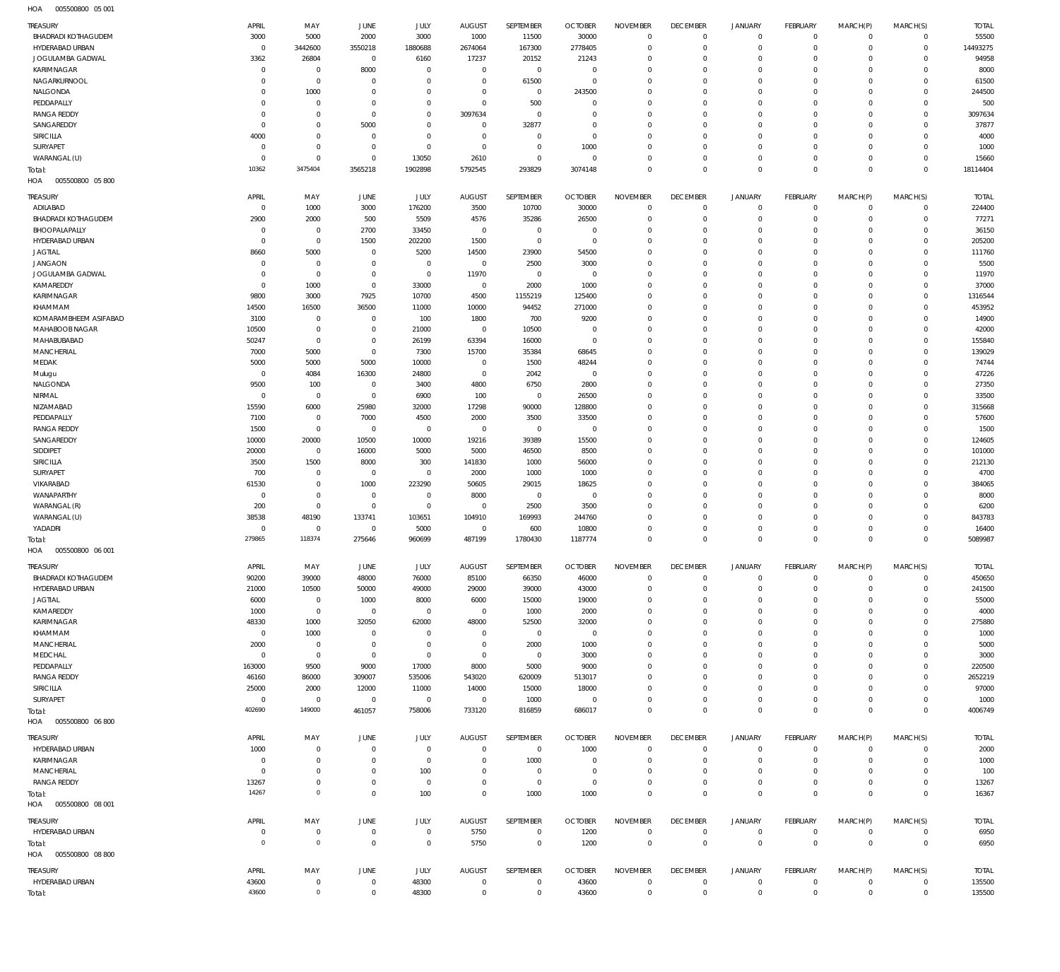HOA 005500800 05 001

| TREASURY | APRIL | MAY | JUNE | JULY | AUGUST | SEPTEMBER | OCTOBER | NOVEMBER | DECEMBER | JANUARY | FEBRUARY | MARCH(P) | MARCH(S) | TOTAL |
|---|---|---|---|---|---|---|---|---|---|---|---|---|---|---|
| BHADRADI KOTHAGUDEM | 3000 | 5000 | 2000 | 3000 | 1000 | 11500 | 30000 | 0 | 0 | 0 | 0 | 0 | 0 | 55500 |
| HYDERABAD URBAN | 0 | 3442600 | 3550218 | 1880688 | 2674064 | 167300 | 2778405 | 0 | 0 | 0 | 0 | 0 | 0 | 14493275 |
| JOGULAMBA GADWAL | 3362 | 26804 | 0 | 6160 | 17237 | 20152 | 21243 | 0 | 0 | 0 | 0 | 0 | 0 | 94958 |
| KARIMNAGAR | 0 | 0 | 8000 | 0 | 0 | 0 | 0 | 0 | 0 | 0 | 0 | 0 | 0 | 8000 |
| NAGARKURNOOL | 0 | 0 | 0 | 0 | 0 | 61500 | 0 | 0 | 0 | 0 | 0 | 0 | 0 | 61500 |
| NALGONDA | 0 | 1000 | 0 | 0 | 0 | 0 | 243500 | 0 | 0 | 0 | 0 | 0 | 0 | 244500 |
| PEDDAPALLY | 0 | 0 | 0 | 0 | 0 | 500 | 0 | 0 | 0 | 0 | 0 | 0 | 0 | 500 |
| RANGA REDDY | 0 | 0 | 0 | 0 | 3097634 | 0 | 0 | 0 | 0 | 0 | 0 | 0 | 0 | 3097634 |
| SANGAREDDY | 0 | 0 | 5000 | 0 | 0 | 32877 | 0 | 0 | 0 | 0 | 0 | 0 | 0 | 37877 |
| SIRICILLA | 4000 | 0 | 0 | 0 | 0 | 0 | 0 | 0 | 0 | 0 | 0 | 0 | 0 | 4000 |
| SURYAPET | 0 | 0 | 0 | 0 | 0 | 0 | 1000 | 0 | 0 | 0 | 0 | 0 | 0 | 1000 |
| WARANGAL (U) | 0 | 0 | 0 | 13050 | 2610 | 0 | 0 | 0 | 0 | 0 | 0 | 0 | 0 | 15660 |
| Total: | 10362 | 3475404 | 3565218 | 1902898 | 5792545 | 293829 | 3074148 | 0 | 0 | 0 | 0 | 0 | 0 | 18114404 |

HOA 005500800 05 800

| TREASURY | APRIL | MAY | JUNE | JULY | AUGUST | SEPTEMBER | OCTOBER | NOVEMBER | DECEMBER | JANUARY | FEBRUARY | MARCH(P) | MARCH(S) | TOTAL |
|---|---|---|---|---|---|---|---|---|---|---|---|---|---|---|
| ADILABAD | 0 | 1000 | 3000 | 176200 | 3500 | 10700 | 30000 | 0 | 0 | 0 | 0 | 0 | 0 | 224400 |
| BHADRADI KOTHAGUDEM | 2900 | 2000 | 500 | 5509 | 4576 | 35286 | 26500 | 0 | 0 | 0 | 0 | 0 | 0 | 77271 |
| BHOOPALAPALLY | 0 | 0 | 2700 | 33450 | 0 | 0 | 0 | 0 | 0 | 0 | 0 | 0 | 0 | 36150 |
| HYDERABAD URBAN | 0 | 0 | 1500 | 202200 | 1500 | 0 | 0 | 0 | 0 | 0 | 0 | 0 | 0 | 205200 |
| JAGTIAL | 8660 | 5000 | 0 | 5200 | 14500 | 23900 | 54500 | 0 | 0 | 0 | 0 | 0 | 0 | 111760 |
| JANGAON | 0 | 0 | 0 | 0 | 0 | 2500 | 3000 | 0 | 0 | 0 | 0 | 0 | 0 | 5500 |
| JOGULAMBA GADWAL | 0 | 0 | 0 | 0 | 11970 | 0 | 0 | 0 | 0 | 0 | 0 | 0 | 0 | 11970 |
| KAMAREDDY | 0 | 1000 | 0 | 33000 | 0 | 2000 | 1000 | 0 | 0 | 0 | 0 | 0 | 0 | 37000 |
| KARIMNAGAR | 9800 | 3000 | 7925 | 10700 | 4500 | 1155219 | 125400 | 0 | 0 | 0 | 0 | 0 | 0 | 1316544 |
| KHAMMAM | 14500 | 16500 | 36500 | 11000 | 10000 | 94452 | 271000 | 0 | 0 | 0 | 0 | 0 | 0 | 453952 |
| KOMARAMBHEEM ASIFABAD | 3100 | 0 | 0 | 100 | 1800 | 700 | 9200 | 0 | 0 | 0 | 0 | 0 | 0 | 14900 |
| MAHABOOBNAGAR | 10500 | 0 | 0 | 21000 | 0 | 10500 | 0 | 0 | 0 | 0 | 0 | 0 | 0 | 42000 |
| MAHABUBABAD | 50247 | 0 | 0 | 26199 | 63394 | 16000 | 0 | 0 | 0 | 0 | 0 | 0 | 0 | 155840 |
| MANCHERIAL | 7000 | 5000 | 0 | 7300 | 15700 | 35384 | 68645 | 0 | 0 | 0 | 0 | 0 | 0 | 139029 |
| MEDAK | 5000 | 5000 | 5000 | 10000 | 0 | 1500 | 48244 | 0 | 0 | 0 | 0 | 0 | 0 | 74744 |
| Mulugu | 0 | 4084 | 16300 | 24800 | 0 | 2042 | 0 | 0 | 0 | 0 | 0 | 0 | 0 | 47226 |
| NALGONDA | 9500 | 100 | 0 | 3400 | 4800 | 6750 | 2800 | 0 | 0 | 0 | 0 | 0 | 0 | 27350 |
| NIRMAL | 0 | 0 | 0 | 6900 | 100 | 0 | 26500 | 0 | 0 | 0 | 0 | 0 | 0 | 33500 |
| NIZAMABAD | 15590 | 6000 | 25980 | 32000 | 17298 | 90000 | 128800 | 0 | 0 | 0 | 0 | 0 | 0 | 315668 |
| PEDDAPALLY | 7100 | 0 | 7000 | 4500 | 2000 | 3500 | 33500 | 0 | 0 | 0 | 0 | 0 | 0 | 57600 |
| RANGA REDDY | 1500 | 0 | 0 | 0 | 0 | 0 | 0 | 0 | 0 | 0 | 0 | 0 | 0 | 1500 |
| SANGAREDDY | 10000 | 20000 | 10500 | 10000 | 19216 | 39389 | 15500 | 0 | 0 | 0 | 0 | 0 | 0 | 124605 |
| SIDDIPET | 20000 | 0 | 16000 | 5000 | 5000 | 46500 | 8500 | 0 | 0 | 0 | 0 | 0 | 0 | 101000 |
| SIRICILLA | 3500 | 1500 | 8000 | 300 | 141830 | 1000 | 56000 | 0 | 0 | 0 | 0 | 0 | 0 | 212130 |
| SURYAPET | 700 | 0 | 0 | 0 | 2000 | 1000 | 1000 | 0 | 0 | 0 | 0 | 0 | 0 | 4700 |
| VIKARABAD | 61530 | 0 | 1000 | 223290 | 50605 | 29015 | 18625 | 0 | 0 | 0 | 0 | 0 | 0 | 384065 |
| WANAPARTHY | 0 | 0 | 0 | 0 | 8000 | 0 | 0 | 0 | 0 | 0 | 0 | 0 | 0 | 8000 |
| WARANGAL (R) | 200 | 0 | 0 | 0 | 0 | 2500 | 3500 | 0 | 0 | 0 | 0 | 0 | 0 | 6200 |
| WARANGAL (U) | 38538 | 48190 | 133741 | 103651 | 104910 | 169993 | 244760 | 0 | 0 | 0 | 0 | 0 | 0 | 843783 |
| YADADRI | 0 | 0 | 0 | 5000 | 0 | 600 | 10800 | 0 | 0 | 0 | 0 | 0 | 0 | 16400 |
| Total: | 279865 | 118374 | 275646 | 960699 | 487199 | 1780430 | 1187774 | 0 | 0 | 0 | 0 | 0 | 0 | 5089987 |

HOA 005500800 06 001

| TREASURY | APRIL | MAY | JUNE | JULY | AUGUST | SEPTEMBER | OCTOBER | NOVEMBER | DECEMBER | JANUARY | FEBRUARY | MARCH(P) | MARCH(S) | TOTAL |
|---|---|---|---|---|---|---|---|---|---|---|---|---|---|---|
| BHADRADI KOTHAGUDEM | 90200 | 39000 | 48000 | 76000 | 85100 | 66350 | 46000 | 0 | 0 | 0 | 0 | 0 | 0 | 450650 |
| HYDERABAD URBAN | 21000 | 10500 | 50000 | 49000 | 29000 | 39000 | 43000 | 0 | 0 | 0 | 0 | 0 | 0 | 241500 |
| JAGTIAL | 6000 | 0 | 1000 | 8000 | 6000 | 15000 | 19000 | 0 | 0 | 0 | 0 | 0 | 0 | 55000 |
| KAMAREDDY | 1000 | 0 | 0 | 0 | 0 | 1000 | 2000 | 0 | 0 | 0 | 0 | 0 | 0 | 4000 |
| KARIMNAGAR | 48330 | 1000 | 32050 | 62000 | 48000 | 52500 | 32000 | 0 | 0 | 0 | 0 | 0 | 0 | 275880 |
| KHAMMAM | 0 | 1000 | 0 | 0 | 0 | 0 | 0 | 0 | 0 | 0 | 0 | 0 | 0 | 1000 |
| MANCHERIAL | 2000 | 0 | 0 | 0 | 0 | 2000 | 1000 | 0 | 0 | 0 | 0 | 0 | 0 | 5000 |
| MEDCHAL | 0 | 0 | 0 | 0 | 0 | 0 | 3000 | 0 | 0 | 0 | 0 | 0 | 0 | 3000 |
| PEDDAPALLY | 163000 | 9500 | 9000 | 17000 | 8000 | 5000 | 9000 | 0 | 0 | 0 | 0 | 0 | 0 | 220500 |
| RANGA REDDY | 46160 | 86000 | 309007 | 535006 | 543020 | 620009 | 513017 | 0 | 0 | 0 | 0 | 0 | 0 | 2652219 |
| SIRICILLA | 25000 | 2000 | 12000 | 11000 | 14000 | 15000 | 18000 | 0 | 0 | 0 | 0 | 0 | 0 | 97000 |
| SURYAPET | 0 | 0 | 0 | 0 | 0 | 1000 | 0 | 0 | 0 | 0 | 0 | 0 | 0 | 1000 |
| Total: | 402690 | 149000 | 461057 | 758006 | 733120 | 816859 | 686017 | 0 | 0 | 0 | 0 | 0 | 0 | 4006749 |

HOA 005500800 06 800

| TREASURY | APRIL | MAY | JUNE | JULY | AUGUST | SEPTEMBER | OCTOBER | NOVEMBER | DECEMBER | JANUARY | FEBRUARY | MARCH(P) | MARCH(S) | TOTAL |
|---|---|---|---|---|---|---|---|---|---|---|---|---|---|---|
| HYDERABAD URBAN | 1000 | 0 | 0 | 0 | 0 | 0 | 1000 | 0 | 0 | 0 | 0 | 0 | 0 | 2000 |
| KARIMNAGAR | 0 | 0 | 0 | 0 | 0 | 1000 | 0 | 0 | 0 | 0 | 0 | 0 | 0 | 1000 |
| MANCHERIAL | 0 | 0 | 0 | 100 | 0 | 0 | 0 | 0 | 0 | 0 | 0 | 0 | 0 | 100 |
| RANGA REDDY | 13267 | 0 | 0 | 0 | 0 | 0 | 0 | 0 | 0 | 0 | 0 | 0 | 0 | 13267 |
| Total: | 14267 | 0 | 0 | 100 | 0 | 1000 | 1000 | 0 | 0 | 0 | 0 | 0 | 0 | 16367 |

HOA 005500800 08 001

| TREASURY | APRIL | MAY | JUNE | JULY | AUGUST | SEPTEMBER | OCTOBER | NOVEMBER | DECEMBER | JANUARY | FEBRUARY | MARCH(P) | MARCH(S) | TOTAL |
|---|---|---|---|---|---|---|---|---|---|---|---|---|---|---|
| HYDERABAD URBAN | 0 | 0 | 0 | 0 | 5750 | 0 | 1200 | 0 | 0 | 0 | 0 | 0 | 0 | 6950 |
| Total: | 0 | 0 | 0 | 0 | 5750 | 0 | 1200 | 0 | 0 | 0 | 0 | 0 | 0 | 6950 |

HOA 005500800 08 800

| TREASURY | APRIL | MAY | JUNE | JULY | AUGUST | SEPTEMBER | OCTOBER | NOVEMBER | DECEMBER | JANUARY | FEBRUARY | MARCH(P) | MARCH(S) | TOTAL |
|---|---|---|---|---|---|---|---|---|---|---|---|---|---|---|
| HYDERABAD URBAN | 43600 | 0 | 0 | 48300 | 0 | 0 | 43600 | 0 | 0 | 0 | 0 | 0 | 0 | 135500 |
| Total: | 43600 | 0 | 0 | 48300 | 0 | 0 | 43600 | 0 | 0 | 0 | 0 | 0 | 0 | 135500 |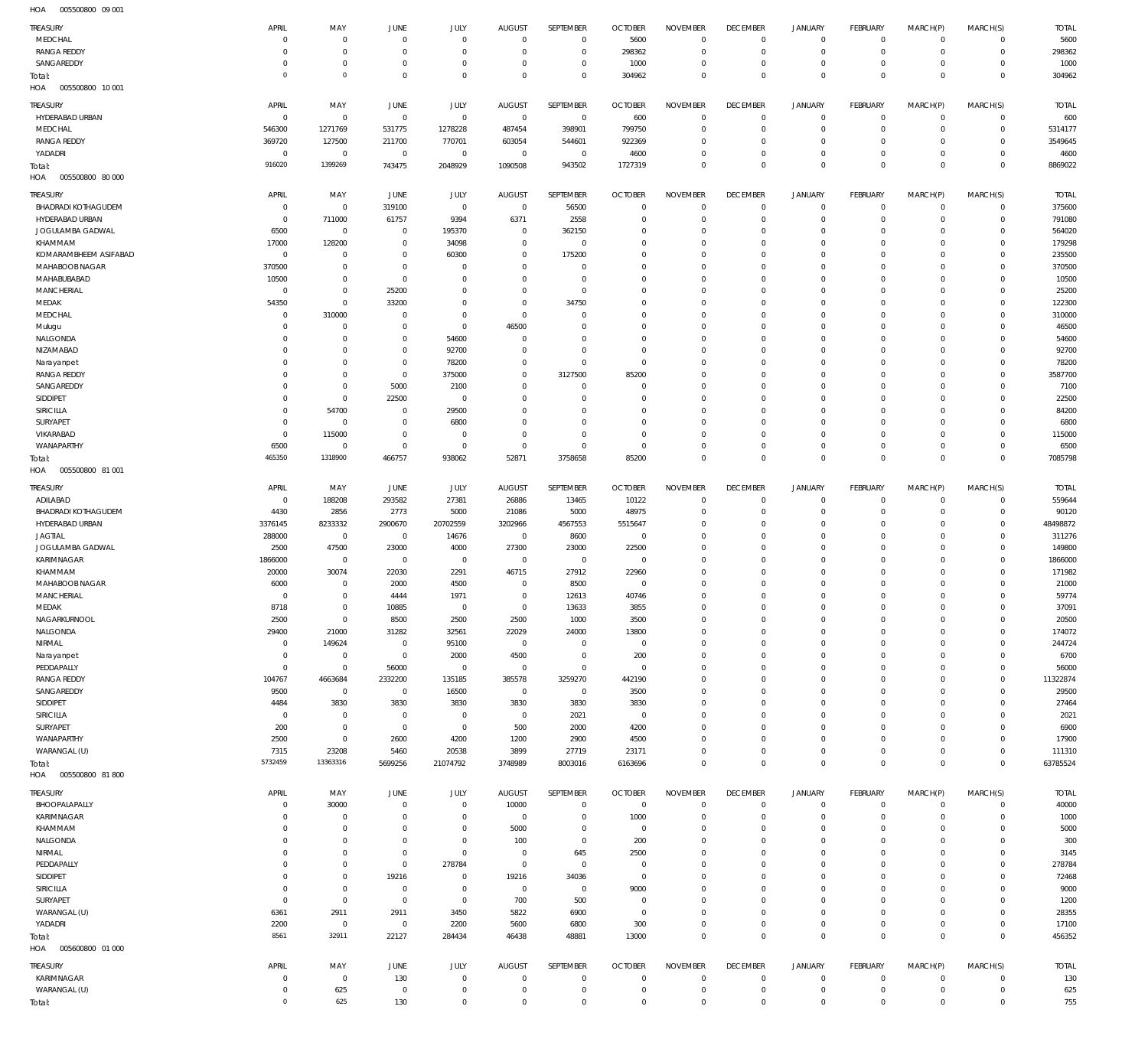HOA 005500800 09 001

| TREASURY | APRIL | MAY | JUNE | JULY | AUGUST | SEPTEMBER | OCTOBER | NOVEMBER | DECEMBER | JANUARY | FEBRUARY | MARCH(P) | MARCH(S) | TOTAL |
|---|---|---|---|---|---|---|---|---|---|---|---|---|---|---|
| MEDCHAL | 0 | 0 | 0 | 0 | 0 | 0 | 5600 | 0 | 0 | 0 | 0 | 0 | 0 | 5600 |
| RANGA REDDY | 0 | 0 | 0 | 0 | 0 | 0 | 298362 | 0 | 0 | 0 | 0 | 0 | 0 | 298362 |
| SANGAREDDY | 0 | 0 | 0 | 0 | 0 | 0 | 1000 | 0 | 0 | 0 | 0 | 0 | 0 | 1000 |
| Total: | 0 | 0 | 0 | 0 | 0 | 0 | 304962 | 0 | 0 | 0 | 0 | 0 | 0 | 304962 |

HOA 005500800 10 001

| TREASURY | APRIL | MAY | JUNE | JULY | AUGUST | SEPTEMBER | OCTOBER | NOVEMBER | DECEMBER | JANUARY | FEBRUARY | MARCH(P) | MARCH(S) | TOTAL |
|---|---|---|---|---|---|---|---|---|---|---|---|---|---|---|
| HYDERABAD URBAN | 0 | 0 | 0 | 0 | 0 | 0 | 600 | 0 | 0 | 0 | 0 | 0 | 0 | 600 |
| MEDCHAL | 546300 | 1271769 | 531775 | 1278228 | 487454 | 398901 | 799750 | 0 | 0 | 0 | 0 | 0 | 0 | 5314177 |
| RANGA REDDY | 369720 | 127500 | 211700 | 770701 | 603054 | 544601 | 922369 | 0 | 0 | 0 | 0 | 0 | 0 | 3549645 |
| YADADRI | 0 | 0 | 0 | 0 | 0 | 0 | 4600 | 0 | 0 | 0 | 0 | 0 | 0 | 4600 |
| Total: | 916020 | 1399269 | 743475 | 2048929 | 1090508 | 943502 | 1727319 | 0 | 0 | 0 | 0 | 0 | 0 | 8869022 |

HOA 005500800 80 000

| TREASURY | APRIL | MAY | JUNE | JULY | AUGUST | SEPTEMBER | OCTOBER | NOVEMBER | DECEMBER | JANUARY | FEBRUARY | MARCH(P) | MARCH(S) | TOTAL |
|---|---|---|---|---|---|---|---|---|---|---|---|---|---|---|
| BHADRADI KOTHAGUDEM | 0 | 0 | 319100 | 0 | 0 | 56500 | 0 | 0 | 0 | 0 | 0 | 0 | 0 | 375600 |
| HYDERABAD URBAN | 0 | 711000 | 61757 | 9394 | 6371 | 2558 | 0 | 0 | 0 | 0 | 0 | 0 | 0 | 791080 |
| JOGULAMBA GADWAL | 6500 | 0 | 0 | 195370 | 0 | 362150 | 0 | 0 | 0 | 0 | 0 | 0 | 0 | 564020 |
| KHAMMAM | 17000 | 128200 | 0 | 34098 | 0 | 0 | 0 | 0 | 0 | 0 | 0 | 0 | 0 | 179298 |
| KOMARAMBHEEM ASIFABAD | 0 | 0 | 0 | 60300 | 0 | 175200 | 0 | 0 | 0 | 0 | 0 | 0 | 0 | 235500 |
| MAHABOOB NAGAR | 370500 | 0 | 0 | 0 | 0 | 0 | 0 | 0 | 0 | 0 | 0 | 0 | 0 | 370500 |
| MAHABUBABAD | 10500 | 0 | 0 | 0 | 0 | 0 | 0 | 0 | 0 | 0 | 0 | 0 | 0 | 10500 |
| MANCHERIAL | 0 | 0 | 25200 | 0 | 0 | 0 | 0 | 0 | 0 | 0 | 0 | 0 | 0 | 25200 |
| MEDAK | 54350 | 0 | 33200 | 0 | 0 | 34750 | 0 | 0 | 0 | 0 | 0 | 0 | 0 | 122300 |
| MEDCHAL | 0 | 310000 | 0 | 0 | 0 | 0 | 0 | 0 | 0 | 0 | 0 | 0 | 0 | 310000 |
| Mulugu | 0 | 0 | 0 | 0 | 46500 | 0 | 0 | 0 | 0 | 0 | 0 | 0 | 0 | 46500 |
| NALGONDA | 0 | 0 | 0 | 54600 | 0 | 0 | 0 | 0 | 0 | 0 | 0 | 0 | 0 | 54600 |
| NIZAMABAD | 0 | 0 | 0 | 92700 | 0 | 0 | 0 | 0 | 0 | 0 | 0 | 0 | 0 | 92700 |
| Narayanpet | 0 | 0 | 0 | 78200 | 0 | 0 | 0 | 0 | 0 | 0 | 0 | 0 | 0 | 78200 |
| RANGA REDDY | 0 | 0 | 0 | 375000 | 0 | 3127500 | 85200 | 0 | 0 | 0 | 0 | 0 | 0 | 3587700 |
| SANGAREDDY | 0 | 0 | 5000 | 2100 | 0 | 0 | 0 | 0 | 0 | 0 | 0 | 0 | 0 | 7100 |
| SIDDIPET | 0 | 0 | 22500 | 0 | 0 | 0 | 0 | 0 | 0 | 0 | 0 | 0 | 0 | 22500 |
| SIRICILLA | 0 | 54700 | 0 | 29500 | 0 | 0 | 0 | 0 | 0 | 0 | 0 | 0 | 0 | 84200 |
| SURYAPET | 0 | 0 | 0 | 6800 | 0 | 0 | 0 | 0 | 0 | 0 | 0 | 0 | 0 | 6800 |
| VIKARABAD | 0 | 115000 | 0 | 0 | 0 | 0 | 0 | 0 | 0 | 0 | 0 | 0 | 0 | 115000 |
| WANAPARTHY | 6500 | 0 | 0 | 0 | 0 | 0 | 0 | 0 | 0 | 0 | 0 | 0 | 0 | 6500 |
| Total: | 465350 | 1318900 | 466757 | 938062 | 52871 | 3758658 | 85200 | 0 | 0 | 0 | 0 | 0 | 0 | 7085798 |

HOA 005500800 81 001

| TREASURY | APRIL | MAY | JUNE | JULY | AUGUST | SEPTEMBER | OCTOBER | NOVEMBER | DECEMBER | JANUARY | FEBRUARY | MARCH(P) | MARCH(S) | TOTAL |
|---|---|---|---|---|---|---|---|---|---|---|---|---|---|---|
| ADILABAD | 0 | 188208 | 293582 | 27381 | 26886 | 13465 | 10122 | 0 | 0 | 0 | 0 | 0 | 0 | 559644 |
| BHADRADI KOTHAGUDEM | 4430 | 2856 | 2773 | 5000 | 21086 | 5000 | 48975 | 0 | 0 | 0 | 0 | 0 | 0 | 90120 |
| HYDERABAD URBAN | 3376145 | 8233332 | 2900670 | 20702559 | 3202966 | 4567553 | 5515647 | 0 | 0 | 0 | 0 | 0 | 0 | 48498872 |
| JAGTIAL | 288000 | 0 | 0 | 14676 | 0 | 8600 | 0 | 0 | 0 | 0 | 0 | 0 | 0 | 311276 |
| JOGULAMBA GADWAL | 2500 | 47500 | 23000 | 4000 | 27300 | 23000 | 22500 | 0 | 0 | 0 | 0 | 0 | 0 | 149800 |
| KARIMNAGAR | 1866000 | 0 | 0 | 0 | 0 | 0 | 0 | 0 | 0 | 0 | 0 | 0 | 0 | 1866000 |
| KHAMMAM | 20000 | 30074 | 22030 | 2291 | 46715 | 27912 | 22960 | 0 | 0 | 0 | 0 | 0 | 0 | 171982 |
| MAHABOOB NAGAR | 6000 | 0 | 2000 | 4500 | 0 | 8500 | 0 | 0 | 0 | 0 | 0 | 0 | 0 | 21000 |
| MANCHERIAL | 0 | 0 | 4444 | 1971 | 0 | 12613 | 40746 | 0 | 0 | 0 | 0 | 0 | 0 | 59774 |
| MEDAK | 8718 | 0 | 10885 | 0 | 0 | 13633 | 3855 | 0 | 0 | 0 | 0 | 0 | 0 | 37091 |
| NAGARKURNOOL | 2500 | 0 | 8500 | 2500 | 2500 | 1000 | 3500 | 0 | 0 | 0 | 0 | 0 | 0 | 20500 |
| NALGONDA | 29400 | 21000 | 31282 | 32561 | 22029 | 24000 | 13800 | 0 | 0 | 0 | 0 | 0 | 0 | 174072 |
| NIRMAL | 0 | 149624 | 0 | 95100 | 0 | 0 | 0 | 0 | 0 | 0 | 0 | 0 | 0 | 244724 |
| Narayanpet | 0 | 0 | 0 | 2000 | 4500 | 0 | 200 | 0 | 0 | 0 | 0 | 0 | 0 | 6700 |
| PEDDAPALLY | 0 | 0 | 56000 | 0 | 0 | 0 | 0 | 0 | 0 | 0 | 0 | 0 | 0 | 56000 |
| RANGA REDDY | 104767 | 4663684 | 2332200 | 135185 | 385578 | 3259270 | 442190 | 0 | 0 | 0 | 0 | 0 | 0 | 11322874 |
| SANGAREDDY | 9500 | 0 | 0 | 16500 | 0 | 0 | 3500 | 0 | 0 | 0 | 0 | 0 | 0 | 29500 |
| SIDDIPET | 4484 | 3830 | 3830 | 3830 | 3830 | 3830 | 3830 | 0 | 0 | 0 | 0 | 0 | 0 | 27464 |
| SIRICILLA | 0 | 0 | 0 | 0 | 0 | 2021 | 0 | 0 | 0 | 0 | 0 | 0 | 0 | 2021 |
| SURYAPET | 200 | 0 | 0 | 0 | 500 | 2000 | 4200 | 0 | 0 | 0 | 0 | 0 | 0 | 6900 |
| WANAPARTHY | 2500 | 0 | 2600 | 4200 | 1200 | 2900 | 4500 | 0 | 0 | 0 | 0 | 0 | 0 | 17900 |
| WARANGAL (U) | 7315 | 23208 | 5460 | 20538 | 3899 | 27719 | 23171 | 0 | 0 | 0 | 0 | 0 | 0 | 111310 |
| Total: | 5732459 | 13363316 | 5699256 | 21074792 | 3748989 | 8003016 | 6163696 | 0 | 0 | 0 | 0 | 0 | 0 | 63785524 |

HOA 005500800 81 800

| TREASURY | APRIL | MAY | JUNE | JULY | AUGUST | SEPTEMBER | OCTOBER | NOVEMBER | DECEMBER | JANUARY | FEBRUARY | MARCH(P) | MARCH(S) | TOTAL |
|---|---|---|---|---|---|---|---|---|---|---|---|---|---|---|
| BHOOPALAPALLY | 0 | 30000 | 0 | 0 | 10000 | 0 | 0 | 0 | 0 | 0 | 0 | 0 | 0 | 40000 |
| KARIMNAGAR | 0 | 0 | 0 | 0 | 0 | 0 | 1000 | 0 | 0 | 0 | 0 | 0 | 0 | 1000 |
| KHAMMAM | 0 | 0 | 0 | 0 | 5000 | 0 | 0 | 0 | 0 | 0 | 0 | 0 | 0 | 5000 |
| NALGONDA | 0 | 0 | 0 | 0 | 100 | 0 | 200 | 0 | 0 | 0 | 0 | 0 | 0 | 300 |
| NIRMAL | 0 | 0 | 0 | 0 | 0 | 645 | 2500 | 0 | 0 | 0 | 0 | 0 | 0 | 3145 |
| PEDDAPALLY | 0 | 0 | 0 | 278784 | 0 | 0 | 0 | 0 | 0 | 0 | 0 | 0 | 0 | 278784 |
| SIDDIPET | 0 | 0 | 19216 | 0 | 19216 | 34036 | 0 | 0 | 0 | 0 | 0 | 0 | 0 | 72468 |
| SIRICILLA | 0 | 0 | 0 | 0 | 0 | 0 | 9000 | 0 | 0 | 0 | 0 | 0 | 0 | 9000 |
| SURYAPET | 0 | 0 | 0 | 0 | 700 | 500 | 0 | 0 | 0 | 0 | 0 | 0 | 0 | 1200 |
| WARANGAL (U) | 6361 | 2911 | 2911 | 3450 | 5822 | 6900 | 0 | 0 | 0 | 0 | 0 | 0 | 0 | 28355 |
| YADADRI | 2200 | 0 | 0 | 2200 | 5600 | 6800 | 300 | 0 | 0 | 0 | 0 | 0 | 0 | 17100 |
| Total: | 8561 | 32911 | 22127 | 284434 | 46438 | 48881 | 13000 | 0 | 0 | 0 | 0 | 0 | 0 | 456352 |

HOA 005600800 01 000

| TREASURY | APRIL | MAY | JUNE | JULY | AUGUST | SEPTEMBER | OCTOBER | NOVEMBER | DECEMBER | JANUARY | FEBRUARY | MARCH(P) | MARCH(S) | TOTAL |
|---|---|---|---|---|---|---|---|---|---|---|---|---|---|---|
| KARIMNAGAR | 0 | 0 | 130 | 0 | 0 | 0 | 0 | 0 | 0 | 0 | 0 | 0 | 0 | 130 |
| WARANGAL (U) | 0 | 625 | 0 | 0 | 0 | 0 | 0 | 0 | 0 | 0 | 0 | 0 | 0 | 625 |
| Total: | 0 | 625 | 130 | 0 | 0 | 0 | 0 | 0 | 0 | 0 | 0 | 0 | 0 | 755 |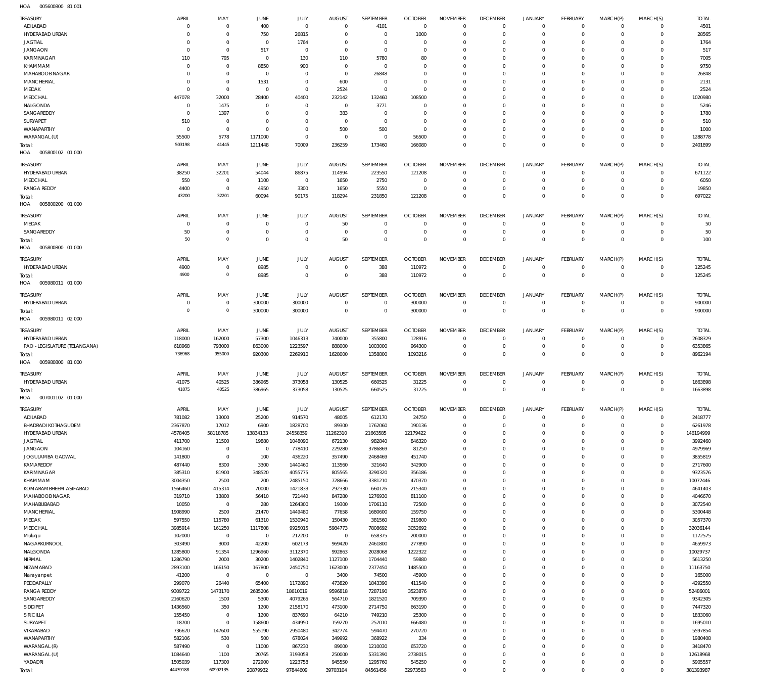HOA 005600800 81 001

| TREASURY | APRIL | MAY | JUNE | JULY | AUGUST | SEPTEMBER | OCTOBER | NOVEMBER | DECEMBER | JANUARY | FEBRUARY | MARCH(P) | MARCH(S) | TOTAL |
|---|---|---|---|---|---|---|---|---|---|---|---|---|---|---|
| ADILABAD | 0 | 0 | 400 | 0 | 0 | 4101 | 0 | 0 | 0 | 0 | 0 | 0 | 0 | 4501 |
| HYDERABAD URBAN | 0 | 0 | 750 | 26815 | 0 | 0 | 1000 | 0 | 0 | 0 | 0 | 0 | 0 | 28565 |
| JAGTIAL | 0 | 0 | 0 | 1764 | 0 | 0 | 0 | 0 | 0 | 0 | 0 | 0 | 0 | 1764 |
| JANGAON | 0 | 0 | 517 | 0 | 0 | 0 | 0 | 0 | 0 | 0 | 0 | 0 | 0 | 517 |
| KARIMNAGAR | 110 | 795 | 0 | 130 | 110 | 5780 | 80 | 0 | 0 | 0 | 0 | 0 | 0 | 7005 |
| KHAMMAM | 0 | 0 | 8850 | 900 | 0 | 0 | 0 | 0 | 0 | 0 | 0 | 0 | 0 | 9750 |
| MAHABOOB NAGAR | 0 | 0 | 0 | 0 | 0 | 26848 | 0 | 0 | 0 | 0 | 0 | 0 | 0 | 26848 |
| MANCHERIAL | 0 | 0 | 1531 | 0 | 600 | 0 | 0 | 0 | 0 | 0 | 0 | 0 | 0 | 2131 |
| MEDAK | 0 | 0 | 0 | 0 | 2524 | 0 | 0 | 0 | 0 | 0 | 0 | 0 | 0 | 2524 |
| MEDCHAL | 447078 | 32000 | 28400 | 40400 | 232142 | 132460 | 108500 | 0 | 0 | 0 | 0 | 0 | 0 | 1020980 |
| NALGONDA | 0 | 1475 | 0 | 0 | 0 | 3771 | 0 | 0 | 0 | 0 | 0 | 0 | 0 | 5246 |
| SANGAREDDY | 0 | 1397 | 0 | 0 | 383 | 0 | 0 | 0 | 0 | 0 | 0 | 0 | 0 | 1780 |
| SURYAPET | 510 | 0 | 0 | 0 | 0 | 0 | 0 | 0 | 0 | 0 | 0 | 0 | 0 | 510 |
| WANAPARTHY | 0 | 0 | 0 | 0 | 500 | 500 | 0 | 0 | 0 | 0 | 0 | 0 | 0 | 1000 |
| WARANGAL (U) | 55500 | 5778 | 1171000 | 0 | 0 | 0 | 56500 | 0 | 0 | 0 | 0 | 0 | 0 | 1288778 |
| Total: | 503198 | 41445 | 1211448 | 70009 | 236259 | 173460 | 166080 | 0 | 0 | 0 | 0 | 0 | 0 | 2401899 |

HOA 005800102 01 000

| TREASURY | APRIL | MAY | JUNE | JULY | AUGUST | SEPTEMBER | OCTOBER | NOVEMBER | DECEMBER | JANUARY | FEBRUARY | MARCH(P) | MARCH(S) | TOTAL |
|---|---|---|---|---|---|---|---|---|---|---|---|---|---|---|
| HYDERABAD URBAN | 38250 | 32201 | 54044 | 86875 | 114994 | 223550 | 121208 | 0 | 0 | 0 | 0 | 0 | 0 | 671122 |
| MEDCHAL | 550 | 0 | 1100 | 0 | 1650 | 2750 | 0 | 0 | 0 | 0 | 0 | 0 | 0 | 6050 |
| RANGA REDDY | 4400 | 0 | 4950 | 3300 | 1650 | 5550 | 0 | 0 | 0 | 0 | 0 | 0 | 0 | 19850 |
| Total: | 43200 | 32201 | 60094 | 90175 | 118294 | 231850 | 121208 | 0 | 0 | 0 | 0 | 0 | 0 | 697022 |

HOA 005800200 01 000

| TREASURY | APRIL | MAY | JUNE | JULY | AUGUST | SEPTEMBER | OCTOBER | NOVEMBER | DECEMBER | JANUARY | FEBRUARY | MARCH(P) | MARCH(S) | TOTAL |
|---|---|---|---|---|---|---|---|---|---|---|---|---|---|---|
| MEDAK | 0 | 0 | 0 | 0 | 50 | 0 | 0 | 0 | 0 | 0 | 0 | 0 | 0 | 50 |
| SANGAREDDY | 50 | 0 | 0 | 0 | 0 | 0 | 0 | 0 | 0 | 0 | 0 | 0 | 0 | 50 |
| Total: | 50 | 0 | 0 | 0 | 50 | 0 | 0 | 0 | 0 | 0 | 0 | 0 | 0 | 100 |

HOA 005800800 01 000

| TREASURY | APRIL | MAY | JUNE | JULY | AUGUST | SEPTEMBER | OCTOBER | NOVEMBER | DECEMBER | JANUARY | FEBRUARY | MARCH(P) | MARCH(S) | TOTAL |
|---|---|---|---|---|---|---|---|---|---|---|---|---|---|---|
| HYDERABAD URBAN | 4900 | 0 | 8985 | 0 | 0 | 388 | 110972 | 0 | 0 | 0 | 0 | 0 | 0 | 125245 |
| Total: | 4900 | 0 | 8985 | 0 | 0 | 388 | 110972 | 0 | 0 | 0 | 0 | 0 | 0 | 125245 |

HOA 005980011 01 000

| TREASURY | APRIL | MAY | JUNE | JULY | AUGUST | SEPTEMBER | OCTOBER | NOVEMBER | DECEMBER | JANUARY | FEBRUARY | MARCH(P) | MARCH(S) | TOTAL |
|---|---|---|---|---|---|---|---|---|---|---|---|---|---|---|
| HYDERABAD URBAN | 0 | 0 | 300000 | 300000 | 0 | 0 | 300000 | 0 | 0 | 0 | 0 | 0 | 0 | 900000 |
| Total: | 0 | 0 | 300000 | 300000 | 0 | 0 | 300000 | 0 | 0 | 0 | 0 | 0 | 0 | 900000 |

HOA 005980011 02 000

| TREASURY | APRIL | MAY | JUNE | JULY | AUGUST | SEPTEMBER | OCTOBER | NOVEMBER | DECEMBER | JANUARY | FEBRUARY | MARCH(P) | MARCH(S) | TOTAL |
|---|---|---|---|---|---|---|---|---|---|---|---|---|---|---|
| HYDERABAD URBAN | 118000 | 162000 | 57300 | 1046313 | 740000 | 355800 | 128916 | 0 | 0 | 0 | 0 | 0 | 0 | 2608329 |
| PAO - LEGISLATURE (TELANGANA) | 618968 | 793000 | 863000 | 1223597 | 888000 | 1003000 | 964300 | 0 | 0 | 0 | 0 | 0 | 0 | 6353865 |
| Total: | 736968 | 955000 | 920300 | 2269910 | 1628000 | 1358800 | 1093216 | 0 | 0 | 0 | 0 | 0 | 0 | 8962194 |

HOA 005980800 81 000

| TREASURY | APRIL | MAY | JUNE | JULY | AUGUST | SEPTEMBER | OCTOBER | NOVEMBER | DECEMBER | JANUARY | FEBRUARY | MARCH(P) | MARCH(S) | TOTAL |
|---|---|---|---|---|---|---|---|---|---|---|---|---|---|---|
| HYDERABAD URBAN | 41075 | 40525 | 386965 | 373058 | 130525 | 660525 | 31225 | 0 | 0 | 0 | 0 | 0 | 0 | 1663898 |
| Total: | 41075 | 40525 | 386965 | 373058 | 130525 | 660525 | 31225 | 0 | 0 | 0 | 0 | 0 | 0 | 1663898 |

HOA 007001102 01 000

| TREASURY | APRIL | MAY | JUNE | JULY | AUGUST | SEPTEMBER | OCTOBER | NOVEMBER | DECEMBER | JANUARY | FEBRUARY | MARCH(P) | MARCH(S) | TOTAL |
|---|---|---|---|---|---|---|---|---|---|---|---|---|---|---|
| ADILABAD | 781082 | 13000 | 25200 | 914570 | 48005 | 612170 | 24750 | 0 | 0 | 0 | 0 | 0 | 0 | 2418777 |
| BHADRADI KOTHAGUDEM | 2367870 | 17012 | 6900 | 1828700 | 89300 | 1762060 | 190136 | 0 | 0 | 0 | 0 | 0 | 0 | 6261978 |
| HYDERABAD URBAN | 4578405 | 58118785 | 13834133 | 24558359 | 11262310 | 21663585 | 12179422 | 0 | 0 | 0 | 0 | 0 | 0 | 146194999 |
| JAGTIAL | 411700 | 11500 | 19880 | 1048090 | 672130 | 982840 | 846320 | 0 | 0 | 0 | 0 | 0 | 0 | 3992460 |
| JANGAON | 104160 | 0 | 0 | 778410 | 229280 | 3786869 | 81250 | 0 | 0 | 0 | 0 | 0 | 0 | 4979969 |
| JOGULAMBA GADWAL | 141800 | 0 | 100 | 436220 | 357490 | 2468469 | 451740 | 0 | 0 | 0 | 0 | 0 | 0 | 3855819 |
| KAMAREDDY | 487440 | 8300 | 3300 | 1440460 | 113560 | 321640 | 342900 | 0 | 0 | 0 | 0 | 0 | 0 | 2717600 |
| KARIMNAGAR | 385310 | 81900 | 348520 | 4055775 | 805565 | 3290320 | 356186 | 0 | 0 | 0 | 0 | 0 | 0 | 9323576 |
| KHAMMAM | 3004350 | 2500 | 200 | 2485150 | 728666 | 3381210 | 470370 | 0 | 0 | 0 | 0 | 0 | 0 | 10072446 |
| KOMARAMBHEEM ASIFABAD | 1566460 | 415314 | 70000 | 1421833 | 292330 | 660126 | 215340 | 0 | 0 | 0 | 0 | 0 | 0 | 4641403 |
| MAHABOOB NAGAR | 319710 | 13800 | 56410 | 721440 | 847280 | 1276930 | 811100 | 0 | 0 | 0 | 0 | 0 | 0 | 4046670 |
| MAHABUBABAD | 10050 | 0 | 280 | 1264300 | 19300 | 1706110 | 72500 | 0 | 0 | 0 | 0 | 0 | 0 | 3072540 |
| MANCHERIAL | 1908990 | 2500 | 21470 | 1449480 | 77658 | 1680600 | 159750 | 0 | 0 | 0 | 0 | 0 | 0 | 5300448 |
| MEDAK | 597550 | 115780 | 61310 | 1530940 | 150430 | 381560 | 219800 | 0 | 0 | 0 | 0 | 0 | 0 | 3057370 |
| MEDCHAL | 3985914 | 161250 | 1117808 | 9925015 | 5984773 | 7808692 | 3052692 | 0 | 0 | 0 | 0 | 0 | 0 | 32036144 |
| Mulugu | 102000 | 0 | 0 | 212200 | 0 | 658375 | 200000 | 0 | 0 | 0 | 0 | 0 | 0 | 1172575 |
| NAGARKURNOOL | 303490 | 3000 | 42200 | 602173 | 969420 | 2461800 | 277890 | 0 | 0 | 0 | 0 | 0 | 0 | 4659973 |
| NALGONDA | 1285800 | 91354 | 1296960 | 3112370 | 992863 | 2028068 | 1222322 | 0 | 0 | 0 | 0 | 0 | 0 | 10029737 |
| NIRMAL | 1286790 | 2000 | 30200 | 1402840 | 1127100 | 1704440 | 59880 | 0 | 0 | 0 | 0 | 0 | 0 | 5613250 |
| NIZAMABAD | 2893100 | 166150 | 167800 | 2450750 | 1623000 | 2377450 | 1485500 | 0 | 0 | 0 | 0 | 0 | 0 | 11163750 |
| Narayanpet | 41200 | 0 | 0 | 0 | 3400 | 74500 | 45900 | 0 | 0 | 0 | 0 | 0 | 0 | 165000 |
| PEDDAPALLY | 299070 | 26440 | 65400 | 1172890 | 473820 | 1843390 | 411540 | 0 | 0 | 0 | 0 | 0 | 0 | 4292550 |
| RANGA REDDY | 9309722 | 1473170 | 2685206 | 18610019 | 9596818 | 7287190 | 3523876 | 0 | 0 | 0 | 0 | 0 | 0 | 52486001 |
| SANGAREDDY | 2160620 | 1500 | 5300 | 4079265 | 564710 | 1821520 | 709390 | 0 | 0 | 0 | 0 | 0 | 0 | 9342305 |
| SIDDIPET | 1436560 | 350 | 1200 | 2158170 | 473100 | 2714750 | 663190 | 0 | 0 | 0 | 0 | 0 | 0 | 7447320 |
| SIRICILLA | 155450 | 0 | 1200 | 837690 | 64210 | 749210 | 25300 | 0 | 0 | 0 | 0 | 0 | 0 | 1833060 |
| SURYAPET | 18700 | 0 | 158600 | 434950 | 159270 | 257010 | 666480 | 0 | 0 | 0 | 0 | 0 | 0 | 1695010 |
| VIKARABAD | 736620 | 147600 | 555190 | 2950480 | 342774 | 594470 | 270720 | 0 | 0 | 0 | 0 | 0 | 0 | 5597854 |
| WANAPARTHY | 582106 | 530 | 500 | 678024 | 349992 | 368922 | 334 | 0 | 0 | 0 | 0 | 0 | 0 | 1980408 |
| WARANGAL (R) | 587490 | 0 | 11000 | 867230 | 89000 | 1210030 | 653720 | 0 | 0 | 0 | 0 | 0 | 0 | 3418470 |
| WARANGAL (U) | 1084640 | 1100 | 20765 | 3193058 | 250000 | 5331390 | 2738015 | 0 | 0 | 0 | 0 | 0 | 0 | 12618968 |
| YADADRI | 1505039 | 117300 | 272900 | 1223758 | 945550 | 1295760 | 545250 | 0 | 0 | 0 | 0 | 0 | 0 | 5905557 |
| Total: | 44439188 | 60992135 | 20879932 | 97844609 | 39703104 | 84561456 | 32973563 | 0 | 0 | 0 | 0 | 0 | 0 | 381393987 |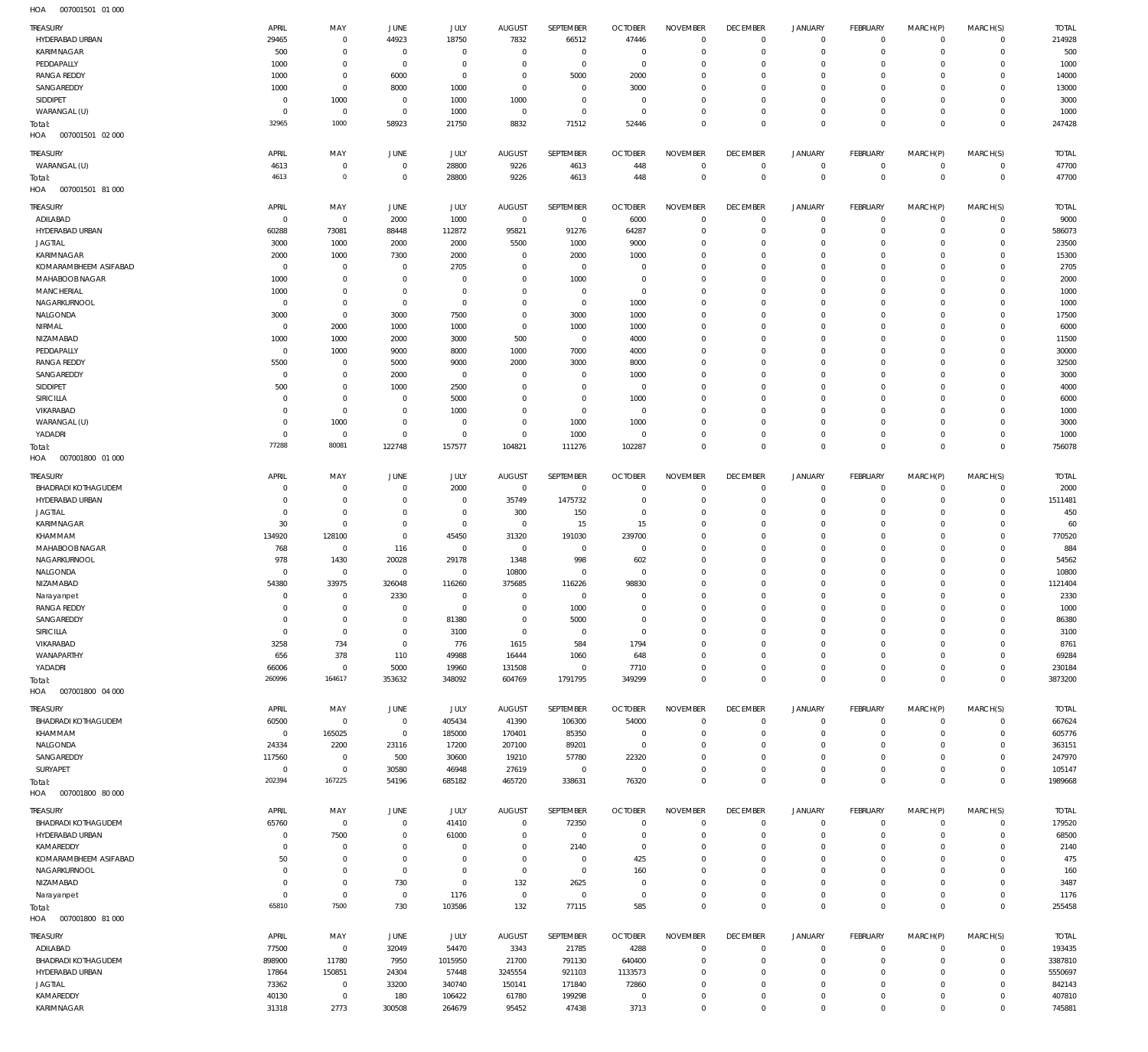HOA 007001501 01 000

| TREASURY | APRIL | MAY | JUNE | JULY | AUGUST | SEPTEMBER | OCTOBER | NOVEMBER | DECEMBER | JANUARY | FEBRUARY | MARCH(P) | MARCH(S) | TOTAL |
|---|---|---|---|---|---|---|---|---|---|---|---|---|---|---|
| HYDERABAD URBAN | 29465 | 0 | 44923 | 18750 | 7832 | 66512 | 47446 | 0 | 0 | 0 | 0 | 0 | 0 | 214928 |
| KARIMNAGAR | 500 | 0 | 0 | 0 | 0 | 0 | 0 | 0 | 0 | 0 | 0 | 0 | 0 | 500 |
| PEDDAPALLY | 1000 | 0 | 0 | 0 | 0 | 0 | 0 | 0 | 0 | 0 | 0 | 0 | 0 | 1000 |
| RANGA REDDY | 1000 | 0 | 6000 | 0 | 0 | 5000 | 2000 | 0 | 0 | 0 | 0 | 0 | 0 | 14000 |
| SANGAREDDY | 1000 | 0 | 8000 | 1000 | 0 | 0 | 3000 | 0 | 0 | 0 | 0 | 0 | 0 | 13000 |
| SIDDIPET | 0 | 1000 | 0 | 1000 | 1000 | 0 | 0 | 0 | 0 | 0 | 0 | 0 | 0 | 3000 |
| WARANGAL (U) | 0 | 0 | 0 | 1000 | 0 | 0 | 0 | 0 | 0 | 0 | 0 | 0 | 0 | 1000 |
| Total: | 32965 | 1000 | 58923 | 21750 | 8832 | 71512 | 52446 | 0 | 0 | 0 | 0 | 0 | 0 | 247428 |

HOA 007001501 02 000

| TREASURY | APRIL | MAY | JUNE | JULY | AUGUST | SEPTEMBER | OCTOBER | NOVEMBER | DECEMBER | JANUARY | FEBRUARY | MARCH(P) | MARCH(S) | TOTAL |
|---|---|---|---|---|---|---|---|---|---|---|---|---|---|---|
| WARANGAL (U) | 4613 | 0 | 0 | 28800 | 9226 | 4613 | 448 | 0 | 0 | 0 | 0 | 0 | 0 | 47700 |
| Total: | 4613 | 0 | 0 | 28800 | 9226 | 4613 | 448 | 0 | 0 | 0 | 0 | 0 | 0 | 47700 |

HOA 007001501 81 000

| TREASURY | APRIL | MAY | JUNE | JULY | AUGUST | SEPTEMBER | OCTOBER | NOVEMBER | DECEMBER | JANUARY | FEBRUARY | MARCH(P) | MARCH(S) | TOTAL |
|---|---|---|---|---|---|---|---|---|---|---|---|---|---|---|
| ADILABAD | 0 | 0 | 2000 | 1000 | 0 | 0 | 6000 | 0 | 0 | 0 | 0 | 0 | 0 | 9000 |
| HYDERABAD URBAN | 60288 | 73081 | 88448 | 112872 | 95821 | 91276 | 64287 | 0 | 0 | 0 | 0 | 0 | 0 | 586073 |
| JAGTIAL | 3000 | 1000 | 2000 | 2000 | 5500 | 1000 | 9000 | 0 | 0 | 0 | 0 | 0 | 0 | 23500 |
| KARIMNAGAR | 2000 | 1000 | 7300 | 2000 | 0 | 2000 | 1000 | 0 | 0 | 0 | 0 | 0 | 0 | 15300 |
| KOMARAMBHEEM ASIFABAD | 0 | 0 | 0 | 2705 | 0 | 0 | 0 | 0 | 0 | 0 | 0 | 0 | 0 | 2705 |
| MAHABOOBNAGAR | 1000 | 0 | 0 | 0 | 0 | 1000 | 0 | 0 | 0 | 0 | 0 | 0 | 0 | 2000 |
| MANCHERIAL | 1000 | 0 | 0 | 0 | 0 | 0 | 0 | 0 | 0 | 0 | 0 | 0 | 0 | 1000 |
| NAGARKURNOOL | 0 | 0 | 0 | 0 | 0 | 0 | 1000 | 0 | 0 | 0 | 0 | 0 | 0 | 1000 |
| NALGONDA | 3000 | 0 | 3000 | 7500 | 0 | 3000 | 1000 | 0 | 0 | 0 | 0 | 0 | 0 | 17500 |
| NIRMAL | 0 | 2000 | 1000 | 1000 | 0 | 1000 | 1000 | 0 | 0 | 0 | 0 | 0 | 0 | 6000 |
| NIZAMABAD | 1000 | 1000 | 2000 | 3000 | 500 | 0 | 4000 | 0 | 0 | 0 | 0 | 0 | 0 | 11500 |
| PEDDAPALLY | 0 | 1000 | 9000 | 8000 | 1000 | 7000 | 4000 | 0 | 0 | 0 | 0 | 0 | 0 | 30000 |
| RANGA REDDY | 5500 | 0 | 5000 | 9000 | 2000 | 3000 | 8000 | 0 | 0 | 0 | 0 | 0 | 0 | 32500 |
| SANGAREDDY | 0 | 0 | 2000 | 0 | 0 | 0 | 1000 | 0 | 0 | 0 | 0 | 0 | 0 | 3000 |
| SIDDIPET | 500 | 0 | 1000 | 2500 | 0 | 0 | 0 | 0 | 0 | 0 | 0 | 0 | 0 | 4000 |
| SIRICILLA | 0 | 0 | 0 | 5000 | 0 | 0 | 1000 | 0 | 0 | 0 | 0 | 0 | 0 | 6000 |
| VIKARABAD | 0 | 0 | 0 | 1000 | 0 | 0 | 0 | 0 | 0 | 0 | 0 | 0 | 0 | 1000 |
| WARANGAL (U) | 0 | 1000 | 0 | 0 | 0 | 1000 | 1000 | 0 | 0 | 0 | 0 | 0 | 0 | 3000 |
| YADADRI | 0 | 0 | 0 | 0 | 0 | 1000 | 0 | 0 | 0 | 0 | 0 | 0 | 0 | 1000 |
| Total: | 77288 | 80081 | 122748 | 157577 | 104821 | 111276 | 102287 | 0 | 0 | 0 | 0 | 0 | 0 | 756078 |

HOA 007001800 01 000

| TREASURY | APRIL | MAY | JUNE | JULY | AUGUST | SEPTEMBER | OCTOBER | NOVEMBER | DECEMBER | JANUARY | FEBRUARY | MARCH(P) | MARCH(S) | TOTAL |
|---|---|---|---|---|---|---|---|---|---|---|---|---|---|---|
| BHADRADI KOTHAGUDEM | 0 | 0 | 0 | 2000 | 0 | 0 | 0 | 0 | 0 | 0 | 0 | 0 | 0 | 2000 |
| HYDERABAD URBAN | 0 | 0 | 0 | 0 | 35749 | 1475732 | 0 | 0 | 0 | 0 | 0 | 0 | 0 | 1511481 |
| JAGTIAL | 0 | 0 | 0 | 0 | 300 | 150 | 0 | 0 | 0 | 0 | 0 | 0 | 0 | 450 |
| KARIMNAGAR | 30 | 0 | 0 | 0 | 0 | 15 | 15 | 0 | 0 | 0 | 0 | 0 | 0 | 60 |
| KHAMMAM | 134920 | 128100 | 0 | 45450 | 31320 | 191030 | 239700 | 0 | 0 | 0 | 0 | 0 | 0 | 770520 |
| MAHABOOBNAGAR | 768 | 0 | 116 | 0 | 0 | 0 | 0 | 0 | 0 | 0 | 0 | 0 | 0 | 884 |
| NAGARKURNOOL | 978 | 1430 | 20028 | 29178 | 1348 | 998 | 602 | 0 | 0 | 0 | 0 | 0 | 0 | 54562 |
| NALGONDA | 0 | 0 | 0 | 0 | 10800 | 0 | 0 | 0 | 0 | 0 | 0 | 0 | 0 | 10800 |
| NIZAMABAD | 54380 | 33975 | 326048 | 116260 | 375685 | 116226 | 98830 | 0 | 0 | 0 | 0 | 0 | 0 | 1121404 |
| Narayanpet | 0 | 0 | 2330 | 0 | 0 | 0 | 0 | 0 | 0 | 0 | 0 | 0 | 0 | 2330 |
| RANGA REDDY | 0 | 0 | 0 | 0 | 0 | 1000 | 0 | 0 | 0 | 0 | 0 | 0 | 0 | 1000 |
| SANGAREDDY | 0 | 0 | 0 | 81380 | 0 | 5000 | 0 | 0 | 0 | 0 | 0 | 0 | 0 | 86380 |
| SIRICILLA | 0 | 0 | 0 | 3100 | 0 | 0 | 0 | 0 | 0 | 0 | 0 | 0 | 0 | 3100 |
| VIKARABAD | 3258 | 734 | 0 | 776 | 1615 | 584 | 1794 | 0 | 0 | 0 | 0 | 0 | 0 | 8761 |
| WANAPARTHY | 656 | 378 | 110 | 49988 | 16444 | 1060 | 648 | 0 | 0 | 0 | 0 | 0 | 0 | 69284 |
| YADADRI | 66006 | 0 | 5000 | 19960 | 131508 | 0 | 7710 | 0 | 0 | 0 | 0 | 0 | 0 | 230184 |
| Total: | 260996 | 164617 | 353632 | 348092 | 604769 | 1791795 | 349299 | 0 | 0 | 0 | 0 | 0 | 0 | 3873200 |

HOA 007001800 04 000

| TREASURY | APRIL | MAY | JUNE | JULY | AUGUST | SEPTEMBER | OCTOBER | NOVEMBER | DECEMBER | JANUARY | FEBRUARY | MARCH(P) | MARCH(S) | TOTAL |
|---|---|---|---|---|---|---|---|---|---|---|---|---|---|---|
| BHADRADI KOTHAGUDEM | 60500 | 0 | 0 | 405434 | 41390 | 106300 | 54000 | 0 | 0 | 0 | 0 | 0 | 0 | 667624 |
| KHAMMAM | 0 | 165025 | 0 | 185000 | 170401 | 85350 | 0 | 0 | 0 | 0 | 0 | 0 | 0 | 605776 |
| NALGONDA | 24334 | 2200 | 23116 | 17200 | 207100 | 89201 | 0 | 0 | 0 | 0 | 0 | 0 | 0 | 363151 |
| SANGAREDDY | 117560 | 0 | 500 | 30600 | 19210 | 57780 | 22320 | 0 | 0 | 0 | 0 | 0 | 0 | 247970 |
| SURYAPET | 0 | 0 | 30580 | 46948 | 27619 | 0 | 0 | 0 | 0 | 0 | 0 | 0 | 0 | 105147 |
| Total: | 202394 | 167225 | 54196 | 685182 | 465720 | 338631 | 76320 | 0 | 0 | 0 | 0 | 0 | 0 | 1989668 |

HOA 007001800 80 000

| TREASURY | APRIL | MAY | JUNE | JULY | AUGUST | SEPTEMBER | OCTOBER | NOVEMBER | DECEMBER | JANUARY | FEBRUARY | MARCH(P) | MARCH(S) | TOTAL |
|---|---|---|---|---|---|---|---|---|---|---|---|---|---|---|
| BHADRADI KOTHAGUDEM | 65760 | 0 | 0 | 41410 | 0 | 72350 | 0 | 0 | 0 | 0 | 0 | 0 | 0 | 179520 |
| HYDERABAD URBAN | 0 | 7500 | 0 | 61000 | 0 | 0 | 0 | 0 | 0 | 0 | 0 | 0 | 0 | 68500 |
| KAMAREDDY | 0 | 0 | 0 | 0 | 0 | 2140 | 0 | 0 | 0 | 0 | 0 | 0 | 0 | 2140 |
| KOMARAMBHEEM ASIFABAD | 50 | 0 | 0 | 0 | 0 | 0 | 425 | 0 | 0 | 0 | 0 | 0 | 0 | 475 |
| NAGARKURNOOL | 0 | 0 | 0 | 0 | 0 | 0 | 160 | 0 | 0 | 0 | 0 | 0 | 0 | 160 |
| NIZAMABAD | 0 | 0 | 730 | 0 | 132 | 2625 | 0 | 0 | 0 | 0 | 0 | 0 | 0 | 3487 |
| Narayanpet | 0 | 0 | 0 | 1176 | 0 | 0 | 0 | 0 | 0 | 0 | 0 | 0 | 0 | 1176 |
| Total: | 65810 | 7500 | 730 | 103586 | 132 | 77115 | 585 | 0 | 0 | 0 | 0 | 0 | 0 | 255458 |

HOA 007001800 81 000

| TREASURY | APRIL | MAY | JUNE | JULY | AUGUST | SEPTEMBER | OCTOBER | NOVEMBER | DECEMBER | JANUARY | FEBRUARY | MARCH(P) | MARCH(S) | TOTAL |
|---|---|---|---|---|---|---|---|---|---|---|---|---|---|---|
| ADILABAD | 77500 | 0 | 32049 | 54470 | 3343 | 21785 | 4288 | 0 | 0 | 0 | 0 | 0 | 0 | 193435 |
| BHADRADI KOTHAGUDEM | 898900 | 11780 | 7950 | 1015950 | 21700 | 791130 | 640400 | 0 | 0 | 0 | 0 | 0 | 0 | 3387810 |
| HYDERABAD URBAN | 17864 | 150851 | 24304 | 57448 | 3245554 | 921103 | 1133573 | 0 | 0 | 0 | 0 | 0 | 0 | 5550697 |
| JAGTIAL | 73362 | 0 | 33200 | 340740 | 150141 | 171840 | 72860 | 0 | 0 | 0 | 0 | 0 | 0 | 842143 |
| KAMAREDDY | 40130 | 0 | 180 | 106422 | 61780 | 199298 | 0 | 0 | 0 | 0 | 0 | 0 | 0 | 407810 |
| KARIMNAGAR | 31318 | 2773 | 300508 | 264679 | 95452 | 47438 | 3713 | 0 | 0 | 0 | 0 | 0 | 0 | 745881 |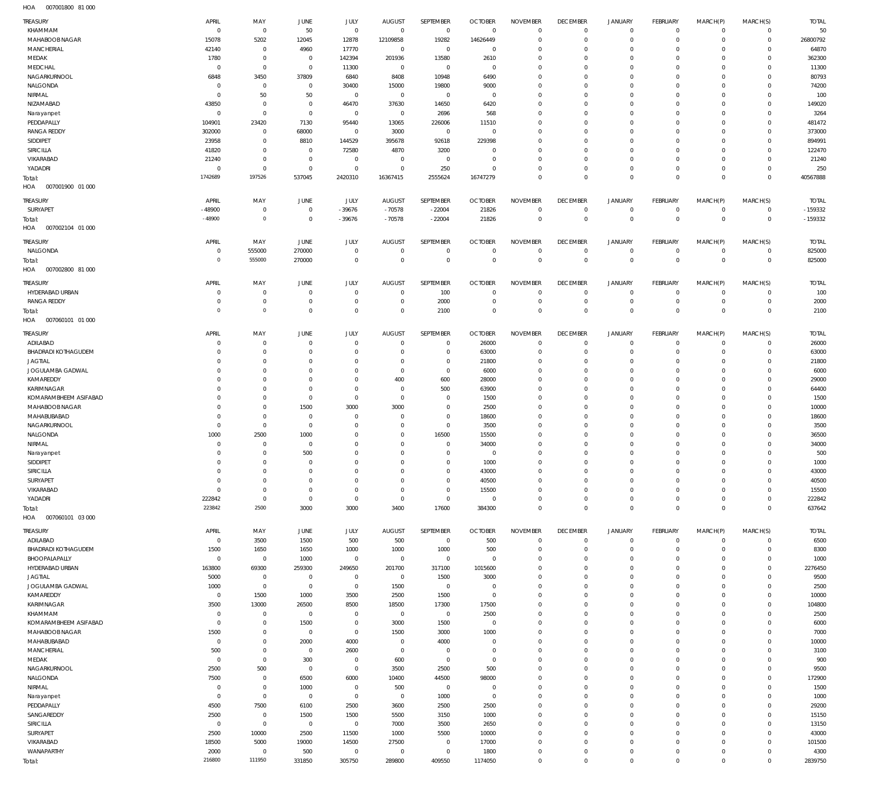HOA 007001800 81 000

| TREASURY | APRIL | MAY | JUNE | JULY | AUGUST | SEPTEMBER | OCTOBER | NOVEMBER | DECEMBER | JANUARY | FEBRUARY | MARCH(P) | MARCH(S) | TOTAL |
|---|---|---|---|---|---|---|---|---|---|---|---|---|---|---|
| KHAMMAM | 0 | 0 | 50 | 0 | 0 | 0 | 0 | 0 | 0 | 0 | 0 | 0 | 0 | 50 |
| MAHABOOBNAGAR | 15078 | 5202 | 12045 | 12878 | 12109858 | 19282 | 14626449 | 0 | 0 | 0 | 0 | 0 | 0 | 26800792 |
| MANCHERIAL | 42140 | 0 | 4960 | 17770 | 0 | 0 | 0 | 0 | 0 | 0 | 0 | 0 | 0 | 64870 |
| MEDAK | 1780 | 0 | 0 | 142394 | 201936 | 13580 | 2610 | 0 | 0 | 0 | 0 | 0 | 0 | 362300 |
| MEDCHAL | 0 | 0 | 0 | 11300 | 0 | 0 | 0 | 0 | 0 | 0 | 0 | 0 | 0 | 11300 |
| NAGARKURNOOL | 6848 | 3450 | 37809 | 6840 | 8408 | 10948 | 6490 | 0 | 0 | 0 | 0 | 0 | 0 | 80793 |
| NALGONDA | 0 | 0 | 0 | 30400 | 15000 | 19800 | 9000 | 0 | 0 | 0 | 0 | 0 | 0 | 74200 |
| NIRMAL | 0 | 50 | 50 | 0 | 0 | 0 | 0 | 0 | 0 | 0 | 0 | 0 | 0 | 100 |
| NIZAMABAD | 43850 | 0 | 0 | 46470 | 37630 | 14650 | 6420 | 0 | 0 | 0 | 0 | 0 | 0 | 149020 |
| Narayanpet | 0 | 0 | 0 | 0 | 0 | 2696 | 568 | 0 | 0 | 0 | 0 | 0 | 0 | 3264 |
| PEDDAPALLY | 104901 | 23420 | 7130 | 95440 | 13065 | 226006 | 11510 | 0 | 0 | 0 | 0 | 0 | 0 | 481472 |
| RANGA REDDY | 302000 | 0 | 68000 | 0 | 3000 | 0 | 0 | 0 | 0 | 0 | 0 | 0 | 0 | 373000 |
| SIDDIPET | 23958 | 0 | 8810 | 144529 | 395678 | 92618 | 229398 | 0 | 0 | 0 | 0 | 0 | 0 | 894991 |
| SIRICILLA | 41820 | 0 | 0 | 72580 | 4870 | 3200 | 0 | 0 | 0 | 0 | 0 | 0 | 0 | 122470 |
| VIKARABAD | 21240 | 0 | 0 | 0 | 0 | 0 | 0 | 0 | 0 | 0 | 0 | 0 | 0 | 21240 |
| YADADRI | 0 | 0 | 0 | 0 | 0 | 250 | 0 | 0 | 0 | 0 | 0 | 0 | 0 | 250 |
| Total: | 1742689 | 197526 | 537045 | 2420310 | 16367415 | 2555624 | 16747279 | 0 | 0 | 0 | 0 | 0 | 0 | 40567888 |

HOA 007001900 01 000

| TREASURY | APRIL | MAY | JUNE | JULY | AUGUST | SEPTEMBER | OCTOBER | NOVEMBER | DECEMBER | JANUARY | FEBRUARY | MARCH(P) | MARCH(S) | TOTAL |
|---|---|---|---|---|---|---|---|---|---|---|---|---|---|---|
| SURYAPET | -48900 | 0 | 0 | -39676 | -70578 | -22004 | 21826 | 0 | 0 | 0 | 0 | 0 | 0 | -159332 |
| Total: | -48900 | 0 | 0 | -39676 | -70578 | -22004 | 21826 | 0 | 0 | 0 | 0 | 0 | 0 | -159332 |

HOA 007002104 01 000

| TREASURY | APRIL | MAY | JUNE | JULY | AUGUST | SEPTEMBER | OCTOBER | NOVEMBER | DECEMBER | JANUARY | FEBRUARY | MARCH(P) | MARCH(S) | TOTAL |
|---|---|---|---|---|---|---|---|---|---|---|---|---|---|---|
| NALGONDA | 0 | 555000 | 270000 | 0 | 0 | 0 | 0 | 0 | 0 | 0 | 0 | 0 | 0 | 825000 |
| Total: | 0 | 555000 | 270000 | 0 | 0 | 0 | 0 | 0 | 0 | 0 | 0 | 0 | 0 | 825000 |

HOA 007002800 81 000

| TREASURY | APRIL | MAY | JUNE | JULY | AUGUST | SEPTEMBER | OCTOBER | NOVEMBER | DECEMBER | JANUARY | FEBRUARY | MARCH(P) | MARCH(S) | TOTAL |
|---|---|---|---|---|---|---|---|---|---|---|---|---|---|---|
| HYDERABAD URBAN | 0 | 0 | 0 | 0 | 0 | 100 | 0 | 0 | 0 | 0 | 0 | 0 | 0 | 100 |
| RANGA REDDY | 0 | 0 | 0 | 0 | 0 | 2000 | 0 | 0 | 0 | 0 | 0 | 0 | 0 | 2000 |
| Total: | 0 | 0 | 0 | 0 | 0 | 2100 | 0 | 0 | 0 | 0 | 0 | 0 | 0 | 2100 |

HOA 007060101 01 000

| TREASURY | APRIL | MAY | JUNE | JULY | AUGUST | SEPTEMBER | OCTOBER | NOVEMBER | DECEMBER | JANUARY | FEBRUARY | MARCH(P) | MARCH(S) | TOTAL |
|---|---|---|---|---|---|---|---|---|---|---|---|---|---|---|
| ADILABAD | 0 | 0 | 0 | 0 | 0 | 0 | 26000 | 0 | 0 | 0 | 0 | 0 | 0 | 26000 |
| BHADRADI KOTHAGUDEM | 0 | 0 | 0 | 0 | 0 | 0 | 63000 | 0 | 0 | 0 | 0 | 0 | 0 | 63000 |
| JAGTIAL | 0 | 0 | 0 | 0 | 0 | 0 | 21800 | 0 | 0 | 0 | 0 | 0 | 0 | 21800 |
| JOGULAMBA GADWAL | 0 | 0 | 0 | 0 | 0 | 0 | 6000 | 0 | 0 | 0 | 0 | 0 | 0 | 6000 |
| KAMAREDDY | 0 | 0 | 0 | 0 | 400 | 600 | 28000 | 0 | 0 | 0 | 0 | 0 | 0 | 29000 |
| KARIMNAGAR | 0 | 0 | 0 | 0 | 0 | 500 | 63900 | 0 | 0 | 0 | 0 | 0 | 0 | 64400 |
| KOMARAMBHEEM ASIFABAD | 0 | 0 | 0 | 0 | 0 | 0 | 1500 | 0 | 0 | 0 | 0 | 0 | 0 | 1500 |
| MAHABOOBNAGAR | 0 | 0 | 1500 | 3000 | 3000 | 0 | 2500 | 0 | 0 | 0 | 0 | 0 | 0 | 10000 |
| MAHABUBABAD | 0 | 0 | 0 | 0 | 0 | 0 | 18600 | 0 | 0 | 0 | 0 | 0 | 0 | 18600 |
| NAGARKURNOOL | 0 | 0 | 0 | 0 | 0 | 0 | 3500 | 0 | 0 | 0 | 0 | 0 | 0 | 3500 |
| NALGONDA | 1000 | 2500 | 1000 | 0 | 0 | 16500 | 15500 | 0 | 0 | 0 | 0 | 0 | 0 | 36500 |
| NIRMAL | 0 | 0 | 0 | 0 | 0 | 0 | 34000 | 0 | 0 | 0 | 0 | 0 | 0 | 34000 |
| Narayanpet | 0 | 0 | 500 | 0 | 0 | 0 | 0 | 0 | 0 | 0 | 0 | 0 | 0 | 500 |
| SIDDIPET | 0 | 0 | 0 | 0 | 0 | 0 | 1000 | 0 | 0 | 0 | 0 | 0 | 0 | 1000 |
| SIRICILLA | 0 | 0 | 0 | 0 | 0 | 0 | 43000 | 0 | 0 | 0 | 0 | 0 | 0 | 43000 |
| SURYAPET | 0 | 0 | 0 | 0 | 0 | 0 | 40500 | 0 | 0 | 0 | 0 | 0 | 0 | 40500 |
| VIKARABAD | 0 | 0 | 0 | 0 | 0 | 0 | 15500 | 0 | 0 | 0 | 0 | 0 | 0 | 15500 |
| YADADRI | 222842 | 0 | 0 | 0 | 0 | 0 | 0 | 0 | 0 | 0 | 0 | 0 | 0 | 222842 |
| Total: | 223842 | 2500 | 3000 | 3000 | 3400 | 17600 | 384300 | 0 | 0 | 0 | 0 | 0 | 0 | 637642 |

HOA 007060101 03 000

| TREASURY | APRIL | MAY | JUNE | JULY | AUGUST | SEPTEMBER | OCTOBER | NOVEMBER | DECEMBER | JANUARY | FEBRUARY | MARCH(P) | MARCH(S) | TOTAL |
|---|---|---|---|---|---|---|---|---|---|---|---|---|---|---|
| ADILABAD | 0 | 3500 | 1500 | 500 | 500 | 0 | 500 | 0 | 0 | 0 | 0 | 0 | 0 | 6500 |
| BHADRADI KOTHAGUDEM | 1500 | 1650 | 1650 | 1000 | 1000 | 1000 | 500 | 0 | 0 | 0 | 0 | 0 | 0 | 8300 |
| BHOOPALAPALLY | 0 | 0 | 1000 | 0 | 0 | 0 | 0 | 0 | 0 | 0 | 0 | 0 | 0 | 1000 |
| HYDERABAD URBAN | 163800 | 69300 | 259300 | 249650 | 201700 | 317100 | 1015600 | 0 | 0 | 0 | 0 | 0 | 0 | 2276450 |
| JAGTIAL | 5000 | 0 | 0 | 0 | 0 | 1500 | 3000 | 0 | 0 | 0 | 0 | 0 | 0 | 9500 |
| JOGULAMBA GADWAL | 1000 | 0 | 0 | 0 | 1500 | 0 | 0 | 0 | 0 | 0 | 0 | 0 | 0 | 2500 |
| KAMAREDDY | 0 | 1500 | 1000 | 3500 | 2500 | 1500 | 0 | 0 | 0 | 0 | 0 | 0 | 0 | 10000 |
| KARIMNAGAR | 3500 | 13000 | 26500 | 8500 | 18500 | 17300 | 17500 | 0 | 0 | 0 | 0 | 0 | 0 | 104800 |
| KHAMMAM | 0 | 0 | 0 | 0 | 0 | 0 | 2500 | 0 | 0 | 0 | 0 | 0 | 0 | 2500 |
| KOMARAMBHEEM ASIFABAD | 0 | 0 | 1500 | 0 | 3000 | 1500 | 0 | 0 | 0 | 0 | 0 | 0 | 0 | 6000 |
| MAHABOOBNAGAR | 1500 | 0 | 0 | 0 | 1500 | 3000 | 1000 | 0 | 0 | 0 | 0 | 0 | 0 | 7000 |
| MAHABUBABAD | 0 | 0 | 2000 | 4000 | 0 | 4000 | 0 | 0 | 0 | 0 | 0 | 0 | 0 | 10000 |
| MANCHERIAL | 500 | 0 | 0 | 2600 | 0 | 0 | 0 | 0 | 0 | 0 | 0 | 0 | 0 | 3100 |
| MEDAK | 0 | 0 | 300 | 0 | 600 | 0 | 0 | 0 | 0 | 0 | 0 | 0 | 0 | 900 |
| NAGARKURNOOL | 2500 | 500 | 0 | 0 | 3500 | 2500 | 500 | 0 | 0 | 0 | 0 | 0 | 0 | 9500 |
| NALGONDA | 7500 | 0 | 6500 | 6000 | 10400 | 44500 | 98000 | 0 | 0 | 0 | 0 | 0 | 0 | 172900 |
| NIRMAL | 0 | 0 | 1000 | 0 | 500 | 0 | 0 | 0 | 0 | 0 | 0 | 0 | 0 | 1500 |
| Narayanpet | 0 | 0 | 0 | 0 | 0 | 1000 | 0 | 0 | 0 | 0 | 0 | 0 | 0 | 1000 |
| PEDDAPALLY | 4500 | 7500 | 6100 | 2500 | 3600 | 2500 | 2500 | 0 | 0 | 0 | 0 | 0 | 0 | 29200 |
| SANGAREDDY | 2500 | 0 | 1500 | 1500 | 5500 | 3150 | 1000 | 0 | 0 | 0 | 0 | 0 | 0 | 15150 |
| SIRICILLA | 0 | 0 | 0 | 0 | 7000 | 3500 | 2650 | 0 | 0 | 0 | 0 | 0 | 0 | 13150 |
| SURYAPET | 2500 | 10000 | 2500 | 11500 | 1000 | 5500 | 10000 | 0 | 0 | 0 | 0 | 0 | 0 | 43000 |
| VIKARABAD | 18500 | 5000 | 19000 | 14500 | 27500 | 0 | 17000 | 0 | 0 | 0 | 0 | 0 | 0 | 101500 |
| WANAPARTHY | 2000 | 0 | 500 | 0 | 0 | 0 | 1800 | 0 | 0 | 0 | 0 | 0 | 0 | 4300 |
| Total: | 216800 | 111950 | 331850 | 305750 | 289800 | 409550 | 1174050 | 0 | 0 | 0 | 0 | 0 | 0 | 2839750 |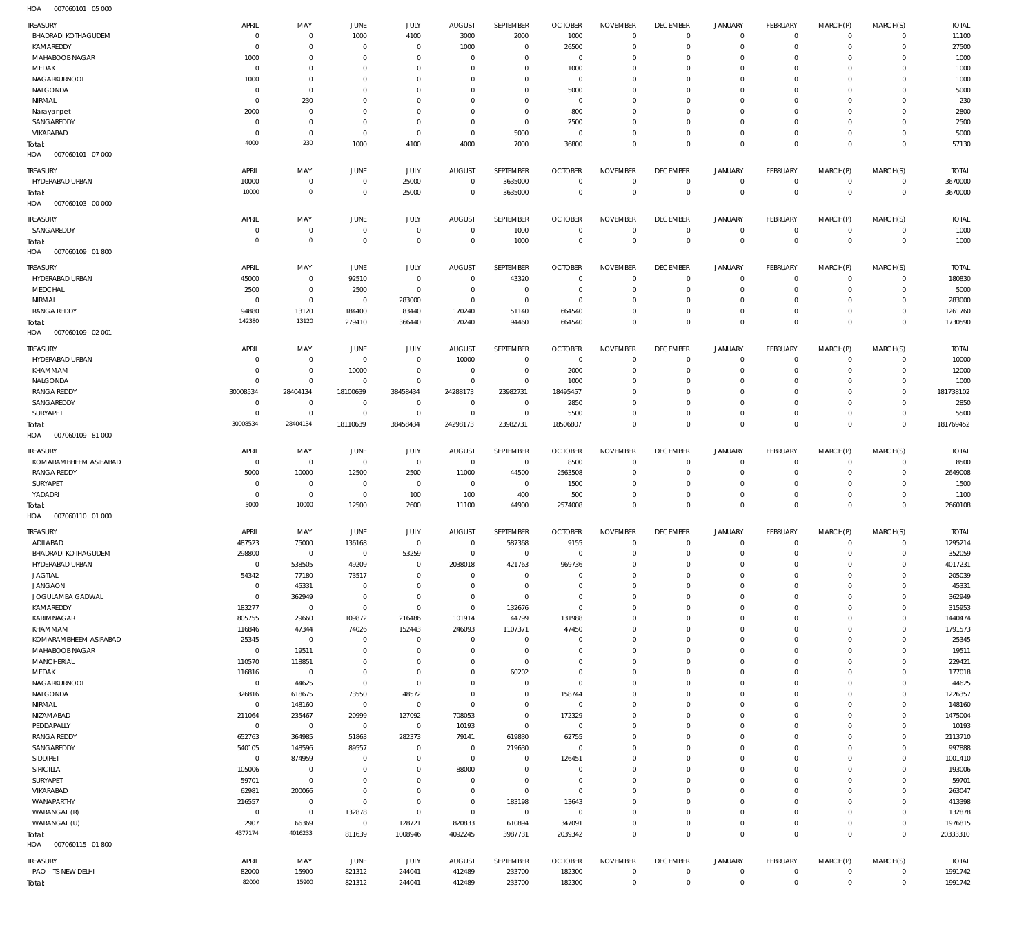HOA 007060101 05 000

| TREASURY | APRIL | MAY | JUNE | JULY | AUGUST | SEPTEMBER | OCTOBER | NOVEMBER | DECEMBER | JANUARY | FEBRUARY | MARCH(P) | MARCH(S) | TOTAL |
|---|---|---|---|---|---|---|---|---|---|---|---|---|---|---|
| BHADRADI KOTHAGUDEM | 0 | 0 | 1000 | 4100 | 3000 | 2000 | 1000 | 0 | 0 | 0 | 0 | 0 | 0 | 11100 |
| KAMAREDDY | 0 | 0 | 0 | 0 | 1000 | 0 | 26500 | 0 | 0 | 0 | 0 | 0 | 0 | 27500 |
| MAHABOOB NAGAR | 1000 | 0 | 0 | 0 | 0 | 0 | 0 | 0 | 0 | 0 | 0 | 0 | 0 | 1000 |
| MEDAK | 0 | 0 | 0 | 0 | 0 | 0 | 1000 | 0 | 0 | 0 | 0 | 0 | 0 | 1000 |
| NAGARKURNOOL | 1000 | 0 | 0 | 0 | 0 | 0 | 0 | 0 | 0 | 0 | 0 | 0 | 0 | 1000 |
| NALGONDA | 0 | 0 | 0 | 0 | 0 | 0 | 5000 | 0 | 0 | 0 | 0 | 0 | 0 | 5000 |
| NIRMAL | 0 | 230 | 0 | 0 | 0 | 0 | 0 | 0 | 0 | 0 | 0 | 0 | 0 | 230 |
| Narayanpet | 2000 | 0 | 0 | 0 | 0 | 0 | 800 | 0 | 0 | 0 | 0 | 0 | 0 | 2800 |
| SANGAREDDY | 0 | 0 | 0 | 0 | 0 | 0 | 2500 | 0 | 0 | 0 | 0 | 0 | 0 | 2500 |
| VIKARABAD | 0 | 0 | 0 | 0 | 0 | 5000 | 0 | 0 | 0 | 0 | 0 | 0 | 0 | 5000 |
| Total: | 4000 | 230 | 1000 | 4100 | 4000 | 7000 | 36800 | 0 | 0 | 0 | 0 | 0 | 0 | 57130 |

HOA 007060101 07 000

| TREASURY | APRIL | MAY | JUNE | JULY | AUGUST | SEPTEMBER | OCTOBER | NOVEMBER | DECEMBER | JANUARY | FEBRUARY | MARCH(P) | MARCH(S) | TOTAL |
|---|---|---|---|---|---|---|---|---|---|---|---|---|---|---|
| HYDERABAD URBAN | 10000 | 0 | 0 | 25000 | 0 | 3635000 | 0 | 0 | 0 | 0 | 0 | 0 | 0 | 3670000 |
| Total: | 10000 | 0 | 0 | 25000 | 0 | 3635000 | 0 | 0 | 0 | 0 | 0 | 0 | 0 | 3670000 |

HOA 007060103 00 000

| TREASURY | APRIL | MAY | JUNE | JULY | AUGUST | SEPTEMBER | OCTOBER | NOVEMBER | DECEMBER | JANUARY | FEBRUARY | MARCH(P) | MARCH(S) | TOTAL |
|---|---|---|---|---|---|---|---|---|---|---|---|---|---|---|
| SANGAREDDY | 0 | 0 | 0 | 0 | 0 | 1000 | 0 | 0 | 0 | 0 | 0 | 0 | 0 | 1000 |
| Total: | 0 | 0 | 0 | 0 | 0 | 1000 | 0 | 0 | 0 | 0 | 0 | 0 | 0 | 1000 |

HOA 007060109 01 800

| TREASURY | APRIL | MAY | JUNE | JULY | AUGUST | SEPTEMBER | OCTOBER | NOVEMBER | DECEMBER | JANUARY | FEBRUARY | MARCH(P) | MARCH(S) | TOTAL |
|---|---|---|---|---|---|---|---|---|---|---|---|---|---|---|
| HYDERABAD URBAN | 45000 | 0 | 92510 | 0 | 0 | 43320 | 0 | 0 | 0 | 0 | 0 | 0 | 0 | 180830 |
| MEDCHAL | 2500 | 0 | 2500 | 0 | 0 | 0 | 0 | 0 | 0 | 0 | 0 | 0 | 0 | 5000 |
| NIRMAL | 0 | 0 | 0 | 283000 | 0 | 0 | 0 | 0 | 0 | 0 | 0 | 0 | 0 | 283000 |
| RANGA REDDY | 94880 | 13120 | 184400 | 83440 | 170240 | 51140 | 664540 | 0 | 0 | 0 | 0 | 0 | 0 | 1261760 |
| Total: | 142380 | 13120 | 279410 | 366440 | 170240 | 94460 | 664540 | 0 | 0 | 0 | 0 | 0 | 0 | 1730590 |

HOA 007060109 02 001

| TREASURY | APRIL | MAY | JUNE | JULY | AUGUST | SEPTEMBER | OCTOBER | NOVEMBER | DECEMBER | JANUARY | FEBRUARY | MARCH(P) | MARCH(S) | TOTAL |
|---|---|---|---|---|---|---|---|---|---|---|---|---|---|---|
| HYDERABAD URBAN | 0 | 0 | 0 | 0 | 10000 | 0 | 0 | 0 | 0 | 0 | 0 | 0 | 0 | 10000 |
| KHAMMAM | 0 | 0 | 10000 | 0 | 0 | 0 | 2000 | 0 | 0 | 0 | 0 | 0 | 0 | 12000 |
| NALGONDA | 0 | 0 | 0 | 0 | 0 | 0 | 1000 | 0 | 0 | 0 | 0 | 0 | 0 | 1000 |
| RANGA REDDY | 30008534 | 28404134 | 18100639 | 38458434 | 24288173 | 23982731 | 18495457 | 0 | 0 | 0 | 0 | 0 | 0 | 181738102 |
| SANGAREDDY | 0 | 0 | 0 | 0 | 0 | 0 | 2850 | 0 | 0 | 0 | 0 | 0 | 0 | 2850 |
| SURYAPET | 0 | 0 | 0 | 0 | 0 | 0 | 5500 | 0 | 0 | 0 | 0 | 0 | 0 | 5500 |
| Total: | 30008534 | 28404134 | 18110639 | 38458434 | 24298173 | 23982731 | 18506807 | 0 | 0 | 0 | 0 | 0 | 0 | 181769452 |

HOA 007060109 81 000

| TREASURY | APRIL | MAY | JUNE | JULY | AUGUST | SEPTEMBER | OCTOBER | NOVEMBER | DECEMBER | JANUARY | FEBRUARY | MARCH(P) | MARCH(S) | TOTAL |
|---|---|---|---|---|---|---|---|---|---|---|---|---|---|---|
| KOMARAMBHEEM ASIFABAD | 0 | 0 | 0 | 0 | 0 | 0 | 8500 | 0 | 0 | 0 | 0 | 0 | 0 | 8500 |
| RANGA REDDY | 5000 | 10000 | 12500 | 2500 | 11000 | 44500 | 2563508 | 0 | 0 | 0 | 0 | 0 | 0 | 2649008 |
| SURYAPET | 0 | 0 | 0 | 0 | 0 | 0 | 1500 | 0 | 0 | 0 | 0 | 0 | 0 | 1500 |
| YADADRI | 0 | 0 | 0 | 100 | 100 | 400 | 500 | 0 | 0 | 0 | 0 | 0 | 0 | 1100 |
| Total: | 5000 | 10000 | 12500 | 2600 | 11100 | 44900 | 2574008 | 0 | 0 | 0 | 0 | 0 | 0 | 2660108 |

HOA 007060110 01 000

| TREASURY | APRIL | MAY | JUNE | JULY | AUGUST | SEPTEMBER | OCTOBER | NOVEMBER | DECEMBER | JANUARY | FEBRUARY | MARCH(P) | MARCH(S) | TOTAL |
|---|---|---|---|---|---|---|---|---|---|---|---|---|---|---|
| ADILABAD | 487523 | 75000 | 136168 | 0 | 0 | 587368 | 9155 | 0 | 0 | 0 | 0 | 0 | 0 | 1295214 |
| BHADRADI KOTHAGUDEM | 298800 | 0 | 0 | 53259 | 0 | 0 | 0 | 0 | 0 | 0 | 0 | 0 | 0 | 352059 |
| HYDERABAD URBAN | 0 | 538505 | 49209 | 0 | 2038018 | 421763 | 969736 | 0 | 0 | 0 | 0 | 0 | 0 | 4017231 |
| JAGTIAL | 54342 | 77180 | 73517 | 0 | 0 | 0 | 0 | 0 | 0 | 0 | 0 | 0 | 0 | 205039 |
| JANGAON | 0 | 45331 | 0 | 0 | 0 | 0 | 0 | 0 | 0 | 0 | 0 | 0 | 0 | 45331 |
| JOGULAMBA GADWAL | 0 | 362949 | 0 | 0 | 0 | 0 | 0 | 0 | 0 | 0 | 0 | 0 | 0 | 362949 |
| KAMAREDDY | 183277 | 0 | 0 | 0 | 0 | 132676 | 0 | 0 | 0 | 0 | 0 | 0 | 0 | 315953 |
| KARIMNAGAR | 805755 | 29660 | 109872 | 216486 | 101914 | 44799 | 131988 | 0 | 0 | 0 | 0 | 0 | 0 | 1440474 |
| KHAMMAM | 116846 | 47344 | 74026 | 152443 | 246093 | 1107371 | 47450 | 0 | 0 | 0 | 0 | 0 | 0 | 1791573 |
| KOMARAMBHEEM ASIFABAD | 25345 | 0 | 0 | 0 | 0 | 0 | 0 | 0 | 0 | 0 | 0 | 0 | 0 | 25345 |
| MAHABOOB NAGAR | 0 | 19511 | 0 | 0 | 0 | 0 | 0 | 0 | 0 | 0 | 0 | 0 | 0 | 19511 |
| MANCHERIAL | 110570 | 118851 | 0 | 0 | 0 | 0 | 0 | 0 | 0 | 0 | 0 | 0 | 0 | 229421 |
| MEDAK | 116816 | 0 | 0 | 0 | 0 | 60202 | 0 | 0 | 0 | 0 | 0 | 0 | 0 | 177018 |
| NAGARKURNOOL | 0 | 44625 | 0 | 0 | 0 | 0 | 0 | 0 | 0 | 0 | 0 | 0 | 0 | 44625 |
| NALGONDA | 326816 | 618675 | 73550 | 48572 | 0 | 0 | 158744 | 0 | 0 | 0 | 0 | 0 | 0 | 1226357 |
| NIRMAL | 0 | 148160 | 0 | 0 | 0 | 0 | 0 | 0 | 0 | 0 | 0 | 0 | 0 | 148160 |
| NIZAMABAD | 211064 | 235467 | 20999 | 127092 | 708053 | 0 | 172329 | 0 | 0 | 0 | 0 | 0 | 0 | 1475004 |
| PEDDAPALLY | 0 | 0 | 0 | 0 | 10193 | 0 | 0 | 0 | 0 | 0 | 0 | 0 | 0 | 10193 |
| RANGA REDDY | 652763 | 364985 | 51863 | 282373 | 79141 | 619830 | 62755 | 0 | 0 | 0 | 0 | 0 | 0 | 2113710 |
| SANGAREDDY | 540105 | 148596 | 89557 | 0 | 0 | 219630 | 0 | 0 | 0 | 0 | 0 | 0 | 0 | 997888 |
| SIDDIPET | 0 | 874959 | 0 | 0 | 0 | 0 | 126451 | 0 | 0 | 0 | 0 | 0 | 0 | 1001410 |
| SIRICILLA | 105006 | 0 | 0 | 0 | 88000 | 0 | 0 | 0 | 0 | 0 | 0 | 0 | 0 | 193006 |
| SURYAPET | 59701 | 0 | 0 | 0 | 0 | 0 | 0 | 0 | 0 | 0 | 0 | 0 | 0 | 59701 |
| VIKARABAD | 62981 | 200066 | 0 | 0 | 0 | 0 | 0 | 0 | 0 | 0 | 0 | 0 | 0 | 263047 |
| WANAPARTHY | 216557 | 0 | 0 | 0 | 0 | 183198 | 13643 | 0 | 0 | 0 | 0 | 0 | 0 | 413398 |
| WARANGAL (R) | 0 | 0 | 132878 | 0 | 0 | 0 | 0 | 0 | 0 | 0 | 0 | 0 | 0 | 132878 |
| WARANGAL (U) | 2907 | 66369 | 0 | 128721 | 820833 | 610894 | 347091 | 0 | 0 | 0 | 0 | 0 | 0 | 1976815 |
| Total: | 4377174 | 4016233 | 811639 | 1008946 | 4092245 | 3987731 | 2039342 | 0 | 0 | 0 | 0 | 0 | 0 | 20333310 |

HOA 007060115 01 800

| TREASURY | APRIL | MAY | JUNE | JULY | AUGUST | SEPTEMBER | OCTOBER | NOVEMBER | DECEMBER | JANUARY | FEBRUARY | MARCH(P) | MARCH(S) | TOTAL |
|---|---|---|---|---|---|---|---|---|---|---|---|---|---|---|
| PAO - TS NEW DELHI | 82000 | 15900 | 821312 | 244041 | 412489 | 233700 | 182300 | 0 | 0 | 0 | 0 | 0 | 0 | 1991742 |
| Total: | 82000 | 15900 | 821312 | 244041 | 412489 | 233700 | 182300 | 0 | 0 | 0 | 0 | 0 | 0 | 1991742 |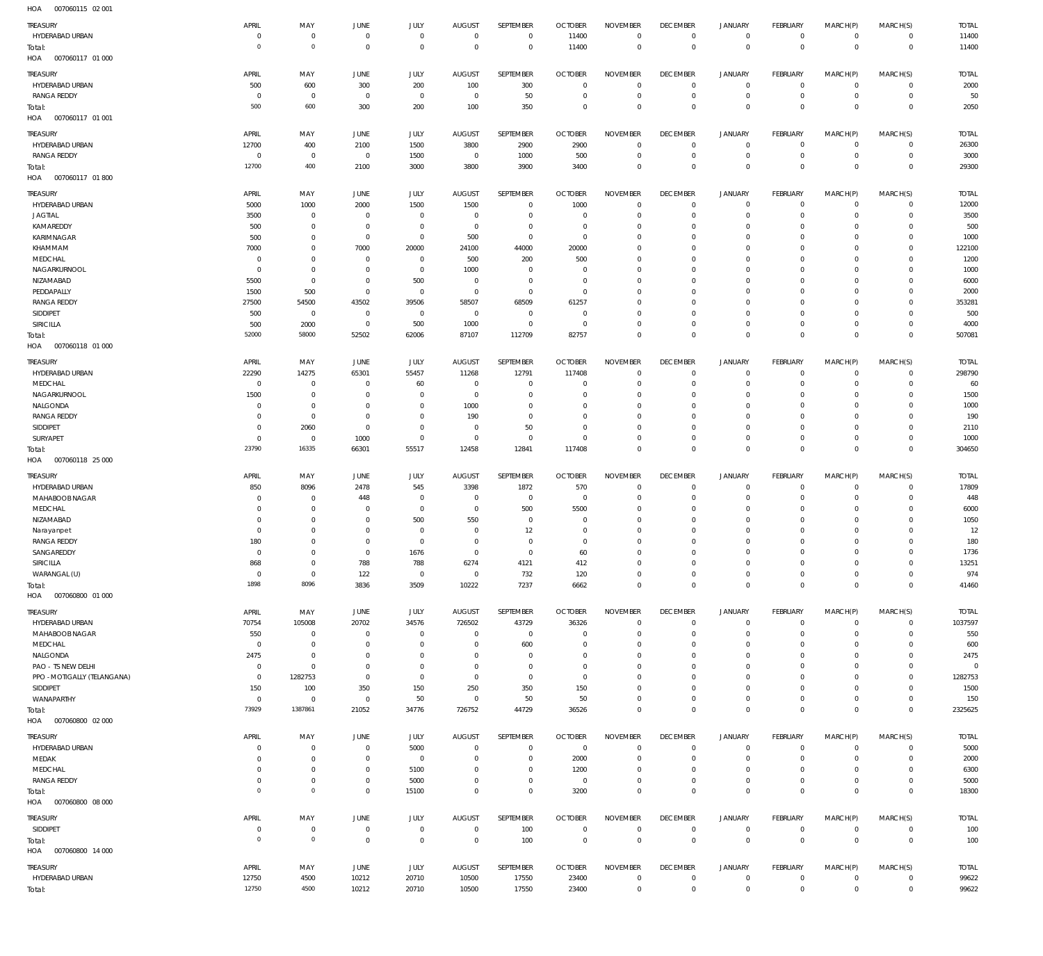HOA 007060115 02 001

| TREASURY | APRIL | MAY | JUNE | JULY | AUGUST | SEPTEMBER | OCTOBER | NOVEMBER | DECEMBER | JANUARY | FEBRUARY | MARCH(P) | MARCH(S) | TOTAL |
|---|---|---|---|---|---|---|---|---|---|---|---|---|---|---|
| HYDERABAD URBAN | 0 | 0 | 0 | 0 | 0 | 0 | 11400 | 0 | 0 | 0 | 0 | 0 | 0 | 11400 |
| Total: | 0 | 0 | 0 | 0 | 0 | 0 | 11400 | 0 | 0 | 0 | 0 | 0 | 0 | 11400 |

HOA 007060117 01 000

| TREASURY | APRIL | MAY | JUNE | JULY | AUGUST | SEPTEMBER | OCTOBER | NOVEMBER | DECEMBER | JANUARY | FEBRUARY | MARCH(P) | MARCH(S) | TOTAL |
|---|---|---|---|---|---|---|---|---|---|---|---|---|---|---|
| HYDERABAD URBAN | 500 | 600 | 300 | 200 | 100 | 300 | 0 | 0 | 0 | 0 | 0 | 0 | 0 | 2000 |
| RANGA REDDY | 0 | 0 | 0 | 0 | 0 | 50 | 0 | 0 | 0 | 0 | 0 | 0 | 0 | 50 |
| Total: | 500 | 600 | 300 | 200 | 100 | 350 | 0 | 0 | 0 | 0 | 0 | 0 | 0 | 2050 |

HOA 007060117 01 001

| TREASURY | APRIL | MAY | JUNE | JULY | AUGUST | SEPTEMBER | OCTOBER | NOVEMBER | DECEMBER | JANUARY | FEBRUARY | MARCH(P) | MARCH(S) | TOTAL |
|---|---|---|---|---|---|---|---|---|---|---|---|---|---|---|
| HYDERABAD URBAN | 12700 | 400 | 2100 | 1500 | 3800 | 2900 | 2900 | 0 | 0 | 0 | 0 | 0 | 0 | 26300 |
| RANGA REDDY | 0 | 0 | 0 | 1500 | 0 | 1000 | 500 | 0 | 0 | 0 | 0 | 0 | 0 | 3000 |
| Total: | 12700 | 400 | 2100 | 3000 | 3800 | 3900 | 3400 | 0 | 0 | 0 | 0 | 0 | 0 | 29300 |

HOA 007060117 01 800

| TREASURY | APRIL | MAY | JUNE | JULY | AUGUST | SEPTEMBER | OCTOBER | NOVEMBER | DECEMBER | JANUARY | FEBRUARY | MARCH(P) | MARCH(S) | TOTAL |
|---|---|---|---|---|---|---|---|---|---|---|---|---|---|---|
| HYDERABAD URBAN | 5000 | 1000 | 2000 | 1500 | 1500 | 0 | 1000 | 0 | 0 | 0 | 0 | 0 | 0 | 12000 |
| JAGTIAL | 3500 | 0 | 0 | 0 | 0 | 0 | 0 | 0 | 0 | 0 | 0 | 0 | 0 | 3500 |
| KAMAREDDY | 500 | 0 | 0 | 0 | 0 | 0 | 0 | 0 | 0 | 0 | 0 | 0 | 0 | 500 |
| KARIMNAGAR | 500 | 0 | 0 | 0 | 500 | 0 | 0 | 0 | 0 | 0 | 0 | 0 | 0 | 1000 |
| KHAMMAM | 7000 | 0 | 7000 | 20000 | 24100 | 44000 | 20000 | 0 | 0 | 0 | 0 | 0 | 0 | 122100 |
| MEDCHAL | 0 | 0 | 0 | 0 | 500 | 200 | 500 | 0 | 0 | 0 | 0 | 0 | 0 | 1200 |
| NAGARKURNOOL | 0 | 0 | 0 | 0 | 1000 | 0 | 0 | 0 | 0 | 0 | 0 | 0 | 0 | 1000 |
| NIZAMABAD | 5500 | 0 | 0 | 500 | 0 | 0 | 0 | 0 | 0 | 0 | 0 | 0 | 0 | 6000 |
| PEDDAPALLY | 1500 | 500 | 0 | 0 | 0 | 0 | 0 | 0 | 0 | 0 | 0 | 0 | 0 | 2000 |
| RANGA REDDY | 27500 | 54500 | 43502 | 39506 | 58507 | 68509 | 61257 | 0 | 0 | 0 | 0 | 0 | 0 | 353281 |
| SIDDIPET | 500 | 0 | 0 | 0 | 0 | 0 | 0 | 0 | 0 | 0 | 0 | 0 | 0 | 500 |
| SIRICILLA | 500 | 2000 | 0 | 500 | 1000 | 0 | 0 | 0 | 0 | 0 | 0 | 0 | 0 | 4000 |
| Total: | 52000 | 58000 | 52502 | 62006 | 87107 | 112709 | 82757 | 0 | 0 | 0 | 0 | 0 | 0 | 507081 |

HOA 007060118 01 000

| TREASURY | APRIL | MAY | JUNE | JULY | AUGUST | SEPTEMBER | OCTOBER | NOVEMBER | DECEMBER | JANUARY | FEBRUARY | MARCH(P) | MARCH(S) | TOTAL |
|---|---|---|---|---|---|---|---|---|---|---|---|---|---|---|
| HYDERABAD URBAN | 22290 | 14275 | 65301 | 55457 | 11268 | 12791 | 117408 | 0 | 0 | 0 | 0 | 0 | 0 | 298790 |
| MEDCHAL | 0 | 0 | 0 | 60 | 0 | 0 | 0 | 0 | 0 | 0 | 0 | 0 | 0 | 60 |
| NAGARKURNOOL | 1500 | 0 | 0 | 0 | 0 | 0 | 0 | 0 | 0 | 0 | 0 | 0 | 0 | 1500 |
| NALGONDA | 0 | 0 | 0 | 0 | 1000 | 0 | 0 | 0 | 0 | 0 | 0 | 0 | 0 | 1000 |
| RANGA REDDY | 0 | 0 | 0 | 0 | 190 | 0 | 0 | 0 | 0 | 0 | 0 | 0 | 0 | 190 |
| SIDDIPET | 0 | 2060 | 0 | 0 | 0 | 50 | 0 | 0 | 0 | 0 | 0 | 0 | 0 | 2110 |
| SURYAPET | 0 | 0 | 1000 | 0 | 0 | 0 | 0 | 0 | 0 | 0 | 0 | 0 | 0 | 1000 |
| Total: | 23790 | 16335 | 66301 | 55517 | 12458 | 12841 | 117408 | 0 | 0 | 0 | 0 | 0 | 0 | 304650 |

HOA 007060118 25 000

| TREASURY | APRIL | MAY | JUNE | JULY | AUGUST | SEPTEMBER | OCTOBER | NOVEMBER | DECEMBER | JANUARY | FEBRUARY | MARCH(P) | MARCH(S) | TOTAL |
|---|---|---|---|---|---|---|---|---|---|---|---|---|---|---|
| HYDERABAD URBAN | 850 | 8096 | 2478 | 545 | 3398 | 1872 | 570 | 0 | 0 | 0 | 0 | 0 | 0 | 17809 |
| MAHABOOBNAGAR | 0 | 0 | 448 | 0 | 0 | 0 | 0 | 0 | 0 | 0 | 0 | 0 | 0 | 448 |
| MEDCHAL | 0 | 0 | 0 | 0 | 0 | 500 | 5500 | 0 | 0 | 0 | 0 | 0 | 0 | 6000 |
| NIZAMABAD | 0 | 0 | 0 | 500 | 550 | 0 | 0 | 0 | 0 | 0 | 0 | 0 | 0 | 1050 |
| Narayanpet | 0 | 0 | 0 | 0 | 0 | 12 | 0 | 0 | 0 | 0 | 0 | 0 | 0 | 12 |
| RANGA REDDY | 180 | 0 | 0 | 0 | 0 | 0 | 0 | 0 | 0 | 0 | 0 | 0 | 0 | 180 |
| SANGAREDDY | 0 | 0 | 0 | 1676 | 0 | 0 | 60 | 0 | 0 | 0 | 0 | 0 | 0 | 1736 |
| SIRICILLA | 868 | 0 | 788 | 788 | 6274 | 4121 | 412 | 0 | 0 | 0 | 0 | 0 | 0 | 13251 |
| WARANGAL (U) | 0 | 0 | 122 | 0 | 0 | 732 | 120 | 0 | 0 | 0 | 0 | 0 | 0 | 974 |
| Total: | 1898 | 8096 | 3836 | 3509 | 10222 | 7237 | 6662 | 0 | 0 | 0 | 0 | 0 | 0 | 41460 |

HOA 007060800 01 000

| TREASURY | APRIL | MAY | JUNE | JULY | AUGUST | SEPTEMBER | OCTOBER | NOVEMBER | DECEMBER | JANUARY | FEBRUARY | MARCH(P) | MARCH(S) | TOTAL |
|---|---|---|---|---|---|---|---|---|---|---|---|---|---|---|
| HYDERABAD URBAN | 70754 | 105008 | 20702 | 34576 | 726502 | 43729 | 36326 | 0 | 0 | 0 | 0 | 0 | 0 | 1037597 |
| MAHABOOBNAGAR | 550 | 0 | 0 | 0 | 0 | 0 | 0 | 0 | 0 | 0 | 0 | 0 | 0 | 550 |
| MEDCHAL | 0 | 0 | 0 | 0 | 0 | 600 | 0 | 0 | 0 | 0 | 0 | 0 | 0 | 600 |
| NALGONDA | 2475 | 0 | 0 | 0 | 0 | 0 | 0 | 0 | 0 | 0 | 0 | 0 | 0 | 2475 |
| PAO - TS NEW DELHI | 0 | 0 | 0 | 0 | 0 | 0 | 0 | 0 | 0 | 0 | 0 | 0 | 0 | 0 |
| PPO - MOTIGALLY (TELANGANA) | 0 | 1282753 | 0 | 0 | 0 | 0 | 0 | 0 | 0 | 0 | 0 | 0 | 0 | 1282753 |
| SIDDIPET | 150 | 100 | 350 | 150 | 250 | 350 | 150 | 0 | 0 | 0 | 0 | 0 | 0 | 1500 |
| WANAPARTHY | 0 | 0 | 0 | 50 | 0 | 50 | 50 | 0 | 0 | 0 | 0 | 0 | 0 | 150 |
| Total: | 73929 | 1387861 | 21052 | 34776 | 726752 | 44729 | 36526 | 0 | 0 | 0 | 0 | 0 | 0 | 2325625 |

HOA 007060800 02 000

| TREASURY | APRIL | MAY | JUNE | JULY | AUGUST | SEPTEMBER | OCTOBER | NOVEMBER | DECEMBER | JANUARY | FEBRUARY | MARCH(P) | MARCH(S) | TOTAL |
|---|---|---|---|---|---|---|---|---|---|---|---|---|---|---|
| HYDERABAD URBAN | 0 | 0 | 0 | 5000 | 0 | 0 | 0 | 0 | 0 | 0 | 0 | 0 | 0 | 5000 |
| MEDAK | 0 | 0 | 0 | 0 | 0 | 0 | 2000 | 0 | 0 | 0 | 0 | 0 | 0 | 2000 |
| MEDCHAL | 0 | 0 | 0 | 5100 | 0 | 0 | 1200 | 0 | 0 | 0 | 0 | 0 | 0 | 6300 |
| RANGA REDDY | 0 | 0 | 0 | 5000 | 0 | 0 | 0 | 0 | 0 | 0 | 0 | 0 | 0 | 5000 |
| Total: | 0 | 0 | 0 | 15100 | 0 | 0 | 3200 | 0 | 0 | 0 | 0 | 0 | 0 | 18300 |

HOA 007060800 08 000

| TREASURY | APRIL | MAY | JUNE | JULY | AUGUST | SEPTEMBER | OCTOBER | NOVEMBER | DECEMBER | JANUARY | FEBRUARY | MARCH(P) | MARCH(S) | TOTAL |
|---|---|---|---|---|---|---|---|---|---|---|---|---|---|---|
| SIDDIPET | 0 | 0 | 0 | 0 | 0 | 100 | 0 | 0 | 0 | 0 | 0 | 0 | 0 | 100 |
| Total: | 0 | 0 | 0 | 0 | 0 | 100 | 0 | 0 | 0 | 0 | 0 | 0 | 0 | 100 |

HOA 007060800 14 000

| TREASURY | APRIL | MAY | JUNE | JULY | AUGUST | SEPTEMBER | OCTOBER | NOVEMBER | DECEMBER | JANUARY | FEBRUARY | MARCH(P) | MARCH(S) | TOTAL |
|---|---|---|---|---|---|---|---|---|---|---|---|---|---|---|
| HYDERABAD URBAN | 12750 | 4500 | 10212 | 20710 | 10500 | 17550 | 23400 | 0 | 0 | 0 | 0 | 0 | 0 | 99622 |
| Total: | 12750 | 4500 | 10212 | 20710 | 10500 | 17550 | 23400 | 0 | 0 | 0 | 0 | 0 | 0 | 99622 |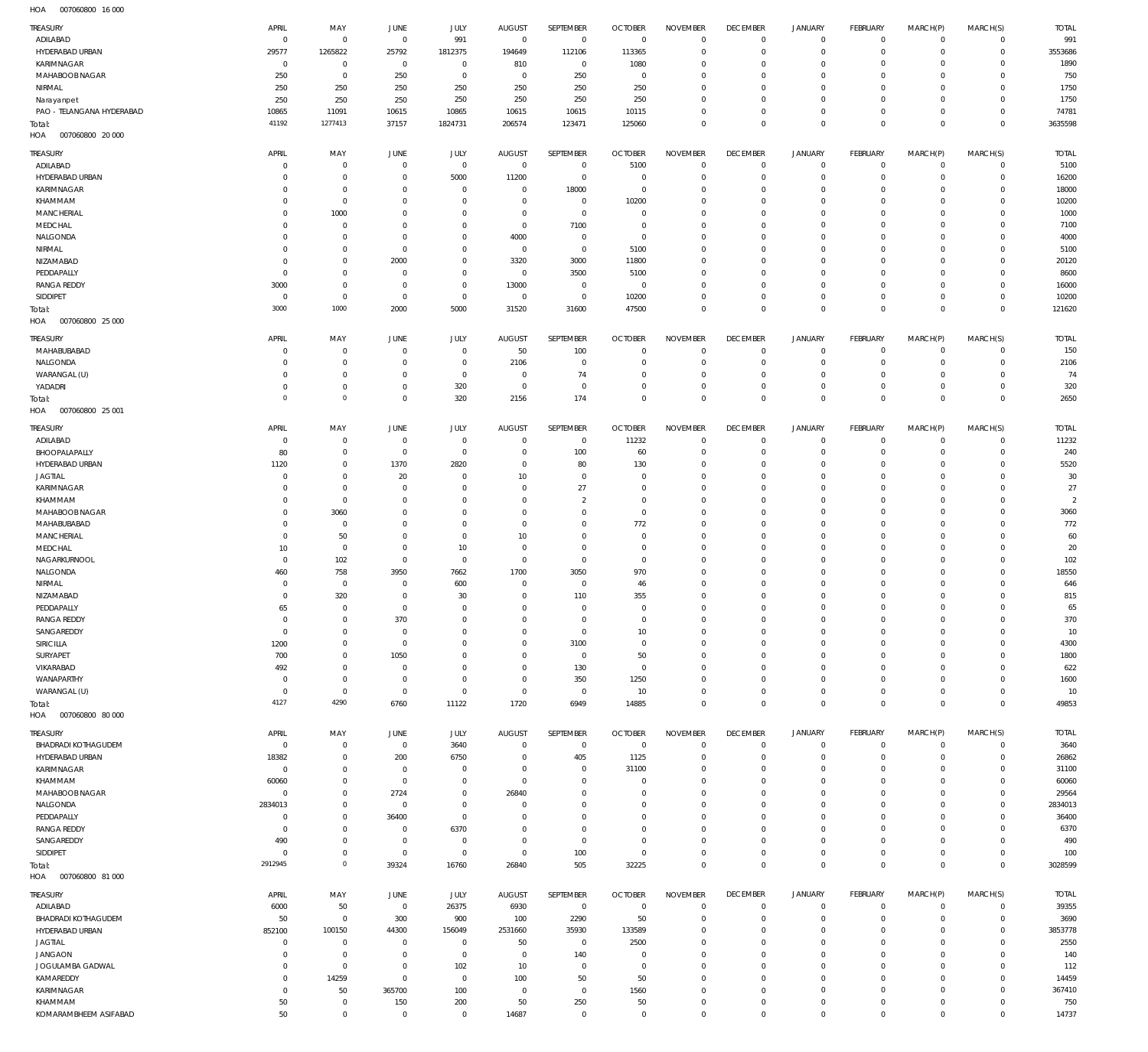HOA 007060800 16 000

| TREASURY | APRIL | MAY | JUNE | JULY | AUGUST | SEPTEMBER | OCTOBER | NOVEMBER | DECEMBER | JANUARY | FEBRUARY | MARCH(P) | MARCH(S) | TOTAL |
|---|---|---|---|---|---|---|---|---|---|---|---|---|---|---|
| ADILABAD | 0 | 0 | 0 | 991 | 0 | 0 | 0 | 0 | 0 | 0 | 0 | 0 | 0 | 991 |
| HYDERABAD URBAN | 29577 | 1265822 | 25792 | 1812375 | 194649 | 112106 | 113365 | 0 | 0 | 0 | 0 | 0 | 0 | 3553686 |
| KARIMNAGAR | 0 | 0 | 0 | 0 | 810 | 0 | 1080 | 0 | 0 | 0 | 0 | 0 | 0 | 1890 |
| MAHABOOB NAGAR | 250 | 0 | 250 | 0 | 0 | 250 | 0 | 0 | 0 | 0 | 0 | 0 | 0 | 750 |
| NIRMAL | 250 | 250 | 250 | 250 | 250 | 250 | 250 | 0 | 0 | 0 | 0 | 0 | 0 | 1750 |
| Narayanpet | 250 | 250 | 250 | 250 | 250 | 250 | 250 | 0 | 0 | 0 | 0 | 0 | 0 | 1750 |
| PAO - TELANGANA HYDERABAD | 10865 | 11091 | 10615 | 10865 | 10615 | 10615 | 10115 | 0 | 0 | 0 | 0 | 0 | 0 | 74781 |
| Total: | 41192 | 1277413 | 37157 | 1824731 | 206574 | 123471 | 125060 | 0 | 0 | 0 | 0 | 0 | 0 | 3635598 |

HOA 007060800 20 000

| TREASURY | APRIL | MAY | JUNE | JULY | AUGUST | SEPTEMBER | OCTOBER | NOVEMBER | DECEMBER | JANUARY | FEBRUARY | MARCH(P) | MARCH(S) | TOTAL |
|---|---|---|---|---|---|---|---|---|---|---|---|---|---|---|
| ADILABAD | 0 | 0 | 0 | 0 | 0 | 0 | 5100 | 0 | 0 | 0 | 0 | 0 | 0 | 5100 |
| HYDERABAD URBAN | 0 | 0 | 0 | 5000 | 11200 | 0 | 0 | 0 | 0 | 0 | 0 | 0 | 0 | 16200 |
| KARIMNAGAR | 0 | 0 | 0 | 0 | 0 | 18000 | 0 | 0 | 0 | 0 | 0 | 0 | 0 | 18000 |
| KHAMMAM | 0 | 0 | 0 | 0 | 0 | 0 | 10200 | 0 | 0 | 0 | 0 | 0 | 0 | 10200 |
| MANCHERIAL | 0 | 1000 | 0 | 0 | 0 | 0 | 0 | 0 | 0 | 0 | 0 | 0 | 0 | 1000 |
| MEDCHAL | 0 | 0 | 0 | 0 | 0 | 7100 | 0 | 0 | 0 | 0 | 0 | 0 | 0 | 7100 |
| NALGONDA | 0 | 0 | 0 | 0 | 4000 | 0 | 0 | 0 | 0 | 0 | 0 | 0 | 0 | 4000 |
| NIRMAL | 0 | 0 | 0 | 0 | 0 | 0 | 5100 | 0 | 0 | 0 | 0 | 0 | 0 | 5100 |
| NIZAMABAD | 0 | 0 | 2000 | 0 | 3320 | 3000 | 11800 | 0 | 0 | 0 | 0 | 0 | 0 | 20120 |
| PEDDAPALLY | 0 | 0 | 0 | 0 | 0 | 3500 | 5100 | 0 | 0 | 0 | 0 | 0 | 0 | 8600 |
| RANGA REDDY | 3000 | 0 | 0 | 0 | 13000 | 0 | 0 | 0 | 0 | 0 | 0 | 0 | 0 | 16000 |
| SIDDIPET | 0 | 0 | 0 | 0 | 0 | 0 | 10200 | 0 | 0 | 0 | 0 | 0 | 0 | 10200 |
| Total: | 3000 | 1000 | 2000 | 5000 | 31520 | 31600 | 47500 | 0 | 0 | 0 | 0 | 0 | 0 | 121620 |

HOA 007060800 25 000

| TREASURY | APRIL | MAY | JUNE | JULY | AUGUST | SEPTEMBER | OCTOBER | NOVEMBER | DECEMBER | JANUARY | FEBRUARY | MARCH(P) | MARCH(S) | TOTAL |
|---|---|---|---|---|---|---|---|---|---|---|---|---|---|---|
| MAHABUBABAD | 0 | 0 | 0 | 0 | 50 | 100 | 0 | 0 | 0 | 0 | 0 | 0 | 0 | 150 |
| NALGONDA | 0 | 0 | 0 | 0 | 2106 | 0 | 0 | 0 | 0 | 0 | 0 | 0 | 0 | 2106 |
| WARANGAL (U) | 0 | 0 | 0 | 0 | 0 | 74 | 0 | 0 | 0 | 0 | 0 | 0 | 0 | 74 |
| YADADRI | 0 | 0 | 0 | 320 | 0 | 0 | 0 | 0 | 0 | 0 | 0 | 0 | 0 | 320 |
| Total: | 0 | 0 | 0 | 320 | 2156 | 174 | 0 | 0 | 0 | 0 | 0 | 0 | 0 | 2650 |

HOA 007060800 25 001

| TREASURY | APRIL | MAY | JUNE | JULY | AUGUST | SEPTEMBER | OCTOBER | NOVEMBER | DECEMBER | JANUARY | FEBRUARY | MARCH(P) | MARCH(S) | TOTAL |
|---|---|---|---|---|---|---|---|---|---|---|---|---|---|---|
| ADILABAD | 0 | 0 | 0 | 0 | 0 | 0 | 11232 | 0 | 0 | 0 | 0 | 0 | 0 | 11232 |
| BHOOPALAPALLY | 80 | 0 | 0 | 0 | 0 | 100 | 60 | 0 | 0 | 0 | 0 | 0 | 0 | 240 |
| HYDERABAD URBAN | 1120 | 0 | 1370 | 2820 | 0 | 80 | 130 | 0 | 0 | 0 | 0 | 0 | 0 | 5520 |
| JAGTIAL | 0 | 0 | 20 | 0 | 10 | 0 | 0 | 0 | 0 | 0 | 0 | 0 | 0 | 30 |
| KARIMNAGAR | 0 | 0 | 0 | 0 | 0 | 27 | 0 | 0 | 0 | 0 | 0 | 0 | 0 | 27 |
| KHAMMAM | 0 | 0 | 0 | 0 | 0 | 2 | 0 | 0 | 0 | 0 | 0 | 0 | 0 | 2 |
| MAHABOOB NAGAR | 0 | 3060 | 0 | 0 | 0 | 0 | 0 | 0 | 0 | 0 | 0 | 0 | 0 | 3060 |
| MAHABUBABAD | 0 | 0 | 0 | 0 | 0 | 0 | 772 | 0 | 0 | 0 | 0 | 0 | 0 | 772 |
| MANCHERIAL | 0 | 50 | 0 | 0 | 10 | 0 | 0 | 0 | 0 | 0 | 0 | 0 | 0 | 60 |
| MEDCHAL | 10 | 0 | 0 | 10 | 0 | 0 | 0 | 0 | 0 | 0 | 0 | 0 | 0 | 20 |
| NAGARKURNOOL | 0 | 102 | 0 | 0 | 0 | 0 | 0 | 0 | 0 | 0 | 0 | 0 | 0 | 102 |
| NALGONDA | 460 | 758 | 3950 | 7662 | 1700 | 3050 | 970 | 0 | 0 | 0 | 0 | 0 | 0 | 18550 |
| NIRMAL | 0 | 0 | 0 | 600 | 0 | 0 | 46 | 0 | 0 | 0 | 0 | 0 | 0 | 646 |
| NIZAMABAD | 0 | 320 | 0 | 30 | 0 | 110 | 355 | 0 | 0 | 0 | 0 | 0 | 0 | 815 |
| PEDDAPALLY | 65 | 0 | 0 | 0 | 0 | 0 | 0 | 0 | 0 | 0 | 0 | 0 | 0 | 65 |
| RANGA REDDY | 0 | 0 | 370 | 0 | 0 | 0 | 0 | 0 | 0 | 0 | 0 | 0 | 0 | 370 |
| SANGAREDDY | 0 | 0 | 0 | 0 | 0 | 0 | 10 | 0 | 0 | 0 | 0 | 0 | 0 | 10 |
| SIRICILLA | 1200 | 0 | 0 | 0 | 0 | 3100 | 0 | 0 | 0 | 0 | 0 | 0 | 0 | 4300 |
| SURYAPET | 700 | 0 | 1050 | 0 | 0 | 0 | 50 | 0 | 0 | 0 | 0 | 0 | 0 | 1800 |
| VIKARABAD | 492 | 0 | 0 | 0 | 0 | 130 | 0 | 0 | 0 | 0 | 0 | 0 | 0 | 622 |
| WANAPARTHY | 0 | 0 | 0 | 0 | 0 | 350 | 1250 | 0 | 0 | 0 | 0 | 0 | 0 | 1600 |
| WARANGAL (U) | 0 | 0 | 0 | 0 | 0 | 0 | 10 | 0 | 0 | 0 | 0 | 0 | 0 | 10 |
| Total: | 4127 | 4290 | 6760 | 11122 | 1720 | 6949 | 14885 | 0 | 0 | 0 | 0 | 0 | 0 | 49853 |

HOA 007060800 80 000

| TREASURY | APRIL | MAY | JUNE | JULY | AUGUST | SEPTEMBER | OCTOBER | NOVEMBER | DECEMBER | JANUARY | FEBRUARY | MARCH(P) | MARCH(S) | TOTAL |
|---|---|---|---|---|---|---|---|---|---|---|---|---|---|---|
| BHADRADI KOTHAGUDEM | 0 | 0 | 0 | 3640 | 0 | 0 | 0 | 0 | 0 | 0 | 0 | 0 | 0 | 3640 |
| HYDERABAD URBAN | 18382 | 0 | 200 | 6750 | 0 | 405 | 1125 | 0 | 0 | 0 | 0 | 0 | 0 | 26862 |
| KARIMNAGAR | 0 | 0 | 0 | 0 | 0 | 0 | 31100 | 0 | 0 | 0 | 0 | 0 | 0 | 31100 |
| KHAMMAM | 60060 | 0 | 0 | 0 | 0 | 0 | 0 | 0 | 0 | 0 | 0 | 0 | 0 | 60060 |
| MAHABOOB NAGAR | 0 | 0 | 2724 | 0 | 26840 | 0 | 0 | 0 | 0 | 0 | 0 | 0 | 0 | 29564 |
| NALGONDA | 2834013 | 0 | 0 | 0 | 0 | 0 | 0 | 0 | 0 | 0 | 0 | 0 | 0 | 2834013 |
| PEDDAPALLY | 0 | 0 | 36400 | 0 | 0 | 0 | 0 | 0 | 0 | 0 | 0 | 0 | 0 | 36400 |
| RANGA REDDY | 0 | 0 | 0 | 6370 | 0 | 0 | 0 | 0 | 0 | 0 | 0 | 0 | 0 | 6370 |
| SANGAREDDY | 490 | 0 | 0 | 0 | 0 | 0 | 0 | 0 | 0 | 0 | 0 | 0 | 0 | 490 |
| SIDDIPET | 0 | 0 | 0 | 0 | 0 | 100 | 0 | 0 | 0 | 0 | 0 | 0 | 0 | 100 |
| Total: | 2912945 | 0 | 39324 | 16760 | 26840 | 505 | 32225 | 0 | 0 | 0 | 0 | 0 | 0 | 3028599 |

HOA 007060800 81 000

| TREASURY | APRIL | MAY | JUNE | JULY | AUGUST | SEPTEMBER | OCTOBER | NOVEMBER | DECEMBER | JANUARY | FEBRUARY | MARCH(P) | MARCH(S) | TOTAL |
|---|---|---|---|---|---|---|---|---|---|---|---|---|---|---|
| ADILABAD | 6000 | 50 | 0 | 26375 | 6930 | 0 | 0 | 0 | 0 | 0 | 0 | 0 | 0 | 39355 |
| BHADRADI KOTHAGUDEM | 50 | 0 | 300 | 900 | 100 | 2290 | 50 | 0 | 0 | 0 | 0 | 0 | 0 | 3690 |
| HYDERABAD URBAN | 852100 | 100150 | 44300 | 156049 | 2531660 | 35930 | 133589 | 0 | 0 | 0 | 0 | 0 | 0 | 3853778 |
| JAGTIAL | 0 | 0 | 0 | 0 | 50 | 0 | 2500 | 0 | 0 | 0 | 0 | 0 | 0 | 2550 |
| JANGAON | 0 | 0 | 0 | 0 | 0 | 140 | 0 | 0 | 0 | 0 | 0 | 0 | 0 | 140 |
| JOGULAMBA GADWAL | 0 | 0 | 0 | 102 | 10 | 0 | 0 | 0 | 0 | 0 | 0 | 0 | 0 | 112 |
| KAMAREDDY | 0 | 14259 | 0 | 0 | 100 | 50 | 50 | 0 | 0 | 0 | 0 | 0 | 0 | 14459 |
| KARIMNAGAR | 0 | 50 | 365700 | 100 | 0 | 0 | 1560 | 0 | 0 | 0 | 0 | 0 | 0 | 367410 |
| KHAMMAM | 50 | 0 | 150 | 200 | 50 | 250 | 50 | 0 | 0 | 0 | 0 | 0 | 0 | 750 |
| KOMARAMBHEEM ASIFABAD | 50 | 0 | 0 | 0 | 14687 | 0 | 0 | 0 | 0 | 0 | 0 | 0 | 0 | 14737 |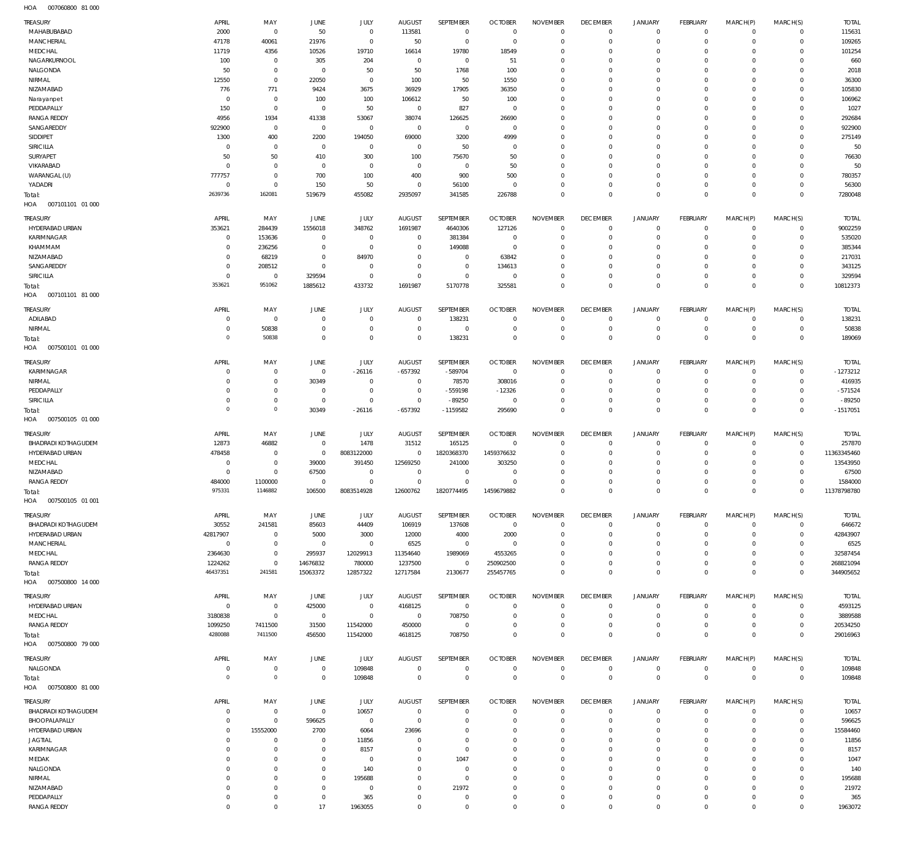HOA 007060800 81 000

| TREASURY | APRIL | MAY | JUNE | JULY | AUGUST | SEPTEMBER | OCTOBER | NOVEMBER | DECEMBER | JANUARY | FEBRUARY | MARCH(P) | MARCH(S) | TOTAL |
|---|---|---|---|---|---|---|---|---|---|---|---|---|---|---|
| MAHABUBABAD | 2000 | 0 | 50 | 0 | 113581 | 0 | 0 | 0 | 0 | 0 | 0 | 0 | 0 | 115631 |
| MANCHERIAL | 47178 | 40061 | 21976 | 0 | 50 | 0 | 0 | 0 | 0 | 0 | 0 | 0 | 0 | 109265 |
| MEDCHAL | 11719 | 4356 | 10526 | 19710 | 16614 | 19780 | 18549 | 0 | 0 | 0 | 0 | 0 | 0 | 101254 |
| NAGARKURNOOL | 100 | 0 | 305 | 204 | 0 | 0 | 51 | 0 | 0 | 0 | 0 | 0 | 0 | 660 |
| NALGONDA | 50 | 0 | 0 | 50 | 50 | 1768 | 100 | 0 | 0 | 0 | 0 | 0 | 0 | 2018 |
| NIRMAL | 12550 | 0 | 22050 | 0 | 100 | 50 | 1550 | 0 | 0 | 0 | 0 | 0 | 0 | 36300 |
| NIZAMABAD | 776 | 771 | 9424 | 3675 | 36929 | 17905 | 36350 | 0 | 0 | 0 | 0 | 0 | 0 | 105830 |
| Narayanpet | 0 | 0 | 100 | 100 | 106612 | 50 | 100 | 0 | 0 | 0 | 0 | 0 | 0 | 106962 |
| PEDDAPALLY | 150 | 0 | 0 | 50 | 0 | 827 | 0 | 0 | 0 | 0 | 0 | 0 | 0 | 1027 |
| RANGA REDDY | 4956 | 1934 | 41338 | 53067 | 38074 | 126625 | 26690 | 0 | 0 | 0 | 0 | 0 | 0 | 292684 |
| SANGAREDDY | 922900 | 0 | 0 | 0 | 0 | 0 | 0 | 0 | 0 | 0 | 0 | 0 | 0 | 922900 |
| SIDDIPET | 1300 | 400 | 2200 | 194050 | 69000 | 3200 | 4999 | 0 | 0 | 0 | 0 | 0 | 0 | 275149 |
| SIRICILLA | 0 | 0 | 0 | 0 | 0 | 50 | 0 | 0 | 0 | 0 | 0 | 0 | 0 | 50 |
| SURYAPET | 50 | 50 | 410 | 300 | 100 | 75670 | 50 | 0 | 0 | 0 | 0 | 0 | 0 | 76630 |
| VIKARABAD | 0 | 0 | 0 | 0 | 0 | 0 | 50 | 0 | 0 | 0 | 0 | 0 | 0 | 50 |
| WARANGAL (U) | 777757 | 0 | 700 | 100 | 400 | 900 | 500 | 0 | 0 | 0 | 0 | 0 | 0 | 780357 |
| YADADRI | 0 | 0 | 150 | 50 | 0 | 56100 | 0 | 0 | 0 | 0 | 0 | 0 | 0 | 56300 |
| Total: | 2639736 | 162081 | 519679 | 455082 | 2935097 | 341585 | 226788 | 0 | 0 | 0 | 0 | 0 | 0 | 7280048 |

HOA 007101101 01 000

| TREASURY | APRIL | MAY | JUNE | JULY | AUGUST | SEPTEMBER | OCTOBER | NOVEMBER | DECEMBER | JANUARY | FEBRUARY | MARCH(P) | MARCH(S) | TOTAL |
|---|---|---|---|---|---|---|---|---|---|---|---|---|---|---|
| HYDERABAD URBAN | 353621 | 284439 | 1556018 | 348762 | 1691987 | 4640306 | 127126 | 0 | 0 | 0 | 0 | 0 | 0 | 9002259 |
| KARIMNAGAR | 0 | 153636 | 0 | 0 | 0 | 381384 | 0 | 0 | 0 | 0 | 0 | 0 | 0 | 535020 |
| KHAMMAM | 0 | 236256 | 0 | 0 | 0 | 149088 | 0 | 0 | 0 | 0 | 0 | 0 | 0 | 385344 |
| NIZAMABAD | 0 | 68219 | 0 | 84970 | 0 | 0 | 63842 | 0 | 0 | 0 | 0 | 0 | 0 | 217031 |
| SANGAREDDY | 0 | 208512 | 0 | 0 | 0 | 0 | 134613 | 0 | 0 | 0 | 0 | 0 | 0 | 343125 |
| SIRICILLA | 0 | 0 | 329594 | 0 | 0 | 0 | 0 | 0 | 0 | 0 | 0 | 0 | 0 | 329594 |
| Total: | 353621 | 951062 | 1885612 | 433732 | 1691987 | 5170778 | 325581 | 0 | 0 | 0 | 0 | 0 | 0 | 10812373 |

HOA 007101101 81 000

| TREASURY | APRIL | MAY | JUNE | JULY | AUGUST | SEPTEMBER | OCTOBER | NOVEMBER | DECEMBER | JANUARY | FEBRUARY | MARCH(P) | MARCH(S) | TOTAL |
|---|---|---|---|---|---|---|---|---|---|---|---|---|---|---|
| ADILABAD | 0 | 0 | 0 | 0 | 0 | 138231 | 0 | 0 | 0 | 0 | 0 | 0 | 0 | 138231 |
| NIRMAL | 0 | 50838 | 0 | 0 | 0 | 0 | 0 | 0 | 0 | 0 | 0 | 0 | 0 | 50838 |
| Total: | 0 | 50838 | 0 | 0 | 0 | 138231 | 0 | 0 | 0 | 0 | 0 | 0 | 0 | 189069 |

HOA 007500101 01 000

| TREASURY | APRIL | MAY | JUNE | JULY | AUGUST | SEPTEMBER | OCTOBER | NOVEMBER | DECEMBER | JANUARY | FEBRUARY | MARCH(P) | MARCH(S) | TOTAL |
|---|---|---|---|---|---|---|---|---|---|---|---|---|---|---|
| KARIMNAGAR | 0 | 0 | 0 | -26116 | -657392 | -589704 | 0 | 0 | 0 | 0 | 0 | 0 | 0 | -1273212 |
| NIRMAL | 0 | 0 | 30349 | 0 | 0 | 78570 | 308016 | 0 | 0 | 0 | 0 | 0 | 0 | 416935 |
| PEDDAPALLY | 0 | 0 | 0 | 0 | 0 | -559198 | -12326 | 0 | 0 | 0 | 0 | 0 | 0 | -571524 |
| SIRICILLA | 0 | 0 | 0 | 0 | 0 | -89250 | 0 | 0 | 0 | 0 | 0 | 0 | 0 | -89250 |
| Total: | 0 | 0 | 30349 | -26116 | -657392 | -1159582 | 295690 | 0 | 0 | 0 | 0 | 0 | 0 | -1517051 |

HOA 007500105 01 000

| TREASURY | APRIL | MAY | JUNE | JULY | AUGUST | SEPTEMBER | OCTOBER | NOVEMBER | DECEMBER | JANUARY | FEBRUARY | MARCH(P) | MARCH(S) | TOTAL |
|---|---|---|---|---|---|---|---|---|---|---|---|---|---|---|
| BHADRADI KOTHAGUDEM | 12873 | 46882 | 0 | 1478 | 31512 | 165125 | 0 | 0 | 0 | 0 | 0 | 0 | 0 | 257870 |
| HYDERABAD URBAN | 478458 | 0 | 0 | 8083122000 | 0 | 1820368370 | 1459376632 | 0 | 0 | 0 | 0 | 0 | 0 | 11363345460 |
| MEDCHAL | 0 | 0 | 39000 | 391450 | 12569250 | 241000 | 303250 | 0 | 0 | 0 | 0 | 0 | 0 | 13543950 |
| NIZAMABAD | 0 | 0 | 67500 | 0 | 0 | 0 | 0 | 0 | 0 | 0 | 0 | 0 | 0 | 67500 |
| RANGA REDDY | 484000 | 1100000 | 0 | 0 | 0 | 0 | 0 | 0 | 0 | 0 | 0 | 0 | 0 | 1584000 |
| Total: | 975331 | 1146882 | 106500 | 8083514928 | 12600762 | 1820774495 | 1459679882 | 0 | 0 | 0 | 0 | 0 | 0 | 11378798780 |

HOA 007500105 01 001

| TREASURY | APRIL | MAY | JUNE | JULY | AUGUST | SEPTEMBER | OCTOBER | NOVEMBER | DECEMBER | JANUARY | FEBRUARY | MARCH(P) | MARCH(S) | TOTAL |
|---|---|---|---|---|---|---|---|---|---|---|---|---|---|---|
| BHADRADI KOTHAGUDEM | 30552 | 241581 | 85603 | 44409 | 106919 | 137608 | 0 | 0 | 0 | 0 | 0 | 0 | 0 | 646672 |
| HYDERABAD URBAN | 42817907 | 0 | 5000 | 3000 | 12000 | 4000 | 2000 | 0 | 0 | 0 | 0 | 0 | 0 | 42843907 |
| MANCHERIAL | 0 | 0 | 0 | 0 | 6525 | 0 | 0 | 0 | 0 | 0 | 0 | 0 | 0 | 6525 |
| MEDCHAL | 2364630 | 0 | 295937 | 12029913 | 11354640 | 1989069 | 4553265 | 0 | 0 | 0 | 0 | 0 | 0 | 32587454 |
| RANGA REDDY | 1224262 | 0 | 14676832 | 780000 | 1237500 | 0 | 250902500 | 0 | 0 | 0 | 0 | 0 | 0 | 268821094 |
| Total: | 46437351 | 241581 | 15063372 | 12857322 | 12717584 | 2130677 | 255457765 | 0 | 0 | 0 | 0 | 0 | 0 | 344905652 |

HOA 007500800 14 000

| TREASURY | APRIL | MAY | JUNE | JULY | AUGUST | SEPTEMBER | OCTOBER | NOVEMBER | DECEMBER | JANUARY | FEBRUARY | MARCH(P) | MARCH(S) | TOTAL |
|---|---|---|---|---|---|---|---|---|---|---|---|---|---|---|
| HYDERABAD URBAN | 0 | 0 | 425000 | 0 | 4168125 | 0 | 0 | 0 | 0 | 0 | 0 | 0 | 0 | 4593125 |
| MEDCHAL | 3180838 | 0 | 0 | 0 | 0 | 708750 | 0 | 0 | 0 | 0 | 0 | 0 | 0 | 3889588 |
| RANGA REDDY | 1099250 | 7411500 | 31500 | 11542000 | 450000 | 0 | 0 | 0 | 0 | 0 | 0 | 0 | 0 | 20534250 |
| Total: | 4280088 | 7411500 | 456500 | 11542000 | 4618125 | 708750 | 0 | 0 | 0 | 0 | 0 | 0 | 0 | 29016963 |

HOA 007500800 79 000

| TREASURY | APRIL | MAY | JUNE | JULY | AUGUST | SEPTEMBER | OCTOBER | NOVEMBER | DECEMBER | JANUARY | FEBRUARY | MARCH(P) | MARCH(S) | TOTAL |
|---|---|---|---|---|---|---|---|---|---|---|---|---|---|---|
| NALGONDA | 0 | 0 | 0 | 109848 | 0 | 0 | 0 | 0 | 0 | 0 | 0 | 0 | 0 | 109848 |
| Total: | 0 | 0 | 0 | 109848 | 0 | 0 | 0 | 0 | 0 | 0 | 0 | 0 | 0 | 109848 |

HOA 007500800 81 000

| TREASURY | APRIL | MAY | JUNE | JULY | AUGUST | SEPTEMBER | OCTOBER | NOVEMBER | DECEMBER | JANUARY | FEBRUARY | MARCH(P) | MARCH(S) | TOTAL |
|---|---|---|---|---|---|---|---|---|---|---|---|---|---|---|
| BHADRADI KOTHAGUDEM | 0 | 0 | 0 | 10657 | 0 | 0 | 0 | 0 | 0 | 0 | 0 | 0 | 0 | 10657 |
| BHOOPALAPALLY | 0 | 0 | 596625 | 0 | 0 | 0 | 0 | 0 | 0 | 0 | 0 | 0 | 0 | 596625 |
| HYDERABAD URBAN | 0 | 15552000 | 2700 | 6064 | 23696 | 0 | 0 | 0 | 0 | 0 | 0 | 0 | 0 | 15584460 |
| JAGTIAL | 0 | 0 | 0 | 11856 | 0 | 0 | 0 | 0 | 0 | 0 | 0 | 0 | 0 | 11856 |
| KARIMNAGAR | 0 | 0 | 0 | 8157 | 0 | 0 | 0 | 0 | 0 | 0 | 0 | 0 | 0 | 8157 |
| MEDAK | 0 | 0 | 0 | 0 | 0 | 1047 | 0 | 0 | 0 | 0 | 0 | 0 | 0 | 1047 |
| NALGONDA | 0 | 0 | 0 | 140 | 0 | 0 | 0 | 0 | 0 | 0 | 0 | 0 | 0 | 140 |
| NIRMAL | 0 | 0 | 0 | 195688 | 0 | 0 | 0 | 0 | 0 | 0 | 0 | 0 | 0 | 195688 |
| NIZAMABAD | 0 | 0 | 0 | 0 | 0 | 21972 | 0 | 0 | 0 | 0 | 0 | 0 | 0 | 21972 |
| PEDDAPALLY | 0 | 0 | 0 | 365 | 0 | 0 | 0 | 0 | 0 | 0 | 0 | 0 | 0 | 365 |
| RANGA REDDY | 0 | 0 | 17 | 1963055 | 0 | 0 | 0 | 0 | 0 | 0 | 0 | 0 | 0 | 1963072 |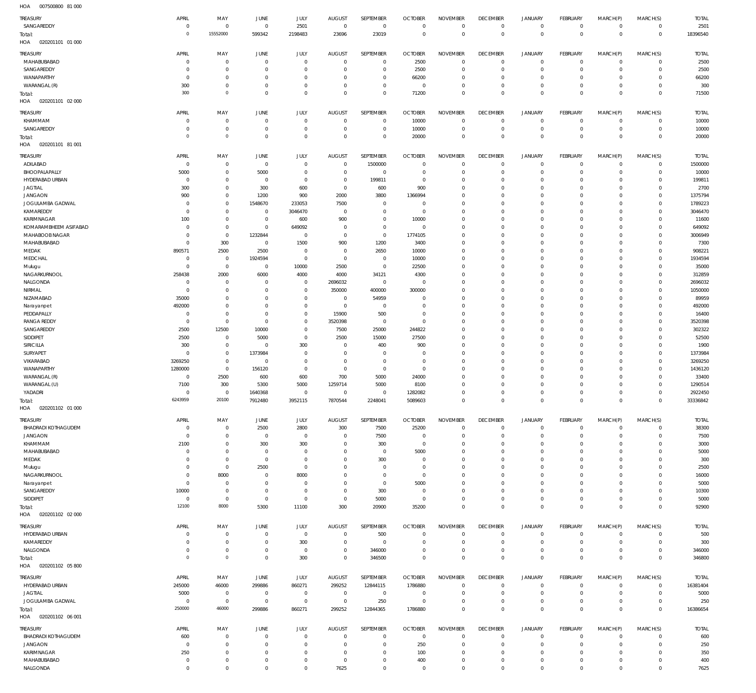HOA 007500800 81 000

| TREASURY | APRIL | MAY | JUNE | JULY | AUGUST | SEPTEMBER | OCTOBER | NOVEMBER | DECEMBER | JANUARY | FEBRUARY | MARCH(P) | MARCH(S) | TOTAL |
|---|---|---|---|---|---|---|---|---|---|---|---|---|---|---|
| SANGAREDDY | 0 | 0 | 0 | 2501 | 0 | 0 | 0 | 0 | 0 | 0 | 0 | 0 | 0 | 2501 |
| Total: | 0 | 15552000 | 599342 | 2198483 | 23696 | 23019 | 0 | 0 | 0 | 0 | 0 | 0 | 0 | 18396540 |

HOA 020201101 01 000

| TREASURY | APRIL | MAY | JUNE | JULY | AUGUST | SEPTEMBER | OCTOBER | NOVEMBER | DECEMBER | JANUARY | FEBRUARY | MARCH(P) | MARCH(S) | TOTAL |
|---|---|---|---|---|---|---|---|---|---|---|---|---|---|---|
| MAHABUBABAD | 0 | 0 | 0 | 0 | 0 | 0 | 2500 | 0 | 0 | 0 | 0 | 0 | 0 | 2500 |
| SANGAREDDY | 0 | 0 | 0 | 0 | 0 | 0 | 2500 | 0 | 0 | 0 | 0 | 0 | 0 | 2500 |
| WANAPARTHY | 0 | 0 | 0 | 0 | 0 | 0 | 66200 | 0 | 0 | 0 | 0 | 0 | 0 | 66200 |
| WARANGAL (R) | 300 | 0 | 0 | 0 | 0 | 0 | 0 | 0 | 0 | 0 | 0 | 0 | 0 | 300 |
| Total: | 300 | 0 | 0 | 0 | 0 | 0 | 71200 | 0 | 0 | 0 | 0 | 0 | 0 | 71500 |

HOA 020201101 02 000

| TREASURY | APRIL | MAY | JUNE | JULY | AUGUST | SEPTEMBER | OCTOBER | NOVEMBER | DECEMBER | JANUARY | FEBRUARY | MARCH(P) | MARCH(S) | TOTAL |
|---|---|---|---|---|---|---|---|---|---|---|---|---|---|---|
| KHAMMAM | 0 | 0 | 0 | 0 | 0 | 0 | 10000 | 0 | 0 | 0 | 0 | 0 | 0 | 10000 |
| SANGAREDDY | 0 | 0 | 0 | 0 | 0 | 0 | 10000 | 0 | 0 | 0 | 0 | 0 | 0 | 10000 |
| Total: | 0 | 0 | 0 | 0 | 0 | 0 | 20000 | 0 | 0 | 0 | 0 | 0 | 0 | 20000 |

HOA 020201101 81 001

| TREASURY | APRIL | MAY | JUNE | JULY | AUGUST | SEPTEMBER | OCTOBER | NOVEMBER | DECEMBER | JANUARY | FEBRUARY | MARCH(P) | MARCH(S) | TOTAL |
|---|---|---|---|---|---|---|---|---|---|---|---|---|---|---|
| ADILABAD | 0 | 0 | 0 | 0 | 0 | 1500000 | 0 | 0 | 0 | 0 | 0 | 0 | 0 | 1500000 |
| BHOOPALAPALLY | 5000 | 0 | 5000 | 0 | 0 | 0 | 0 | 0 | 0 | 0 | 0 | 0 | 0 | 10000 |
| HYDERABAD URBAN | 0 | 0 | 0 | 0 | 0 | 199811 | 0 | 0 | 0 | 0 | 0 | 0 | 0 | 199811 |
| JAGTIAL | 300 | 0 | 300 | 600 | 0 | 600 | 900 | 0 | 0 | 0 | 0 | 0 | 0 | 2700 |
| JANGAON | 900 | 0 | 1200 | 900 | 2000 | 3800 | 1366994 | 0 | 0 | 0 | 0 | 0 | 0 | 1375794 |
| JOGULAMBA GADWAL | 0 | 0 | 1548670 | 233053 | 7500 | 0 | 0 | 0 | 0 | 0 | 0 | 0 | 0 | 1789223 |
| KAMAREDDY | 0 | 0 | 0 | 3046470 | 0 | 0 | 0 | 0 | 0 | 0 | 0 | 0 | 0 | 3046470 |
| KARIMNAGAR | 100 | 0 | 0 | 600 | 900 | 0 | 10000 | 0 | 0 | 0 | 0 | 0 | 0 | 11600 |
| KOMARAMBHEEM ASIFABAD | 0 | 0 | 0 | 649092 | 0 | 0 | 0 | 0 | 0 | 0 | 0 | 0 | 0 | 649092 |
| MAHABOOBNAGAR | 0 | 0 | 1232844 | 0 | 0 | 0 | 1774105 | 0 | 0 | 0 | 0 | 0 | 0 | 3006949 |
| MAHABUBABAD | 0 | 300 | 0 | 1500 | 900 | 1200 | 3400 | 0 | 0 | 0 | 0 | 0 | 0 | 7300 |
| MEDAK | 890571 | 2500 | 2500 | 0 | 0 | 2650 | 10000 | 0 | 0 | 0 | 0 | 0 | 0 | 908221 |
| MEDCHAL | 0 | 0 | 1924594 | 0 | 0 | 0 | 10000 | 0 | 0 | 0 | 0 | 0 | 0 | 1934594 |
| Mulugu | 0 | 0 | 0 | 10000 | 2500 | 0 | 22500 | 0 | 0 | 0 | 0 | 0 | 0 | 35000 |
| NAGARKURNOOL | 258438 | 2000 | 6000 | 4000 | 4000 | 34121 | 4300 | 0 | 0 | 0 | 0 | 0 | 0 | 312859 |
| NALGONDA | 0 | 0 | 0 | 0 | 2696032 | 0 | 0 | 0 | 0 | 0 | 0 | 0 | 0 | 2696032 |
| NIRMAL | 0 | 0 | 0 | 0 | 350000 | 400000 | 300000 | 0 | 0 | 0 | 0 | 0 | 0 | 1050000 |
| NIZAMABAD | 35000 | 0 | 0 | 0 | 0 | 54959 | 0 | 0 | 0 | 0 | 0 | 0 | 0 | 89959 |
| Narayanpet | 492000 | 0 | 0 | 0 | 0 | 0 | 0 | 0 | 0 | 0 | 0 | 0 | 0 | 492000 |
| PEDDAPALLY | 0 | 0 | 0 | 0 | 15900 | 500 | 0 | 0 | 0 | 0 | 0 | 0 | 0 | 16400 |
| RANGA REDDY | 0 | 0 | 0 | 0 | 3520398 | 0 | 0 | 0 | 0 | 0 | 0 | 0 | 0 | 3520398 |
| SANGAREDDY | 2500 | 12500 | 10000 | 0 | 7500 | 25000 | 244822 | 0 | 0 | 0 | 0 | 0 | 0 | 302322 |
| SIDDIPET | 2500 | 0 | 5000 | 0 | 2500 | 15000 | 27500 | 0 | 0 | 0 | 0 | 0 | 0 | 52500 |
| SIRICILLA | 300 | 0 | 0 | 300 | 0 | 400 | 900 | 0 | 0 | 0 | 0 | 0 | 0 | 1900 |
| SURYAPET | 0 | 0 | 1373984 | 0 | 0 | 0 | 0 | 0 | 0 | 0 | 0 | 0 | 0 | 1373984 |
| VIKARABAD | 3269250 | 0 | 0 | 0 | 0 | 0 | 0 | 0 | 0 | 0 | 0 | 0 | 0 | 3269250 |
| WANAPARTHY | 1280000 | 0 | 156120 | 0 | 0 | 0 | 0 | 0 | 0 | 0 | 0 | 0 | 0 | 1436120 |
| WARANGAL (R) | 0 | 2500 | 600 | 600 | 700 | 5000 | 24000 | 0 | 0 | 0 | 0 | 0 | 0 | 33400 |
| WARANGAL (U) | 7100 | 300 | 5300 | 5000 | 1259714 | 5000 | 8100 | 0 | 0 | 0 | 0 | 0 | 0 | 1290514 |
| YADADRI | 0 | 0 | 1640368 | 0 | 0 | 0 | 1282082 | 0 | 0 | 0 | 0 | 0 | 0 | 2922450 |
| Total: | 6243959 | 20100 | 7912480 | 3952115 | 7870544 | 2248041 | 5089603 | 0 | 0 | 0 | 0 | 0 | 0 | 33336842 |

HOA 020201102 01 000

| TREASURY | APRIL | MAY | JUNE | JULY | AUGUST | SEPTEMBER | OCTOBER | NOVEMBER | DECEMBER | JANUARY | FEBRUARY | MARCH(P) | MARCH(S) | TOTAL |
|---|---|---|---|---|---|---|---|---|---|---|---|---|---|---|
| BHADRADI KOTHAGUDEM | 0 | 0 | 2500 | 2800 | 300 | 7500 | 25200 | 0 | 0 | 0 | 0 | 0 | 0 | 38300 |
| JANGAON | 0 | 0 | 0 | 0 | 0 | 7500 | 0 | 0 | 0 | 0 | 0 | 0 | 0 | 7500 |
| KHAMMAM | 2100 | 0 | 300 | 300 | 0 | 300 | 0 | 0 | 0 | 0 | 0 | 0 | 0 | 3000 |
| MAHABUBABAD | 0 | 0 | 0 | 0 | 0 | 0 | 5000 | 0 | 0 | 0 | 0 | 0 | 0 | 5000 |
| MEDAK | 0 | 0 | 0 | 0 | 0 | 300 | 0 | 0 | 0 | 0 | 0 | 0 | 0 | 300 |
| Mulugu | 0 | 0 | 2500 | 0 | 0 | 0 | 0 | 0 | 0 | 0 | 0 | 0 | 0 | 2500 |
| NAGARKURNOOL | 0 | 8000 | 0 | 8000 | 0 | 0 | 0 | 0 | 0 | 0 | 0 | 0 | 0 | 16000 |
| Narayanpet | 0 | 0 | 0 | 0 | 0 | 0 | 5000 | 0 | 0 | 0 | 0 | 0 | 0 | 5000 |
| SANGAREDDY | 10000 | 0 | 0 | 0 | 0 | 300 | 0 | 0 | 0 | 0 | 0 | 0 | 0 | 10300 |
| SIDDIPET | 0 | 0 | 0 | 0 | 0 | 5000 | 0 | 0 | 0 | 0 | 0 | 0 | 0 | 5000 |
| Total: | 12100 | 8000 | 5300 | 11100 | 300 | 20900 | 35200 | 0 | 0 | 0 | 0 | 0 | 0 | 92900 |

HOA 020201102 02 000

| TREASURY | APRIL | MAY | JUNE | JULY | AUGUST | SEPTEMBER | OCTOBER | NOVEMBER | DECEMBER | JANUARY | FEBRUARY | MARCH(P) | MARCH(S) | TOTAL |
|---|---|---|---|---|---|---|---|---|---|---|---|---|---|---|
| HYDERABAD URBAN | 0 | 0 | 0 | 0 | 0 | 500 | 0 | 0 | 0 | 0 | 0 | 0 | 0 | 500 |
| KAMAREDDY | 0 | 0 | 0 | 300 | 0 | 0 | 0 | 0 | 0 | 0 | 0 | 0 | 0 | 300 |
| NALGONDA | 0 | 0 | 0 | 0 | 0 | 346000 | 0 | 0 | 0 | 0 | 0 | 0 | 0 | 346000 |
| Total: | 0 | 0 | 0 | 300 | 0 | 346500 | 0 | 0 | 0 | 0 | 0 | 0 | 0 | 346800 |

HOA 020201102 05 800

| TREASURY | APRIL | MAY | JUNE | JULY | AUGUST | SEPTEMBER | OCTOBER | NOVEMBER | DECEMBER | JANUARY | FEBRUARY | MARCH(P) | MARCH(S) | TOTAL |
|---|---|---|---|---|---|---|---|---|---|---|---|---|---|---|
| HYDERABAD URBAN | 245000 | 46000 | 299886 | 860271 | 299252 | 12844115 | 1786880 | 0 | 0 | 0 | 0 | 0 | 0 | 16381404 |
| JAGTIAL | 5000 | 0 | 0 | 0 | 0 | 0 | 0 | 0 | 0 | 0 | 0 | 0 | 0 | 5000 |
| JOGULAMBA GADWAL | 0 | 0 | 0 | 0 | 0 | 250 | 0 | 0 | 0 | 0 | 0 | 0 | 0 | 250 |
| Total: | 250000 | 46000 | 299886 | 860271 | 299252 | 12844365 | 1786880 | 0 | 0 | 0 | 0 | 0 | 0 | 16386654 |

HOA 020201102 06 001

| TREASURY | APRIL | MAY | JUNE | JULY | AUGUST | SEPTEMBER | OCTOBER | NOVEMBER | DECEMBER | JANUARY | FEBRUARY | MARCH(P) | MARCH(S) | TOTAL |
|---|---|---|---|---|---|---|---|---|---|---|---|---|---|---|
| BHADRADI KOTHAGUDEM | 600 | 0 | 0 | 0 | 0 | 0 | 0 | 0 | 0 | 0 | 0 | 0 | 0 | 600 |
| JANGAON | 0 | 0 | 0 | 0 | 0 | 0 | 250 | 0 | 0 | 0 | 0 | 0 | 0 | 250 |
| KARIMNAGAR | 250 | 0 | 0 | 0 | 0 | 0 | 100 | 0 | 0 | 0 | 0 | 0 | 0 | 350 |
| MAHABUBABAD | 0 | 0 | 0 | 0 | 0 | 0 | 400 | 0 | 0 | 0 | 0 | 0 | 0 | 400 |
| NALGONDA | 0 | 0 | 0 | 0 | 7625 | 0 | 0 | 0 | 0 | 0 | 0 | 0 | 0 | 7625 |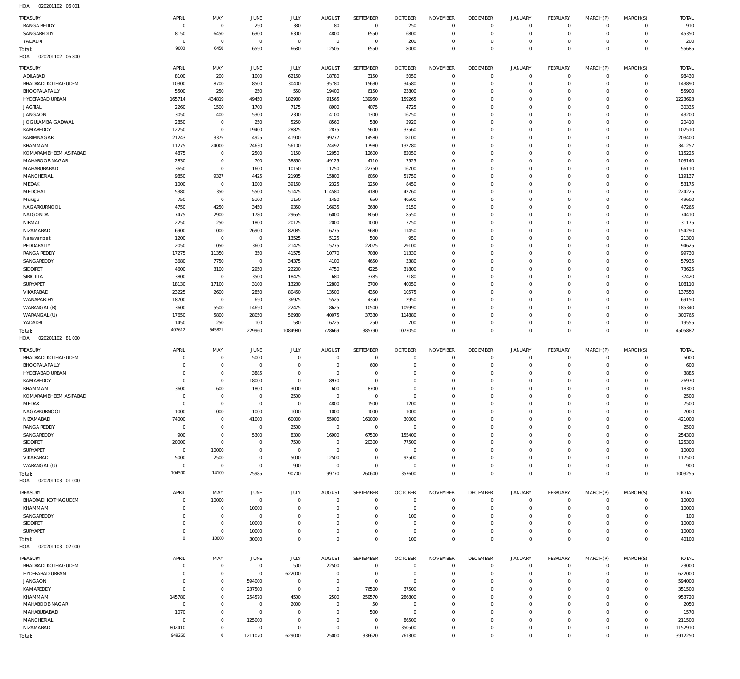HOA 020201102 06 001

| TREASURY | APRIL | MAY | JUNE | JULY | AUGUST | SEPTEMBER | OCTOBER | NOVEMBER | DECEMBER | JANUARY | FEBRUARY | MARCH(P) | MARCH(S) | TOTAL |
|---|---|---|---|---|---|---|---|---|---|---|---|---|---|---|
| RANGA REDDY | 0 | 0 | 250 | 330 | 80 | 0 | 250 | 0 | 0 | 0 | 0 | 0 | 0 | 910 |
| SANGAREDDY | 8150 | 6450 | 6300 | 6300 | 4800 | 6550 | 6800 | 0 | 0 | 0 | 0 | 0 | 0 | 45350 |
| YADADRI | 0 | 0 | 0 | 0 | 0 | 0 | 200 | 0 | 0 | 0 | 0 | 0 | 0 | 200 |
| Total: | 9000 | 6450 | 6550 | 6630 | 12505 | 6550 | 8000 | 0 | 0 | 0 | 0 | 0 | 0 | 55685 |

HOA 020201102 06 800

| TREASURY | APRIL | MAY | JUNE | JULY | AUGUST | SEPTEMBER | OCTOBER | NOVEMBER | DECEMBER | JANUARY | FEBRUARY | MARCH(P) | MARCH(S) | TOTAL |
|---|---|---|---|---|---|---|---|---|---|---|---|---|---|---|
| ADILABAD | 8100 | 200 | 1000 | 62150 | 18780 | 3150 | 5050 | 0 | 0 | 0 | 0 | 0 | 0 | 98430 |
| BHADRADI KOTHAGUDEM | 10300 | 8700 | 8500 | 30400 | 35780 | 15630 | 34580 | 0 | 0 | 0 | 0 | 0 | 0 | 143890 |
| BHOOPALAPALLY | 5500 | 250 | 250 | 550 | 19400 | 6150 | 23800 | 0 | 0 | 0 | 0 | 0 | 0 | 55900 |
| HYDERABAD URBAN | 165714 | 434819 | 49450 | 182930 | 91565 | 139950 | 159265 | 0 | 0 | 0 | 0 | 0 | 0 | 1223693 |
| JAGTIAL | 2260 | 1500 | 1700 | 7175 | 8900 | 4075 | 4725 | 0 | 0 | 0 | 0 | 0 | 0 | 30335 |
| JANGAON | 3050 | 400 | 5300 | 2300 | 14100 | 1300 | 16750 | 0 | 0 | 0 | 0 | 0 | 0 | 43200 |
| JOGULAMBA GADWAL | 2850 | 0 | 250 | 5250 | 8560 | 580 | 2920 | 0 | 0 | 0 | 0 | 0 | 0 | 20410 |
| KAMAREDDY | 12250 | 0 | 19400 | 28825 | 2875 | 5600 | 33560 | 0 | 0 | 0 | 0 | 0 | 0 | 102510 |
| KARIMNAGAR | 21243 | 3375 | 4925 | 41900 | 99277 | 14580 | 18100 | 0 | 0 | 0 | 0 | 0 | 0 | 203400 |
| KHAMMAM | 11275 | 24000 | 24630 | 56100 | 74492 | 17980 | 132780 | 0 | 0 | 0 | 0 | 0 | 0 | 341257 |
| KOMARAMBHEEM ASIFABAD | 4875 | 0 | 2500 | 1150 | 12050 | 12600 | 82050 | 0 | 0 | 0 | 0 | 0 | 0 | 115225 |
| MAHABOOB NAGAR | 2830 | 0 | 700 | 38850 | 49125 | 4110 | 7525 | 0 | 0 | 0 | 0 | 0 | 0 | 103140 |
| MAHABUBABAD | 3650 | 0 | 1600 | 10160 | 11250 | 22750 | 16700 | 0 | 0 | 0 | 0 | 0 | 0 | 66110 |
| MANCHERIAL | 9850 | 9327 | 4425 | 21935 | 15800 | 6050 | 51750 | 0 | 0 | 0 | 0 | 0 | 0 | 119137 |
| MEDAK | 1000 | 0 | 1000 | 39150 | 2325 | 1250 | 8450 | 0 | 0 | 0 | 0 | 0 | 0 | 53175 |
| MEDCHAL | 5380 | 350 | 5500 | 51475 | 114580 | 4180 | 42760 | 0 | 0 | 0 | 0 | 0 | 0 | 224225 |
| Mulugu | 750 | 0 | 5100 | 1150 | 1450 | 650 | 40500 | 0 | 0 | 0 | 0 | 0 | 0 | 49600 |
| NAGARKURNOOL | 4750 | 4250 | 3450 | 9350 | 16635 | 3680 | 5150 | 0 | 0 | 0 | 0 | 0 | 0 | 47265 |
| NALGONDA | 7475 | 2900 | 1780 | 29655 | 16000 | 8050 | 8550 | 0 | 0 | 0 | 0 | 0 | 0 | 74410 |
| NIRMAL | 2250 | 250 | 1800 | 20125 | 2000 | 1000 | 3750 | 0 | 0 | 0 | 0 | 0 | 0 | 31175 |
| NIZAMABAD | 6900 | 1000 | 26900 | 82085 | 16275 | 9680 | 11450 | 0 | 0 | 0 | 0 | 0 | 0 | 154290 |
| Narayanpet | 1200 | 0 | 0 | 13525 | 5125 | 500 | 950 | 0 | 0 | 0 | 0 | 0 | 0 | 21300 |
| PEDDAPALLY | 2050 | 1050 | 3600 | 21475 | 15275 | 22075 | 29100 | 0 | 0 | 0 | 0 | 0 | 0 | 94625 |
| RANGA REDDY | 17275 | 11350 | 350 | 41575 | 10770 | 7080 | 11330 | 0 | 0 | 0 | 0 | 0 | 0 | 99730 |
| SANGAREDDY | 3680 | 7750 | 0 | 34375 | 4100 | 4650 | 3380 | 0 | 0 | 0 | 0 | 0 | 0 | 57935 |
| SIDDIPET | 4600 | 3100 | 2950 | 22200 | 4750 | 4225 | 31800 | 0 | 0 | 0 | 0 | 0 | 0 | 73625 |
| SIRICILLA | 3800 | 0 | 3500 | 18475 | 680 | 3785 | 7180 | 0 | 0 | 0 | 0 | 0 | 0 | 37420 |
| SURYAPET | 18130 | 17100 | 3100 | 13230 | 12800 | 3700 | 40050 | 0 | 0 | 0 | 0 | 0 | 0 | 108110 |
| VIKARABAD | 23225 | 2600 | 2850 | 80450 | 13500 | 4350 | 10575 | 0 | 0 | 0 | 0 | 0 | 0 | 137550 |
| WANAPARTHY | 18700 | 0 | 650 | 36975 | 5525 | 4350 | 2950 | 0 | 0 | 0 | 0 | 0 | 0 | 69150 |
| WARANGAL (R) | 3600 | 5500 | 14650 | 22475 | 18625 | 10500 | 109990 | 0 | 0 | 0 | 0 | 0 | 0 | 185340 |
| WARANGAL (U) | 17650 | 5800 | 28050 | 56980 | 40075 | 37330 | 114880 | 0 | 0 | 0 | 0 | 0 | 0 | 300765 |
| YADADRI | 1450 | 250 | 100 | 580 | 16225 | 250 | 700 | 0 | 0 | 0 | 0 | 0 | 0 | 19555 |
| Total: | 407612 | 545821 | 229960 | 1084980 | 778669 | 385790 | 1073050 | 0 | 0 | 0 | 0 | 0 | 0 | 4505882 |

HOA 020201102 81 000

| TREASURY | APRIL | MAY | JUNE | JULY | AUGUST | SEPTEMBER | OCTOBER | NOVEMBER | DECEMBER | JANUARY | FEBRUARY | MARCH(P) | MARCH(S) | TOTAL |
|---|---|---|---|---|---|---|---|---|---|---|---|---|---|---|
| BHADRADI KOTHAGUDEM | 0 | 0 | 5000 | 0 | 0 | 0 | 0 | 0 | 0 | 0 | 0 | 0 | 0 | 5000 |
| BHOOPALAPALLY | 0 | 0 | 0 | 0 | 0 | 600 | 0 | 0 | 0 | 0 | 0 | 0 | 0 | 600 |
| HYDERABAD URBAN | 0 | 0 | 3885 | 0 | 0 | 0 | 0 | 0 | 0 | 0 | 0 | 0 | 0 | 3885 |
| KAMAREDDY | 0 | 0 | 18000 | 0 | 8970 | 0 | 0 | 0 | 0 | 0 | 0 | 0 | 0 | 26970 |
| KHAMMAM | 3600 | 600 | 1800 | 3000 | 600 | 8700 | 0 | 0 | 0 | 0 | 0 | 0 | 0 | 18300 |
| KOMARAMBHEEM ASIFABAD | 0 | 0 | 0 | 2500 | 0 | 0 | 0 | 0 | 0 | 0 | 0 | 0 | 0 | 2500 |
| MEDAK | 0 | 0 | 0 | 0 | 4800 | 1500 | 1200 | 0 | 0 | 0 | 0 | 0 | 0 | 7500 |
| NAGARKURNOOL | 1000 | 1000 | 1000 | 1000 | 1000 | 1000 | 1000 | 0 | 0 | 0 | 0 | 0 | 0 | 7000 |
| NIZAMABAD | 74000 | 0 | 41000 | 60000 | 55000 | 161000 | 30000 | 0 | 0 | 0 | 0 | 0 | 0 | 421000 |
| RANGA REDDY | 0 | 0 | 0 | 2500 | 0 | 0 | 0 | 0 | 0 | 0 | 0 | 0 | 0 | 2500 |
| SANGAREDDY | 900 | 0 | 5300 | 8300 | 16900 | 67500 | 155400 | 0 | 0 | 0 | 0 | 0 | 0 | 254300 |
| SIDDIPET | 20000 | 0 | 0 | 7500 | 0 | 20300 | 77500 | 0 | 0 | 0 | 0 | 0 | 0 | 125300 |
| SURYAPET | 0 | 10000 | 0 | 0 | 0 | 0 | 0 | 0 | 0 | 0 | 0 | 0 | 0 | 10000 |
| VIKARABAD | 5000 | 2500 | 0 | 5000 | 12500 | 0 | 92500 | 0 | 0 | 0 | 0 | 0 | 0 | 117500 |
| WARANGAL (U) | 0 | 0 | 0 | 900 | 0 | 0 | 0 | 0 | 0 | 0 | 0 | 0 | 0 | 900 |
| Total: | 104500 | 14100 | 75985 | 90700 | 99770 | 260600 | 357600 | 0 | 0 | 0 | 0 | 0 | 0 | 1003255 |

HOA 020201103 01 000

| TREASURY | APRIL | MAY | JUNE | JULY | AUGUST | SEPTEMBER | OCTOBER | NOVEMBER | DECEMBER | JANUARY | FEBRUARY | MARCH(P) | MARCH(S) | TOTAL |
|---|---|---|---|---|---|---|---|---|---|---|---|---|---|---|
| BHADRADI KOTHAGUDEM | 0 | 10000 | 0 | 0 | 0 | 0 | 0 | 0 | 0 | 0 | 0 | 0 | 0 | 10000 |
| KHAMMAM | 0 | 0 | 10000 | 0 | 0 | 0 | 0 | 0 | 0 | 0 | 0 | 0 | 0 | 10000 |
| SANGAREDDY | 0 | 0 | 0 | 0 | 0 | 0 | 100 | 0 | 0 | 0 | 0 | 0 | 0 | 100 |
| SIDDIPET | 0 | 0 | 10000 | 0 | 0 | 0 | 0 | 0 | 0 | 0 | 0 | 0 | 0 | 10000 |
| SURYAPET | 0 | 0 | 10000 | 0 | 0 | 0 | 0 | 0 | 0 | 0 | 0 | 0 | 0 | 10000 |
| Total: | 0 | 10000 | 30000 | 0 | 0 | 0 | 100 | 0 | 0 | 0 | 0 | 0 | 0 | 40100 |

HOA 020201103 02 000

| TREASURY | APRIL | MAY | JUNE | JULY | AUGUST | SEPTEMBER | OCTOBER | NOVEMBER | DECEMBER | JANUARY | FEBRUARY | MARCH(P) | MARCH(S) | TOTAL |
|---|---|---|---|---|---|---|---|---|---|---|---|---|---|---|
| BHADRADI KOTHAGUDEM | 0 | 0 | 0 | 500 | 22500 | 0 | 0 | 0 | 0 | 0 | 0 | 0 | 0 | 23000 |
| HYDERABAD URBAN | 0 | 0 | 0 | 622000 | 0 | 0 | 0 | 0 | 0 | 0 | 0 | 0 | 0 | 622000 |
| JANGAON | 0 | 0 | 594000 | 0 | 0 | 0 | 0 | 0 | 0 | 0 | 0 | 0 | 0 | 594000 |
| KAMAREDDY | 0 | 0 | 237500 | 0 | 0 | 76500 | 37500 | 0 | 0 | 0 | 0 | 0 | 0 | 351500 |
| KHAMMAM | 145780 | 0 | 254570 | 4500 | 2500 | 259570 | 286800 | 0 | 0 | 0 | 0 | 0 | 0 | 953720 |
| MAHABOOB NAGAR | 0 | 0 | 0 | 2000 | 0 | 50 | 0 | 0 | 0 | 0 | 0 | 0 | 0 | 2050 |
| MAHABUBABAD | 1070 | 0 | 0 | 0 | 0 | 500 | 0 | 0 | 0 | 0 | 0 | 0 | 0 | 1570 |
| MANCHERIAL | 0 | 0 | 125000 | 0 | 0 | 0 | 86500 | 0 | 0 | 0 | 0 | 0 | 0 | 211500 |
| NIZAMABAD | 802410 | 0 | 0 | 0 | 0 | 0 | 350500 | 0 | 0 | 0 | 0 | 0 | 0 | 1152910 |
| Total: | 949260 | 0 | 1211070 | 629000 | 25000 | 336620 | 761300 | 0 | 0 | 0 | 0 | 0 | 0 | 3912250 |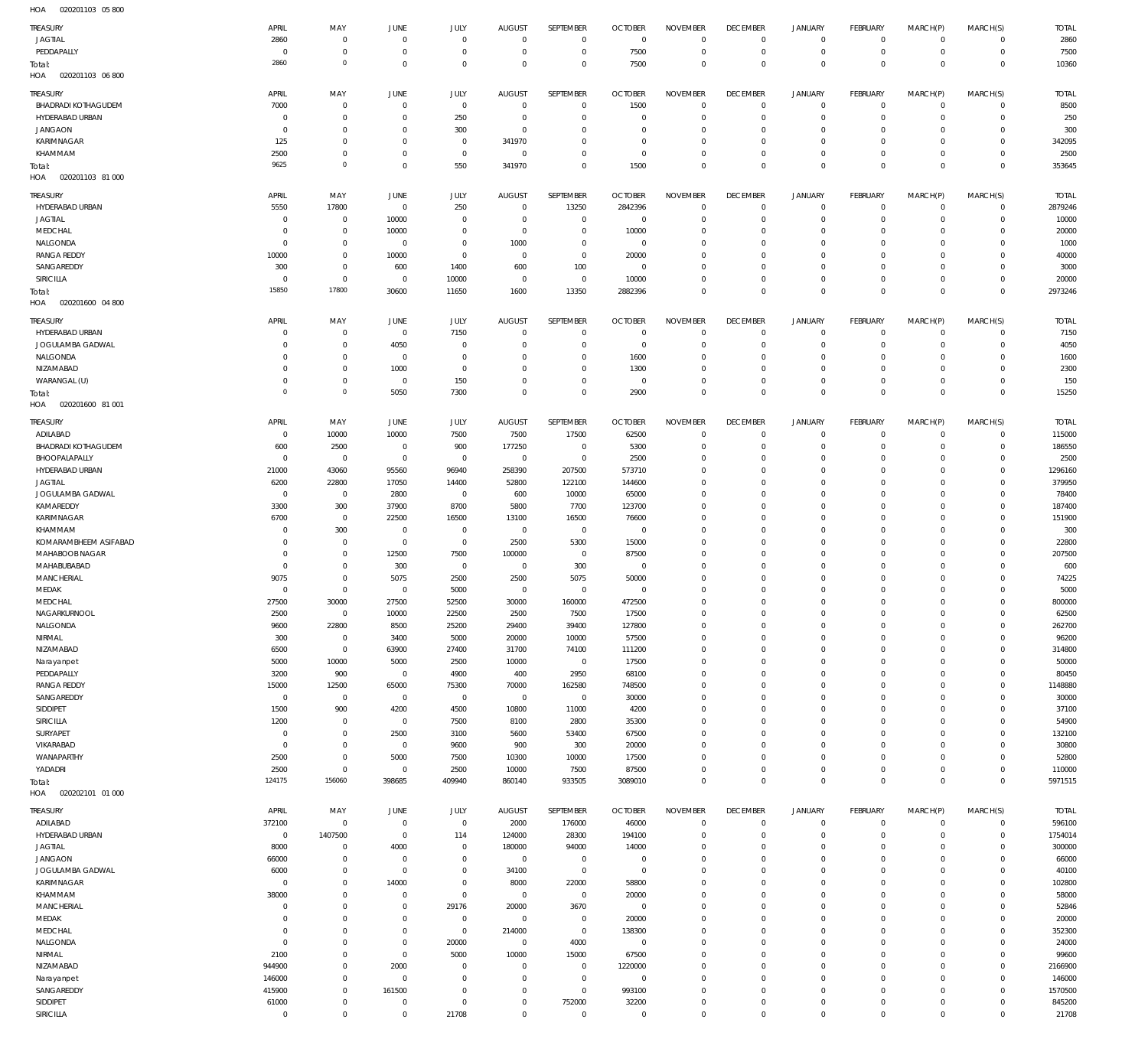HOA 020201103 05 800

| TREASURY | APRIL | MAY | JUNE | JULY | AUGUST | SEPTEMBER | OCTOBER | NOVEMBER | DECEMBER | JANUARY | FEBRUARY | MARCH(P) | MARCH(S) | TOTAL |
|---|---|---|---|---|---|---|---|---|---|---|---|---|---|---|
| JAGTIAL | 2860 | 0 | 0 | 0 | 0 | 0 | 0 | 0 | 0 | 0 | 0 | 0 | 0 | 2860 |
| PEDDAPALLY | 0 | 0 | 0 | 0 | 0 | 0 | 7500 | 0 | 0 | 0 | 0 | 0 | 0 | 7500 |
| Total: | 2860 | 0 | 0 | 0 | 0 | 0 | 7500 | 0 | 0 | 0 | 0 | 0 | 0 | 10360 |

HOA 020201103 06 800

| TREASURY | APRIL | MAY | JUNE | JULY | AUGUST | SEPTEMBER | OCTOBER | NOVEMBER | DECEMBER | JANUARY | FEBRUARY | MARCH(P) | MARCH(S) | TOTAL |
|---|---|---|---|---|---|---|---|---|---|---|---|---|---|---|
| BHADRADI KOTHAGUDEM | 7000 | 0 | 0 | 0 | 0 | 0 | 1500 | 0 | 0 | 0 | 0 | 0 | 0 | 8500 |
| HYDERABAD URBAN | 0 | 0 | 0 | 250 | 0 | 0 | 0 | 0 | 0 | 0 | 0 | 0 | 0 | 250 |
| JANGAON | 0 | 0 | 0 | 300 | 0 | 0 | 0 | 0 | 0 | 0 | 0 | 0 | 0 | 300 |
| KARIMNAGAR | 125 | 0 | 0 | 0 | 341970 | 0 | 0 | 0 | 0 | 0 | 0 | 0 | 0 | 342095 |
| KHAMMAM | 2500 | 0 | 0 | 0 | 0 | 0 | 0 | 0 | 0 | 0 | 0 | 0 | 0 | 2500 |
| Total: | 9625 | 0 | 0 | 550 | 341970 | 0 | 1500 | 0 | 0 | 0 | 0 | 0 | 0 | 353645 |

HOA 020201103 81 000

| TREASURY | APRIL | MAY | JUNE | JULY | AUGUST | SEPTEMBER | OCTOBER | NOVEMBER | DECEMBER | JANUARY | FEBRUARY | MARCH(P) | MARCH(S) | TOTAL |
|---|---|---|---|---|---|---|---|---|---|---|---|---|---|---|
| HYDERABAD URBAN | 5550 | 17800 | 0 | 250 | 0 | 13250 | 2842396 | 0 | 0 | 0 | 0 | 0 | 0 | 2879246 |
| JAGTIAL | 0 | 0 | 10000 | 0 | 0 | 0 | 0 | 0 | 0 | 0 | 0 | 0 | 0 | 10000 |
| MEDCHAL | 0 | 0 | 10000 | 0 | 0 | 0 | 10000 | 0 | 0 | 0 | 0 | 0 | 0 | 20000 |
| NALGONDA | 0 | 0 | 0 | 0 | 1000 | 0 | 0 | 0 | 0 | 0 | 0 | 0 | 0 | 1000 |
| RANGA REDDY | 10000 | 0 | 10000 | 0 | 0 | 0 | 20000 | 0 | 0 | 0 | 0 | 0 | 0 | 40000 |
| SANGAREDDY | 300 | 0 | 600 | 1400 | 600 | 100 | 0 | 0 | 0 | 0 | 0 | 0 | 0 | 3000 |
| SIRICILLA | 0 | 0 | 0 | 10000 | 0 | 0 | 10000 | 0 | 0 | 0 | 0 | 0 | 0 | 20000 |
| Total: | 15850 | 17800 | 30600 | 11650 | 1600 | 13350 | 2882396 | 0 | 0 | 0 | 0 | 0 | 0 | 2973246 |

HOA 020201600 04 800

| TREASURY | APRIL | MAY | JUNE | JULY | AUGUST | SEPTEMBER | OCTOBER | NOVEMBER | DECEMBER | JANUARY | FEBRUARY | MARCH(P) | MARCH(S) | TOTAL |
|---|---|---|---|---|---|---|---|---|---|---|---|---|---|---|
| HYDERABAD URBAN | 0 | 0 | 0 | 7150 | 0 | 0 | 0 | 0 | 0 | 0 | 0 | 0 | 0 | 7150 |
| JOGULAMBA GADWAL | 0 | 0 | 4050 | 0 | 0 | 0 | 0 | 0 | 0 | 0 | 0 | 0 | 0 | 4050 |
| NALGONDA | 0 | 0 | 0 | 0 | 0 | 0 | 1600 | 0 | 0 | 0 | 0 | 0 | 0 | 1600 |
| NIZAMABAD | 0 | 0 | 1000 | 0 | 0 | 0 | 1300 | 0 | 0 | 0 | 0 | 0 | 0 | 2300 |
| WARANGAL (U) | 0 | 0 | 0 | 150 | 0 | 0 | 0 | 0 | 0 | 0 | 0 | 0 | 0 | 150 |
| Total: | 0 | 0 | 5050 | 7300 | 0 | 0 | 2900 | 0 | 0 | 0 | 0 | 0 | 0 | 15250 |

HOA 020201600 81 001

| TREASURY | APRIL | MAY | JUNE | JULY | AUGUST | SEPTEMBER | OCTOBER | NOVEMBER | DECEMBER | JANUARY | FEBRUARY | MARCH(P) | MARCH(S) | TOTAL |
|---|---|---|---|---|---|---|---|---|---|---|---|---|---|---|
| ADILABAD | 0 | 10000 | 10000 | 7500 | 7500 | 17500 | 62500 | 0 | 0 | 0 | 0 | 0 | 0 | 115000 |
| BHADRADI KOTHAGUDEM | 600 | 2500 | 0 | 900 | 177250 | 0 | 5300 | 0 | 0 | 0 | 0 | 0 | 0 | 186550 |
| BHOOPALAPALLY | 0 | 0 | 0 | 0 | 0 | 0 | 2500 | 0 | 0 | 0 | 0 | 0 | 0 | 2500 |
| HYDERABAD URBAN | 21000 | 43060 | 95560 | 96940 | 258390 | 207500 | 573710 | 0 | 0 | 0 | 0 | 0 | 0 | 1296160 |
| JAGTIAL | 6200 | 22800 | 17050 | 14400 | 52800 | 122100 | 144600 | 0 | 0 | 0 | 0 | 0 | 0 | 379950 |
| JOGULAMBA GADWAL | 0 | 0 | 2800 | 0 | 600 | 10000 | 65000 | 0 | 0 | 0 | 0 | 0 | 0 | 78400 |
| KAMAREDDY | 3300 | 300 | 37900 | 8700 | 5800 | 7700 | 123700 | 0 | 0 | 0 | 0 | 0 | 0 | 187400 |
| KARIMNAGAR | 6700 | 0 | 22500 | 16500 | 13100 | 16500 | 76600 | 0 | 0 | 0 | 0 | 0 | 0 | 151900 |
| KHAMMAM | 0 | 300 | 0 | 0 | 0 | 0 | 0 | 0 | 0 | 0 | 0 | 0 | 0 | 300 |
| KOMARAMBHEEM ASIFABAD | 0 | 0 | 0 | 0 | 2500 | 5300 | 15000 | 0 | 0 | 0 | 0 | 0 | 0 | 22800 |
| MAHABOOBNAGAR | 0 | 0 | 12500 | 7500 | 100000 | 0 | 87500 | 0 | 0 | 0 | 0 | 0 | 0 | 207500 |
| MAHABUBABAD | 0 | 0 | 300 | 0 | 0 | 300 | 0 | 0 | 0 | 0 | 0 | 0 | 0 | 600 |
| MANCHERIAL | 9075 | 0 | 5075 | 2500 | 2500 | 5075 | 50000 | 0 | 0 | 0 | 0 | 0 | 0 | 74225 |
| MEDAK | 0 | 0 | 0 | 5000 | 0 | 0 | 0 | 0 | 0 | 0 | 0 | 0 | 0 | 5000 |
| MEDCHAL | 27500 | 30000 | 27500 | 52500 | 30000 | 160000 | 472500 | 0 | 0 | 0 | 0 | 0 | 0 | 800000 |
| NAGARKURNOOL | 2500 | 0 | 10000 | 22500 | 2500 | 7500 | 17500 | 0 | 0 | 0 | 0 | 0 | 0 | 62500 |
| NALGONDA | 9600 | 22800 | 8500 | 25200 | 29400 | 39400 | 127800 | 0 | 0 | 0 | 0 | 0 | 0 | 262700 |
| NIRMAL | 300 | 0 | 3400 | 5000 | 20000 | 10000 | 57500 | 0 | 0 | 0 | 0 | 0 | 0 | 96200 |
| NIZAMABAD | 6500 | 0 | 63900 | 27400 | 31700 | 74100 | 111200 | 0 | 0 | 0 | 0 | 0 | 0 | 314800 |
| Narayanpet | 5000 | 10000 | 5000 | 2500 | 10000 | 0 | 17500 | 0 | 0 | 0 | 0 | 0 | 0 | 50000 |
| PEDDAPALLY | 3200 | 900 | 0 | 4900 | 400 | 2950 | 68100 | 0 | 0 | 0 | 0 | 0 | 0 | 80450 |
| RANGA REDDY | 15000 | 12500 | 65000 | 75300 | 70000 | 162580 | 748500 | 0 | 0 | 0 | 0 | 0 | 0 | 1148880 |
| SANGAREDDY | 0 | 0 | 0 | 0 | 0 | 0 | 30000 | 0 | 0 | 0 | 0 | 0 | 0 | 30000 |
| SIDDIPET | 1500 | 900 | 4200 | 4500 | 10800 | 11000 | 4200 | 0 | 0 | 0 | 0 | 0 | 0 | 37100 |
| SIRICILLA | 1200 | 0 | 0 | 7500 | 8100 | 2800 | 35300 | 0 | 0 | 0 | 0 | 0 | 0 | 54900 |
| SURYAPET | 0 | 0 | 2500 | 3100 | 5600 | 53400 | 67500 | 0 | 0 | 0 | 0 | 0 | 0 | 132100 |
| VIKARABAD | 0 | 0 | 0 | 9600 | 900 | 300 | 20000 | 0 | 0 | 0 | 0 | 0 | 0 | 30800 |
| WANAPARTHY | 2500 | 0 | 5000 | 7500 | 10300 | 10000 | 17500 | 0 | 0 | 0 | 0 | 0 | 0 | 52800 |
| YADADRI | 2500 | 0 | 0 | 2500 | 10000 | 7500 | 87500 | 0 | 0 | 0 | 0 | 0 | 0 | 110000 |
| Total: | 124175 | 156060 | 398685 | 409940 | 860140 | 933505 | 3089010 | 0 | 0 | 0 | 0 | 0 | 0 | 5971515 |

HOA 020202101 01 000

| TREASURY | APRIL | MAY | JUNE | JULY | AUGUST | SEPTEMBER | OCTOBER | NOVEMBER | DECEMBER | JANUARY | FEBRUARY | MARCH(P) | MARCH(S) | TOTAL |
|---|---|---|---|---|---|---|---|---|---|---|---|---|---|---|
| ADILABAD | 372100 | 0 | 0 | 0 | 2000 | 176000 | 46000 | 0 | 0 | 0 | 0 | 0 | 0 | 596100 |
| HYDERABAD URBAN | 0 | 1407500 | 0 | 114 | 124000 | 28300 | 194100 | 0 | 0 | 0 | 0 | 0 | 0 | 1754014 |
| JAGTIAL | 8000 | 0 | 4000 | 0 | 180000 | 94000 | 14000 | 0 | 0 | 0 | 0 | 0 | 0 | 300000 |
| JANGAON | 66000 | 0 | 0 | 0 | 0 | 0 | 0 | 0 | 0 | 0 | 0 | 0 | 0 | 66000 |
| JOGULAMBA GADWAL | 6000 | 0 | 0 | 0 | 34100 | 0 | 0 | 0 | 0 | 0 | 0 | 0 | 0 | 40100 |
| KARIMNAGAR | 0 | 0 | 14000 | 0 | 8000 | 22000 | 58800 | 0 | 0 | 0 | 0 | 0 | 0 | 102800 |
| KHAMMAM | 38000 | 0 | 0 | 0 | 0 | 0 | 20000 | 0 | 0 | 0 | 0 | 0 | 0 | 58000 |
| MANCHERIAL | 0 | 0 | 0 | 29176 | 20000 | 3670 | 0 | 0 | 0 | 0 | 0 | 0 | 0 | 52846 |
| MEDAK | 0 | 0 | 0 | 0 | 0 | 0 | 20000 | 0 | 0 | 0 | 0 | 0 | 0 | 20000 |
| MEDCHAL | 0 | 0 | 0 | 0 | 214000 | 0 | 138300 | 0 | 0 | 0 | 0 | 0 | 0 | 352300 |
| NALGONDA | 0 | 0 | 0 | 20000 | 0 | 4000 | 0 | 0 | 0 | 0 | 0 | 0 | 0 | 24000 |
| NIRMAL | 2100 | 0 | 0 | 5000 | 10000 | 15000 | 67500 | 0 | 0 | 0 | 0 | 0 | 0 | 99600 |
| NIZAMABAD | 944900 | 0 | 2000 | 0 | 0 | 0 | 1220000 | 0 | 0 | 0 | 0 | 0 | 0 | 2166900 |
| Narayanpet | 146000 | 0 | 0 | 0 | 0 | 0 | 0 | 0 | 0 | 0 | 0 | 0 | 0 | 146000 |
| SANGAREDDY | 415900 | 0 | 161500 | 0 | 0 | 0 | 993100 | 0 | 0 | 0 | 0 | 0 | 0 | 1570500 |
| SIDDIPET | 61000 | 0 | 0 | 0 | 0 | 752000 | 32200 | 0 | 0 | 0 | 0 | 0 | 0 | 845200 |
| SIRICILLA | 0 | 0 | 0 | 21708 | 0 | 0 | 0 | 0 | 0 | 0 | 0 | 0 | 0 | 21708 |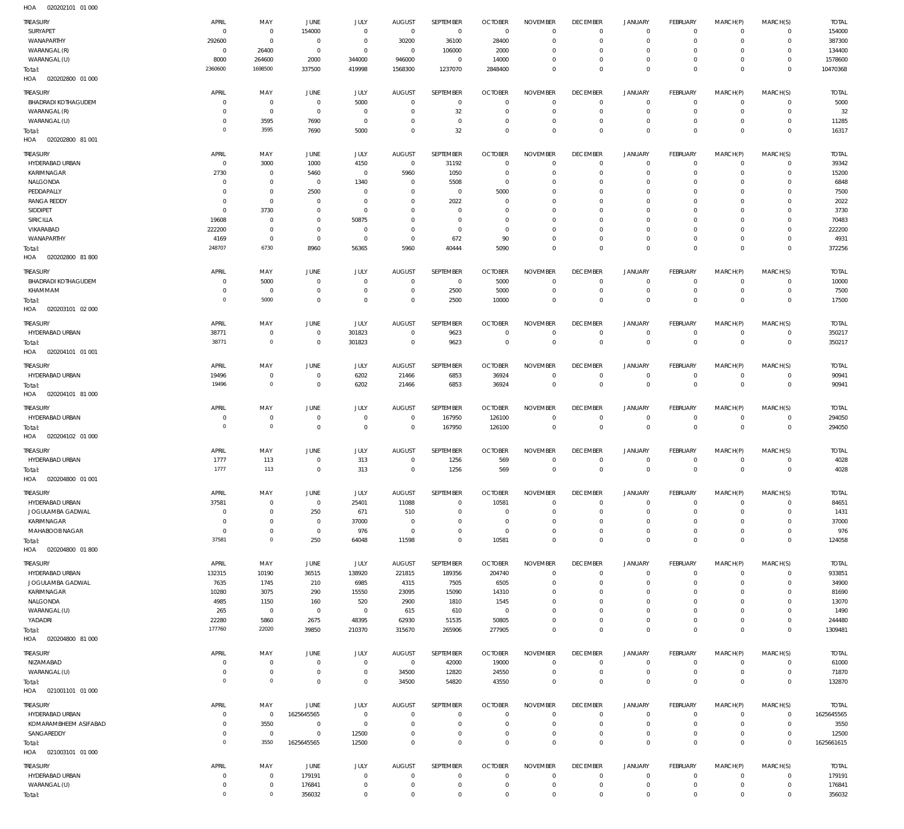HOA 020202101 01 000

| TREASURY | APRIL | MAY | JUNE | JULY | AUGUST | SEPTEMBER | OCTOBER | NOVEMBER | DECEMBER | JANUARY | FEBRUARY | MARCH(P) | MARCH(S) | TOTAL |
|---|---|---|---|---|---|---|---|---|---|---|---|---|---|---|
| SURYAPET | 0 | 0 | 154000 | 0 | 0 | 0 | 0 | 0 | 0 | 0 | 0 | 0 | 0 | 154000 |
| WANAPARTHY | 292600 | 0 | 0 | 0 | 30200 | 36100 | 28400 | 0 | 0 | 0 | 0 | 0 | 0 | 387300 |
| WARANGAL (R) | 0 | 26400 | 0 | 0 | 0 | 106000 | 2000 | 0 | 0 | 0 | 0 | 0 | 0 | 134400 |
| WARANGAL (U) | 8000 | 264600 | 2000 | 344000 | 946000 | 0 | 14000 | 0 | 0 | 0 | 0 | 0 | 0 | 1578600 |
| Total: | 2360600 | 1698500 | 337500 | 419998 | 1568300 | 1237070 | 2848400 | 0 | 0 | 0 | 0 | 0 | 0 | 10470368 |

HOA 020202800 01 000

| TREASURY | APRIL | MAY | JUNE | JULY | AUGUST | SEPTEMBER | OCTOBER | NOVEMBER | DECEMBER | JANUARY | FEBRUARY | MARCH(P) | MARCH(S) | TOTAL |
|---|---|---|---|---|---|---|---|---|---|---|---|---|---|---|
| BHADRADI KOTHAGUDEM | 0 | 0 | 0 | 5000 | 0 | 0 | 0 | 0 | 0 | 0 | 0 | 0 | 0 | 5000 |
| WARANGAL (R) | 0 | 0 | 0 | 0 | 0 | 32 | 0 | 0 | 0 | 0 | 0 | 0 | 0 | 32 |
| WARANGAL (U) | 0 | 3595 | 7690 | 0 | 0 | 0 | 0 | 0 | 0 | 0 | 0 | 0 | 0 | 11285 |
| Total: | 0 | 3595 | 7690 | 5000 | 0 | 32 | 0 | 0 | 0 | 0 | 0 | 0 | 0 | 16317 |

HOA 020202800 81 001

| TREASURY | APRIL | MAY | JUNE | JULY | AUGUST | SEPTEMBER | OCTOBER | NOVEMBER | DECEMBER | JANUARY | FEBRUARY | MARCH(P) | MARCH(S) | TOTAL |
|---|---|---|---|---|---|---|---|---|---|---|---|---|---|---|
| HYDERABAD URBAN | 0 | 3000 | 1000 | 4150 | 0 | 31192 | 0 | 0 | 0 | 0 | 0 | 0 | 0 | 39342 |
| KARIMNAGAR | 2730 | 0 | 5460 | 0 | 5960 | 1050 | 0 | 0 | 0 | 0 | 0 | 0 | 0 | 15200 |
| NALGONDA | 0 | 0 | 0 | 1340 | 0 | 5508 | 0 | 0 | 0 | 0 | 0 | 0 | 0 | 6848 |
| PEDDAPALLY | 0 | 0 | 2500 | 0 | 0 | 0 | 5000 | 0 | 0 | 0 | 0 | 0 | 0 | 7500 |
| RANGA REDDY | 0 | 0 | 0 | 0 | 0 | 2022 | 0 | 0 | 0 | 0 | 0 | 0 | 0 | 2022 |
| SIDDIPET | 0 | 3730 | 0 | 0 | 0 | 0 | 0 | 0 | 0 | 0 | 0 | 0 | 0 | 3730 |
| SIRICILLA | 19608 | 0 | 0 | 50875 | 0 | 0 | 0 | 0 | 0 | 0 | 0 | 0 | 0 | 70483 |
| VIKARABAD | 222200 | 0 | 0 | 0 | 0 | 0 | 0 | 0 | 0 | 0 | 0 | 0 | 0 | 222200 |
| WANAPARTHY | 4169 | 0 | 0 | 0 | 0 | 672 | 90 | 0 | 0 | 0 | 0 | 0 | 0 | 4931 |
| Total: | 248707 | 6730 | 8960 | 56365 | 5960 | 40444 | 5090 | 0 | 0 | 0 | 0 | 0 | 0 | 372256 |

HOA 020202800 81 800

| TREASURY | APRIL | MAY | JUNE | JULY | AUGUST | SEPTEMBER | OCTOBER | NOVEMBER | DECEMBER | JANUARY | FEBRUARY | MARCH(P) | MARCH(S) | TOTAL |
|---|---|---|---|---|---|---|---|---|---|---|---|---|---|---|
| BHADRADI KOTHAGUDEM | 0 | 5000 | 0 | 0 | 0 | 0 | 5000 | 0 | 0 | 0 | 0 | 0 | 0 | 10000 |
| KHAMMAM | 0 | 0 | 0 | 0 | 0 | 2500 | 5000 | 0 | 0 | 0 | 0 | 0 | 0 | 7500 |
| Total: | 0 | 5000 | 0 | 0 | 0 | 2500 | 10000 | 0 | 0 | 0 | 0 | 0 | 0 | 17500 |

HOA 020203101 02 000

| TREASURY | APRIL | MAY | JUNE | JULY | AUGUST | SEPTEMBER | OCTOBER | NOVEMBER | DECEMBER | JANUARY | FEBRUARY | MARCH(P) | MARCH(S) | TOTAL |
|---|---|---|---|---|---|---|---|---|---|---|---|---|---|---|
| HYDERABAD URBAN | 38771 | 0 | 0 | 301823 | 0 | 9623 | 0 | 0 | 0 | 0 | 0 | 0 | 0 | 350217 |
| Total: | 38771 | 0 | 0 | 301823 | 0 | 9623 | 0 | 0 | 0 | 0 | 0 | 0 | 0 | 350217 |

HOA 020204101 01 001

| TREASURY | APRIL | MAY | JUNE | JULY | AUGUST | SEPTEMBER | OCTOBER | NOVEMBER | DECEMBER | JANUARY | FEBRUARY | MARCH(P) | MARCH(S) | TOTAL |
|---|---|---|---|---|---|---|---|---|---|---|---|---|---|---|
| HYDERABAD URBAN | 19496 | 0 | 0 | 6202 | 21466 | 6853 | 36924 | 0 | 0 | 0 | 0 | 0 | 0 | 90941 |
| Total: | 19496 | 0 | 0 | 6202 | 21466 | 6853 | 36924 | 0 | 0 | 0 | 0 | 0 | 0 | 90941 |

HOA 020204101 81 000

| TREASURY | APRIL | MAY | JUNE | JULY | AUGUST | SEPTEMBER | OCTOBER | NOVEMBER | DECEMBER | JANUARY | FEBRUARY | MARCH(P) | MARCH(S) | TOTAL |
|---|---|---|---|---|---|---|---|---|---|---|---|---|---|---|
| HYDERABAD URBAN | 0 | 0 | 0 | 0 | 0 | 167950 | 126100 | 0 | 0 | 0 | 0 | 0 | 0 | 294050 |
| Total: | 0 | 0 | 0 | 0 | 0 | 167950 | 126100 | 0 | 0 | 0 | 0 | 0 | 0 | 294050 |

HOA 020204102 01 000

| TREASURY | APRIL | MAY | JUNE | JULY | AUGUST | SEPTEMBER | OCTOBER | NOVEMBER | DECEMBER | JANUARY | FEBRUARY | MARCH(P) | MARCH(S) | TOTAL |
|---|---|---|---|---|---|---|---|---|---|---|---|---|---|---|
| HYDERABAD URBAN | 1777 | 113 | 0 | 313 | 0 | 1256 | 569 | 0 | 0 | 0 | 0 | 0 | 0 | 4028 |
| Total: | 1777 | 113 | 0 | 313 | 0 | 1256 | 569 | 0 | 0 | 0 | 0 | 0 | 0 | 4028 |

HOA 020204800 01 001

| TREASURY | APRIL | MAY | JUNE | JULY | AUGUST | SEPTEMBER | OCTOBER | NOVEMBER | DECEMBER | JANUARY | FEBRUARY | MARCH(P) | MARCH(S) | TOTAL |
|---|---|---|---|---|---|---|---|---|---|---|---|---|---|---|
| HYDERABAD URBAN | 37581 | 0 | 0 | 25401 | 11088 | 0 | 10581 | 0 | 0 | 0 | 0 | 0 | 0 | 84651 |
| JOGULAMBA GADWAL | 0 | 0 | 250 | 671 | 510 | 0 | 0 | 0 | 0 | 0 | 0 | 0 | 0 | 1431 |
| KARIMNAGAR | 0 | 0 | 0 | 37000 | 0 | 0 | 0 | 0 | 0 | 0 | 0 | 0 | 0 | 37000 |
| MAHABOOB NAGAR | 0 | 0 | 0 | 976 | 0 | 0 | 0 | 0 | 0 | 0 | 0 | 0 | 0 | 976 |
| Total: | 37581 | 0 | 250 | 64048 | 11598 | 0 | 10581 | 0 | 0 | 0 | 0 | 0 | 0 | 124058 |

HOA 020204800 01 800

| TREASURY | APRIL | MAY | JUNE | JULY | AUGUST | SEPTEMBER | OCTOBER | NOVEMBER | DECEMBER | JANUARY | FEBRUARY | MARCH(P) | MARCH(S) | TOTAL |
|---|---|---|---|---|---|---|---|---|---|---|---|---|---|---|
| HYDERABAD URBAN | 132315 | 10190 | 36515 | 138920 | 221815 | 189356 | 204740 | 0 | 0 | 0 | 0 | 0 | 0 | 933851 |
| JOGULAMBA GADWAL | 7635 | 1745 | 210 | 6985 | 4315 | 7505 | 6505 | 0 | 0 | 0 | 0 | 0 | 0 | 34900 |
| KARIMNAGAR | 10280 | 3075 | 290 | 15550 | 23095 | 15090 | 14310 | 0 | 0 | 0 | 0 | 0 | 0 | 81690 |
| NALGONDA | 4985 | 1150 | 160 | 520 | 2900 | 1810 | 1545 | 0 | 0 | 0 | 0 | 0 | 0 | 13070 |
| WARANGAL (U) | 265 | 0 | 0 | 0 | 615 | 610 | 0 | 0 | 0 | 0 | 0 | 0 | 0 | 1490 |
| YADADRI | 22280 | 5860 | 2675 | 48395 | 62930 | 51535 | 50805 | 0 | 0 | 0 | 0 | 0 | 0 | 244480 |
| Total: | 177760 | 22020 | 39850 | 210370 | 315670 | 265906 | 277905 | 0 | 0 | 0 | 0 | 0 | 0 | 1309481 |

HOA 020204800 81 000

| TREASURY | APRIL | MAY | JUNE | JULY | AUGUST | SEPTEMBER | OCTOBER | NOVEMBER | DECEMBER | JANUARY | FEBRUARY | MARCH(P) | MARCH(S) | TOTAL |
|---|---|---|---|---|---|---|---|---|---|---|---|---|---|---|
| NIZAMABAD | 0 | 0 | 0 | 0 | 0 | 42000 | 19000 | 0 | 0 | 0 | 0 | 0 | 0 | 61000 |
| WARANGAL (U) | 0 | 0 | 0 | 0 | 34500 | 12820 | 24550 | 0 | 0 | 0 | 0 | 0 | 0 | 71870 |
| Total: | 0 | 0 | 0 | 0 | 34500 | 54820 | 43550 | 0 | 0 | 0 | 0 | 0 | 0 | 132870 |

HOA 021001101 01 000

| TREASURY | APRIL | MAY | JUNE | JULY | AUGUST | SEPTEMBER | OCTOBER | NOVEMBER | DECEMBER | JANUARY | FEBRUARY | MARCH(P) | MARCH(S) | TOTAL |
|---|---|---|---|---|---|---|---|---|---|---|---|---|---|---|
| HYDERABAD URBAN | 0 | 0 | 1625645565 | 0 | 0 | 0 | 0 | 0 | 0 | 0 | 0 | 0 | 0 | 1625645565 |
| KOMARAMBHEEM ASIFABAD | 0 | 3550 | 0 | 0 | 0 | 0 | 0 | 0 | 0 | 0 | 0 | 0 | 0 | 3550 |
| SANGAREDDY | 0 | 0 | 0 | 12500 | 0 | 0 | 0 | 0 | 0 | 0 | 0 | 0 | 0 | 12500 |
| Total: | 0 | 3550 | 1625645565 | 12500 | 0 | 0 | 0 | 0 | 0 | 0 | 0 | 0 | 0 | 1625661615 |

HOA 021003101 01 000

| TREASURY | APRIL | MAY | JUNE | JULY | AUGUST | SEPTEMBER | OCTOBER | NOVEMBER | DECEMBER | JANUARY | FEBRUARY | MARCH(P) | MARCH(S) | TOTAL |
|---|---|---|---|---|---|---|---|---|---|---|---|---|---|---|
| HYDERABAD URBAN | 0 | 0 | 179191 | 0 | 0 | 0 | 0 | 0 | 0 | 0 | 0 | 0 | 0 | 179191 |
| WARANGAL (U) | 0 | 0 | 176841 | 0 | 0 | 0 | 0 | 0 | 0 | 0 | 0 | 0 | 0 | 176841 |
| Total: | 0 | 0 | 356032 | 0 | 0 | 0 | 0 | 0 | 0 | 0 | 0 | 0 | 0 | 356032 |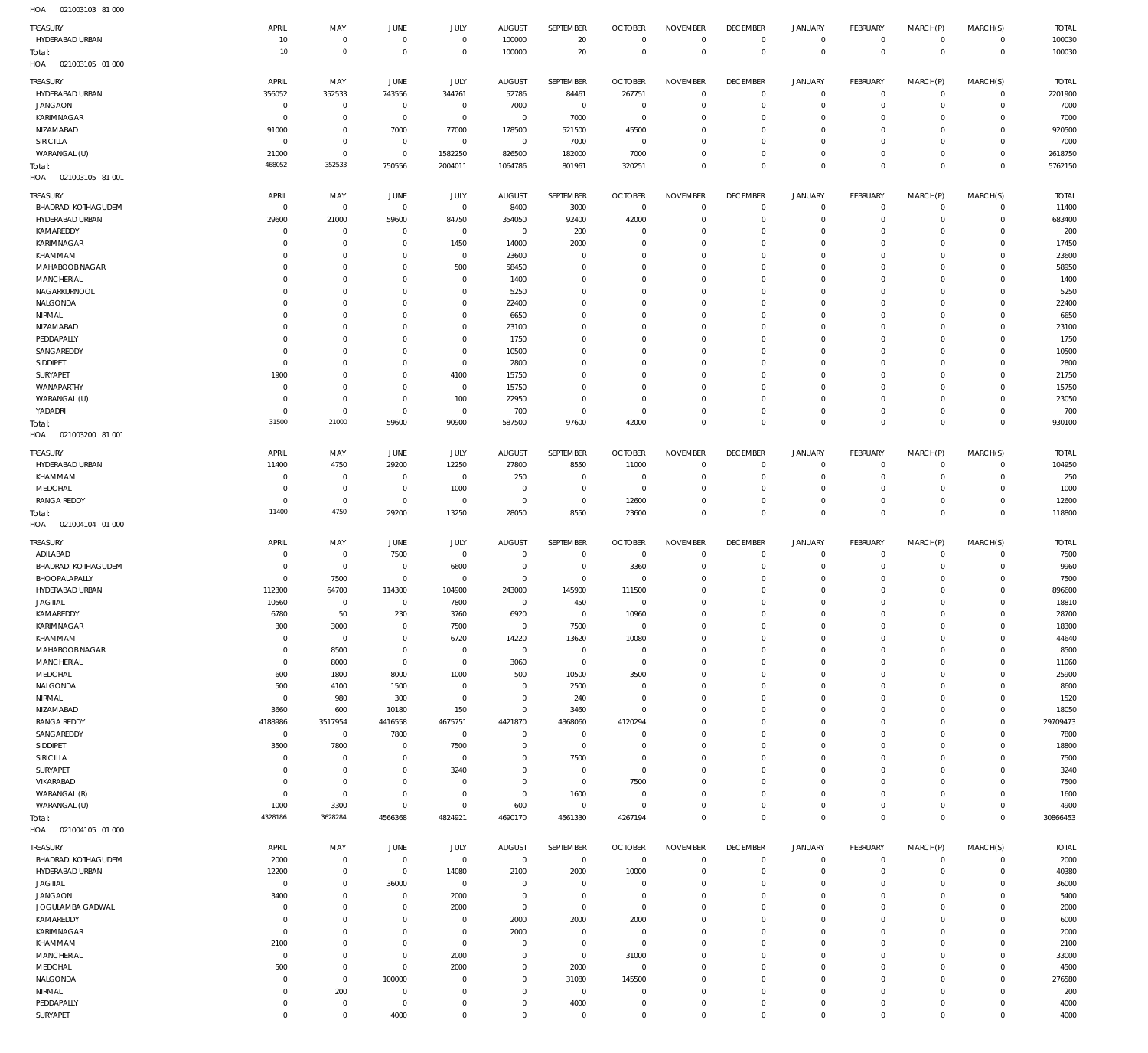HOA 021003103 81 000

| TREASURY | APRIL | MAY | JUNE | JULY | AUGUST | SEPTEMBER | OCTOBER | NOVEMBER | DECEMBER | JANUARY | FEBRUARY | MARCH(P) | MARCH(S) | TOTAL |
|---|---|---|---|---|---|---|---|---|---|---|---|---|---|---|
| HYDERABAD URBAN | 10 | 0 | 0 | 0 | 100000 | 20 | 0 | 0 | 0 | 0 | 0 | 0 | 0 | 100030 |
| Total: | 10 | 0 | 0 | 0 | 100000 | 20 | 0 | 0 | 0 | 0 | 0 | 0 | 0 | 100030 |

HOA 021003105 01 000

| TREASURY | APRIL | MAY | JUNE | JULY | AUGUST | SEPTEMBER | OCTOBER | NOVEMBER | DECEMBER | JANUARY | FEBRUARY | MARCH(P) | MARCH(S) | TOTAL |
|---|---|---|---|---|---|---|---|---|---|---|---|---|---|---|
| HYDERABAD URBAN | 356052 | 352533 | 743556 | 344761 | 52786 | 84461 | 267751 | 0 | 0 | 0 | 0 | 0 | 0 | 2201900 |
| JANGAON | 0 | 0 | 0 | 0 | 7000 | 0 | 0 | 0 | 0 | 0 | 0 | 0 | 0 | 7000 |
| KARIMNAGAR | 0 | 0 | 0 | 0 | 0 | 7000 | 0 | 0 | 0 | 0 | 0 | 0 | 0 | 7000 |
| NIZAMABAD | 91000 | 0 | 7000 | 77000 | 178500 | 521500 | 45500 | 0 | 0 | 0 | 0 | 0 | 0 | 920500 |
| SIRICILLA | 0 | 0 | 0 | 0 | 0 | 7000 | 0 | 0 | 0 | 0 | 0 | 0 | 0 | 7000 |
| WARANGAL (U) | 21000 | 0 | 0 | 1582250 | 826500 | 182000 | 7000 | 0 | 0 | 0 | 0 | 0 | 0 | 2618750 |
| Total: | 468052 | 352533 | 750556 | 2004011 | 1064786 | 801961 | 320251 | 0 | 0 | 0 | 0 | 0 | 0 | 5762150 |

HOA 021003105 81 001

| TREASURY | APRIL | MAY | JUNE | JULY | AUGUST | SEPTEMBER | OCTOBER | NOVEMBER | DECEMBER | JANUARY | FEBRUARY | MARCH(P) | MARCH(S) | TOTAL |
|---|---|---|---|---|---|---|---|---|---|---|---|---|---|---|
| BHADRADI KOTHAGUDEM | 0 | 0 | 0 | 0 | 8400 | 3000 | 0 | 0 | 0 | 0 | 0 | 0 | 0 | 11400 |
| HYDERABAD URBAN | 29600 | 21000 | 59600 | 84750 | 354050 | 92400 | 42000 | 0 | 0 | 0 | 0 | 0 | 0 | 683400 |
| KAMAREDDY | 0 | 0 | 0 | 0 | 0 | 200 | 0 | 0 | 0 | 0 | 0 | 0 | 0 | 200 |
| KARIMNAGAR | 0 | 0 | 0 | 1450 | 14000 | 2000 | 0 | 0 | 0 | 0 | 0 | 0 | 0 | 17450 |
| KHAMMAM | 0 | 0 | 0 | 0 | 23600 | 0 | 0 | 0 | 0 | 0 | 0 | 0 | 0 | 23600 |
| MAHABOOB NAGAR | 0 | 0 | 0 | 500 | 58450 | 0 | 0 | 0 | 0 | 0 | 0 | 0 | 0 | 58950 |
| MANCHERIAL | 0 | 0 | 0 | 0 | 1400 | 0 | 0 | 0 | 0 | 0 | 0 | 0 | 0 | 1400 |
| NAGARKURNOOL | 0 | 0 | 0 | 0 | 5250 | 0 | 0 | 0 | 0 | 0 | 0 | 0 | 0 | 5250 |
| NALGONDA | 0 | 0 | 0 | 0 | 22400 | 0 | 0 | 0 | 0 | 0 | 0 | 0 | 0 | 22400 |
| NIRMAL | 0 | 0 | 0 | 0 | 6650 | 0 | 0 | 0 | 0 | 0 | 0 | 0 | 0 | 6650 |
| NIZAMABAD | 0 | 0 | 0 | 0 | 23100 | 0 | 0 | 0 | 0 | 0 | 0 | 0 | 0 | 23100 |
| PEDDAPALLY | 0 | 0 | 0 | 0 | 1750 | 0 | 0 | 0 | 0 | 0 | 0 | 0 | 0 | 1750 |
| SANGAREDDY | 0 | 0 | 0 | 0 | 10500 | 0 | 0 | 0 | 0 | 0 | 0 | 0 | 0 | 10500 |
| SIDDIPET | 0 | 0 | 0 | 0 | 2800 | 0 | 0 | 0 | 0 | 0 | 0 | 0 | 0 | 2800 |
| SURYAPET | 1900 | 0 | 0 | 4100 | 15750 | 0 | 0 | 0 | 0 | 0 | 0 | 0 | 0 | 21750 |
| WANAPARTHY | 0 | 0 | 0 | 0 | 15750 | 0 | 0 | 0 | 0 | 0 | 0 | 0 | 0 | 15750 |
| WARANGAL (U) | 0 | 0 | 0 | 100 | 22950 | 0 | 0 | 0 | 0 | 0 | 0 | 0 | 0 | 23050 |
| YADADRI | 0 | 0 | 0 | 0 | 700 | 0 | 0 | 0 | 0 | 0 | 0 | 0 | 0 | 700 |
| Total: | 31500 | 21000 | 59600 | 90900 | 587500 | 97600 | 42000 | 0 | 0 | 0 | 0 | 0 | 0 | 930100 |

HOA 021003200 81 001

| TREASURY | APRIL | MAY | JUNE | JULY | AUGUST | SEPTEMBER | OCTOBER | NOVEMBER | DECEMBER | JANUARY | FEBRUARY | MARCH(P) | MARCH(S) | TOTAL |
|---|---|---|---|---|---|---|---|---|---|---|---|---|---|---|
| HYDERABAD URBAN | 11400 | 4750 | 29200 | 12250 | 27800 | 8550 | 11000 | 0 | 0 | 0 | 0 | 0 | 0 | 104950 |
| KHAMMAM | 0 | 0 | 0 | 0 | 250 | 0 | 0 | 0 | 0 | 0 | 0 | 0 | 0 | 250 |
| MEDCHAL | 0 | 0 | 0 | 1000 | 0 | 0 | 0 | 0 | 0 | 0 | 0 | 0 | 0 | 1000 |
| RANGA REDDY | 0 | 0 | 0 | 0 | 0 | 0 | 12600 | 0 | 0 | 0 | 0 | 0 | 0 | 12600 |
| Total: | 11400 | 4750 | 29200 | 13250 | 28050 | 8550 | 23600 | 0 | 0 | 0 | 0 | 0 | 0 | 118800 |

HOA 021004104 01 000

| TREASURY | APRIL | MAY | JUNE | JULY | AUGUST | SEPTEMBER | OCTOBER | NOVEMBER | DECEMBER | JANUARY | FEBRUARY | MARCH(P) | MARCH(S) | TOTAL |
|---|---|---|---|---|---|---|---|---|---|---|---|---|---|---|
| ADILABAD | 0 | 0 | 7500 | 0 | 0 | 0 | 0 | 0 | 0 | 0 | 0 | 0 | 0 | 7500 |
| BHADRADI KOTHAGUDEM | 0 | 0 | 0 | 6600 | 0 | 0 | 3360 | 0 | 0 | 0 | 0 | 0 | 0 | 9960 |
| BHOOPALAPALLY | 0 | 7500 | 0 | 0 | 0 | 0 | 0 | 0 | 0 | 0 | 0 | 0 | 0 | 7500 |
| HYDERABAD URBAN | 112300 | 64700 | 114300 | 104900 | 243000 | 145900 | 111500 | 0 | 0 | 0 | 0 | 0 | 0 | 896600 |
| JAGTIAL | 10560 | 0 | 0 | 7800 | 0 | 450 | 0 | 0 | 0 | 0 | 0 | 0 | 0 | 18810 |
| KAMAREDDY | 6780 | 50 | 230 | 3760 | 6920 | 0 | 10960 | 0 | 0 | 0 | 0 | 0 | 0 | 28700 |
| KARIMNAGAR | 300 | 3000 | 0 | 7500 | 0 | 7500 | 0 | 0 | 0 | 0 | 0 | 0 | 0 | 18300 |
| KHAMMAM | 0 | 0 | 0 | 6720 | 14220 | 13620 | 10080 | 0 | 0 | 0 | 0 | 0 | 0 | 44640 |
| MAHABOOB NAGAR | 0 | 8500 | 0 | 0 | 0 | 0 | 0 | 0 | 0 | 0 | 0 | 0 | 0 | 8500 |
| MANCHERIAL | 0 | 8000 | 0 | 0 | 3060 | 0 | 0 | 0 | 0 | 0 | 0 | 0 | 0 | 11060 |
| MEDCHAL | 600 | 1800 | 8000 | 1000 | 500 | 10500 | 3500 | 0 | 0 | 0 | 0 | 0 | 0 | 25900 |
| NALGONDA | 500 | 4100 | 1500 | 0 | 0 | 2500 | 0 | 0 | 0 | 0 | 0 | 0 | 0 | 8600 |
| NIRMAL | 0 | 980 | 300 | 0 | 0 | 240 | 0 | 0 | 0 | 0 | 0 | 0 | 0 | 1520 |
| NIZAMABAD | 3660 | 600 | 10180 | 150 | 0 | 3460 | 0 | 0 | 0 | 0 | 0 | 0 | 0 | 18050 |
| RANGA REDDY | 4188986 | 3517954 | 4416558 | 4675751 | 4421870 | 4368060 | 4120294 | 0 | 0 | 0 | 0 | 0 | 0 | 29709473 |
| SANGAREDDY | 0 | 0 | 7800 | 0 | 0 | 0 | 0 | 0 | 0 | 0 | 0 | 0 | 0 | 7800 |
| SIDDIPET | 3500 | 7800 | 0 | 7500 | 0 | 0 | 0 | 0 | 0 | 0 | 0 | 0 | 0 | 18800 |
| SIRICILLA | 0 | 0 | 0 | 0 | 0 | 7500 | 0 | 0 | 0 | 0 | 0 | 0 | 0 | 7500 |
| SURYAPET | 0 | 0 | 0 | 3240 | 0 | 0 | 0 | 0 | 0 | 0 | 0 | 0 | 0 | 3240 |
| VIKARABAD | 0 | 0 | 0 | 0 | 0 | 0 | 7500 | 0 | 0 | 0 | 0 | 0 | 0 | 7500 |
| WARANGAL (R) | 0 | 0 | 0 | 0 | 0 | 1600 | 0 | 0 | 0 | 0 | 0 | 0 | 0 | 1600 |
| WARANGAL (U) | 1000 | 3300 | 0 | 0 | 600 | 0 | 0 | 0 | 0 | 0 | 0 | 0 | 0 | 4900 |
| Total: | 4328186 | 3628284 | 4566368 | 4824921 | 4690170 | 4561330 | 4267194 | 0 | 0 | 0 | 0 | 0 | 0 | 30866453 |

HOA 021004105 01 000

| TREASURY | APRIL | MAY | JUNE | JULY | AUGUST | SEPTEMBER | OCTOBER | NOVEMBER | DECEMBER | JANUARY | FEBRUARY | MARCH(P) | MARCH(S) | TOTAL |
|---|---|---|---|---|---|---|---|---|---|---|---|---|---|---|
| BHADRADI KOTHAGUDEM | 2000 | 0 | 0 | 0 | 0 | 0 | 0 | 0 | 0 | 0 | 0 | 0 | 0 | 2000 |
| HYDERABAD URBAN | 12200 | 0 | 0 | 14080 | 2100 | 2000 | 10000 | 0 | 0 | 0 | 0 | 0 | 0 | 40380 |
| JAGTIAL | 0 | 0 | 36000 | 0 | 0 | 0 | 0 | 0 | 0 | 0 | 0 | 0 | 0 | 36000 |
| JANGAON | 3400 | 0 | 0 | 2000 | 0 | 0 | 0 | 0 | 0 | 0 | 0 | 0 | 0 | 5400 |
| JOGULAMBA GADWAL | 0 | 0 | 0 | 2000 | 0 | 0 | 0 | 0 | 0 | 0 | 0 | 0 | 0 | 2000 |
| KAMAREDDY | 0 | 0 | 0 | 0 | 2000 | 2000 | 2000 | 0 | 0 | 0 | 0 | 0 | 0 | 6000 |
| KARIMNAGAR | 0 | 0 | 0 | 0 | 2000 | 0 | 0 | 0 | 0 | 0 | 0 | 0 | 0 | 2000 |
| KHAMMAM | 2100 | 0 | 0 | 0 | 0 | 0 | 0 | 0 | 0 | 0 | 0 | 0 | 0 | 2100 |
| MANCHERIAL | 0 | 0 | 0 | 2000 | 0 | 0 | 31000 | 0 | 0 | 0 | 0 | 0 | 0 | 33000 |
| MEDCHAL | 500 | 0 | 0 | 2000 | 0 | 2000 | 0 | 0 | 0 | 0 | 0 | 0 | 0 | 4500 |
| NALGONDA | 0 | 0 | 100000 | 0 | 0 | 31080 | 145500 | 0 | 0 | 0 | 0 | 0 | 0 | 276580 |
| NIRMAL | 0 | 200 | 0 | 0 | 0 | 0 | 0 | 0 | 0 | 0 | 0 | 0 | 0 | 200 |
| PEDDAPALLY | 0 | 0 | 0 | 0 | 0 | 4000 | 0 | 0 | 0 | 0 | 0 | 0 | 0 | 4000 |
| SURYAPET | 0 | 0 | 4000 | 0 | 0 | 0 | 0 | 0 | 0 | 0 | 0 | 0 | 0 | 4000 |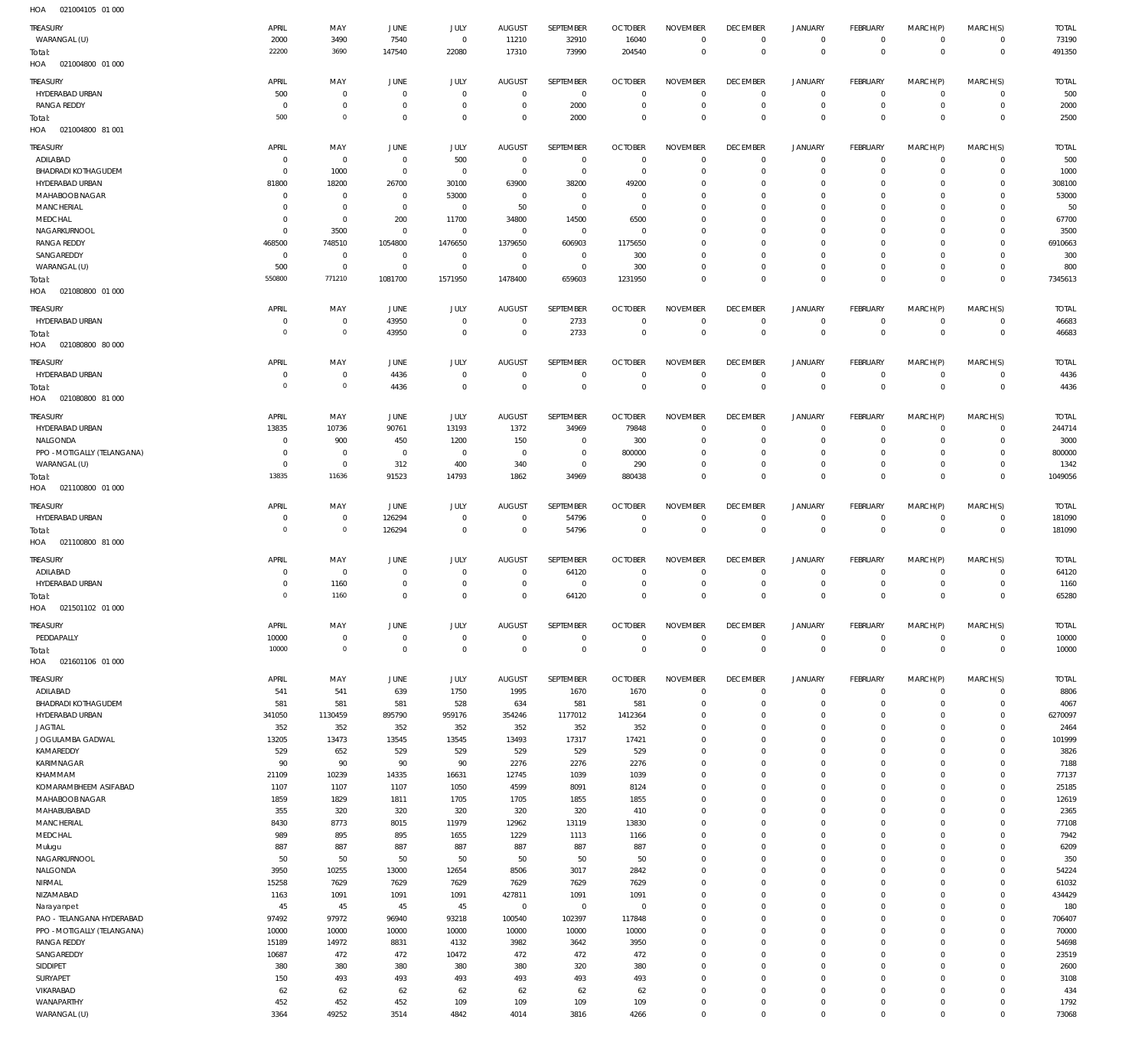HOA 021004105 01 000

| TREASURY | APRIL | MAY | JUNE | JULY | AUGUST | SEPTEMBER | OCTOBER | NOVEMBER | DECEMBER | JANUARY | FEBRUARY | MARCH(P) | MARCH(S) | TOTAL |
|---|---|---|---|---|---|---|---|---|---|---|---|---|---|---|
| WARANGAL (U) | 2000 | 3490 | 7540 | 0 | 11210 | 32910 | 16040 | 0 | 0 | 0 | 0 | 0 | 0 | 73190 |
| Total: | 22200 | 3690 | 147540 | 22080 | 17310 | 73990 | 204540 | 0 | 0 | 0 | 0 | 0 | 0 | 491350 |

HOA 021004800 01 000

| TREASURY | APRIL | MAY | JUNE | JULY | AUGUST | SEPTEMBER | OCTOBER | NOVEMBER | DECEMBER | JANUARY | FEBRUARY | MARCH(P) | MARCH(S) | TOTAL |
|---|---|---|---|---|---|---|---|---|---|---|---|---|---|---|
| HYDERABAD URBAN | 500 | 0 | 0 | 0 | 0 | 0 | 0 | 0 | 0 | 0 | 0 | 0 | 0 | 500 |
| RANGA REDDY | 0 | 0 | 0 | 0 | 0 | 2000 | 0 | 0 | 0 | 0 | 0 | 0 | 0 | 2000 |
| Total: | 500 | 0 | 0 | 0 | 0 | 2000 | 0 | 0 | 0 | 0 | 0 | 0 | 0 | 2500 |

HOA 021004800 81 001

| TREASURY | APRIL | MAY | JUNE | JULY | AUGUST | SEPTEMBER | OCTOBER | NOVEMBER | DECEMBER | JANUARY | FEBRUARY | MARCH(P) | MARCH(S) | TOTAL |
|---|---|---|---|---|---|---|---|---|---|---|---|---|---|---|
| ADILABAD | 0 | 0 | 0 | 500 | 0 | 0 | 0 | 0 | 0 | 0 | 0 | 0 | 0 | 500 |
| BHADRADI KOTHAGUDEM | 0 | 1000 | 0 | 0 | 0 | 0 | 0 | 0 | 0 | 0 | 0 | 0 | 0 | 1000 |
| HYDERABAD URBAN | 81800 | 18200 | 26700 | 30100 | 63900 | 38200 | 49200 | 0 | 0 | 0 | 0 | 0 | 0 | 308100 |
| MAHABOOB NAGAR | 0 | 0 | 0 | 53000 | 0 | 0 | 0 | 0 | 0 | 0 | 0 | 0 | 0 | 53000 |
| MANCHERIAL | 0 | 0 | 0 | 0 | 50 | 0 | 0 | 0 | 0 | 0 | 0 | 0 | 0 | 50 |
| MEDCHAL | 0 | 0 | 200 | 11700 | 34800 | 14500 | 6500 | 0 | 0 | 0 | 0 | 0 | 0 | 67700 |
| NAGARKURNOOL | 0 | 3500 | 0 | 0 | 0 | 0 | 0 | 0 | 0 | 0 | 0 | 0 | 0 | 3500 |
| RANGA REDDY | 468500 | 748510 | 1054800 | 1476650 | 1379650 | 606903 | 1175650 | 0 | 0 | 0 | 0 | 0 | 0 | 6910663 |
| SANGAREDDY | 0 | 0 | 0 | 0 | 0 | 0 | 300 | 0 | 0 | 0 | 0 | 0 | 0 | 300 |
| WARANGAL (U) | 500 | 0 | 0 | 0 | 0 | 0 | 300 | 0 | 0 | 0 | 0 | 0 | 0 | 800 |
| Total: | 550800 | 771210 | 1081700 | 1571950 | 1478400 | 659603 | 1231950 | 0 | 0 | 0 | 0 | 0 | 0 | 7345613 |

HOA 021080800 01 000

| TREASURY | APRIL | MAY | JUNE | JULY | AUGUST | SEPTEMBER | OCTOBER | NOVEMBER | DECEMBER | JANUARY | FEBRUARY | MARCH(P) | MARCH(S) | TOTAL |
|---|---|---|---|---|---|---|---|---|---|---|---|---|---|---|
| HYDERABAD URBAN | 0 | 0 | 43950 | 0 | 0 | 2733 | 0 | 0 | 0 | 0 | 0 | 0 | 0 | 46683 |
| Total: | 0 | 0 | 43950 | 0 | 0 | 2733 | 0 | 0 | 0 | 0 | 0 | 0 | 0 | 46683 |

HOA 021080800 80 000

| TREASURY | APRIL | MAY | JUNE | JULY | AUGUST | SEPTEMBER | OCTOBER | NOVEMBER | DECEMBER | JANUARY | FEBRUARY | MARCH(P) | MARCH(S) | TOTAL |
|---|---|---|---|---|---|---|---|---|---|---|---|---|---|---|
| HYDERABAD URBAN | 0 | 0 | 4436 | 0 | 0 | 0 | 0 | 0 | 0 | 0 | 0 | 0 | 0 | 4436 |
| Total: | 0 | 0 | 4436 | 0 | 0 | 0 | 0 | 0 | 0 | 0 | 0 | 0 | 0 | 4436 |

HOA 021080800 81 000

| TREASURY | APRIL | MAY | JUNE | JULY | AUGUST | SEPTEMBER | OCTOBER | NOVEMBER | DECEMBER | JANUARY | FEBRUARY | MARCH(P) | MARCH(S) | TOTAL |
|---|---|---|---|---|---|---|---|---|---|---|---|---|---|---|
| HYDERABAD URBAN | 13835 | 10736 | 90761 | 13193 | 1372 | 34969 | 79848 | 0 | 0 | 0 | 0 | 0 | 0 | 244714 |
| NALGONDA | 0 | 900 | 450 | 1200 | 150 | 0 | 300 | 0 | 0 | 0 | 0 | 0 | 0 | 3000 |
| PPO - MOTIGALLY (TELANGANA) | 0 | 0 | 0 | 0 | 0 | 0 | 800000 | 0 | 0 | 0 | 0 | 0 | 0 | 800000 |
| WARANGAL (U) | 0 | 0 | 312 | 400 | 340 | 0 | 290 | 0 | 0 | 0 | 0 | 0 | 0 | 1342 |
| Total: | 13835 | 11636 | 91523 | 14793 | 1862 | 34969 | 880438 | 0 | 0 | 0 | 0 | 0 | 0 | 1049056 |

HOA 021100800 01 000

| TREASURY | APRIL | MAY | JUNE | JULY | AUGUST | SEPTEMBER | OCTOBER | NOVEMBER | DECEMBER | JANUARY | FEBRUARY | MARCH(P) | MARCH(S) | TOTAL |
|---|---|---|---|---|---|---|---|---|---|---|---|---|---|---|
| HYDERABAD URBAN | 0 | 0 | 126294 | 0 | 0 | 54796 | 0 | 0 | 0 | 0 | 0 | 0 | 0 | 181090 |
| Total: | 0 | 0 | 126294 | 0 | 0 | 54796 | 0 | 0 | 0 | 0 | 0 | 0 | 0 | 181090 |

HOA 021100800 81 000

| TREASURY | APRIL | MAY | JUNE | JULY | AUGUST | SEPTEMBER | OCTOBER | NOVEMBER | DECEMBER | JANUARY | FEBRUARY | MARCH(P) | MARCH(S) | TOTAL |
|---|---|---|---|---|---|---|---|---|---|---|---|---|---|---|
| ADILABAD | 0 | 0 | 0 | 0 | 0 | 64120 | 0 | 0 | 0 | 0 | 0 | 0 | 0 | 64120 |
| HYDERABAD URBAN | 0 | 1160 | 0 | 0 | 0 | 0 | 0 | 0 | 0 | 0 | 0 | 0 | 0 | 1160 |
| Total: | 0 | 1160 | 0 | 0 | 0 | 64120 | 0 | 0 | 0 | 0 | 0 | 0 | 0 | 65280 |

HOA 021501102 01 000

| TREASURY | APRIL | MAY | JUNE | JULY | AUGUST | SEPTEMBER | OCTOBER | NOVEMBER | DECEMBER | JANUARY | FEBRUARY | MARCH(P) | MARCH(S) | TOTAL |
|---|---|---|---|---|---|---|---|---|---|---|---|---|---|---|
| PEDDAPALLY | 10000 | 0 | 0 | 0 | 0 | 0 | 0 | 0 | 0 | 0 | 0 | 0 | 0 | 10000 |
| Total: | 10000 | 0 | 0 | 0 | 0 | 0 | 0 | 0 | 0 | 0 | 0 | 0 | 0 | 10000 |

HOA 021601106 01 000

| TREASURY | APRIL | MAY | JUNE | JULY | AUGUST | SEPTEMBER | OCTOBER | NOVEMBER | DECEMBER | JANUARY | FEBRUARY | MARCH(P) | MARCH(S) | TOTAL |
|---|---|---|---|---|---|---|---|---|---|---|---|---|---|---|
| ADILABAD | 541 | 541 | 639 | 1750 | 1995 | 1670 | 1670 | 0 | 0 | 0 | 0 | 0 | 0 | 8806 |
| BHADRADI KOTHAGUDEM | 581 | 581 | 581 | 528 | 634 | 581 | 581 | 0 | 0 | 0 | 0 | 0 | 0 | 4067 |
| HYDERABAD URBAN | 341050 | 1130459 | 895790 | 959176 | 354246 | 1177012 | 1412364 | 0 | 0 | 0 | 0 | 0 | 0 | 6270097 |
| JAGTIAL | 352 | 352 | 352 | 352 | 352 | 352 | 352 | 0 | 0 | 0 | 0 | 0 | 0 | 2464 |
| JOGULAMBA GADWAL | 13205 | 13473 | 13545 | 13545 | 13493 | 17317 | 17421 | 0 | 0 | 0 | 0 | 0 | 0 | 101999 |
| KAMAREDDY | 529 | 652 | 529 | 529 | 529 | 529 | 529 | 0 | 0 | 0 | 0 | 0 | 0 | 3826 |
| KARIMNAGAR | 90 | 90 | 90 | 90 | 2276 | 2276 | 2276 | 0 | 0 | 0 | 0 | 0 | 0 | 7188 |
| KHAMMAM | 21109 | 10239 | 14335 | 16631 | 12745 | 1039 | 1039 | 0 | 0 | 0 | 0 | 0 | 0 | 77137 |
| KOMARAMBHEEM ASIFABAD | 1107 | 1107 | 1107 | 1050 | 4599 | 8091 | 8124 | 0 | 0 | 0 | 0 | 0 | 0 | 25185 |
| MAHABOOB NAGAR | 1859 | 1829 | 1811 | 1705 | 1705 | 1855 | 1855 | 0 | 0 | 0 | 0 | 0 | 0 | 12619 |
| MAHABUBABAD | 355 | 320 | 320 | 320 | 320 | 320 | 410 | 0 | 0 | 0 | 0 | 0 | 0 | 2365 |
| MANCHERIAL | 8430 | 8773 | 8015 | 11979 | 12962 | 13119 | 13830 | 0 | 0 | 0 | 0 | 0 | 0 | 77108 |
| MEDCHAL | 989 | 895 | 895 | 1655 | 1229 | 1113 | 1166 | 0 | 0 | 0 | 0 | 0 | 0 | 7942 |
| Mulugu | 887 | 887 | 887 | 887 | 887 | 887 | 887 | 0 | 0 | 0 | 0 | 0 | 0 | 6209 |
| NAGARKURNOOL | 50 | 50 | 50 | 50 | 50 | 50 | 50 | 0 | 0 | 0 | 0 | 0 | 0 | 350 |
| NALGONDA | 3950 | 10255 | 13000 | 12654 | 8506 | 3017 | 2842 | 0 | 0 | 0 | 0 | 0 | 0 | 54224 |
| NIRMAL | 15258 | 7629 | 7629 | 7629 | 7629 | 7629 | 7629 | 0 | 0 | 0 | 0 | 0 | 0 | 61032 |
| NIZAMABAD | 1163 | 1091 | 1091 | 1091 | 427811 | 1091 | 1091 | 0 | 0 | 0 | 0 | 0 | 0 | 434429 |
| Narayanpet | 45 | 45 | 45 | 45 | 0 | 0 | 0 | 0 | 0 | 0 | 0 | 0 | 0 | 180 |
| PAO - TELANGANA HYDERABAD | 97492 | 97972 | 96940 | 93218 | 100540 | 102397 | 117848 | 0 | 0 | 0 | 0 | 0 | 0 | 706407 |
| PPO - MOTIGALLY (TELANGANA) | 10000 | 10000 | 10000 | 10000 | 10000 | 10000 | 10000 | 0 | 0 | 0 | 0 | 0 | 0 | 70000 |
| RANGA REDDY | 15189 | 14972 | 8831 | 4132 | 3982 | 3642 | 3950 | 0 | 0 | 0 | 0 | 0 | 0 | 54698 |
| SANGAREDDY | 10687 | 472 | 472 | 10472 | 472 | 472 | 472 | 0 | 0 | 0 | 0 | 0 | 0 | 23519 |
| SIDDIPET | 380 | 380 | 380 | 380 | 380 | 320 | 380 | 0 | 0 | 0 | 0 | 0 | 0 | 2600 |
| SURYAPET | 150 | 493 | 493 | 493 | 493 | 493 | 493 | 0 | 0 | 0 | 0 | 0 | 0 | 3108 |
| VIKARABAD | 62 | 62 | 62 | 62 | 62 | 62 | 62 | 0 | 0 | 0 | 0 | 0 | 0 | 434 |
| WANAPARTHY | 452 | 452 | 452 | 109 | 109 | 109 | 109 | 0 | 0 | 0 | 0 | 0 | 0 | 1792 |
| WARANGAL (U) | 3364 | 49252 | 3514 | 4842 | 4014 | 3816 | 4266 | 0 | 0 | 0 | 0 | 0 | 0 | 73068 |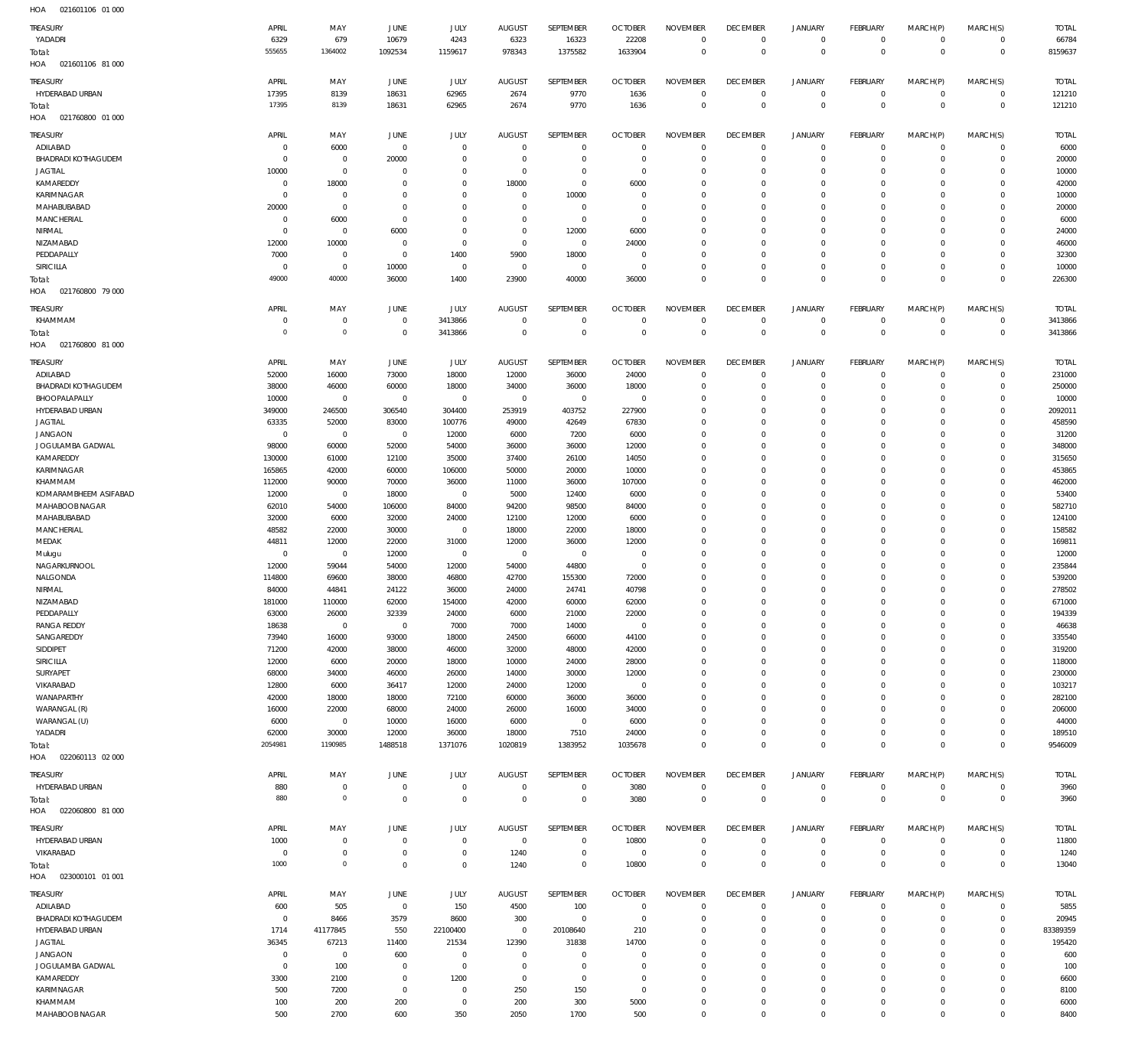HOA 021601106 01 000

| TREASURY | APRIL | MAY | JUNE | JULY | AUGUST | SEPTEMBER | OCTOBER | NOVEMBER | DECEMBER | JANUARY | FEBRUARY | MARCH(P) | MARCH(S) | TOTAL |
|---|---|---|---|---|---|---|---|---|---|---|---|---|---|---|
| YADADRI | 6329 | 679 | 10679 | 4243 | 6323 | 16323 | 22208 | 0 | 0 | 0 | 0 | 0 | 0 | 66784 |
| Total: | 555655 | 1364002 | 1092534 | 1159617 | 978343 | 1375582 | 1633904 | 0 | 0 | 0 | 0 | 0 | 0 | 8159637 |

HOA 021601106 81 000

| TREASURY | APRIL | MAY | JUNE | JULY | AUGUST | SEPTEMBER | OCTOBER | NOVEMBER | DECEMBER | JANUARY | FEBRUARY | MARCH(P) | MARCH(S) | TOTAL |
|---|---|---|---|---|---|---|---|---|---|---|---|---|---|---|
| HYDERABAD URBAN | 17395 | 8139 | 18631 | 62965 | 2674 | 9770 | 1636 | 0 | 0 | 0 | 0 | 0 | 0 | 121210 |
| Total: | 17395 | 8139 | 18631 | 62965 | 2674 | 9770 | 1636 | 0 | 0 | 0 | 0 | 0 | 0 | 121210 |

HOA 021760800 01 000

| TREASURY | APRIL | MAY | JUNE | JULY | AUGUST | SEPTEMBER | OCTOBER | NOVEMBER | DECEMBER | JANUARY | FEBRUARY | MARCH(P) | MARCH(S) | TOTAL |
|---|---|---|---|---|---|---|---|---|---|---|---|---|---|---|
| ADILABAD | 0 | 6000 | 0 | 0 | 0 | 0 | 0 | 0 | 0 | 0 | 0 | 0 | 0 | 6000 |
| BHADRADI KOTHAGUDEM | 0 | 0 | 20000 | 0 | 0 | 0 | 0 | 0 | 0 | 0 | 0 | 0 | 0 | 20000 |
| JAGTIAL | 10000 | 0 | 0 | 0 | 0 | 0 | 0 | 0 | 0 | 0 | 0 | 0 | 0 | 10000 |
| KAMAREDDY | 0 | 18000 | 0 | 0 | 18000 | 0 | 6000 | 0 | 0 | 0 | 0 | 0 | 0 | 42000 |
| KARIMNAGAR | 0 | 0 | 0 | 0 | 0 | 10000 | 0 | 0 | 0 | 0 | 0 | 0 | 0 | 10000 |
| MAHABUBABAD | 20000 | 0 | 0 | 0 | 0 | 0 | 0 | 0 | 0 | 0 | 0 | 0 | 0 | 20000 |
| MANCHERIAL | 0 | 6000 | 0 | 0 | 0 | 0 | 0 | 0 | 0 | 0 | 0 | 0 | 0 | 6000 |
| NIRMAL | 0 | 0 | 6000 | 0 | 0 | 12000 | 6000 | 0 | 0 | 0 | 0 | 0 | 0 | 24000 |
| NIZAMABAD | 12000 | 10000 | 0 | 0 | 0 | 0 | 24000 | 0 | 0 | 0 | 0 | 0 | 0 | 46000 |
| PEDDAPALLY | 7000 | 0 | 0 | 1400 | 5900 | 18000 | 0 | 0 | 0 | 0 | 0 | 0 | 0 | 32300 |
| SIRICILLA | 0 | 0 | 10000 | 0 | 0 | 0 | 0 | 0 | 0 | 0 | 0 | 0 | 0 | 10000 |
| Total: | 49000 | 40000 | 36000 | 1400 | 23900 | 40000 | 36000 | 0 | 0 | 0 | 0 | 0 | 0 | 226300 |

HOA 021760800 79 000

| TREASURY | APRIL | MAY | JUNE | JULY | AUGUST | SEPTEMBER | OCTOBER | NOVEMBER | DECEMBER | JANUARY | FEBRUARY | MARCH(P) | MARCH(S) | TOTAL |
|---|---|---|---|---|---|---|---|---|---|---|---|---|---|---|
| KHAMMAM | 0 | 0 | 0 | 3413866 | 0 | 0 | 0 | 0 | 0 | 0 | 0 | 0 | 0 | 3413866 |
| Total: | 0 | 0 | 0 | 3413866 | 0 | 0 | 0 | 0 | 0 | 0 | 0 | 0 | 0 | 3413866 |

HOA 021760800 81 000

| TREASURY | APRIL | MAY | JUNE | JULY | AUGUST | SEPTEMBER | OCTOBER | NOVEMBER | DECEMBER | JANUARY | FEBRUARY | MARCH(P) | MARCH(S) | TOTAL |
|---|---|---|---|---|---|---|---|---|---|---|---|---|---|---|
| ADILABAD | 52000 | 16000 | 73000 | 18000 | 12000 | 36000 | 24000 | 0 | 0 | 0 | 0 | 0 | 0 | 231000 |
| BHADRADI KOTHAGUDEM | 38000 | 46000 | 60000 | 18000 | 34000 | 36000 | 18000 | 0 | 0 | 0 | 0 | 0 | 0 | 250000 |
| BHOOPALAPALLY | 10000 | 0 | 0 | 0 | 0 | 0 | 0 | 0 | 0 | 0 | 0 | 0 | 0 | 10000 |
| HYDERABAD URBAN | 349000 | 246500 | 306540 | 304400 | 253919 | 403752 | 227900 | 0 | 0 | 0 | 0 | 0 | 0 | 2092011 |
| JAGTIAL | 63335 | 52000 | 83000 | 100776 | 49000 | 42649 | 67830 | 0 | 0 | 0 | 0 | 0 | 0 | 458590 |
| JANGAON | 0 | 0 | 0 | 12000 | 6000 | 7200 | 6000 | 0 | 0 | 0 | 0 | 0 | 0 | 31200 |
| JOGULAMBA GADWAL | 98000 | 60000 | 52000 | 54000 | 36000 | 36000 | 12000 | 0 | 0 | 0 | 0 | 0 | 0 | 348000 |
| KAMAREDDY | 130000 | 61000 | 12100 | 35000 | 37400 | 26100 | 14050 | 0 | 0 | 0 | 0 | 0 | 0 | 315650 |
| KARIMNAGAR | 165865 | 42000 | 60000 | 106000 | 50000 | 20000 | 10000 | 0 | 0 | 0 | 0 | 0 | 0 | 453865 |
| KHAMMAM | 112000 | 90000 | 70000 | 36000 | 11000 | 36000 | 107000 | 0 | 0 | 0 | 0 | 0 | 0 | 462000 |
| KOMARAMBHEEM ASIFABAD | 12000 | 0 | 18000 | 0 | 5000 | 12400 | 6000 | 0 | 0 | 0 | 0 | 0 | 0 | 53400 |
| MAHABOOB NAGAR | 62010 | 54000 | 106000 | 84000 | 94200 | 98500 | 84000 | 0 | 0 | 0 | 0 | 0 | 0 | 582710 |
| MAHABUBABAD | 32000 | 6000 | 32000 | 24000 | 12100 | 12000 | 6000 | 0 | 0 | 0 | 0 | 0 | 0 | 124100 |
| MANCHERIAL | 48582 | 22000 | 30000 | 0 | 18000 | 22000 | 18000 | 0 | 0 | 0 | 0 | 0 | 0 | 158582 |
| MEDAK | 44811 | 12000 | 22000 | 31000 | 12000 | 36000 | 12000 | 0 | 0 | 0 | 0 | 0 | 0 | 169811 |
| Mulugu | 0 | 0 | 12000 | 0 | 0 | 0 | 0 | 0 | 0 | 0 | 0 | 0 | 0 | 12000 |
| NAGARKURNOOL | 12000 | 59044 | 54000 | 12000 | 54000 | 44800 | 0 | 0 | 0 | 0 | 0 | 0 | 0 | 235844 |
| NALGONDA | 114800 | 69600 | 38000 | 46800 | 42700 | 155300 | 72000 | 0 | 0 | 0 | 0 | 0 | 0 | 539200 |
| NIRMAL | 84000 | 44841 | 24122 | 36000 | 24000 | 24741 | 40798 | 0 | 0 | 0 | 0 | 0 | 0 | 278502 |
| NIZAMABAD | 181000 | 110000 | 62000 | 154000 | 42000 | 60000 | 62000 | 0 | 0 | 0 | 0 | 0 | 0 | 671000 |
| PEDDAPALLY | 63000 | 26000 | 32339 | 24000 | 6000 | 21000 | 22000 | 0 | 0 | 0 | 0 | 0 | 0 | 194339 |
| RANGA REDDY | 18638 | 0 | 0 | 7000 | 7000 | 14000 | 0 | 0 | 0 | 0 | 0 | 0 | 0 | 46638 |
| SANGAREDDY | 73940 | 16000 | 93000 | 18000 | 24500 | 66000 | 44100 | 0 | 0 | 0 | 0 | 0 | 0 | 335540 |
| SIDDIPET | 71200 | 42000 | 38000 | 46000 | 32000 | 48000 | 42000 | 0 | 0 | 0 | 0 | 0 | 0 | 319200 |
| SIRICILLA | 12000 | 6000 | 20000 | 18000 | 10000 | 24000 | 28000 | 0 | 0 | 0 | 0 | 0 | 0 | 118000 |
| SURYAPET | 68000 | 34000 | 46000 | 26000 | 14000 | 30000 | 12000 | 0 | 0 | 0 | 0 | 0 | 0 | 230000 |
| VIKARABAD | 12800 | 6000 | 36417 | 12000 | 24000 | 12000 | 0 | 0 | 0 | 0 | 0 | 0 | 0 | 103217 |
| WANAPARTHY | 42000 | 18000 | 18000 | 72100 | 60000 | 36000 | 36000 | 0 | 0 | 0 | 0 | 0 | 0 | 282100 |
| WARANGAL (R) | 16000 | 22000 | 68000 | 24000 | 26000 | 16000 | 34000 | 0 | 0 | 0 | 0 | 0 | 0 | 206000 |
| WARANGAL (U) | 6000 | 0 | 10000 | 16000 | 6000 | 0 | 6000 | 0 | 0 | 0 | 0 | 0 | 0 | 44000 |
| YADADRI | 62000 | 30000 | 12000 | 36000 | 18000 | 7510 | 24000 | 0 | 0 | 0 | 0 | 0 | 0 | 189510 |
| Total: | 2054981 | 1190985 | 1488518 | 1371076 | 1020819 | 1383952 | 1035678 | 0 | 0 | 0 | 0 | 0 | 0 | 9546009 |

HOA 022060113 02 000

| TREASURY | APRIL | MAY | JUNE | JULY | AUGUST | SEPTEMBER | OCTOBER | NOVEMBER | DECEMBER | JANUARY | FEBRUARY | MARCH(P) | MARCH(S) | TOTAL |
|---|---|---|---|---|---|---|---|---|---|---|---|---|---|---|
| HYDERABAD URBAN | 880 | 0 | 0 | 0 | 0 | 0 | 3080 | 0 | 0 | 0 | 0 | 0 | 0 | 3960 |
| Total: | 880 | 0 | 0 | 0 | 0 | 0 | 3080 | 0 | 0 | 0 | 0 | 0 | 0 | 3960 |

HOA 022060800 81 000

| TREASURY | APRIL | MAY | JUNE | JULY | AUGUST | SEPTEMBER | OCTOBER | NOVEMBER | DECEMBER | JANUARY | FEBRUARY | MARCH(P) | MARCH(S) | TOTAL |
|---|---|---|---|---|---|---|---|---|---|---|---|---|---|---|
| HYDERABAD URBAN | 1000 | 0 | 0 | 0 | 0 | 0 | 10800 | 0 | 0 | 0 | 0 | 0 | 0 | 11800 |
| VIKARABAD | 0 | 0 | 0 | 0 | 1240 | 0 | 0 | 0 | 0 | 0 | 0 | 0 | 0 | 1240 |
| Total: | 1000 | 0 | 0 | 0 | 1240 | 0 | 10800 | 0 | 0 | 0 | 0 | 0 | 0 | 13040 |

HOA 023000101 01 001

| TREASURY | APRIL | MAY | JUNE | JULY | AUGUST | SEPTEMBER | OCTOBER | NOVEMBER | DECEMBER | JANUARY | FEBRUARY | MARCH(P) | MARCH(S) | TOTAL |
|---|---|---|---|---|---|---|---|---|---|---|---|---|---|---|
| ADILABAD | 600 | 505 | 0 | 150 | 4500 | 100 | 0 | 0 | 0 | 0 | 0 | 0 | 0 | 5855 |
| BHADRADI KOTHAGUDEM | 0 | 8466 | 3579 | 8600 | 300 | 0 | 0 | 0 | 0 | 0 | 0 | 0 | 0 | 20945 |
| HYDERABAD URBAN | 1714 | 41177845 | 550 | 22100400 | 0 | 20108640 | 210 | 0 | 0 | 0 | 0 | 0 | 0 | 83389359 |
| JAGTIAL | 36345 | 67213 | 11400 | 21534 | 12390 | 31838 | 14700 | 0 | 0 | 0 | 0 | 0 | 0 | 195420 |
| JANGAON | 0 | 0 | 600 | 0 | 0 | 0 | 0 | 0 | 0 | 0 | 0 | 0 | 0 | 600 |
| JOGULAMBA GADWAL | 0 | 100 | 0 | 0 | 0 | 0 | 0 | 0 | 0 | 0 | 0 | 0 | 0 | 100 |
| KAMAREDDY | 3300 | 2100 | 0 | 1200 | 0 | 0 | 0 | 0 | 0 | 0 | 0 | 0 | 0 | 6600 |
| KARIMNAGAR | 500 | 7200 | 0 | 0 | 250 | 150 | 0 | 0 | 0 | 0 | 0 | 0 | 0 | 8100 |
| KHAMMAM | 100 | 200 | 200 | 0 | 200 | 300 | 5000 | 0 | 0 | 0 | 0 | 0 | 0 | 6000 |
| MAHABOOB NAGAR | 500 | 2700 | 600 | 350 | 2050 | 1700 | 500 | 0 | 0 | 0 | 0 | 0 | 0 | 8400 |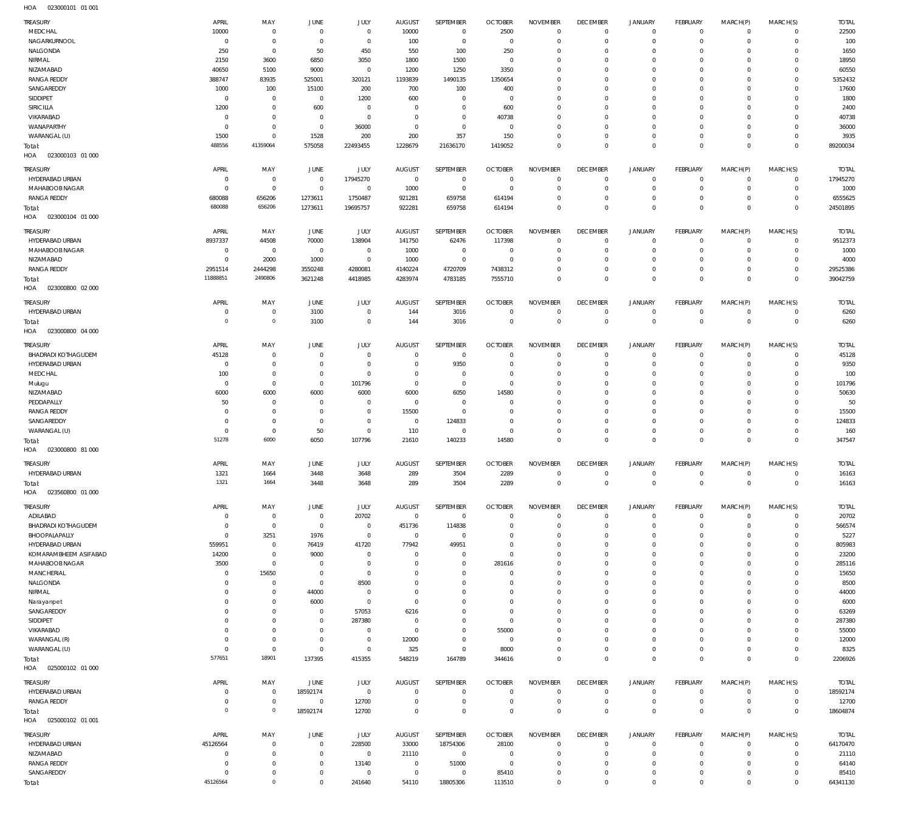HOA 023000101 01 001

| TREASURY | APRIL | MAY | JUNE | JULY | AUGUST | SEPTEMBER | OCTOBER | NOVEMBER | DECEMBER | JANUARY | FEBRUARY | MARCH(P) | MARCH(S) | TOTAL |
|---|---|---|---|---|---|---|---|---|---|---|---|---|---|---|
| MEDCHAL | 10000 | 0 | 0 | 0 | 10000 | 0 | 2500 | 0 | 0 | 0 | 0 | 0 | 0 | 22500 |
| NAGARKURNOOL | 0 | 0 | 0 | 0 | 100 | 0 | 0 | 0 | 0 | 0 | 0 | 0 | 0 | 100 |
| NALGONDA | 250 | 0 | 50 | 450 | 550 | 100 | 250 | 0 | 0 | 0 | 0 | 0 | 0 | 1650 |
| NIRMAL | 2150 | 3600 | 6850 | 3050 | 1800 | 1500 | 0 | 0 | 0 | 0 | 0 | 0 | 0 | 18950 |
| NIZAMABAD | 40650 | 5100 | 9000 | 0 | 1200 | 1250 | 3350 | 0 | 0 | 0 | 0 | 0 | 0 | 60550 |
| RANGA REDDY | 388747 | 83935 | 525001 | 320121 | 1193839 | 1490135 | 1350654 | 0 | 0 | 0 | 0 | 0 | 0 | 5352432 |
| SANGAREDDY | 1000 | 100 | 15100 | 200 | 700 | 100 | 400 | 0 | 0 | 0 | 0 | 0 | 0 | 17600 |
| SIDDIPET | 0 | 0 | 0 | 1200 | 600 | 0 | 0 | 0 | 0 | 0 | 0 | 0 | 0 | 1800 |
| SIRICILLA | 1200 | 0 | 600 | 0 | 0 | 0 | 600 | 0 | 0 | 0 | 0 | 0 | 0 | 2400 |
| VIKARABAD | 0 | 0 | 0 | 0 | 0 | 0 | 40738 | 0 | 0 | 0 | 0 | 0 | 0 | 40738 |
| WANAPARTHY | 0 | 0 | 0 | 36000 | 0 | 0 | 0 | 0 | 0 | 0 | 0 | 0 | 0 | 36000 |
| WARANGAL (U) | 1500 | 0 | 1528 | 200 | 200 | 357 | 150 | 0 | 0 | 0 | 0 | 0 | 0 | 3935 |
| Total: | 488556 | 41359064 | 575058 | 22493455 | 1228679 | 21636170 | 1419052 | 0 | 0 | 0 | 0 | 0 | 0 | 89200034 |

HOA 023000103 01 000

| TREASURY | APRIL | MAY | JUNE | JULY | AUGUST | SEPTEMBER | OCTOBER | NOVEMBER | DECEMBER | JANUARY | FEBRUARY | MARCH(P) | MARCH(S) | TOTAL |
|---|---|---|---|---|---|---|---|---|---|---|---|---|---|---|
| HYDERABAD URBAN | 0 | 0 | 0 | 17945270 | 0 | 0 | 0 | 0 | 0 | 0 | 0 | 0 | 0 | 17945270 |
| MAHABOOB NAGAR | 0 | 0 | 0 | 0 | 1000 | 0 | 0 | 0 | 0 | 0 | 0 | 0 | 0 | 1000 |
| RANGA REDDY | 680088 | 656206 | 1273611 | 1750487 | 921281 | 659758 | 614194 | 0 | 0 | 0 | 0 | 0 | 0 | 6555625 |
| Total: | 680088 | 656206 | 1273611 | 19695757 | 922281 | 659758 | 614194 | 0 | 0 | 0 | 0 | 0 | 0 | 24501895 |

HOA 023000104 01 000

| TREASURY | APRIL | MAY | JUNE | JULY | AUGUST | SEPTEMBER | OCTOBER | NOVEMBER | DECEMBER | JANUARY | FEBRUARY | MARCH(P) | MARCH(S) | TOTAL |
|---|---|---|---|---|---|---|---|---|---|---|---|---|---|---|
| HYDERABAD URBAN | 8937337 | 44508 | 70000 | 138904 | 141750 | 62476 | 117398 | 0 | 0 | 0 | 0 | 0 | 0 | 9512373 |
| MAHABOOB NAGAR | 0 | 0 | 0 | 0 | 1000 | 0 | 0 | 0 | 0 | 0 | 0 | 0 | 0 | 1000 |
| NIZAMABAD | 0 | 2000 | 1000 | 0 | 1000 | 0 | 0 | 0 | 0 | 0 | 0 | 0 | 0 | 4000 |
| RANGA REDDY | 2951514 | 2444298 | 3550248 | 4280081 | 4140224 | 4720709 | 7438312 | 0 | 0 | 0 | 0 | 0 | 0 | 29525386 |
| Total: | 11888851 | 2490806 | 3621248 | 4418985 | 4283974 | 4783185 | 7555710 | 0 | 0 | 0 | 0 | 0 | 0 | 39042759 |

HOA 023000800 02 000

| TREASURY | APRIL | MAY | JUNE | JULY | AUGUST | SEPTEMBER | OCTOBER | NOVEMBER | DECEMBER | JANUARY | FEBRUARY | MARCH(P) | MARCH(S) | TOTAL |
|---|---|---|---|---|---|---|---|---|---|---|---|---|---|---|
| HYDERABAD URBAN | 0 | 0 | 3100 | 0 | 144 | 3016 | 0 | 0 | 0 | 0 | 0 | 0 | 0 | 6260 |
| Total: | 0 | 0 | 3100 | 0 | 144 | 3016 | 0 | 0 | 0 | 0 | 0 | 0 | 0 | 6260 |

HOA 023000800 04 000

| TREASURY | APRIL | MAY | JUNE | JULY | AUGUST | SEPTEMBER | OCTOBER | NOVEMBER | DECEMBER | JANUARY | FEBRUARY | MARCH(P) | MARCH(S) | TOTAL |
|---|---|---|---|---|---|---|---|---|---|---|---|---|---|---|
| BHADRADI KOTHAGUDEM | 45128 | 0 | 0 | 0 | 0 | 0 | 0 | 0 | 0 | 0 | 0 | 0 | 0 | 45128 |
| HYDERABAD URBAN | 0 | 0 | 0 | 0 | 0 | 9350 | 0 | 0 | 0 | 0 | 0 | 0 | 0 | 9350 |
| MEDCHAL | 100 | 0 | 0 | 0 | 0 | 0 | 0 | 0 | 0 | 0 | 0 | 0 | 0 | 100 |
| Mulugu | 0 | 0 | 0 | 101796 | 0 | 0 | 0 | 0 | 0 | 0 | 0 | 0 | 0 | 101796 |
| NIZAMABAD | 6000 | 6000 | 6000 | 6000 | 6000 | 6050 | 14580 | 0 | 0 | 0 | 0 | 0 | 0 | 50630 |
| PEDDAPALLY | 50 | 0 | 0 | 0 | 0 | 0 | 0 | 0 | 0 | 0 | 0 | 0 | 0 | 50 |
| RANGA REDDY | 0 | 0 | 0 | 0 | 15500 | 0 | 0 | 0 | 0 | 0 | 0 | 0 | 0 | 15500 |
| SANGAREDDY | 0 | 0 | 0 | 0 | 0 | 124833 | 0 | 0 | 0 | 0 | 0 | 0 | 0 | 124833 |
| WARANGAL (U) | 0 | 0 | 50 | 0 | 110 | 0 | 0 | 0 | 0 | 0 | 0 | 0 | 0 | 160 |
| Total: | 51278 | 6000 | 6050 | 107796 | 21610 | 140233 | 14580 | 0 | 0 | 0 | 0 | 0 | 0 | 347547 |

HOA 023000800 81 000

| TREASURY | APRIL | MAY | JUNE | JULY | AUGUST | SEPTEMBER | OCTOBER | NOVEMBER | DECEMBER | JANUARY | FEBRUARY | MARCH(P) | MARCH(S) | TOTAL |
|---|---|---|---|---|---|---|---|---|---|---|---|---|---|---|
| HYDERABAD URBAN | 1321 | 1664 | 3448 | 3648 | 289 | 3504 | 2289 | 0 | 0 | 0 | 0 | 0 | 0 | 16163 |
| Total: | 1321 | 1664 | 3448 | 3648 | 289 | 3504 | 2289 | 0 | 0 | 0 | 0 | 0 | 0 | 16163 |

HOA 023560800 01 000

| TREASURY | APRIL | MAY | JUNE | JULY | AUGUST | SEPTEMBER | OCTOBER | NOVEMBER | DECEMBER | JANUARY | FEBRUARY | MARCH(P) | MARCH(S) | TOTAL |
|---|---|---|---|---|---|---|---|---|---|---|---|---|---|---|
| ADILABAD | 0 | 0 | 0 | 20702 | 0 | 0 | 0 | 0 | 0 | 0 | 0 | 0 | 0 | 20702 |
| BHADRADI KOTHAGUDEM | 0 | 0 | 0 | 0 | 451736 | 114838 | 0 | 0 | 0 | 0 | 0 | 0 | 0 | 566574 |
| BHOOPALAPALLY | 0 | 3251 | 1976 | 0 | 0 | 0 | 0 | 0 | 0 | 0 | 0 | 0 | 0 | 5227 |
| HYDERABAD URBAN | 559951 | 0 | 76419 | 41720 | 77942 | 49951 | 0 | 0 | 0 | 0 | 0 | 0 | 0 | 805983 |
| KOMARAMBHEEM ASIFABAD | 14200 | 0 | 9000 | 0 | 0 | 0 | 0 | 0 | 0 | 0 | 0 | 0 | 0 | 23200 |
| MAHABOOB NAGAR | 3500 | 0 | 0 | 0 | 0 | 0 | 281616 | 0 | 0 | 0 | 0 | 0 | 0 | 285116 |
| MANCHERIAL | 0 | 15650 | 0 | 0 | 0 | 0 | 0 | 0 | 0 | 0 | 0 | 0 | 0 | 15650 |
| NALGONDA | 0 | 0 | 0 | 8500 | 0 | 0 | 0 | 0 | 0 | 0 | 0 | 0 | 0 | 8500 |
| NIRMAL | 0 | 0 | 44000 | 0 | 0 | 0 | 0 | 0 | 0 | 0 | 0 | 0 | 0 | 44000 |
| Narayanpet | 0 | 0 | 6000 | 0 | 0 | 0 | 0 | 0 | 0 | 0 | 0 | 0 | 0 | 6000 |
| SANGAREDDY | 0 | 0 | 0 | 57053 | 6216 | 0 | 0 | 0 | 0 | 0 | 0 | 0 | 0 | 63269 |
| SIDDIPET | 0 | 0 | 0 | 287380 | 0 | 0 | 0 | 0 | 0 | 0 | 0 | 0 | 0 | 287380 |
| VIKARABAD | 0 | 0 | 0 | 0 | 0 | 0 | 55000 | 0 | 0 | 0 | 0 | 0 | 0 | 55000 |
| WARANGAL (R) | 0 | 0 | 0 | 0 | 12000 | 0 | 0 | 0 | 0 | 0 | 0 | 0 | 0 | 12000 |
| WARANGAL (U) | 0 | 0 | 0 | 0 | 325 | 0 | 8000 | 0 | 0 | 0 | 0 | 0 | 0 | 8325 |
| Total: | 577651 | 18901 | 137395 | 415355 | 548219 | 164789 | 344616 | 0 | 0 | 0 | 0 | 0 | 0 | 2206926 |

HOA 025000102 01 000

| TREASURY | APRIL | MAY | JUNE | JULY | AUGUST | SEPTEMBER | OCTOBER | NOVEMBER | DECEMBER | JANUARY | FEBRUARY | MARCH(P) | MARCH(S) | TOTAL |
|---|---|---|---|---|---|---|---|---|---|---|---|---|---|---|
| HYDERABAD URBAN | 0 | 0 | 18592174 | 0 | 0 | 0 | 0 | 0 | 0 | 0 | 0 | 0 | 0 | 18592174 |
| RANGA REDDY | 0 | 0 | 0 | 12700 | 0 | 0 | 0 | 0 | 0 | 0 | 0 | 0 | 0 | 12700 |
| Total: | 0 | 0 | 18592174 | 12700 | 0 | 0 | 0 | 0 | 0 | 0 | 0 | 0 | 0 | 18604874 |

HOA 025000102 01 001

| TREASURY | APRIL | MAY | JUNE | JULY | AUGUST | SEPTEMBER | OCTOBER | NOVEMBER | DECEMBER | JANUARY | FEBRUARY | MARCH(P) | MARCH(S) | TOTAL |
|---|---|---|---|---|---|---|---|---|---|---|---|---|---|---|
| HYDERABAD URBAN | 45126564 | 0 | 0 | 228500 | 33000 | 18754306 | 28100 | 0 | 0 | 0 | 0 | 0 | 0 | 64170470 |
| NIZAMABAD | 0 | 0 | 0 | 0 | 21110 | 0 | 0 | 0 | 0 | 0 | 0 | 0 | 0 | 21110 |
| RANGA REDDY | 0 | 0 | 0 | 13140 | 0 | 51000 | 0 | 0 | 0 | 0 | 0 | 0 | 0 | 64140 |
| SANGAREDDY | 0 | 0 | 0 | 0 | 0 | 0 | 85410 | 0 | 0 | 0 | 0 | 0 | 0 | 85410 |
| Total: | 45126564 | 0 | 0 | 241640 | 54110 | 18805306 | 113510 | 0 | 0 | 0 | 0 | 0 | 0 | 64341130 |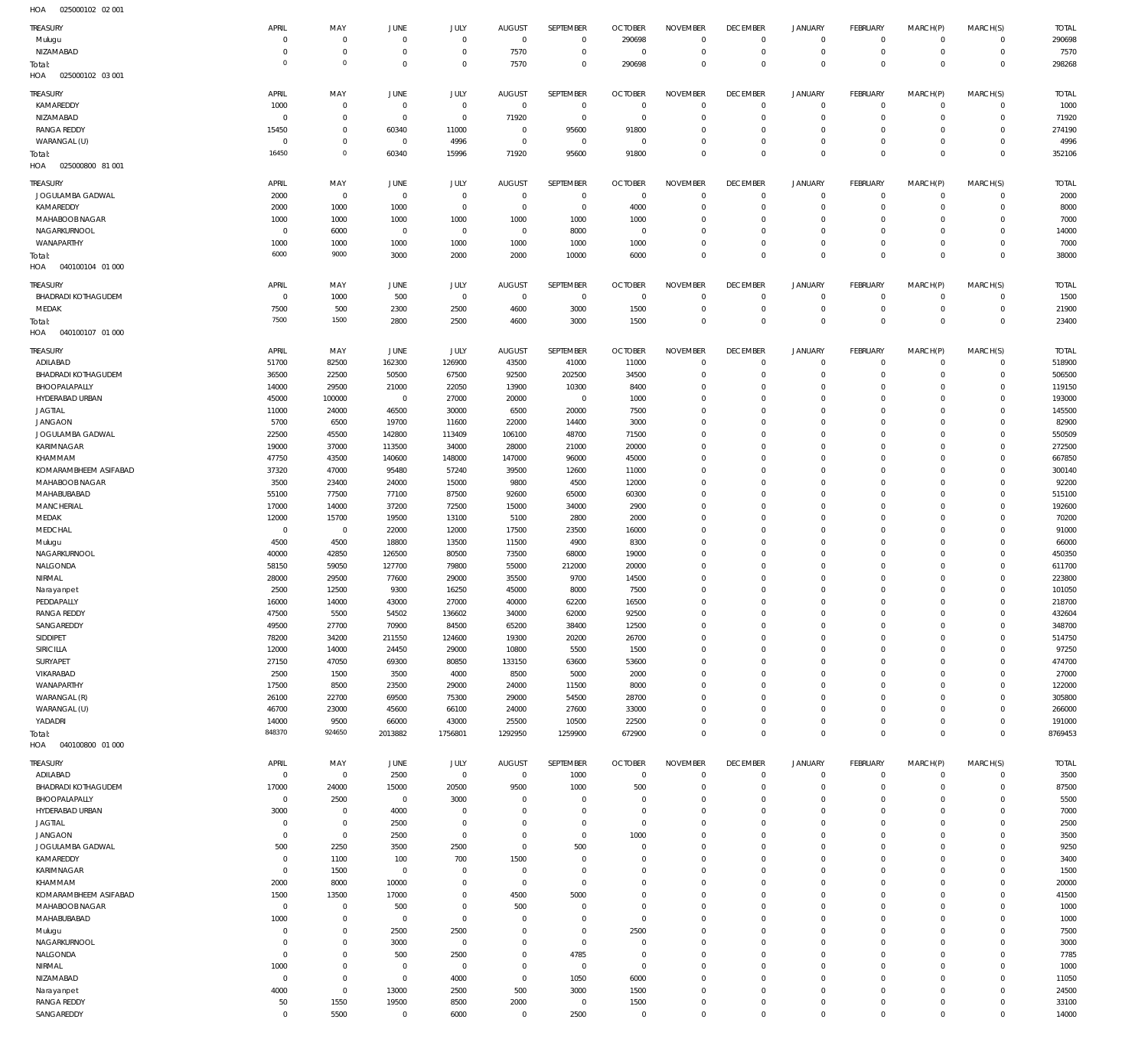HOA 025000102 02 001

| TREASURY | APRIL | MAY | JUNE | JULY | AUGUST | SEPTEMBER | OCTOBER | NOVEMBER | DECEMBER | JANUARY | FEBRUARY | MARCH(P) | MARCH(S) | TOTAL |
|---|---|---|---|---|---|---|---|---|---|---|---|---|---|---|
| Mulugu | 0 | 0 | 0 | 0 | 0 | 0 | 290698 | 0 | 0 | 0 | 0 | 0 | 0 | 290698 |
| NIZAMABAD | 0 | 0 | 0 | 0 | 7570 | 0 | 0 | 0 | 0 | 0 | 0 | 0 | 0 | 7570 |
| Total: | 0 | 0 | 0 | 0 | 7570 | 0 | 290698 | 0 | 0 | 0 | 0 | 0 | 0 | 298268 |

HOA 025000102 03 001

| TREASURY | APRIL | MAY | JUNE | JULY | AUGUST | SEPTEMBER | OCTOBER | NOVEMBER | DECEMBER | JANUARY | FEBRUARY | MARCH(P) | MARCH(S) | TOTAL |
|---|---|---|---|---|---|---|---|---|---|---|---|---|---|---|
| KAMAREDDY | 1000 | 0 | 0 | 0 | 0 | 0 | 0 | 0 | 0 | 0 | 0 | 0 | 0 | 1000 |
| NIZAMABAD | 0 | 0 | 0 | 0 | 71920 | 0 | 0 | 0 | 0 | 0 | 0 | 0 | 0 | 71920 |
| RANGA REDDY | 15450 | 0 | 60340 | 11000 | 0 | 95600 | 91800 | 0 | 0 | 0 | 0 | 0 | 0 | 274190 |
| WARANGAL (U) | 0 | 0 | 0 | 4996 | 0 | 0 | 0 | 0 | 0 | 0 | 0 | 0 | 0 | 4996 |
| Total: | 16450 | 0 | 60340 | 15996 | 71920 | 95600 | 91800 | 0 | 0 | 0 | 0 | 0 | 0 | 352106 |

HOA 025000800 81 001

| TREASURY | APRIL | MAY | JUNE | JULY | AUGUST | SEPTEMBER | OCTOBER | NOVEMBER | DECEMBER | JANUARY | FEBRUARY | MARCH(P) | MARCH(S) | TOTAL |
|---|---|---|---|---|---|---|---|---|---|---|---|---|---|---|
| JOGULAMBA GADWAL | 2000 | 0 | 0 | 0 | 0 | 0 | 0 | 0 | 0 | 0 | 0 | 0 | 0 | 2000 |
| KAMAREDDY | 2000 | 1000 | 1000 | 0 | 0 | 0 | 4000 | 0 | 0 | 0 | 0 | 0 | 0 | 8000 |
| MAHABOOB NAGAR | 1000 | 1000 | 1000 | 1000 | 1000 | 1000 | 1000 | 0 | 0 | 0 | 0 | 0 | 0 | 7000 |
| NAGARKURNOOL | 0 | 6000 | 0 | 0 | 0 | 8000 | 0 | 0 | 0 | 0 | 0 | 0 | 0 | 14000 |
| WANAPARTHY | 1000 | 1000 | 1000 | 1000 | 1000 | 1000 | 1000 | 0 | 0 | 0 | 0 | 0 | 0 | 7000 |
| Total: | 6000 | 9000 | 3000 | 2000 | 2000 | 10000 | 6000 | 0 | 0 | 0 | 0 | 0 | 0 | 38000 |

HOA 040100104 01 000

| TREASURY | APRIL | MAY | JUNE | JULY | AUGUST | SEPTEMBER | OCTOBER | NOVEMBER | DECEMBER | JANUARY | FEBRUARY | MARCH(P) | MARCH(S) | TOTAL |
|---|---|---|---|---|---|---|---|---|---|---|---|---|---|---|
| BHADRADI KOTHAGUDEM | 0 | 1000 | 500 | 0 | 0 | 0 | 0 | 0 | 0 | 0 | 0 | 0 | 0 | 1500 |
| MEDAK | 7500 | 500 | 2300 | 2500 | 4600 | 3000 | 1500 | 0 | 0 | 0 | 0 | 0 | 0 | 21900 |
| Total: | 7500 | 1500 | 2800 | 2500 | 4600 | 3000 | 1500 | 0 | 0 | 0 | 0 | 0 | 0 | 23400 |

HOA 040100107 01 000

| TREASURY | APRIL | MAY | JUNE | JULY | AUGUST | SEPTEMBER | OCTOBER | NOVEMBER | DECEMBER | JANUARY | FEBRUARY | MARCH(P) | MARCH(S) | TOTAL |
|---|---|---|---|---|---|---|---|---|---|---|---|---|---|---|
| ADILABAD | 51700 | 82500 | 162300 | 126900 | 43500 | 41000 | 11000 | 0 | 0 | 0 | 0 | 0 | 0 | 518900 |
| BHADRADI KOTHAGUDEM | 36500 | 22500 | 50500 | 67500 | 92500 | 202500 | 34500 | 0 | 0 | 0 | 0 | 0 | 0 | 506500 |
| BHOOPALAPALLY | 14000 | 29500 | 21000 | 22050 | 13900 | 10300 | 8400 | 0 | 0 | 0 | 0 | 0 | 0 | 119150 |
| HYDERABAD URBAN | 45000 | 100000 | 0 | 27000 | 20000 | 0 | 1000 | 0 | 0 | 0 | 0 | 0 | 0 | 193000 |
| JAGTIAL | 11000 | 24000 | 46500 | 30000 | 6500 | 20000 | 7500 | 0 | 0 | 0 | 0 | 0 | 0 | 145500 |
| JANGAON | 5700 | 6500 | 19700 | 11600 | 22000 | 14400 | 3000 | 0 | 0 | 0 | 0 | 0 | 0 | 82900 |
| JOGULAMBA GADWAL | 22500 | 45500 | 142800 | 113409 | 106100 | 48700 | 71500 | 0 | 0 | 0 | 0 | 0 | 0 | 550509 |
| KARIMNAGAR | 19000 | 37000 | 113500 | 34000 | 28000 | 21000 | 20000 | 0 | 0 | 0 | 0 | 0 | 0 | 272500 |
| KHAMMAM | 47750 | 43500 | 140600 | 148000 | 147000 | 96000 | 45000 | 0 | 0 | 0 | 0 | 0 | 0 | 667850 |
| KOMARAMBHEEM ASIFABAD | 37320 | 47000 | 95480 | 57240 | 39500 | 12600 | 11000 | 0 | 0 | 0 | 0 | 0 | 0 | 300140 |
| MAHABOOB NAGAR | 3500 | 23400 | 24000 | 15000 | 9800 | 4500 | 12000 | 0 | 0 | 0 | 0 | 0 | 0 | 92200 |
| MAHABUBABAD | 55100 | 77500 | 77100 | 87500 | 92600 | 65000 | 60300 | 0 | 0 | 0 | 0 | 0 | 0 | 515100 |
| MANCHERIAL | 17000 | 14000 | 37200 | 72500 | 15000 | 34000 | 2900 | 0 | 0 | 0 | 0 | 0 | 0 | 192600 |
| MEDAK | 12000 | 15700 | 19500 | 13100 | 5100 | 2800 | 2000 | 0 | 0 | 0 | 0 | 0 | 0 | 70200 |
| MEDCHAL | 0 | 0 | 22000 | 12000 | 17500 | 23500 | 16000 | 0 | 0 | 0 | 0 | 0 | 0 | 91000 |
| Mulugu | 4500 | 4500 | 18800 | 13500 | 11500 | 4900 | 8300 | 0 | 0 | 0 | 0 | 0 | 0 | 66000 |
| NAGARKURNOOL | 40000 | 42850 | 126500 | 80500 | 73500 | 68000 | 19000 | 0 | 0 | 0 | 0 | 0 | 0 | 450350 |
| NALGONDA | 58150 | 59050 | 127700 | 79800 | 55000 | 212000 | 20000 | 0 | 0 | 0 | 0 | 0 | 0 | 611700 |
| NIRMAL | 28000 | 29500 | 77600 | 29000 | 35500 | 9700 | 14500 | 0 | 0 | 0 | 0 | 0 | 0 | 223800 |
| Narayanpet | 2500 | 12500 | 9300 | 16250 | 45000 | 8000 | 7500 | 0 | 0 | 0 | 0 | 0 | 0 | 101050 |
| PEDDAPALLY | 16000 | 14000 | 43000 | 27000 | 40000 | 62200 | 16500 | 0 | 0 | 0 | 0 | 0 | 0 | 218700 |
| RANGA REDDY | 47500 | 5500 | 54502 | 136602 | 34000 | 62000 | 92500 | 0 | 0 | 0 | 0 | 0 | 0 | 432604 |
| SANGAREDDY | 49500 | 27700 | 70900 | 84500 | 65200 | 38400 | 12500 | 0 | 0 | 0 | 0 | 0 | 0 | 348700 |
| SIDDIPET | 78200 | 34200 | 211550 | 124600 | 19300 | 20200 | 26700 | 0 | 0 | 0 | 0 | 0 | 0 | 514750 |
| SIRICILLA | 12000 | 14000 | 24450 | 29000 | 10800 | 5500 | 1500 | 0 | 0 | 0 | 0 | 0 | 0 | 97250 |
| SURYAPET | 27150 | 47050 | 69300 | 80850 | 133150 | 63600 | 53600 | 0 | 0 | 0 | 0 | 0 | 0 | 474700 |
| VIKARABAD | 2500 | 1500 | 3500 | 4000 | 8500 | 5000 | 2000 | 0 | 0 | 0 | 0 | 0 | 0 | 27000 |
| WANAPARTHY | 17500 | 8500 | 23500 | 29000 | 24000 | 11500 | 8000 | 0 | 0 | 0 | 0 | 0 | 0 | 122000 |
| WARANGAL (R) | 26100 | 22700 | 69500 | 75300 | 29000 | 54500 | 28700 | 0 | 0 | 0 | 0 | 0 | 0 | 305800 |
| WARANGAL (U) | 46700 | 23000 | 45600 | 66100 | 24000 | 27600 | 33000 | 0 | 0 | 0 | 0 | 0 | 0 | 266000 |
| YADADRI | 14000 | 9500 | 66000 | 43000 | 25500 | 10500 | 22500 | 0 | 0 | 0 | 0 | 0 | 0 | 191000 |
| Total: | 848370 | 924650 | 2013882 | 1756801 | 1292950 | 1259900 | 672900 | 0 | 0 | 0 | 0 | 0 | 0 | 8769453 |

HOA 040100800 01 000

| TREASURY | APRIL | MAY | JUNE | JULY | AUGUST | SEPTEMBER | OCTOBER | NOVEMBER | DECEMBER | JANUARY | FEBRUARY | MARCH(P) | MARCH(S) | TOTAL |
|---|---|---|---|---|---|---|---|---|---|---|---|---|---|---|
| ADILABAD | 0 | 0 | 2500 | 0 | 0 | 1000 | 0 | 0 | 0 | 0 | 0 | 0 | 0 | 3500 |
| BHADRADI KOTHAGUDEM | 17000 | 24000 | 15000 | 20500 | 9500 | 1000 | 500 | 0 | 0 | 0 | 0 | 0 | 0 | 87500 |
| BHOOPALAPALLY | 0 | 2500 | 0 | 3000 | 0 | 0 | 0 | 0 | 0 | 0 | 0 | 0 | 0 | 5500 |
| HYDERABAD URBAN | 3000 | 0 | 4000 | 0 | 0 | 0 | 0 | 0 | 0 | 0 | 0 | 0 | 0 | 7000 |
| JAGTIAL | 0 | 0 | 2500 | 0 | 0 | 0 | 0 | 0 | 0 | 0 | 0 | 0 | 0 | 2500 |
| JANGAON | 0 | 0 | 2500 | 0 | 0 | 0 | 1000 | 0 | 0 | 0 | 0 | 0 | 0 | 3500 |
| JOGULAMBA GADWAL | 500 | 2250 | 3500 | 2500 | 0 | 500 | 0 | 0 | 0 | 0 | 0 | 0 | 0 | 9250 |
| KAMAREDDY | 0 | 1100 | 100 | 700 | 1500 | 0 | 0 | 0 | 0 | 0 | 0 | 0 | 0 | 3400 |
| KARIMNAGAR | 0 | 1500 | 0 | 0 | 0 | 0 | 0 | 0 | 0 | 0 | 0 | 0 | 0 | 1500 |
| KHAMMAM | 2000 | 8000 | 10000 | 0 | 0 | 0 | 0 | 0 | 0 | 0 | 0 | 0 | 0 | 20000 |
| KOMARAMBHEEM ASIFABAD | 1500 | 13500 | 17000 | 0 | 4500 | 5000 | 0 | 0 | 0 | 0 | 0 | 0 | 0 | 41500 |
| MAHABOOB NAGAR | 0 | 0 | 500 | 0 | 500 | 0 | 0 | 0 | 0 | 0 | 0 | 0 | 0 | 1000 |
| MAHABUBABAD | 1000 | 0 | 0 | 0 | 0 | 0 | 0 | 0 | 0 | 0 | 0 | 0 | 0 | 1000 |
| Mulugu | 0 | 0 | 2500 | 2500 | 0 | 0 | 2500 | 0 | 0 | 0 | 0 | 0 | 0 | 7500 |
| NAGARKURNOOL | 0 | 0 | 3000 | 0 | 0 | 0 | 0 | 0 | 0 | 0 | 0 | 0 | 0 | 3000 |
| NALGONDA | 0 | 0 | 500 | 2500 | 0 | 4785 | 0 | 0 | 0 | 0 | 0 | 0 | 0 | 7785 |
| NIRMAL | 1000 | 0 | 0 | 0 | 0 | 0 | 0 | 0 | 0 | 0 | 0 | 0 | 0 | 1000 |
| NIZAMABAD | 0 | 0 | 0 | 4000 | 0 | 1050 | 6000 | 0 | 0 | 0 | 0 | 0 | 0 | 11050 |
| Narayanpet | 4000 | 0 | 13000 | 2500 | 500 | 3000 | 1500 | 0 | 0 | 0 | 0 | 0 | 0 | 24500 |
| RANGA REDDY | 50 | 1550 | 19500 | 8500 | 2000 | 0 | 1500 | 0 | 0 | 0 | 0 | 0 | 0 | 33100 |
| SANGAREDDY | 0 | 5500 | 0 | 6000 | 0 | 2500 | 0 | 0 | 0 | 0 | 0 | 0 | 0 | 14000 |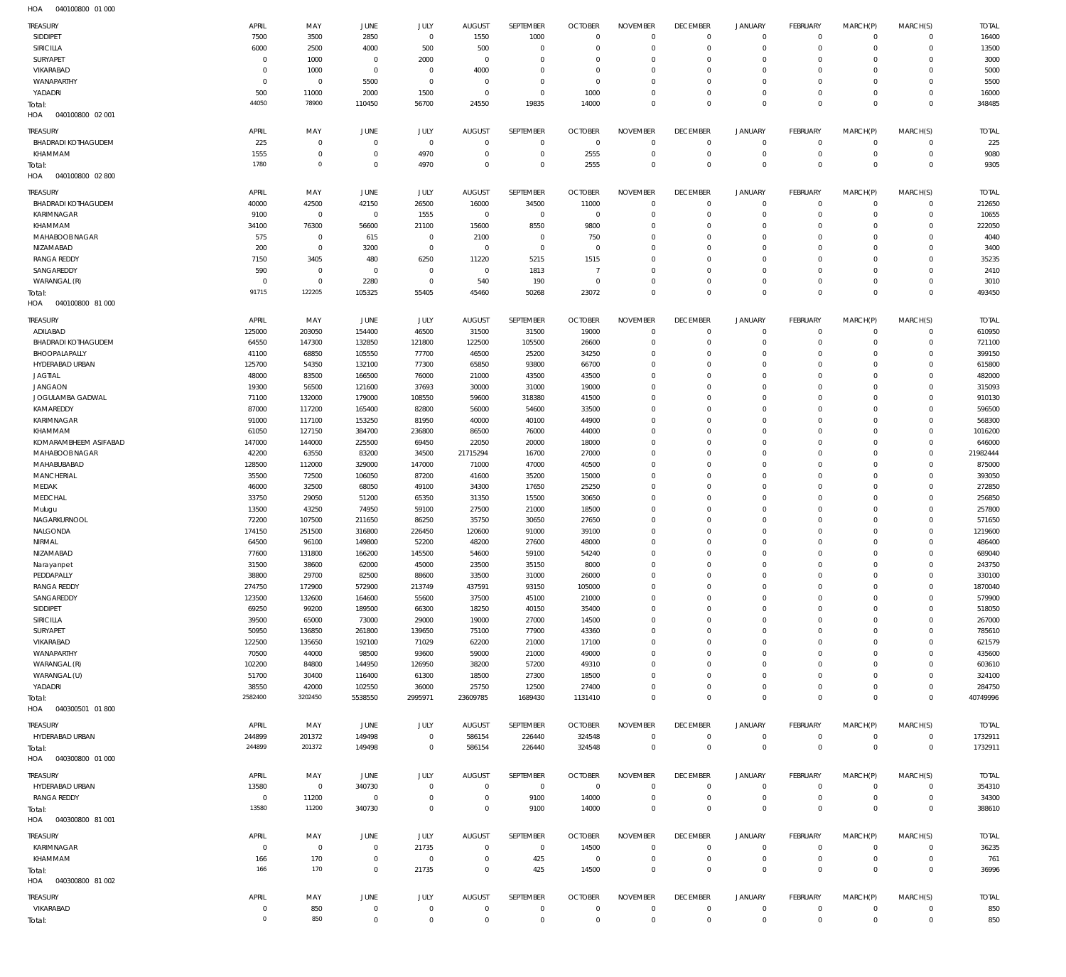HOA 040100800 01 000

| TREASURY | APRIL | MAY | JUNE | JULY | AUGUST | SEPTEMBER | OCTOBER | NOVEMBER | DECEMBER | JANUARY | FEBRUARY | MARCH(P) | MARCH(S) | TOTAL |
|---|---|---|---|---|---|---|---|---|---|---|---|---|---|---|
| SIDDIPET | 7500 | 3500 | 2850 | 0 | 1550 | 1000 | 0 | 0 | 0 | 0 | 0 | 0 | 0 | 16400 |
| SIRICILLA | 6000 | 2500 | 4000 | 500 | 500 | 0 | 0 | 0 | 0 | 0 | 0 | 0 | 0 | 13500 |
| SURYAPET | 0 | 1000 | 0 | 2000 | 0 | 0 | 0 | 0 | 0 | 0 | 0 | 0 | 0 | 3000 |
| VIKARABAD | 0 | 1000 | 0 | 0 | 4000 | 0 | 0 | 0 | 0 | 0 | 0 | 0 | 0 | 5000 |
| WANAPARTHY | 0 | 0 | 5500 | 0 | 0 | 0 | 0 | 0 | 0 | 0 | 0 | 0 | 0 | 5500 |
| YADADRI | 500 | 11000 | 2000 | 1500 | 0 | 0 | 1000 | 0 | 0 | 0 | 0 | 0 | 0 | 16000 |
| Total: | 44050 | 78900 | 110450 | 56700 | 24550 | 19835 | 14000 | 0 | 0 | 0 | 0 | 0 | 0 | 348485 |

HOA 040100800 02 001

| TREASURY | APRIL | MAY | JUNE | JULY | AUGUST | SEPTEMBER | OCTOBER | NOVEMBER | DECEMBER | JANUARY | FEBRUARY | MARCH(P) | MARCH(S) | TOTAL |
|---|---|---|---|---|---|---|---|---|---|---|---|---|---|---|
| BHADRADI KOTHAGUDEM | 225 | 0 | 0 | 0 | 0 | 0 | 0 | 0 | 0 | 0 | 0 | 0 | 0 | 225 |
| KHAMMAM | 1555 | 0 | 0 | 4970 | 0 | 0 | 2555 | 0 | 0 | 0 | 0 | 0 | 0 | 9080 |
| Total: | 1780 | 0 | 0 | 4970 | 0 | 0 | 2555 | 0 | 0 | 0 | 0 | 0 | 0 | 9305 |

HOA 040100800 02 800

| TREASURY | APRIL | MAY | JUNE | JULY | AUGUST | SEPTEMBER | OCTOBER | NOVEMBER | DECEMBER | JANUARY | FEBRUARY | MARCH(P) | MARCH(S) | TOTAL |
|---|---|---|---|---|---|---|---|---|---|---|---|---|---|---|
| BHADRADI KOTHAGUDEM | 40000 | 42500 | 42150 | 26500 | 16000 | 34500 | 11000 | 0 | 0 | 0 | 0 | 0 | 0 | 212650 |
| KARIMNAGAR | 9100 | 0 | 0 | 1555 | 0 | 0 | 0 | 0 | 0 | 0 | 0 | 0 | 0 | 10655 |
| KHAMMAM | 34100 | 76300 | 56600 | 21100 | 15600 | 8550 | 9800 | 0 | 0 | 0 | 0 | 0 | 0 | 222050 |
| MAHABOOBNAGAR | 575 | 0 | 615 | 0 | 2100 | 0 | 750 | 0 | 0 | 0 | 0 | 0 | 0 | 4040 |
| NIZAMABAD | 200 | 0 | 3200 | 0 | 0 | 0 | 0 | 0 | 0 | 0 | 0 | 0 | 0 | 3400 |
| RANGA REDDY | 7150 | 3405 | 480 | 6250 | 11220 | 5215 | 1515 | 0 | 0 | 0 | 0 | 0 | 0 | 35235 |
| SANGAREDDY | 590 | 0 | 0 | 0 | 0 | 1813 | 7 | 0 | 0 | 0 | 0 | 0 | 0 | 2410 |
| WARANGAL (R) | 0 | 0 | 2280 | 0 | 540 | 190 | 0 | 0 | 0 | 0 | 0 | 0 | 0 | 3010 |
| Total: | 91715 | 122205 | 105325 | 55405 | 45460 | 50268 | 23072 | 0 | 0 | 0 | 0 | 0 | 0 | 493450 |

HOA 040100800 81 000

| TREASURY | APRIL | MAY | JUNE | JULY | AUGUST | SEPTEMBER | OCTOBER | NOVEMBER | DECEMBER | JANUARY | FEBRUARY | MARCH(P) | MARCH(S) | TOTAL |
|---|---|---|---|---|---|---|---|---|---|---|---|---|---|---|
| ADILABAD | 125000 | 203050 | 154400 | 46500 | 31500 | 31500 | 19000 | 0 | 0 | 0 | 0 | 0 | 0 | 610950 |
| BHADRADI KOTHAGUDEM | 64550 | 147300 | 132850 | 121800 | 122500 | 105500 | 26600 | 0 | 0 | 0 | 0 | 0 | 0 | 721100 |
| BHOOPALAPALLY | 41100 | 68850 | 105550 | 77700 | 46500 | 25200 | 34250 | 0 | 0 | 0 | 0 | 0 | 0 | 399150 |
| HYDERABAD URBAN | 125700 | 54350 | 132100 | 77300 | 65850 | 93800 | 66700 | 0 | 0 | 0 | 0 | 0 | 0 | 615800 |
| JAGTIAL | 48000 | 83500 | 166500 | 76000 | 21000 | 43500 | 43500 | 0 | 0 | 0 | 0 | 0 | 0 | 482000 |
| JANGAON | 19300 | 56500 | 121600 | 37693 | 30000 | 31000 | 19000 | 0 | 0 | 0 | 0 | 0 | 0 | 315093 |
| JOGULAMBA GADWAL | 71100 | 132000 | 179000 | 108550 | 59600 | 318380 | 41500 | 0 | 0 | 0 | 0 | 0 | 0 | 910130 |
| KAMAREDDY | 87000 | 117200 | 165400 | 82800 | 56000 | 54600 | 33500 | 0 | 0 | 0 | 0 | 0 | 0 | 596500 |
| KARIMNAGAR | 91000 | 117100 | 153250 | 81950 | 40000 | 40100 | 44900 | 0 | 0 | 0 | 0 | 0 | 0 | 568300 |
| KHAMMAM | 61050 | 127150 | 384700 | 236800 | 86500 | 76000 | 44000 | 0 | 0 | 0 | 0 | 0 | 0 | 1016200 |
| KOMARAMBHEEM ASIFABAD | 147000 | 144000 | 225500 | 69450 | 22050 | 20000 | 18000 | 0 | 0 | 0 | 0 | 0 | 0 | 646000 |
| MAHABOOBNAGAR | 42200 | 63550 | 83200 | 34500 | 21715294 | 16700 | 27000 | 0 | 0 | 0 | 0 | 0 | 0 | 21982444 |
| MAHABUBABAD | 128500 | 112000 | 329000 | 147000 | 71000 | 47000 | 40500 | 0 | 0 | 0 | 0 | 0 | 0 | 875000 |
| MANCHERIAL | 35500 | 72500 | 106050 | 87200 | 41600 | 35200 | 15000 | 0 | 0 | 0 | 0 | 0 | 0 | 393050 |
| MEDAK | 46000 | 32500 | 68050 | 49100 | 34300 | 17650 | 25250 | 0 | 0 | 0 | 0 | 0 | 0 | 272850 |
| MEDCHAL | 33750 | 29050 | 51200 | 65350 | 31350 | 15500 | 30650 | 0 | 0 | 0 | 0 | 0 | 0 | 256850 |
| Mulugu | 13500 | 43250 | 74950 | 59100 | 27500 | 21000 | 18500 | 0 | 0 | 0 | 0 | 0 | 0 | 257800 |
| NAGARKURNOOL | 72200 | 107500 | 211650 | 86250 | 35750 | 30650 | 27650 | 0 | 0 | 0 | 0 | 0 | 0 | 571650 |
| NALGONDA | 174150 | 251500 | 316800 | 226450 | 120600 | 91000 | 39100 | 0 | 0 | 0 | 0 | 0 | 0 | 1219600 |
| NIRMAL | 64500 | 96100 | 149800 | 52200 | 48200 | 27600 | 48000 | 0 | 0 | 0 | 0 | 0 | 0 | 486400 |
| NIZAMABAD | 77600 | 131800 | 166200 | 145500 | 54600 | 59100 | 54240 | 0 | 0 | 0 | 0 | 0 | 0 | 689040 |
| Narayanpet | 31500 | 38600 | 62000 | 45000 | 23500 | 35150 | 8000 | 0 | 0 | 0 | 0 | 0 | 0 | 243750 |
| PEDDAPALLY | 38800 | 29700 | 82500 | 88600 | 33500 | 31000 | 26000 | 0 | 0 | 0 | 0 | 0 | 0 | 330100 |
| RANGA REDDY | 274750 | 172900 | 572900 | 213749 | 437591 | 93150 | 105000 | 0 | 0 | 0 | 0 | 0 | 0 | 1870040 |
| SANGAREDDY | 123500 | 132600 | 164600 | 55600 | 37500 | 45100 | 21000 | 0 | 0 | 0 | 0 | 0 | 0 | 579900 |
| SIDDIPET | 69250 | 99200 | 189500 | 66300 | 18250 | 40150 | 35400 | 0 | 0 | 0 | 0 | 0 | 0 | 518050 |
| SIRICILLA | 39500 | 65000 | 73000 | 29000 | 19000 | 27000 | 14500 | 0 | 0 | 0 | 0 | 0 | 0 | 267000 |
| SURYAPET | 50950 | 136850 | 261800 | 139650 | 75100 | 77900 | 43360 | 0 | 0 | 0 | 0 | 0 | 0 | 785610 |
| VIKARABAD | 122500 | 135650 | 192100 | 71029 | 62200 | 21000 | 17100 | 0 | 0 | 0 | 0 | 0 | 0 | 621579 |
| WANAPARTHY | 70500 | 44000 | 98500 | 93600 | 59000 | 21000 | 49000 | 0 | 0 | 0 | 0 | 0 | 0 | 435600 |
| WARANGAL (R) | 102200 | 84800 | 144950 | 126950 | 38200 | 57200 | 49310 | 0 | 0 | 0 | 0 | 0 | 0 | 603610 |
| WARANGAL (U) | 51700 | 30400 | 116400 | 61300 | 18500 | 27300 | 18500 | 0 | 0 | 0 | 0 | 0 | 0 | 324100 |
| YADADRI | 38550 | 42000 | 102550 | 36000 | 25750 | 12500 | 27400 | 0 | 0 | 0 | 0 | 0 | 0 | 284750 |
| Total: | 2582400 | 3202450 | 5538550 | 2995971 | 23609785 | 1689430 | 1131410 | 0 | 0 | 0 | 0 | 0 | 0 | 40749996 |

HOA 040300501 01 800

| TREASURY | APRIL | MAY | JUNE | JULY | AUGUST | SEPTEMBER | OCTOBER | NOVEMBER | DECEMBER | JANUARY | FEBRUARY | MARCH(P) | MARCH(S) | TOTAL |
|---|---|---|---|---|---|---|---|---|---|---|---|---|---|---|
| HYDERABAD URBAN | 244899 | 201372 | 149498 | 0 | 586154 | 226440 | 324548 | 0 | 0 | 0 | 0 | 0 | 0 | 1732911 |
| Total: | 244899 | 201372 | 149498 | 0 | 586154 | 226440 | 324548 | 0 | 0 | 0 | 0 | 0 | 0 | 1732911 |

HOA 040300800 01 000

| TREASURY | APRIL | MAY | JUNE | JULY | AUGUST | SEPTEMBER | OCTOBER | NOVEMBER | DECEMBER | JANUARY | FEBRUARY | MARCH(P) | MARCH(S) | TOTAL |
|---|---|---|---|---|---|---|---|---|---|---|---|---|---|---|
| HYDERABAD URBAN | 13580 | 0 | 340730 | 0 | 0 | 0 | 0 | 0 | 0 | 0 | 0 | 0 | 0 | 354310 |
| RANGA REDDY | 0 | 11200 | 0 | 0 | 0 | 9100 | 14000 | 0 | 0 | 0 | 0 | 0 | 0 | 34300 |
| Total: | 13580 | 11200 | 340730 | 0 | 0 | 9100 | 14000 | 0 | 0 | 0 | 0 | 0 | 0 | 388610 |

HOA 040300800 81 001

| TREASURY | APRIL | MAY | JUNE | JULY | AUGUST | SEPTEMBER | OCTOBER | NOVEMBER | DECEMBER | JANUARY | FEBRUARY | MARCH(P) | MARCH(S) | TOTAL |
|---|---|---|---|---|---|---|---|---|---|---|---|---|---|---|
| KARIMNAGAR | 0 | 0 | 0 | 21735 | 0 | 0 | 14500 | 0 | 0 | 0 | 0 | 0 | 0 | 36235 |
| KHAMMAM | 166 | 170 | 0 | 0 | 0 | 425 | 0 | 0 | 0 | 0 | 0 | 0 | 0 | 761 |
| Total: | 166 | 170 | 0 | 21735 | 0 | 425 | 14500 | 0 | 0 | 0 | 0 | 0 | 0 | 36996 |

HOA 040300800 81 002

| TREASURY | APRIL | MAY | JUNE | JULY | AUGUST | SEPTEMBER | OCTOBER | NOVEMBER | DECEMBER | JANUARY | FEBRUARY | MARCH(P) | MARCH(S) | TOTAL |
|---|---|---|---|---|---|---|---|---|---|---|---|---|---|---|
| VIKARABAD | 0 | 850 | 0 | 0 | 0 | 0 | 0 | 0 | 0 | 0 | 0 | 0 | 0 | 850 |
| Total: | 0 | 850 | 0 | 0 | 0 | 0 | 0 | 0 | 0 | 0 | 0 | 0 | 0 | 850 |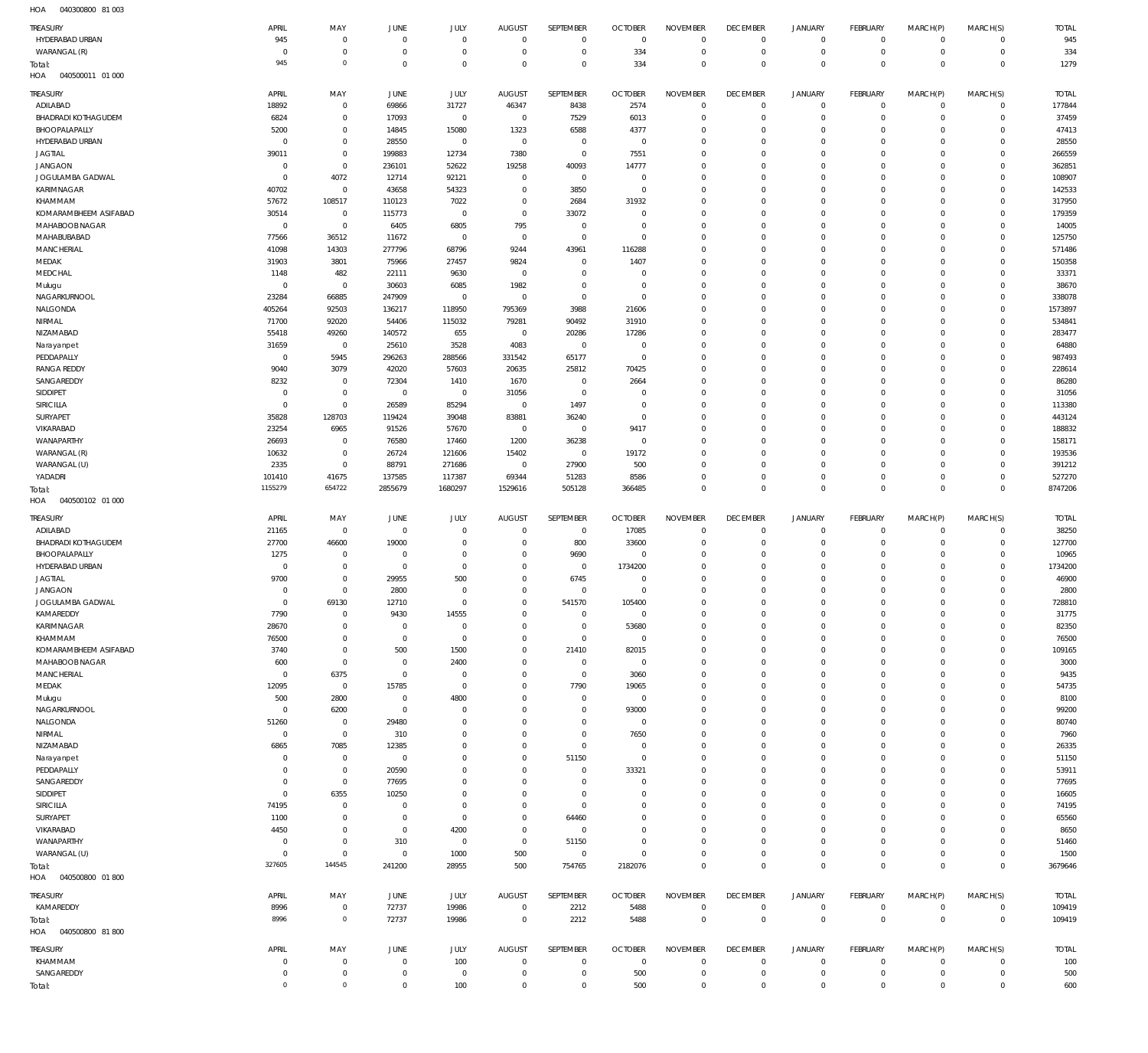HOA 040300800 81 003

| TREASURY | APRIL | MAY | JUNE | JULY | AUGUST | SEPTEMBER | OCTOBER | NOVEMBER | DECEMBER | JANUARY | FEBRUARY | MARCH(P) | MARCH(S) | TOTAL |
|---|---|---|---|---|---|---|---|---|---|---|---|---|---|---|
| HYDERABAD URBAN | 945 | 0 | 0 | 0 | 0 | 0 | 0 | 0 | 0 | 0 | 0 | 0 | 0 | 945 |
| WARANGAL (R) | 0 | 0 | 0 | 0 | 0 | 0 | 334 | 0 | 0 | 0 | 0 | 0 | 0 | 334 |
| Total: | 945 | 0 | 0 | 0 | 0 | 0 | 334 | 0 | 0 | 0 | 0 | 0 | 0 | 1279 |

HOA 040500011 01 000

| TREASURY | APRIL | MAY | JUNE | JULY | AUGUST | SEPTEMBER | OCTOBER | NOVEMBER | DECEMBER | JANUARY | FEBRUARY | MARCH(P) | MARCH(S) | TOTAL |
|---|---|---|---|---|---|---|---|---|---|---|---|---|---|---|
| ADILABAD | 18892 | 0 | 69866 | 31727 | 46347 | 8438 | 2574 | 0 | 0 | 0 | 0 | 0 | 0 | 177844 |
| BHADRADI KOTHAGUDEM | 6824 | 0 | 17093 | 0 | 0 | 7529 | 6013 | 0 | 0 | 0 | 0 | 0 | 0 | 37459 |
| BHOOPALAPALLY | 5200 | 0 | 14845 | 15080 | 1323 | 6588 | 4377 | 0 | 0 | 0 | 0 | 0 | 0 | 47413 |
| HYDERABAD URBAN | 0 | 0 | 28550 | 0 | 0 | 0 | 0 | 0 | 0 | 0 | 0 | 0 | 0 | 28550 |
| JAGTIAL | 39011 | 0 | 199883 | 12734 | 7380 | 0 | 7551 | 0 | 0 | 0 | 0 | 0 | 0 | 266559 |
| JANGAON | 0 | 0 | 236101 | 52622 | 19258 | 40093 | 14777 | 0 | 0 | 0 | 0 | 0 | 0 | 362851 |
| JOGULAMBA GADWAL | 0 | 4072 | 12714 | 92121 | 0 | 0 | 0 | 0 | 0 | 0 | 0 | 0 | 0 | 108907 |
| KARIMNAGAR | 40702 | 0 | 43658 | 54323 | 0 | 3850 | 0 | 0 | 0 | 0 | 0 | 0 | 0 | 142533 |
| KHAMMAM | 57672 | 108517 | 110123 | 7022 | 0 | 2684 | 31932 | 0 | 0 | 0 | 0 | 0 | 0 | 317950 |
| KOMARAMBHEEM ASIFABAD | 30514 | 0 | 115773 | 0 | 0 | 33072 | 0 | 0 | 0 | 0 | 0 | 0 | 0 | 179359 |
| MAHABOOB NAGAR | 0 | 0 | 6405 | 6805 | 795 | 0 | 0 | 0 | 0 | 0 | 0 | 0 | 0 | 14005 |
| MAHABUBABAD | 77566 | 36512 | 11672 | 0 | 0 | 0 | 0 | 0 | 0 | 0 | 0 | 0 | 0 | 125750 |
| MANCHERIAL | 41098 | 14303 | 277796 | 68796 | 9244 | 43961 | 116288 | 0 | 0 | 0 | 0 | 0 | 0 | 571486 |
| MEDAK | 31903 | 3801 | 75966 | 27457 | 9824 | 0 | 1407 | 0 | 0 | 0 | 0 | 0 | 0 | 150358 |
| MEDCHAL | 1148 | 482 | 22111 | 9630 | 0 | 0 | 0 | 0 | 0 | 0 | 0 | 0 | 0 | 33371 |
| Mulugu | 0 | 0 | 30603 | 6085 | 1982 | 0 | 0 | 0 | 0 | 0 | 0 | 0 | 0 | 38670 |
| NAGARKURNOOL | 23284 | 66885 | 247909 | 0 | 0 | 0 | 0 | 0 | 0 | 0 | 0 | 0 | 0 | 338078 |
| NALGONDA | 405264 | 92503 | 136217 | 118950 | 795369 | 3988 | 21606 | 0 | 0 | 0 | 0 | 0 | 0 | 1573897 |
| NIRMAL | 71700 | 92020 | 54406 | 115032 | 79281 | 90492 | 31910 | 0 | 0 | 0 | 0 | 0 | 0 | 534841 |
| NIZAMABAD | 55418 | 49260 | 140572 | 655 | 0 | 20286 | 17286 | 0 | 0 | 0 | 0 | 0 | 0 | 283477 |
| Narayanpet | 31659 | 0 | 25610 | 3528 | 4083 | 0 | 0 | 0 | 0 | 0 | 0 | 0 | 0 | 64880 |
| PEDDAPALLY | 0 | 5945 | 296263 | 288566 | 331542 | 65177 | 0 | 0 | 0 | 0 | 0 | 0 | 0 | 987493 |
| RANGA REDDY | 9040 | 3079 | 42020 | 57603 | 20635 | 25812 | 70425 | 0 | 0 | 0 | 0 | 0 | 0 | 228614 |
| SANGAREDDY | 8232 | 0 | 72304 | 1410 | 1670 | 0 | 2664 | 0 | 0 | 0 | 0 | 0 | 0 | 86280 |
| SIDDIPET | 0 | 0 | 0 | 0 | 31056 | 0 | 0 | 0 | 0 | 0 | 0 | 0 | 0 | 31056 |
| SIRICILLA | 0 | 0 | 26589 | 85294 | 0 | 1497 | 0 | 0 | 0 | 0 | 0 | 0 | 0 | 113380 |
| SURYAPET | 35828 | 128703 | 119424 | 39048 | 83881 | 36240 | 0 | 0 | 0 | 0 | 0 | 0 | 0 | 443124 |
| VIKARABAD | 23254 | 6965 | 91526 | 57670 | 0 | 0 | 9417 | 0 | 0 | 0 | 0 | 0 | 0 | 188832 |
| WANAPARTHY | 26693 | 0 | 76580 | 17460 | 1200 | 36238 | 0 | 0 | 0 | 0 | 0 | 0 | 0 | 158171 |
| WARANGAL (R) | 10632 | 0 | 26724 | 121606 | 15402 | 0 | 19172 | 0 | 0 | 0 | 0 | 0 | 0 | 193536 |
| WARANGAL (U) | 2335 | 0 | 88791 | 271686 | 0 | 27900 | 500 | 0 | 0 | 0 | 0 | 0 | 0 | 391212 |
| YADADRI | 101410 | 41675 | 137585 | 117387 | 69344 | 51283 | 8586 | 0 | 0 | 0 | 0 | 0 | 0 | 527270 |
| Total: | 1155279 | 654722 | 2855679 | 1680297 | 1529616 | 505128 | 366485 | 0 | 0 | 0 | 0 | 0 | 0 | 8747206 |

HOA 040500102 01 000

| TREASURY | APRIL | MAY | JUNE | JULY | AUGUST | SEPTEMBER | OCTOBER | NOVEMBER | DECEMBER | JANUARY | FEBRUARY | MARCH(P) | MARCH(S) | TOTAL |
|---|---|---|---|---|---|---|---|---|---|---|---|---|---|---|
| ADILABAD | 21165 | 0 | 0 | 0 | 0 | 0 | 17085 | 0 | 0 | 0 | 0 | 0 | 0 | 38250 |
| BHADRADI KOTHAGUDEM | 27700 | 46600 | 19000 | 0 | 0 | 800 | 33600 | 0 | 0 | 0 | 0 | 0 | 0 | 127700 |
| BHOOPALAPALLY | 1275 | 0 | 0 | 0 | 0 | 9690 | 0 | 0 | 0 | 0 | 0 | 0 | 0 | 10965 |
| HYDERABAD URBAN | 0 | 0 | 0 | 0 | 0 | 0 | 1734200 | 0 | 0 | 0 | 0 | 0 | 0 | 1734200 |
| JAGTIAL | 9700 | 0 | 29955 | 500 | 0 | 6745 | 0 | 0 | 0 | 0 | 0 | 0 | 0 | 46900 |
| JANGAON | 0 | 0 | 2800 | 0 | 0 | 0 | 0 | 0 | 0 | 0 | 0 | 0 | 0 | 2800 |
| JOGULAMBA GADWAL | 0 | 69130 | 12710 | 0 | 0 | 541570 | 105400 | 0 | 0 | 0 | 0 | 0 | 0 | 728810 |
| KAMAREDDY | 7790 | 0 | 9430 | 14555 | 0 | 0 | 0 | 0 | 0 | 0 | 0 | 0 | 0 | 31775 |
| KARIMNAGAR | 28670 | 0 | 0 | 0 | 0 | 0 | 53680 | 0 | 0 | 0 | 0 | 0 | 0 | 82350 |
| KHAMMAM | 76500 | 0 | 0 | 0 | 0 | 0 | 0 | 0 | 0 | 0 | 0 | 0 | 0 | 76500 |
| KOMARAMBHEEM ASIFABAD | 3740 | 0 | 500 | 1500 | 0 | 21410 | 82015 | 0 | 0 | 0 | 0 | 0 | 0 | 109165 |
| MAHABOOB NAGAR | 600 | 0 | 0 | 2400 | 0 | 0 | 0 | 0 | 0 | 0 | 0 | 0 | 0 | 3000 |
| MANCHERIAL | 0 | 6375 | 0 | 0 | 0 | 0 | 3060 | 0 | 0 | 0 | 0 | 0 | 0 | 9435 |
| MEDAK | 12095 | 0 | 15785 | 0 | 0 | 7790 | 19065 | 0 | 0 | 0 | 0 | 0 | 0 | 54735 |
| Mulugu | 500 | 2800 | 0 | 4800 | 0 | 0 | 0 | 0 | 0 | 0 | 0 | 0 | 0 | 8100 |
| NAGARKURNOOL | 0 | 6200 | 0 | 0 | 0 | 0 | 93000 | 0 | 0 | 0 | 0 | 0 | 0 | 99200 |
| NALGONDA | 51260 | 0 | 29480 | 0 | 0 | 0 | 0 | 0 | 0 | 0 | 0 | 0 | 0 | 80740 |
| NIRMAL | 0 | 0 | 310 | 0 | 0 | 0 | 7650 | 0 | 0 | 0 | 0 | 0 | 0 | 7960 |
| NIZAMABAD | 6865 | 7085 | 12385 | 0 | 0 | 0 | 0 | 0 | 0 | 0 | 0 | 0 | 0 | 26335 |
| Narayanpet | 0 | 0 | 0 | 0 | 0 | 51150 | 0 | 0 | 0 | 0 | 0 | 0 | 0 | 51150 |
| PEDDAPALLY | 0 | 0 | 20590 | 0 | 0 | 0 | 33321 | 0 | 0 | 0 | 0 | 0 | 0 | 53911 |
| SANGAREDDY | 0 | 0 | 77695 | 0 | 0 | 0 | 0 | 0 | 0 | 0 | 0 | 0 | 0 | 77695 |
| SIDDIPET | 0 | 6355 | 10250 | 0 | 0 | 0 | 0 | 0 | 0 | 0 | 0 | 0 | 0 | 16605 |
| SIRICILLA | 74195 | 0 | 0 | 0 | 0 | 0 | 0 | 0 | 0 | 0 | 0 | 0 | 0 | 74195 |
| SURYAPET | 1100 | 0 | 0 | 0 | 0 | 64460 | 0 | 0 | 0 | 0 | 0 | 0 | 0 | 65560 |
| VIKARABAD | 4450 | 0 | 0 | 4200 | 0 | 0 | 0 | 0 | 0 | 0 | 0 | 0 | 0 | 8650 |
| WANAPARTHY | 0 | 0 | 310 | 0 | 0 | 51150 | 0 | 0 | 0 | 0 | 0 | 0 | 0 | 51460 |
| WARANGAL (U) | 0 | 0 | 0 | 1000 | 500 | 0 | 0 | 0 | 0 | 0 | 0 | 0 | 0 | 1500 |
| Total: | 327605 | 144545 | 241200 | 28955 | 500 | 754765 | 2182076 | 0 | 0 | 0 | 0 | 0 | 0 | 3679646 |

HOA 040500800 01 800

| TREASURY | APRIL | MAY | JUNE | JULY | AUGUST | SEPTEMBER | OCTOBER | NOVEMBER | DECEMBER | JANUARY | FEBRUARY | MARCH(P) | MARCH(S) | TOTAL |
|---|---|---|---|---|---|---|---|---|---|---|---|---|---|---|
| KAMAREDDY | 8996 | 0 | 72737 | 19986 | 0 | 2212 | 5488 | 0 | 0 | 0 | 0 | 0 | 0 | 109419 |
| Total: | 8996 | 0 | 72737 | 19986 | 0 | 2212 | 5488 | 0 | 0 | 0 | 0 | 0 | 0 | 109419 |

HOA 040500800 81 800

| TREASURY | APRIL | MAY | JUNE | JULY | AUGUST | SEPTEMBER | OCTOBER | NOVEMBER | DECEMBER | JANUARY | FEBRUARY | MARCH(P) | MARCH(S) | TOTAL |
|---|---|---|---|---|---|---|---|---|---|---|---|---|---|---|
| KHAMMAM | 0 | 0 | 0 | 100 | 0 | 0 | 0 | 0 | 0 | 0 | 0 | 0 | 0 | 100 |
| SANGAREDDY | 0 | 0 | 0 | 0 | 0 | 0 | 500 | 0 | 0 | 0 | 0 | 0 | 0 | 500 |
| Total: | 0 | 0 | 0 | 100 | 0 | 0 | 500 | 0 | 0 | 0 | 0 | 0 | 0 | 600 |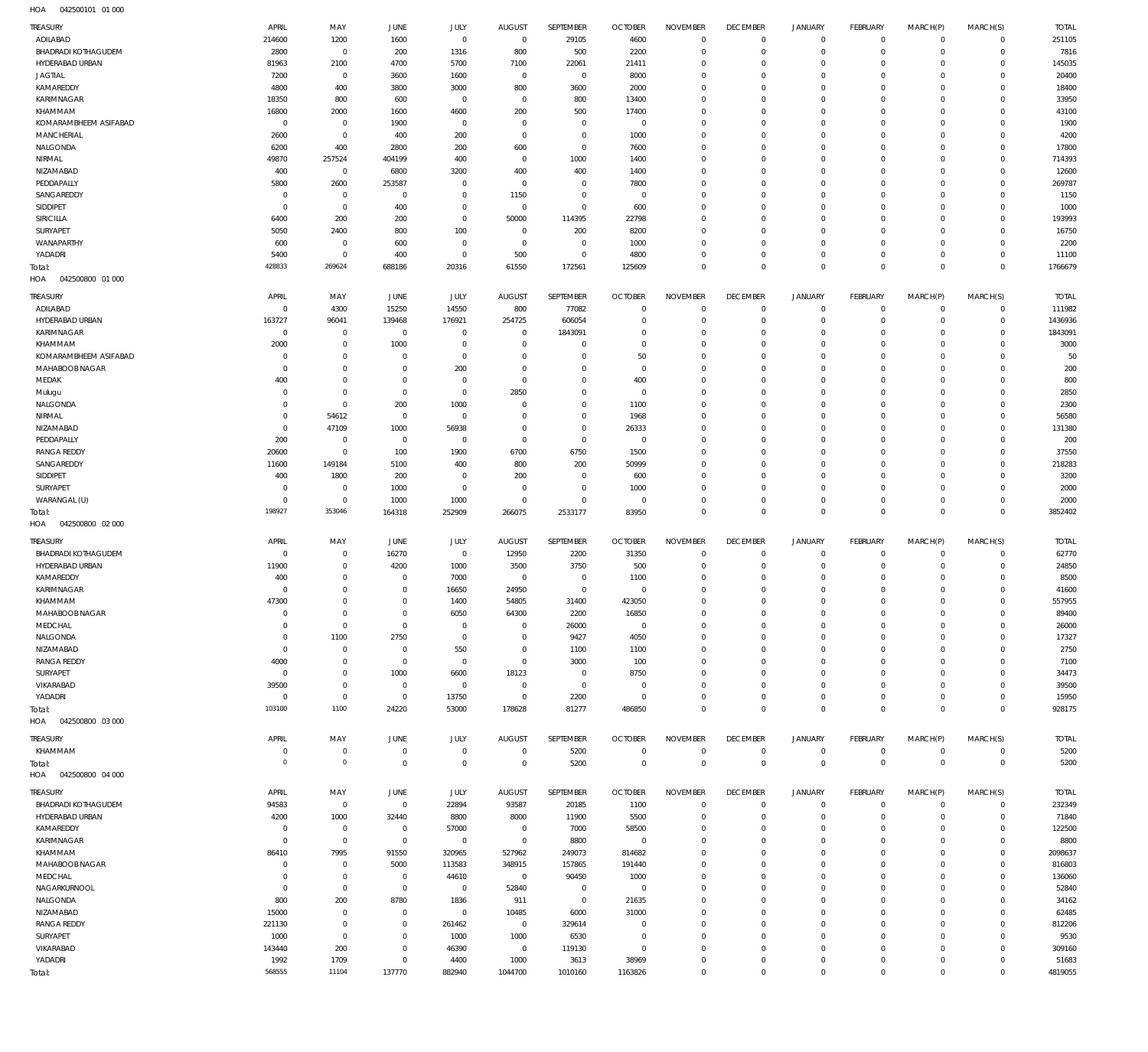HOA 042500101 01 000

| TREASURY | APRIL | MAY | JUNE | JULY | AUGUST | SEPTEMBER | OCTOBER | NOVEMBER | DECEMBER | JANUARY | FEBRUARY | MARCH(P) | MARCH(S) | TOTAL |
|---|---|---|---|---|---|---|---|---|---|---|---|---|---|---|
| ADILABAD | 214600 | 1200 | 1600 | 0 | 0 | 29105 | 4600 | 0 | 0 | 0 | 0 | 0 | 0 | 251105 |
| BHADRADI KOTHAGUDEM | 2800 | 0 | 200 | 1316 | 800 | 500 | 2200 | 0 | 0 | 0 | 0 | 0 | 0 | 7816 |
| HYDERABAD URBAN | 81963 | 2100 | 4700 | 5700 | 7100 | 22061 | 21411 | 0 | 0 | 0 | 0 | 0 | 0 | 145035 |
| JAGTIAL | 7200 | 0 | 3600 | 1600 | 0 | 0 | 8000 | 0 | 0 | 0 | 0 | 0 | 0 | 20400 |
| KAMAREDDY | 4800 | 400 | 3800 | 3000 | 800 | 3600 | 2000 | 0 | 0 | 0 | 0 | 0 | 0 | 18400 |
| KARIMNAGAR | 18350 | 800 | 600 | 0 | 0 | 800 | 13400 | 0 | 0 | 0 | 0 | 0 | 0 | 33950 |
| KHAMMAM | 16800 | 2000 | 1600 | 4600 | 200 | 500 | 17400 | 0 | 0 | 0 | 0 | 0 | 0 | 43100 |
| KOMARAMBHEEM ASIFABAD | 0 | 0 | 1900 | 0 | 0 | 0 | 0 | 0 | 0 | 0 | 0 | 0 | 0 | 1900 |
| MANCHERIAL | 2600 | 0 | 400 | 200 | 0 | 0 | 1000 | 0 | 0 | 0 | 0 | 0 | 0 | 4200 |
| NALGONDA | 6200 | 400 | 2800 | 200 | 600 | 0 | 7600 | 0 | 0 | 0 | 0 | 0 | 0 | 17800 |
| NIRMAL | 49870 | 257524 | 404199 | 400 | 0 | 1000 | 1400 | 0 | 0 | 0 | 0 | 0 | 0 | 714393 |
| NIZAMABAD | 400 | 0 | 6800 | 3200 | 400 | 400 | 1400 | 0 | 0 | 0 | 0 | 0 | 0 | 12600 |
| PEDDAPALLY | 5800 | 2600 | 253587 | 0 | 0 | 0 | 7800 | 0 | 0 | 0 | 0 | 0 | 0 | 269787 |
| SANGAREDDY | 0 | 0 | 0 | 0 | 1150 | 0 | 0 | 0 | 0 | 0 | 0 | 0 | 0 | 1150 |
| SIDDIPET | 0 | 0 | 400 | 0 | 0 | 0 | 600 | 0 | 0 | 0 | 0 | 0 | 0 | 1000 |
| SIRICILLA | 6400 | 200 | 200 | 0 | 50000 | 114395 | 22798 | 0 | 0 | 0 | 0 | 0 | 0 | 193993 |
| SURYAPET | 5050 | 2400 | 800 | 100 | 0 | 200 | 8200 | 0 | 0 | 0 | 0 | 0 | 0 | 16750 |
| WANAPARTHY | 600 | 0 | 600 | 0 | 0 | 0 | 1000 | 0 | 0 | 0 | 0 | 0 | 0 | 2200 |
| YADADRI | 5400 | 0 | 400 | 0 | 500 | 0 | 4800 | 0 | 0 | 0 | 0 | 0 | 0 | 11100 |
| Total: | 428833 | 269624 | 688186 | 20316 | 61550 | 172561 | 125609 | 0 | 0 | 0 | 0 | 0 | 0 | 1766679 |

HOA 042500800 01 000

| TREASURY | APRIL | MAY | JUNE | JULY | AUGUST | SEPTEMBER | OCTOBER | NOVEMBER | DECEMBER | JANUARY | FEBRUARY | MARCH(P) | MARCH(S) | TOTAL |
|---|---|---|---|---|---|---|---|---|---|---|---|---|---|---|
| ADILABAD | 0 | 4300 | 15250 | 14550 | 800 | 77082 | 0 | 0 | 0 | 0 | 0 | 0 | 0 | 111982 |
| HYDERABAD URBAN | 163727 | 96041 | 139468 | 176921 | 254725 | 606054 | 0 | 0 | 0 | 0 | 0 | 0 | 0 | 1436936 |
| KARIMNAGAR | 0 | 0 | 0 | 0 | 0 | 1843091 | 0 | 0 | 0 | 0 | 0 | 0 | 0 | 1843091 |
| KHAMMAM | 2000 | 0 | 1000 | 0 | 0 | 0 | 0 | 0 | 0 | 0 | 0 | 0 | 0 | 3000 |
| KOMARAMBHEEM ASIFABAD | 0 | 0 | 0 | 0 | 0 | 0 | 50 | 0 | 0 | 0 | 0 | 0 | 0 | 50 |
| MAHABOOB NAGAR | 0 | 0 | 0 | 200 | 0 | 0 | 0 | 0 | 0 | 0 | 0 | 0 | 0 | 200 |
| MEDAK | 400 | 0 | 0 | 0 | 0 | 0 | 400 | 0 | 0 | 0 | 0 | 0 | 0 | 800 |
| Mulugu | 0 | 0 | 0 | 0 | 2850 | 0 | 0 | 0 | 0 | 0 | 0 | 0 | 0 | 2850 |
| NALGONDA | 0 | 0 | 200 | 1000 | 0 | 0 | 1100 | 0 | 0 | 0 | 0 | 0 | 0 | 2300 |
| NIRMAL | 0 | 54612 | 0 | 0 | 0 | 0 | 1968 | 0 | 0 | 0 | 0 | 0 | 0 | 56580 |
| NIZAMABAD | 0 | 47109 | 1000 | 56938 | 0 | 0 | 26333 | 0 | 0 | 0 | 0 | 0 | 0 | 131380 |
| PEDDAPALLY | 200 | 0 | 0 | 0 | 0 | 0 | 0 | 0 | 0 | 0 | 0 | 0 | 0 | 200 |
| RANGA REDDY | 20600 | 0 | 100 | 1900 | 6700 | 6750 | 1500 | 0 | 0 | 0 | 0 | 0 | 0 | 37550 |
| SANGAREDDY | 11600 | 149184 | 5100 | 400 | 800 | 200 | 50999 | 0 | 0 | 0 | 0 | 0 | 0 | 218283 |
| SIDDIPET | 400 | 1800 | 200 | 0 | 200 | 0 | 600 | 0 | 0 | 0 | 0 | 0 | 0 | 3200 |
| SURYAPET | 0 | 0 | 1000 | 0 | 0 | 0 | 1000 | 0 | 0 | 0 | 0 | 0 | 0 | 2000 |
| WARANGAL (U) | 0 | 0 | 1000 | 1000 | 0 | 0 | 0 | 0 | 0 | 0 | 0 | 0 | 0 | 2000 |
| Total: | 198927 | 353046 | 164318 | 252909 | 266075 | 2533177 | 83950 | 0 | 0 | 0 | 0 | 0 | 0 | 3852402 |

HOA 042500800 02 000

| TREASURY | APRIL | MAY | JUNE | JULY | AUGUST | SEPTEMBER | OCTOBER | NOVEMBER | DECEMBER | JANUARY | FEBRUARY | MARCH(P) | MARCH(S) | TOTAL |
|---|---|---|---|---|---|---|---|---|---|---|---|---|---|---|
| BHADRADI KOTHAGUDEM | 0 | 0 | 16270 | 0 | 12950 | 2200 | 31350 | 0 | 0 | 0 | 0 | 0 | 0 | 62770 |
| HYDERABAD URBAN | 11900 | 0 | 4200 | 1000 | 3500 | 3750 | 500 | 0 | 0 | 0 | 0 | 0 | 0 | 24850 |
| KAMAREDDY | 400 | 0 | 0 | 7000 | 0 | 0 | 1100 | 0 | 0 | 0 | 0 | 0 | 0 | 8500 |
| KARIMNAGAR | 0 | 0 | 0 | 16650 | 24950 | 0 | 0 | 0 | 0 | 0 | 0 | 0 | 0 | 41600 |
| KHAMMAM | 47300 | 0 | 0 | 1400 | 54805 | 31400 | 423050 | 0 | 0 | 0 | 0 | 0 | 0 | 557955 |
| MAHABOOB NAGAR | 0 | 0 | 0 | 6050 | 64300 | 2200 | 16850 | 0 | 0 | 0 | 0 | 0 | 0 | 89400 |
| MEDCHAL | 0 | 0 | 0 | 0 | 0 | 26000 | 0 | 0 | 0 | 0 | 0 | 0 | 0 | 26000 |
| NALGONDA | 0 | 1100 | 2750 | 0 | 0 | 9427 | 4050 | 0 | 0 | 0 | 0 | 0 | 0 | 17327 |
| NIZAMABAD | 0 | 0 | 0 | 550 | 0 | 1100 | 1100 | 0 | 0 | 0 | 0 | 0 | 0 | 2750 |
| RANGA REDDY | 4000 | 0 | 0 | 0 | 0 | 3000 | 100 | 0 | 0 | 0 | 0 | 0 | 0 | 7100 |
| SURYAPET | 0 | 0 | 1000 | 6600 | 18123 | 0 | 8750 | 0 | 0 | 0 | 0 | 0 | 0 | 34473 |
| VIKARABAD | 39500 | 0 | 0 | 0 | 0 | 0 | 0 | 0 | 0 | 0 | 0 | 0 | 0 | 39500 |
| YADADRI | 0 | 0 | 0 | 13750 | 0 | 2200 | 0 | 0 | 0 | 0 | 0 | 0 | 0 | 15950 |
| Total: | 103100 | 1100 | 24220 | 53000 | 178628 | 81277 | 486850 | 0 | 0 | 0 | 0 | 0 | 0 | 928175 |

HOA 042500800 03 000

| TREASURY | APRIL | MAY | JUNE | JULY | AUGUST | SEPTEMBER | OCTOBER | NOVEMBER | DECEMBER | JANUARY | FEBRUARY | MARCH(P) | MARCH(S) | TOTAL |
|---|---|---|---|---|---|---|---|---|---|---|---|---|---|---|
| KHAMMAM | 0 | 0 | 0 | 0 | 0 | 5200 | 0 | 0 | 0 | 0 | 0 | 0 | 0 | 5200 |
| Total: | 0 | 0 | 0 | 0 | 0 | 5200 | 0 | 0 | 0 | 0 | 0 | 0 | 0 | 5200 |

HOA 042500800 04 000

| TREASURY | APRIL | MAY | JUNE | JULY | AUGUST | SEPTEMBER | OCTOBER | NOVEMBER | DECEMBER | JANUARY | FEBRUARY | MARCH(P) | MARCH(S) | TOTAL |
|---|---|---|---|---|---|---|---|---|---|---|---|---|---|---|
| BHADRADI KOTHAGUDEM | 94583 | 0 | 0 | 22894 | 93587 | 20185 | 1100 | 0 | 0 | 0 | 0 | 0 | 0 | 232349 |
| HYDERABAD URBAN | 4200 | 1000 | 32440 | 8800 | 8000 | 11900 | 5500 | 0 | 0 | 0 | 0 | 0 | 0 | 71840 |
| KAMAREDDY | 0 | 0 | 0 | 57000 | 0 | 7000 | 58500 | 0 | 0 | 0 | 0 | 0 | 0 | 122500 |
| KARIMNAGAR | 0 | 0 | 0 | 0 | 0 | 8800 | 0 | 0 | 0 | 0 | 0 | 0 | 0 | 8800 |
| KHAMMAM | 86410 | 7995 | 91550 | 320965 | 527962 | 249073 | 814682 | 0 | 0 | 0 | 0 | 0 | 0 | 2098637 |
| MAHABOOB NAGAR | 0 | 0 | 5000 | 113583 | 348915 | 157865 | 191440 | 0 | 0 | 0 | 0 | 0 | 0 | 816803 |
| MEDCHAL | 0 | 0 | 0 | 44610 | 0 | 90450 | 1000 | 0 | 0 | 0 | 0 | 0 | 0 | 136060 |
| NAGARKURNOOL | 0 | 0 | 0 | 0 | 52840 | 0 | 0 | 0 | 0 | 0 | 0 | 0 | 0 | 52840 |
| NALGONDA | 800 | 200 | 8780 | 1836 | 911 | 0 | 21635 | 0 | 0 | 0 | 0 | 0 | 0 | 34162 |
| NIZAMABAD | 15000 | 0 | 0 | 0 | 10485 | 6000 | 31000 | 0 | 0 | 0 | 0 | 0 | 0 | 62485 |
| RANGA REDDY | 221130 | 0 | 0 | 261462 | 0 | 329614 | 0 | 0 | 0 | 0 | 0 | 0 | 0 | 812206 |
| SURYAPET | 1000 | 0 | 0 | 1000 | 1000 | 6530 | 0 | 0 | 0 | 0 | 0 | 0 | 0 | 9530 |
| VIKARABAD | 143440 | 200 | 0 | 46390 | 0 | 119130 | 0 | 0 | 0 | 0 | 0 | 0 | 0 | 309160 |
| YADADRI | 1992 | 1709 | 0 | 4400 | 1000 | 3613 | 38969 | 0 | 0 | 0 | 0 | 0 | 0 | 51683 |
| Total: | 568555 | 11104 | 137770 | 882940 | 1044700 | 1010160 | 1163826 | 0 | 0 | 0 | 0 | 0 | 0 | 4819055 |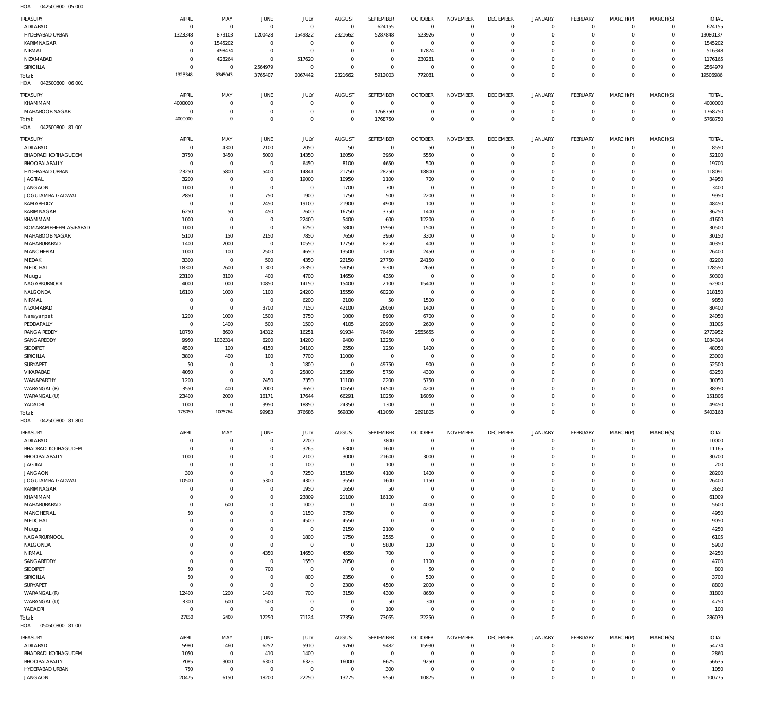HOA 042500800 05 000

| TREASURY | APRIL | MAY | JUNE | JULY | AUGUST | SEPTEMBER | OCTOBER | NOVEMBER | DECEMBER | JANUARY | FEBRUARY | MARCH(P) | MARCH(S) | TOTAL |
|---|---|---|---|---|---|---|---|---|---|---|---|---|---|---|
| ADILABAD | 0 | 0 | 0 | 0 | 0 | 624155 | 0 | 0 | 0 | 0 | 0 | 0 | 0 | 624155 |
| HYDERABAD URBAN | 1323348 | 873103 | 1200428 | 1549822 | 2321662 | 5287848 | 523926 | 0 | 0 | 0 | 0 | 0 | 0 | 13080137 |
| KARIMNAGAR | 0 | 1545202 | 0 | 0 | 0 | 0 | 0 | 0 | 0 | 0 | 0 | 0 | 0 | 1545202 |
| NIRMAL | 0 | 498474 | 0 | 0 | 0 | 0 | 17874 | 0 | 0 | 0 | 0 | 0 | 0 | 516348 |
| NIZAMABAD | 0 | 428264 | 0 | 517620 | 0 | 0 | 230281 | 0 | 0 | 0 | 0 | 0 | 0 | 1176165 |
| SIRICILLA | 0 | 0 | 2564979 | 0 | 0 | 0 | 0 | 0 | 0 | 0 | 0 | 0 | 0 | 2564979 |
| Total: | 1323348 | 3345043 | 3765407 | 2067442 | 2321662 | 5912003 | 772081 | 0 | 0 | 0 | 0 | 0 | 0 | 19506986 |

HOA 042500800 06 001

| TREASURY | APRIL | MAY | JUNE | JULY | AUGUST | SEPTEMBER | OCTOBER | NOVEMBER | DECEMBER | JANUARY | FEBRUARY | MARCH(P) | MARCH(S) | TOTAL |
|---|---|---|---|---|---|---|---|---|---|---|---|---|---|---|
| KHAMMAM | 4000000 | 0 | 0 | 0 | 0 | 0 | 0 | 0 | 0 | 0 | 0 | 0 | 0 | 4000000 |
| MAHABOOB NAGAR | 0 | 0 | 0 | 0 | 0 | 1768750 | 0 | 0 | 0 | 0 | 0 | 0 | 0 | 1768750 |
| Total: | 4000000 | 0 | 0 | 0 | 0 | 1768750 | 0 | 0 | 0 | 0 | 0 | 0 | 0 | 5768750 |

HOA 042500800 81 001

| TREASURY | APRIL | MAY | JUNE | JULY | AUGUST | SEPTEMBER | OCTOBER | NOVEMBER | DECEMBER | JANUARY | FEBRUARY | MARCH(P) | MARCH(S) | TOTAL |
|---|---|---|---|---|---|---|---|---|---|---|---|---|---|---|
| ADILABAD | 0 | 4300 | 2100 | 2050 | 50 | 0 | 50 | 0 | 0 | 0 | 0 | 0 | 0 | 8550 |
| BHADRADI KOTHAGUDEM | 3750 | 3450 | 5000 | 14350 | 16050 | 3950 | 5550 | 0 | 0 | 0 | 0 | 0 | 0 | 52100 |
| BHOOPALAPALLY | 0 | 0 | 0 | 6450 | 8100 | 4650 | 500 | 0 | 0 | 0 | 0 | 0 | 0 | 19700 |
| HYDERABAD URBAN | 23250 | 5800 | 5400 | 14841 | 21750 | 28250 | 18800 | 0 | 0 | 0 | 0 | 0 | 0 | 118091 |
| JAGTIAL | 3200 | 0 | 0 | 19000 | 10950 | 1100 | 700 | 0 | 0 | 0 | 0 | 0 | 0 | 34950 |
| JANGAON | 1000 | 0 | 0 | 0 | 1700 | 700 | 0 | 0 | 0 | 0 | 0 | 0 | 0 | 3400 |
| JOGULAMBA GADWAL | 2850 | 0 | 750 | 1900 | 1750 | 500 | 2200 | 0 | 0 | 0 | 0 | 0 | 0 | 9950 |
| KAMAREDDY | 0 | 0 | 2450 | 19100 | 21900 | 4900 | 100 | 0 | 0 | 0 | 0 | 0 | 0 | 48450 |
| KARIMNAGAR | 6250 | 50 | 450 | 7600 | 16750 | 3750 | 1400 | 0 | 0 | 0 | 0 | 0 | 0 | 36250 |
| KHAMMAM | 1000 | 0 | 0 | 22400 | 5400 | 600 | 12200 | 0 | 0 | 0 | 0 | 0 | 0 | 41600 |
| KOMARAMBHEEM ASIFABAD | 1000 | 0 | 0 | 6250 | 5800 | 15950 | 1500 | 0 | 0 | 0 | 0 | 0 | 0 | 30500 |
| MAHABOOB NAGAR | 5100 | 150 | 2150 | 7850 | 7650 | 3950 | 3300 | 0 | 0 | 0 | 0 | 0 | 0 | 30150 |
| MAHABUBABAD | 1400 | 2000 | 0 | 10550 | 17750 | 8250 | 400 | 0 | 0 | 0 | 0 | 0 | 0 | 40350 |
| MANCHERIAL | 1000 | 1100 | 2500 | 4650 | 13500 | 1200 | 2450 | 0 | 0 | 0 | 0 | 0 | 0 | 26400 |
| MEDAK | 3300 | 0 | 500 | 4350 | 22150 | 27750 | 24150 | 0 | 0 | 0 | 0 | 0 | 0 | 82200 |
| MEDCHAL | 18300 | 7600 | 11300 | 26350 | 53050 | 9300 | 2650 | 0 | 0 | 0 | 0 | 0 | 0 | 128550 |
| Mulugu | 23100 | 3100 | 400 | 4700 | 14650 | 4350 | 0 | 0 | 0 | 0 | 0 | 0 | 0 | 50300 |
| NAGARKURNOOL | 4000 | 1000 | 10850 | 14150 | 15400 | 2100 | 15400 | 0 | 0 | 0 | 0 | 0 | 0 | 62900 |
| NALGONDA | 16100 | 1000 | 1100 | 24200 | 15550 | 60200 | 0 | 0 | 0 | 0 | 0 | 0 | 0 | 118150 |
| NIRMAL | 0 | 0 | 0 | 6200 | 2100 | 50 | 1500 | 0 | 0 | 0 | 0 | 0 | 0 | 9850 |
| NIZAMABAD | 0 | 0 | 3700 | 7150 | 42100 | 26050 | 1400 | 0 | 0 | 0 | 0 | 0 | 0 | 80400 |
| Narayanpet | 1200 | 1000 | 1500 | 3750 | 1000 | 8900 | 6700 | 0 | 0 | 0 | 0 | 0 | 0 | 24050 |
| PEDDAPALLY | 0 | 1400 | 500 | 1500 | 4105 | 20900 | 2600 | 0 | 0 | 0 | 0 | 0 | 0 | 31005 |
| RANGA REDDY | 10750 | 8600 | 14312 | 16251 | 91934 | 76450 | 2555655 | 0 | 0 | 0 | 0 | 0 | 0 | 2773952 |
| SANGAREDDY | 9950 | 1032314 | 6200 | 14200 | 9400 | 12250 | 0 | 0 | 0 | 0 | 0 | 0 | 0 | 1084314 |
| SIDDIPET | 4500 | 100 | 4150 | 34100 | 2550 | 1250 | 1400 | 0 | 0 | 0 | 0 | 0 | 0 | 48050 |
| SIRICILLA | 3800 | 400 | 100 | 7700 | 11000 | 0 | 0 | 0 | 0 | 0 | 0 | 0 | 0 | 23000 |
| SURYAPET | 50 | 0 | 0 | 1800 | 0 | 49750 | 900 | 0 | 0 | 0 | 0 | 0 | 0 | 52500 |
| VIKARABAD | 4050 | 0 | 0 | 25800 | 23350 | 5750 | 4300 | 0 | 0 | 0 | 0 | 0 | 0 | 63250 |
| WANAPARTHY | 1200 | 0 | 2450 | 7350 | 11100 | 2200 | 5750 | 0 | 0 | 0 | 0 | 0 | 0 | 30050 |
| WARANGAL (R) | 3550 | 400 | 2000 | 3650 | 10650 | 14500 | 4200 | 0 | 0 | 0 | 0 | 0 | 0 | 38950 |
| WARANGAL (U) | 23400 | 2000 | 16171 | 17644 | 66291 | 10250 | 16050 | 0 | 0 | 0 | 0 | 0 | 0 | 151806 |
| YADADRI | 1000 | 0 | 3950 | 18850 | 24350 | 1300 | 0 | 0 | 0 | 0 | 0 | 0 | 0 | 49450 |
| Total: | 178050 | 1075764 | 99983 | 376686 | 569830 | 411050 | 2691805 | 0 | 0 | 0 | 0 | 0 | 0 | 5403168 |

HOA 042500800 81 800

| TREASURY | APRIL | MAY | JUNE | JULY | AUGUST | SEPTEMBER | OCTOBER | NOVEMBER | DECEMBER | JANUARY | FEBRUARY | MARCH(P) | MARCH(S) | TOTAL |
|---|---|---|---|---|---|---|---|---|---|---|---|---|---|---|
| ADILABAD | 0 | 0 | 0 | 2200 | 0 | 7800 | 0 | 0 | 0 | 0 | 0 | 0 | 0 | 10000 |
| BHADRADI KOTHAGUDEM | 0 | 0 | 0 | 3265 | 6300 | 1600 | 0 | 0 | 0 | 0 | 0 | 0 | 0 | 11165 |
| BHOOPALAPALLY | 1000 | 0 | 0 | 2100 | 3000 | 21600 | 3000 | 0 | 0 | 0 | 0 | 0 | 0 | 30700 |
| JAGTIAL | 0 | 0 | 0 | 100 | 0 | 100 | 0 | 0 | 0 | 0 | 0 | 0 | 0 | 200 |
| JANGAON | 300 | 0 | 0 | 7250 | 15150 | 4100 | 1400 | 0 | 0 | 0 | 0 | 0 | 0 | 28200 |
| JOGULAMBA GADWAL | 10500 | 0 | 5300 | 4300 | 3550 | 1600 | 1150 | 0 | 0 | 0 | 0 | 0 | 0 | 26400 |
| KARIMNAGAR | 0 | 0 | 0 | 1950 | 1650 | 50 | 0 | 0 | 0 | 0 | 0 | 0 | 0 | 3650 |
| KHAMMAM | 0 | 0 | 0 | 23809 | 21100 | 16100 | 0 | 0 | 0 | 0 | 0 | 0 | 0 | 61009 |
| MAHABUBABAD | 0 | 600 | 0 | 1000 | 0 | 0 | 4000 | 0 | 0 | 0 | 0 | 0 | 0 | 5600 |
| MANCHERIAL | 50 | 0 | 0 | 1150 | 3750 | 0 | 0 | 0 | 0 | 0 | 0 | 0 | 0 | 4950 |
| MEDCHAL | 0 | 0 | 0 | 4500 | 4550 | 0 | 0 | 0 | 0 | 0 | 0 | 0 | 0 | 9050 |
| Mulugu | 0 | 0 | 0 | 0 | 2150 | 2100 | 0 | 0 | 0 | 0 | 0 | 0 | 0 | 4250 |
| NAGARKURNOOL | 0 | 0 | 0 | 1800 | 1750 | 2555 | 0 | 0 | 0 | 0 | 0 | 0 | 0 | 6105 |
| NALGONDA | 0 | 0 | 0 | 0 | 0 | 5800 | 100 | 0 | 0 | 0 | 0 | 0 | 0 | 5900 |
| NIRMAL | 0 | 0 | 4350 | 14650 | 4550 | 700 | 0 | 0 | 0 | 0 | 0 | 0 | 0 | 24250 |
| SANGAREDDY | 0 | 0 | 0 | 1550 | 2050 | 0 | 1100 | 0 | 0 | 0 | 0 | 0 | 0 | 4700 |
| SIDDIPET | 50 | 0 | 700 | 0 | 0 | 0 | 50 | 0 | 0 | 0 | 0 | 0 | 0 | 800 |
| SIRICILLA | 50 | 0 | 0 | 800 | 2350 | 0 | 500 | 0 | 0 | 0 | 0 | 0 | 0 | 3700 |
| SURYAPET | 0 | 0 | 0 | 0 | 2300 | 4500 | 2000 | 0 | 0 | 0 | 0 | 0 | 0 | 8800 |
| WARANGAL (R) | 12400 | 1200 | 1400 | 700 | 3150 | 4300 | 8650 | 0 | 0 | 0 | 0 | 0 | 0 | 31800 |
| WARANGAL (U) | 3300 | 600 | 500 | 0 | 0 | 50 | 300 | 0 | 0 | 0 | 0 | 0 | 0 | 4750 |
| YADADRI | 0 | 0 | 0 | 0 | 0 | 100 | 0 | 0 | 0 | 0 | 0 | 0 | 0 | 100 |
| Total: | 27650 | 2400 | 12250 | 71124 | 77350 | 73055 | 22250 | 0 | 0 | 0 | 0 | 0 | 0 | 286079 |

HOA 050600800 81 001

| TREASURY | APRIL | MAY | JUNE | JULY | AUGUST | SEPTEMBER | OCTOBER | NOVEMBER | DECEMBER | JANUARY | FEBRUARY | MARCH(P) | MARCH(S) | TOTAL |
|---|---|---|---|---|---|---|---|---|---|---|---|---|---|---|
| ADILABAD | 5980 | 1460 | 6252 | 5910 | 9760 | 9482 | 15930 | 0 | 0 | 0 | 0 | 0 | 0 | 54774 |
| BHADRADI KOTHAGUDEM | 1050 | 0 | 410 | 1400 | 0 | 0 | 0 | 0 | 0 | 0 | 0 | 0 | 0 | 2860 |
| BHOOPALAPALLY | 7085 | 3000 | 6300 | 6325 | 16000 | 8675 | 9250 | 0 | 0 | 0 | 0 | 0 | 0 | 56635 |
| HYDERABAD URBAN | 750 | 0 | 0 | 0 | 0 | 300 | 0 | 0 | 0 | 0 | 0 | 0 | 0 | 1050 |
| JANGAON | 20475 | 6150 | 18200 | 22250 | 13275 | 9550 | 10875 | 0 | 0 | 0 | 0 | 0 | 0 | 100775 |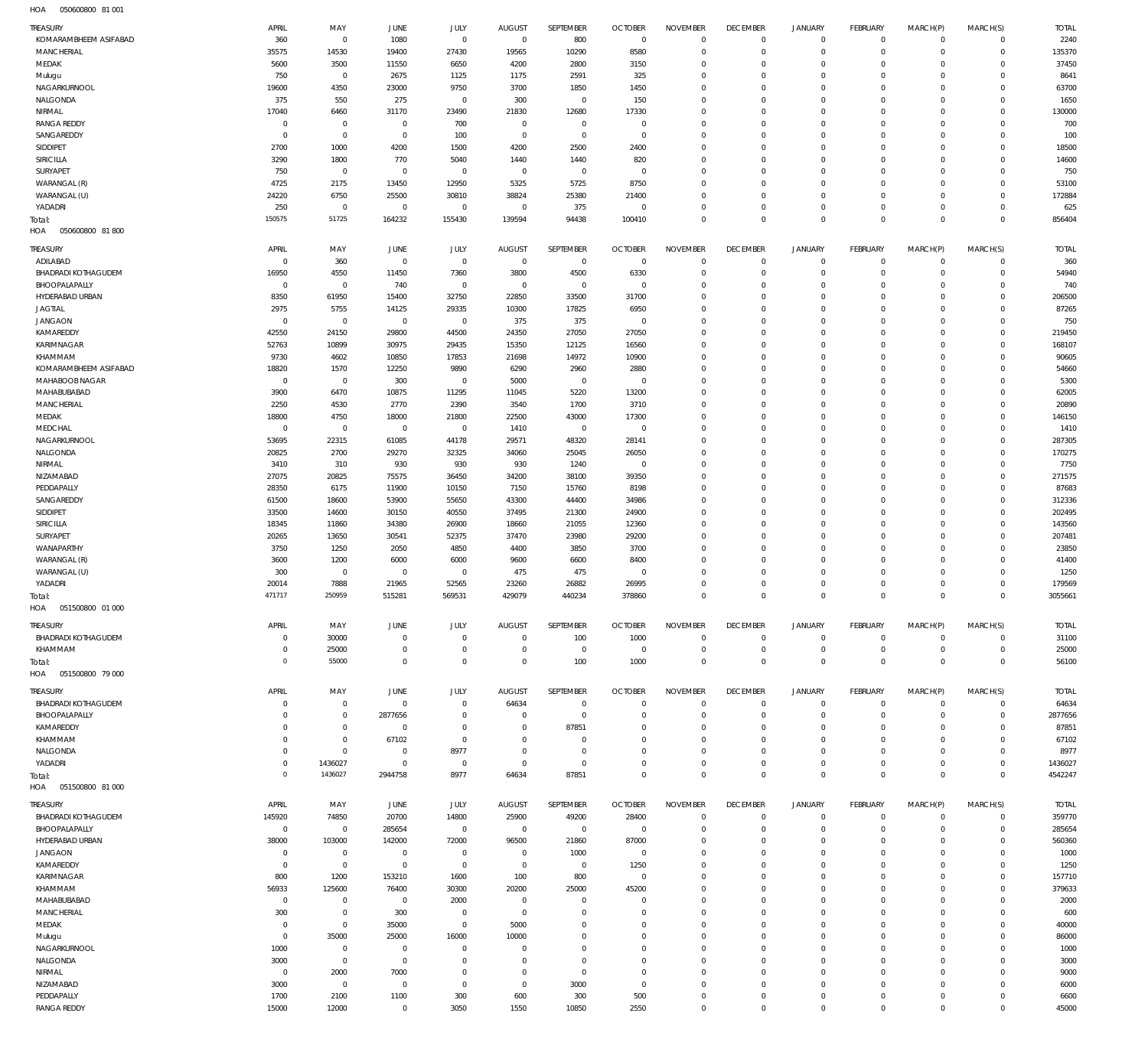HOA 050600800 81 001

| TREASURY | APRIL | MAY | JUNE | JULY | AUGUST | SEPTEMBER | OCTOBER | NOVEMBER | DECEMBER | JANUARY | FEBRUARY | MARCH(P) | MARCH(S) | TOTAL |
|---|---|---|---|---|---|---|---|---|---|---|---|---|---|---|
| KOMARAMBHEEM ASIFABAD | 360 | 0 | 1080 | 0 | 0 | 800 | 0 | 0 | 0 | 0 | 0 | 0 | 0 | 2240 |
| MANCHERIAL | 35575 | 14530 | 19400 | 27430 | 19565 | 10290 | 8580 | 0 | 0 | 0 | 0 | 0 | 0 | 135370 |
| MEDAK | 5600 | 3500 | 11550 | 6650 | 4200 | 2800 | 3150 | 0 | 0 | 0 | 0 | 0 | 0 | 37450 |
| Mulugu | 750 | 0 | 2675 | 1125 | 1175 | 2591 | 325 | 0 | 0 | 0 | 0 | 0 | 0 | 8641 |
| NAGARKURNOOL | 19600 | 4350 | 23000 | 9750 | 3700 | 1850 | 1450 | 0 | 0 | 0 | 0 | 0 | 0 | 63700 |
| NALGONDA | 375 | 550 | 275 | 0 | 300 | 0 | 150 | 0 | 0 | 0 | 0 | 0 | 0 | 1650 |
| NIRMAL | 17040 | 6460 | 31170 | 23490 | 21830 | 12680 | 17330 | 0 | 0 | 0 | 0 | 0 | 0 | 130000 |
| RANGA REDDY | 0 | 0 | 0 | 700 | 0 | 0 | 0 | 0 | 0 | 0 | 0 | 0 | 0 | 700 |
| SANGAREDDY | 0 | 0 | 0 | 100 | 0 | 0 | 0 | 0 | 0 | 0 | 0 | 0 | 0 | 100 |
| SIDDIPET | 2700 | 1000 | 4200 | 1500 | 4200 | 2500 | 2400 | 0 | 0 | 0 | 0 | 0 | 0 | 18500 |
| SIRICILLA | 3290 | 1800 | 770 | 5040 | 1440 | 1440 | 820 | 0 | 0 | 0 | 0 | 0 | 0 | 14600 |
| SURYAPET | 750 | 0 | 0 | 0 | 0 | 0 | 0 | 0 | 0 | 0 | 0 | 0 | 0 | 750 |
| WARANGAL (R) | 4725 | 2175 | 13450 | 12950 | 5325 | 5725 | 8750 | 0 | 0 | 0 | 0 | 0 | 0 | 53100 |
| WARANGAL (U) | 24220 | 6750 | 25500 | 30810 | 38824 | 25380 | 21400 | 0 | 0 | 0 | 0 | 0 | 0 | 172884 |
| YADADRI | 250 | 0 | 0 | 0 | 0 | 375 | 0 | 0 | 0 | 0 | 0 | 0 | 0 | 625 |
| Total: | 150575 | 51725 | 164232 | 155430 | 139594 | 94438 | 100410 | 0 | 0 | 0 | 0 | 0 | 0 | 856404 |

HOA 050600800 81 800

| TREASURY | APRIL | MAY | JUNE | JULY | AUGUST | SEPTEMBER | OCTOBER | NOVEMBER | DECEMBER | JANUARY | FEBRUARY | MARCH(P) | MARCH(S) | TOTAL |
|---|---|---|---|---|---|---|---|---|---|---|---|---|---|---|
| ADILABAD | 0 | 360 | 0 | 0 | 0 | 0 | 0 | 0 | 0 | 0 | 0 | 0 | 0 | 360 |
| BHADRADI KOTHAGUDEM | 16950 | 4550 | 11450 | 7360 | 3800 | 4500 | 6330 | 0 | 0 | 0 | 0 | 0 | 0 | 54940 |
| BHOOPALAPALLY | 0 | 0 | 740 | 0 | 0 | 0 | 0 | 0 | 0 | 0 | 0 | 0 | 0 | 740 |
| HYDERABAD URBAN | 8350 | 61950 | 15400 | 32750 | 22850 | 33500 | 31700 | 0 | 0 | 0 | 0 | 0 | 0 | 206500 |
| JAGTIAL | 2975 | 5755 | 14125 | 29335 | 10300 | 17825 | 6950 | 0 | 0 | 0 | 0 | 0 | 0 | 87265 |
| JANGAON | 0 | 0 | 0 | 0 | 375 | 375 | 0 | 0 | 0 | 0 | 0 | 0 | 0 | 750 |
| KAMAREDDY | 42550 | 24150 | 29800 | 44500 | 24350 | 27050 | 27050 | 0 | 0 | 0 | 0 | 0 | 0 | 219450 |
| KARIMNAGAR | 52763 | 10899 | 30975 | 29435 | 15350 | 12125 | 16560 | 0 | 0 | 0 | 0 | 0 | 0 | 168107 |
| KHAMMAM | 9730 | 4602 | 10850 | 17853 | 21698 | 14972 | 10900 | 0 | 0 | 0 | 0 | 0 | 0 | 90605 |
| KOMARAMBHEEM ASIFABAD | 18820 | 1570 | 12250 | 9890 | 6290 | 2960 | 2880 | 0 | 0 | 0 | 0 | 0 | 0 | 54660 |
| MAHABOOB NAGAR | 0 | 0 | 300 | 0 | 5000 | 0 | 0 | 0 | 0 | 0 | 0 | 0 | 0 | 5300 |
| MAHABUBABAD | 3900 | 6470 | 10875 | 11295 | 11045 | 5220 | 13200 | 0 | 0 | 0 | 0 | 0 | 0 | 62005 |
| MANCHERIAL | 2250 | 4530 | 2770 | 2390 | 3540 | 1700 | 3710 | 0 | 0 | 0 | 0 | 0 | 0 | 20890 |
| MEDAK | 18800 | 4750 | 18000 | 21800 | 22500 | 43000 | 17300 | 0 | 0 | 0 | 0 | 0 | 0 | 146150 |
| MEDCHAL | 0 | 0 | 0 | 0 | 1410 | 0 | 0 | 0 | 0 | 0 | 0 | 0 | 0 | 1410 |
| NAGARKURNOOL | 53695 | 22315 | 61085 | 44178 | 29571 | 48320 | 28141 | 0 | 0 | 0 | 0 | 0 | 0 | 287305 |
| NALGONDA | 20825 | 2700 | 29270 | 32325 | 34060 | 25045 | 26050 | 0 | 0 | 0 | 0 | 0 | 0 | 170275 |
| NIRMAL | 3410 | 310 | 930 | 930 | 930 | 1240 | 0 | 0 | 0 | 0 | 0 | 0 | 0 | 7750 |
| NIZAMABAD | 27075 | 20825 | 75575 | 36450 | 34200 | 38100 | 39350 | 0 | 0 | 0 | 0 | 0 | 0 | 271575 |
| PEDDAPALLY | 28350 | 6175 | 11900 | 10150 | 7150 | 15760 | 8198 | 0 | 0 | 0 | 0 | 0 | 0 | 87683 |
| SANGAREDDY | 61500 | 18600 | 53900 | 55650 | 43300 | 44400 | 34986 | 0 | 0 | 0 | 0 | 0 | 0 | 312336 |
| SIDDIPET | 33500 | 14600 | 30150 | 40550 | 37495 | 21300 | 24900 | 0 | 0 | 0 | 0 | 0 | 0 | 202495 |
| SIRICILLA | 18345 | 11860 | 34380 | 26900 | 18660 | 21055 | 12360 | 0 | 0 | 0 | 0 | 0 | 0 | 143560 |
| SURYAPET | 20265 | 13650 | 30541 | 52375 | 37470 | 23980 | 29200 | 0 | 0 | 0 | 0 | 0 | 0 | 207481 |
| WANAPARTHY | 3750 | 1250 | 2050 | 4850 | 4400 | 3850 | 3700 | 0 | 0 | 0 | 0 | 0 | 0 | 23850 |
| WARANGAL (R) | 3600 | 1200 | 6000 | 6000 | 9600 | 6600 | 8400 | 0 | 0 | 0 | 0 | 0 | 0 | 41400 |
| WARANGAL (U) | 300 | 0 | 0 | 0 | 475 | 475 | 0 | 0 | 0 | 0 | 0 | 0 | 0 | 1250 |
| YADADRI | 20014 | 7888 | 21965 | 52565 | 23260 | 26882 | 26995 | 0 | 0 | 0 | 0 | 0 | 0 | 179569 |
| Total: | 471717 | 250959 | 515281 | 569531 | 429079 | 440234 | 378860 | 0 | 0 | 0 | 0 | 0 | 0 | 3055661 |

HOA 051500800 01 000

| TREASURY | APRIL | MAY | JUNE | JULY | AUGUST | SEPTEMBER | OCTOBER | NOVEMBER | DECEMBER | JANUARY | FEBRUARY | MARCH(P) | MARCH(S) | TOTAL |
|---|---|---|---|---|---|---|---|---|---|---|---|---|---|---|
| BHADRADI KOTHAGUDEM | 0 | 30000 | 0 | 0 | 0 | 100 | 1000 | 0 | 0 | 0 | 0 | 0 | 0 | 31100 |
| KHAMMAM | 0 | 25000 | 0 | 0 | 0 | 0 | 0 | 0 | 0 | 0 | 0 | 0 | 0 | 25000 |
| Total: | 0 | 55000 | 0 | 0 | 0 | 100 | 1000 | 0 | 0 | 0 | 0 | 0 | 0 | 56100 |

HOA 051500800 79 000

| TREASURY | APRIL | MAY | JUNE | JULY | AUGUST | SEPTEMBER | OCTOBER | NOVEMBER | DECEMBER | JANUARY | FEBRUARY | MARCH(P) | MARCH(S) | TOTAL |
|---|---|---|---|---|---|---|---|---|---|---|---|---|---|---|
| BHADRADI KOTHAGUDEM | 0 | 0 | 0 | 0 | 64634 | 0 | 0 | 0 | 0 | 0 | 0 | 0 | 0 | 64634 |
| BHOOPALAPALLY | 0 | 0 | 2877656 | 0 | 0 | 0 | 0 | 0 | 0 | 0 | 0 | 0 | 0 | 2877656 |
| KAMAREDDY | 0 | 0 | 0 | 0 | 0 | 87851 | 0 | 0 | 0 | 0 | 0 | 0 | 0 | 87851 |
| KHAMMAM | 0 | 0 | 67102 | 0 | 0 | 0 | 0 | 0 | 0 | 0 | 0 | 0 | 0 | 67102 |
| NALGONDA | 0 | 0 | 0 | 8977 | 0 | 0 | 0 | 0 | 0 | 0 | 0 | 0 | 0 | 8977 |
| YADADRI | 0 | 1436027 | 0 | 0 | 0 | 0 | 0 | 0 | 0 | 0 | 0 | 0 | 0 | 1436027 |
| Total: | 0 | 1436027 | 2944758 | 8977 | 64634 | 87851 | 0 | 0 | 0 | 0 | 0 | 0 | 0 | 4542247 |

HOA 051500800 81 000

| TREASURY | APRIL | MAY | JUNE | JULY | AUGUST | SEPTEMBER | OCTOBER | NOVEMBER | DECEMBER | JANUARY | FEBRUARY | MARCH(P) | MARCH(S) | TOTAL |
|---|---|---|---|---|---|---|---|---|---|---|---|---|---|---|
| BHADRADI KOTHAGUDEM | 145920 | 74850 | 20700 | 14800 | 25900 | 49200 | 28400 | 0 | 0 | 0 | 0 | 0 | 0 | 359770 |
| BHOOPALAPALLY | 0 | 0 | 285654 | 0 | 0 | 0 | 0 | 0 | 0 | 0 | 0 | 0 | 0 | 285654 |
| HYDERABAD URBAN | 38000 | 103000 | 142000 | 72000 | 96500 | 21860 | 87000 | 0 | 0 | 0 | 0 | 0 | 0 | 560360 |
| JANGAON | 0 | 0 | 0 | 0 | 0 | 1000 | 0 | 0 | 0 | 0 | 0 | 0 | 0 | 1000 |
| KAMAREDDY | 0 | 0 | 0 | 0 | 0 | 0 | 1250 | 0 | 0 | 0 | 0 | 0 | 0 | 1250 |
| KARIMNAGAR | 800 | 1200 | 153210 | 1600 | 100 | 800 | 0 | 0 | 0 | 0 | 0 | 0 | 0 | 157710 |
| KHAMMAM | 56933 | 125600 | 76400 | 30300 | 20200 | 25000 | 45200 | 0 | 0 | 0 | 0 | 0 | 0 | 379633 |
| MAHABUBABAD | 0 | 0 | 0 | 2000 | 0 | 0 | 0 | 0 | 0 | 0 | 0 | 0 | 0 | 2000 |
| MANCHERIAL | 300 | 0 | 300 | 0 | 0 | 0 | 0 | 0 | 0 | 0 | 0 | 0 | 0 | 600 |
| MEDAK | 0 | 0 | 35000 | 0 | 5000 | 0 | 0 | 0 | 0 | 0 | 0 | 0 | 0 | 40000 |
| Mulugu | 0 | 35000 | 25000 | 16000 | 10000 | 0 | 0 | 0 | 0 | 0 | 0 | 0 | 0 | 86000 |
| NAGARKURNOOL | 1000 | 0 | 0 | 0 | 0 | 0 | 0 | 0 | 0 | 0 | 0 | 0 | 0 | 1000 |
| NALGONDA | 3000 | 0 | 0 | 0 | 0 | 0 | 0 | 0 | 0 | 0 | 0 | 0 | 0 | 3000 |
| NIRMAL | 0 | 2000 | 7000 | 0 | 0 | 0 | 0 | 0 | 0 | 0 | 0 | 0 | 0 | 9000 |
| NIZAMABAD | 3000 | 0 | 0 | 0 | 0 | 3000 | 0 | 0 | 0 | 0 | 0 | 0 | 0 | 6000 |
| PEDDAPALLY | 1700 | 2100 | 1100 | 300 | 600 | 300 | 500 | 0 | 0 | 0 | 0 | 0 | 0 | 6600 |
| RANGA REDDY | 15000 | 12000 | 0 | 3050 | 1550 | 10850 | 2550 | 0 | 0 | 0 | 0 | 0 | 0 | 45000 |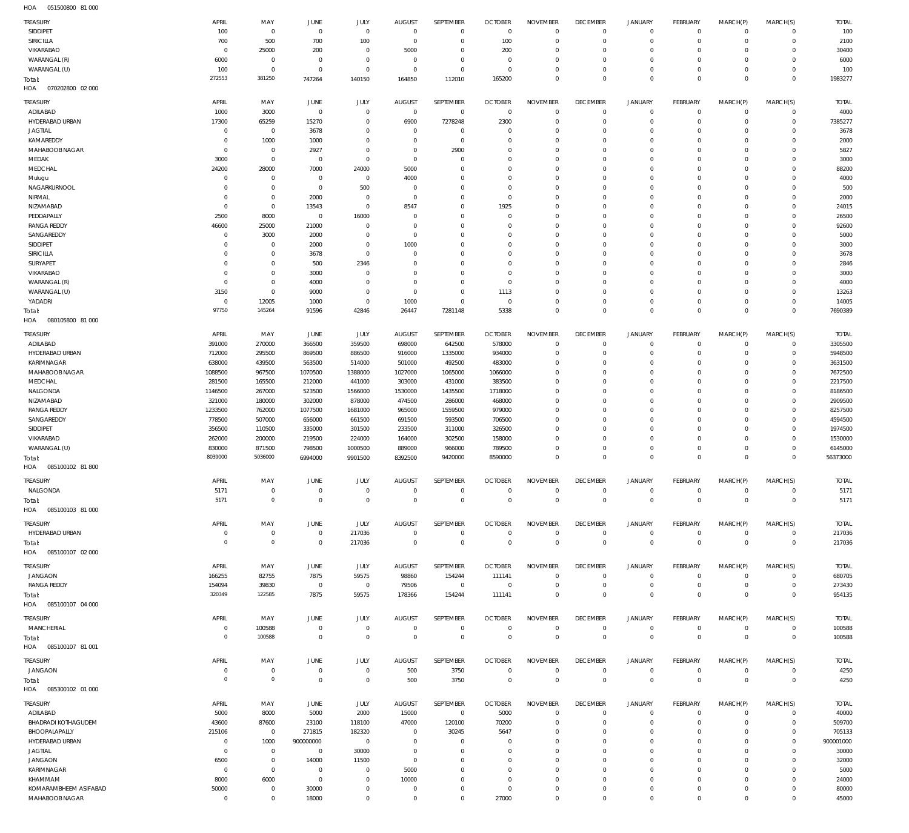HOA 051500800 81 000

| TREASURY | APRIL | MAY | JUNE | JULY | AUGUST | SEPTEMBER | OCTOBER | NOVEMBER | DECEMBER | JANUARY | FEBRUARY | MARCH(P) | MARCH(S) | TOTAL |
|---|---|---|---|---|---|---|---|---|---|---|---|---|---|---|
| SIDDIPET | 100 | 0 | 0 | 0 | 0 | 0 | 0 | 0 | 0 | 0 | 0 | 0 | 0 | 100 |
| SIRICILLA | 700 | 500 | 700 | 100 | 0 | 0 | 100 | 0 | 0 | 0 | 0 | 0 | 0 | 2100 |
| VIKARABAD | 0 | 25000 | 200 | 0 | 5000 | 0 | 200 | 0 | 0 | 0 | 0 | 0 | 0 | 30400 |
| WARANGAL (R) | 6000 | 0 | 0 | 0 | 0 | 0 | 0 | 0 | 0 | 0 | 0 | 0 | 0 | 6000 |
| WARANGAL (U) | 100 | 0 | 0 | 0 | 0 | 0 | 0 | 0 | 0 | 0 | 0 | 0 | 0 | 100 |
| Total: | 272553 | 381250 | 747264 | 140150 | 164850 | 112010 | 165200 | 0 | 0 | 0 | 0 | 0 | 0 | 1983277 |

HOA 070202800 02 000

| TREASURY | APRIL | MAY | JUNE | JULY | AUGUST | SEPTEMBER | OCTOBER | NOVEMBER | DECEMBER | JANUARY | FEBRUARY | MARCH(P) | MARCH(S) | TOTAL |
|---|---|---|---|---|---|---|---|---|---|---|---|---|---|---|
| ADILABAD | 1000 | 3000 | 0 | 0 | 0 | 0 | 0 | 0 | 0 | 0 | 0 | 0 | 0 | 4000 |
| HYDERABAD URBAN | 17300 | 65259 | 15270 | 0 | 6900 | 7278248 | 2300 | 0 | 0 | 0 | 0 | 0 | 0 | 7385277 |
| JAGTIAL | 0 | 0 | 3678 | 0 | 0 | 0 | 0 | 0 | 0 | 0 | 0 | 0 | 0 | 3678 |
| KAMAREDDY | 0 | 1000 | 1000 | 0 | 0 | 0 | 0 | 0 | 0 | 0 | 0 | 0 | 0 | 2000 |
| MAHABOOB NAGAR | 0 | 0 | 2927 | 0 | 0 | 2900 | 0 | 0 | 0 | 0 | 0 | 0 | 0 | 5827 |
| MEDAK | 3000 | 0 | 0 | 0 | 0 | 0 | 0 | 0 | 0 | 0 | 0 | 0 | 0 | 3000 |
| MEDCHAL | 24200 | 28000 | 7000 | 24000 | 5000 | 0 | 0 | 0 | 0 | 0 | 0 | 0 | 0 | 88200 |
| Mulugu | 0 | 0 | 0 | 0 | 4000 | 0 | 0 | 0 | 0 | 0 | 0 | 0 | 0 | 4000 |
| NAGARKURNOOL | 0 | 0 | 0 | 500 | 0 | 0 | 0 | 0 | 0 | 0 | 0 | 0 | 0 | 500 |
| NIRMAL | 0 | 0 | 2000 | 0 | 0 | 0 | 0 | 0 | 0 | 0 | 0 | 0 | 0 | 2000 |
| NIZAMABAD | 0 | 0 | 13543 | 0 | 8547 | 0 | 1925 | 0 | 0 | 0 | 0 | 0 | 0 | 24015 |
| PEDDAPALLY | 2500 | 8000 | 0 | 16000 | 0 | 0 | 0 | 0 | 0 | 0 | 0 | 0 | 0 | 26500 |
| RANGA REDDY | 46600 | 25000 | 21000 | 0 | 0 | 0 | 0 | 0 | 0 | 0 | 0 | 0 | 0 | 92600 |
| SANGAREDDY | 0 | 3000 | 2000 | 0 | 0 | 0 | 0 | 0 | 0 | 0 | 0 | 0 | 0 | 5000 |
| SIDDIPET | 0 | 0 | 2000 | 0 | 1000 | 0 | 0 | 0 | 0 | 0 | 0 | 0 | 0 | 3000 |
| SIRICILLA | 0 | 0 | 3678 | 0 | 0 | 0 | 0 | 0 | 0 | 0 | 0 | 0 | 0 | 3678 |
| SURYAPET | 0 | 0 | 500 | 2346 | 0 | 0 | 0 | 0 | 0 | 0 | 0 | 0 | 0 | 2846 |
| VIKARABAD | 0 | 0 | 3000 | 0 | 0 | 0 | 0 | 0 | 0 | 0 | 0 | 0 | 0 | 3000 |
| WARANGAL (R) | 0 | 0 | 4000 | 0 | 0 | 0 | 0 | 0 | 0 | 0 | 0 | 0 | 0 | 4000 |
| WARANGAL (U) | 3150 | 0 | 9000 | 0 | 0 | 0 | 1113 | 0 | 0 | 0 | 0 | 0 | 0 | 13263 |
| YADADRI | 0 | 12005 | 1000 | 0 | 1000 | 0 | 0 | 0 | 0 | 0 | 0 | 0 | 0 | 14005 |
| Total: | 97750 | 145264 | 91596 | 42846 | 26447 | 7281148 | 5338 | 0 | 0 | 0 | 0 | 0 | 0 | 7690389 |

HOA 080105800 81 000

| TREASURY | APRIL | MAY | JUNE | JULY | AUGUST | SEPTEMBER | OCTOBER | NOVEMBER | DECEMBER | JANUARY | FEBRUARY | MARCH(P) | MARCH(S) | TOTAL |
|---|---|---|---|---|---|---|---|---|---|---|---|---|---|---|
| ADILABAD | 391000 | 270000 | 366500 | 359500 | 698000 | 642500 | 578000 | 0 | 0 | 0 | 0 | 0 | 0 | 3305500 |
| HYDERABAD URBAN | 712000 | 295500 | 869500 | 886500 | 916000 | 1335000 | 934000 | 0 | 0 | 0 | 0 | 0 | 0 | 5948500 |
| KARIMNAGAR | 638000 | 439500 | 563500 | 514000 | 501000 | 492500 | 483000 | 0 | 0 | 0 | 0 | 0 | 0 | 3631500 |
| MAHABOOB NAGAR | 1088500 | 967500 | 1070500 | 1388000 | 1027000 | 1065000 | 1066000 | 0 | 0 | 0 | 0 | 0 | 0 | 7672500 |
| MEDCHAL | 281500 | 165500 | 212000 | 441000 | 303000 | 431000 | 383500 | 0 | 0 | 0 | 0 | 0 | 0 | 2217500 |
| NALGONDA | 1146500 | 267000 | 523500 | 1566000 | 1530000 | 1435500 | 1718000 | 0 | 0 | 0 | 0 | 0 | 0 | 8186500 |
| NIZAMABAD | 321000 | 180000 | 302000 | 878000 | 474500 | 286000 | 468000 | 0 | 0 | 0 | 0 | 0 | 0 | 2909500 |
| RANGA REDDY | 1233500 | 762000 | 1077500 | 1681000 | 965000 | 1559500 | 979000 | 0 | 0 | 0 | 0 | 0 | 0 | 8257500 |
| SANGAREDDY | 778500 | 507000 | 656000 | 661500 | 691500 | 593500 | 706500 | 0 | 0 | 0 | 0 | 0 | 0 | 4594500 |
| SIDDIPET | 356500 | 110500 | 335000 | 301500 | 233500 | 311000 | 326500 | 0 | 0 | 0 | 0 | 0 | 0 | 1974500 |
| VIKARABAD | 262000 | 200000 | 219500 | 224000 | 164000 | 302500 | 158000 | 0 | 0 | 0 | 0 | 0 | 0 | 1530000 |
| WARANGAL (U) | 830000 | 871500 | 798500 | 1000500 | 889000 | 966000 | 789500 | 0 | 0 | 0 | 0 | 0 | 0 | 6145000 |
| Total: | 8039000 | 5036000 | 6994000 | 9901500 | 8392500 | 9420000 | 8590000 | 0 | 0 | 0 | 0 | 0 | 0 | 56373000 |

HOA 085100102 81 800

| TREASURY | APRIL | MAY | JUNE | JULY | AUGUST | SEPTEMBER | OCTOBER | NOVEMBER | DECEMBER | JANUARY | FEBRUARY | MARCH(P) | MARCH(S) | TOTAL |
|---|---|---|---|---|---|---|---|---|---|---|---|---|---|---|
| NALGONDA | 5171 | 0 | 0 | 0 | 0 | 0 | 0 | 0 | 0 | 0 | 0 | 0 | 0 | 5171 |
| Total: | 5171 | 0 | 0 | 0 | 0 | 0 | 0 | 0 | 0 | 0 | 0 | 0 | 0 | 5171 |

HOA 085100103 81 000

| TREASURY | APRIL | MAY | JUNE | JULY | AUGUST | SEPTEMBER | OCTOBER | NOVEMBER | DECEMBER | JANUARY | FEBRUARY | MARCH(P) | MARCH(S) | TOTAL |
|---|---|---|---|---|---|---|---|---|---|---|---|---|---|---|
| HYDERABAD URBAN | 0 | 0 | 0 | 217036 | 0 | 0 | 0 | 0 | 0 | 0 | 0 | 0 | 0 | 217036 |
| Total: | 0 | 0 | 0 | 217036 | 0 | 0 | 0 | 0 | 0 | 0 | 0 | 0 | 0 | 217036 |

HOA 085100107 02 000

| TREASURY | APRIL | MAY | JUNE | JULY | AUGUST | SEPTEMBER | OCTOBER | NOVEMBER | DECEMBER | JANUARY | FEBRUARY | MARCH(P) | MARCH(S) | TOTAL |
|---|---|---|---|---|---|---|---|---|---|---|---|---|---|---|
| JANGAON | 166255 | 82755 | 7875 | 59575 | 98860 | 154244 | 111141 | 0 | 0 | 0 | 0 | 0 | 0 | 680705 |
| RANGA REDDY | 154094 | 39830 | 0 | 0 | 79506 | 0 | 0 | 0 | 0 | 0 | 0 | 0 | 0 | 273430 |
| Total: | 320349 | 122585 | 7875 | 59575 | 178366 | 154244 | 111141 | 0 | 0 | 0 | 0 | 0 | 0 | 954135 |

HOA 085100107 04 000

| TREASURY | APRIL | MAY | JUNE | JULY | AUGUST | SEPTEMBER | OCTOBER | NOVEMBER | DECEMBER | JANUARY | FEBRUARY | MARCH(P) | MARCH(S) | TOTAL |
|---|---|---|---|---|---|---|---|---|---|---|---|---|---|---|
| MANCHERIAL | 0 | 100588 | 0 | 0 | 0 | 0 | 0 | 0 | 0 | 0 | 0 | 0 | 0 | 100588 |
| Total: | 0 | 100588 | 0 | 0 | 0 | 0 | 0 | 0 | 0 | 0 | 0 | 0 | 0 | 100588 |

HOA 085100107 81 001

| TREASURY | APRIL | MAY | JUNE | JULY | AUGUST | SEPTEMBER | OCTOBER | NOVEMBER | DECEMBER | JANUARY | FEBRUARY | MARCH(P) | MARCH(S) | TOTAL |
|---|---|---|---|---|---|---|---|---|---|---|---|---|---|---|
| JANGAON | 0 | 0 | 0 | 0 | 500 | 3750 | 0 | 0 | 0 | 0 | 0 | 0 | 0 | 4250 |
| Total: | 0 | 0 | 0 | 0 | 500 | 3750 | 0 | 0 | 0 | 0 | 0 | 0 | 0 | 4250 |

HOA 085300102 01 000

| TREASURY | APRIL | MAY | JUNE | JULY | AUGUST | SEPTEMBER | OCTOBER | NOVEMBER | DECEMBER | JANUARY | FEBRUARY | MARCH(P) | MARCH(S) | TOTAL |
|---|---|---|---|---|---|---|---|---|---|---|---|---|---|---|
| ADILABAD | 5000 | 8000 | 5000 | 2000 | 15000 | 0 | 5000 | 0 | 0 | 0 | 0 | 0 | 0 | 40000 |
| BHADRADI KOTHAGUDEM | 43600 | 87600 | 23100 | 118100 | 47000 | 120100 | 70200 | 0 | 0 | 0 | 0 | 0 | 0 | 509700 |
| BHOOPALAPALLY | 215106 | 0 | 271815 | 182320 | 0 | 30245 | 5647 | 0 | 0 | 0 | 0 | 0 | 0 | 705133 |
| HYDERABAD URBAN | 0 | 1000 | 900000000 | 0 | 0 | 0 | 0 | 0 | 0 | 0 | 0 | 0 | 0 | 900001000 |
| JAGTIAL | 0 | 0 | 0 | 30000 | 0 | 0 | 0 | 0 | 0 | 0 | 0 | 0 | 0 | 30000 |
| JANGAON | 6500 | 0 | 14000 | 11500 | 0 | 0 | 0 | 0 | 0 | 0 | 0 | 0 | 0 | 32000 |
| KARIMNAGAR | 0 | 0 | 0 | 0 | 5000 | 0 | 0 | 0 | 0 | 0 | 0 | 0 | 0 | 5000 |
| KHAMMAM | 8000 | 6000 | 0 | 0 | 10000 | 0 | 0 | 0 | 0 | 0 | 0 | 0 | 0 | 24000 |
| KOMARAMBHEEM ASIFABAD | 50000 | 0 | 30000 | 0 | 0 | 0 | 0 | 0 | 0 | 0 | 0 | 0 | 0 | 80000 |
| MAHABOOB NAGAR | 0 | 0 | 18000 | 0 | 0 | 0 | 27000 | 0 | 0 | 0 | 0 | 0 | 0 | 45000 |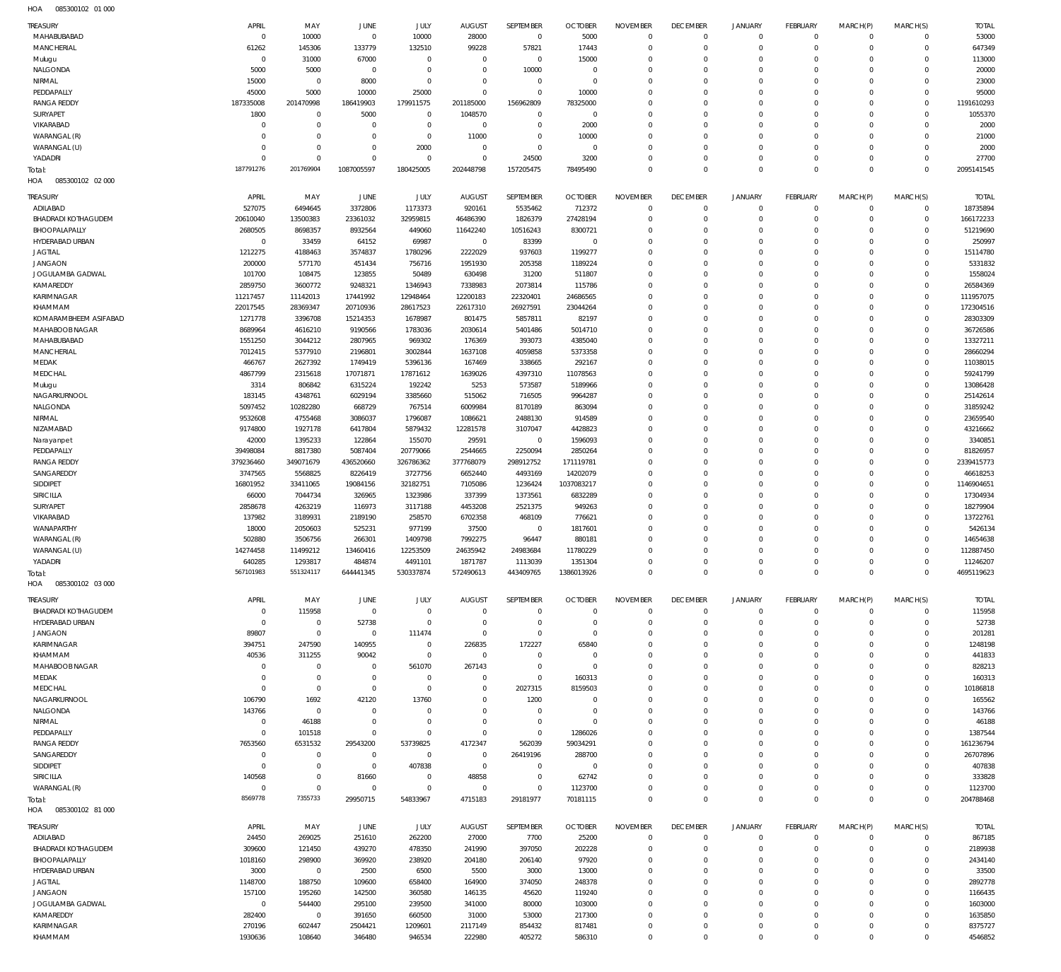HOA 085300102 01 000

| TREASURY | APRIL | MAY | JUNE | JULY | AUGUST | SEPTEMBER | OCTOBER | NOVEMBER | DECEMBER | JANUARY | FEBRUARY | MARCH(P) | MARCH(S) | TOTAL |
|---|---|---|---|---|---|---|---|---|---|---|---|---|---|---|
| MAHABUBABAD | 0 | 10000 | 0 | 10000 | 28000 | 0 | 5000 | 0 | 0 | 0 | 0 | 0 | 0 | 53000 |
| MANCHERIAL | 61262 | 145306 | 133779 | 132510 | 99228 | 57821 | 17443 | 0 | 0 | 0 | 0 | 0 | 0 | 647349 |
| Mulugu | 0 | 31000 | 67000 | 0 | 0 | 0 | 15000 | 0 | 0 | 0 | 0 | 0 | 0 | 113000 |
| NALGONDA | 5000 | 5000 | 0 | 0 | 0 | 10000 | 0 | 0 | 0 | 0 | 0 | 0 | 0 | 20000 |
| NIRMAL | 15000 | 0 | 8000 | 0 | 0 | 0 | 0 | 0 | 0 | 0 | 0 | 0 | 0 | 23000 |
| PEDDAPALLY | 45000 | 5000 | 10000 | 25000 | 0 | 0 | 10000 | 0 | 0 | 0 | 0 | 0 | 0 | 95000 |
| RANGA REDDY | 187335008 | 201470998 | 186419903 | 179911575 | 201185000 | 156962809 | 78325000 | 0 | 0 | 0 | 0 | 0 | 0 | 1191610293 |
| SURYAPET | 1800 | 0 | 5000 | 0 | 1048570 | 0 | 0 | 0 | 0 | 0 | 0 | 0 | 0 | 1055370 |
| VIKARABAD | 0 | 0 | 0 | 0 | 0 | 0 | 2000 | 0 | 0 | 0 | 0 | 0 | 0 | 2000 |
| WARANGAL (R) | 0 | 0 | 0 | 0 | 11000 | 0 | 10000 | 0 | 0 | 0 | 0 | 0 | 0 | 21000 |
| WARANGAL (U) | 0 | 0 | 0 | 2000 | 0 | 0 | 0 | 0 | 0 | 0 | 0 | 0 | 0 | 2000 |
| YADADRI | 0 | 0 | 0 | 0 | 0 | 24500 | 3200 | 0 | 0 | 0 | 0 | 0 | 0 | 27700 |
| Total: | 187791276 | 201769904 | 1087005597 | 180425005 | 202448798 | 157205475 | 78495490 | 0 | 0 | 0 | 0 | 0 | 0 | 2095141545 |

HOA 085300102 02 000

| TREASURY | APRIL | MAY | JUNE | JULY | AUGUST | SEPTEMBER | OCTOBER | NOVEMBER | DECEMBER | JANUARY | FEBRUARY | MARCH(P) | MARCH(S) | TOTAL |
|---|---|---|---|---|---|---|---|---|---|---|---|---|---|---|
| ADILABAD | 527075 | 6494645 | 3372806 | 1173373 | 920161 | 5535462 | 712372 | 0 | 0 | 0 | 0 | 0 | 0 | 18735894 |
| BHADRADI KOTHAGUDEM | 20610040 | 13500383 | 23361032 | 32959815 | 46486390 | 1826379 | 27428194 | 0 | 0 | 0 | 0 | 0 | 0 | 166172233 |
| BHOOPALAPALLY | 2680505 | 8698357 | 8932564 | 449060 | 11642240 | 10516243 | 8300721 | 0 | 0 | 0 | 0 | 0 | 0 | 51219690 |
| HYDERABAD URBAN | 0 | 33459 | 64152 | 69987 | 0 | 83399 | 0 | 0 | 0 | 0 | 0 | 0 | 0 | 250997 |
| JAGTIAL | 1212275 | 4188463 | 3574837 | 1780296 | 2222029 | 937603 | 1199277 | 0 | 0 | 0 | 0 | 0 | 0 | 15114780 |
| JANGAON | 200000 | 577170 | 451434 | 756716 | 1951930 | 205358 | 1189224 | 0 | 0 | 0 | 0 | 0 | 0 | 5331832 |
| JOGULAMBA GADWAL | 101700 | 108475 | 123855 | 50489 | 630498 | 31200 | 511807 | 0 | 0 | 0 | 0 | 0 | 0 | 1558024 |
| KAMAREDDY | 2859750 | 3600772 | 9248321 | 1346943 | 7338983 | 2073814 | 115786 | 0 | 0 | 0 | 0 | 0 | 0 | 26584369 |
| KARIMNAGAR | 11217457 | 11142013 | 17441992 | 12948464 | 12200183 | 22320401 | 24686565 | 0 | 0 | 0 | 0 | 0 | 0 | 111957075 |
| KHAMMAM | 22017545 | 28369347 | 20710936 | 28617523 | 22617310 | 26927591 | 23044264 | 0 | 0 | 0 | 0 | 0 | 0 | 172304516 |
| KOMARAMBHEEM ASIFABAD | 1271778 | 3396708 | 15214353 | 1678987 | 801475 | 5857811 | 82197 | 0 | 0 | 0 | 0 | 0 | 0 | 28303309 |
| MAHABOOBNAGAR | 8689964 | 4616210 | 9190566 | 1783036 | 2030614 | 5401486 | 5014710 | 0 | 0 | 0 | 0 | 0 | 0 | 36726586 |
| MAHABUBABAD | 1551250 | 3044212 | 2807965 | 969302 | 176369 | 393073 | 4385040 | 0 | 0 | 0 | 0 | 0 | 0 | 13327211 |
| MANCHERIAL | 7012415 | 5377910 | 2196801 | 3002844 | 1637108 | 4059858 | 5373358 | 0 | 0 | 0 | 0 | 0 | 0 | 28660294 |
| MEDAK | 466767 | 2627392 | 1749419 | 5396136 | 167469 | 338665 | 292167 | 0 | 0 | 0 | 0 | 0 | 0 | 11038015 |
| MEDCHAL | 4867799 | 2315618 | 17071871 | 17871612 | 1639026 | 4397310 | 11078563 | 0 | 0 | 0 | 0 | 0 | 0 | 59241799 |
| Mulugu | 3314 | 806842 | 6315224 | 192242 | 5253 | 573587 | 5189966 | 0 | 0 | 0 | 0 | 0 | 0 | 13086428 |
| NAGARKURNOOL | 183145 | 4348761 | 6029194 | 3385660 | 515062 | 716505 | 9964287 | 0 | 0 | 0 | 0 | 0 | 0 | 25142614 |
| NALGONDA | 5097452 | 10282280 | 668729 | 767514 | 6009984 | 8170189 | 863094 | 0 | 0 | 0 | 0 | 0 | 0 | 31859242 |
| NIRMAL | 9532608 | 4755468 | 3086037 | 1796087 | 1086621 | 2488130 | 914589 | 0 | 0 | 0 | 0 | 0 | 0 | 23659540 |
| NIZAMABAD | 9174800 | 1927178 | 6417804 | 5879432 | 12281578 | 3107047 | 4428823 | 0 | 0 | 0 | 0 | 0 | 0 | 43216662 |
| Narayanpet | 42000 | 1395233 | 122864 | 155070 | 29591 | 0 | 1596093 | 0 | 0 | 0 | 0 | 0 | 0 | 3340851 |
| PEDDAPALLY | 39498084 | 8817380 | 5087404 | 20779066 | 2544665 | 2250094 | 2850264 | 0 | 0 | 0 | 0 | 0 | 0 | 81826957 |
| RANGA REDDY | 379236460 | 349071679 | 436520660 | 326786362 | 377768079 | 298912752 | 171119781 | 0 | 0 | 0 | 0 | 0 | 0 | 2339415773 |
| SANGAREDDY | 3747565 | 5568825 | 8226419 | 3727756 | 6652440 | 4493169 | 14202079 | 0 | 0 | 0 | 0 | 0 | 0 | 46618253 |
| SIDDIPET | 16801952 | 33411065 | 19084156 | 32182751 | 7105086 | 1236424 | 1037083217 | 0 | 0 | 0 | 0 | 0 | 0 | 1146904651 |
| SIRICILLA | 66000 | 7044734 | 326965 | 1323986 | 337399 | 1373561 | 6832289 | 0 | 0 | 0 | 0 | 0 | 0 | 17304934 |
| SURYAPET | 2858678 | 4263219 | 116973 | 3117188 | 4453208 | 2521375 | 949263 | 0 | 0 | 0 | 0 | 0 | 0 | 18279904 |
| VIKARABAD | 137982 | 3189931 | 2189190 | 258570 | 6702358 | 468109 | 776621 | 0 | 0 | 0 | 0 | 0 | 0 | 13722761 |
| WANAPARTHY | 18000 | 2050603 | 525231 | 977199 | 37500 | 0 | 1817601 | 0 | 0 | 0 | 0 | 0 | 0 | 5426134 |
| WARANGAL (R) | 502880 | 3506756 | 266301 | 1409798 | 7992275 | 96447 | 880181 | 0 | 0 | 0 | 0 | 0 | 0 | 14654638 |
| WARANGAL (U) | 14274458 | 11499212 | 13460416 | 12253509 | 24635942 | 24983684 | 11780229 | 0 | 0 | 0 | 0 | 0 | 0 | 112887450 |
| YADADRI | 640285 | 1293817 | 484874 | 4491101 | 1871787 | 1113039 | 1351304 | 0 | 0 | 0 | 0 | 0 | 0 | 11246207 |
| Total: | 567101983 | 551324117 | 644441345 | 530337874 | 572490613 | 443409765 | 1386013926 | 0 | 0 | 0 | 0 | 0 | 0 | 4695119623 |

HOA 085300102 03 000

| TREASURY | APRIL | MAY | JUNE | JULY | AUGUST | SEPTEMBER | OCTOBER | NOVEMBER | DECEMBER | JANUARY | FEBRUARY | MARCH(P) | MARCH(S) | TOTAL |
|---|---|---|---|---|---|---|---|---|---|---|---|---|---|---|
| BHADRADI KOTHAGUDEM | 0 | 115958 | 0 | 0 | 0 | 0 | 0 | 0 | 0 | 0 | 0 | 0 | 0 | 115958 |
| HYDERABAD URBAN | 0 | 0 | 52738 | 0 | 0 | 0 | 0 | 0 | 0 | 0 | 0 | 0 | 0 | 52738 |
| JANGAON | 89807 | 0 | 0 | 111474 | 0 | 0 | 0 | 0 | 0 | 0 | 0 | 0 | 0 | 201281 |
| KARIMNAGAR | 394751 | 247590 | 140955 | 0 | 226835 | 172227 | 65840 | 0 | 0 | 0 | 0 | 0 | 0 | 1248198 |
| KHAMMAM | 40536 | 311255 | 90042 | 0 | 0 | 0 | 0 | 0 | 0 | 0 | 0 | 0 | 0 | 441833 |
| MAHABOOBNAGAR | 0 | 0 | 0 | 561070 | 267143 | 0 | 0 | 0 | 0 | 0 | 0 | 0 | 0 | 828213 |
| MEDAK | 0 | 0 | 0 | 0 | 0 | 0 | 160313 | 0 | 0 | 0 | 0 | 0 | 0 | 160313 |
| MEDCHAL | 0 | 0 | 0 | 0 | 0 | 2027315 | 8159503 | 0 | 0 | 0 | 0 | 0 | 0 | 10186818 |
| NAGARKURNOOL | 106790 | 1692 | 42120 | 13760 | 0 | 1200 | 0 | 0 | 0 | 0 | 0 | 0 | 0 | 165562 |
| NALGONDA | 143766 | 0 | 0 | 0 | 0 | 0 | 0 | 0 | 0 | 0 | 0 | 0 | 0 | 143766 |
| NIRMAL | 0 | 46188 | 0 | 0 | 0 | 0 | 0 | 0 | 0 | 0 | 0 | 0 | 0 | 46188 |
| PEDDAPALLY | 0 | 101518 | 0 | 0 | 0 | 0 | 1286026 | 0 | 0 | 0 | 0 | 0 | 0 | 1387544 |
| RANGA REDDY | 7653560 | 6531532 | 29543200 | 53739825 | 4172347 | 562039 | 59034291 | 0 | 0 | 0 | 0 | 0 | 0 | 161236794 |
| SANGAREDDY | 0 | 0 | 0 | 0 | 0 | 26419196 | 288700 | 0 | 0 | 0 | 0 | 0 | 0 | 26707896 |
| SIDDIPET | 0 | 0 | 0 | 407838 | 0 | 0 | 0 | 0 | 0 | 0 | 0 | 0 | 0 | 407838 |
| SIRICILLA | 140568 | 0 | 81660 | 0 | 48858 | 0 | 62742 | 0 | 0 | 0 | 0 | 0 | 0 | 333828 |
| WARANGAL (R) | 0 | 0 | 0 | 0 | 0 | 0 | 1123700 | 0 | 0 | 0 | 0 | 0 | 0 | 1123700 |
| Total: | 8569778 | 7355733 | 29950715 | 54833967 | 4715183 | 29181977 | 70181115 | 0 | 0 | 0 | 0 | 0 | 0 | 204788468 |

HOA 085300102 81 000

| TREASURY | APRIL | MAY | JUNE | JULY | AUGUST | SEPTEMBER | OCTOBER | NOVEMBER | DECEMBER | JANUARY | FEBRUARY | MARCH(P) | MARCH(S) | TOTAL |
|---|---|---|---|---|---|---|---|---|---|---|---|---|---|---|
| ADILABAD | 24450 | 269025 | 251610 | 262200 | 27000 | 7700 | 25200 | 0 | 0 | 0 | 0 | 0 | 0 | 867185 |
| BHADRADI KOTHAGUDEM | 309600 | 121450 | 439270 | 478350 | 241990 | 397050 | 202228 | 0 | 0 | 0 | 0 | 0 | 0 | 2189938 |
| BHOOPALAPALLY | 1018160 | 298900 | 369920 | 238920 | 204180 | 206140 | 97920 | 0 | 0 | 0 | 0 | 0 | 0 | 2434140 |
| HYDERABAD URBAN | 3000 | 0 | 2500 | 6500 | 5500 | 3000 | 13000 | 0 | 0 | 0 | 0 | 0 | 0 | 33500 |
| JAGTIAL | 1148700 | 188750 | 109600 | 658400 | 164900 | 374050 | 248378 | 0 | 0 | 0 | 0 | 0 | 0 | 2892778 |
| JANGAON | 157100 | 195260 | 142500 | 360580 | 146135 | 45620 | 119240 | 0 | 0 | 0 | 0 | 0 | 0 | 1166435 |
| JOGULAMBA GADWAL | 0 | 544400 | 295100 | 239500 | 341000 | 80000 | 103000 | 0 | 0 | 0 | 0 | 0 | 0 | 1603000 |
| KAMAREDDY | 282400 | 0 | 391650 | 660500 | 31000 | 53000 | 217300 | 0 | 0 | 0 | 0 | 0 | 0 | 1635850 |
| KARIMNAGAR | 270196 | 602447 | 2504421 | 1209601 | 2117149 | 854432 | 817481 | 0 | 0 | 0 | 0 | 0 | 0 | 8375727 |
| KHAMMAM | 1930636 | 108640 | 346480 | 946534 | 222980 | 405272 | 586310 | 0 | 0 | 0 | 0 | 0 | 0 | 4546852 |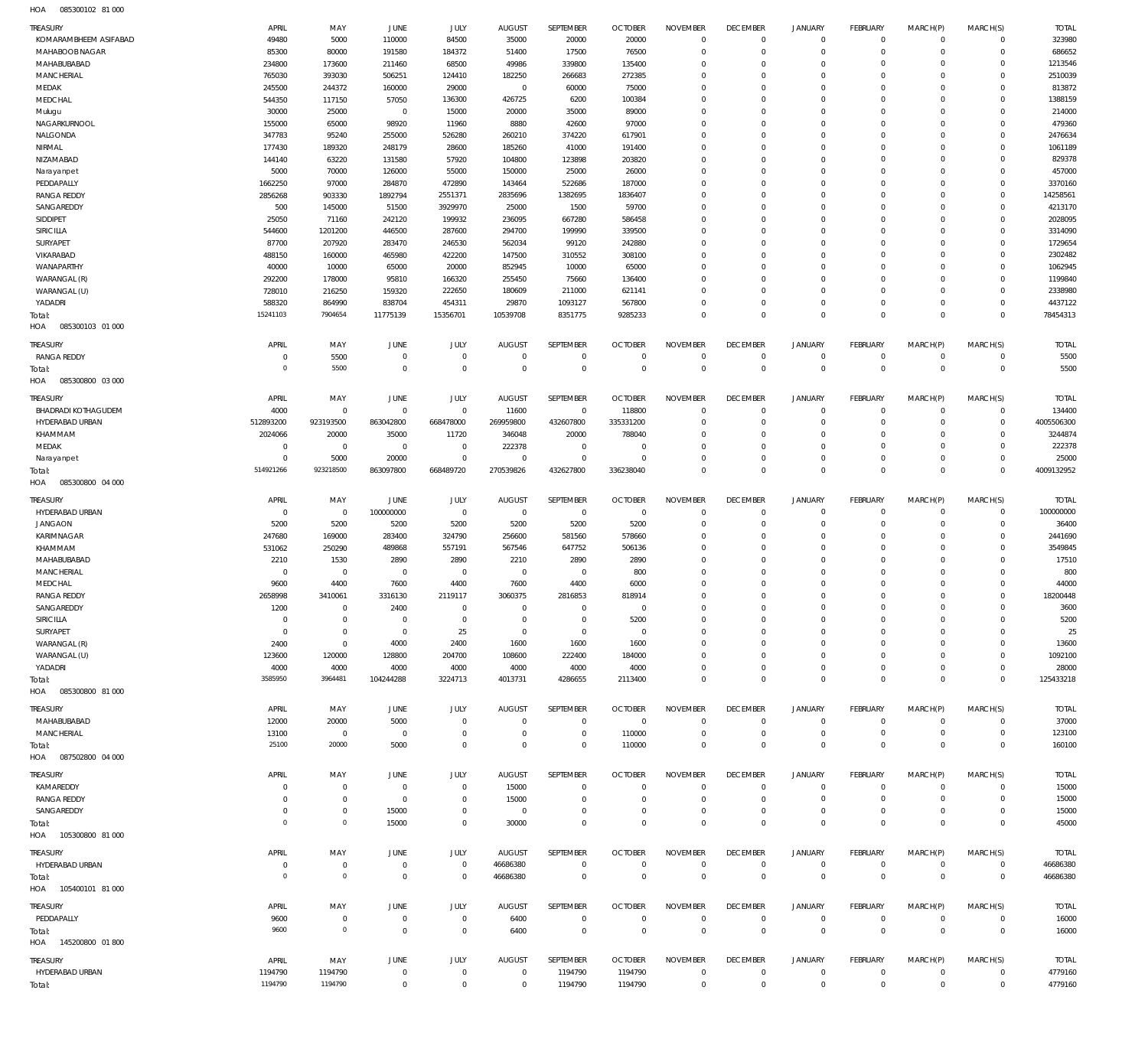HOA 085300102 81 000

| TREASURY | APRIL | MAY | JUNE | JULY | AUGUST | SEPTEMBER | OCTOBER | NOVEMBER | DECEMBER | JANUARY | FEBRUARY | MARCH(P) | MARCH(S) | TOTAL |
|---|---|---|---|---|---|---|---|---|---|---|---|---|---|---|
| KOMARAMBHEEM ASIFABAD | 49480 | 5000 | 110000 | 84500 | 35000 | 20000 | 20000 | 0 | 0 | 0 | 0 | 0 | 0 | 323980 |
| MAHABOOBNAGAR | 85300 | 80000 | 191580 | 184372 | 51400 | 17500 | 76500 | 0 | 0 | 0 | 0 | 0 | 0 | 686652 |
| MAHABUBABAD | 234800 | 173600 | 211460 | 68500 | 49986 | 339800 | 135400 | 0 | 0 | 0 | 0 | 0 | 0 | 1213546 |
| MANCHERIAL | 765030 | 393030 | 506251 | 124410 | 182250 | 266683 | 272385 | 0 | 0 | 0 | 0 | 0 | 0 | 2510039 |
| MEDAK | 245500 | 244372 | 160000 | 29000 | 0 | 60000 | 75000 | 0 | 0 | 0 | 0 | 0 | 0 | 813872 |
| MEDCHAL | 544350 | 117150 | 57050 | 136300 | 426725 | 6200 | 100384 | 0 | 0 | 0 | 0 | 0 | 0 | 1388159 |
| Mulugu | 30000 | 25000 | 0 | 15000 | 20000 | 35000 | 89000 | 0 | 0 | 0 | 0 | 0 | 0 | 214000 |
| NAGARKURNOOL | 155000 | 65000 | 98920 | 11960 | 8880 | 42600 | 97000 | 0 | 0 | 0 | 0 | 0 | 0 | 479360 |
| NALGONDA | 347783 | 95240 | 255000 | 526280 | 260210 | 374220 | 617901 | 0 | 0 | 0 | 0 | 0 | 0 | 2476634 |
| NIRMAL | 177430 | 189320 | 248179 | 28600 | 185260 | 41000 | 191400 | 0 | 0 | 0 | 0 | 0 | 0 | 1061189 |
| NIZAMABAD | 144140 | 63220 | 131580 | 57920 | 104800 | 123898 | 203820 | 0 | 0 | 0 | 0 | 0 | 0 | 829378 |
| Narayanpet | 5000 | 70000 | 126000 | 55000 | 150000 | 25000 | 26000 | 0 | 0 | 0 | 0 | 0 | 0 | 457000 |
| PEDDAPALLY | 1662250 | 97000 | 284870 | 472890 | 143464 | 522686 | 187000 | 0 | 0 | 0 | 0 | 0 | 0 | 3370160 |
| RANGA REDDY | 2856268 | 903330 | 1892794 | 2551371 | 2835696 | 1382695 | 1836407 | 0 | 0 | 0 | 0 | 0 | 0 | 14258561 |
| SANGAREDDY | 500 | 145000 | 51500 | 3929970 | 25000 | 1500 | 59700 | 0 | 0 | 0 | 0 | 0 | 0 | 4213170 |
| SIDDIPET | 25050 | 71160 | 242120 | 199932 | 236095 | 667280 | 586458 | 0 | 0 | 0 | 0 | 0 | 0 | 2028095 |
| SIRICILLA | 544600 | 1201200 | 446500 | 287600 | 294700 | 199990 | 339500 | 0 | 0 | 0 | 0 | 0 | 0 | 3314090 |
| SURYAPET | 87700 | 207920 | 283470 | 246530 | 562034 | 99120 | 242880 | 0 | 0 | 0 | 0 | 0 | 0 | 1729654 |
| VIKARABAD | 488150 | 160000 | 465980 | 422200 | 147500 | 310552 | 308100 | 0 | 0 | 0 | 0 | 0 | 0 | 2302482 |
| WANAPARTHY | 40000 | 10000 | 65000 | 20000 | 852945 | 10000 | 65000 | 0 | 0 | 0 | 0 | 0 | 0 | 1062945 |
| WARANGAL (R) | 292200 | 178000 | 95810 | 166320 | 255450 | 75660 | 136400 | 0 | 0 | 0 | 0 | 0 | 0 | 1199840 |
| WARANGAL (U) | 728010 | 216250 | 159320 | 222650 | 180609 | 211000 | 621141 | 0 | 0 | 0 | 0 | 0 | 0 | 2338980 |
| YADADRI | 588320 | 864990 | 838704 | 454311 | 29870 | 1093127 | 567800 | 0 | 0 | 0 | 0 | 0 | 0 | 4437122 |
| Total: | 15241103 | 7904654 | 11775139 | 15356701 | 10539708 | 8351775 | 9285233 | 0 | 0 | 0 | 0 | 0 | 0 | 78454313 |

HOA 085300103 01 000

| TREASURY | APRIL | MAY | JUNE | JULY | AUGUST | SEPTEMBER | OCTOBER | NOVEMBER | DECEMBER | JANUARY | FEBRUARY | MARCH(P) | MARCH(S) | TOTAL |
|---|---|---|---|---|---|---|---|---|---|---|---|---|---|---|
| RANGA REDDY | 0 | 5500 | 0 | 0 | 0 | 0 | 0 | 0 | 0 | 0 | 0 | 0 | 0 | 5500 |
| Total: | 0 | 5500 | 0 | 0 | 0 | 0 | 0 | 0 | 0 | 0 | 0 | 0 | 0 | 5500 |

HOA 085300800 03 000

| TREASURY | APRIL | MAY | JUNE | JULY | AUGUST | SEPTEMBER | OCTOBER | NOVEMBER | DECEMBER | JANUARY | FEBRUARY | MARCH(P) | MARCH(S) | TOTAL |
|---|---|---|---|---|---|---|---|---|---|---|---|---|---|---|
| BHADRADI KOTHAGUDEM | 4000 | 0 | 0 | 0 | 11600 | 0 | 118800 | 0 | 0 | 0 | 0 | 0 | 0 | 134400 |
| HYDERABAD URBAN | 512893200 | 923193500 | 863042800 | 668478000 | 269959800 | 432607800 | 335331200 | 0 | 0 | 0 | 0 | 0 | 0 | 4005506300 |
| KHAMMAM | 2024066 | 20000 | 35000 | 11720 | 346048 | 20000 | 788040 | 0 | 0 | 0 | 0 | 0 | 0 | 3244874 |
| MEDAK | 0 | 0 | 0 | 0 | 222378 | 0 | 0 | 0 | 0 | 0 | 0 | 0 | 0 | 222378 |
| Narayanpet | 0 | 5000 | 20000 | 0 | 0 | 0 | 0 | 0 | 0 | 0 | 0 | 0 | 0 | 25000 |
| Total: | 514921266 | 923218500 | 863097800 | 668489720 | 270539826 | 432627800 | 336238040 | 0 | 0 | 0 | 0 | 0 | 0 | 4009132952 |

HOA 085300800 04 000

| TREASURY | APRIL | MAY | JUNE | JULY | AUGUST | SEPTEMBER | OCTOBER | NOVEMBER | DECEMBER | JANUARY | FEBRUARY | MARCH(P) | MARCH(S) | TOTAL |
|---|---|---|---|---|---|---|---|---|---|---|---|---|---|---|
| HYDERABAD URBAN | 0 | 0 | 100000000 | 0 | 0 | 0 | 0 | 0 | 0 | 0 | 0 | 0 | 0 | 100000000 |
| JANGAON | 5200 | 5200 | 5200 | 5200 | 5200 | 5200 | 5200 | 0 | 0 | 0 | 0 | 0 | 0 | 36400 |
| KARIMNAGAR | 247680 | 169000 | 283400 | 324790 | 256600 | 581560 | 578660 | 0 | 0 | 0 | 0 | 0 | 0 | 2441690 |
| KHAMMAM | 531062 | 250290 | 489868 | 557191 | 567546 | 647752 | 506136 | 0 | 0 | 0 | 0 | 0 | 0 | 3549845 |
| MAHABUBABAD | 2210 | 1530 | 2890 | 2890 | 2210 | 2890 | 2890 | 0 | 0 | 0 | 0 | 0 | 0 | 17510 |
| MANCHERIAL | 0 | 0 | 0 | 0 | 0 | 0 | 800 | 0 | 0 | 0 | 0 | 0 | 0 | 800 |
| MEDCHAL | 9600 | 4400 | 7600 | 4400 | 7600 | 4400 | 6000 | 0 | 0 | 0 | 0 | 0 | 0 | 44000 |
| RANGA REDDY | 2658998 | 3410061 | 3316130 | 2119117 | 3060375 | 2816853 | 818914 | 0 | 0 | 0 | 0 | 0 | 0 | 18200448 |
| SANGAREDDY | 1200 | 0 | 2400 | 0 | 0 | 0 | 0 | 0 | 0 | 0 | 0 | 0 | 0 | 3600 |
| SIRICILLA | 0 | 0 | 0 | 0 | 0 | 0 | 5200 | 0 | 0 | 0 | 0 | 0 | 0 | 5200 |
| SURYAPET | 0 | 0 | 0 | 25 | 0 | 0 | 0 | 0 | 0 | 0 | 0 | 0 | 0 | 25 |
| WARANGAL (R) | 2400 | 0 | 4000 | 2400 | 1600 | 1600 | 1600 | 0 | 0 | 0 | 0 | 0 | 0 | 13600 |
| WARANGAL (U) | 123600 | 120000 | 128800 | 204700 | 108600 | 222400 | 184000 | 0 | 0 | 0 | 0 | 0 | 0 | 1092100 |
| YADADRI | 4000 | 4000 | 4000 | 4000 | 4000 | 4000 | 4000 | 0 | 0 | 0 | 0 | 0 | 0 | 28000 |
| Total: | 3585950 | 3964481 | 104244288 | 3224713 | 4013731 | 4286655 | 2113400 | 0 | 0 | 0 | 0 | 0 | 0 | 125433218 |

HOA 085300800 81 000

| TREASURY | APRIL | MAY | JUNE | JULY | AUGUST | SEPTEMBER | OCTOBER | NOVEMBER | DECEMBER | JANUARY | FEBRUARY | MARCH(P) | MARCH(S) | TOTAL |
|---|---|---|---|---|---|---|---|---|---|---|---|---|---|---|
| MAHABUBABAD | 12000 | 20000 | 5000 | 0 | 0 | 0 | 0 | 0 | 0 | 0 | 0 | 0 | 0 | 37000 |
| MANCHERIAL | 13100 | 0 | 0 | 0 | 0 | 0 | 110000 | 0 | 0 | 0 | 0 | 0 | 0 | 123100 |
| Total: | 25100 | 20000 | 5000 | 0 | 0 | 0 | 110000 | 0 | 0 | 0 | 0 | 0 | 0 | 160100 |

HOA 087502800 04 000

| TREASURY | APRIL | MAY | JUNE | JULY | AUGUST | SEPTEMBER | OCTOBER | NOVEMBER | DECEMBER | JANUARY | FEBRUARY | MARCH(P) | MARCH(S) | TOTAL |
|---|---|---|---|---|---|---|---|---|---|---|---|---|---|---|
| KAMAREDDY | 0 | 0 | 0 | 0 | 15000 | 0 | 0 | 0 | 0 | 0 | 0 | 0 | 0 | 15000 |
| RANGA REDDY | 0 | 0 | 0 | 0 | 15000 | 0 | 0 | 0 | 0 | 0 | 0 | 0 | 0 | 15000 |
| SANGAREDDY | 0 | 0 | 15000 | 0 | 0 | 0 | 0 | 0 | 0 | 0 | 0 | 0 | 0 | 15000 |
| Total: | 0 | 0 | 15000 | 0 | 30000 | 0 | 0 | 0 | 0 | 0 | 0 | 0 | 0 | 45000 |

HOA 105300800 81 000

| TREASURY | APRIL | MAY | JUNE | JULY | AUGUST | SEPTEMBER | OCTOBER | NOVEMBER | DECEMBER | JANUARY | FEBRUARY | MARCH(P) | MARCH(S) | TOTAL |
|---|---|---|---|---|---|---|---|---|---|---|---|---|---|---|
| HYDERABAD URBAN | 0 | 0 | 0 | 0 | 46686380 | 0 | 0 | 0 | 0 | 0 | 0 | 0 | 0 | 46686380 |
| Total: | 0 | 0 | 0 | 0 | 46686380 | 0 | 0 | 0 | 0 | 0 | 0 | 0 | 0 | 46686380 |

HOA 105400101 81 000

| TREASURY | APRIL | MAY | JUNE | JULY | AUGUST | SEPTEMBER | OCTOBER | NOVEMBER | DECEMBER | JANUARY | FEBRUARY | MARCH(P) | MARCH(S) | TOTAL |
|---|---|---|---|---|---|---|---|---|---|---|---|---|---|---|
| PEDDAPALLY | 9600 | 0 | 0 | 0 | 6400 | 0 | 0 | 0 | 0 | 0 | 0 | 0 | 0 | 16000 |
| Total: | 9600 | 0 | 0 | 0 | 6400 | 0 | 0 | 0 | 0 | 0 | 0 | 0 | 0 | 16000 |

HOA 145200800 01 800

| TREASURY | APRIL | MAY | JUNE | JULY | AUGUST | SEPTEMBER | OCTOBER | NOVEMBER | DECEMBER | JANUARY | FEBRUARY | MARCH(P) | MARCH(S) | TOTAL |
|---|---|---|---|---|---|---|---|---|---|---|---|---|---|---|
| HYDERABAD URBAN | 1194790 | 1194790 | 0 | 0 | 0 | 1194790 | 1194790 | 0 | 0 | 0 | 0 | 0 | 0 | 4779160 |
| Total: | 1194790 | 1194790 | 0 | 0 | 0 | 1194790 | 1194790 | 0 | 0 | 0 | 0 | 0 | 0 | 4779160 |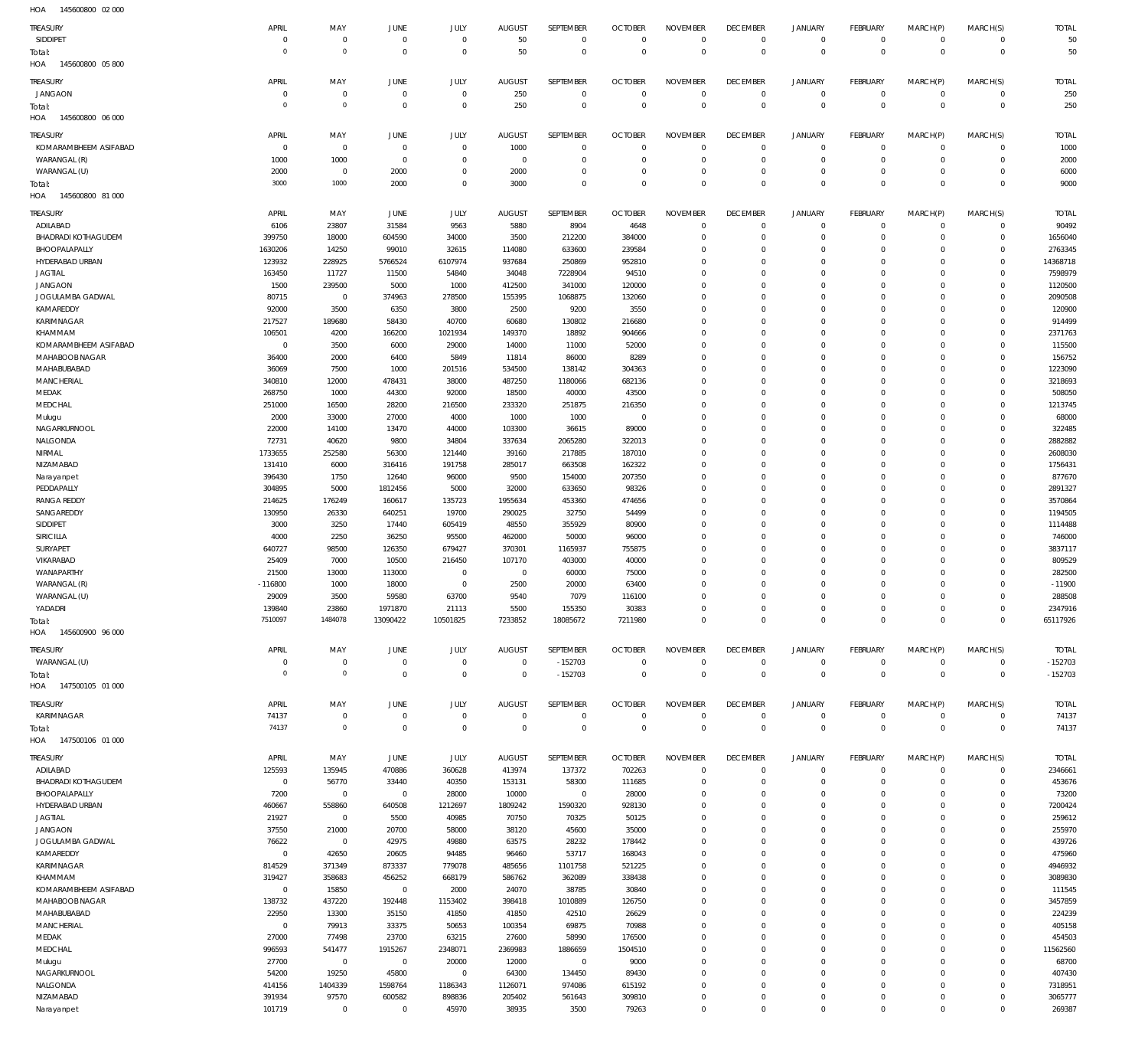HOA 145600800 02 000

| TREASURY | APRIL | MAY | JUNE | JULY | AUGUST | SEPTEMBER | OCTOBER | NOVEMBER | DECEMBER | JANUARY | FEBRUARY | MARCH(P) | MARCH(S) | TOTAL |
|---|---|---|---|---|---|---|---|---|---|---|---|---|---|---|
| SIDDIPET | 0 | 0 | 0 | 0 | 50 | 0 | 0 | 0 | 0 | 0 | 0 | 0 | 0 | 50 |
| Total: | 0 | 0 | 0 | 0 | 50 | 0 | 0 | 0 | 0 | 0 | 0 | 0 | 0 | 50 |

HOA 145600800 05 800

| TREASURY | APRIL | MAY | JUNE | JULY | AUGUST | SEPTEMBER | OCTOBER | NOVEMBER | DECEMBER | JANUARY | FEBRUARY | MARCH(P) | MARCH(S) | TOTAL |
|---|---|---|---|---|---|---|---|---|---|---|---|---|---|---|
| JANGAON | 0 | 0 | 0 | 0 | 250 | 0 | 0 | 0 | 0 | 0 | 0 | 0 | 0 | 250 |
| Total: | 0 | 0 | 0 | 0 | 250 | 0 | 0 | 0 | 0 | 0 | 0 | 0 | 0 | 250 |

HOA 145600800 06 000

| TREASURY | APRIL | MAY | JUNE | JULY | AUGUST | SEPTEMBER | OCTOBER | NOVEMBER | DECEMBER | JANUARY | FEBRUARY | MARCH(P) | MARCH(S) | TOTAL |
|---|---|---|---|---|---|---|---|---|---|---|---|---|---|---|
| KOMARAMBHEEM ASIFABAD | 0 | 0 | 0 | 0 | 1000 | 0 | 0 | 0 | 0 | 0 | 0 | 0 | 0 | 1000 |
| WARANGAL (R) | 1000 | 1000 | 0 | 0 | 0 | 0 | 0 | 0 | 0 | 0 | 0 | 0 | 0 | 2000 |
| WARANGAL (U) | 2000 | 0 | 2000 | 0 | 2000 | 0 | 0 | 0 | 0 | 0 | 0 | 0 | 0 | 6000 |
| Total: | 3000 | 1000 | 2000 | 0 | 3000 | 0 | 0 | 0 | 0 | 0 | 0 | 0 | 0 | 9000 |

HOA 145600800 81 000

| TREASURY | APRIL | MAY | JUNE | JULY | AUGUST | SEPTEMBER | OCTOBER | NOVEMBER | DECEMBER | JANUARY | FEBRUARY | MARCH(P) | MARCH(S) | TOTAL |
|---|---|---|---|---|---|---|---|---|---|---|---|---|---|---|
| ADILABAD | 6106 | 23807 | 31584 | 9563 | 5880 | 8904 | 4648 | 0 | 0 | 0 | 0 | 0 | 0 | 90492 |
| BHADRADI KOTHAGUDEM | 399750 | 18000 | 604590 | 34000 | 3500 | 212200 | 384000 | 0 | 0 | 0 | 0 | 0 | 0 | 1656040 |
| BHOOPALAPALLY | 1630206 | 14250 | 99010 | 32615 | 114080 | 633600 | 239584 | 0 | 0 | 0 | 0 | 0 | 0 | 2763345 |
| HYDERABAD URBAN | 123932 | 228925 | 5766524 | 6107974 | 937684 | 250869 | 952810 | 0 | 0 | 0 | 0 | 0 | 0 | 14368718 |
| JAGTIAL | 163450 | 11727 | 11500 | 54840 | 34048 | 7228904 | 94510 | 0 | 0 | 0 | 0 | 0 | 0 | 7598979 |
| JANGAON | 1500 | 239500 | 5000 | 1000 | 412500 | 341000 | 120000 | 0 | 0 | 0 | 0 | 0 | 0 | 1120500 |
| JOGULAMBA GADWAL | 80715 | 0 | 374963 | 278500 | 155395 | 1068875 | 132060 | 0 | 0 | 0 | 0 | 0 | 0 | 2090508 |
| KAMAREDDY | 92000 | 3500 | 6350 | 3800 | 2500 | 9200 | 3550 | 0 | 0 | 0 | 0 | 0 | 0 | 120900 |
| KARIMNAGAR | 217527 | 189680 | 58430 | 40700 | 60680 | 130802 | 216680 | 0 | 0 | 0 | 0 | 0 | 0 | 914499 |
| KHAMMAM | 106501 | 4200 | 166200 | 1021934 | 149370 | 18892 | 904666 | 0 | 0 | 0 | 0 | 0 | 0 | 2371763 |
| KOMARAMBHEEM ASIFABAD | 0 | 3500 | 6000 | 29000 | 14000 | 11000 | 52000 | 0 | 0 | 0 | 0 | 0 | 0 | 115500 |
| MAHABOOBNAGAR | 36400 | 2000 | 6400 | 5849 | 11814 | 86000 | 8289 | 0 | 0 | 0 | 0 | 0 | 0 | 156752 |
| MAHABUBABAD | 36069 | 7500 | 1000 | 201516 | 534500 | 138142 | 304363 | 0 | 0 | 0 | 0 | 0 | 0 | 1223090 |
| MANCHERIAL | 340810 | 12000 | 478431 | 38000 | 487250 | 1180066 | 682136 | 0 | 0 | 0 | 0 | 0 | 0 | 3218693 |
| MEDAK | 268750 | 1000 | 44300 | 92000 | 18500 | 40000 | 43500 | 0 | 0 | 0 | 0 | 0 | 0 | 508050 |
| MEDCHAL | 251000 | 16500 | 28200 | 216500 | 233320 | 251875 | 216350 | 0 | 0 | 0 | 0 | 0 | 0 | 1213745 |
| Mulugu | 2000 | 33000 | 27000 | 4000 | 1000 | 1000 | 0 | 0 | 0 | 0 | 0 | 0 | 0 | 68000 |
| NAGARKURNOOL | 22000 | 14100 | 13470 | 44000 | 103300 | 36615 | 89000 | 0 | 0 | 0 | 0 | 0 | 0 | 322485 |
| NALGONDA | 72731 | 40620 | 9800 | 34804 | 337634 | 2065280 | 322013 | 0 | 0 | 0 | 0 | 0 | 0 | 2882882 |
| NIRMAL | 1733655 | 252580 | 56300 | 121440 | 39160 | 217885 | 187010 | 0 | 0 | 0 | 0 | 0 | 0 | 2608030 |
| NIZAMABAD | 131410 | 6000 | 316416 | 191758 | 285017 | 663508 | 162322 | 0 | 0 | 0 | 0 | 0 | 0 | 1756431 |
| Narayanpet | 396430 | 1750 | 12640 | 96000 | 9500 | 154000 | 207350 | 0 | 0 | 0 | 0 | 0 | 0 | 877670 |
| PEDDAPALLY | 304895 | 5000 | 1812456 | 5000 | 32000 | 633650 | 98326 | 0 | 0 | 0 | 0 | 0 | 0 | 2891327 |
| RANGA REDDY | 214625 | 176249 | 160617 | 135723 | 1955634 | 453360 | 474656 | 0 | 0 | 0 | 0 | 0 | 0 | 3570864 |
| SANGAREDDY | 130950 | 26330 | 640251 | 19700 | 290025 | 32750 | 54499 | 0 | 0 | 0 | 0 | 0 | 0 | 1194505 |
| SIDDIPET | 3000 | 3250 | 17440 | 605419 | 48550 | 355929 | 80900 | 0 | 0 | 0 | 0 | 0 | 0 | 1114488 |
| SIRICILLA | 4000 | 2250 | 36250 | 95500 | 462000 | 50000 | 96000 | 0 | 0 | 0 | 0 | 0 | 0 | 746000 |
| SURYAPET | 640727 | 98500 | 126350 | 679427 | 370301 | 1165937 | 755875 | 0 | 0 | 0 | 0 | 0 | 0 | 3837117 |
| VIKARABAD | 25409 | 7000 | 10500 | 216450 | 107170 | 403000 | 40000 | 0 | 0 | 0 | 0 | 0 | 0 | 809529 |
| WANAPARTHY | 21500 | 13000 | 113000 | 0 | 0 | 60000 | 75000 | 0 | 0 | 0 | 0 | 0 | 0 | 282500 |
| WARANGAL (R) | -116800 | 1000 | 18000 | 0 | 2500 | 20000 | 63400 | 0 | 0 | 0 | 0 | 0 | 0 | -11900 |
| WARANGAL (U) | 29009 | 3500 | 59580 | 63700 | 9540 | 7079 | 116100 | 0 | 0 | 0 | 0 | 0 | 0 | 288508 |
| YADADRI | 139840 | 23860 | 1971870 | 21113 | 5500 | 155350 | 30383 | 0 | 0 | 0 | 0 | 0 | 0 | 2347916 |
| Total: | 7510097 | 1484078 | 13090422 | 10501825 | 7233852 | 18085672 | 7211980 | 0 | 0 | 0 | 0 | 0 | 0 | 65117926 |

HOA 145600900 96 000

| TREASURY | APRIL | MAY | JUNE | JULY | AUGUST | SEPTEMBER | OCTOBER | NOVEMBER | DECEMBER | JANUARY | FEBRUARY | MARCH(P) | MARCH(S) | TOTAL |
|---|---|---|---|---|---|---|---|---|---|---|---|---|---|---|
| WARANGAL (U) | 0 | 0 | 0 | 0 | 0 | -152703 | 0 | 0 | 0 | 0 | 0 | 0 | 0 | -152703 |
| Total: | 0 | 0 | 0 | 0 | 0 | -152703 | 0 | 0 | 0 | 0 | 0 | 0 | 0 | -152703 |

HOA 147500105 01 000

| TREASURY | APRIL | MAY | JUNE | JULY | AUGUST | SEPTEMBER | OCTOBER | NOVEMBER | DECEMBER | JANUARY | FEBRUARY | MARCH(P) | MARCH(S) | TOTAL |
|---|---|---|---|---|---|---|---|---|---|---|---|---|---|---|
| KARIMNAGAR | 74137 | 0 | 0 | 0 | 0 | 0 | 0 | 0 | 0 | 0 | 0 | 0 | 0 | 74137 |
| Total: | 74137 | 0 | 0 | 0 | 0 | 0 | 0 | 0 | 0 | 0 | 0 | 0 | 0 | 74137 |

HOA 147500106 01 000

| TREASURY | APRIL | MAY | JUNE | JULY | AUGUST | SEPTEMBER | OCTOBER | NOVEMBER | DECEMBER | JANUARY | FEBRUARY | MARCH(P) | MARCH(S) | TOTAL |
|---|---|---|---|---|---|---|---|---|---|---|---|---|---|---|
| ADILABAD | 125593 | 135945 | 470886 | 360628 | 413974 | 137372 | 702263 | 0 | 0 | 0 | 0 | 0 | 0 | 2346661 |
| BHADRADI KOTHAGUDEM | 0 | 56770 | 33440 | 40350 | 153131 | 58300 | 111685 | 0 | 0 | 0 | 0 | 0 | 0 | 453676 |
| BHOOPALAPALLY | 7200 | 0 | 0 | 28000 | 10000 | 0 | 28000 | 0 | 0 | 0 | 0 | 0 | 0 | 73200 |
| HYDERABAD URBAN | 460667 | 558860 | 640508 | 1212697 | 1809242 | 1590320 | 928130 | 0 | 0 | 0 | 0 | 0 | 0 | 7200424 |
| JAGTIAL | 21927 | 0 | 5500 | 40985 | 70750 | 70325 | 50125 | 0 | 0 | 0 | 0 | 0 | 0 | 259612 |
| JANGAON | 37550 | 21000 | 20700 | 58000 | 38120 | 45600 | 35000 | 0 | 0 | 0 | 0 | 0 | 0 | 255970 |
| JOGULAMBA GADWAL | 76622 | 0 | 42975 | 49880 | 63575 | 28232 | 178442 | 0 | 0 | 0 | 0 | 0 | 0 | 439726 |
| KAMAREDDY | 0 | 42650 | 20605 | 94485 | 96460 | 53717 | 168043 | 0 | 0 | 0 | 0 | 0 | 0 | 475960 |
| KARIMNAGAR | 814529 | 371349 | 873337 | 779078 | 485656 | 1101758 | 521225 | 0 | 0 | 0 | 0 | 0 | 0 | 4946932 |
| KHAMMAM | 319427 | 358683 | 456252 | 668179 | 586762 | 362089 | 338438 | 0 | 0 | 0 | 0 | 0 | 0 | 3089830 |
| KOMARAMBHEEM ASIFABAD | 0 | 15850 | 0 | 2000 | 24070 | 38785 | 30840 | 0 | 0 | 0 | 0 | 0 | 0 | 111545 |
| MAHABOOBNAGAR | 138732 | 437220 | 192448 | 1153402 | 398418 | 1010889 | 126750 | 0 | 0 | 0 | 0 | 0 | 0 | 3457859 |
| MAHABUBABAD | 22950 | 13300 | 35150 | 41850 | 41850 | 42510 | 26629 | 0 | 0 | 0 | 0 | 0 | 0 | 224239 |
| MANCHERIAL | 0 | 79913 | 33375 | 50653 | 100354 | 69875 | 70988 | 0 | 0 | 0 | 0 | 0 | 0 | 405158 |
| MEDAK | 27000 | 77498 | 23700 | 63215 | 27600 | 58990 | 176500 | 0 | 0 | 0 | 0 | 0 | 0 | 454503 |
| MEDCHAL | 996593 | 541477 | 1915267 | 2348071 | 2369983 | 1886659 | 1504510 | 0 | 0 | 0 | 0 | 0 | 0 | 11562560 |
| Mulugu | 27700 | 0 | 0 | 20000 | 12000 | 0 | 9000 | 0 | 0 | 0 | 0 | 0 | 0 | 68700 |
| NAGARKURNOOL | 54200 | 19250 | 45800 | 0 | 64300 | 134450 | 89430 | 0 | 0 | 0 | 0 | 0 | 0 | 407430 |
| NALGONDA | 414156 | 1404339 | 1598764 | 1186343 | 1126071 | 974086 | 615192 | 0 | 0 | 0 | 0 | 0 | 0 | 7318951 |
| NIZAMABAD | 391934 | 97570 | 600582 | 898836 | 205402 | 561643 | 309810 | 0 | 0 | 0 | 0 | 0 | 0 | 3065777 |
| Narayanpet | 101719 | 0 | 0 | 45970 | 38935 | 3500 | 79263 | 0 | 0 | 0 | 0 | 0 | 0 | 269387 |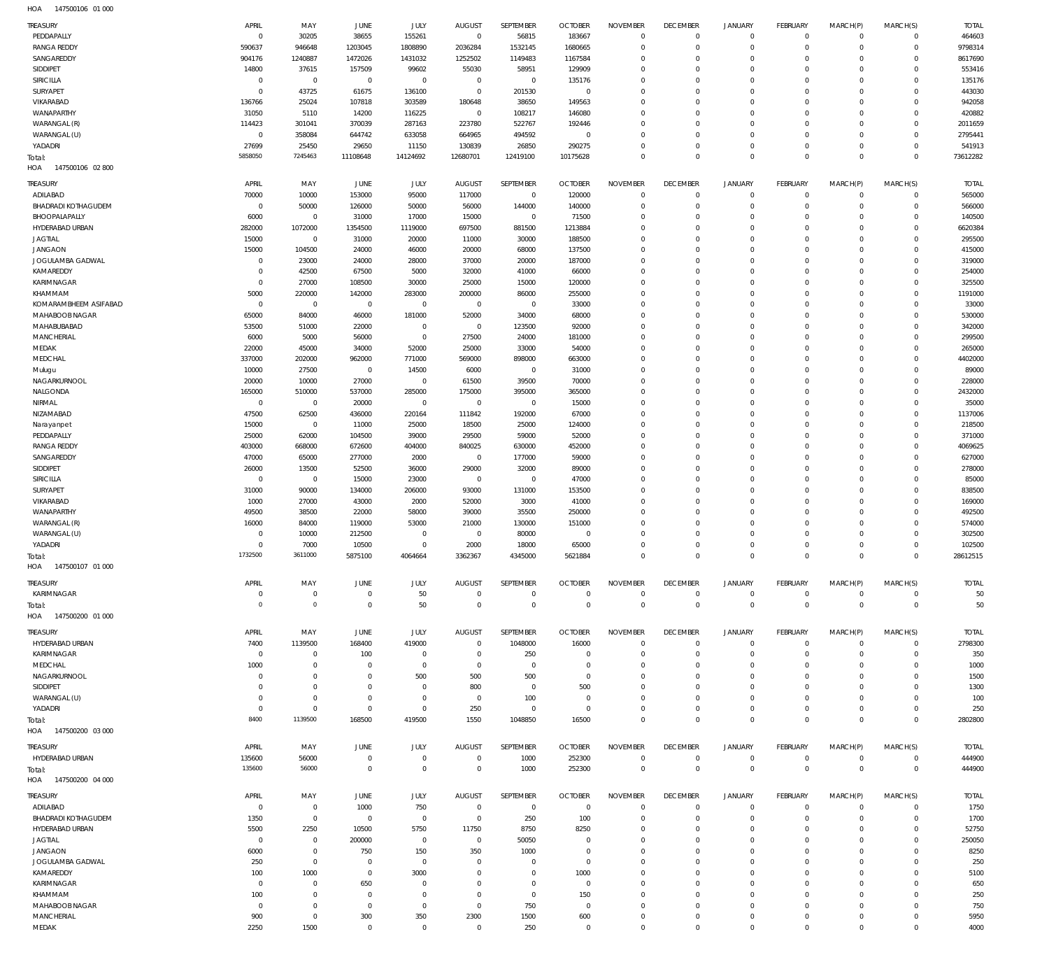HOA 147500106 01 000

| TREASURY | APRIL | MAY | JUNE | JULY | AUGUST | SEPTEMBER | OCTOBER | NOVEMBER | DECEMBER | JANUARY | FEBRUARY | MARCH(P) | MARCH(S) | TOTAL |
|---|---|---|---|---|---|---|---|---|---|---|---|---|---|---|
| PEDDAPALLY | 0 | 30205 | 38655 | 155261 | 0 | 56815 | 183667 | 0 | 0 | 0 | 0 | 0 | 0 | 464603 |
| RANGA REDDY | 590637 | 946648 | 1203045 | 1808890 | 2036284 | 1532145 | 1680665 | 0 | 0 | 0 | 0 | 0 | 0 | 9798314 |
| SANGAREDDY | 904176 | 1240887 | 1472026 | 1431032 | 1252502 | 1149483 | 1167584 | 0 | 0 | 0 | 0 | 0 | 0 | 8617690 |
| SIDDIPET | 14800 | 37615 | 157509 | 99602 | 55030 | 58951 | 129909 | 0 | 0 | 0 | 0 | 0 | 0 | 553416 |
| SIRICILLA | 0 | 0 | 0 | 0 | 0 | 0 | 135176 | 0 | 0 | 0 | 0 | 0 | 0 | 135176 |
| SURYAPET | 0 | 43725 | 61675 | 136100 | 0 | 201530 | 0 | 0 | 0 | 0 | 0 | 0 | 0 | 443030 |
| VIKARABAD | 136766 | 25024 | 107818 | 303589 | 180648 | 38650 | 149563 | 0 | 0 | 0 | 0 | 0 | 0 | 942058 |
| WANAPARTHY | 31050 | 5110 | 14200 | 116225 | 0 | 108217 | 146080 | 0 | 0 | 0 | 0 | 0 | 0 | 420882 |
| WARANGAL (R) | 114423 | 301041 | 370039 | 287163 | 223780 | 522767 | 192446 | 0 | 0 | 0 | 0 | 0 | 0 | 2011659 |
| WARANGAL (U) | 0 | 358084 | 644742 | 633058 | 664965 | 494592 | 0 | 0 | 0 | 0 | 0 | 0 | 0 | 2795441 |
| YADADRI | 27699 | 25450 | 29650 | 11150 | 130839 | 26850 | 290275 | 0 | 0 | 0 | 0 | 0 | 0 | 541913 |
| Total: | 5858050 | 7245463 | 11108648 | 14124692 | 12680701 | 12419100 | 10175628 | 0 | 0 | 0 | 0 | 0 | 0 | 73612282 |

HOA 147500106 02 800

| TREASURY | APRIL | MAY | JUNE | JULY | AUGUST | SEPTEMBER | OCTOBER | NOVEMBER | DECEMBER | JANUARY | FEBRUARY | MARCH(P) | MARCH(S) | TOTAL |
|---|---|---|---|---|---|---|---|---|---|---|---|---|---|---|
| ADILABAD | 70000 | 10000 | 153000 | 95000 | 117000 | 0 | 120000 | 0 | 0 | 0 | 0 | 0 | 0 | 565000 |
| BHADRADI KOTHAGUDEM | 0 | 50000 | 126000 | 50000 | 56000 | 144000 | 140000 | 0 | 0 | 0 | 0 | 0 | 0 | 566000 |
| BHOOPALAPALLY | 6000 | 0 | 31000 | 17000 | 15000 | 0 | 71500 | 0 | 0 | 0 | 0 | 0 | 0 | 140500 |
| HYDERABAD URBAN | 282000 | 1072000 | 1354500 | 1119000 | 697500 | 881500 | 1213884 | 0 | 0 | 0 | 0 | 0 | 0 | 6620384 |
| JAGTIAL | 15000 | 0 | 31000 | 20000 | 11000 | 30000 | 188500 | 0 | 0 | 0 | 0 | 0 | 0 | 295500 |
| JANGAON | 15000 | 104500 | 24000 | 46000 | 20000 | 68000 | 137500 | 0 | 0 | 0 | 0 | 0 | 0 | 415000 |
| JOGULAMBA GADWAL | 0 | 23000 | 24000 | 28000 | 37000 | 20000 | 187000 | 0 | 0 | 0 | 0 | 0 | 0 | 319000 |
| KAMAREDDY | 0 | 42500 | 67500 | 5000 | 32000 | 41000 | 66000 | 0 | 0 | 0 | 0 | 0 | 0 | 254000 |
| KARIMNAGAR | 0 | 27000 | 108500 | 30000 | 25000 | 15000 | 120000 | 0 | 0 | 0 | 0 | 0 | 0 | 325500 |
| KHAMMAM | 5000 | 220000 | 142000 | 283000 | 200000 | 86000 | 255000 | 0 | 0 | 0 | 0 | 0 | 0 | 1191000 |
| KOMARAMBHEEM ASIFABAD | 0 | 0 | 0 | 0 | 0 | 0 | 33000 | 0 | 0 | 0 | 0 | 0 | 0 | 33000 |
| MAHABOOBNAGAR | 65000 | 84000 | 46000 | 181000 | 52000 | 34000 | 68000 | 0 | 0 | 0 | 0 | 0 | 0 | 530000 |
| MAHABUBABAD | 53500 | 51000 | 22000 | 0 | 0 | 123500 | 92000 | 0 | 0 | 0 | 0 | 0 | 0 | 342000 |
| MANCHERIAL | 6000 | 5000 | 56000 | 0 | 27500 | 24000 | 181000 | 0 | 0 | 0 | 0 | 0 | 0 | 299500 |
| MEDAK | 22000 | 45000 | 34000 | 52000 | 25000 | 33000 | 54000 | 0 | 0 | 0 | 0 | 0 | 0 | 265000 |
| MEDCHAL | 337000 | 202000 | 962000 | 771000 | 569000 | 898000 | 663000 | 0 | 0 | 0 | 0 | 0 | 0 | 4402000 |
| Mulugu | 10000 | 27500 | 0 | 14500 | 6000 | 0 | 31000 | 0 | 0 | 0 | 0 | 0 | 0 | 89000 |
| NAGARKURNOOL | 20000 | 10000 | 27000 | 0 | 61500 | 39500 | 70000 | 0 | 0 | 0 | 0 | 0 | 0 | 228000 |
| NALGONDA | 165000 | 510000 | 537000 | 285000 | 175000 | 395000 | 365000 | 0 | 0 | 0 | 0 | 0 | 0 | 2432000 |
| NIRMAL | 0 | 0 | 20000 | 0 | 0 | 0 | 15000 | 0 | 0 | 0 | 0 | 0 | 0 | 35000 |
| NIZAMABAD | 47500 | 62500 | 436000 | 220164 | 111842 | 192000 | 67000 | 0 | 0 | 0 | 0 | 0 | 0 | 1137006 |
| Narayanpet | 15000 | 0 | 11000 | 25000 | 18500 | 25000 | 124000 | 0 | 0 | 0 | 0 | 0 | 0 | 218500 |
| PEDDAPALLY | 25000 | 62000 | 104500 | 39000 | 29500 | 59000 | 52000 | 0 | 0 | 0 | 0 | 0 | 0 | 371000 |
| RANGA REDDY | 403000 | 668000 | 672600 | 404000 | 840025 | 630000 | 452000 | 0 | 0 | 0 | 0 | 0 | 0 | 4069625 |
| SANGAREDDY | 47000 | 65000 | 277000 | 2000 | 0 | 177000 | 59000 | 0 | 0 | 0 | 0 | 0 | 0 | 627000 |
| SIDDIPET | 26000 | 13500 | 52500 | 36000 | 29000 | 32000 | 89000 | 0 | 0 | 0 | 0 | 0 | 0 | 278000 |
| SIRICILLA | 0 | 0 | 15000 | 23000 | 0 | 0 | 47000 | 0 | 0 | 0 | 0 | 0 | 0 | 85000 |
| SURYAPET | 31000 | 90000 | 134000 | 206000 | 93000 | 131000 | 153500 | 0 | 0 | 0 | 0 | 0 | 0 | 838500 |
| VIKARABAD | 1000 | 27000 | 43000 | 2000 | 52000 | 3000 | 41000 | 0 | 0 | 0 | 0 | 0 | 0 | 169000 |
| WANAPARTHY | 49500 | 38500 | 22000 | 58000 | 39000 | 35500 | 250000 | 0 | 0 | 0 | 0 | 0 | 0 | 492500 |
| WARANGAL (R) | 16000 | 84000 | 119000 | 53000 | 21000 | 130000 | 151000 | 0 | 0 | 0 | 0 | 0 | 0 | 574000 |
| WARANGAL (U) | 0 | 10000 | 212500 | 0 | 0 | 80000 | 0 | 0 | 0 | 0 | 0 | 0 | 0 | 302500 |
| YADADRI | 0 | 7000 | 10500 | 0 | 2000 | 18000 | 65000 | 0 | 0 | 0 | 0 | 0 | 0 | 102500 |
| Total: | 1732500 | 3611000 | 5875100 | 4064664 | 3362367 | 4345000 | 5621884 | 0 | 0 | 0 | 0 | 0 | 0 | 28612515 |

HOA 147500107 01 000

| TREASURY | APRIL | MAY | JUNE | JULY | AUGUST | SEPTEMBER | OCTOBER | NOVEMBER | DECEMBER | JANUARY | FEBRUARY | MARCH(P) | MARCH(S) | TOTAL |
|---|---|---|---|---|---|---|---|---|---|---|---|---|---|---|
| KARIMNAGAR | 0 | 0 | 0 | 50 | 0 | 0 | 0 | 0 | 0 | 0 | 0 | 0 | 0 | 50 |
| Total: | 0 | 0 | 0 | 50 | 0 | 0 | 0 | 0 | 0 | 0 | 0 | 0 | 0 | 50 |

HOA 147500200 01 000

| TREASURY | APRIL | MAY | JUNE | JULY | AUGUST | SEPTEMBER | OCTOBER | NOVEMBER | DECEMBER | JANUARY | FEBRUARY | MARCH(P) | MARCH(S) | TOTAL |
|---|---|---|---|---|---|---|---|---|---|---|---|---|---|---|
| HYDERABAD URBAN | 7400 | 1139500 | 168400 | 419000 | 0 | 1048000 | 16000 | 0 | 0 | 0 | 0 | 0 | 0 | 2798300 |
| KARIMNAGAR | 0 | 0 | 100 | 0 | 0 | 250 | 0 | 0 | 0 | 0 | 0 | 0 | 0 | 350 |
| MEDCHAL | 1000 | 0 | 0 | 0 | 0 | 0 | 0 | 0 | 0 | 0 | 0 | 0 | 0 | 1000 |
| NAGARKURNOOL | 0 | 0 | 0 | 500 | 500 | 500 | 0 | 0 | 0 | 0 | 0 | 0 | 0 | 1500 |
| SIDDIPET | 0 | 0 | 0 | 0 | 800 | 0 | 500 | 0 | 0 | 0 | 0 | 0 | 0 | 1300 |
| WARANGAL (U) | 0 | 0 | 0 | 0 | 0 | 100 | 0 | 0 | 0 | 0 | 0 | 0 | 0 | 100 |
| YADADRI | 0 | 0 | 0 | 0 | 250 | 0 | 0 | 0 | 0 | 0 | 0 | 0 | 0 | 250 |
| Total: | 8400 | 1139500 | 168500 | 419500 | 1550 | 1048850 | 16500 | 0 | 0 | 0 | 0 | 0 | 0 | 2802800 |

HOA 147500200 03 000

| TREASURY | APRIL | MAY | JUNE | JULY | AUGUST | SEPTEMBER | OCTOBER | NOVEMBER | DECEMBER | JANUARY | FEBRUARY | MARCH(P) | MARCH(S) | TOTAL |
|---|---|---|---|---|---|---|---|---|---|---|---|---|---|---|
| HYDERABAD URBAN | 135600 | 56000 | 0 | 0 | 0 | 1000 | 252300 | 0 | 0 | 0 | 0 | 0 | 0 | 444900 |
| Total: | 135600 | 56000 | 0 | 0 | 0 | 1000 | 252300 | 0 | 0 | 0 | 0 | 0 | 0 | 444900 |

HOA 147500200 04 000

| TREASURY | APRIL | MAY | JUNE | JULY | AUGUST | SEPTEMBER | OCTOBER | NOVEMBER | DECEMBER | JANUARY | FEBRUARY | MARCH(P) | MARCH(S) | TOTAL |
|---|---|---|---|---|---|---|---|---|---|---|---|---|---|---|
| ADILABAD | 0 | 0 | 1000 | 750 | 0 | 0 | 0 | 0 | 0 | 0 | 0 | 0 | 0 | 1750 |
| BHADRADI KOTHAGUDEM | 1350 | 0 | 0 | 0 | 0 | 250 | 100 | 0 | 0 | 0 | 0 | 0 | 0 | 1700 |
| HYDERABAD URBAN | 5500 | 2250 | 10500 | 5750 | 11750 | 8750 | 8250 | 0 | 0 | 0 | 0 | 0 | 0 | 52750 |
| JAGTIAL | 0 | 0 | 200000 | 0 | 0 | 50050 | 0 | 0 | 0 | 0 | 0 | 0 | 0 | 250050 |
| JANGAON | 6000 | 0 | 750 | 150 | 350 | 1000 | 0 | 0 | 0 | 0 | 0 | 0 | 0 | 8250 |
| JOGULAMBA GADWAL | 250 | 0 | 0 | 0 | 0 | 0 | 0 | 0 | 0 | 0 | 0 | 0 | 0 | 250 |
| KAMAREDDY | 100 | 1000 | 0 | 3000 | 0 | 0 | 1000 | 0 | 0 | 0 | 0 | 0 | 0 | 5100 |
| KARIMNAGAR | 0 | 0 | 650 | 0 | 0 | 0 | 0 | 0 | 0 | 0 | 0 | 0 | 0 | 650 |
| KHAMMAM | 100 | 0 | 0 | 0 | 0 | 0 | 150 | 0 | 0 | 0 | 0 | 0 | 0 | 250 |
| MAHABOOBNAGAR | 0 | 0 | 0 | 0 | 0 | 750 | 0 | 0 | 0 | 0 | 0 | 0 | 0 | 750 |
| MANCHERIAL | 900 | 0 | 300 | 350 | 2300 | 1500 | 600 | 0 | 0 | 0 | 0 | 0 | 0 | 5950 |
| MEDAK | 2250 | 1500 | 0 | 0 | 0 | 250 | 0 | 0 | 0 | 0 | 0 | 0 | 0 | 4000 |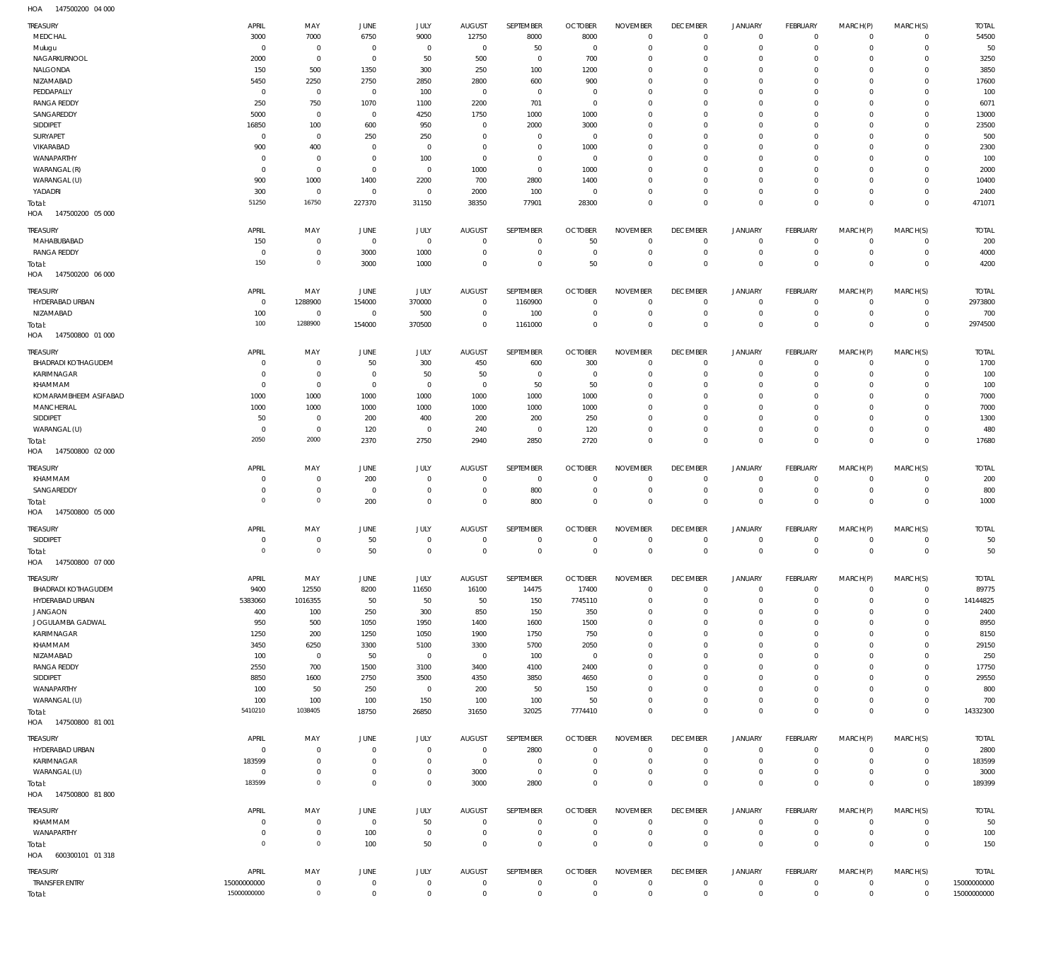HOA 147500200 04 000

| TREASURY | APRIL | MAY | JUNE | JULY | AUGUST | SEPTEMBER | OCTOBER | NOVEMBER | DECEMBER | JANUARY | FEBRUARY | MARCH(P) | MARCH(S) | TOTAL |
|---|---|---|---|---|---|---|---|---|---|---|---|---|---|---|
| MEDCHAL | 3000 | 7000 | 6750 | 9000 | 12750 | 8000 | 8000 | 0 | 0 | 0 | 0 | 0 | 0 | 54500 |
| Mulugu | 0 | 0 | 0 | 0 | 0 | 50 | 0 | 0 | 0 | 0 | 0 | 0 | 0 | 50 |
| NAGARKURNOOL | 2000 | 0 | 0 | 50 | 500 | 0 | 700 | 0 | 0 | 0 | 0 | 0 | 0 | 3250 |
| NALGONDA | 150 | 500 | 1350 | 300 | 250 | 100 | 1200 | 0 | 0 | 0 | 0 | 0 | 0 | 3850 |
| NIZAMABAD | 5450 | 2250 | 2750 | 2850 | 2800 | 600 | 900 | 0 | 0 | 0 | 0 | 0 | 0 | 17600 |
| PEDDAPALLY | 0 | 0 | 0 | 100 | 0 | 0 | 0 | 0 | 0 | 0 | 0 | 0 | 0 | 100 |
| RANGA REDDY | 250 | 750 | 1070 | 1100 | 2200 | 701 | 0 | 0 | 0 | 0 | 0 | 0 | 0 | 6071 |
| SANGAREDDY | 5000 | 0 | 0 | 4250 | 1750 | 1000 | 1000 | 0 | 0 | 0 | 0 | 0 | 0 | 13000 |
| SIDDIPET | 16850 | 100 | 600 | 950 | 0 | 2000 | 3000 | 0 | 0 | 0 | 0 | 0 | 0 | 23500 |
| SURYAPET | 0 | 0 | 250 | 250 | 0 | 0 | 0 | 0 | 0 | 0 | 0 | 0 | 0 | 500 |
| VIKARABAD | 900 | 400 | 0 | 0 | 0 | 0 | 1000 | 0 | 0 | 0 | 0 | 0 | 0 | 2300 |
| WANAPARTHY | 0 | 0 | 0 | 100 | 0 | 0 | 0 | 0 | 0 | 0 | 0 | 0 | 0 | 100 |
| WARANGAL (R) | 0 | 0 | 0 | 0 | 1000 | 0 | 1000 | 0 | 0 | 0 | 0 | 0 | 0 | 2000 |
| WARANGAL (U) | 900 | 1000 | 1400 | 2200 | 700 | 2800 | 1400 | 0 | 0 | 0 | 0 | 0 | 0 | 10400 |
| YADADRI | 300 | 0 | 0 | 0 | 2000 | 100 | 0 | 0 | 0 | 0 | 0 | 0 | 0 | 2400 |
| Total: | 51250 | 16750 | 227370 | 31150 | 38350 | 77901 | 28300 | 0 | 0 | 0 | 0 | 0 | 0 | 471071 |

HOA 147500200 05 000

| TREASURY | APRIL | MAY | JUNE | JULY | AUGUST | SEPTEMBER | OCTOBER | NOVEMBER | DECEMBER | JANUARY | FEBRUARY | MARCH(P) | MARCH(S) | TOTAL |
|---|---|---|---|---|---|---|---|---|---|---|---|---|---|---|
| MAHABUBABAD | 150 | 0 | 0 | 0 | 0 | 0 | 50 | 0 | 0 | 0 | 0 | 0 | 0 | 200 |
| RANGA REDDY | 0 | 0 | 3000 | 1000 | 0 | 0 | 0 | 0 | 0 | 0 | 0 | 0 | 0 | 4000 |
| Total: | 150 | 0 | 3000 | 1000 | 0 | 0 | 50 | 0 | 0 | 0 | 0 | 0 | 0 | 4200 |

HOA 147500200 06 000

| TREASURY | APRIL | MAY | JUNE | JULY | AUGUST | SEPTEMBER | OCTOBER | NOVEMBER | DECEMBER | JANUARY | FEBRUARY | MARCH(P) | MARCH(S) | TOTAL |
|---|---|---|---|---|---|---|---|---|---|---|---|---|---|---|
| HYDERABAD URBAN | 0 | 1288900 | 154000 | 370000 | 0 | 1160900 | 0 | 0 | 0 | 0 | 0 | 0 | 0 | 2973800 |
| NIZAMABAD | 100 | 0 | 0 | 500 | 0 | 100 | 0 | 0 | 0 | 0 | 0 | 0 | 0 | 700 |
| Total: | 100 | 1288900 | 154000 | 370500 | 0 | 1161000 | 0 | 0 | 0 | 0 | 0 | 0 | 0 | 2974500 |

HOA 147500800 01 000

| TREASURY | APRIL | MAY | JUNE | JULY | AUGUST | SEPTEMBER | OCTOBER | NOVEMBER | DECEMBER | JANUARY | FEBRUARY | MARCH(P) | MARCH(S) | TOTAL |
|---|---|---|---|---|---|---|---|---|---|---|---|---|---|---|
| BHADRADI KOTHAGUDEM | 0 | 0 | 50 | 300 | 450 | 600 | 300 | 0 | 0 | 0 | 0 | 0 | 0 | 1700 |
| KARIMNAGAR | 0 | 0 | 0 | 50 | 50 | 0 | 0 | 0 | 0 | 0 | 0 | 0 | 0 | 100 |
| KHAMMAM | 0 | 0 | 0 | 0 | 0 | 50 | 50 | 0 | 0 | 0 | 0 | 0 | 0 | 100 |
| KOMARAMBHEEM ASIFABAD | 1000 | 1000 | 1000 | 1000 | 1000 | 1000 | 1000 | 0 | 0 | 0 | 0 | 0 | 0 | 7000 |
| MANCHERIAL | 1000 | 1000 | 1000 | 1000 | 1000 | 1000 | 1000 | 0 | 0 | 0 | 0 | 0 | 0 | 7000 |
| SIDDIPET | 50 | 0 | 200 | 400 | 200 | 200 | 250 | 0 | 0 | 0 | 0 | 0 | 0 | 1300 |
| WARANGAL (U) | 0 | 0 | 120 | 0 | 240 | 0 | 120 | 0 | 0 | 0 | 0 | 0 | 0 | 480 |
| Total: | 2050 | 2000 | 2370 | 2750 | 2940 | 2850 | 2720 | 0 | 0 | 0 | 0 | 0 | 0 | 17680 |

HOA 147500800 02 000

| TREASURY | APRIL | MAY | JUNE | JULY | AUGUST | SEPTEMBER | OCTOBER | NOVEMBER | DECEMBER | JANUARY | FEBRUARY | MARCH(P) | MARCH(S) | TOTAL |
|---|---|---|---|---|---|---|---|---|---|---|---|---|---|---|
| KHAMMAM | 0 | 0 | 200 | 0 | 0 | 0 | 0 | 0 | 0 | 0 | 0 | 0 | 0 | 200 |
| SANGAREDDY | 0 | 0 | 0 | 0 | 0 | 800 | 0 | 0 | 0 | 0 | 0 | 0 | 0 | 800 |
| Total: | 0 | 0 | 200 | 0 | 0 | 800 | 0 | 0 | 0 | 0 | 0 | 0 | 0 | 1000 |

HOA 147500800 05 000

| TREASURY | APRIL | MAY | JUNE | JULY | AUGUST | SEPTEMBER | OCTOBER | NOVEMBER | DECEMBER | JANUARY | FEBRUARY | MARCH(P) | MARCH(S) | TOTAL |
|---|---|---|---|---|---|---|---|---|---|---|---|---|---|---|
| SIDDIPET | 0 | 0 | 50 | 0 | 0 | 0 | 0 | 0 | 0 | 0 | 0 | 0 | 0 | 50 |
| Total: | 0 | 0 | 50 | 0 | 0 | 0 | 0 | 0 | 0 | 0 | 0 | 0 | 0 | 50 |

HOA 147500800 07 000

| TREASURY | APRIL | MAY | JUNE | JULY | AUGUST | SEPTEMBER | OCTOBER | NOVEMBER | DECEMBER | JANUARY | FEBRUARY | MARCH(P) | MARCH(S) | TOTAL |
|---|---|---|---|---|---|---|---|---|---|---|---|---|---|---|
| BHADRADI KOTHAGUDEM | 9400 | 12550 | 8200 | 11650 | 16100 | 14475 | 17400 | 0 | 0 | 0 | 0 | 0 | 0 | 89775 |
| HYDERABAD URBAN | 5383060 | 1016355 | 50 | 50 | 50 | 150 | 7745110 | 0 | 0 | 0 | 0 | 0 | 0 | 14144825 |
| JANGAON | 400 | 100 | 250 | 300 | 850 | 150 | 350 | 0 | 0 | 0 | 0 | 0 | 0 | 2400 |
| JOGULAMBA GADWAL | 950 | 500 | 1050 | 1950 | 1400 | 1600 | 1500 | 0 | 0 | 0 | 0 | 0 | 0 | 8950 |
| KARIMNAGAR | 1250 | 200 | 1250 | 1050 | 1900 | 1750 | 750 | 0 | 0 | 0 | 0 | 0 | 0 | 8150 |
| KHAMMAM | 3450 | 6250 | 3300 | 5100 | 3300 | 5700 | 2050 | 0 | 0 | 0 | 0 | 0 | 0 | 29150 |
| NIZAMABAD | 100 | 0 | 50 | 0 | 0 | 100 | 0 | 0 | 0 | 0 | 0 | 0 | 0 | 250 |
| RANGA REDDY | 2550 | 700 | 1500 | 3100 | 3400 | 4100 | 2400 | 0 | 0 | 0 | 0 | 0 | 0 | 17750 |
| SIDDIPET | 8850 | 1600 | 2750 | 3500 | 4350 | 3850 | 4650 | 0 | 0 | 0 | 0 | 0 | 0 | 29550 |
| WANAPARTHY | 100 | 50 | 250 | 0 | 200 | 50 | 150 | 0 | 0 | 0 | 0 | 0 | 0 | 800 |
| WARANGAL (U) | 100 | 100 | 100 | 150 | 100 | 100 | 50 | 0 | 0 | 0 | 0 | 0 | 0 | 700 |
| Total: | 5410210 | 1038405 | 18750 | 26850 | 31650 | 32025 | 7774410 | 0 | 0 | 0 | 0 | 0 | 0 | 14332300 |

HOA 147500800 81 001

| TREASURY | APRIL | MAY | JUNE | JULY | AUGUST | SEPTEMBER | OCTOBER | NOVEMBER | DECEMBER | JANUARY | FEBRUARY | MARCH(P) | MARCH(S) | TOTAL |
|---|---|---|---|---|---|---|---|---|---|---|---|---|---|---|
| HYDERABAD URBAN | 0 | 0 | 0 | 0 | 0 | 2800 | 0 | 0 | 0 | 0 | 0 | 0 | 0 | 2800 |
| KARIMNAGAR | 183599 | 0 | 0 | 0 | 0 | 0 | 0 | 0 | 0 | 0 | 0 | 0 | 0 | 183599 |
| WARANGAL (U) | 0 | 0 | 0 | 0 | 3000 | 0 | 0 | 0 | 0 | 0 | 0 | 0 | 0 | 3000 |
| Total: | 183599 | 0 | 0 | 0 | 3000 | 2800 | 0 | 0 | 0 | 0 | 0 | 0 | 0 | 189399 |

HOA 147500800 81 800

| TREASURY | APRIL | MAY | JUNE | JULY | AUGUST | SEPTEMBER | OCTOBER | NOVEMBER | DECEMBER | JANUARY | FEBRUARY | MARCH(P) | MARCH(S) | TOTAL |
|---|---|---|---|---|---|---|---|---|---|---|---|---|---|---|
| KHAMMAM | 0 | 0 | 0 | 50 | 0 | 0 | 0 | 0 | 0 | 0 | 0 | 0 | 0 | 50 |
| WANAPARTHY | 0 | 0 | 100 | 0 | 0 | 0 | 0 | 0 | 0 | 0 | 0 | 0 | 0 | 100 |
| Total: | 0 | 0 | 100 | 50 | 0 | 0 | 0 | 0 | 0 | 0 | 0 | 0 | 0 | 150 |

HOA 600300101 01 318

| TREASURY | APRIL | MAY | JUNE | JULY | AUGUST | SEPTEMBER | OCTOBER | NOVEMBER | DECEMBER | JANUARY | FEBRUARY | MARCH(P) | MARCH(S) | TOTAL |
|---|---|---|---|---|---|---|---|---|---|---|---|---|---|---|
| TRANSFER ENTRY | 15000000000 | 0 | 0 | 0 | 0 | 0 | 0 | 0 | 0 | 0 | 0 | 0 | 0 | 15000000000 |
| Total: | 15000000000 | 0 | 0 | 0 | 0 | 0 | 0 | 0 | 0 | 0 | 0 | 0 | 0 | 15000000000 |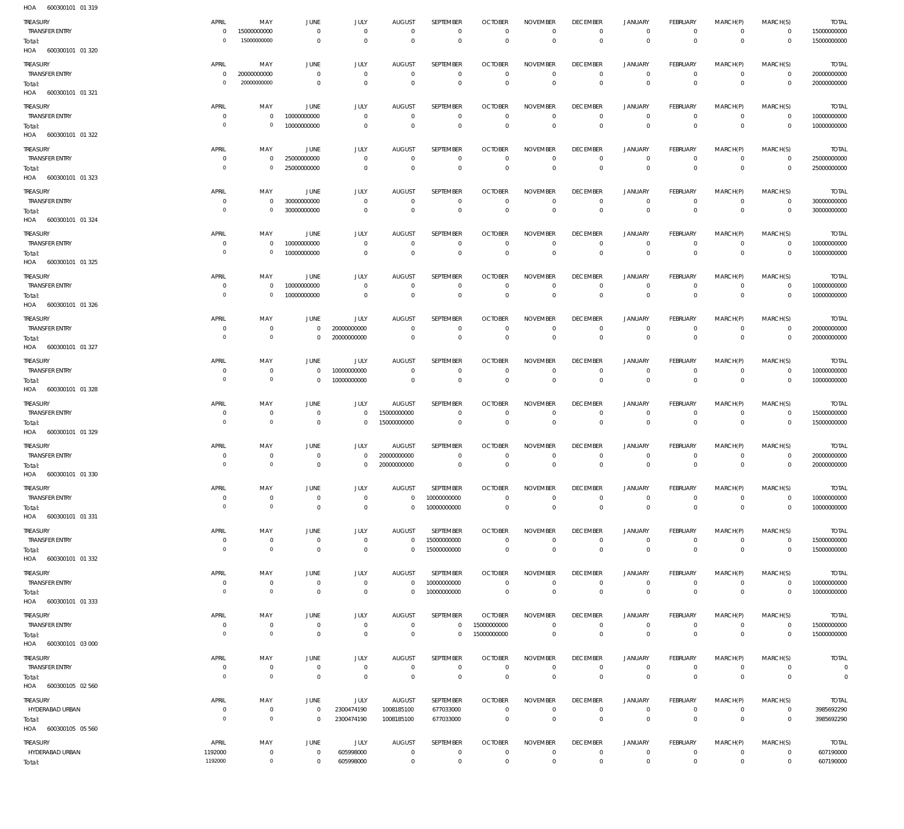HOA 600300101 01 319

| TREASURY | APRIL | MAY | JUNE | JULY | AUGUST | SEPTEMBER | OCTOBER | NOVEMBER | DECEMBER | JANUARY | FEBRUARY | MARCH(P) | MARCH(S) | TOTAL |
|---|---|---|---|---|---|---|---|---|---|---|---|---|---|---|
| TRANSFER ENTRY | 0 | 15000000000 | 0 | 0 | 0 | 0 | 0 | 0 | 0 | 0 | 0 | 0 | 0 | 15000000000 |
| Total: | 0 | 15000000000 | 0 | 0 | 0 | 0 | 0 | 0 | 0 | 0 | 0 | 0 | 0 | 15000000000 |

HOA 600300101 01 320

| TREASURY | APRIL | MAY | JUNE | JULY | AUGUST | SEPTEMBER | OCTOBER | NOVEMBER | DECEMBER | JANUARY | FEBRUARY | MARCH(P) | MARCH(S) | TOTAL |
|---|---|---|---|---|---|---|---|---|---|---|---|---|---|---|
| TRANSFER ENTRY | 0 | 20000000000 | 0 | 0 | 0 | 0 | 0 | 0 | 0 | 0 | 0 | 0 | 0 | 20000000000 |
| Total: | 0 | 20000000000 | 0 | 0 | 0 | 0 | 0 | 0 | 0 | 0 | 0 | 0 | 0 | 20000000000 |

HOA 600300101 01 321

| TREASURY | APRIL | MAY | JUNE | JULY | AUGUST | SEPTEMBER | OCTOBER | NOVEMBER | DECEMBER | JANUARY | FEBRUARY | MARCH(P) | MARCH(S) | TOTAL |
|---|---|---|---|---|---|---|---|---|---|---|---|---|---|---|
| TRANSFER ENTRY | 0 | 0 | 10000000000 | 0 | 0 | 0 | 0 | 0 | 0 | 0 | 0 | 0 | 0 | 10000000000 |
| Total: | 0 | 0 | 10000000000 | 0 | 0 | 0 | 0 | 0 | 0 | 0 | 0 | 0 | 0 | 10000000000 |

HOA 600300101 01 322

| TREASURY | APRIL | MAY | JUNE | JULY | AUGUST | SEPTEMBER | OCTOBER | NOVEMBER | DECEMBER | JANUARY | FEBRUARY | MARCH(P) | MARCH(S) | TOTAL |
|---|---|---|---|---|---|---|---|---|---|---|---|---|---|---|
| TRANSFER ENTRY | 0 | 0 | 25000000000 | 0 | 0 | 0 | 0 | 0 | 0 | 0 | 0 | 0 | 0 | 25000000000 |
| Total: | 0 | 0 | 25000000000 | 0 | 0 | 0 | 0 | 0 | 0 | 0 | 0 | 0 | 0 | 25000000000 |

HOA 600300101 01 323

| TREASURY | APRIL | MAY | JUNE | JULY | AUGUST | SEPTEMBER | OCTOBER | NOVEMBER | DECEMBER | JANUARY | FEBRUARY | MARCH(P) | MARCH(S) | TOTAL |
|---|---|---|---|---|---|---|---|---|---|---|---|---|---|---|
| TRANSFER ENTRY | 0 | 0 | 30000000000 | 0 | 0 | 0 | 0 | 0 | 0 | 0 | 0 | 0 | 0 | 30000000000 |
| Total: | 0 | 0 | 30000000000 | 0 | 0 | 0 | 0 | 0 | 0 | 0 | 0 | 0 | 0 | 30000000000 |

HOA 600300101 01 324

| TREASURY | APRIL | MAY | JUNE | JULY | AUGUST | SEPTEMBER | OCTOBER | NOVEMBER | DECEMBER | JANUARY | FEBRUARY | MARCH(P) | MARCH(S) | TOTAL |
|---|---|---|---|---|---|---|---|---|---|---|---|---|---|---|
| TRANSFER ENTRY | 0 | 0 | 10000000000 | 0 | 0 | 0 | 0 | 0 | 0 | 0 | 0 | 0 | 0 | 10000000000 |
| Total: | 0 | 0 | 10000000000 | 0 | 0 | 0 | 0 | 0 | 0 | 0 | 0 | 0 | 0 | 10000000000 |

HOA 600300101 01 325

| TREASURY | APRIL | MAY | JUNE | JULY | AUGUST | SEPTEMBER | OCTOBER | NOVEMBER | DECEMBER | JANUARY | FEBRUARY | MARCH(P) | MARCH(S) | TOTAL |
|---|---|---|---|---|---|---|---|---|---|---|---|---|---|---|
| TRANSFER ENTRY | 0 | 0 | 10000000000 | 0 | 0 | 0 | 0 | 0 | 0 | 0 | 0 | 0 | 0 | 10000000000 |
| Total: | 0 | 0 | 10000000000 | 0 | 0 | 0 | 0 | 0 | 0 | 0 | 0 | 0 | 0 | 10000000000 |

HOA 600300101 01 326

| TREASURY | APRIL | MAY | JUNE | JULY | AUGUST | SEPTEMBER | OCTOBER | NOVEMBER | DECEMBER | JANUARY | FEBRUARY | MARCH(P) | MARCH(S) | TOTAL |
|---|---|---|---|---|---|---|---|---|---|---|---|---|---|---|
| TRANSFER ENTRY | 0 | 0 | 0 | 20000000000 | 0 | 0 | 0 | 0 | 0 | 0 | 0 | 0 | 0 | 20000000000 |
| Total: | 0 | 0 | 0 | 20000000000 | 0 | 0 | 0 | 0 | 0 | 0 | 0 | 0 | 0 | 20000000000 |

HOA 600300101 01 327

| TREASURY | APRIL | MAY | JUNE | JULY | AUGUST | SEPTEMBER | OCTOBER | NOVEMBER | DECEMBER | JANUARY | FEBRUARY | MARCH(P) | MARCH(S) | TOTAL |
|---|---|---|---|---|---|---|---|---|---|---|---|---|---|---|
| TRANSFER ENTRY | 0 | 0 | 0 | 10000000000 | 0 | 0 | 0 | 0 | 0 | 0 | 0 | 0 | 0 | 10000000000 |
| Total: | 0 | 0 | 0 | 10000000000 | 0 | 0 | 0 | 0 | 0 | 0 | 0 | 0 | 0 | 10000000000 |

HOA 600300101 01 328

| TREASURY | APRIL | MAY | JUNE | JULY | AUGUST | SEPTEMBER | OCTOBER | NOVEMBER | DECEMBER | JANUARY | FEBRUARY | MARCH(P) | MARCH(S) | TOTAL |
|---|---|---|---|---|---|---|---|---|---|---|---|---|---|---|
| TRANSFER ENTRY | 0 | 0 | 0 | 0 | 15000000000 | 0 | 0 | 0 | 0 | 0 | 0 | 0 | 0 | 15000000000 |
| Total: | 0 | 0 | 0 | 0 | 15000000000 | 0 | 0 | 0 | 0 | 0 | 0 | 0 | 0 | 15000000000 |

HOA 600300101 01 329

| TREASURY | APRIL | MAY | JUNE | JULY | AUGUST | SEPTEMBER | OCTOBER | NOVEMBER | DECEMBER | JANUARY | FEBRUARY | MARCH(P) | MARCH(S) | TOTAL |
|---|---|---|---|---|---|---|---|---|---|---|---|---|---|---|
| TRANSFER ENTRY | 0 | 0 | 0 | 0 | 20000000000 | 0 | 0 | 0 | 0 | 0 | 0 | 0 | 0 | 20000000000 |
| Total: | 0 | 0 | 0 | 0 | 20000000000 | 0 | 0 | 0 | 0 | 0 | 0 | 0 | 0 | 20000000000 |

HOA 600300101 01 330

| TREASURY | APRIL | MAY | JUNE | JULY | AUGUST | SEPTEMBER | OCTOBER | NOVEMBER | DECEMBER | JANUARY | FEBRUARY | MARCH(P) | MARCH(S) | TOTAL |
|---|---|---|---|---|---|---|---|---|---|---|---|---|---|---|
| TRANSFER ENTRY | 0 | 0 | 0 | 0 | 0 | 10000000000 | 0 | 0 | 0 | 0 | 0 | 0 | 0 | 10000000000 |
| Total: | 0 | 0 | 0 | 0 | 0 | 10000000000 | 0 | 0 | 0 | 0 | 0 | 0 | 0 | 10000000000 |

HOA 600300101 01 331

| TREASURY | APRIL | MAY | JUNE | JULY | AUGUST | SEPTEMBER | OCTOBER | NOVEMBER | DECEMBER | JANUARY | FEBRUARY | MARCH(P) | MARCH(S) | TOTAL |
|---|---|---|---|---|---|---|---|---|---|---|---|---|---|---|
| TRANSFER ENTRY | 0 | 0 | 0 | 0 | 0 | 15000000000 | 0 | 0 | 0 | 0 | 0 | 0 | 0 | 15000000000 |
| Total: | 0 | 0 | 0 | 0 | 0 | 15000000000 | 0 | 0 | 0 | 0 | 0 | 0 | 0 | 15000000000 |

HOA 600300101 01 332

| TREASURY | APRIL | MAY | JUNE | JULY | AUGUST | SEPTEMBER | OCTOBER | NOVEMBER | DECEMBER | JANUARY | FEBRUARY | MARCH(P) | MARCH(S) | TOTAL |
|---|---|---|---|---|---|---|---|---|---|---|---|---|---|---|
| TRANSFER ENTRY | 0 | 0 | 0 | 0 | 0 | 10000000000 | 0 | 0 | 0 | 0 | 0 | 0 | 0 | 10000000000 |
| Total: | 0 | 0 | 0 | 0 | 0 | 10000000000 | 0 | 0 | 0 | 0 | 0 | 0 | 0 | 10000000000 |

HOA 600300101 01 333

| TREASURY | APRIL | MAY | JUNE | JULY | AUGUST | SEPTEMBER | OCTOBER | NOVEMBER | DECEMBER | JANUARY | FEBRUARY | MARCH(P) | MARCH(S) | TOTAL |
|---|---|---|---|---|---|---|---|---|---|---|---|---|---|---|
| TRANSFER ENTRY | 0 | 0 | 0 | 0 | 0 | 0 | 15000000000 | 0 | 0 | 0 | 0 | 0 | 0 | 15000000000 |
| Total: | 0 | 0 | 0 | 0 | 0 | 0 | 15000000000 | 0 | 0 | 0 | 0 | 0 | 0 | 15000000000 |

HOA 600300101 03 000

| TREASURY | APRIL | MAY | JUNE | JULY | AUGUST | SEPTEMBER | OCTOBER | NOVEMBER | DECEMBER | JANUARY | FEBRUARY | MARCH(P) | MARCH(S) | TOTAL |
|---|---|---|---|---|---|---|---|---|---|---|---|---|---|---|
| TRANSFER ENTRY | 0 | 0 | 0 | 0 | 0 | 0 | 0 | 0 | 0 | 0 | 0 | 0 | 0 | 0 |
| Total: | 0 | 0 | 0 | 0 | 0 | 0 | 0 | 0 | 0 | 0 | 0 | 0 | 0 | 0 |

HOA 600300105 02 560

| TREASURY | APRIL | MAY | JUNE | JULY | AUGUST | SEPTEMBER | OCTOBER | NOVEMBER | DECEMBER | JANUARY | FEBRUARY | MARCH(P) | MARCH(S) | TOTAL |
|---|---|---|---|---|---|---|---|---|---|---|---|---|---|---|
| HYDERABAD URBAN | 0 | 0 | 0 | 2300474190 | 1008185100 | 677033000 | 0 | 0 | 0 | 0 | 0 | 0 | 0 | 3985692290 |
| Total: | 0 | 0 | 0 | 2300474190 | 1008185100 | 677033000 | 0 | 0 | 0 | 0 | 0 | 0 | 0 | 3985692290 |

HOA 600300105 05 560

| TREASURY | APRIL | MAY | JUNE | JULY | AUGUST | SEPTEMBER | OCTOBER | NOVEMBER | DECEMBER | JANUARY | FEBRUARY | MARCH(P) | MARCH(S) | TOTAL |
|---|---|---|---|---|---|---|---|---|---|---|---|---|---|---|
| HYDERABAD URBAN | 1192000 | 0 | 0 | 605998000 | 0 | 0 | 0 | 0 | 0 | 0 | 0 | 0 | 0 | 607190000 |
| Total: | 1192000 | 0 | 0 | 605998000 | 0 | 0 | 0 | 0 | 0 | 0 | 0 | 0 | 0 | 607190000 |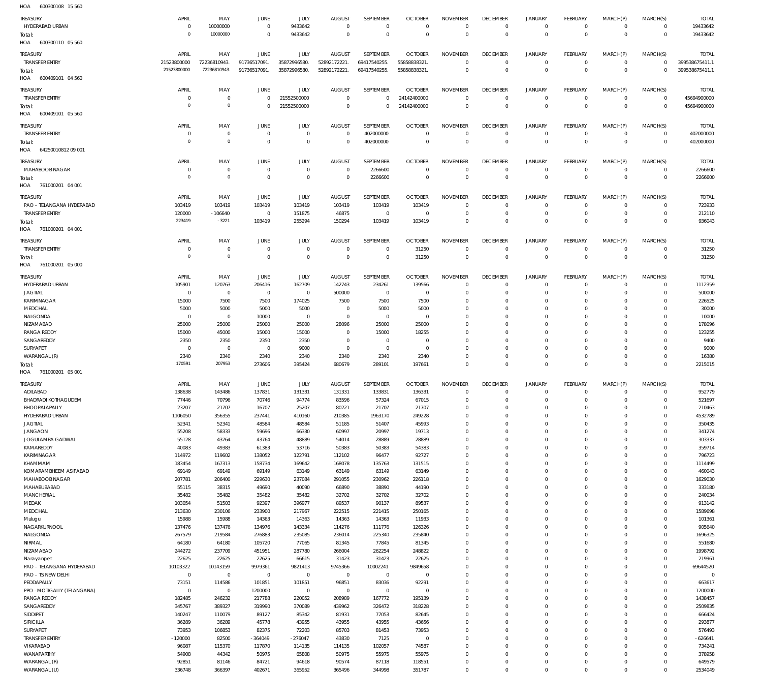HOA 600300108 15 560

| TREASURY | APRIL | MAY | JUNE | JULY | AUGUST | SEPTEMBER | OCTOBER | NOVEMBER | DECEMBER | JANUARY | FEBRUARY | MARCH(P) | MARCH(S) | TOTAL |
|---|---|---|---|---|---|---|---|---|---|---|---|---|---|---|
| HYDERABAD URBAN | 0 | 10000000 | 0 | 9433642 | 0 | 0 | 0 | 0 | 0 | 0 | 0 | 0 | 0 | 19433642 |
| Total: | 0 | 10000000 | 0 | 9433642 | 0 | 0 | 0 | 0 | 0 | 0 | 0 | 0 | 0 | 19433642 |

HOA 600300110 05 560

| TREASURY | APRIL | MAY | JUNE | JULY | AUGUST | SEPTEMBER | OCTOBER | NOVEMBER | DECEMBER | JANUARY | FEBRUARY | MARCH(P) | MARCH(S) | TOTAL |
|---|---|---|---|---|---|---|---|---|---|---|---|---|---|---|
| TRANSFER ENTRY | 21523800000 | 72236810943. | 91736517091. | 35872996580. | 52892172221. | 69417540255. | 55858838321. | 0 | 0 | 0 | 0 | 0 | 0 | 399538675411.1 |
| Total: | 21523800000 | 72236810943. | 91736517091. | 35872996580. | 52892172221. | 69417540255. | 55858838321. | 0 | 0 | 0 | 0 | 0 | 0 | 399538675411.1 |

HOA 600409101 04 560

| TREASURY | APRIL | MAY | JUNE | JULY | AUGUST | SEPTEMBER | OCTOBER | NOVEMBER | DECEMBER | JANUARY | FEBRUARY | MARCH(P) | MARCH(S) | TOTAL |
|---|---|---|---|---|---|---|---|---|---|---|---|---|---|---|
| TRANSFER ENTRY | 0 | 0 | 0 | 21552500000 | 0 | 0 | 24142400000 | 0 | 0 | 0 | 0 | 0 | 0 | 45694900000 |
| Total: | 0 | 0 | 0 | 21552500000 | 0 | 0 | 24142400000 | 0 | 0 | 0 | 0 | 0 | 0 | 45694900000 |

HOA 600409101 05 560

| TREASURY | APRIL | MAY | JUNE | JULY | AUGUST | SEPTEMBER | OCTOBER | NOVEMBER | DECEMBER | JANUARY | FEBRUARY | MARCH(P) | MARCH(S) | TOTAL |
|---|---|---|---|---|---|---|---|---|---|---|---|---|---|---|
| TRANSFER ENTRY | 0 | 0 | 0 | 0 | 0 | 402000000 | 0 | 0 | 0 | 0 | 0 | 0 | 0 | 402000000 |
| Total: | 0 | 0 | 0 | 0 | 0 | 402000000 | 0 | 0 | 0 | 0 | 0 | 0 | 0 | 402000000 |

HOA 64250010812 09 001

| TREASURY | APRIL | MAY | JUNE | JULY | AUGUST | SEPTEMBER | OCTOBER | NOVEMBER | DECEMBER | JANUARY | FEBRUARY | MARCH(P) | MARCH(S) | TOTAL |
|---|---|---|---|---|---|---|---|---|---|---|---|---|---|---|
| MAHABOOB NAGAR | 0 | 0 | 0 | 0 | 0 | 2266600 | 0 | 0 | 0 | 0 | 0 | 0 | 0 | 2266600 |
| Total: | 0 | 0 | 0 | 0 | 0 | 2266600 | 0 | 0 | 0 | 0 | 0 | 0 | 0 | 2266600 |

HOA 761000201 04 001

| TREASURY | APRIL | MAY | JUNE | JULY | AUGUST | SEPTEMBER | OCTOBER | NOVEMBER | DECEMBER | JANUARY | FEBRUARY | MARCH(P) | MARCH(S) | TOTAL |
|---|---|---|---|---|---|---|---|---|---|---|---|---|---|---|
| PAO - TELANGANA HYDERABAD | 103419 | 103419 | 103419 | 103419 | 103419 | 103419 | 103419 | 0 | 0 | 0 | 0 | 0 | 0 | 723933 |
| TRANSFER ENTRY | 120000 | - 106640 | 0 | 151875 | 46875 | 0 | 0 | 0 | 0 | 0 | 0 | 0 | 0 | 212110 |
| Total: | 223419 | - 3221 | 103419 | 255294 | 150294 | 103419 | 103419 | 0 | 0 | 0 | 0 | 0 | 0 | 936043 |

HOA 761000201 04 001

| TREASURY | APRIL | MAY | JUNE | JULY | AUGUST | SEPTEMBER | OCTOBER | NOVEMBER | DECEMBER | JANUARY | FEBRUARY | MARCH(P) | MARCH(S) | TOTAL |
|---|---|---|---|---|---|---|---|---|---|---|---|---|---|---|
| TRANSFER ENTRY | 0 | 0 | 0 | 0 | 0 | 0 | 31250 | 0 | 0 | 0 | 0 | 0 | 0 | 31250 |
| Total: | 0 | 0 | 0 | 0 | 0 | 0 | 31250 | 0 | 0 | 0 | 0 | 0 | 0 | 31250 |

HOA 761000201 05 000

| TREASURY | APRIL | MAY | JUNE | JULY | AUGUST | SEPTEMBER | OCTOBER | NOVEMBER | DECEMBER | JANUARY | FEBRUARY | MARCH(P) | MARCH(S) | TOTAL |
|---|---|---|---|---|---|---|---|---|---|---|---|---|---|---|
| HYDERABAD URBAN | 105901 | 120763 | 206416 | 162709 | 142743 | 234261 | 139566 | 0 | 0 | 0 | 0 | 0 | 0 | 1112359 |
| JAGTIAL | 0 | 0 | 0 | 0 | 500000 | 0 | 0 | 0 | 0 | 0 | 0 | 0 | 0 | 500000 |
| KARIMNAGAR | 15000 | 7500 | 7500 | 174025 | 7500 | 7500 | 7500 | 0 | 0 | 0 | 0 | 0 | 0 | 226525 |
| MEDCHAL | 5000 | 5000 | 5000 | 5000 | 0 | 5000 | 5000 | 0 | 0 | 0 | 0 | 0 | 0 | 30000 |
| NALGONDA | 0 | 0 | 10000 | 0 | 0 | 0 | 0 | 0 | 0 | 0 | 0 | 0 | 0 | 10000 |
| NIZAMABAD | 25000 | 25000 | 25000 | 25000 | 28096 | 25000 | 25000 | 0 | 0 | 0 | 0 | 0 | 0 | 178096 |
| RANGA REDDY | 15000 | 45000 | 15000 | 15000 | 0 | 15000 | 18255 | 0 | 0 | 0 | 0 | 0 | 0 | 123255 |
| SANGAREDDY | 2350 | 2350 | 2350 | 2350 | 0 | 0 | 0 | 0 | 0 | 0 | 0 | 0 | 0 | 9400 |
| SURYAPET | 0 | 0 | 0 | 9000 | 0 | 0 | 0 | 0 | 0 | 0 | 0 | 0 | 0 | 9000 |
| WARANGAL (R) | 2340 | 2340 | 2340 | 2340 | 2340 | 2340 | 2340 | 0 | 0 | 0 | 0 | 0 | 0 | 16380 |
| Total: | 170591 | 207953 | 273606 | 395424 | 680679 | 289101 | 197661 | 0 | 0 | 0 | 0 | 0 | 0 | 2215015 |

HOA 761000201 05 001

| TREASURY | APRIL | MAY | JUNE | JULY | AUGUST | SEPTEMBER | OCTOBER | NOVEMBER | DECEMBER | JANUARY | FEBRUARY | MARCH(P) | MARCH(S) | TOTAL |
|---|---|---|---|---|---|---|---|---|---|---|---|---|---|---|
| ADILABAD | 138638 | 143486 | 137831 | 131331 | 131331 | 133831 | 136331 | 0 | 0 | 0 | 0 | 0 | 0 | 952779 |
| BHADRADI KOTHAGUDEM | 77446 | 70796 | 70746 | 94774 | 83596 | 57324 | 67015 | 0 | 0 | 0 | 0 | 0 | 0 | 521697 |
| BHOOPALAPALLY | 23207 | 21707 | 16707 | 25207 | 80221 | 21707 | 21707 | 0 | 0 | 0 | 0 | 0 | 0 | 210463 |
| HYDERABAD URBAN | 1106050 | 356355 | 237441 | 410160 | 210385 | 1963170 | 249228 | 0 | 0 | 0 | 0 | 0 | 0 | 4532789 |
| JAGTIAL | 52341 | 52341 | 48584 | 48584 | 51185 | 51407 | 45993 | 0 | 0 | 0 | 0 | 0 | 0 | 350435 |
| JANGAON | 55208 | 58333 | 59696 | 66330 | 60997 | 20997 | 19713 | 0 | 0 | 0 | 0 | 0 | 0 | 341274 |
| JOGULAMBA GADWAL | 55128 | 43764 | 43764 | 48889 | 54014 | 28889 | 28889 | 0 | 0 | 0 | 0 | 0 | 0 | 303337 |
| KAMAREDDY | 40083 | 49383 | 61383 | 53716 | 50383 | 50383 | 54383 | 0 | 0 | 0 | 0 | 0 | 0 | 359714 |
| KARIMNAGAR | 114972 | 119602 | 138052 | 122791 | 112102 | 96477 | 92727 | 0 | 0 | 0 | 0 | 0 | 0 | 796723 |
| KHAMMAM | 183454 | 167313 | 158734 | 169642 | 168078 | 135763 | 131515 | 0 | 0 | 0 | 0 | 0 | 0 | 1114499 |
| KOMARAMBHEEM ASIFABAD | 69149 | 69149 | 69149 | 63149 | 63149 | 63149 | 63149 | 0 | 0 | 0 | 0 | 0 | 0 | 460043 |
| MAHABOOB NAGAR | 207781 | 206400 | 229630 | 237084 | 291055 | 230962 | 226118 | 0 | 0 | 0 | 0 | 0 | 0 | 1629030 |
| MAHABUBABAD | 55115 | 38315 | 49690 | 40090 | 66890 | 38890 | 44190 | 0 | 0 | 0 | 0 | 0 | 0 | 333180 |
| MANCHERIAL | 35482 | 35482 | 35482 | 35482 | 32702 | 32702 | 32702 | 0 | 0 | 0 | 0 | 0 | 0 | 240034 |
| MEDAK | 103054 | 51503 | 92397 | 396977 | 89537 | 90137 | 89537 | 0 | 0 | 0 | 0 | 0 | 0 | 913142 |
| MEDCHAL | 213630 | 230106 | 233900 | 217967 | 222515 | 221415 | 250165 | 0 | 0 | 0 | 0 | 0 | 0 | 1589698 |
| Mulugu | 15988 | 15988 | 14363 | 14363 | 14363 | 14363 | 11933 | 0 | 0 | 0 | 0 | 0 | 0 | 101361 |
| NAGARKURNOOL | 137476 | 137476 | 134976 | 143334 | 114276 | 111776 | 126326 | 0 | 0 | 0 | 0 | 0 | 0 | 905640 |
| NALGONDA | 267579 | 219584 | 276883 | 235085 | 236014 | 225340 | 235840 | 0 | 0 | 0 | 0 | 0 | 0 | 1696325 |
| NIRMAL | 64180 | 64180 | 105720 | 77065 | 81345 | 77845 | 81345 | 0 | 0 | 0 | 0 | 0 | 0 | 551680 |
| NIZAMABAD | 244272 | 237709 | 451951 | 287780 | 266004 | 262254 | 248822 | 0 | 0 | 0 | 0 | 0 | 0 | 1998792 |
| Narayanpet | 22625 | 22625 | 22625 | 66615 | 31423 | 31423 | 22625 | 0 | 0 | 0 | 0 | 0 | 0 | 219961 |
| PAO - TELANGANA HYDERABAD | 10103322 | 10143159 | 9979361 | 9821413 | 9745366 | 10002241 | 9849658 | 0 | 0 | 0 | 0 | 0 | 0 | 69644520 |
| PAO - TS NEW DELHI | 0 | 0 | 0 | 0 | 0 | 0 | 0 | 0 | 0 | 0 | 0 | 0 | 0 | 0 |
| PEDDAPALLY | 73151 | 114586 | 101851 | 101851 | 96851 | 83036 | 92291 | 0 | 0 | 0 | 0 | 0 | 0 | 663617 |
| PPO - MOTIGALLY (TELANGANA) | 0 | 0 | 1200000 | 0 | 0 | 0 | 0 | 0 | 0 | 0 | 0 | 0 | 0 | 1200000 |
| RANGA REDDY | 182485 | 246232 | 217788 | 220052 | 208989 | 167772 | 195139 | 0 | 0 | 0 | 0 | 0 | 0 | 1438457 |
| SANGAREDDY | 345767 | 389327 | 319990 | 370089 | 439962 | 326472 | 318228 | 0 | 0 | 0 | 0 | 0 | 0 | 2509835 |
| SIDDIPET | 140247 | 110079 | 89127 | 85342 | 81931 | 77053 | 82645 | 0 | 0 | 0 | 0 | 0 | 0 | 666424 |
| SIRICILLA | 36289 | 36289 | 45778 | 43955 | 43955 | 43955 | 43656 | 0 | 0 | 0 | 0 | 0 | 0 | 293877 |
| SURYAPET | 73953 | 106853 | 82375 | 72203 | 85703 | 81453 | 73953 | 0 | 0 | 0 | 0 | 0 | 0 | 576493 |
| TRANSFER ENTRY | - 120000 | 82500 | - 364049 | - 276047 | 43830 | 7125 | 0 | 0 | 0 | 0 | 0 | 0 | 0 | - 626641 |
| VIKARABAD | 96087 | 115370 | 117870 | 114135 | 114135 | 102057 | 74587 | 0 | 0 | 0 | 0 | 0 | 0 | 734241 |
| WANAPARTHY | 54908 | 44342 | 50975 | 65808 | 50975 | 55975 | 55975 | 0 | 0 | 0 | 0 | 0 | 0 | 378958 |
| WARANGAL (R) | 92851 | 81146 | 84721 | 94618 | 90574 | 87118 | 118551 | 0 | 0 | 0 | 0 | 0 | 0 | 649579 |
| WARANGAL (U) | 336748 | 366397 | 402671 | 365952 | 365496 | 344998 | 351787 | 0 | 0 | 0 | 0 | 0 | 0 | 2534049 |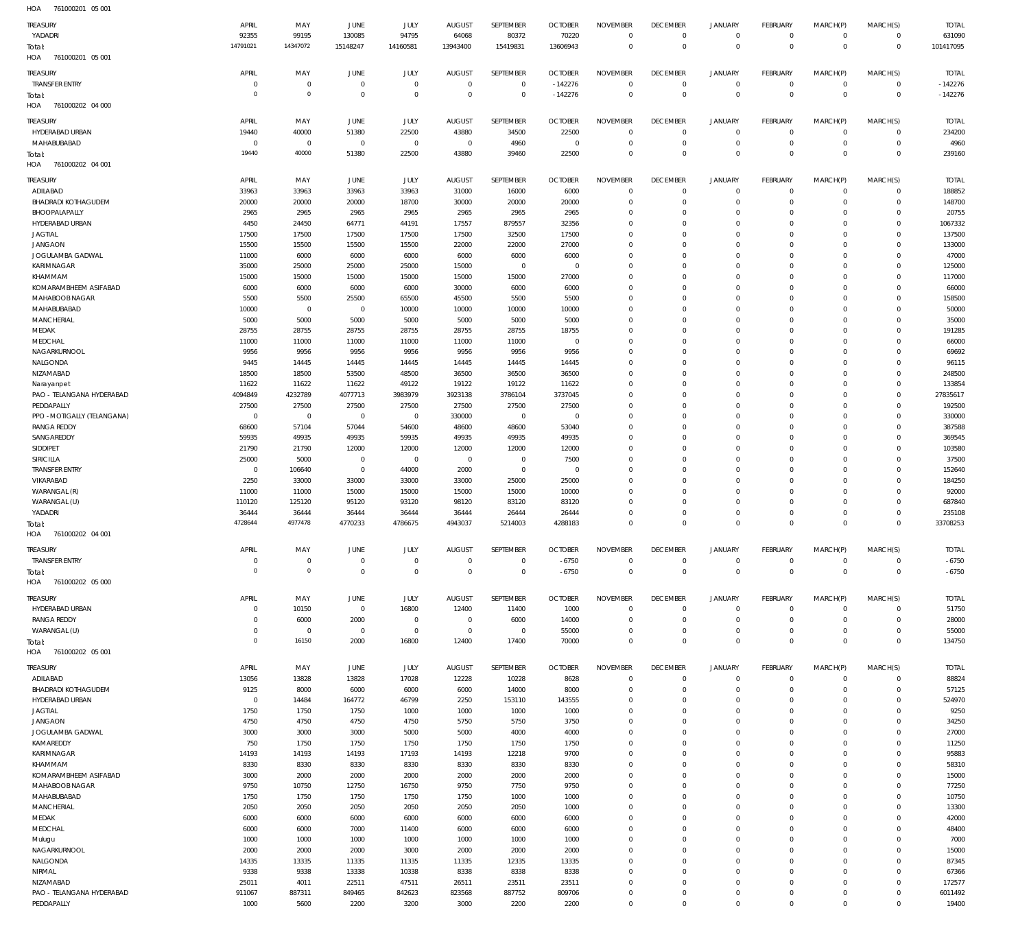HOA 761000201 05 001

| TREASURY | APRIL | MAY | JUNE | JULY | AUGUST | SEPTEMBER | OCTOBER | NOVEMBER | DECEMBER | JANUARY | FEBRUARY | MARCH(P) | MARCH(S) | TOTAL |
|---|---|---|---|---|---|---|---|---|---|---|---|---|---|---|
| YADADRI | 92355 | 99195 | 130085 | 94795 | 64068 | 80372 | 70220 | 0 | 0 | 0 | 0 | 0 | 0 | 631090 |
| Total: | 14791021 | 14347072 | 15148247 | 14160581 | 13943400 | 15419831 | 13606943 | 0 | 0 | 0 | 0 | 0 | 0 | 101417095 |

HOA 761000201 05 001

| TREASURY | APRIL | MAY | JUNE | JULY | AUGUST | SEPTEMBER | OCTOBER | NOVEMBER | DECEMBER | JANUARY | FEBRUARY | MARCH(P) | MARCH(S) | TOTAL |
|---|---|---|---|---|---|---|---|---|---|---|---|---|---|---|
| TRANSFER ENTRY | 0 | 0 | 0 | 0 | 0 | 0 | -142276 | 0 | 0 | 0 | 0 | 0 | 0 | -142276 |
| Total: | 0 | 0 | 0 | 0 | 0 | 0 | -142276 | 0 | 0 | 0 | 0 | 0 | 0 | -142276 |

HOA 761000202 04 000

| TREASURY | APRIL | MAY | JUNE | JULY | AUGUST | SEPTEMBER | OCTOBER | NOVEMBER | DECEMBER | JANUARY | FEBRUARY | MARCH(P) | MARCH(S) | TOTAL |
|---|---|---|---|---|---|---|---|---|---|---|---|---|---|---|
| HYDERABAD URBAN | 19440 | 40000 | 51380 | 22500 | 43880 | 34500 | 22500 | 0 | 0 | 0 | 0 | 0 | 0 | 234200 |
| MAHABUBABAD | 0 | 0 | 0 | 0 | 0 | 4960 | 0 | 0 | 0 | 0 | 0 | 0 | 0 | 4960 |
| Total: | 19440 | 40000 | 51380 | 22500 | 43880 | 39460 | 22500 | 0 | 0 | 0 | 0 | 0 | 0 | 239160 |

HOA 761000202 04 001

| TREASURY | APRIL | MAY | JUNE | JULY | AUGUST | SEPTEMBER | OCTOBER | NOVEMBER | DECEMBER | JANUARY | FEBRUARY | MARCH(P) | MARCH(S) | TOTAL |
|---|---|---|---|---|---|---|---|---|---|---|---|---|---|---|
| ADILABAD | 33963 | 33963 | 33963 | 33963 | 31000 | 16000 | 6000 | 0 | 0 | 0 | 0 | 0 | 0 | 188852 |
| BHADRADI KOTHAGUDEM | 20000 | 20000 | 20000 | 18700 | 30000 | 20000 | 20000 | 0 | 0 | 0 | 0 | 0 | 0 | 148700 |
| BHOOPALAPALLY | 2965 | 2965 | 2965 | 2965 | 2965 | 2965 | 2965 | 0 | 0 | 0 | 0 | 0 | 0 | 20755 |
| HYDERABAD URBAN | 4450 | 24450 | 64771 | 44191 | 17557 | 879557 | 32356 | 0 | 0 | 0 | 0 | 0 | 0 | 1067332 |
| JAGTIAL | 17500 | 17500 | 17500 | 17500 | 17500 | 32500 | 17500 | 0 | 0 | 0 | 0 | 0 | 0 | 137500 |
| JANGAON | 15500 | 15500 | 15500 | 15500 | 22000 | 22000 | 27000 | 0 | 0 | 0 | 0 | 0 | 0 | 133000 |
| JOGULAMBA GADWAL | 11000 | 6000 | 6000 | 6000 | 6000 | 6000 | 6000 | 0 | 0 | 0 | 0 | 0 | 0 | 47000 |
| KARIMNAGAR | 35000 | 25000 | 25000 | 25000 | 15000 | 0 | 0 | 0 | 0 | 0 | 0 | 0 | 0 | 125000 |
| KHAMMAM | 15000 | 15000 | 15000 | 15000 | 15000 | 15000 | 27000 | 0 | 0 | 0 | 0 | 0 | 0 | 117000 |
| KOMARAMBHEEM ASIFABAD | 6000 | 6000 | 6000 | 6000 | 30000 | 6000 | 6000 | 0 | 0 | 0 | 0 | 0 | 0 | 66000 |
| MAHABOOB NAGAR | 5500 | 5500 | 25500 | 65500 | 45500 | 5500 | 5500 | 0 | 0 | 0 | 0 | 0 | 0 | 158500 |
| MAHABUBABAD | 10000 | 0 | 0 | 10000 | 10000 | 10000 | 10000 | 0 | 0 | 0 | 0 | 0 | 0 | 50000 |
| MANCHERIAL | 5000 | 5000 | 5000 | 5000 | 5000 | 5000 | 5000 | 0 | 0 | 0 | 0 | 0 | 0 | 35000 |
| MEDAK | 28755 | 28755 | 28755 | 28755 | 28755 | 28755 | 18755 | 0 | 0 | 0 | 0 | 0 | 0 | 191285 |
| MEDCHAL | 11000 | 11000 | 11000 | 11000 | 11000 | 11000 | 0 | 0 | 0 | 0 | 0 | 0 | 0 | 66000 |
| NAGARKURNOOL | 9956 | 9956 | 9956 | 9956 | 9956 | 9956 | 9956 | 0 | 0 | 0 | 0 | 0 | 0 | 69692 |
| NALGONDA | 9445 | 14445 | 14445 | 14445 | 14445 | 14445 | 14445 | 0 | 0 | 0 | 0 | 0 | 0 | 96115 |
| NIZAMABAD | 18500 | 18500 | 53500 | 48500 | 36500 | 36500 | 36500 | 0 | 0 | 0 | 0 | 0 | 0 | 248500 |
| Narayanpet | 11622 | 11622 | 11622 | 49122 | 19122 | 19122 | 11622 | 0 | 0 | 0 | 0 | 0 | 0 | 133854 |
| PAO - TELANGANA HYDERABAD | 4094849 | 4232789 | 4077713 | 3983979 | 3923138 | 3786104 | 3737045 | 0 | 0 | 0 | 0 | 0 | 0 | 27835617 |
| PEDDAPALLY | 27500 | 27500 | 27500 | 27500 | 27500 | 27500 | 27500 | 0 | 0 | 0 | 0 | 0 | 0 | 192500 |
| PPO - MOTIGALLY (TELANGANA) | 0 | 0 | 0 | 0 | 330000 | 0 | 0 | 0 | 0 | 0 | 0 | 0 | 0 | 330000 |
| RANGA REDDY | 68600 | 57104 | 57044 | 54600 | 48600 | 48600 | 53040 | 0 | 0 | 0 | 0 | 0 | 0 | 387588 |
| SANGAREDDY | 59935 | 49935 | 49935 | 59935 | 49935 | 49935 | 49935 | 0 | 0 | 0 | 0 | 0 | 0 | 369545 |
| SIDDIPET | 21790 | 21790 | 12000 | 12000 | 12000 | 12000 | 12000 | 0 | 0 | 0 | 0 | 0 | 0 | 103580 |
| SIRICILLA | 25000 | 5000 | 0 | 0 | 0 | 0 | 7500 | 0 | 0 | 0 | 0 | 0 | 0 | 37500 |
| TRANSFER ENTRY | 0 | 106640 | 0 | 44000 | 2000 | 0 | 0 | 0 | 0 | 0 | 0 | 0 | 0 | 152640 |
| VIKARABAD | 2250 | 33000 | 33000 | 33000 | 33000 | 25000 | 25000 | 0 | 0 | 0 | 0 | 0 | 0 | 184250 |
| WARANGAL (R) | 11000 | 11000 | 15000 | 15000 | 15000 | 15000 | 10000 | 0 | 0 | 0 | 0 | 0 | 0 | 92000 |
| WARANGAL (U) | 110120 | 125120 | 95120 | 93120 | 98120 | 83120 | 83120 | 0 | 0 | 0 | 0 | 0 | 0 | 687840 |
| YADADRI | 36444 | 36444 | 36444 | 36444 | 36444 | 26444 | 26444 | 0 | 0 | 0 | 0 | 0 | 0 | 235108 |
| Total: | 4728644 | 4977478 | 4770233 | 4786675 | 4943037 | 5214003 | 4288183 | 0 | 0 | 0 | 0 | 0 | 0 | 33708253 |

HOA 761000202 04 001

| TREASURY | APRIL | MAY | JUNE | JULY | AUGUST | SEPTEMBER | OCTOBER | NOVEMBER | DECEMBER | JANUARY | FEBRUARY | MARCH(P) | MARCH(S) | TOTAL |
|---|---|---|---|---|---|---|---|---|---|---|---|---|---|---|
| TRANSFER ENTRY | 0 | 0 | 0 | 0 | 0 | 0 | -6750 | 0 | 0 | 0 | 0 | 0 | 0 | -6750 |
| Total: | 0 | 0 | 0 | 0 | 0 | 0 | -6750 | 0 | 0 | 0 | 0 | 0 | 0 | -6750 |

HOA 761000202 05 000

| TREASURY | APRIL | MAY | JUNE | JULY | AUGUST | SEPTEMBER | OCTOBER | NOVEMBER | DECEMBER | JANUARY | FEBRUARY | MARCH(P) | MARCH(S) | TOTAL |
|---|---|---|---|---|---|---|---|---|---|---|---|---|---|---|
| HYDERABAD URBAN | 0 | 10150 | 0 | 16800 | 12400 | 11400 | 1000 | 0 | 0 | 0 | 0 | 0 | 0 | 51750 |
| RANGA REDDY | 0 | 6000 | 2000 | 0 | 0 | 6000 | 14000 | 0 | 0 | 0 | 0 | 0 | 0 | 28000 |
| WARANGAL (U) | 0 | 0 | 0 | 0 | 0 | 0 | 55000 | 0 | 0 | 0 | 0 | 0 | 0 | 55000 |
| Total: | 0 | 16150 | 2000 | 16800 | 12400 | 17400 | 70000 | 0 | 0 | 0 | 0 | 0 | 0 | 134750 |

HOA 761000202 05 001

| TREASURY | APRIL | MAY | JUNE | JULY | AUGUST | SEPTEMBER | OCTOBER | NOVEMBER | DECEMBER | JANUARY | FEBRUARY | MARCH(P) | MARCH(S) | TOTAL |
|---|---|---|---|---|---|---|---|---|---|---|---|---|---|---|
| ADILABAD | 13056 | 13828 | 13828 | 17028 | 12228 | 10228 | 8628 | 0 | 0 | 0 | 0 | 0 | 0 | 88824 |
| BHADRADI KOTHAGUDEM | 9125 | 8000 | 6000 | 6000 | 6000 | 14000 | 8000 | 0 | 0 | 0 | 0 | 0 | 0 | 57125 |
| HYDERABAD URBAN | 0 | 14484 | 164772 | 46799 | 2250 | 153110 | 143555 | 0 | 0 | 0 | 0 | 0 | 0 | 524970 |
| JAGTIAL | 1750 | 1750 | 1750 | 1000 | 1000 | 1000 | 1000 | 0 | 0 | 0 | 0 | 0 | 0 | 9250 |
| JANGAON | 4750 | 4750 | 4750 | 4750 | 5750 | 5750 | 3750 | 0 | 0 | 0 | 0 | 0 | 0 | 34250 |
| JOGULAMBA GADWAL | 3000 | 3000 | 3000 | 5000 | 5000 | 4000 | 4000 | 0 | 0 | 0 | 0 | 0 | 0 | 27000 |
| KAMAREDDY | 750 | 1750 | 1750 | 1750 | 1750 | 1750 | 1750 | 0 | 0 | 0 | 0 | 0 | 0 | 11250 |
| KARIMNAGAR | 14193 | 14193 | 14193 | 17193 | 14193 | 12218 | 9700 | 0 | 0 | 0 | 0 | 0 | 0 | 95883 |
| KHAMMAM | 8330 | 8330 | 8330 | 8330 | 8330 | 8330 | 8330 | 0 | 0 | 0 | 0 | 0 | 0 | 58310 |
| KOMARAMBHEEM ASIFABAD | 3000 | 2000 | 2000 | 2000 | 2000 | 2000 | 2000 | 0 | 0 | 0 | 0 | 0 | 0 | 15000 |
| MAHABOOB NAGAR | 9750 | 10750 | 12750 | 16750 | 9750 | 7750 | 9750 | 0 | 0 | 0 | 0 | 0 | 0 | 77250 |
| MAHABUBABAD | 1750 | 1750 | 1750 | 1750 | 1750 | 1000 | 1000 | 0 | 0 | 0 | 0 | 0 | 0 | 10750 |
| MANCHERIAL | 2050 | 2050 | 2050 | 2050 | 2050 | 2050 | 1000 | 0 | 0 | 0 | 0 | 0 | 0 | 13300 |
| MEDAK | 6000 | 6000 | 6000 | 6000 | 6000 | 6000 | 6000 | 0 | 0 | 0 | 0 | 0 | 0 | 42000 |
| MEDCHAL | 6000 | 6000 | 7000 | 11400 | 6000 | 6000 | 6000 | 0 | 0 | 0 | 0 | 0 | 0 | 48400 |
| Mulugu | 1000 | 1000 | 1000 | 1000 | 1000 | 1000 | 1000 | 0 | 0 | 0 | 0 | 0 | 0 | 7000 |
| NAGARKURNOOL | 2000 | 2000 | 2000 | 3000 | 2000 | 2000 | 2000 | 0 | 0 | 0 | 0 | 0 | 0 | 15000 |
| NALGONDA | 14335 | 13335 | 11335 | 11335 | 11335 | 12335 | 13335 | 0 | 0 | 0 | 0 | 0 | 0 | 87345 |
| NIRMAL | 9338 | 9338 | 13338 | 10338 | 8338 | 8338 | 8338 | 0 | 0 | 0 | 0 | 0 | 0 | 67366 |
| NIZAMABAD | 25011 | 4011 | 22511 | 47511 | 26511 | 23511 | 23511 | 0 | 0 | 0 | 0 | 0 | 0 | 172577 |
| PAO - TELANGANA HYDERABAD | 911067 | 887311 | 849465 | 842623 | 823568 | 887752 | 809706 | 0 | 0 | 0 | 0 | 0 | 0 | 6011492 |
| PEDDAPALLY | 1000 | 5600 | 2200 | 3200 | 3000 | 2200 | 2200 | 0 | 0 | 0 | 0 | 0 | 0 | 19400 |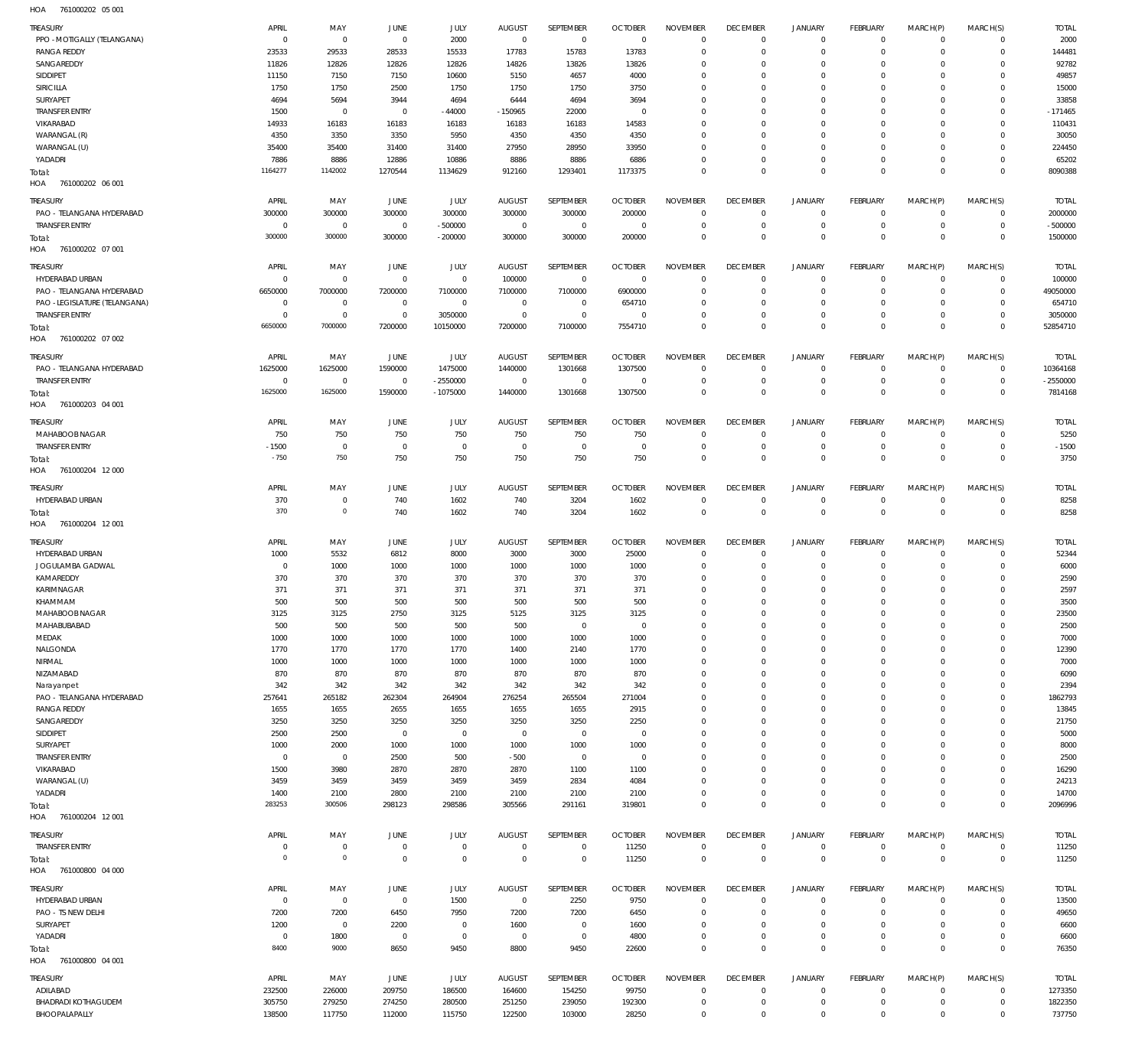HOA 761000202 05 001

| TREASURY | APRIL | MAY | JUNE | JULY | AUGUST | SEPTEMBER | OCTOBER | NOVEMBER | DECEMBER | JANUARY | FEBRUARY | MARCH(P) | MARCH(S) | TOTAL |
|---|---|---|---|---|---|---|---|---|---|---|---|---|---|---|
| PPO - MOTIGALLY (TELANGANA) | 0 | 0 | 0 | 2000 | 0 | 0 | 0 | 0 | 0 | 0 | 0 | 0 | 0 | 2000 |
| RANGA REDDY | 23533 | 29533 | 28533 | 15533 | 17783 | 15783 | 13783 | 0 | 0 | 0 | 0 | 0 | 0 | 144481 |
| SANGAREDDY | 11826 | 12826 | 12826 | 12826 | 14826 | 13826 | 13826 | 0 | 0 | 0 | 0 | 0 | 0 | 92782 |
| SIDDIPET | 11150 | 7150 | 7150 | 10600 | 5150 | 4657 | 4000 | 0 | 0 | 0 | 0 | 0 | 0 | 49857 |
| SIRICILLA | 1750 | 1750 | 2500 | 1750 | 1750 | 1750 | 3750 | 0 | 0 | 0 | 0 | 0 | 0 | 15000 |
| SURYAPET | 4694 | 5694 | 3944 | 4694 | 6444 | 4694 | 3694 | 0 | 0 | 0 | 0 | 0 | 0 | 33858 |
| TRANSFER ENTRY | 1500 | 0 | 0 | -44000 | -150965 | 22000 | 0 | 0 | 0 | 0 | 0 | 0 | 0 | -171465 |
| VIKARABAD | 14933 | 16183 | 16183 | 16183 | 16183 | 16183 | 14583 | 0 | 0 | 0 | 0 | 0 | 0 | 110431 |
| WARANGAL (R) | 4350 | 3350 | 3350 | 5950 | 4350 | 4350 | 4350 | 0 | 0 | 0 | 0 | 0 | 0 | 30050 |
| WARANGAL (U) | 35400 | 35400 | 31400 | 31400 | 27950 | 28950 | 33950 | 0 | 0 | 0 | 0 | 0 | 0 | 224450 |
| YADADRI | 7886 | 8886 | 12886 | 10886 | 8886 | 8886 | 6886 | 0 | 0 | 0 | 0 | 0 | 0 | 65202 |
| Total: | 1164277 | 1142002 | 1270544 | 1134629 | 912160 | 1293401 | 1173375 | 0 | 0 | 0 | 0 | 0 | 0 | 8090388 |

HOA 761000202 06 001

| TREASURY | APRIL | MAY | JUNE | JULY | AUGUST | SEPTEMBER | OCTOBER | NOVEMBER | DECEMBER | JANUARY | FEBRUARY | MARCH(P) | MARCH(S) | TOTAL |
|---|---|---|---|---|---|---|---|---|---|---|---|---|---|---|
| PAO - TELANGANA HYDERABAD | 300000 | 300000 | 300000 | 300000 | 300000 | 300000 | 200000 | 0 | 0 | 0 | 0 | 0 | 0 | 2000000 |
| TRANSFER ENTRY | 0 | 0 | 0 | -500000 | 0 | 0 | 0 | 0 | 0 | 0 | 0 | 0 | 0 | -500000 |
| Total: | 300000 | 300000 | 300000 | -200000 | 300000 | 300000 | 200000 | 0 | 0 | 0 | 0 | 0 | 0 | 1500000 |

HOA 761000202 07 001

| TREASURY | APRIL | MAY | JUNE | JULY | AUGUST | SEPTEMBER | OCTOBER | NOVEMBER | DECEMBER | JANUARY | FEBRUARY | MARCH(P) | MARCH(S) | TOTAL |
|---|---|---|---|---|---|---|---|---|---|---|---|---|---|---|
| HYDERABAD URBAN | 0 | 0 | 0 | 0 | 100000 | 0 | 0 | 0 | 0 | 0 | 0 | 0 | 0 | 100000 |
| PAO - TELANGANA HYDERABAD | 6650000 | 7000000 | 7200000 | 7100000 | 7100000 | 7100000 | 6900000 | 0 | 0 | 0 | 0 | 0 | 0 | 49050000 |
| PAO - LEGISLATURE (TELANGANA) | 0 | 0 | 0 | 0 | 0 | 0 | 654710 | 0 | 0 | 0 | 0 | 0 | 0 | 654710 |
| TRANSFER ENTRY | 0 | 0 | 0 | 3050000 | 0 | 0 | 0 | 0 | 0 | 0 | 0 | 0 | 0 | 3050000 |
| Total: | 6650000 | 7000000 | 7200000 | 10150000 | 7200000 | 7100000 | 7554710 | 0 | 0 | 0 | 0 | 0 | 0 | 52854710 |

HOA 761000202 07 002

| TREASURY | APRIL | MAY | JUNE | JULY | AUGUST | SEPTEMBER | OCTOBER | NOVEMBER | DECEMBER | JANUARY | FEBRUARY | MARCH(P) | MARCH(S) | TOTAL |
|---|---|---|---|---|---|---|---|---|---|---|---|---|---|---|
| PAO - TELANGANA HYDERABAD | 1625000 | 1625000 | 1590000 | 1475000 | 1440000 | 1301668 | 1307500 | 0 | 0 | 0 | 0 | 0 | 0 | 10364168 |
| TRANSFER ENTRY | 0 | 0 | 0 | -2550000 | 0 | 0 | 0 | 0 | 0 | 0 | 0 | 0 | 0 | -2550000 |
| Total: | 1625000 | 1625000 | 1590000 | -1075000 | 1440000 | 1301668 | 1307500 | 0 | 0 | 0 | 0 | 0 | 0 | 7814168 |

HOA 761000203 04 001

| TREASURY | APRIL | MAY | JUNE | JULY | AUGUST | SEPTEMBER | OCTOBER | NOVEMBER | DECEMBER | JANUARY | FEBRUARY | MARCH(P) | MARCH(S) | TOTAL |
|---|---|---|---|---|---|---|---|---|---|---|---|---|---|---|
| MAHABOOBNAGAR | 750 | 750 | 750 | 750 | 750 | 750 | 750 | 0 | 0 | 0 | 0 | 0 | 0 | 5250 |
| TRANSFER ENTRY | -1500 | 0 | 0 | 0 | 0 | 0 | 0 | 0 | 0 | 0 | 0 | 0 | 0 | -1500 |
| Total: | -750 | 750 | 750 | 750 | 750 | 750 | 750 | 0 | 0 | 0 | 0 | 0 | 0 | 3750 |

HOA 761000204 12 000

| TREASURY | APRIL | MAY | JUNE | JULY | AUGUST | SEPTEMBER | OCTOBER | NOVEMBER | DECEMBER | JANUARY | FEBRUARY | MARCH(P) | MARCH(S) | TOTAL |
|---|---|---|---|---|---|---|---|---|---|---|---|---|---|---|
| HYDERABAD URBAN | 370 | 0 | 740 | 1602 | 740 | 3204 | 1602 | 0 | 0 | 0 | 0 | 0 | 0 | 8258 |
| Total: | 370 | 0 | 740 | 1602 | 740 | 3204 | 1602 | 0 | 0 | 0 | 0 | 0 | 0 | 8258 |

HOA 761000204 12 001

| TREASURY | APRIL | MAY | JUNE | JULY | AUGUST | SEPTEMBER | OCTOBER | NOVEMBER | DECEMBER | JANUARY | FEBRUARY | MARCH(P) | MARCH(S) | TOTAL |
|---|---|---|---|---|---|---|---|---|---|---|---|---|---|---|
| HYDERABAD URBAN | 1000 | 5532 | 6812 | 8000 | 3000 | 3000 | 25000 | 0 | 0 | 0 | 0 | 0 | 0 | 52344 |
| JOGULAMBA GADWAL | 0 | 1000 | 1000 | 1000 | 1000 | 1000 | 1000 | 0 | 0 | 0 | 0 | 0 | 0 | 6000 |
| KAMAREDDY | 370 | 370 | 370 | 370 | 370 | 370 | 370 | 0 | 0 | 0 | 0 | 0 | 0 | 2590 |
| KARIMNAGAR | 371 | 371 | 371 | 371 | 371 | 371 | 371 | 0 | 0 | 0 | 0 | 0 | 0 | 2597 |
| KHAMMAM | 500 | 500 | 500 | 500 | 500 | 500 | 500 | 0 | 0 | 0 | 0 | 0 | 0 | 3500 |
| MAHABOOBNAGAR | 3125 | 3125 | 2750 | 3125 | 5125 | 3125 | 3125 | 0 | 0 | 0 | 0 | 0 | 0 | 23500 |
| MAHABUBABAD | 500 | 500 | 500 | 500 | 500 | 0 | 0 | 0 | 0 | 0 | 0 | 0 | 0 | 2500 |
| MEDAK | 1000 | 1000 | 1000 | 1000 | 1000 | 1000 | 1000 | 0 | 0 | 0 | 0 | 0 | 0 | 7000 |
| NALGONDA | 1770 | 1770 | 1770 | 1770 | 1400 | 2140 | 1770 | 0 | 0 | 0 | 0 | 0 | 0 | 12390 |
| NIRMAL | 1000 | 1000 | 1000 | 1000 | 1000 | 1000 | 1000 | 0 | 0 | 0 | 0 | 0 | 0 | 7000 |
| NIZAMABAD | 870 | 870 | 870 | 870 | 870 | 870 | 870 | 0 | 0 | 0 | 0 | 0 | 0 | 6090 |
| Narayanpet | 342 | 342 | 342 | 342 | 342 | 342 | 342 | 0 | 0 | 0 | 0 | 0 | 0 | 2394 |
| PAO - TELANGANA HYDERABAD | 257641 | 265182 | 262304 | 264904 | 276254 | 265504 | 271004 | 0 | 0 | 0 | 0 | 0 | 0 | 1862793 |
| RANGA REDDY | 1655 | 1655 | 2655 | 1655 | 1655 | 1655 | 2915 | 0 | 0 | 0 | 0 | 0 | 0 | 13845 |
| SANGAREDDY | 3250 | 3250 | 3250 | 3250 | 3250 | 3250 | 2250 | 0 | 0 | 0 | 0 | 0 | 0 | 21750 |
| SIDDIPET | 2500 | 2500 | 0 | 0 | 0 | 0 | 0 | 0 | 0 | 0 | 0 | 0 | 0 | 5000 |
| SURYAPET | 1000 | 2000 | 1000 | 1000 | 1000 | 1000 | 1000 | 0 | 0 | 0 | 0 | 0 | 0 | 8000 |
| TRANSFER ENTRY | 0 | 0 | 2500 | 500 | -500 | 0 | 0 | 0 | 0 | 0 | 0 | 0 | 0 | 2500 |
| VIKARABAD | 1500 | 3980 | 2870 | 2870 | 2870 | 1100 | 1100 | 0 | 0 | 0 | 0 | 0 | 0 | 16290 |
| WARANGAL (U) | 3459 | 3459 | 3459 | 3459 | 3459 | 2834 | 4084 | 0 | 0 | 0 | 0 | 0 | 0 | 24213 |
| YADADRI | 1400 | 2100 | 2800 | 2100 | 2100 | 2100 | 2100 | 0 | 0 | 0 | 0 | 0 | 0 | 14700 |
| Total: | 283253 | 300506 | 298123 | 298586 | 305566 | 291161 | 319801 | 0 | 0 | 0 | 0 | 0 | 0 | 2096996 |

HOA 761000204 12 001

| TREASURY | APRIL | MAY | JUNE | JULY | AUGUST | SEPTEMBER | OCTOBER | NOVEMBER | DECEMBER | JANUARY | FEBRUARY | MARCH(P) | MARCH(S) | TOTAL |
|---|---|---|---|---|---|---|---|---|---|---|---|---|---|---|
| TRANSFER ENTRY | 0 | 0 | 0 | 0 | 0 | 0 | 11250 | 0 | 0 | 0 | 0 | 0 | 0 | 11250 |
| Total: | 0 | 0 | 0 | 0 | 0 | 0 | 11250 | 0 | 0 | 0 | 0 | 0 | 0 | 11250 |

HOA 761000800 04 000

| TREASURY | APRIL | MAY | JUNE | JULY | AUGUST | SEPTEMBER | OCTOBER | NOVEMBER | DECEMBER | JANUARY | FEBRUARY | MARCH(P) | MARCH(S) | TOTAL |
|---|---|---|---|---|---|---|---|---|---|---|---|---|---|---|
| HYDERABAD URBAN | 0 | 0 | 0 | 1500 | 0 | 2250 | 9750 | 0 | 0 | 0 | 0 | 0 | 0 | 13500 |
| PAO - TS NEW DELHI | 7200 | 7200 | 6450 | 7950 | 7200 | 7200 | 6450 | 0 | 0 | 0 | 0 | 0 | 0 | 49650 |
| SURYAPET | 1200 | 0 | 2200 | 0 | 1600 | 0 | 1600 | 0 | 0 | 0 | 0 | 0 | 0 | 6600 |
| YADADRI | 0 | 1800 | 0 | 0 | 0 | 0 | 4800 | 0 | 0 | 0 | 0 | 0 | 0 | 6600 |
| Total: | 8400 | 9000 | 8650 | 9450 | 8800 | 9450 | 22600 | 0 | 0 | 0 | 0 | 0 | 0 | 76350 |

HOA 761000800 04 001

| TREASURY | APRIL | MAY | JUNE | JULY | AUGUST | SEPTEMBER | OCTOBER | NOVEMBER | DECEMBER | JANUARY | FEBRUARY | MARCH(P) | MARCH(S) | TOTAL |
|---|---|---|---|---|---|---|---|---|---|---|---|---|---|---|
| ADILABAD | 232500 | 226000 | 209750 | 186500 | 164600 | 154250 | 99750 | 0 | 0 | 0 | 0 | 0 | 0 | 1273350 |
| BHADRADI KOTHAGUDEM | 305750 | 279250 | 274250 | 280500 | 251250 | 239050 | 192300 | 0 | 0 | 0 | 0 | 0 | 0 | 1822350 |
| BHOOPALAPALLY | 138500 | 117750 | 112000 | 115750 | 122500 | 103000 | 28250 | 0 | 0 | 0 | 0 | 0 | 0 | 737750 |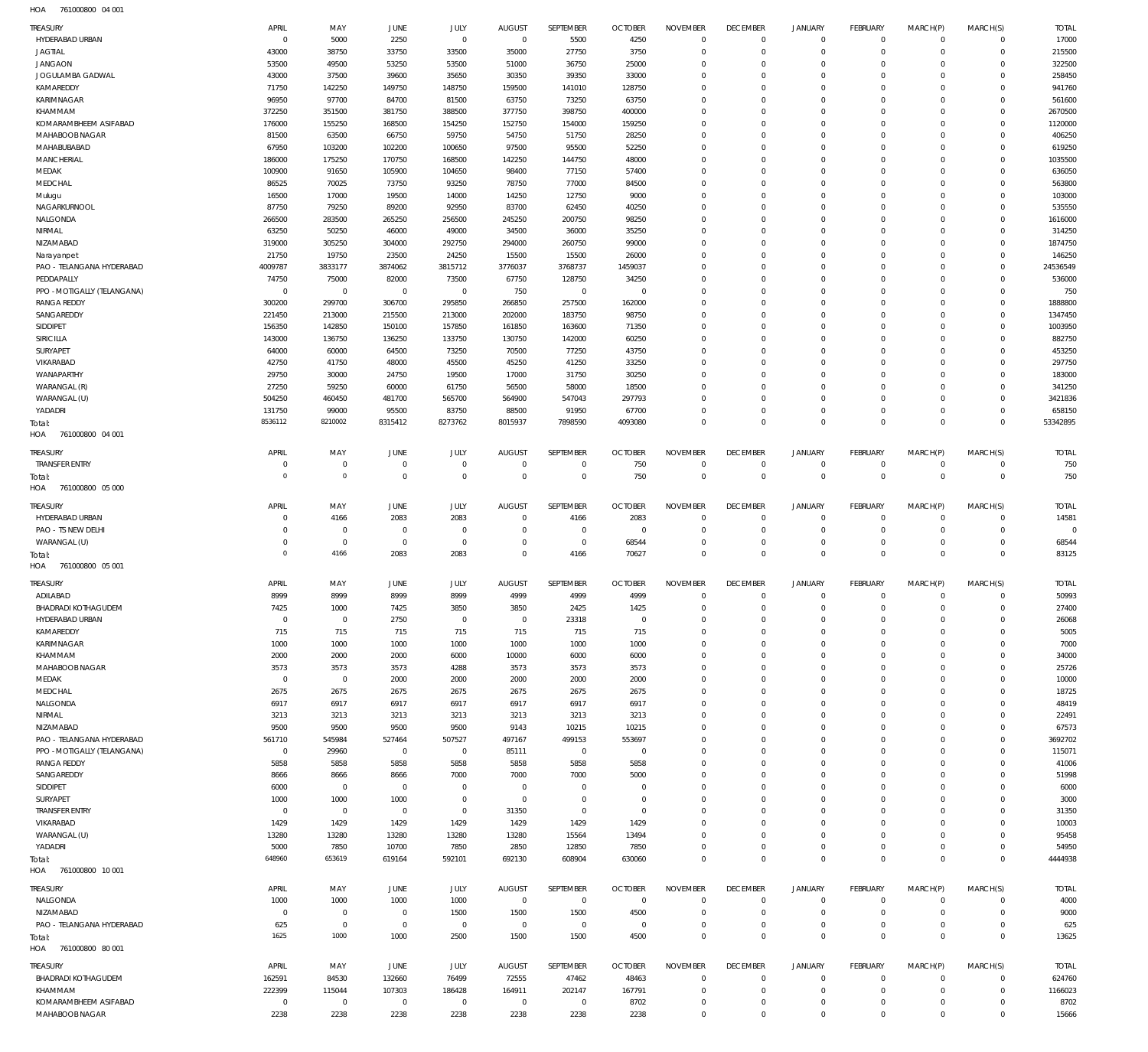HOA 761000800 04 001

| TREASURY | APRIL | MAY | JUNE | JULY | AUGUST | SEPTEMBER | OCTOBER | NOVEMBER | DECEMBER | JANUARY | FEBRUARY | MARCH(P) | MARCH(S) | TOTAL |
|---|---|---|---|---|---|---|---|---|---|---|---|---|---|---|
| HYDERABAD URBAN | 0 | 5000 | 2250 | 0 | 0 | 5500 | 4250 | 0 | 0 | 0 | 0 | 0 | 0 | 17000 |
| JAGTIAL | 43000 | 38750 | 33750 | 33500 | 35000 | 27750 | 3750 | 0 | 0 | 0 | 0 | 0 | 0 | 215500 |
| JANGAON | 53500 | 49500 | 53250 | 53500 | 51000 | 36750 | 25000 | 0 | 0 | 0 | 0 | 0 | 0 | 322500 |
| JOGULAMBA GADWAL | 43000 | 37500 | 39600 | 35650 | 30350 | 39350 | 33000 | 0 | 0 | 0 | 0 | 0 | 0 | 258450 |
| KAMAREDDY | 71750 | 142250 | 149750 | 148750 | 159500 | 141010 | 128750 | 0 | 0 | 0 | 0 | 0 | 0 | 941760 |
| KARIMNAGAR | 96950 | 97700 | 84700 | 81500 | 63750 | 73250 | 63750 | 0 | 0 | 0 | 0 | 0 | 0 | 561600 |
| KHAMMAM | 372250 | 351500 | 381750 | 388500 | 377750 | 398750 | 400000 | 0 | 0 | 0 | 0 | 0 | 0 | 2670500 |
| KOMARAMBHEEM ASIFABAD | 176000 | 155250 | 168500 | 154250 | 152750 | 154000 | 159250 | 0 | 0 | 0 | 0 | 0 | 0 | 1120000 |
| MAHABOOBNAGAR | 81500 | 63500 | 66750 | 59750 | 54750 | 51750 | 28250 | 0 | 0 | 0 | 0 | 0 | 0 | 406250 |
| MAHABUBABAD | 67950 | 103200 | 102200 | 100650 | 97500 | 95500 | 52250 | 0 | 0 | 0 | 0 | 0 | 0 | 619250 |
| MANCHERIAL | 186000 | 175250 | 170750 | 168500 | 142250 | 144750 | 48000 | 0 | 0 | 0 | 0 | 0 | 0 | 1035500 |
| MEDAK | 100900 | 91650 | 105900 | 104650 | 98400 | 77150 | 57400 | 0 | 0 | 0 | 0 | 0 | 0 | 636050 |
| MEDCHAL | 86525 | 70025 | 73750 | 93250 | 78750 | 77000 | 84500 | 0 | 0 | 0 | 0 | 0 | 0 | 563800 |
| Mulugu | 16500 | 17000 | 19500 | 14000 | 14250 | 12750 | 9000 | 0 | 0 | 0 | 0 | 0 | 0 | 103000 |
| NAGARKURNOOL | 87750 | 79250 | 89200 | 92950 | 83700 | 62450 | 40250 | 0 | 0 | 0 | 0 | 0 | 0 | 535550 |
| NALGONDA | 266500 | 283500 | 265250 | 256500 | 245250 | 200750 | 98250 | 0 | 0 | 0 | 0 | 0 | 0 | 1616000 |
| NIRMAL | 63250 | 50250 | 46000 | 49000 | 34500 | 36000 | 35250 | 0 | 0 | 0 | 0 | 0 | 0 | 314250 |
| NIZAMABAD | 319000 | 305250 | 304000 | 292750 | 294000 | 260750 | 99000 | 0 | 0 | 0 | 0 | 0 | 0 | 1874750 |
| Narayanpet | 21750 | 19750 | 23500 | 24250 | 15500 | 15500 | 26000 | 0 | 0 | 0 | 0 | 0 | 0 | 146250 |
| PAO - TELANGANA HYDERABAD | 4009787 | 3833177 | 3874062 | 3815712 | 3776037 | 3768737 | 1459037 | 0 | 0 | 0 | 0 | 0 | 0 | 24536549 |
| PEDDAPALLY | 74750 | 75000 | 82000 | 73500 | 67750 | 128750 | 34250 | 0 | 0 | 0 | 0 | 0 | 0 | 536000 |
| PPO - MOTIGALLY (TELANGANA) | 0 | 0 | 0 | 0 | 750 | 0 | 0 | 0 | 0 | 0 | 0 | 0 | 0 | 750 |
| RANGA REDDY | 300200 | 299700 | 306700 | 295850 | 266850 | 257500 | 162000 | 0 | 0 | 0 | 0 | 0 | 0 | 1888800 |
| SANGAREDDY | 221450 | 213000 | 215500 | 213000 | 202000 | 183750 | 98750 | 0 | 0 | 0 | 0 | 0 | 0 | 1347450 |
| SIDDIPET | 156350 | 142850 | 150100 | 157850 | 161850 | 163600 | 71350 | 0 | 0 | 0 | 0 | 0 | 0 | 1003950 |
| SIRICILLA | 143000 | 136750 | 136250 | 133750 | 130750 | 142000 | 60250 | 0 | 0 | 0 | 0 | 0 | 0 | 882750 |
| SURYAPET | 64000 | 60000 | 64500 | 73250 | 70500 | 77250 | 43750 | 0 | 0 | 0 | 0 | 0 | 0 | 453250 |
| VIKARABAD | 42750 | 41750 | 48000 | 45500 | 45250 | 41250 | 33250 | 0 | 0 | 0 | 0 | 0 | 0 | 297750 |
| WANAPARTHY | 29750 | 30000 | 24750 | 19500 | 17000 | 31750 | 30250 | 0 | 0 | 0 | 0 | 0 | 0 | 183000 |
| WARANGAL (R) | 27250 | 59250 | 60000 | 61750 | 56500 | 58000 | 18500 | 0 | 0 | 0 | 0 | 0 | 0 | 341250 |
| WARANGAL (U) | 504250 | 460450 | 481700 | 565700 | 564900 | 547043 | 297793 | 0 | 0 | 0 | 0 | 0 | 0 | 3421836 |
| YADADRI | 131750 | 99000 | 95500 | 83750 | 88500 | 91950 | 67700 | 0 | 0 | 0 | 0 | 0 | 0 | 658150 |
| Total: | 8536112 | 8210002 | 8315412 | 8273762 | 8015937 | 7898590 | 4093080 | 0 | 0 | 0 | 0 | 0 | 0 | 53342895 |

HOA 761000800 04 001

| TREASURY | APRIL | MAY | JUNE | JULY | AUGUST | SEPTEMBER | OCTOBER | NOVEMBER | DECEMBER | JANUARY | FEBRUARY | MARCH(P) | MARCH(S) | TOTAL |
|---|---|---|---|---|---|---|---|---|---|---|---|---|---|---|
| TRANSFER ENTRY | 0 | 0 | 0 | 0 | 0 | 0 | 750 | 0 | 0 | 0 | 0 | 0 | 0 | 750 |
| Total: | 0 | 0 | 0 | 0 | 0 | 0 | 750 | 0 | 0 | 0 | 0 | 0 | 0 | 750 |

HOA 761000800 05 000

| TREASURY | APRIL | MAY | JUNE | JULY | AUGUST | SEPTEMBER | OCTOBER | NOVEMBER | DECEMBER | JANUARY | FEBRUARY | MARCH(P) | MARCH(S) | TOTAL |
|---|---|---|---|---|---|---|---|---|---|---|---|---|---|---|
| HYDERABAD URBAN | 0 | 4166 | 2083 | 2083 | 0 | 4166 | 2083 | 0 | 0 | 0 | 0 | 0 | 0 | 14581 |
| PAO - TS NEW DELHI | 0 | 0 | 0 | 0 | 0 | 0 | 0 | 0 | 0 | 0 | 0 | 0 | 0 | 0 |
| WARANGAL (U) | 0 | 0 | 0 | 0 | 0 | 0 | 68544 | 0 | 0 | 0 | 0 | 0 | 0 | 68544 |
| Total: | 0 | 4166 | 2083 | 2083 | 0 | 4166 | 70627 | 0 | 0 | 0 | 0 | 0 | 0 | 83125 |

HOA 761000800 05 001

| TREASURY | APRIL | MAY | JUNE | JULY | AUGUST | SEPTEMBER | OCTOBER | NOVEMBER | DECEMBER | JANUARY | FEBRUARY | MARCH(P) | MARCH(S) | TOTAL |
|---|---|---|---|---|---|---|---|---|---|---|---|---|---|---|
| ADILABAD | 8999 | 8999 | 8999 | 8999 | 4999 | 4999 | 4999 | 0 | 0 | 0 | 0 | 0 | 0 | 50993 |
| BHADRADI KOTHAGUDEM | 7425 | 1000 | 7425 | 3850 | 3850 | 2425 | 1425 | 0 | 0 | 0 | 0 | 0 | 0 | 27400 |
| HYDERABAD URBAN | 0 | 0 | 2750 | 0 | 0 | 23318 | 0 | 0 | 0 | 0 | 0 | 0 | 0 | 26068 |
| KAMAREDDY | 715 | 715 | 715 | 715 | 715 | 715 | 715 | 0 | 0 | 0 | 0 | 0 | 0 | 5005 |
| KARIMNAGAR | 1000 | 1000 | 1000 | 1000 | 1000 | 1000 | 1000 | 0 | 0 | 0 | 0 | 0 | 0 | 7000 |
| KHAMMAM | 2000 | 2000 | 2000 | 6000 | 10000 | 6000 | 6000 | 0 | 0 | 0 | 0 | 0 | 0 | 34000 |
| MAHABOOBNAGAR | 3573 | 3573 | 3573 | 4288 | 3573 | 3573 | 3573 | 0 | 0 | 0 | 0 | 0 | 0 | 25726 |
| MEDAK | 0 | 0 | 2000 | 2000 | 2000 | 2000 | 2000 | 0 | 0 | 0 | 0 | 0 | 0 | 10000 |
| MEDCHAL | 2675 | 2675 | 2675 | 2675 | 2675 | 2675 | 2675 | 0 | 0 | 0 | 0 | 0 | 0 | 18725 |
| NALGONDA | 6917 | 6917 | 6917 | 6917 | 6917 | 6917 | 6917 | 0 | 0 | 0 | 0 | 0 | 0 | 48419 |
| NIRMAL | 3213 | 3213 | 3213 | 3213 | 3213 | 3213 | 3213 | 0 | 0 | 0 | 0 | 0 | 0 | 22491 |
| NIZAMABAD | 9500 | 9500 | 9500 | 9500 | 9143 | 10215 | 10215 | 0 | 0 | 0 | 0 | 0 | 0 | 67573 |
| PAO - TELANGANA HYDERABAD | 561710 | 545984 | 527464 | 507527 | 497167 | 499153 | 553697 | 0 | 0 | 0 | 0 | 0 | 0 | 3692702 |
| PPO - MOTIGALLY (TELANGANA) | 0 | 29960 | 0 | 0 | 85111 | 0 | 0 | 0 | 0 | 0 | 0 | 0 | 0 | 115071 |
| RANGA REDDY | 5858 | 5858 | 5858 | 5858 | 5858 | 5858 | 5858 | 0 | 0 | 0 | 0 | 0 | 0 | 41006 |
| SANGAREDDY | 8666 | 8666 | 8666 | 7000 | 7000 | 7000 | 5000 | 0 | 0 | 0 | 0 | 0 | 0 | 51998 |
| SIDDIPET | 6000 | 0 | 0 | 0 | 0 | 0 | 0 | 0 | 0 | 0 | 0 | 0 | 0 | 6000 |
| SURYAPET | 1000 | 1000 | 1000 | 0 | 0 | 0 | 0 | 0 | 0 | 0 | 0 | 0 | 0 | 3000 |
| TRANSFER ENTRY | 0 | 0 | 0 | 0 | 31350 | 0 | 0 | 0 | 0 | 0 | 0 | 0 | 0 | 31350 |
| VIKARABAD | 1429 | 1429 | 1429 | 1429 | 1429 | 1429 | 1429 | 0 | 0 | 0 | 0 | 0 | 0 | 10003 |
| WARANGAL (U) | 13280 | 13280 | 13280 | 13280 | 13280 | 15564 | 13494 | 0 | 0 | 0 | 0 | 0 | 0 | 95458 |
| YADADRI | 5000 | 7850 | 10700 | 7850 | 2850 | 12850 | 7850 | 0 | 0 | 0 | 0 | 0 | 0 | 54950 |
| Total: | 648960 | 653619 | 619164 | 592101 | 692130 | 608904 | 630060 | 0 | 0 | 0 | 0 | 0 | 0 | 4444938 |

HOA 761000800 10 001

| TREASURY | APRIL | MAY | JUNE | JULY | AUGUST | SEPTEMBER | OCTOBER | NOVEMBER | DECEMBER | JANUARY | FEBRUARY | MARCH(P) | MARCH(S) | TOTAL |
|---|---|---|---|---|---|---|---|---|---|---|---|---|---|---|
| NALGONDA | 1000 | 1000 | 1000 | 1000 | 0 | 0 | 0 | 0 | 0 | 0 | 0 | 0 | 0 | 4000 |
| NIZAMABAD | 0 | 0 | 0 | 1500 | 1500 | 1500 | 4500 | 0 | 0 | 0 | 0 | 0 | 0 | 9000 |
| PAO - TELANGANA HYDERABAD | 625 | 0 | 0 | 0 | 0 | 0 | 0 | 0 | 0 | 0 | 0 | 0 | 0 | 625 |
| Total: | 1625 | 1000 | 1000 | 2500 | 1500 | 1500 | 4500 | 0 | 0 | 0 | 0 | 0 | 0 | 13625 |

HOA 761000800 80 001

| TREASURY | APRIL | MAY | JUNE | JULY | AUGUST | SEPTEMBER | OCTOBER | NOVEMBER | DECEMBER | JANUARY | FEBRUARY | MARCH(P) | MARCH(S) | TOTAL |
|---|---|---|---|---|---|---|---|---|---|---|---|---|---|---|
| BHADRADI KOTHAGUDEM | 162591 | 84530 | 132660 | 76499 | 72555 | 47462 | 48463 | 0 | 0 | 0 | 0 | 0 | 0 | 624760 |
| KHAMMAM | 222399 | 115044 | 107303 | 186428 | 164911 | 202147 | 167791 | 0 | 0 | 0 | 0 | 0 | 0 | 1166023 |
| KOMARAMBHEEM ASIFABAD | 0 | 0 | 0 | 0 | 0 | 0 | 8702 | 0 | 0 | 0 | 0 | 0 | 0 | 8702 |
| MAHABOOBNAGAR | 2238 | 2238 | 2238 | 2238 | 2238 | 2238 | 2238 | 0 | 0 | 0 | 0 | 0 | 0 | 15666 |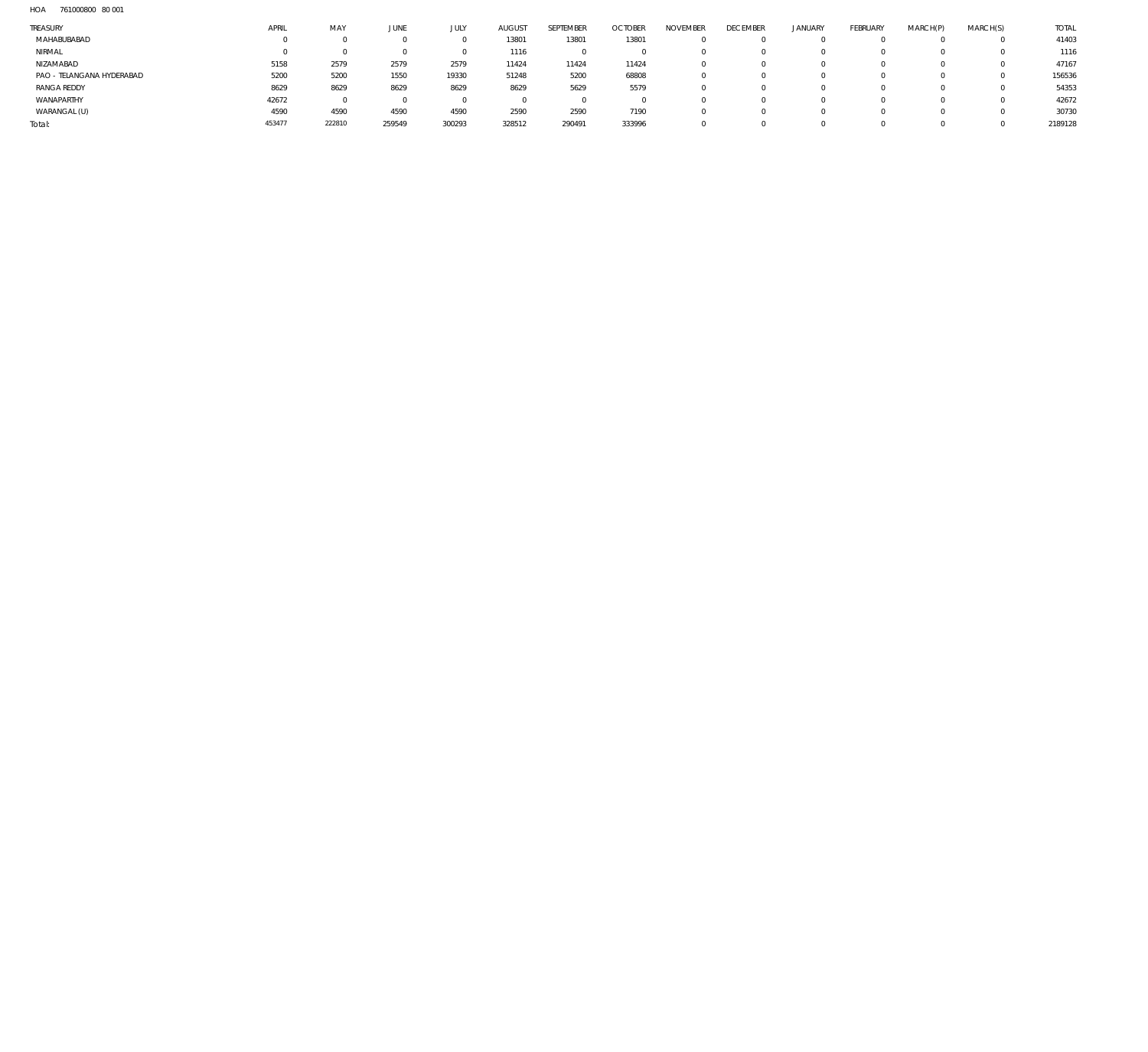HOA 761000800 80 001

| TREASURY | APRIL | MAY | JUNE | JULY | AUGUST | SEPTEMBER | OCTOBER | NOVEMBER | DECEMBER | JANUARY | FEBRUARY | MARCH(P) | MARCH(S) | TOTAL |
|---|---|---|---|---|---|---|---|---|---|---|---|---|---|---|
| MAHABUBABAD | 0 | 0 | 0 | 0 | 13801 | 13801 | 13801 | 0 | 0 | 0 | 0 | 0 | 0 | 41403 |
| NIRMAL | 0 | 0 | 0 | 0 | 1116 | 0 | 0 | 0 | 0 | 0 | 0 | 0 | 0 | 1116 |
| NIZAMABAD | 5158 | 2579 | 2579 | 2579 | 11424 | 11424 | 11424 | 0 | 0 | 0 | 0 | 0 | 0 | 47167 |
| PAO - TELANGANA HYDERABAD | 5200 | 5200 | 1550 | 19330 | 51248 | 5200 | 68808 | 0 | 0 | 0 | 0 | 0 | 0 | 156536 |
| RANGA REDDY | 8629 | 8629 | 8629 | 8629 | 8629 | 5629 | 5579 | 0 | 0 | 0 | 0 | 0 | 0 | 54353 |
| WANAPARTHY | 42672 | 0 | 0 | 0 | 0 | 0 | 0 | 0 | 0 | 0 | 0 | 0 | 0 | 42672 |
| WARANGAL (U) | 4590 | 4590 | 4590 | 4590 | 2590 | 2590 | 7190 | 0 | 0 | 0 | 0 | 0 | 0 | 30730 |
| Total: | 453477 | 222810 | 259549 | 300293 | 328512 | 290491 | 333996 | 0 | 0 | 0 | 0 | 0 | 0 | 2189128 |